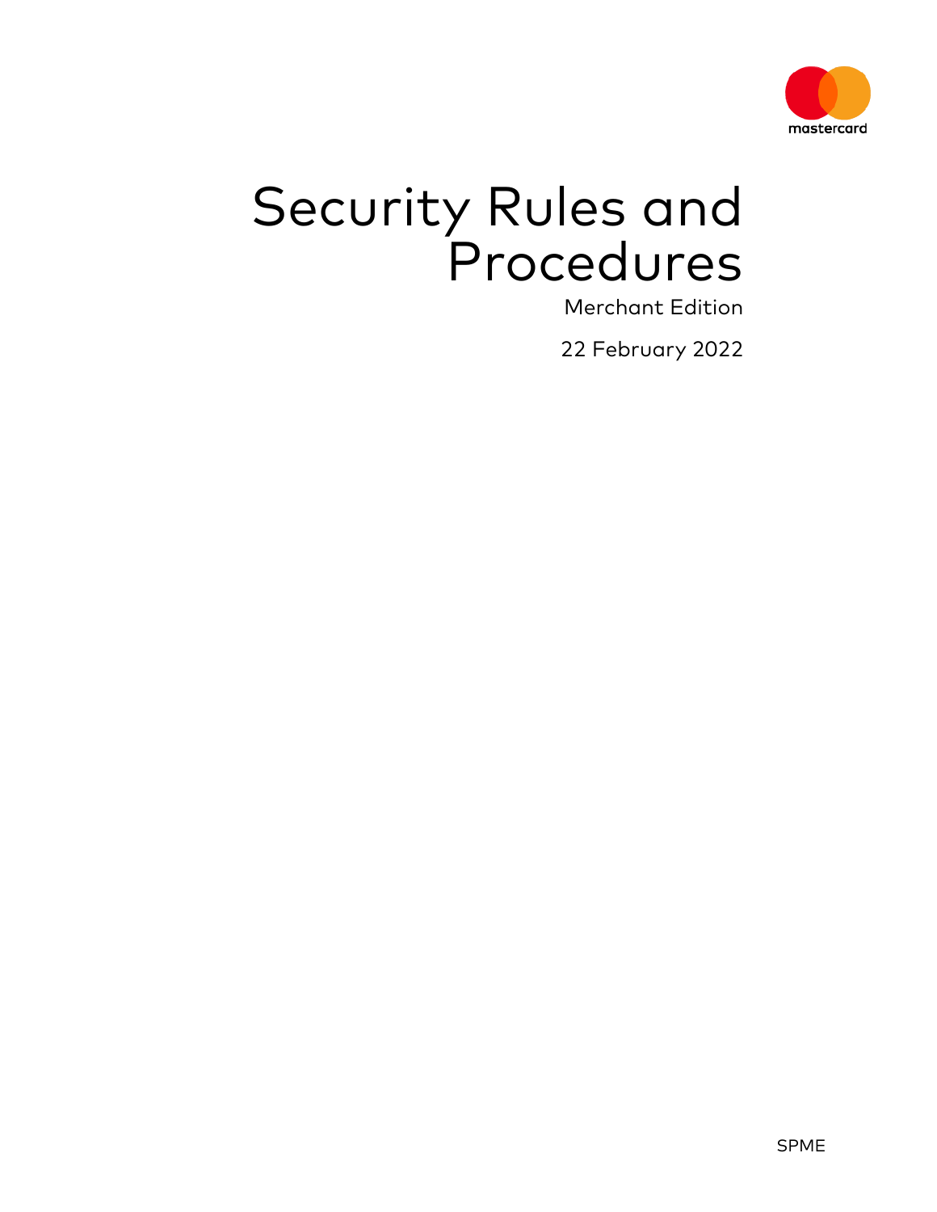mastercard

# Security Rules and Procedures

Merchant Edition

22 February 2022

SPME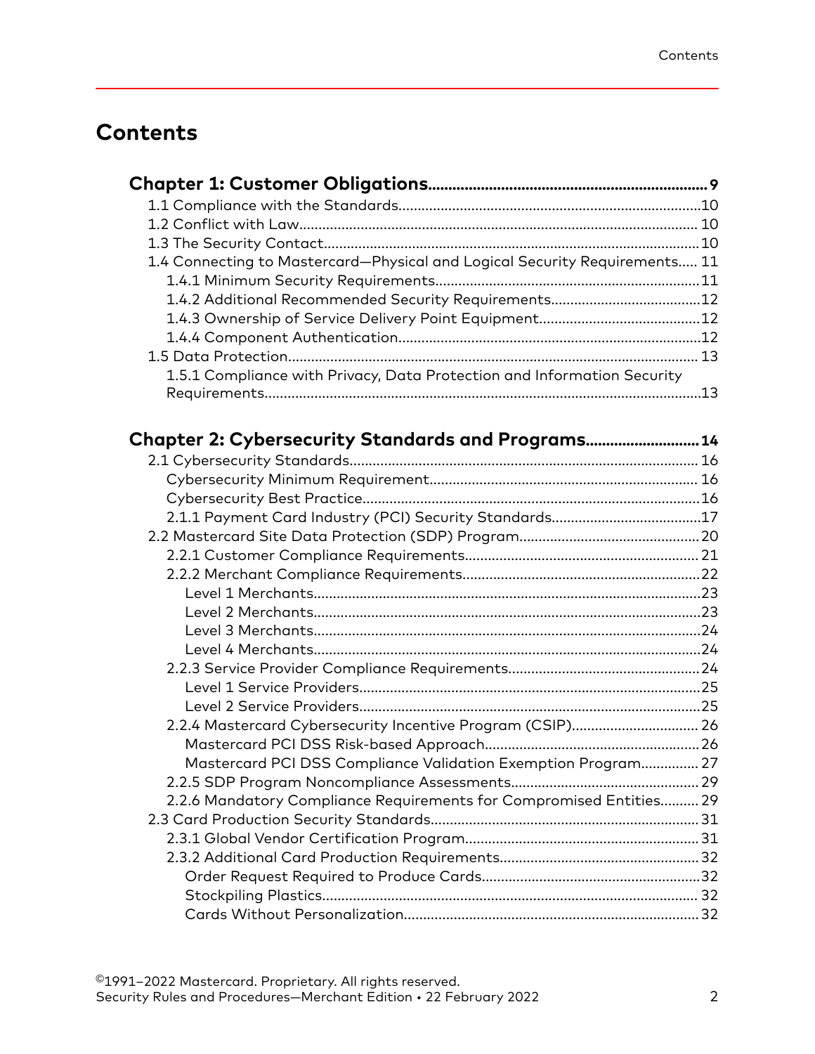# Contents

**Chapter 1: Customer Obligations**........................................................................**9**

- 1.1 Compliance with the Standards..........................................................................10
- 1.2 Conflict with Law................................................................................................ 10
- 1.3 The Security Contact..........................................................................................10
- 1.4 Connecting to Mastercard—Physical and Logical Security Requirements..... 11
    - 1.4.1 Minimum Security Requirements.................................................................11
    - 1.4.2 Additional Recommended Security Requirements......................................12
    - 1.4.3 Ownership of Service Delivery Point Equipment.........................................12
    - 1.4.4 Component Authentication..........................................................................12
- 1.5 Data Protection.................................................................................................. 13
    - 1.5.1 Compliance with Privacy, Data Protection and Information Security Requirements..........................................................................................................13

**Chapter 2: Cybersecurity Standards and Programs**...........................**14**

- 2.1 Cybersecurity Standards.................................................................................... 16
    - Cybersecurity Minimum Requirement.................................................................. 16
    - Cybersecurity Best Practice...................................................................................16
    - 2.1.1 Payment Card Industry (PCI) Security Standards.......................................17
- 2.2 Mastercard Site Data Protection (SDP) Program..............................................20
    - 2.2.1 Customer Compliance Requirements........................................................... 21
    - 2.2.2 Merchant Compliance Requirements............................................................22
        - Level 1 Merchants................................................................................................23
        - Level 2 Merchants................................................................................................23
        - Level 3 Merchants................................................................................................24
        - Level 4 Merchants................................................................................................24
    - 2.2.3 Service Provider Compliance Requirements.................................................24
        - Level 1 Service Providers.....................................................................................25
        - Level 2 Service Providers.....................................................................................25
    - 2.2.4 Mastercard Cybersecurity Incentive Program (CSIP)................................ 26
        - Mastercard PCI DSS Risk-based Approach.......................................................26
        - Mastercard PCI DSS Compliance Validation Exemption Program............... 27
    - 2.2.5 SDP Program Noncompliance Assessments................................................ 29
    - 2.2.6 Mandatory Compliance Requirements for Compromised Entities.......... 29
- 2.3 Card Production Security Standards.................................................................... 31
    - 2.3.1 Global Vendor Certification Program............................................................ 31
    - 2.3.2 Additional Card Production Requirements.................................................. 32
        - Order Request Required to Produce Cards........................................................32
        - Stockpiling Plastics............................................................................................... 32
        - Cards Without Personalization........................................................................... 32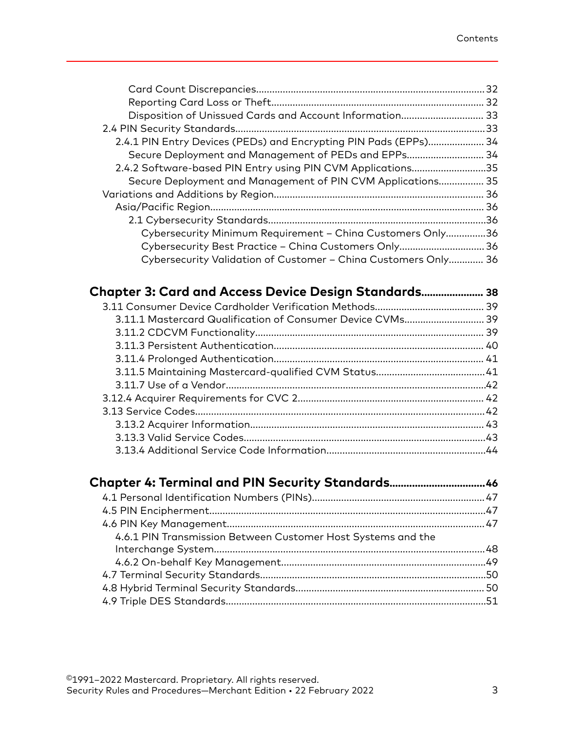- Card Count Discrepancies....................32
- Reporting Card Loss or Theft....................32
- Disposition of Unissued Cards and Account Information....................33

2.4 PIN Security Standards....................33

- 2.4.1 PIN Entry Devices (PEDs) and Encrypting PIN Pads (EPPs)....................34
  - Secure Deployment and Management of PEDs and EPPs....................34
- 2.4.2 Software-based PIN Entry using PIN CVM Applications....................35
  - Secure Deployment and Management of PIN CVM Applications....................35

Variations and Additions by Region....................36

- Asia/Pacific Region....................36
  - 2.1 Cybersecurity Standards....................36
    - Cybersecurity Minimum Requirement – China Customers Only....................36
    - Cybersecurity Best Practice – China Customers Only....................36
    - Cybersecurity Validation of Customer – China Customers Only....................36

## Chapter 3: Card and Access Device Design Standards....................38

3.11 Consumer Device Cardholder Verification Methods....................39

- 3.11.1 Mastercard Qualification of Consumer Device CVMs....................39
- 3.11.2 CDCVM Functionality....................39
- 3.11.3 Persistent Authentication....................40
- 3.11.4 Prolonged Authentication....................41
- 3.11.5 Maintaining Mastercard-qualified CVM Status....................41
- 3.11.7 Use of a Vendor....................42

3.12.4 Acquirer Requirements for CVC 2....................42

3.13 Service Codes....................42

- 3.13.2 Acquirer Information....................43
- 3.13.3 Valid Service Codes....................43
- 3.13.4 Additional Service Code Information....................44

## Chapter 4: Terminal and PIN Security Standards....................46

4.1 Personal Identification Numbers (PINs)....................47

4.5 PIN Encipherment....................47

4.6 PIN Key Management....................47

- 4.6.1 PIN Transmission Between Customer Host Systems and the Interchange System....................48
- 4.6.2 On-behalf Key Management....................49

4.7 Terminal Security Standards....................50

4.8 Hybrid Terminal Security Standards....................50

4.9 Triple DES Standards....................51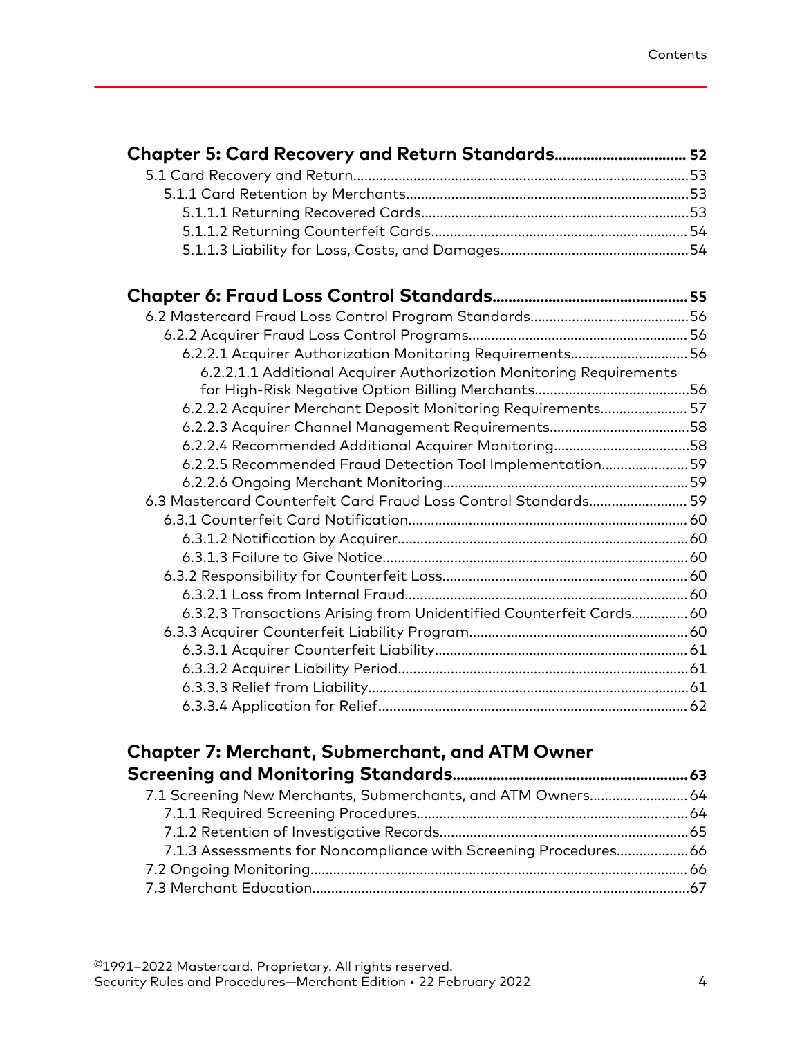**Chapter 5: Card Recovery and Return Standards** ................................ 52

- 5.1 Card Recovery and Return........................................................................................53
  - 5.1.1 Card Retention by Merchants..........................................................................53
    - 5.1.1.1 Returning Recovered Cards......................................................................53
    - 5.1.1.2 Returning Counterfeit Cards.................................................................... 54
    - 5.1.1.3 Liability for Loss, Costs, and Damages.................................................54

**Chapter 6: Fraud Loss Control Standards** ................................................55

- 6.2 Mastercard Fraud Loss Control Program Standards..........................................56
  - 6.2.2 Acquirer Fraud Loss Control Programs.......................................................... 56
    - 6.2.2.1 Acquirer Authorization Monitoring Requirements.............................. 56
      - 6.2.2.1.1 Additional Acquirer Authorization Monitoring Requirements for High-Risk Negative Option Billing Merchants.........................................56
    - 6.2.2.2 Acquirer Merchant Deposit Monitoring Requirements....................... 57
    - 6.2.2.3 Acquirer Channel Management Requirements.....................................58
    - 6.2.2.4 Recommended Additional Acquirer Monitoring....................................58
    - 6.2.2.5 Recommended Fraud Detection Tool Implementation.......................59
    - 6.2.2.6 Ongoing Merchant Monitoring................................................................59
- 6.3 Mastercard Counterfeit Card Fraud Loss Control Standards.......................... 59
  - 6.3.1 Counterfeit Card Notification.........................................................................60
    - 6.3.1.2 Notification by Acquirer............................................................................60
    - 6.3.1.3 Failure to Give Notice................................................................................60
  - 6.3.2 Responsibility for Counterfeit Loss................................................................ 60
    - 6.3.2.1 Loss from Internal Fraud.......................................................................... 60
    - 6.3.2.3 Transactions Arising from Unidentified Counterfeit Cards............... 60
  - 6.3.3 Acquirer Counterfeit Liability Program......................................................... 60
    - 6.3.3.1 Acquirer Counterfeit Liability.................................................................. 61
    - 6.3.3.2 Acquirer Liability Period............................................................................61
    - 6.3.3.3 Relief from Liability....................................................................................61
    - 6.3.3.4 Application for Relief................................................................................. 62

**Chapter 7: Merchant, Submerchant, and ATM Owner Screening and Monitoring Standards** ..........................................................63

- 7.1 Screening New Merchants, Submerchants, and ATM Owners.......................... 64
  - 7.1.1 Required Screening Procedures.......................................................................64
  - 7.1.2 Retention of Investigative Records.................................................................65
  - 7.1.3 Assessments for Noncompliance with Screening Procedures...................66
- 7.2 Ongoing Monitoring.................................................................................................. 66
- 7.3 Merchant Education...................................................................................................67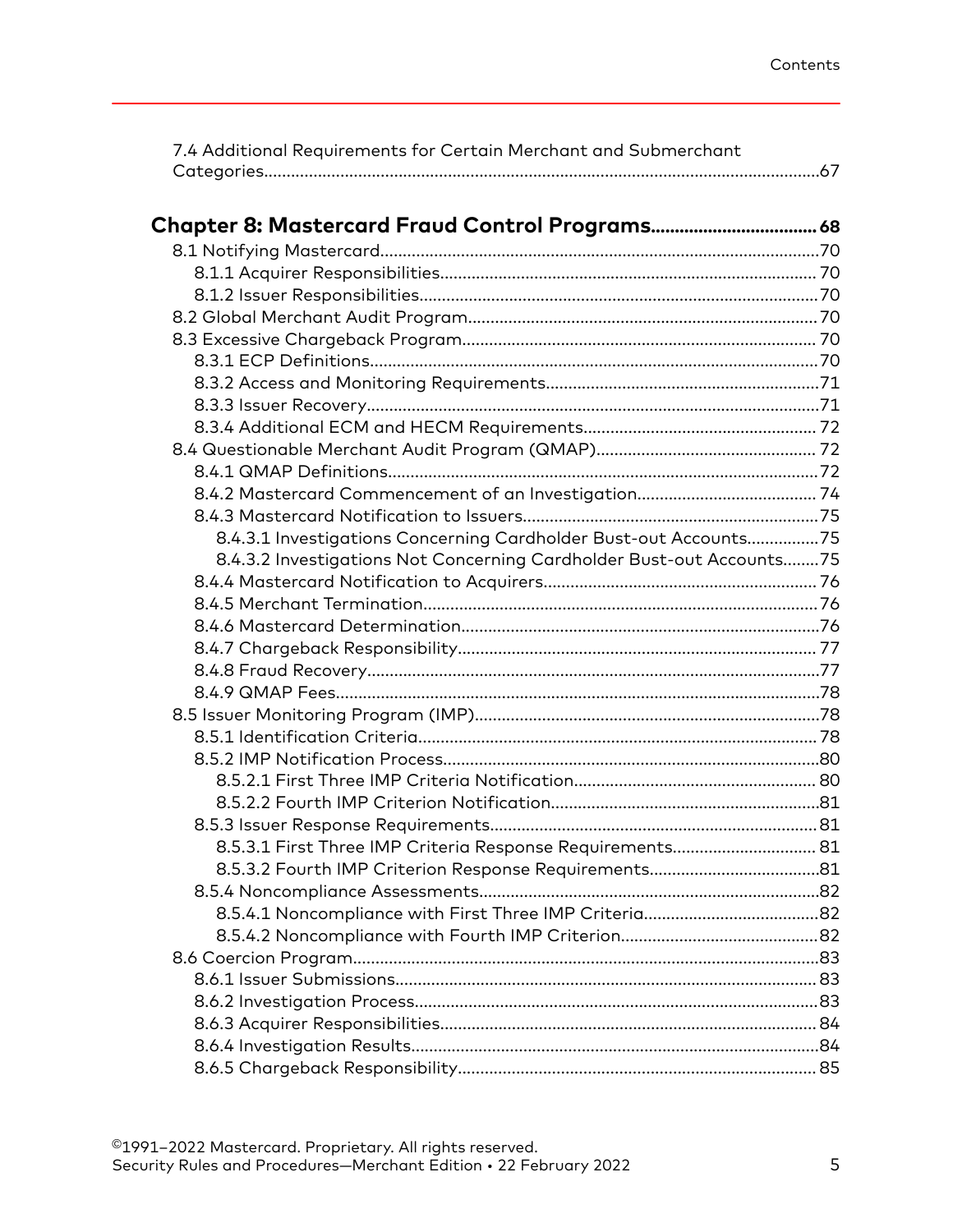7.4 Additional Requirements for Certain Merchant and Submerchant Categories....................................67

**Chapter 8: Mastercard Fraud Control Programs....................................68**

8.1 Notifying Mastercard....................................70

8.1.1 Acquirer Responsibilities....................................70

8.1.2 Issuer Responsibilities....................................70

8.2 Global Merchant Audit Program....................................70

8.3 Excessive Chargeback Program....................................70

8.3.1 ECP Definitions....................................70

8.3.2 Access and Monitoring Requirements....................................71

8.3.3 Issuer Recovery....................................71

8.3.4 Additional ECM and HECM Requirements....................................72

8.4 Questionable Merchant Audit Program (QMAP)....................................72

8.4.1 QMAP Definitions....................................72

8.4.2 Mastercard Commencement of an Investigation....................................74

8.4.3 Mastercard Notification to Issuers....................................75

8.4.3.1 Investigations Concerning Cardholder Bust-out Accounts....................................75

8.4.3.2 Investigations Not Concerning Cardholder Bust-out Accounts....................................75

8.4.4 Mastercard Notification to Acquirers....................................76

8.4.5 Merchant Termination....................................76

8.4.6 Mastercard Determination....................................76

8.4.7 Chargeback Responsibility....................................77

8.4.8 Fraud Recovery....................................77

8.4.9 QMAP Fees....................................78

8.5 Issuer Monitoring Program (IMP)....................................78

8.5.1 Identification Criteria....................................78

8.5.2 IMP Notification Process....................................80

8.5.2.1 First Three IMP Criteria Notification....................................80

8.5.2.2 Fourth IMP Criterion Notification....................................81

8.5.3 Issuer Response Requirements....................................81

8.5.3.1 First Three IMP Criteria Response Requirements....................................81

8.5.3.2 Fourth IMP Criterion Response Requirements....................................81

8.5.4 Noncompliance Assessments....................................82

8.5.4.1 Noncompliance with First Three IMP Criteria....................................82

8.5.4.2 Noncompliance with Fourth IMP Criterion....................................82

8.6 Coercion Program....................................83

8.6.1 Issuer Submissions....................................83

8.6.2 Investigation Process....................................83

8.6.3 Acquirer Responsibilities....................................84

8.6.4 Investigation Results....................................84

8.6.5 Chargeback Responsibility....................................85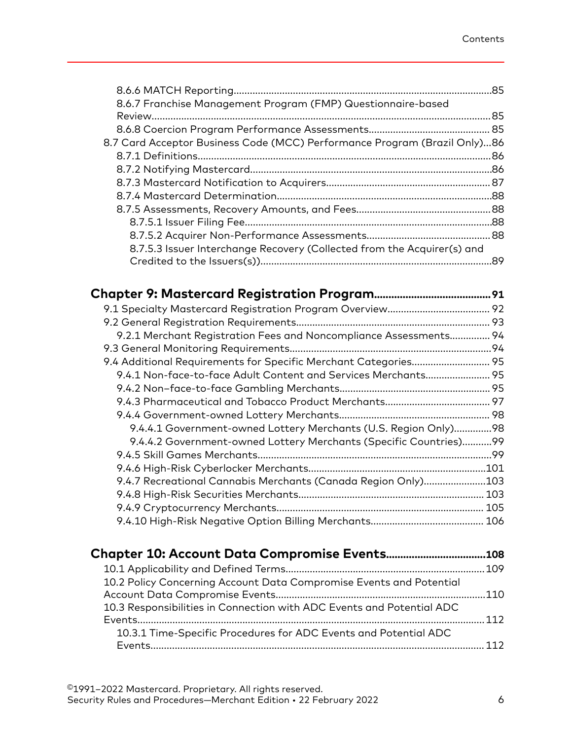8.6.6 MATCH Reporting....85
8.6.7 Franchise Management Program (FMP) Questionnaire-based Review....85
8.6.8 Coercion Program Performance Assessments....85
8.7 Card Acceptor Business Code (MCC) Performance Program (Brazil Only)....86
8.7.1 Definitions....86
8.7.2 Notifying Mastercard....86
8.7.3 Mastercard Notification to Acquirers....87
8.7.4 Mastercard Determination....88
8.7.5 Assessments, Recovery Amounts, and Fees....88
8.7.5.1 Issuer Filing Fee....88
8.7.5.2 Acquirer Non-Performance Assessments....88
8.7.5.3 Issuer Interchange Recovery (Collected from the Acquirer(s) and Credited to the Issuers(s))....89

## Chapter 9: Mastercard Registration Program....91

9.1 Specialty Mastercard Registration Program Overview....92
9.2 General Registration Requirements....93
9.2.1 Merchant Registration Fees and Noncompliance Assessments....94
9.3 General Monitoring Requirements....94
9.4 Additional Requirements for Specific Merchant Categories....95
9.4.1 Non-face-to-face Adult Content and Services Merchants....95
9.4.2 Non–face-to-face Gambling Merchants....95
9.4.3 Pharmaceutical and Tobacco Product Merchants....97
9.4.4 Government-owned Lottery Merchants....98
9.4.4.1 Government-owned Lottery Merchants (U.S. Region Only)....98
9.4.4.2 Government-owned Lottery Merchants (Specific Countries)....99
9.4.5 Skill Games Merchants....99
9.4.6 High-Risk Cyberlocker Merchants....101
9.4.7 Recreational Cannabis Merchants (Canada Region Only)....103
9.4.8 High-Risk Securities Merchants....103
9.4.9 Cryptocurrency Merchants....105
9.4.10 High-Risk Negative Option Billing Merchants....106

## Chapter 10: Account Data Compromise Events....108

10.1 Applicability and Defined Terms....109
10.2 Policy Concerning Account Data Compromise Events and Potential Account Data Compromise Events....110
10.3 Responsibilities in Connection with ADC Events and Potential ADC Events....112
10.3.1 Time-Specific Procedures for ADC Events and Potential ADC Events....112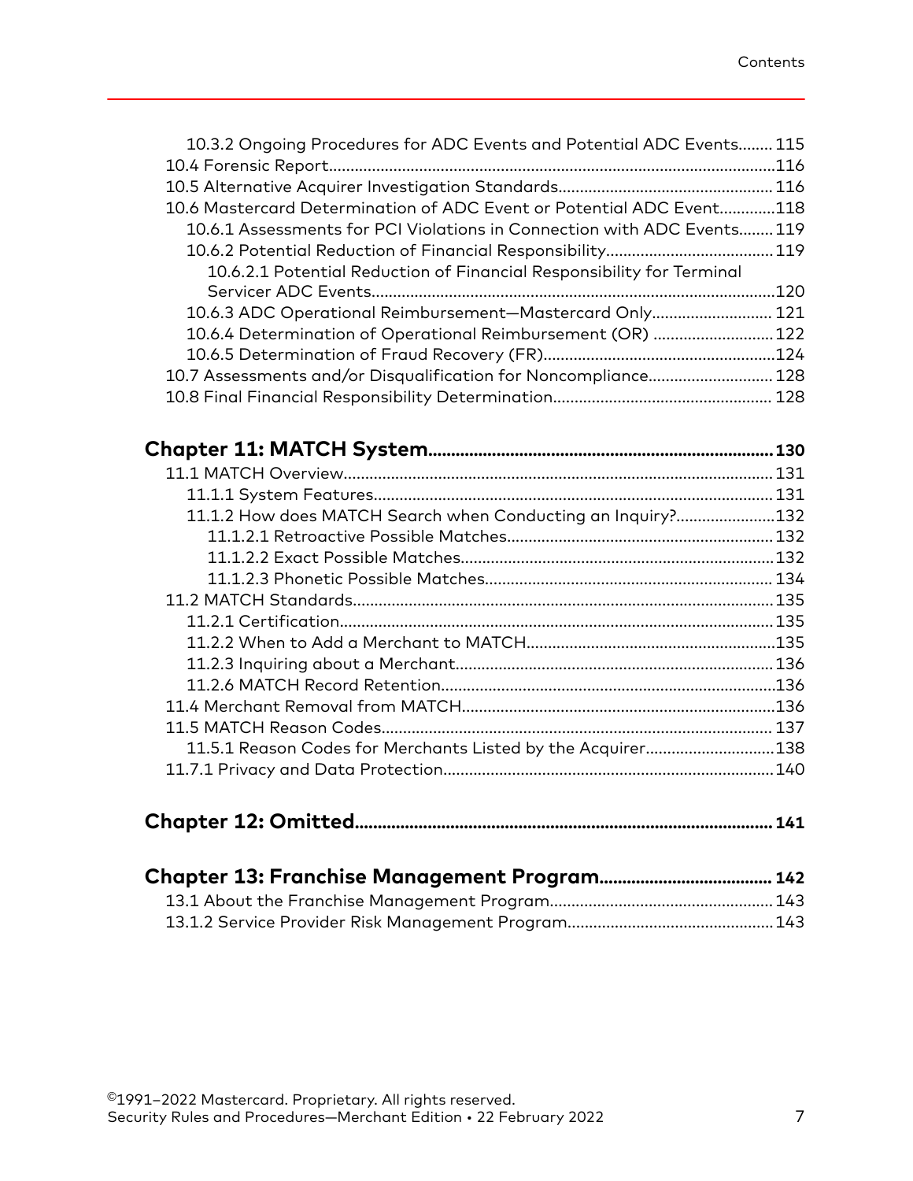10.3.2 Ongoing Procedures for ADC Events and Potential ADC Events........ 115
10.4 Forensic Report........................................................................................................116
10.5 Alternative Acquirer Investigation Standards................................................. 116
10.6 Mastercard Determination of ADC Event or Potential ADC Event.............118
10.6.1 Assessments for PCI Violations in Connection with ADC Events........ 119
10.6.2 Potential Reduction of Financial Responsibility....................................... 119
10.6.2.1 Potential Reduction of Financial Responsibility for Terminal Servicer ADC Events.............................................................................................120
10.6.3 ADC Operational Reimbursement—Mastercard Only........................... 121
10.6.4 Determination of Operational Reimbursement (OR) ............................122
10.6.5 Determination of Fraud Recovery (FR).....................................................124
10.7 Assessments and/or Disqualification for Noncompliance............................ 128
10.8 Final Financial Responsibility Determination.................................................. 128

**Chapter 11: MATCH System............................................................................130**

11.1 MATCH Overview.................................................................................................. 131
11.1.1 System Features............................................................................................ 131
11.1.2 How does MATCH Search when Conducting an Inquiry?.......................132
11.1.2.1 Retroactive Possible Matches.............................................................. 132
11.1.2.2 Exact Possible Matches.........................................................................132
11.1.2.3 Phonetic Possible Matches.................................................................. 134
11.2 MATCH Standards................................................................................................. 135
11.2.1 Certification..................................................................................................... 135
11.2.2 When to Add a Merchant to MATCH..........................................................135
11.2.3 Inquiring about a Merchant.......................................................................... 136
11.2.6 MATCH Record Retention.............................................................................136
11.4 Merchant Removal from MATCH........................................................................136
11.5 MATCH Reason Codes.......................................................................................... 137
11.5.1 Reason Codes for Merchants Listed by the Acquirer..............................138
11.7.1 Privacy and Data Protection............................................................................140

**Chapter 12: Omitted............................................................................................ 141**

**Chapter 13: Franchise Management Program..................................... 142**

13.1 About the Franchise Management Program................................................... 143
13.1.2 Service Provider Risk Management Program............................................... 143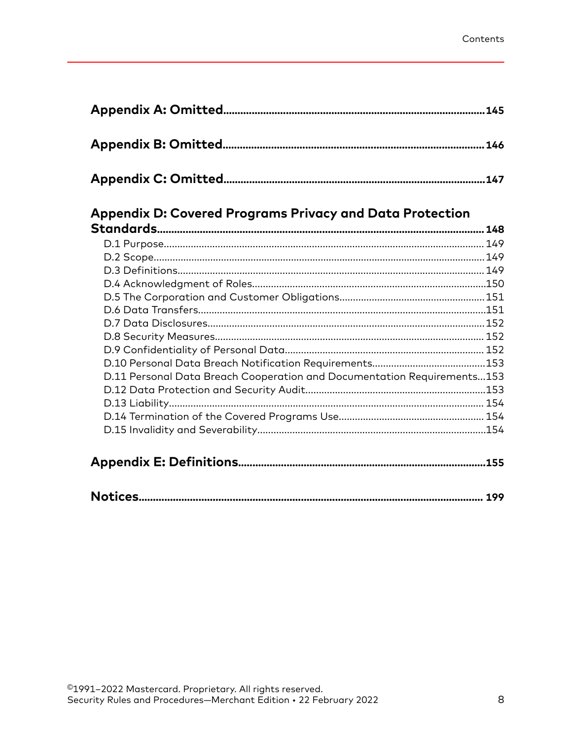**Appendix A: Omitted** ..... 145

**Appendix B: Omitted** ..... 146

**Appendix C: Omitted** ..... 147

**Appendix D: Covered Programs Privacy and Data Protection Standards** ..... 148

- D.1 Purpose ..... 149
- D.2 Scope ..... 149
- D.3 Definitions ..... 149
- D.4 Acknowledgment of Roles ..... 150
- D.5 The Corporation and Customer Obligations ..... 151
- D.6 Data Transfers ..... 151
- D.7 Data Disclosures ..... 152
- D.8 Security Measures ..... 152
- D.9 Confidentiality of Personal Data ..... 152
- D.10 Personal Data Breach Notification Requirements ..... 153
- D.11 Personal Data Breach Cooperation and Documentation Requirements ..... 153
- D.12 Data Protection and Security Audit ..... 153
- D.13 Liability ..... 154
- D.14 Termination of the Covered Programs Use ..... 154
- D.15 Invalidity and Severability ..... 154

**Appendix E: Definitions** ..... 155

**Notices** ..... 199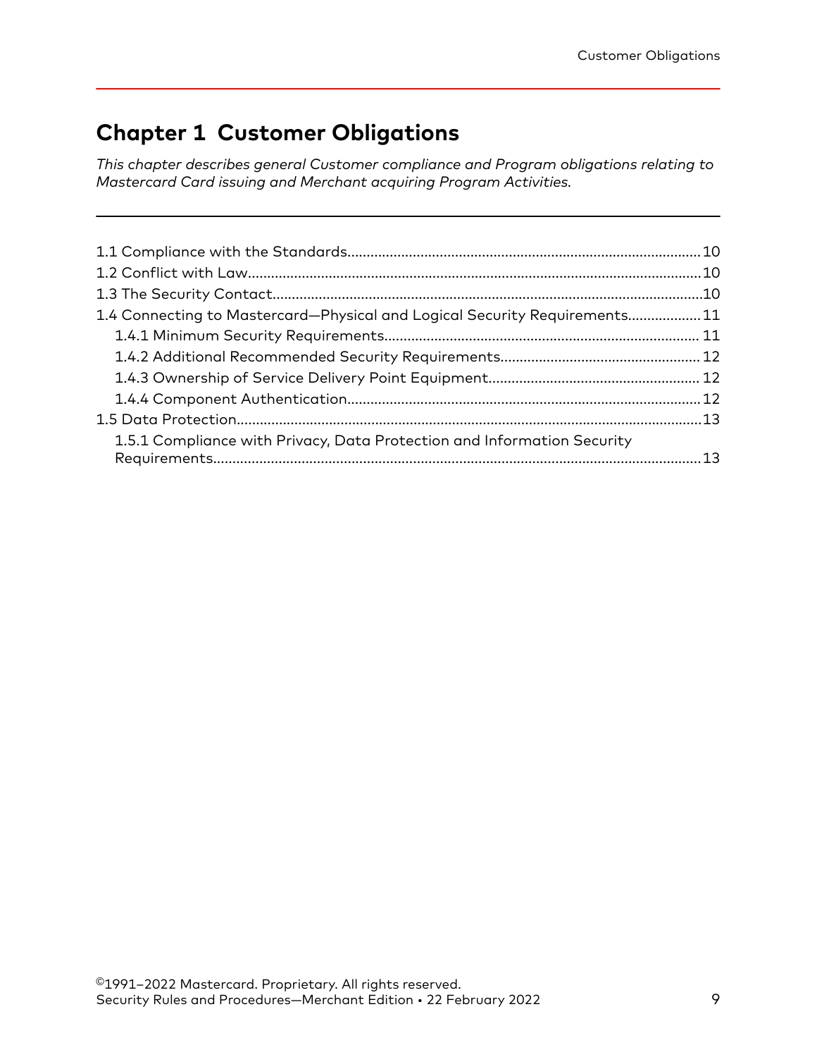# Chapter 1 Customer Obligations

*This chapter describes general Customer compliance and Program obligations relating to Mastercard Card issuing and Merchant acquiring Program Activities.*

- 1.1 Compliance with the Standards....10
- 1.2 Conflict with Law....10
- 1.3 The Security Contact....10
- 1.4 Connecting to Mastercard—Physical and Logical Security Requirements....11
  - 1.4.1 Minimum Security Requirements....11
  - 1.4.2 Additional Recommended Security Requirements....12
  - 1.4.3 Ownership of Service Delivery Point Equipment....12
  - 1.4.4 Component Authentication....12
- 1.5 Data Protection....13
  - 1.5.1 Compliance with Privacy, Data Protection and Information Security Requirements....13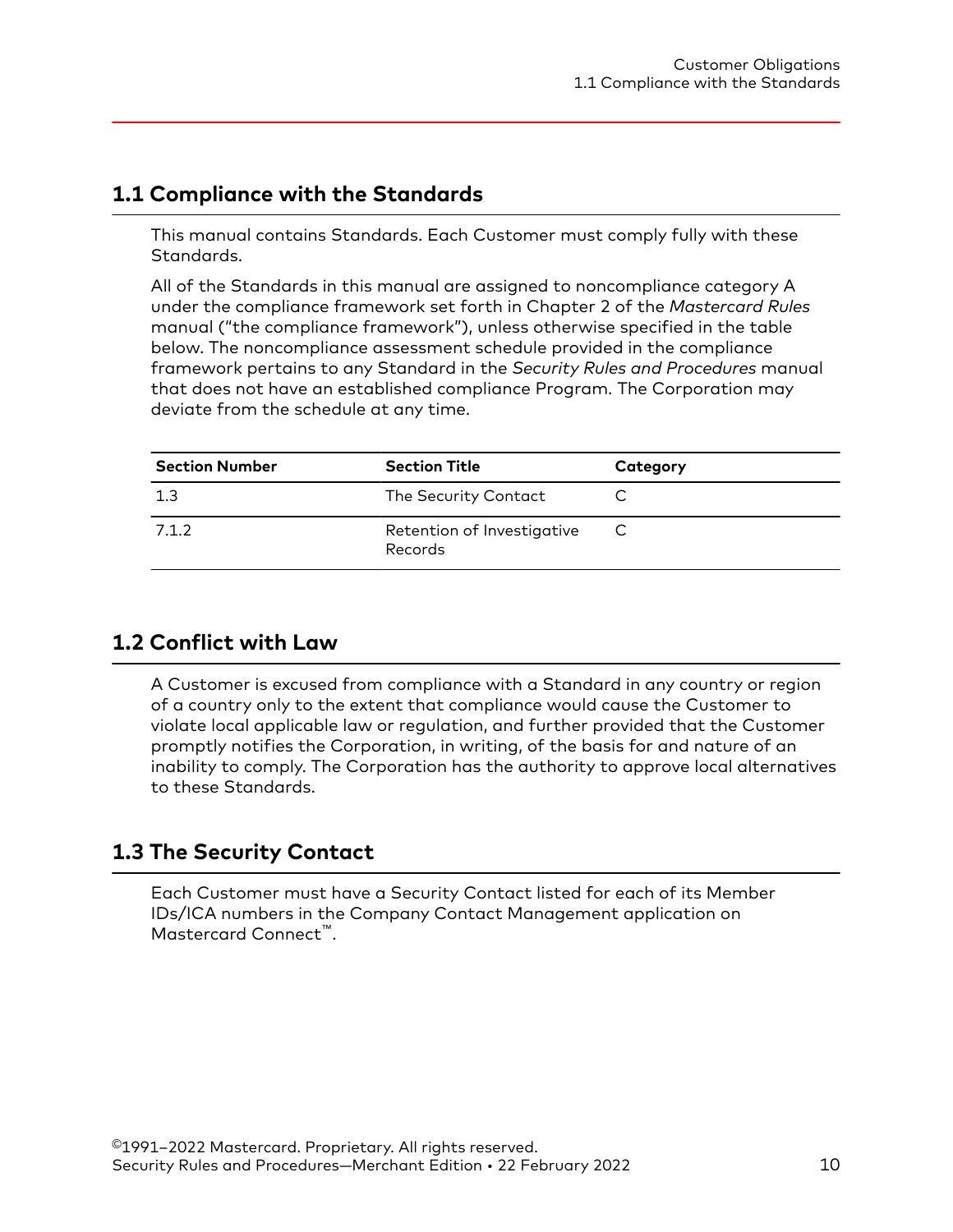## 1.1 Compliance with the Standards

This manual contains Standards. Each Customer must comply fully with these Standards.

All of the Standards in this manual are assigned to noncompliance category A under the compliance framework set forth in Chapter 2 of the *Mastercard Rules* manual ("the compliance framework"), unless otherwise specified in the table below. The noncompliance assessment schedule provided in the compliance framework pertains to any Standard in the *Security Rules and Procedures* manual that does not have an established compliance Program. The Corporation may deviate from the schedule at any time.

| Section Number | Section Title | Category |
| --- | --- | --- |
| 1.3 | The Security Contact | C |
| 7.1.2 | Retention of Investigative Records | C |

## 1.2 Conflict with Law

A Customer is excused from compliance with a Standard in any country or region of a country only to the extent that compliance would cause the Customer to violate local applicable law or regulation, and further provided that the Customer promptly notifies the Corporation, in writing, of the basis for and nature of an inability to comply. The Corporation has the authority to approve local alternatives to these Standards.

## 1.3 The Security Contact

Each Customer must have a Security Contact listed for each of its Member IDs/ICA numbers in the Company Contact Management application on Mastercard Connect™.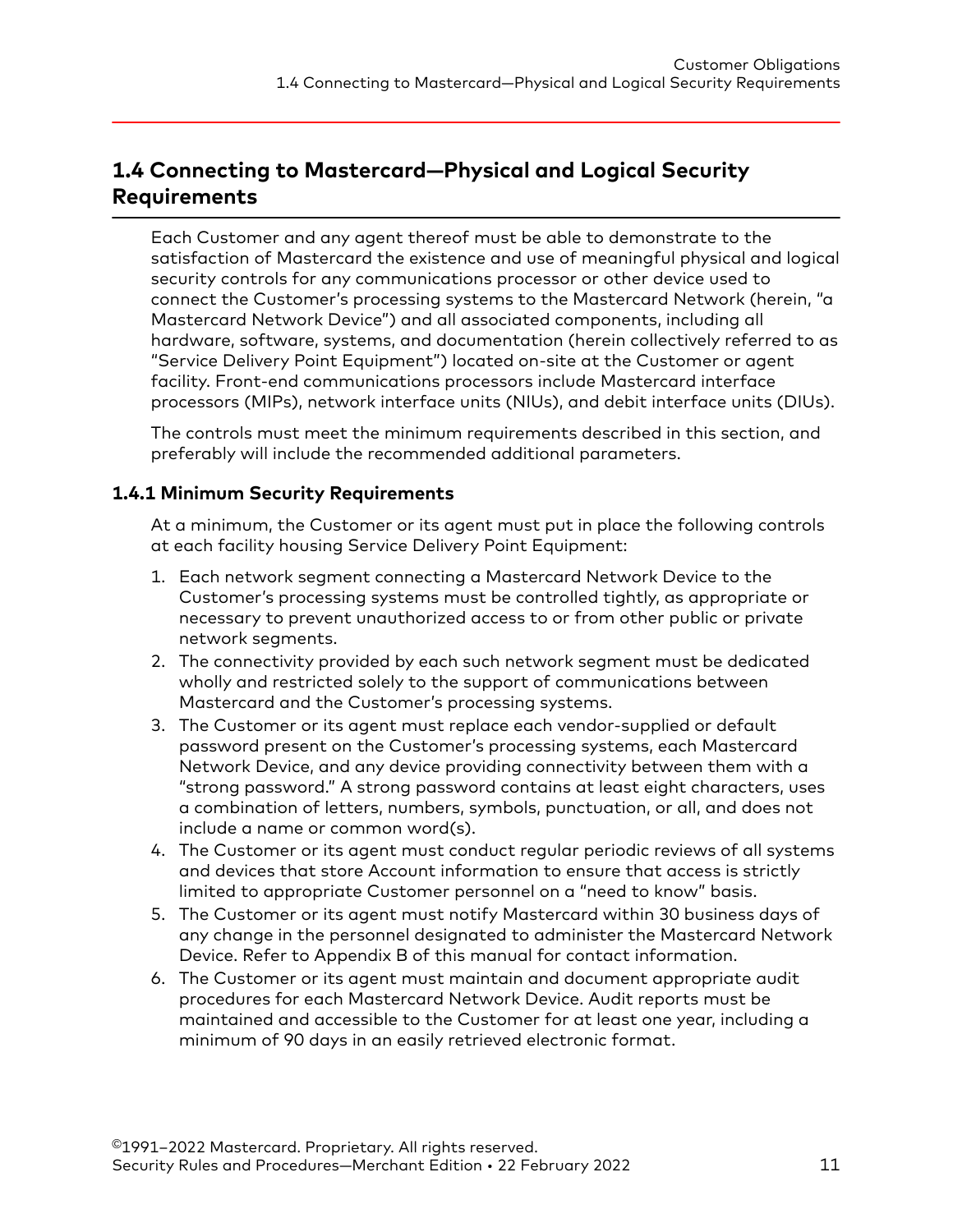## 1.4 Connecting to Mastercard—Physical and Logical Security Requirements

Each Customer and any agent thereof must be able to demonstrate to the satisfaction of Mastercard the existence and use of meaningful physical and logical security controls for any communications processor or other device used to connect the Customer's processing systems to the Mastercard Network (herein, "a Mastercard Network Device") and all associated components, including all hardware, software, systems, and documentation (herein collectively referred to as "Service Delivery Point Equipment") located on-site at the Customer or agent facility. Front-end communications processors include Mastercard interface processors (MIPs), network interface units (NIUs), and debit interface units (DIUs).

The controls must meet the minimum requirements described in this section, and preferably will include the recommended additional parameters.

### 1.4.1 Minimum Security Requirements

At a minimum, the Customer or its agent must put in place the following controls at each facility housing Service Delivery Point Equipment:

1. Each network segment connecting a Mastercard Network Device to the Customer's processing systems must be controlled tightly, as appropriate or necessary to prevent unauthorized access to or from other public or private network segments.
2. The connectivity provided by each such network segment must be dedicated wholly and restricted solely to the support of communications between Mastercard and the Customer's processing systems.
3. The Customer or its agent must replace each vendor-supplied or default password present on the Customer's processing systems, each Mastercard Network Device, and any device providing connectivity between them with a "strong password." A strong password contains at least eight characters, uses a combination of letters, numbers, symbols, punctuation, or all, and does not include a name or common word(s).
4. The Customer or its agent must conduct regular periodic reviews of all systems and devices that store Account information to ensure that access is strictly limited to appropriate Customer personnel on a "need to know" basis.
5. The Customer or its agent must notify Mastercard within 30 business days of any change in the personnel designated to administer the Mastercard Network Device. Refer to Appendix B of this manual for contact information.
6. The Customer or its agent must maintain and document appropriate audit procedures for each Mastercard Network Device. Audit reports must be maintained and accessible to the Customer for at least one year, including a minimum of 90 days in an easily retrieved electronic format.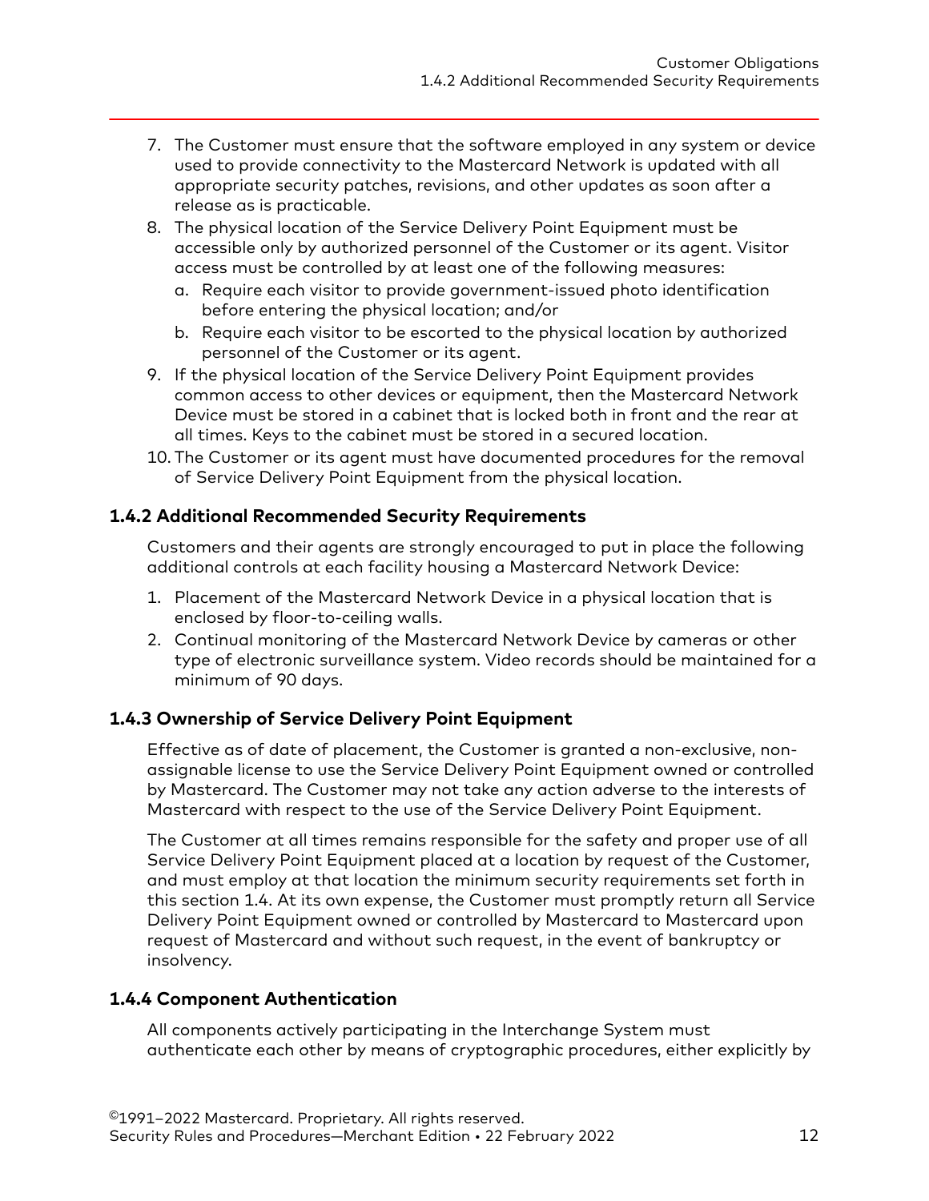7. The Customer must ensure that the software employed in any system or device used to provide connectivity to the Mastercard Network is updated with all appropriate security patches, revisions, and other updates as soon after a release as is practicable.
8. The physical location of the Service Delivery Point Equipment must be accessible only by authorized personnel of the Customer or its agent. Visitor access must be controlled by at least one of the following measures:
   a. Require each visitor to provide government-issued photo identification before entering the physical location; and/or
   b. Require each visitor to be escorted to the physical location by authorized personnel of the Customer or its agent.
9. If the physical location of the Service Delivery Point Equipment provides common access to other devices or equipment, then the Mastercard Network Device must be stored in a cabinet that is locked both in front and the rear at all times. Keys to the cabinet must be stored in a secured location.
10. The Customer or its agent must have documented procedures for the removal of Service Delivery Point Equipment from the physical location.

### 1.4.2 Additional Recommended Security Requirements

Customers and their agents are strongly encouraged to put in place the following additional controls at each facility housing a Mastercard Network Device:

1. Placement of the Mastercard Network Device in a physical location that is enclosed by floor-to-ceiling walls.
2. Continual monitoring of the Mastercard Network Device by cameras or other type of electronic surveillance system. Video records should be maintained for a minimum of 90 days.

### 1.4.3 Ownership of Service Delivery Point Equipment

Effective as of date of placement, the Customer is granted a non-exclusive, non-assignable license to use the Service Delivery Point Equipment owned or controlled by Mastercard. The Customer may not take any action adverse to the interests of Mastercard with respect to the use of the Service Delivery Point Equipment.

The Customer at all times remains responsible for the safety and proper use of all Service Delivery Point Equipment placed at a location by request of the Customer, and must employ at that location the minimum security requirements set forth in this section 1.4. At its own expense, the Customer must promptly return all Service Delivery Point Equipment owned or controlled by Mastercard to Mastercard upon request of Mastercard and without such request, in the event of bankruptcy or insolvency.

### 1.4.4 Component Authentication

All components actively participating in the Interchange System must authenticate each other by means of cryptographic procedures, either explicitly by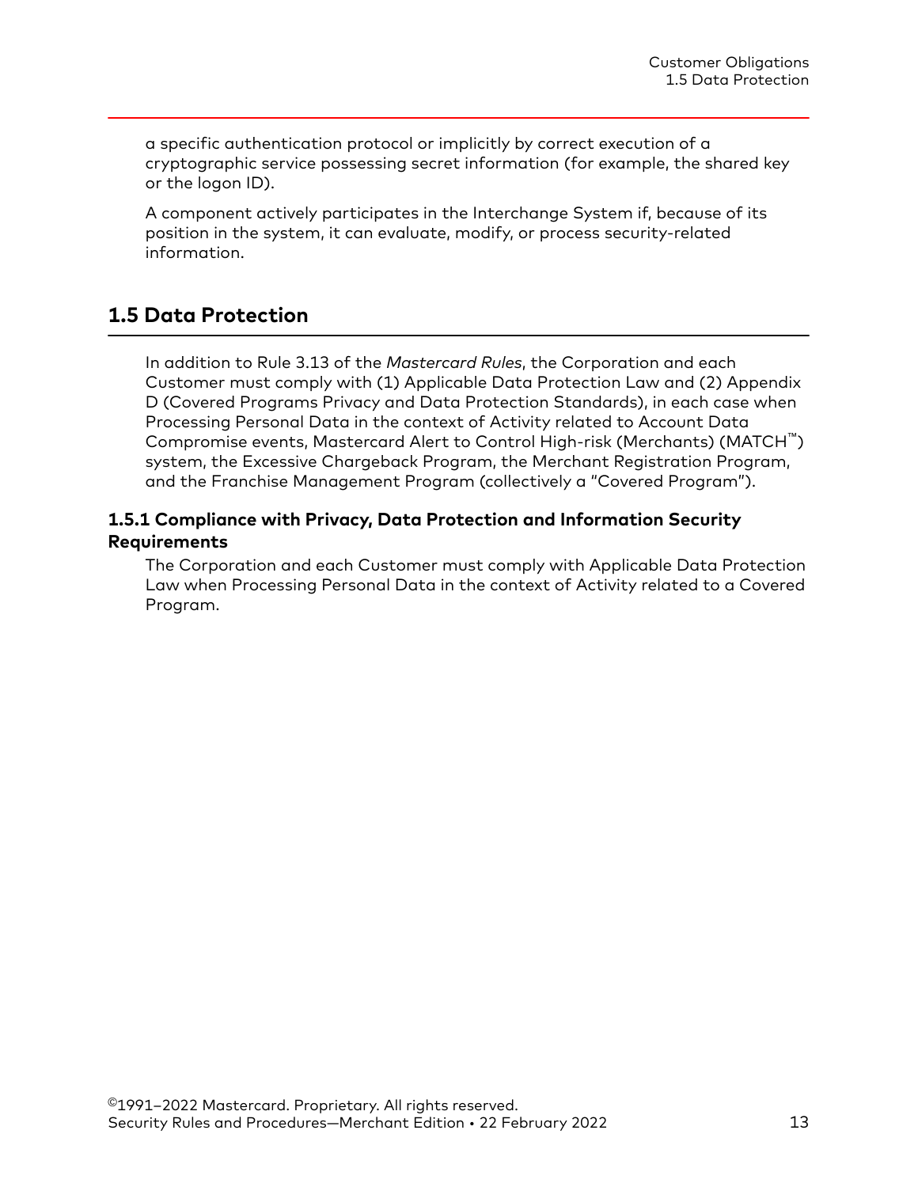a specific authentication protocol or implicitly by correct execution of a cryptographic service possessing secret information (for example, the shared key or the logon ID).

A component actively participates in the Interchange System if, because of its position in the system, it can evaluate, modify, or process security-related information.

## 1.5 Data Protection

In addition to Rule 3.13 of the *Mastercard Rules*, the Corporation and each Customer must comply with (1) Applicable Data Protection Law and (2) Appendix D (Covered Programs Privacy and Data Protection Standards), in each case when Processing Personal Data in the context of Activity related to Account Data Compromise events, Mastercard Alert to Control High-risk (Merchants) (MATCH™) system, the Excessive Chargeback Program, the Merchant Registration Program, and the Franchise Management Program (collectively a "Covered Program").

### 1.5.1 Compliance with Privacy, Data Protection and Information Security Requirements

The Corporation and each Customer must comply with Applicable Data Protection Law when Processing Personal Data in the context of Activity related to a Covered Program.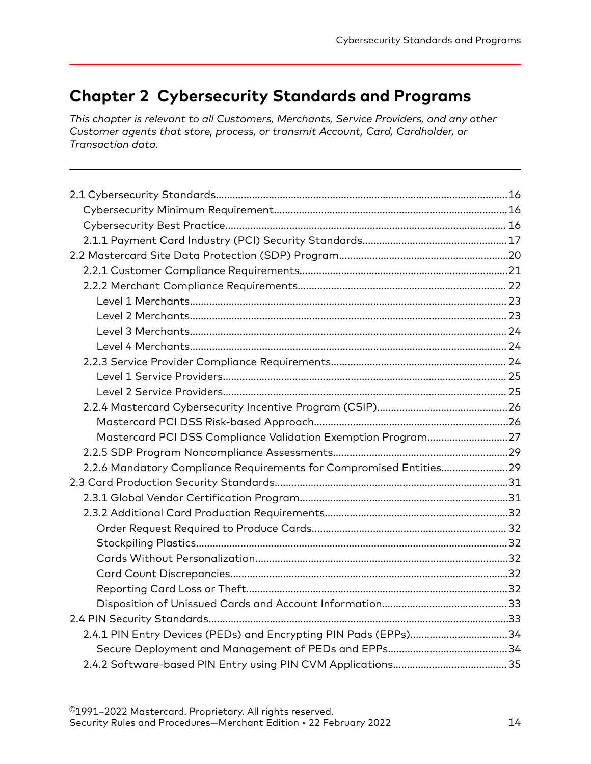# Chapter 2 Cybersecurity Standards and Programs

*This chapter is relevant to all Customers, Merchants, Service Providers, and any other Customer agents that store, process, or transmit Account, Card, Cardholder, or Transaction data.*

- 2.1 Cybersecurity Standards........16
  - Cybersecurity Minimum Requirement........16
  - Cybersecurity Best Practice........16
  - 2.1.1 Payment Card Industry (PCI) Security Standards........17
- 2.2 Mastercard Site Data Protection (SDP) Program........20
  - 2.2.1 Customer Compliance Requirements........21
  - 2.2.2 Merchant Compliance Requirements........22
    - Level 1 Merchants........23
    - Level 2 Merchants........23
    - Level 3 Merchants........24
    - Level 4 Merchants........24
  - 2.2.3 Service Provider Compliance Requirements........24
    - Level 1 Service Providers........25
    - Level 2 Service Providers........25
  - 2.2.4 Mastercard Cybersecurity Incentive Program (CSIP)........26
    - Mastercard PCI DSS Risk-based Approach........26
    - Mastercard PCI DSS Compliance Validation Exemption Program........27
  - 2.2.5 SDP Program Noncompliance Assessments........29
  - 2.2.6 Mandatory Compliance Requirements for Compromised Entities........29
- 2.3 Card Production Security Standards........31
  - 2.3.1 Global Vendor Certification Program........31
  - 2.3.2 Additional Card Production Requirements........32
    - Order Request Required to Produce Cards........32
    - Stockpiling Plastics........32
    - Cards Without Personalization........32
    - Card Count Discrepancies........32
    - Reporting Card Loss or Theft........32
    - Disposition of Unissued Cards and Account Information........33
- 2.4 PIN Security Standards........33
  - 2.4.1 PIN Entry Devices (PEDs) and Encrypting PIN Pads (EPPs)........34
    - Secure Deployment and Management of PEDs and EPPs........34
  - 2.4.2 Software-based PIN Entry using PIN CVM Applications........35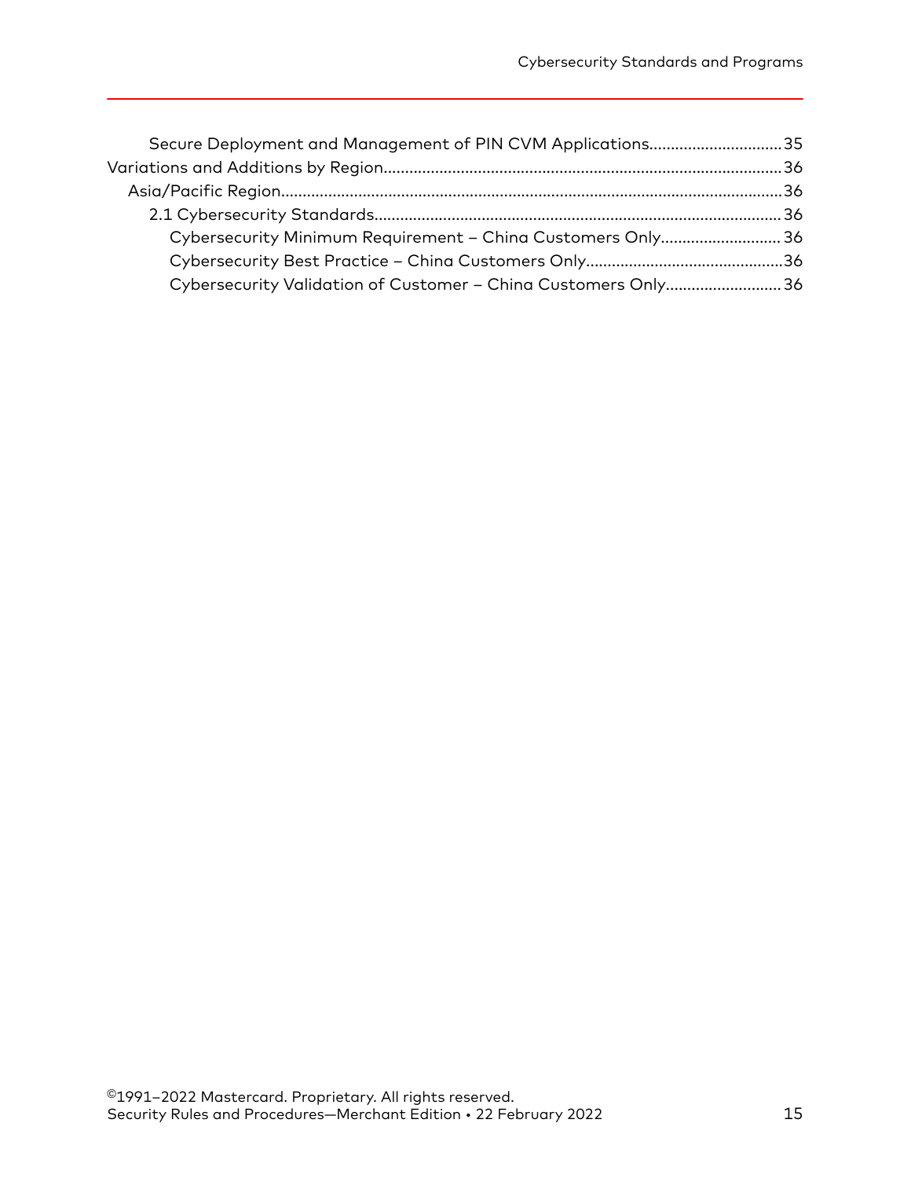Secure Deployment and Management of PIN CVM Applications............................35

Variations and Additions by Region.............................................................................36

Asia/Pacific Region..................................................................................................36

2.1 Cybersecurity Standards..................................................................................36

Cybersecurity Minimum Requirement – China Customers Only............................36

Cybersecurity Best Practice – China Customers Only...........................................36

Cybersecurity Validation of Customer – China Customers Only...........................36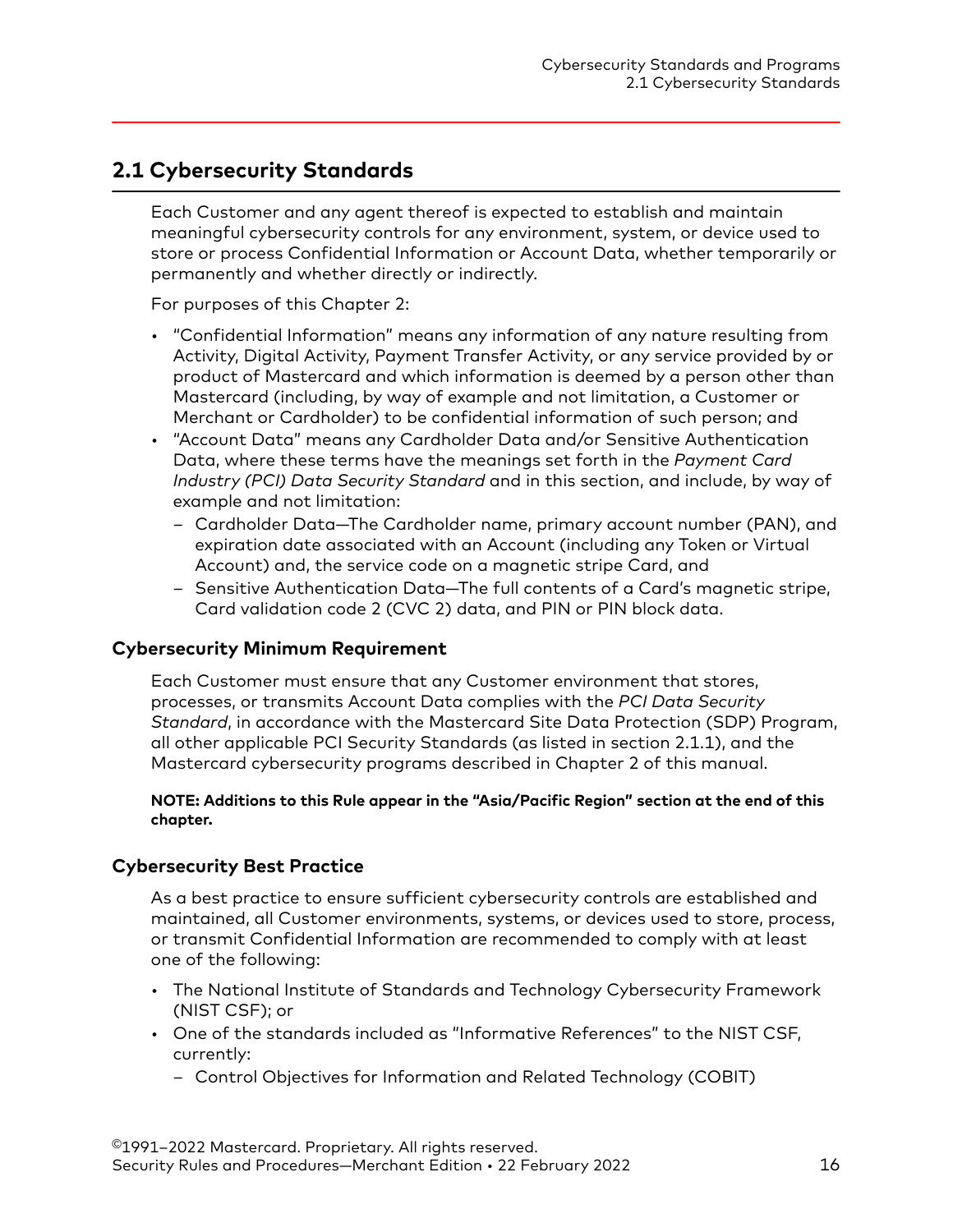## 2.1 Cybersecurity Standards

Each Customer and any agent thereof is expected to establish and maintain meaningful cybersecurity controls for any environment, system, or device used to store or process Confidential Information or Account Data, whether temporarily or permanently and whether directly or indirectly.

For purposes of this Chapter 2:

- "Confidential Information" means any information of any nature resulting from Activity, Digital Activity, Payment Transfer Activity, or any service provided by or product of Mastercard and which information is deemed by a person other than Mastercard (including, by way of example and not limitation, a Customer or Merchant or Cardholder) to be confidential information of such person; and
- "Account Data" means any Cardholder Data and/or Sensitive Authentication Data, where these terms have the meanings set forth in the *Payment Card Industry (PCI) Data Security Standard* and in this section, and include, by way of example and not limitation:
  - Cardholder Data—The Cardholder name, primary account number (PAN), and expiration date associated with an Account (including any Token or Virtual Account) and, the service code on a magnetic stripe Card, and
  - Sensitive Authentication Data—The full contents of a Card's magnetic stripe, Card validation code 2 (CVC 2) data, and PIN or PIN block data.

### Cybersecurity Minimum Requirement

Each Customer must ensure that any Customer environment that stores, processes, or transmits Account Data complies with the *PCI Data Security Standard*, in accordance with the Mastercard Site Data Protection (SDP) Program, all other applicable PCI Security Standards (as listed in section 2.1.1), and the Mastercard cybersecurity programs described in Chapter 2 of this manual.

**NOTE: Additions to this Rule appear in the "Asia/Pacific Region" section at the end of this chapter.**

### Cybersecurity Best Practice

As a best practice to ensure sufficient cybersecurity controls are established and maintained, all Customer environments, systems, or devices used to store, process, or transmit Confidential Information are recommended to comply with at least one of the following:

- The National Institute of Standards and Technology Cybersecurity Framework (NIST CSF); or
- One of the standards included as "Informative References" to the NIST CSF, currently:
  - Control Objectives for Information and Related Technology (COBIT)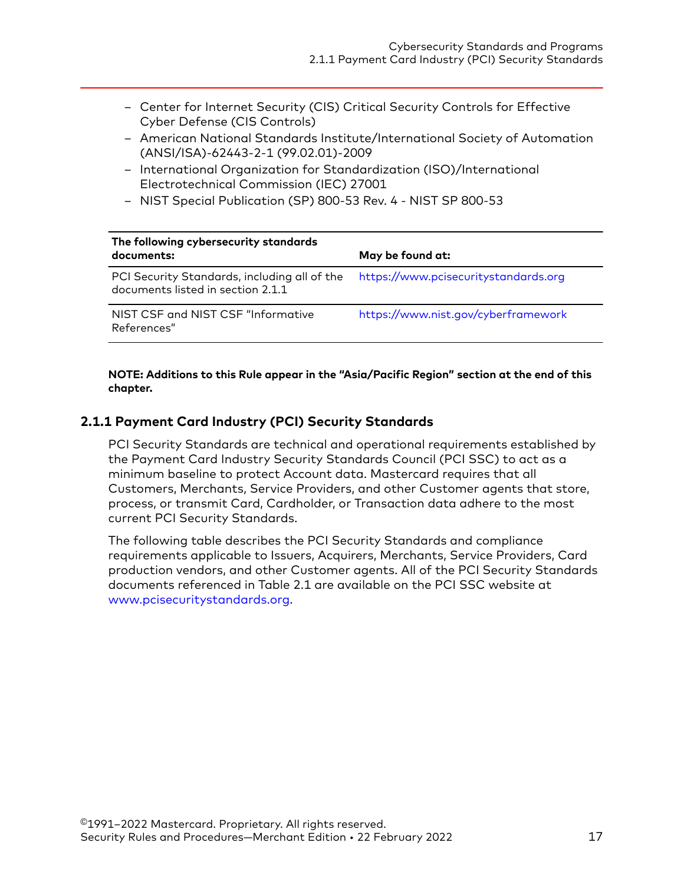- Center for Internet Security (CIS) Critical Security Controls for Effective Cyber Defense (CIS Controls)
- American National Standards Institute/International Society of Automation (ANSI/ISA)-62443-2-1 (99.02.01)-2009
- International Organization for Standardization (ISO)/International Electrotechnical Commission (IEC) 27001
- NIST Special Publication (SP) 800-53 Rev. 4 - NIST SP 800-53

| The following cybersecurity standards documents: | May be found at: |
|---|---|
| PCI Security Standards, including all of the documents listed in section 2.1.1 | https://www.pcisecuritystandards.org |
| NIST CSF and NIST CSF "Informative References" | https://www.nist.gov/cyberframework |

**NOTE: Additions to this Rule appear in the "Asia/Pacific Region" section at the end of this chapter.**

## 2.1.1 Payment Card Industry (PCI) Security Standards

PCI Security Standards are technical and operational requirements established by the Payment Card Industry Security Standards Council (PCI SSC) to act as a minimum baseline to protect Account data. Mastercard requires that all Customers, Merchants, Service Providers, and other Customer agents that store, process, or transmit Card, Cardholder, or Transaction data adhere to the most current PCI Security Standards.

The following table describes the PCI Security Standards and compliance requirements applicable to Issuers, Acquirers, Merchants, Service Providers, Card production vendors, and other Customer agents. All of the PCI Security Standards documents referenced in Table 2.1 are available on the PCI SSC website at www.pcisecuritystandards.org.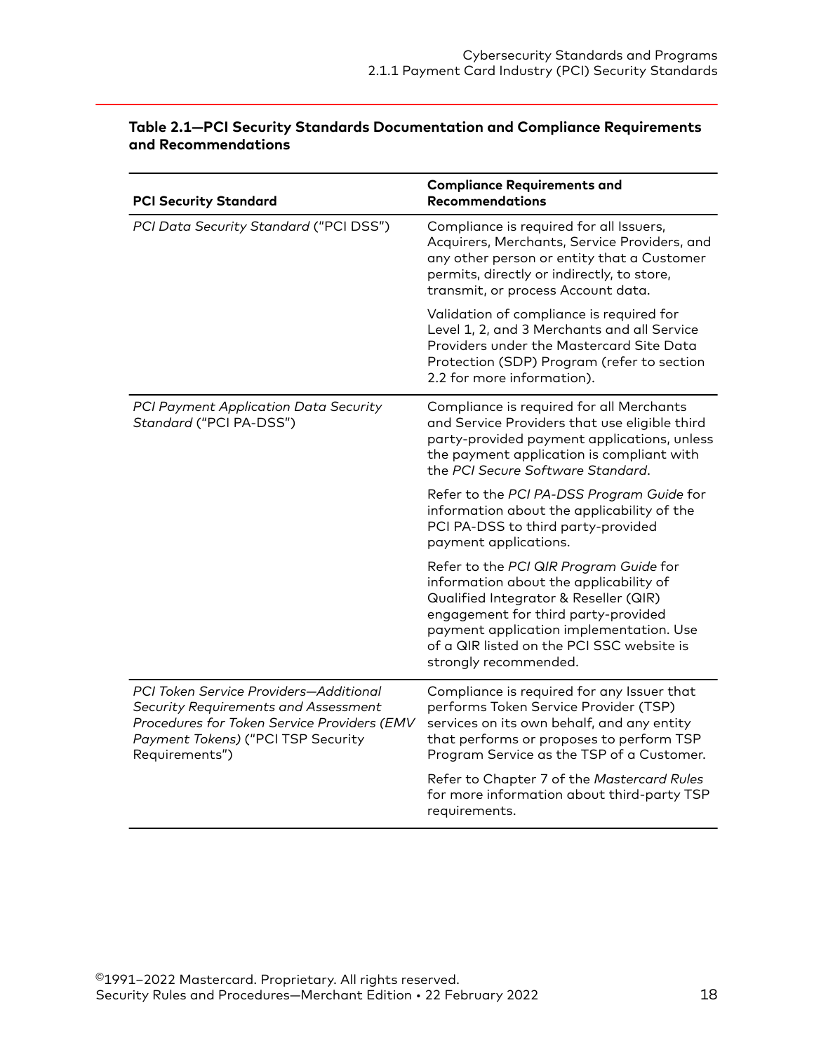**Table 2.1—PCI Security Standards Documentation and Compliance Requirements and Recommendations**

| PCI Security Standard | Compliance Requirements and Recommendations |
|---|---|
| *PCI Data Security Standard* ("PCI DSS") | Compliance is required for all Issuers, Acquirers, Merchants, Service Providers, and any other person or entity that a Customer permits, directly or indirectly, to store, transmit, or process Account data.<br><br>Validation of compliance is required for Level 1, 2, and 3 Merchants and all Service Providers under the Mastercard Site Data Protection (SDP) Program (refer to section 2.2 for more information). |
| *PCI Payment Application Data Security Standard* ("PCI PA-DSS") | Compliance is required for all Merchants and Service Providers that use eligible third party-provided payment applications, unless the payment application is compliant with the *PCI Secure Software Standard*.<br><br>Refer to the *PCI PA-DSS Program Guide* for information about the applicability of the PCI PA-DSS to third party-provided payment applications.<br><br>Refer to the *PCI QIR Program Guide* for information about the applicability of Qualified Integrator & Reseller (QIR) engagement for third party-provided payment application implementation. Use of a QIR listed on the PCI SSC website is strongly recommended. |
| *PCI Token Service Providers—Additional Security Requirements and Assessment Procedures for Token Service Providers (EMV Payment Tokens)* ("PCI TSP Security Requirements") | Compliance is required for any Issuer that performs Token Service Provider (TSP) services on its own behalf, and any entity that performs or proposes to perform TSP Program Service as the TSP of a Customer.<br><br>Refer to Chapter 7 of the *Mastercard Rules* for more information about third-party TSP requirements. |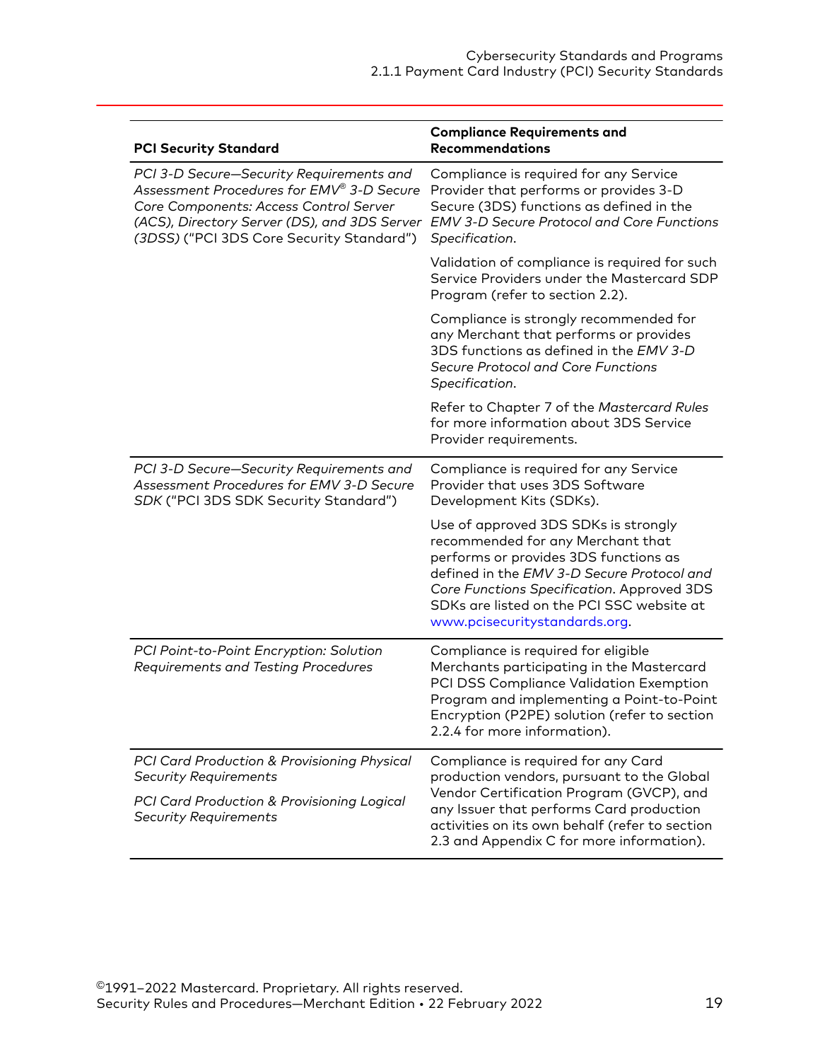| PCI Security Standard | Compliance Requirements and Recommendations |
|---|---|
| *PCI 3-D Secure—Security Requirements and Assessment Procedures for EMV® 3-D Secure Core Components: Access Control Server (ACS), Directory Server (DS), and 3DS Server (3DSS)* ("PCI 3DS Core Security Standard") | Compliance is required for any Service Provider that performs or provides 3-D Secure (3DS) functions as defined in the *EMV 3-D Secure Protocol and Core Functions Specification*.<br><br>Validation of compliance is required for such Service Providers under the Mastercard SDP Program (refer to section 2.2).<br><br>Compliance is strongly recommended for any Merchant that performs or provides 3DS functions as defined in the *EMV 3-D Secure Protocol and Core Functions Specification*.<br><br>Refer to Chapter 7 of the *Mastercard Rules* for more information about 3DS Service Provider requirements. |
| *PCI 3-D Secure—Security Requirements and Assessment Procedures for EMV 3-D Secure SDK* ("PCI 3DS SDK Security Standard") | Compliance is required for any Service Provider that uses 3DS Software Development Kits (SDKs).<br><br>Use of approved 3DS SDKs is strongly recommended for any Merchant that performs or provides 3DS functions as defined in the *EMV 3-D Secure Protocol and Core Functions Specification*. Approved 3DS SDKs are listed on the PCI SSC website at www.pcisecuritystandards.org. |
| *PCI Point-to-Point Encryption: Solution Requirements and Testing Procedures* | Compliance is required for eligible Merchants participating in the Mastercard PCI DSS Compliance Validation Exemption Program and implementing a Point-to-Point Encryption (P2PE) solution (refer to section 2.2.4 for more information). |
| *PCI Card Production & Provisioning Physical Security Requirements*<br><br>*PCI Card Production & Provisioning Logical Security Requirements* | Compliance is required for any Card production vendors, pursuant to the Global Vendor Certification Program (GVCP), and any Issuer that performs Card production activities on its own behalf (refer to section 2.3 and Appendix C for more information). |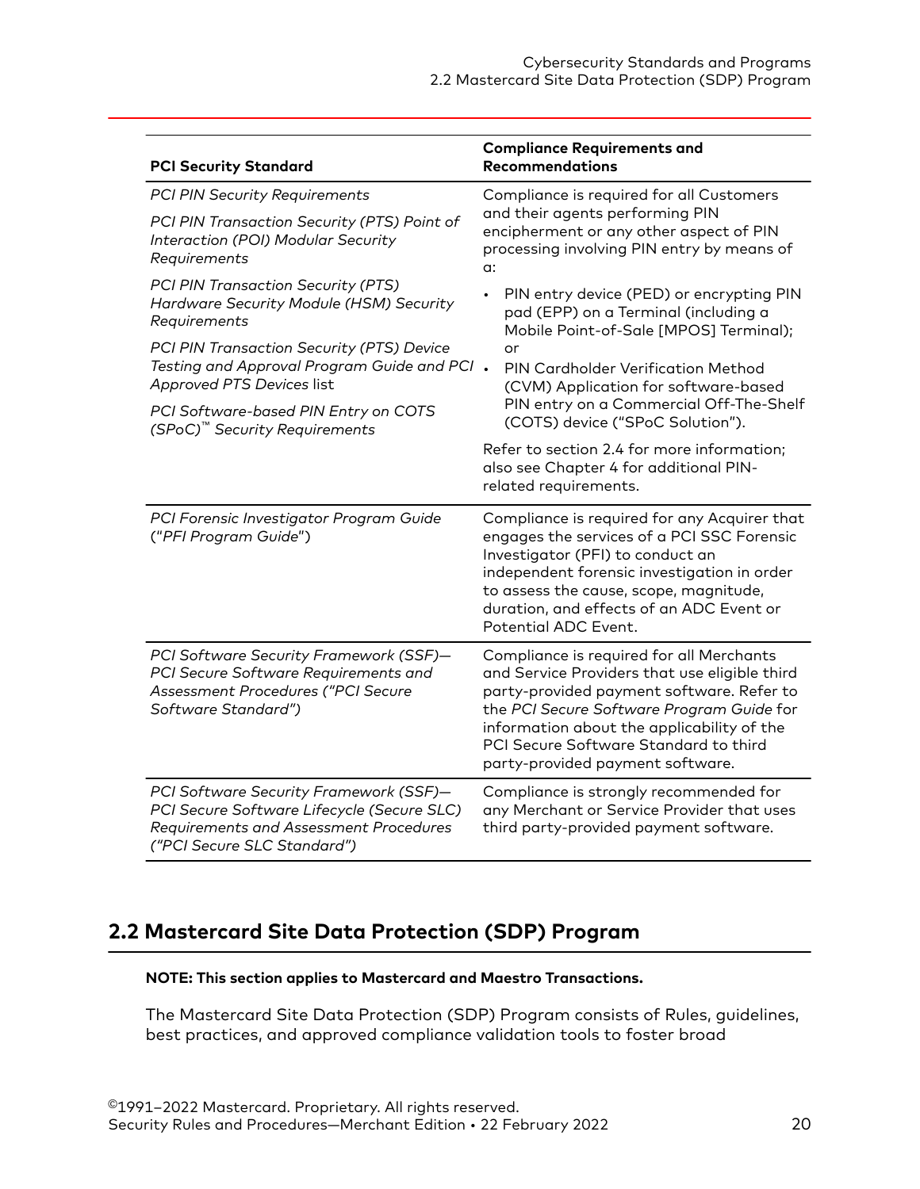| PCI Security Standard | Compliance Requirements and Recommendations |
|---|---|
| *PCI PIN Security Requirements*<br><br>*PCI PIN Transaction Security (PTS) Point of Interaction (POI) Modular Security Requirements*<br><br>*PCI PIN Transaction Security (PTS) Hardware Security Module (HSM) Security Requirements*<br><br>*PCI PIN Transaction Security (PTS) Device Testing and Approval Program Guide and PCI Approved PTS Devices* list<br><br>*PCI Software-based PIN Entry on COTS (SPoC)™ Security Requirements* | Compliance is required for all Customers and their agents performing PIN encipherment or any other aspect of PIN processing involving PIN entry by means of a:<br><br>• PIN entry device (PED) or encrypting PIN pad (EPP) on a Terminal (including a Mobile Point-of-Sale [MPOS] Terminal); or<br>• PIN Cardholder Verification Method (CVM) Application for software-based PIN entry on a Commercial Off-The-Shelf (COTS) device ("SPoC Solution").<br><br>Refer to section 2.4 for more information; also see Chapter 4 for additional PIN-related requirements. |
| *PCI Forensic Investigator Program Guide* ("*PFI Program Guide*") | Compliance is required for any Acquirer that engages the services of a PCI SSC Forensic Investigator (PFI) to conduct an independent forensic investigation in order to assess the cause, scope, magnitude, duration, and effects of an ADC Event or Potential ADC Event. |
| *PCI Software Security Framework (SSF)—PCI Secure Software Requirements and Assessment Procedures ("PCI Secure Software Standard")* | Compliance is required for all Merchants and Service Providers that use eligible third party-provided payment software. Refer to the *PCI Secure Software Program Guide* for information about the applicability of the PCI Secure Software Standard to third party-provided payment software. |
| *PCI Software Security Framework (SSF)—PCI Secure Software Lifecycle (Secure SLC) Requirements and Assessment Procedures ("PCI Secure SLC Standard")* | Compliance is strongly recommended for any Merchant or Service Provider that uses third party-provided payment software. |

## 2.2 Mastercard Site Data Protection (SDP) Program

**NOTE: This section applies to Mastercard and Maestro Transactions.**

The Mastercard Site Data Protection (SDP) Program consists of Rules, guidelines, best practices, and approved compliance validation tools to foster broad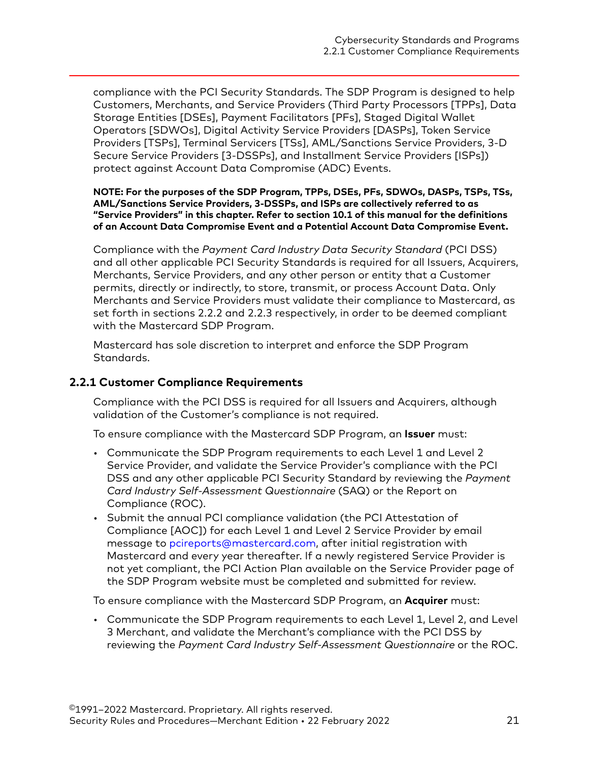compliance with the PCI Security Standards. The SDP Program is designed to help Customers, Merchants, and Service Providers (Third Party Processors [TPPs], Data Storage Entities [DSEs], Payment Facilitators [PFs], Staged Digital Wallet Operators [SDWOs], Digital Activity Service Providers [DASPs], Token Service Providers [TSPs], Terminal Servicers [TSs], AML/Sanctions Service Providers, 3-D Secure Service Providers [3-DSSPs], and Installment Service Providers [ISPs]) protect against Account Data Compromise (ADC) Events.

**NOTE: For the purposes of the SDP Program, TPPs, DSEs, PFs, SDWOs, DASPs, TSPs, TSs, AML/Sanctions Service Providers, 3-DSSPs, and ISPs are collectively referred to as "Service Providers" in this chapter. Refer to section 10.1 of this manual for the definitions of an Account Data Compromise Event and a Potential Account Data Compromise Event.**

Compliance with the *Payment Card Industry Data Security Standard* (PCI DSS) and all other applicable PCI Security Standards is required for all Issuers, Acquirers, Merchants, Service Providers, and any other person or entity that a Customer permits, directly or indirectly, to store, transmit, or process Account Data. Only Merchants and Service Providers must validate their compliance to Mastercard, as set forth in sections 2.2.2 and 2.2.3 respectively, in order to be deemed compliant with the Mastercard SDP Program.

Mastercard has sole discretion to interpret and enforce the SDP Program Standards.

### 2.2.1 Customer Compliance Requirements

Compliance with the PCI DSS is required for all Issuers and Acquirers, although validation of the Customer's compliance is not required.

To ensure compliance with the Mastercard SDP Program, an **Issuer** must:

- Communicate the SDP Program requirements to each Level 1 and Level 2 Service Provider, and validate the Service Provider's compliance with the PCI DSS and any other applicable PCI Security Standard by reviewing the *Payment Card Industry Self-Assessment Questionnaire* (SAQ) or the Report on Compliance (ROC).
- Submit the annual PCI compliance validation (the PCI Attestation of Compliance [AOC]) for each Level 1 and Level 2 Service Provider by email message to pcireports@mastercard.com, after initial registration with Mastercard and every year thereafter. If a newly registered Service Provider is not yet compliant, the PCI Action Plan available on the Service Provider page of the SDP Program website must be completed and submitted for review.

To ensure compliance with the Mastercard SDP Program, an **Acquirer** must:

- Communicate the SDP Program requirements to each Level 1, Level 2, and Level 3 Merchant, and validate the Merchant's compliance with the PCI DSS by reviewing the *Payment Card Industry Self-Assessment Questionnaire* or the ROC.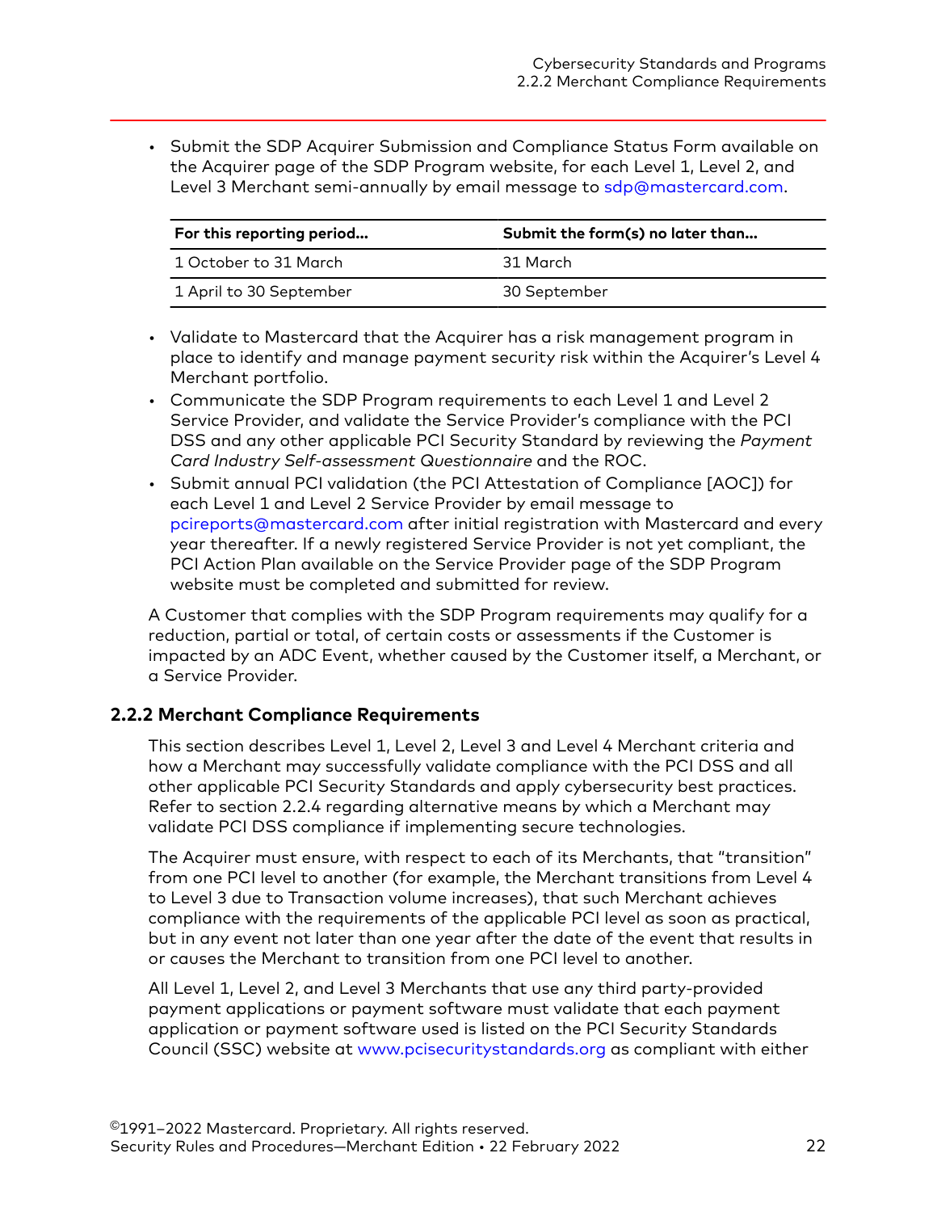- Submit the SDP Acquirer Submission and Compliance Status Form available on the Acquirer page of the SDP Program website, for each Level 1, Level 2, and Level 3 Merchant semi-annually by email message to sdp@mastercard.com.

| For this reporting period... | Submit the form(s) no later than... |
|---|---|
| 1 October to 31 March | 31 March |
| 1 April to 30 September | 30 September |

- Validate to Mastercard that the Acquirer has a risk management program in place to identify and manage payment security risk within the Acquirer's Level 4 Merchant portfolio.
- Communicate the SDP Program requirements to each Level 1 and Level 2 Service Provider, and validate the Service Provider's compliance with the PCI DSS and any other applicable PCI Security Standard by reviewing the *Payment Card Industry Self-assessment Questionnaire* and the ROC.
- Submit annual PCI validation (the PCI Attestation of Compliance [AOC]) for each Level 1 and Level 2 Service Provider by email message to pcireports@mastercard.com after initial registration with Mastercard and every year thereafter. If a newly registered Service Provider is not yet compliant, the PCI Action Plan available on the Service Provider page of the SDP Program website must be completed and submitted for review.

A Customer that complies with the SDP Program requirements may qualify for a reduction, partial or total, of certain costs or assessments if the Customer is impacted by an ADC Event, whether caused by the Customer itself, a Merchant, or a Service Provider.

### 2.2.2 Merchant Compliance Requirements

This section describes Level 1, Level 2, Level 3 and Level 4 Merchant criteria and how a Merchant may successfully validate compliance with the PCI DSS and all other applicable PCI Security Standards and apply cybersecurity best practices. Refer to section 2.2.4 regarding alternative means by which a Merchant may validate PCI DSS compliance if implementing secure technologies.

The Acquirer must ensure, with respect to each of its Merchants, that "transition" from one PCI level to another (for example, the Merchant transitions from Level 4 to Level 3 due to Transaction volume increases), that such Merchant achieves compliance with the requirements of the applicable PCI level as soon as practical, but in any event not later than one year after the date of the event that results in or causes the Merchant to transition from one PCI level to another.

All Level 1, Level 2, and Level 3 Merchants that use any third party-provided payment applications or payment software must validate that each payment application or payment software used is listed on the PCI Security Standards Council (SSC) website at www.pcisecuritystandards.org as compliant with either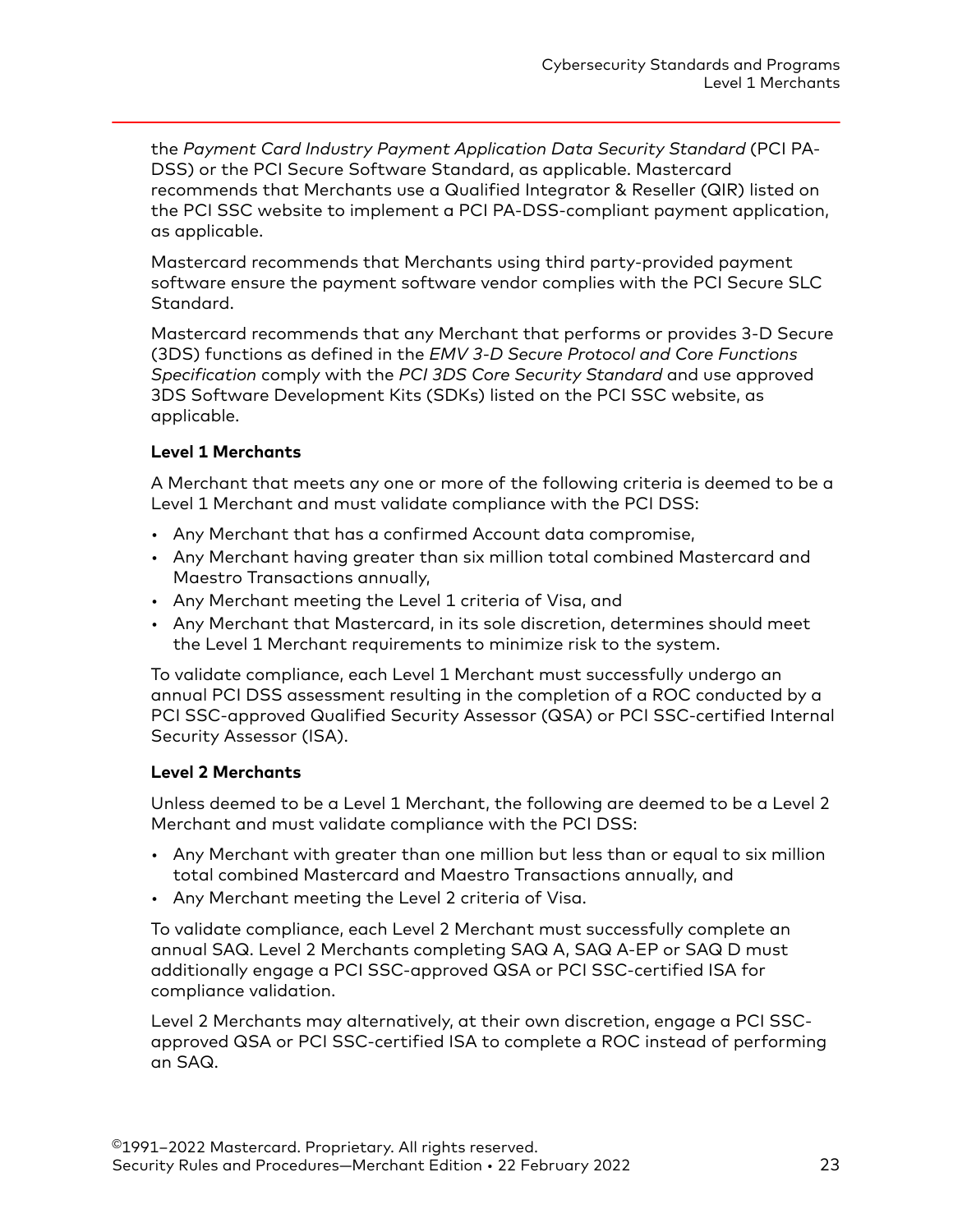the *Payment Card Industry Payment Application Data Security Standard* (PCI PA-DSS) or the PCI Secure Software Standard, as applicable. Mastercard recommends that Merchants use a Qualified Integrator & Reseller (QIR) listed on the PCI SSC website to implement a PCI PA-DSS-compliant payment application, as applicable.

Mastercard recommends that Merchants using third party-provided payment software ensure the payment software vendor complies with the PCI Secure SLC Standard.

Mastercard recommends that any Merchant that performs or provides 3-D Secure (3DS) functions as defined in the *EMV 3-D Secure Protocol and Core Functions Specification* comply with the *PCI 3DS Core Security Standard* and use approved 3DS Software Development Kits (SDKs) listed on the PCI SSC website, as applicable.

**Level 1 Merchants**

A Merchant that meets any one or more of the following criteria is deemed to be a Level 1 Merchant and must validate compliance with the PCI DSS:

- Any Merchant that has a confirmed Account data compromise,
- Any Merchant having greater than six million total combined Mastercard and Maestro Transactions annually,
- Any Merchant meeting the Level 1 criteria of Visa, and
- Any Merchant that Mastercard, in its sole discretion, determines should meet the Level 1 Merchant requirements to minimize risk to the system.

To validate compliance, each Level 1 Merchant must successfully undergo an annual PCI DSS assessment resulting in the completion of a ROC conducted by a PCI SSC-approved Qualified Security Assessor (QSA) or PCI SSC-certified Internal Security Assessor (ISA).

**Level 2 Merchants**

Unless deemed to be a Level 1 Merchant, the following are deemed to be a Level 2 Merchant and must validate compliance with the PCI DSS:

- Any Merchant with greater than one million but less than or equal to six million total combined Mastercard and Maestro Transactions annually, and
- Any Merchant meeting the Level 2 criteria of Visa.

To validate compliance, each Level 2 Merchant must successfully complete an annual SAQ. Level 2 Merchants completing SAQ A, SAQ A-EP or SAQ D must additionally engage a PCI SSC-approved QSA or PCI SSC-certified ISA for compliance validation.

Level 2 Merchants may alternatively, at their own discretion, engage a PCI SSC-approved QSA or PCI SSC-certified ISA to complete a ROC instead of performing an SAQ.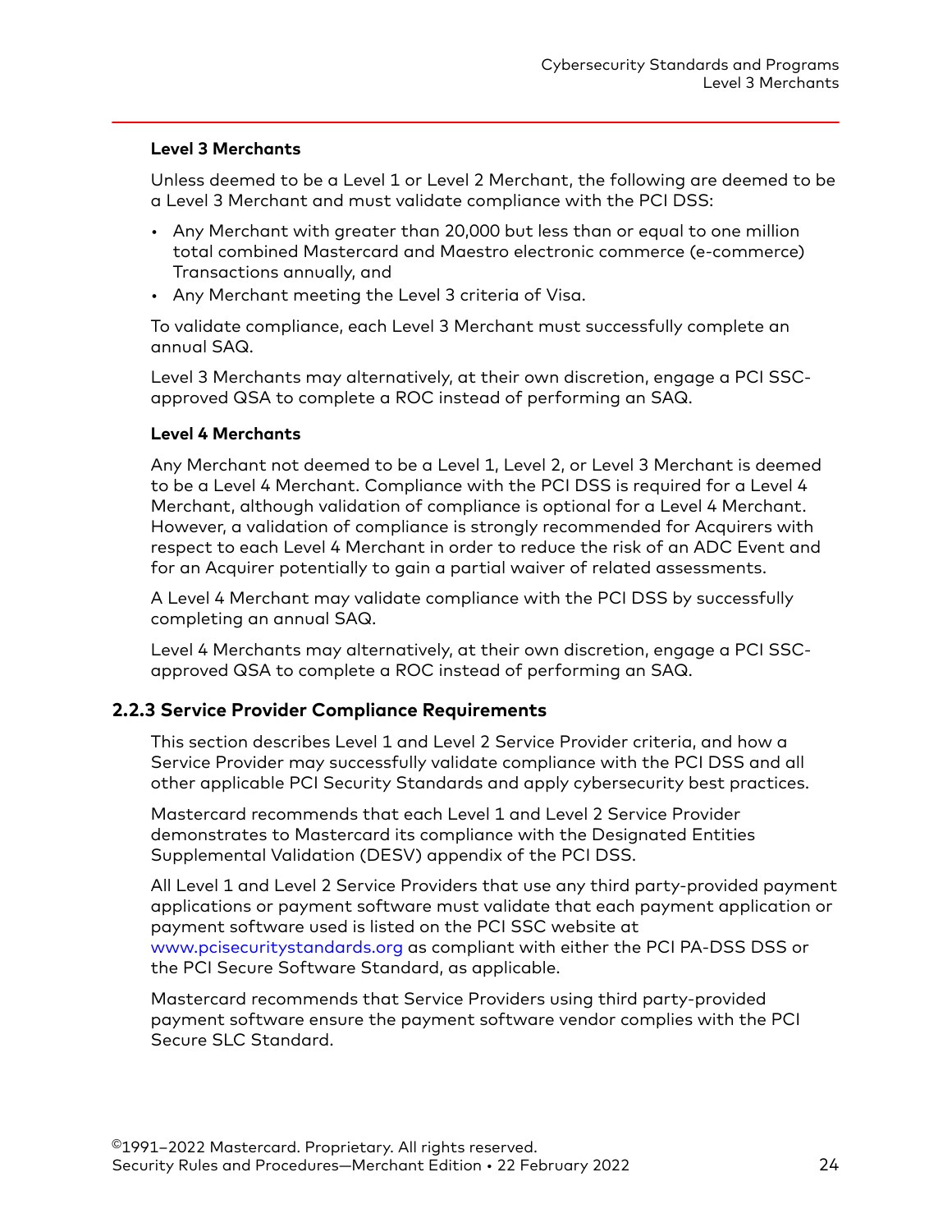#### Level 3 Merchants

Unless deemed to be a Level 1 or Level 2 Merchant, the following are deemed to be a Level 3 Merchant and must validate compliance with the PCI DSS:

- Any Merchant with greater than 20,000 but less than or equal to one million total combined Mastercard and Maestro electronic commerce (e-commerce) Transactions annually, and
- Any Merchant meeting the Level 3 criteria of Visa.

To validate compliance, each Level 3 Merchant must successfully complete an annual SAQ.

Level 3 Merchants may alternatively, at their own discretion, engage a PCI SSC-approved QSA to complete a ROC instead of performing an SAQ.

#### Level 4 Merchants

Any Merchant not deemed to be a Level 1, Level 2, or Level 3 Merchant is deemed to be a Level 4 Merchant. Compliance with the PCI DSS is required for a Level 4 Merchant, although validation of compliance is optional for a Level 4 Merchant. However, a validation of compliance is strongly recommended for Acquirers with respect to each Level 4 Merchant in order to reduce the risk of an ADC Event and for an Acquirer potentially to gain a partial waiver of related assessments.

A Level 4 Merchant may validate compliance with the PCI DSS by successfully completing an annual SAQ.

Level 4 Merchants may alternatively, at their own discretion, engage a PCI SSC-approved QSA to complete a ROC instead of performing an SAQ.

### 2.2.3 Service Provider Compliance Requirements

This section describes Level 1 and Level 2 Service Provider criteria, and how a Service Provider may successfully validate compliance with the PCI DSS and all other applicable PCI Security Standards and apply cybersecurity best practices.

Mastercard recommends that each Level 1 and Level 2 Service Provider demonstrates to Mastercard its compliance with the Designated Entities Supplemental Validation (DESV) appendix of the PCI DSS.

All Level 1 and Level 2 Service Providers that use any third party-provided payment applications or payment software must validate that each payment application or payment software used is listed on the PCI SSC website at www.pcisecuritystandards.org as compliant with either the PCI PA-DSS DSS or the PCI Secure Software Standard, as applicable.

Mastercard recommends that Service Providers using third party-provided payment software ensure the payment software vendor complies with the PCI Secure SLC Standard.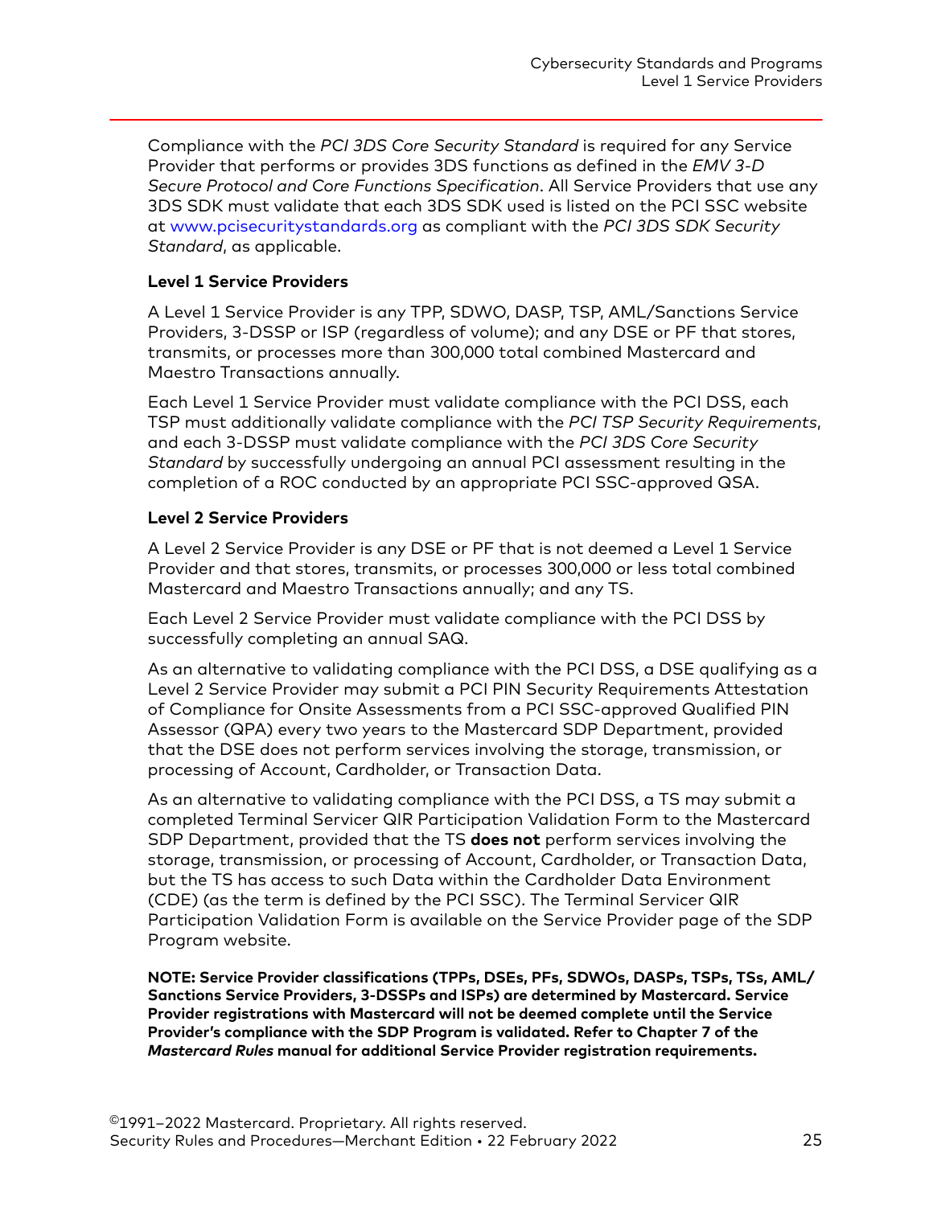Compliance with the *PCI 3DS Core Security Standard* is required for any Service Provider that performs or provides 3DS functions as defined in the *EMV 3-D Secure Protocol and Core Functions Specification*. All Service Providers that use any 3DS SDK must validate that each 3DS SDK used is listed on the PCI SSC website at www.pcisecuritystandards.org as compliant with the *PCI 3DS SDK Security Standard*, as applicable.

**Level 1 Service Providers**

A Level 1 Service Provider is any TPP, SDWO, DASP, TSP, AML/Sanctions Service Providers, 3-DSSP or ISP (regardless of volume); and any DSE or PF that stores, transmits, or processes more than 300,000 total combined Mastercard and Maestro Transactions annually.

Each Level 1 Service Provider must validate compliance with the PCI DSS, each TSP must additionally validate compliance with the *PCI TSP Security Requirements*, and each 3-DSSP must validate compliance with the *PCI 3DS Core Security Standard* by successfully undergoing an annual PCI assessment resulting in the completion of a ROC conducted by an appropriate PCI SSC-approved QSA.

**Level 2 Service Providers**

A Level 2 Service Provider is any DSE or PF that is not deemed a Level 1 Service Provider and that stores, transmits, or processes 300,000 or less total combined Mastercard and Maestro Transactions annually; and any TS.

Each Level 2 Service Provider must validate compliance with the PCI DSS by successfully completing an annual SAQ.

As an alternative to validating compliance with the PCI DSS, a DSE qualifying as a Level 2 Service Provider may submit a PCI PIN Security Requirements Attestation of Compliance for Onsite Assessments from a PCI SSC-approved Qualified PIN Assessor (QPA) every two years to the Mastercard SDP Department, provided that the DSE does not perform services involving the storage, transmission, or processing of Account, Cardholder, or Transaction Data.

As an alternative to validating compliance with the PCI DSS, a TS may submit a completed Terminal Servicer QIR Participation Validation Form to the Mastercard SDP Department, provided that the TS **does not** perform services involving the storage, transmission, or processing of Account, Cardholder, or Transaction Data, but the TS has access to such Data within the Cardholder Data Environment (CDE) (as the term is defined by the PCI SSC). The Terminal Servicer QIR Participation Validation Form is available on the Service Provider page of the SDP Program website.

**NOTE: Service Provider classifications (TPPs, DSEs, PFs, SDWOs, DASPs, TSPs, TSs, AML/Sanctions Service Providers, 3-DSSPs and ISPs) are determined by Mastercard. Service Provider registrations with Mastercard will not be deemed complete until the Service Provider's compliance with the SDP Program is validated. Refer to Chapter 7 of the *Mastercard Rules* manual for additional Service Provider registration requirements.**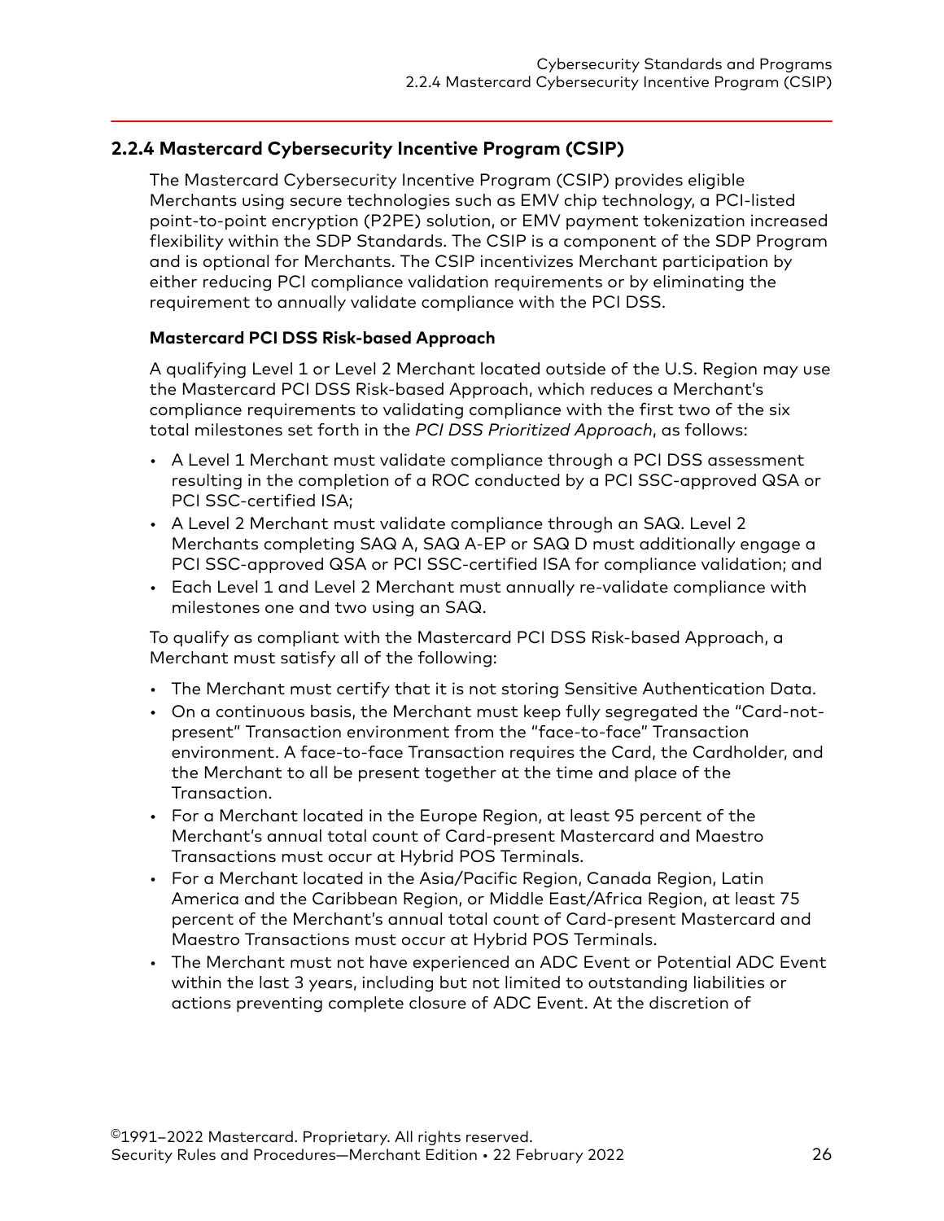## 2.2.4 Mastercard Cybersecurity Incentive Program (CSIP)

The Mastercard Cybersecurity Incentive Program (CSIP) provides eligible Merchants using secure technologies such as EMV chip technology, a PCI-listed point-to-point encryption (P2PE) solution, or EMV payment tokenization increased flexibility within the SDP Standards. The CSIP is a component of the SDP Program and is optional for Merchants. The CSIP incentivizes Merchant participation by either reducing PCI compliance validation requirements or by eliminating the requirement to annually validate compliance with the PCI DSS.

### Mastercard PCI DSS Risk-based Approach

A qualifying Level 1 or Level 2 Merchant located outside of the U.S. Region may use the Mastercard PCI DSS Risk-based Approach, which reduces a Merchant's compliance requirements to validating compliance with the first two of the six total milestones set forth in the *PCI DSS Prioritized Approach*, as follows:

- A Level 1 Merchant must validate compliance through a PCI DSS assessment resulting in the completion of a ROC conducted by a PCI SSC-approved QSA or PCI SSC-certified ISA;
- A Level 2 Merchant must validate compliance through an SAQ. Level 2 Merchants completing SAQ A, SAQ A-EP or SAQ D must additionally engage a PCI SSC-approved QSA or PCI SSC-certified ISA for compliance validation; and
- Each Level 1 and Level 2 Merchant must annually re-validate compliance with milestones one and two using an SAQ.

To qualify as compliant with the Mastercard PCI DSS Risk-based Approach, a Merchant must satisfy all of the following:

- The Merchant must certify that it is not storing Sensitive Authentication Data.
- On a continuous basis, the Merchant must keep fully segregated the "Card-not-present" Transaction environment from the "face-to-face" Transaction environment. A face-to-face Transaction requires the Card, the Cardholder, and the Merchant to all be present together at the time and place of the Transaction.
- For a Merchant located in the Europe Region, at least 95 percent of the Merchant's annual total count of Card-present Mastercard and Maestro Transactions must occur at Hybrid POS Terminals.
- For a Merchant located in the Asia/Pacific Region, Canada Region, Latin America and the Caribbean Region, or Middle East/Africa Region, at least 75 percent of the Merchant's annual total count of Card-present Mastercard and Maestro Transactions must occur at Hybrid POS Terminals.
- The Merchant must not have experienced an ADC Event or Potential ADC Event within the last 3 years, including but not limited to outstanding liabilities or actions preventing complete closure of ADC Event. At the discretion of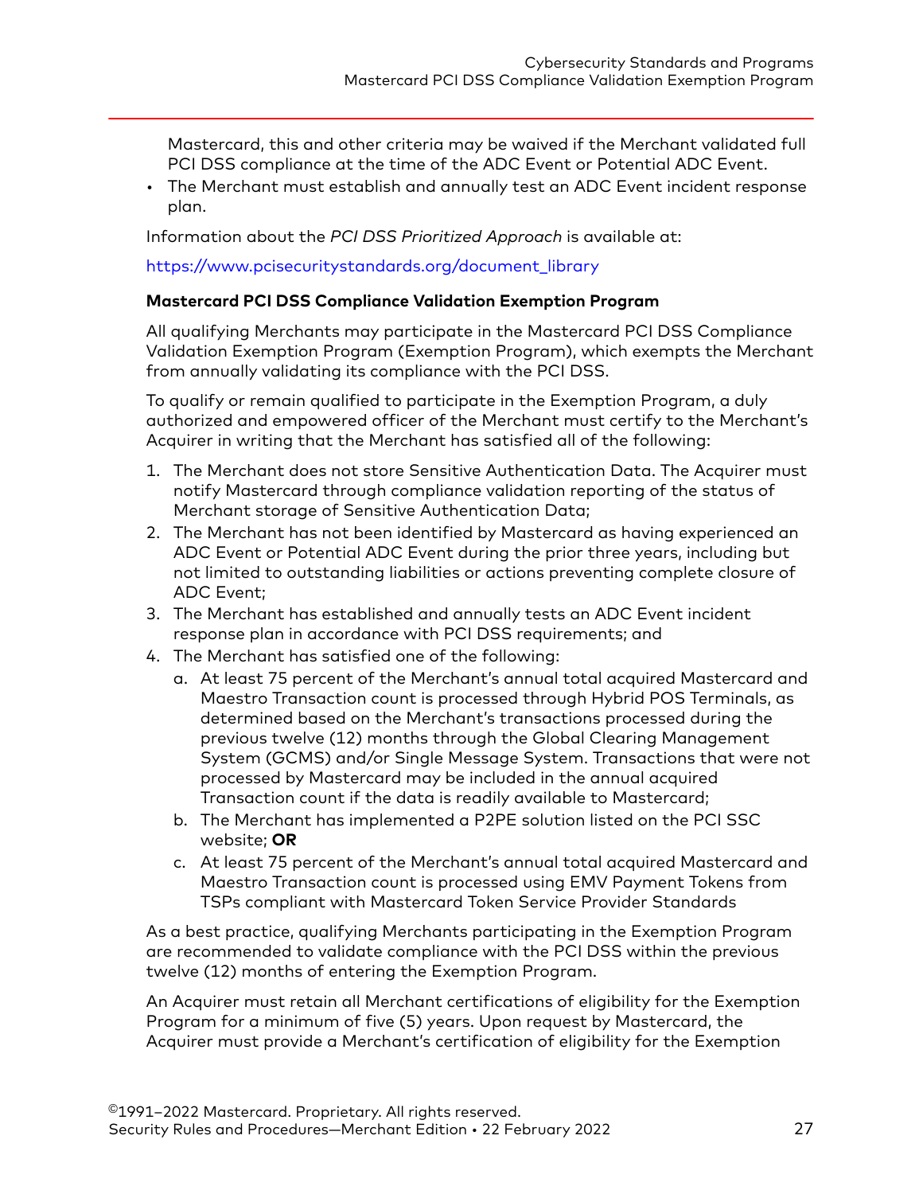Mastercard, this and other criteria may be waived if the Merchant validated full PCI DSS compliance at the time of the ADC Event or Potential ADC Event.

- The Merchant must establish and annually test an ADC Event incident response plan.

Information about the *PCI DSS Prioritized Approach* is available at:

https://www.pcisecuritystandards.org/document_library

**Mastercard PCI DSS Compliance Validation Exemption Program**

All qualifying Merchants may participate in the Mastercard PCI DSS Compliance Validation Exemption Program (Exemption Program), which exempts the Merchant from annually validating its compliance with the PCI DSS.

To qualify or remain qualified to participate in the Exemption Program, a duly authorized and empowered officer of the Merchant must certify to the Merchant's Acquirer in writing that the Merchant has satisfied all of the following:

1. The Merchant does not store Sensitive Authentication Data. The Acquirer must notify Mastercard through compliance validation reporting of the status of Merchant storage of Sensitive Authentication Data;
2. The Merchant has not been identified by Mastercard as having experienced an ADC Event or Potential ADC Event during the prior three years, including but not limited to outstanding liabilities or actions preventing complete closure of ADC Event;
3. The Merchant has established and annually tests an ADC Event incident response plan in accordance with PCI DSS requirements; and
4. The Merchant has satisfied one of the following:
   a. At least 75 percent of the Merchant's annual total acquired Mastercard and Maestro Transaction count is processed through Hybrid POS Terminals, as determined based on the Merchant's transactions processed during the previous twelve (12) months through the Global Clearing Management System (GCMS) and/or Single Message System. Transactions that were not processed by Mastercard may be included in the annual acquired Transaction count if the data is readily available to Mastercard;
   b. The Merchant has implemented a P2PE solution listed on the PCI SSC website; **OR**
   c. At least 75 percent of the Merchant's annual total acquired Mastercard and Maestro Transaction count is processed using EMV Payment Tokens from TSPs compliant with Mastercard Token Service Provider Standards

As a best practice, qualifying Merchants participating in the Exemption Program are recommended to validate compliance with the PCI DSS within the previous twelve (12) months of entering the Exemption Program.

An Acquirer must retain all Merchant certifications of eligibility for the Exemption Program for a minimum of five (5) years. Upon request by Mastercard, the Acquirer must provide a Merchant's certification of eligibility for the Exemption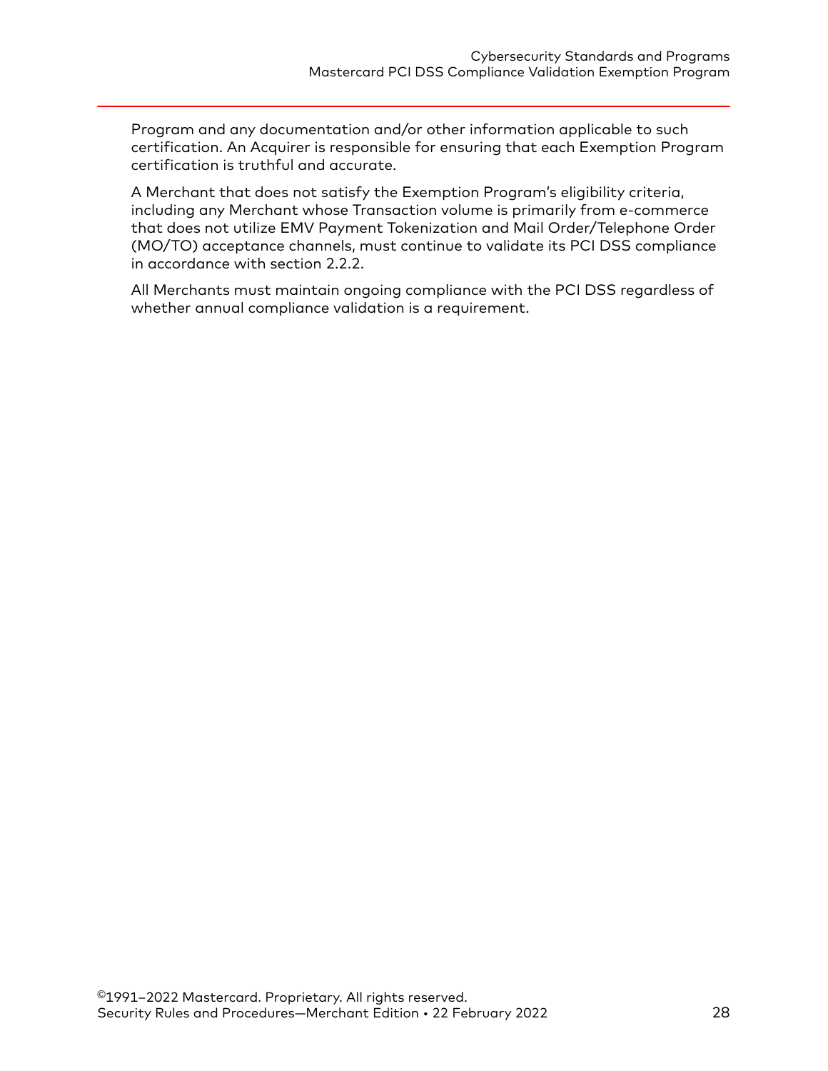Program and any documentation and/or other information applicable to such certification. An Acquirer is responsible for ensuring that each Exemption Program certification is truthful and accurate.

A Merchant that does not satisfy the Exemption Program's eligibility criteria, including any Merchant whose Transaction volume is primarily from e-commerce that does not utilize EMV Payment Tokenization and Mail Order/Telephone Order (MO/TO) acceptance channels, must continue to validate its PCI DSS compliance in accordance with section 2.2.2.

All Merchants must maintain ongoing compliance with the PCI DSS regardless of whether annual compliance validation is a requirement.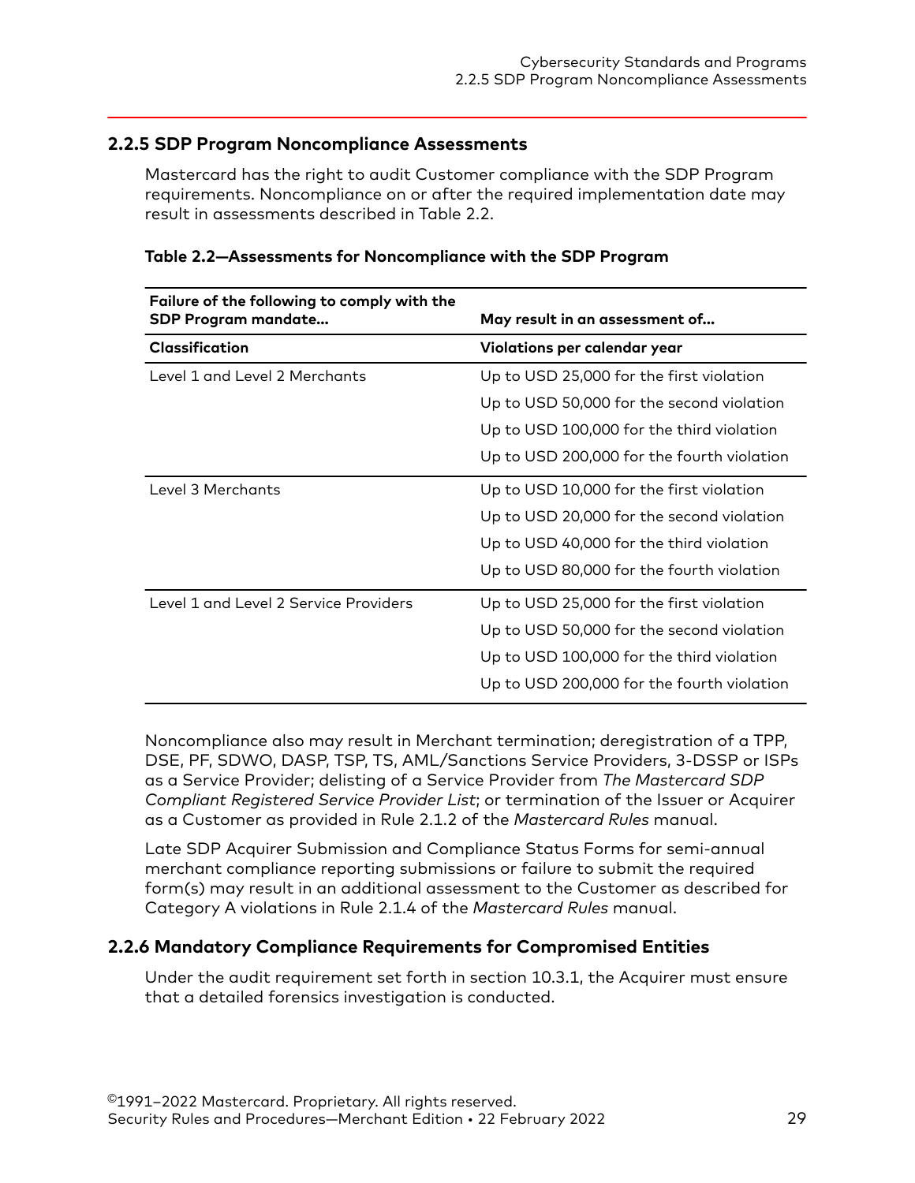## 2.2.5 SDP Program Noncompliance Assessments

Mastercard has the right to audit Customer compliance with the SDP Program requirements. Noncompliance on or after the required implementation date may result in assessments described in Table 2.2.

**Table 2.2—Assessments for Noncompliance with the SDP Program**

| Failure of the following to comply with the SDP Program mandate… | May result in an assessment of… |
|---|---|
| **Classification** | **Violations per calendar year** |
| Level 1 and Level 2 Merchants | Up to USD 25,000 for the first violation |
| | Up to USD 50,000 for the second violation |
| | Up to USD 100,000 for the third violation |
| | Up to USD 200,000 for the fourth violation |
| Level 3 Merchants | Up to USD 10,000 for the first violation |
| | Up to USD 20,000 for the second violation |
| | Up to USD 40,000 for the third violation |
| | Up to USD 80,000 for the fourth violation |
| Level 1 and Level 2 Service Providers | Up to USD 25,000 for the first violation |
| | Up to USD 50,000 for the second violation |
| | Up to USD 100,000 for the third violation |
| | Up to USD 200,000 for the fourth violation |

Noncompliance also may result in Merchant termination; deregistration of a TPP, DSE, PF, SDWO, DASP, TSP, TS, AML/Sanctions Service Providers, 3-DSSP or ISPs as a Service Provider; delisting of a Service Provider from *The Mastercard SDP Compliant Registered Service Provider List*; or termination of the Issuer or Acquirer as a Customer as provided in Rule 2.1.2 of the *Mastercard Rules* manual.

Late SDP Acquirer Submission and Compliance Status Forms for semi-annual merchant compliance reporting submissions or failure to submit the required form(s) may result in an additional assessment to the Customer as described for Category A violations in Rule 2.1.4 of the *Mastercard Rules* manual.

## 2.2.6 Mandatory Compliance Requirements for Compromised Entities

Under the audit requirement set forth in section 10.3.1, the Acquirer must ensure that a detailed forensics investigation is conducted.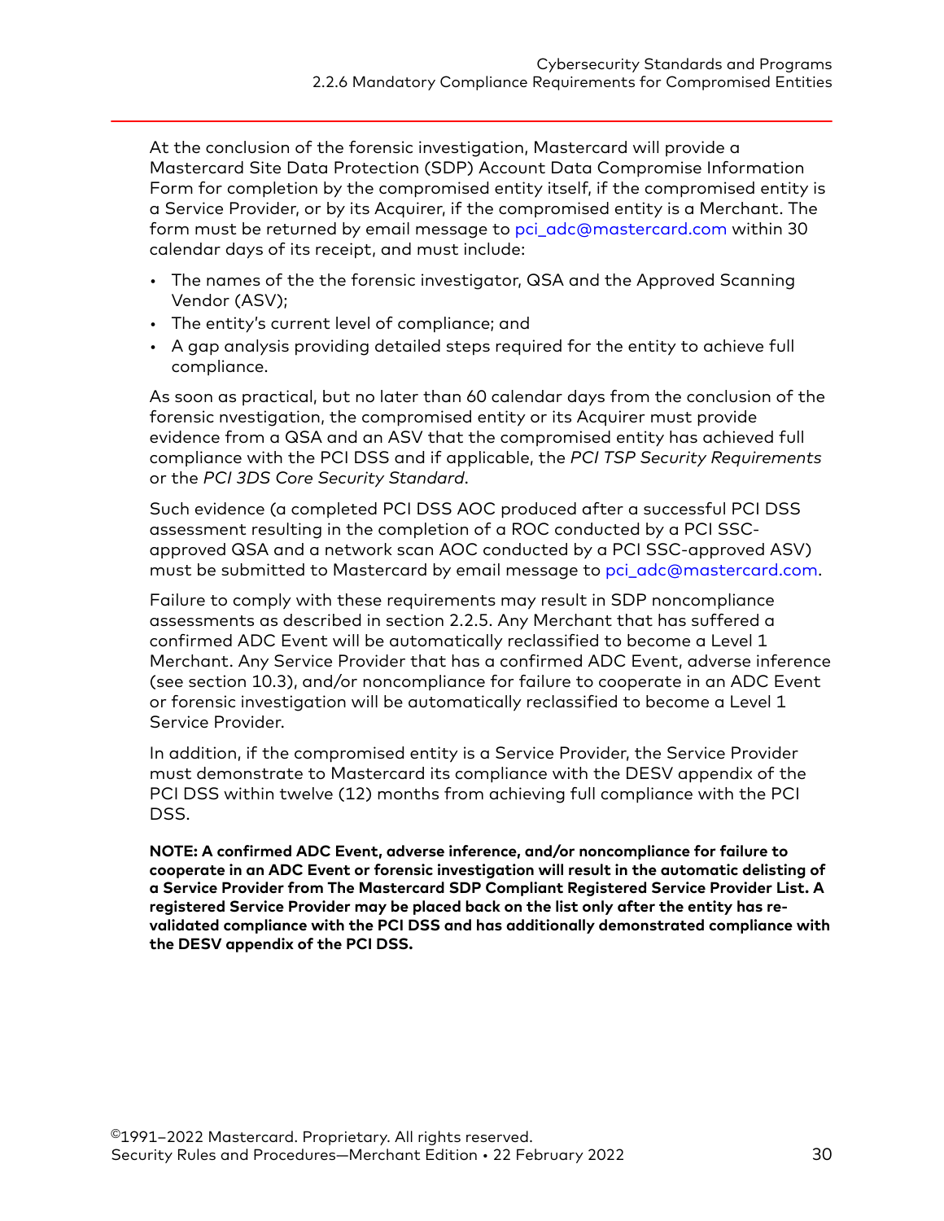At the conclusion of the forensic investigation, Mastercard will provide a Mastercard Site Data Protection (SDP) Account Data Compromise Information Form for completion by the compromised entity itself, if the compromised entity is a Service Provider, or by its Acquirer, if the compromised entity is a Merchant. The form must be returned by email message to pci_adc@mastercard.com within 30 calendar days of its receipt, and must include:

- The names of the the forensic investigator, QSA and the Approved Scanning Vendor (ASV);
- The entity's current level of compliance; and
- A gap analysis providing detailed steps required for the entity to achieve full compliance.

As soon as practical, but no later than 60 calendar days from the conclusion of the forensic nvestigation, the compromised entity or its Acquirer must provide evidence from a QSA and an ASV that the compromised entity has achieved full compliance with the PCI DSS and if applicable, the *PCI TSP Security Requirements* or the *PCI 3DS Core Security Standard*.

Such evidence (a completed PCI DSS AOC produced after a successful PCI DSS assessment resulting in the completion of a ROC conducted by a PCI SSC-approved QSA and a network scan AOC conducted by a PCI SSC-approved ASV) must be submitted to Mastercard by email message to pci_adc@mastercard.com.

Failure to comply with these requirements may result in SDP noncompliance assessments as described in section 2.2.5. Any Merchant that has suffered a confirmed ADC Event will be automatically reclassified to become a Level 1 Merchant. Any Service Provider that has a confirmed ADC Event, adverse inference (see section 10.3), and/or noncompliance for failure to cooperate in an ADC Event or forensic investigation will be automatically reclassified to become a Level 1 Service Provider.

In addition, if the compromised entity is a Service Provider, the Service Provider must demonstrate to Mastercard its compliance with the DESV appendix of the PCI DSS within twelve (12) months from achieving full compliance with the PCI DSS.

**NOTE: A confirmed ADC Event, adverse inference, and/or noncompliance for failure to cooperate in an ADC Event or forensic investigation will result in the automatic delisting of a Service Provider from The Mastercard SDP Compliant Registered Service Provider List. A registered Service Provider may be placed back on the list only after the entity has re-validated compliance with the PCI DSS and has additionally demonstrated compliance with the DESV appendix of the PCI DSS.**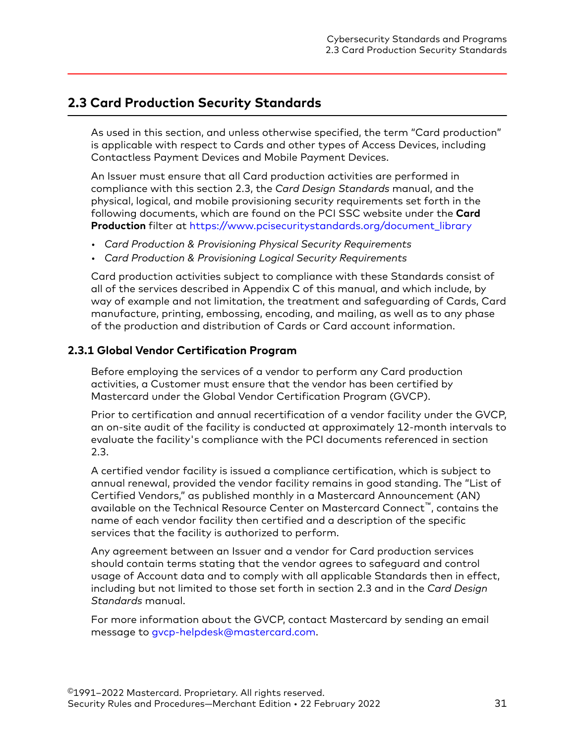## 2.3 Card Production Security Standards

As used in this section, and unless otherwise specified, the term "Card production" is applicable with respect to Cards and other types of Access Devices, including Contactless Payment Devices and Mobile Payment Devices.

An Issuer must ensure that all Card production activities are performed in compliance with this section 2.3, the *Card Design Standards* manual, and the physical, logical, and mobile provisioning security requirements set forth in the following documents, which are found on the PCI SSC website under the **Card Production** filter at https://www.pcisecuritystandards.org/document_library

- *Card Production & Provisioning Physical Security Requirements*
- *Card Production & Provisioning Logical Security Requirements*

Card production activities subject to compliance with these Standards consist of all of the services described in Appendix C of this manual, and which include, by way of example and not limitation, the treatment and safeguarding of Cards, Card manufacture, printing, embossing, encoding, and mailing, as well as to any phase of the production and distribution of Cards or Card account information.

### 2.3.1 Global Vendor Certification Program

Before employing the services of a vendor to perform any Card production activities, a Customer must ensure that the vendor has been certified by Mastercard under the Global Vendor Certification Program (GVCP).

Prior to certification and annual recertification of a vendor facility under the GVCP, an on-site audit of the facility is conducted at approximately 12-month intervals to evaluate the facility's compliance with the PCI documents referenced in section 2.3.

A certified vendor facility is issued a compliance certification, which is subject to annual renewal, provided the vendor facility remains in good standing. The "List of Certified Vendors," as published monthly in a Mastercard Announcement (AN) available on the Technical Resource Center on Mastercard Connect™, contains the name of each vendor facility then certified and a description of the specific services that the facility is authorized to perform.

Any agreement between an Issuer and a vendor for Card production services should contain terms stating that the vendor agrees to safeguard and control usage of Account data and to comply with all applicable Standards then in effect, including but not limited to those set forth in section 2.3 and in the *Card Design Standards* manual.

For more information about the GVCP, contact Mastercard by sending an email message to gvcp-helpdesk@mastercard.com.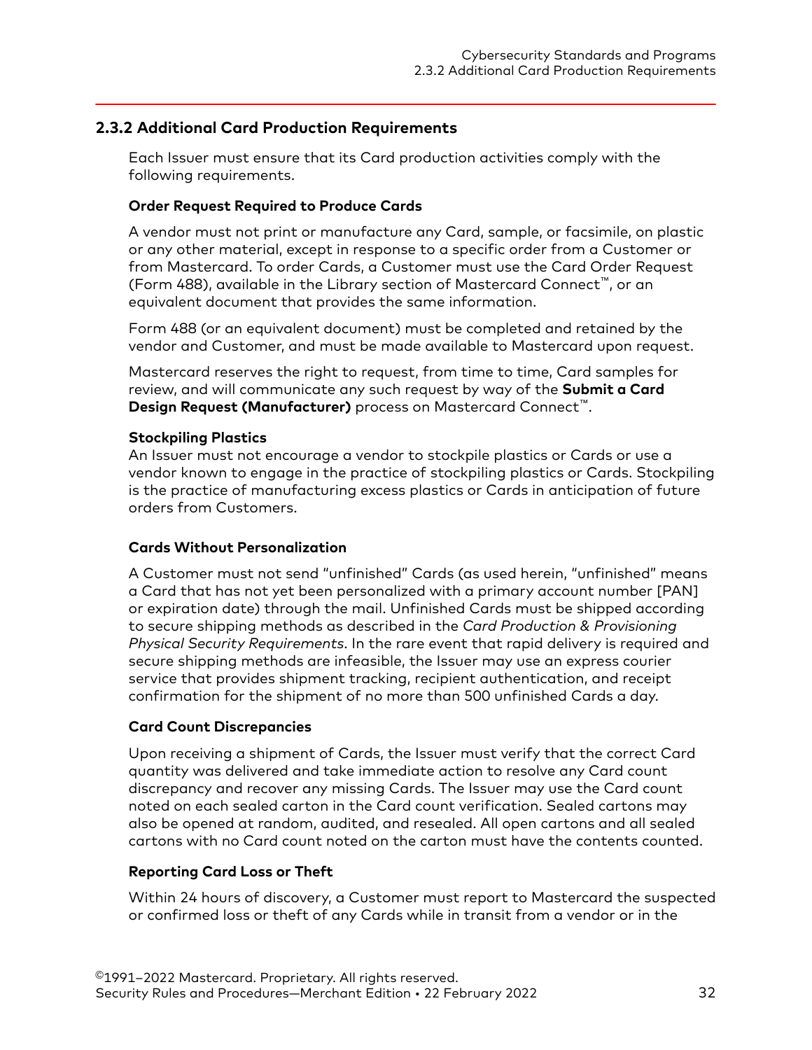## 2.3.2 Additional Card Production Requirements

Each Issuer must ensure that its Card production activities comply with the following requirements.

**Order Request Required to Produce Cards**

A vendor must not print or manufacture any Card, sample, or facsimile, on plastic or any other material, except in response to a specific order from a Customer or from Mastercard. To order Cards, a Customer must use the Card Order Request (Form 488), available in the Library section of Mastercard Connect™, or an equivalent document that provides the same information.

Form 488 (or an equivalent document) must be completed and retained by the vendor and Customer, and must be made available to Mastercard upon request.

Mastercard reserves the right to request, from time to time, Card samples for review, and will communicate any such request by way of the **Submit a Card Design Request (Manufacturer)** process on Mastercard Connect™.

**Stockpiling Plastics**

An Issuer must not encourage a vendor to stockpile plastics or Cards or use a vendor known to engage in the practice of stockpiling plastics or Cards. Stockpiling is the practice of manufacturing excess plastics or Cards in anticipation of future orders from Customers.

**Cards Without Personalization**

A Customer must not send "unfinished" Cards (as used herein, "unfinished" means a Card that has not yet been personalized with a primary account number [PAN] or expiration date) through the mail. Unfinished Cards must be shipped according to secure shipping methods as described in the *Card Production & Provisioning Physical Security Requirements*. In the rare event that rapid delivery is required and secure shipping methods are infeasible, the Issuer may use an express courier service that provides shipment tracking, recipient authentication, and receipt confirmation for the shipment of no more than 500 unfinished Cards a day.

**Card Count Discrepancies**

Upon receiving a shipment of Cards, the Issuer must verify that the correct Card quantity was delivered and take immediate action to resolve any Card count discrepancy and recover any missing Cards. The Issuer may use the Card count noted on each sealed carton in the Card count verification. Sealed cartons may also be opened at random, audited, and resealed. All open cartons and all sealed cartons with no Card count noted on the carton must have the contents counted.

**Reporting Card Loss or Theft**

Within 24 hours of discovery, a Customer must report to Mastercard the suspected or confirmed loss or theft of any Cards while in transit from a vendor or in the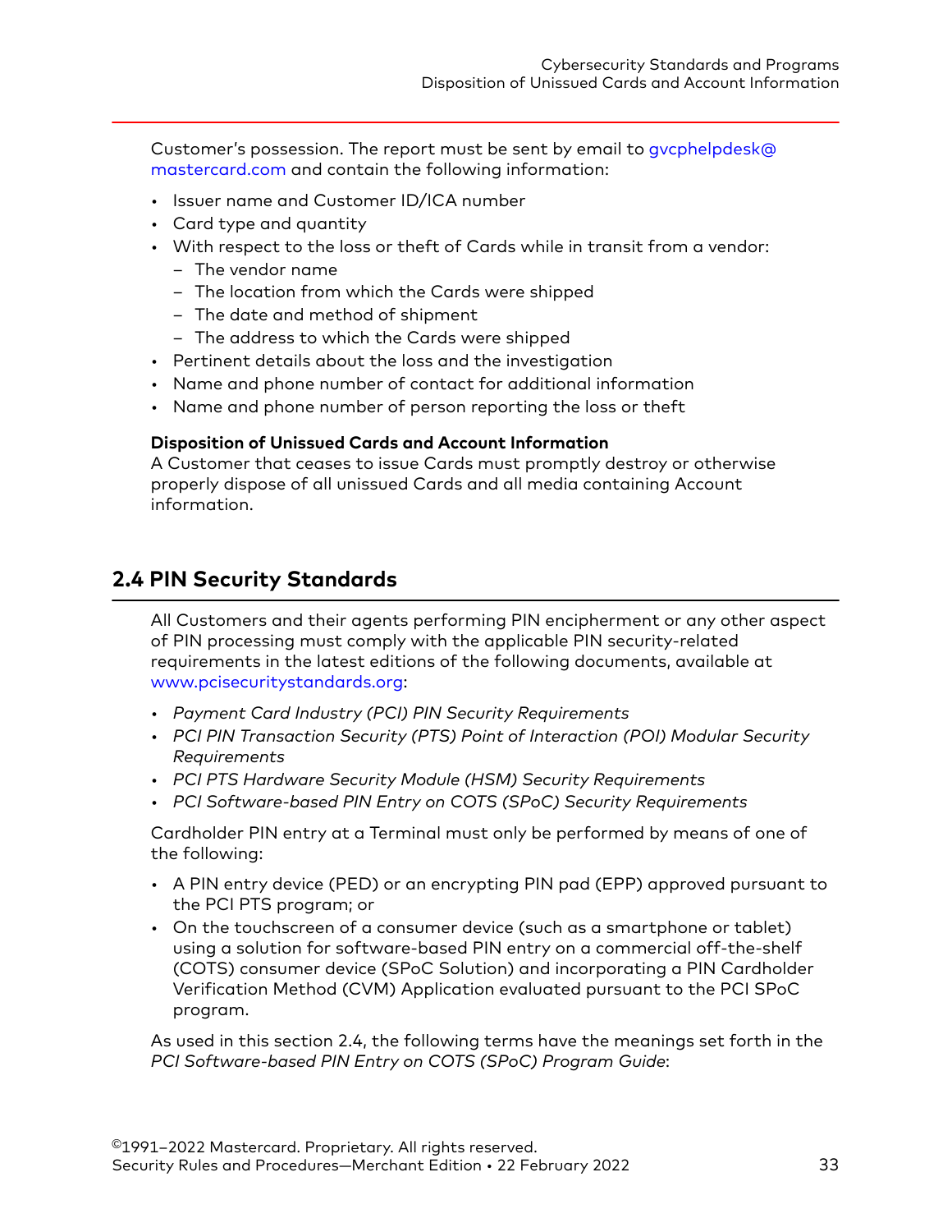Customer's possession. The report must be sent by email to gvcphelpdesk@mastercard.com and contain the following information:

- Issuer name and Customer ID/ICA number
- Card type and quantity
- With respect to the loss or theft of Cards while in transit from a vendor:
  - The vendor name
  - The location from which the Cards were shipped
  - The date and method of shipment
  - The address to which the Cards were shipped
- Pertinent details about the loss and the investigation
- Name and phone number of contact for additional information
- Name and phone number of person reporting the loss or theft

**Disposition of Unissued Cards and Account Information**

A Customer that ceases to issue Cards must promptly destroy or otherwise properly dispose of all unissued Cards and all media containing Account information.

## 2.4 PIN Security Standards

All Customers and their agents performing PIN encipherment or any other aspect of PIN processing must comply with the applicable PIN security-related requirements in the latest editions of the following documents, available at www.pcisecuritystandards.org:

- *Payment Card Industry (PCI) PIN Security Requirements*
- *PCI PIN Transaction Security (PTS) Point of Interaction (POI) Modular Security Requirements*
- *PCI PTS Hardware Security Module (HSM) Security Requirements*
- *PCI Software-based PIN Entry on COTS (SPoC) Security Requirements*

Cardholder PIN entry at a Terminal must only be performed by means of one of the following:

- A PIN entry device (PED) or an encrypting PIN pad (EPP) approved pursuant to the PCI PTS program; or
- On the touchscreen of a consumer device (such as a smartphone or tablet) using a solution for software-based PIN entry on a commercial off-the-shelf (COTS) consumer device (SPoC Solution) and incorporating a PIN Cardholder Verification Method (CVM) Application evaluated pursuant to the PCI SPoC program.

As used in this section 2.4, the following terms have the meanings set forth in the *PCI Software-based PIN Entry on COTS (SPoC) Program Guide*: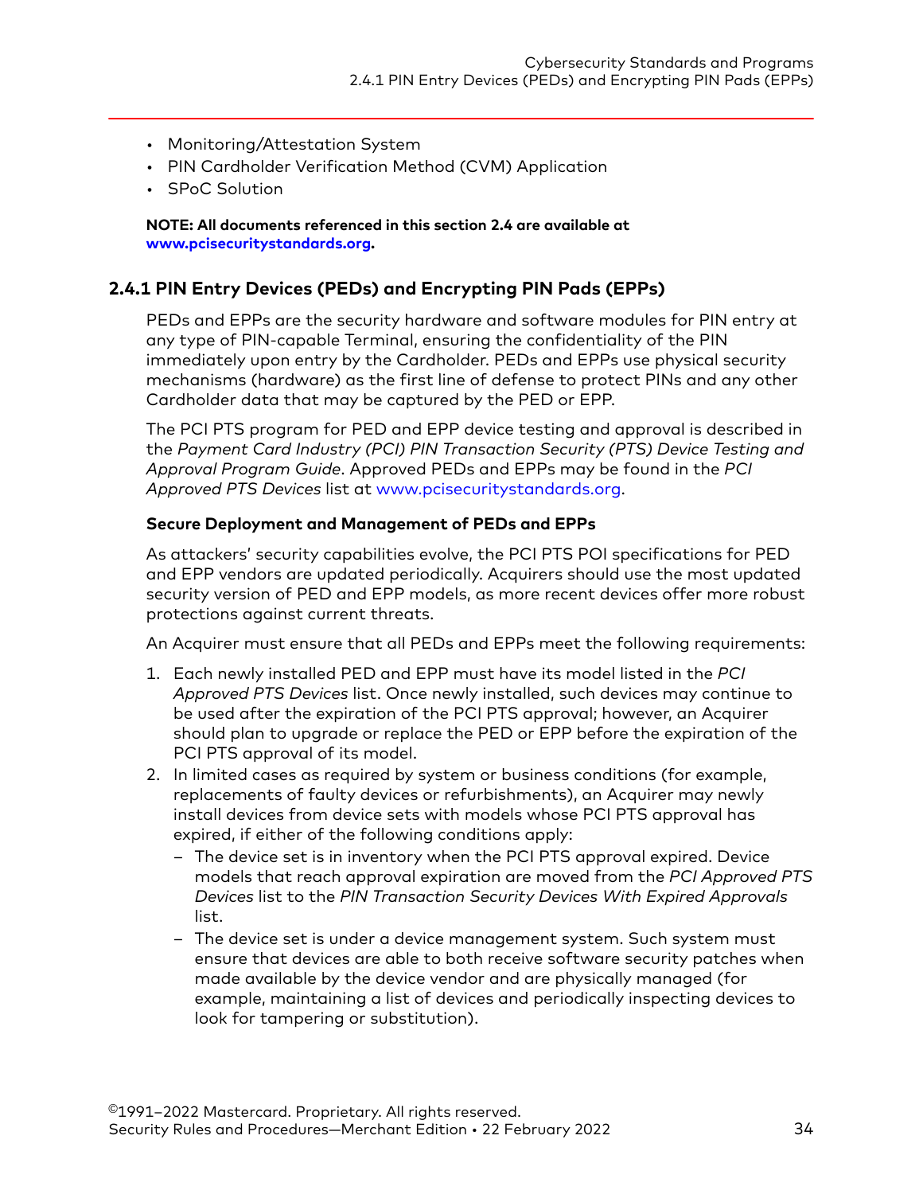- Monitoring/Attestation System
- PIN Cardholder Verification Method (CVM) Application
- SPoC Solution

**NOTE: All documents referenced in this section 2.4 are available at www.pcisecuritystandards.org.**

## 2.4.1 PIN Entry Devices (PEDs) and Encrypting PIN Pads (EPPs)

PEDs and EPPs are the security hardware and software modules for PIN entry at any type of PIN-capable Terminal, ensuring the confidentiality of the PIN immediately upon entry by the Cardholder. PEDs and EPPs use physical security mechanisms (hardware) as the first line of defense to protect PINs and any other Cardholder data that may be captured by the PED or EPP.

The PCI PTS program for PED and EPP device testing and approval is described in the *Payment Card Industry (PCI) PIN Transaction Security (PTS) Device Testing and Approval Program Guide*. Approved PEDs and EPPs may be found in the *PCI Approved PTS Devices* list at www.pcisecuritystandards.org.

### Secure Deployment and Management of PEDs and EPPs

As attackers' security capabilities evolve, the PCI PTS POI specifications for PED and EPP vendors are updated periodically. Acquirers should use the most updated security version of PED and EPP models, as more recent devices offer more robust protections against current threats.

An Acquirer must ensure that all PEDs and EPPs meet the following requirements:

1. Each newly installed PED and EPP must have its model listed in the *PCI Approved PTS Devices* list. Once newly installed, such devices may continue to be used after the expiration of the PCI PTS approval; however, an Acquirer should plan to upgrade or replace the PED or EPP before the expiration of the PCI PTS approval of its model.
2. In limited cases as required by system or business conditions (for example, replacements of faulty devices or refurbishments), an Acquirer may newly install devices from device sets with models whose PCI PTS approval has expired, if either of the following conditions apply:
   - The device set is in inventory when the PCI PTS approval expired. Device models that reach approval expiration are moved from the *PCI Approved PTS Devices* list to the *PIN Transaction Security Devices With Expired Approvals* list.
   - The device set is under a device management system. Such system must ensure that devices are able to both receive software security patches when made available by the device vendor and are physically managed (for example, maintaining a list of devices and periodically inspecting devices to look for tampering or substitution).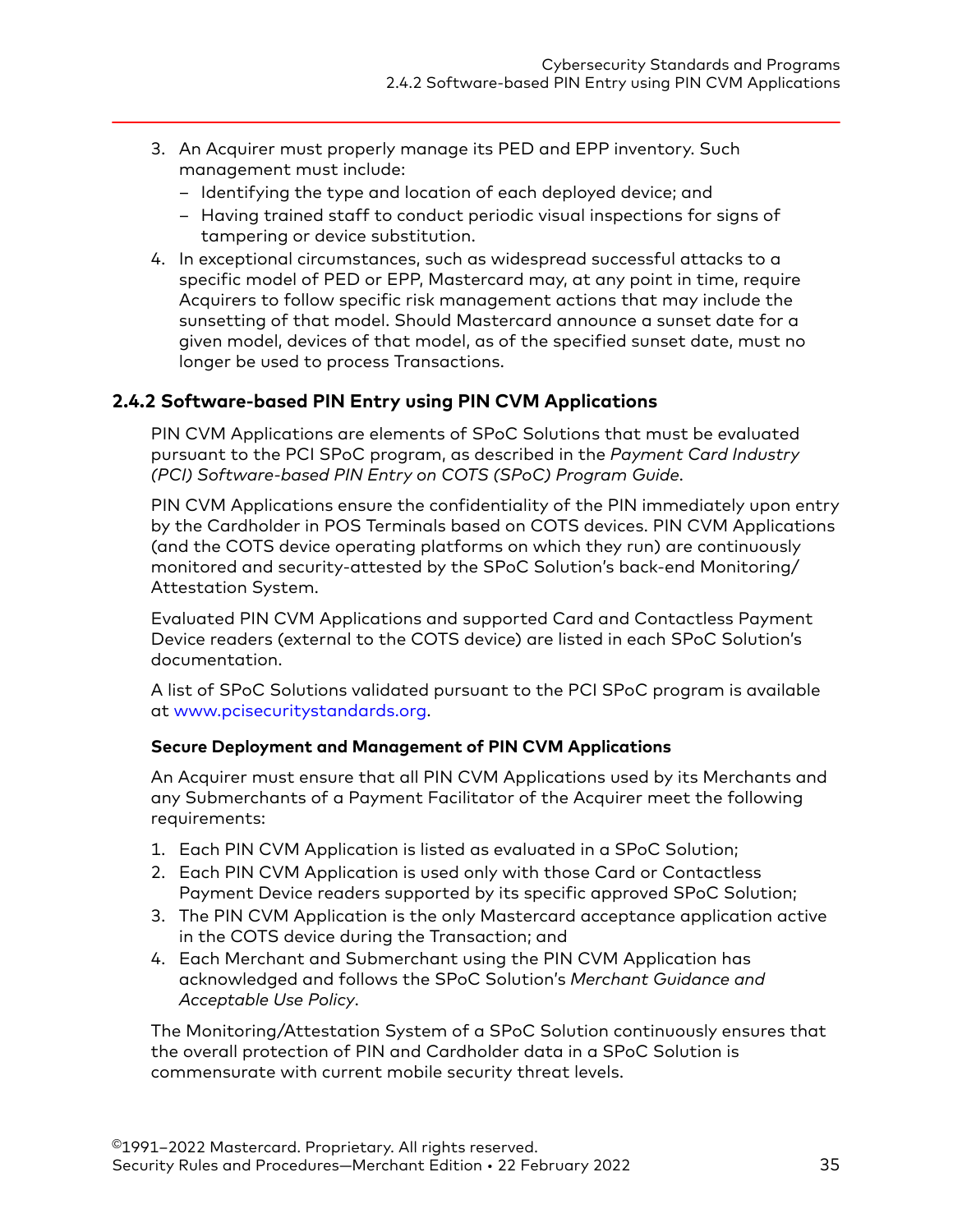3. An Acquirer must properly manage its PED and EPP inventory. Such management must include:
   - Identifying the type and location of each deployed device; and
   - Having trained staff to conduct periodic visual inspections for signs of tampering or device substitution.
4. In exceptional circumstances, such as widespread successful attacks to a specific model of PED or EPP, Mastercard may, at any point in time, require Acquirers to follow specific risk management actions that may include the sunsetting of that model. Should Mastercard announce a sunset date for a given model, devices of that model, as of the specified sunset date, must no longer be used to process Transactions.

## 2.4.2 Software-based PIN Entry using PIN CVM Applications

PIN CVM Applications are elements of SPoC Solutions that must be evaluated pursuant to the PCI SPoC program, as described in the *Payment Card Industry (PCI) Software-based PIN Entry on COTS (SPoC) Program Guide*.

PIN CVM Applications ensure the confidentiality of the PIN immediately upon entry by the Cardholder in POS Terminals based on COTS devices. PIN CVM Applications (and the COTS device operating platforms on which they run) are continuously monitored and security-attested by the SPoC Solution's back-end Monitoring/Attestation System.

Evaluated PIN CVM Applications and supported Card and Contactless Payment Device readers (external to the COTS device) are listed in each SPoC Solution's documentation.

A list of SPoC Solutions validated pursuant to the PCI SPoC program is available at www.pcisecuritystandards.org.

### Secure Deployment and Management of PIN CVM Applications

An Acquirer must ensure that all PIN CVM Applications used by its Merchants and any Submerchants of a Payment Facilitator of the Acquirer meet the following requirements:

1. Each PIN CVM Application is listed as evaluated in a SPoC Solution;
2. Each PIN CVM Application is used only with those Card or Contactless Payment Device readers supported by its specific approved SPoC Solution;
3. The PIN CVM Application is the only Mastercard acceptance application active in the COTS device during the Transaction; and
4. Each Merchant and Submerchant using the PIN CVM Application has acknowledged and follows the SPoC Solution's *Merchant Guidance and Acceptable Use Policy*.

The Monitoring/Attestation System of a SPoC Solution continuously ensures that the overall protection of PIN and Cardholder data in a SPoC Solution is commensurate with current mobile security threat levels.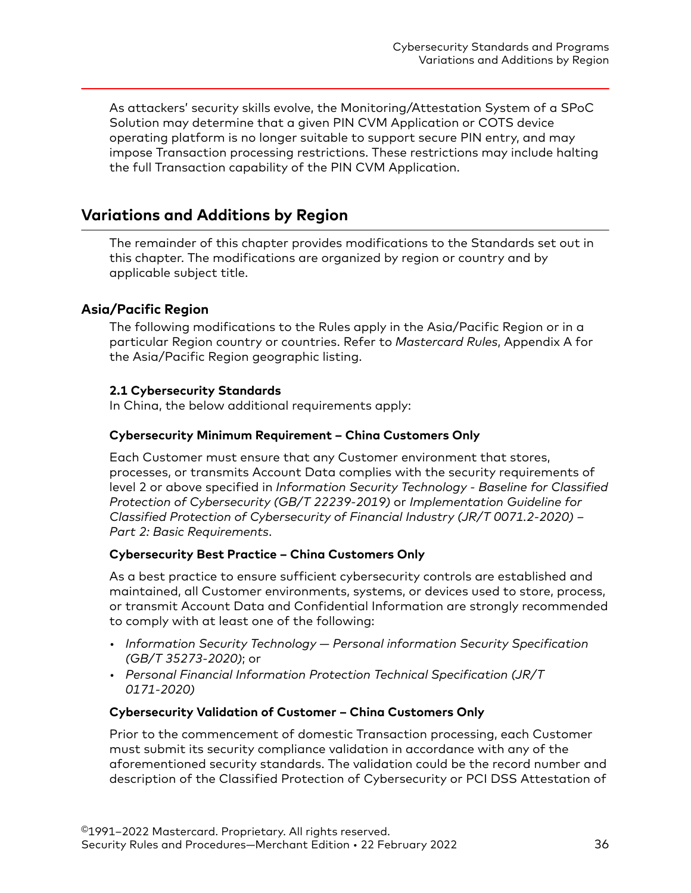As attackers' security skills evolve, the Monitoring/Attestation System of a SPoC Solution may determine that a given PIN CVM Application or COTS device operating platform is no longer suitable to support secure PIN entry, and may impose Transaction processing restrictions. These restrictions may include halting the full Transaction capability of the PIN CVM Application.

## Variations and Additions by Region

The remainder of this chapter provides modifications to the Standards set out in this chapter. The modifications are organized by region or country and by applicable subject title.

### Asia/Pacific Region

The following modifications to the Rules apply in the Asia/Pacific Region or in a particular Region country or countries. Refer to *Mastercard Rules*, Appendix A for the Asia/Pacific Region geographic listing.

#### 2.1 Cybersecurity Standards

In China, the below additional requirements apply:

**Cybersecurity Minimum Requirement – China Customers Only**

Each Customer must ensure that any Customer environment that stores, processes, or transmits Account Data complies with the security requirements of level 2 or above specified in *Information Security Technology - Baseline for Classified Protection of Cybersecurity (GB/T 22239-2019)* or *Implementation Guideline for Classified Protection of Cybersecurity of Financial Industry (JR/T 0071.2-2020) – Part 2: Basic Requirements*.

**Cybersecurity Best Practice – China Customers Only**

As a best practice to ensure sufficient cybersecurity controls are established and maintained, all Customer environments, systems, or devices used to store, process, or transmit Account Data and Confidential Information are strongly recommended to comply with at least one of the following:

- *Information Security Technology — Personal information Security Specification (GB/T 35273-2020)*; or
- *Personal Financial Information Protection Technical Specification (JR/T 0171-2020)*

**Cybersecurity Validation of Customer – China Customers Only**

Prior to the commencement of domestic Transaction processing, each Customer must submit its security compliance validation in accordance with any of the aforementioned security standards. The validation could be the record number and description of the Classified Protection of Cybersecurity or PCI DSS Attestation of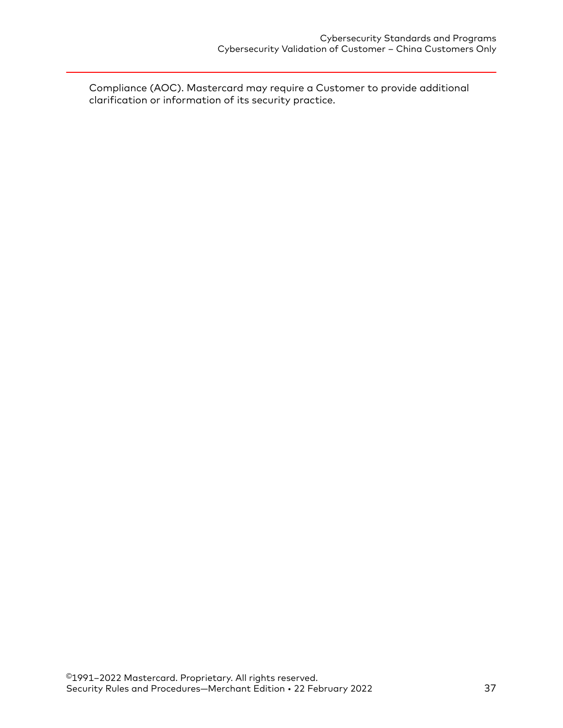Compliance (AOC). Mastercard may require a Customer to provide additional clarification or information of its security practice.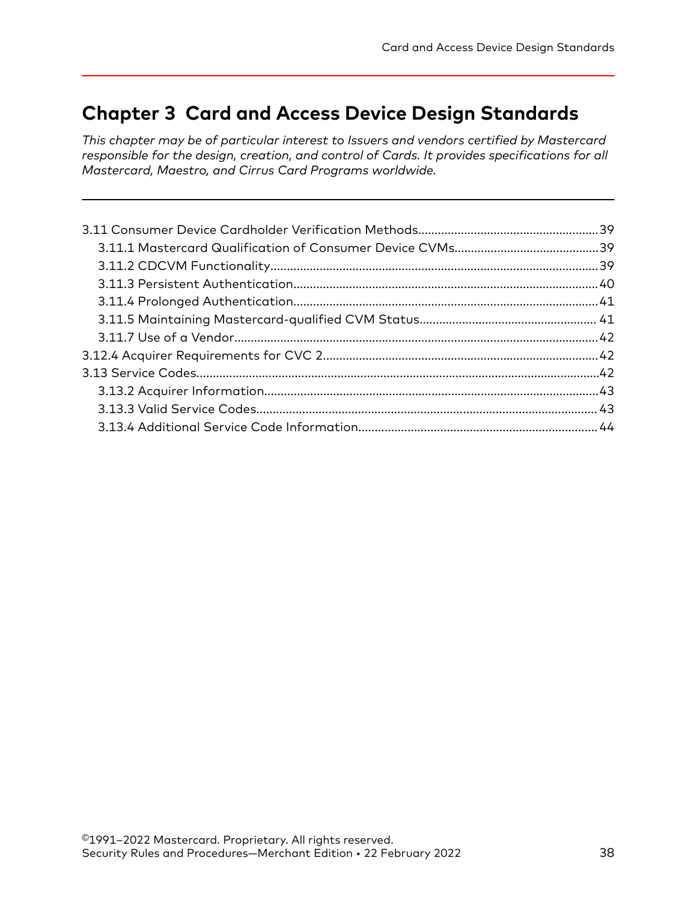# Chapter 3 Card and Access Device Design Standards

*This chapter may be of particular interest to Issuers and vendors certified by Mastercard responsible for the design, creation, and control of Cards. It provides specifications for all Mastercard, Maestro, and Cirrus Card Programs worldwide.*

---

3.11 Consumer Device Cardholder Verification Methods....................................................39
- 3.11.1 Mastercard Qualification of Consumer Device CVMs..........................................39
- 3.11.2 CDCVM Functionality...............................................................................39
- 3.11.3 Persistent Authentication.........................................................................40
- 3.11.4 Prolonged Authentication.........................................................................41
- 3.11.5 Maintaining Mastercard-qualified CVM Status................................................41
- 3.11.7 Use of a Vendor.....................................................................................42

3.12.4 Acquirer Requirements for CVC 2...............................................................42

3.13 Service Codes...............................................................................................42
- 3.13.2 Acquirer Information................................................................................43
- 3.13.3 Valid Service Codes.................................................................................43
- 3.13.4 Additional Service Code Information...........................................................44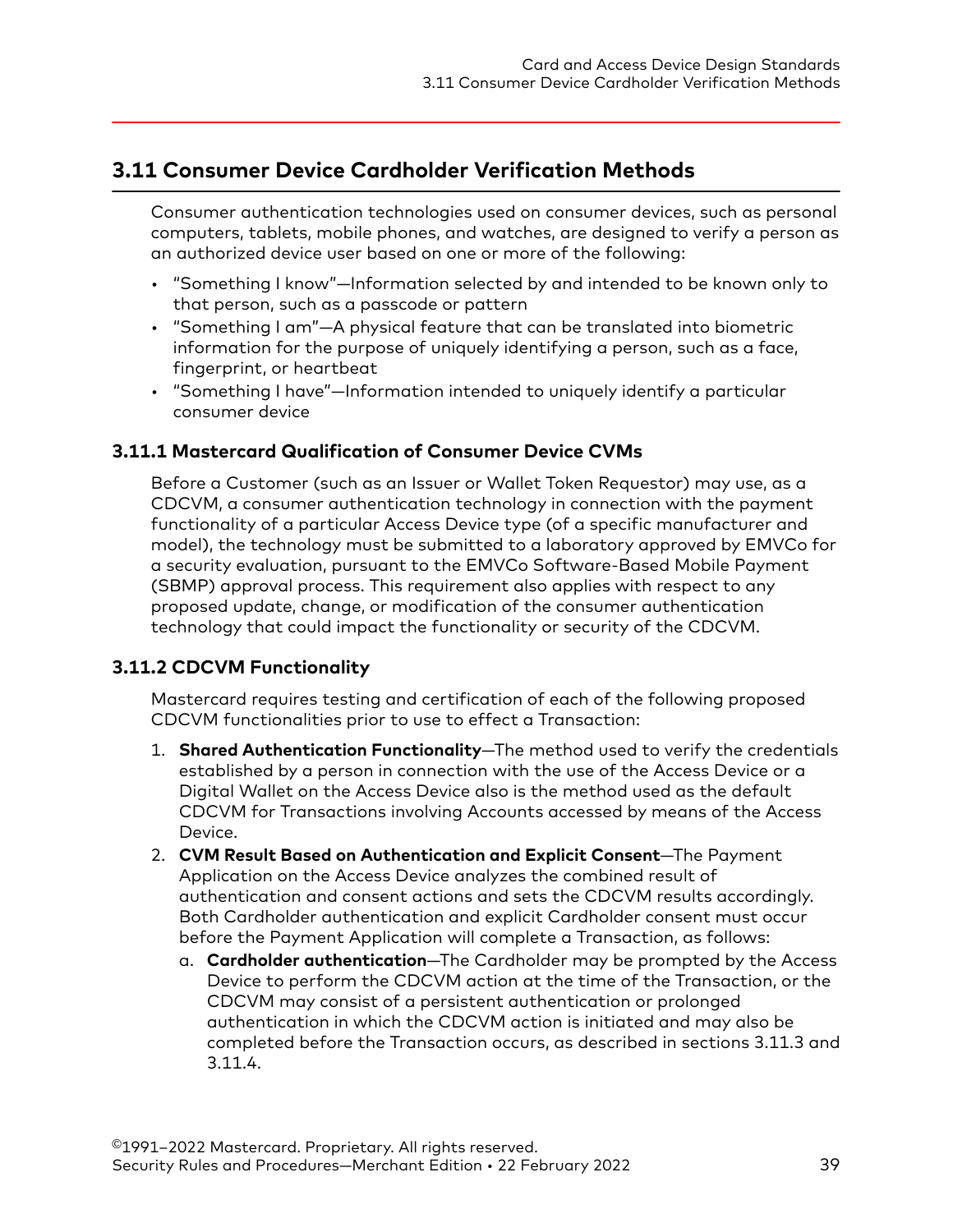## 3.11 Consumer Device Cardholder Verification Methods

Consumer authentication technologies used on consumer devices, such as personal computers, tablets, mobile phones, and watches, are designed to verify a person as an authorized device user based on one or more of the following:

- "Something I know"—Information selected by and intended to be known only to that person, such as a passcode or pattern
- "Something I am"—A physical feature that can be translated into biometric information for the purpose of uniquely identifying a person, such as a face, fingerprint, or heartbeat
- "Something I have"—Information intended to uniquely identify a particular consumer device

### 3.11.1 Mastercard Qualification of Consumer Device CVMs

Before a Customer (such as an Issuer or Wallet Token Requestor) may use, as a CDCVM, a consumer authentication technology in connection with the payment functionality of a particular Access Device type (of a specific manufacturer and model), the technology must be submitted to a laboratory approved by EMVCo for a security evaluation, pursuant to the EMVCo Software-Based Mobile Payment (SBMP) approval process. This requirement also applies with respect to any proposed update, change, or modification of the consumer authentication technology that could impact the functionality or security of the CDCVM.

### 3.11.2 CDCVM Functionality

Mastercard requires testing and certification of each of the following proposed CDCVM functionalities prior to use to effect a Transaction:

1. **Shared Authentication Functionality**—The method used to verify the credentials established by a person in connection with the use of the Access Device or a Digital Wallet on the Access Device also is the method used as the default CDCVM for Transactions involving Accounts accessed by means of the Access Device.
2. **CVM Result Based on Authentication and Explicit Consent**—The Payment Application on the Access Device analyzes the combined result of authentication and consent actions and sets the CDCVM results accordingly. Both Cardholder authentication and explicit Cardholder consent must occur before the Payment Application will complete a Transaction, as follows:
   a. **Cardholder authentication**—The Cardholder may be prompted by the Access Device to perform the CDCVM action at the time of the Transaction, or the CDCVM may consist of a persistent authentication or prolonged authentication in which the CDCVM action is initiated and may also be completed before the Transaction occurs, as described in sections 3.11.3 and 3.11.4.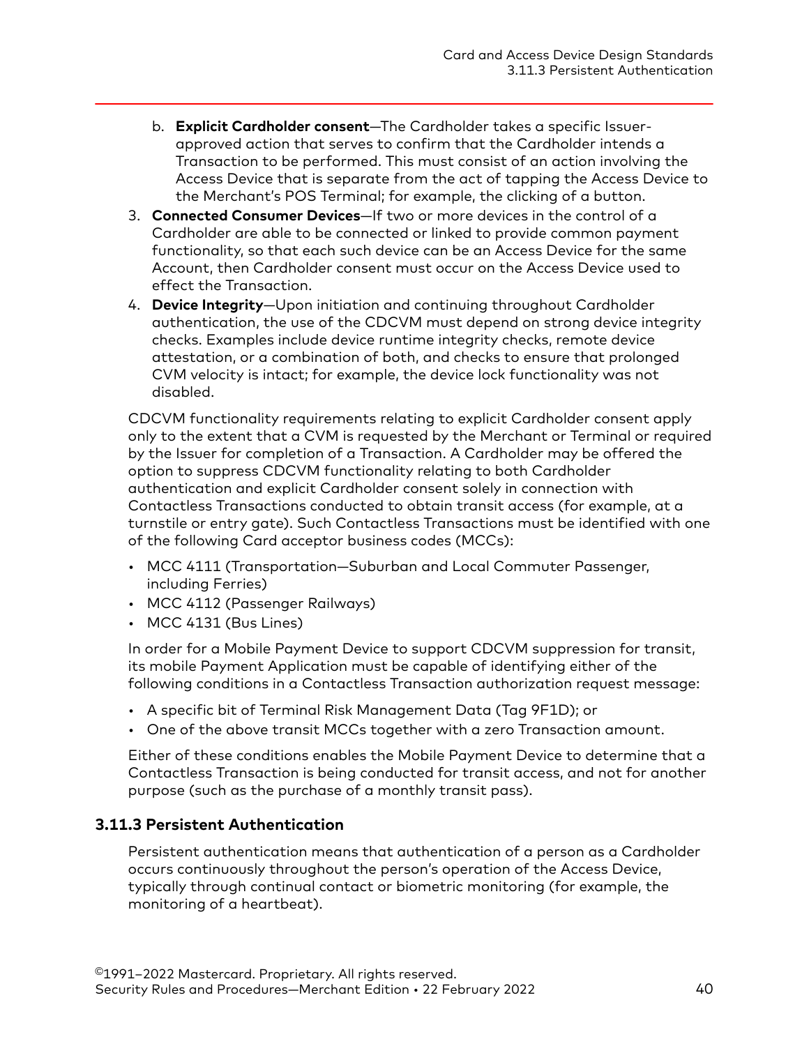b. **Explicit Cardholder consent**—The Cardholder takes a specific Issuer-approved action that serves to confirm that the Cardholder intends a Transaction to be performed. This must consist of an action involving the Access Device that is separate from the act of tapping the Access Device to the Merchant's POS Terminal; for example, the clicking of a button.

3. **Connected Consumer Devices**—If two or more devices in the control of a Cardholder are able to be connected or linked to provide common payment functionality, so that each such device can be an Access Device for the same Account, then Cardholder consent must occur on the Access Device used to effect the Transaction.
4. **Device Integrity**—Upon initiation and continuing throughout Cardholder authentication, the use of the CDCVM must depend on strong device integrity checks. Examples include device runtime integrity checks, remote device attestation, or a combination of both, and checks to ensure that prolonged CVM velocity is intact; for example, the device lock functionality was not disabled.

CDCVM functionality requirements relating to explicit Cardholder consent apply only to the extent that a CVM is requested by the Merchant or Terminal or required by the Issuer for completion of a Transaction. A Cardholder may be offered the option to suppress CDCVM functionality relating to both Cardholder authentication and explicit Cardholder consent solely in connection with Contactless Transactions conducted to obtain transit access (for example, at a turnstile or entry gate). Such Contactless Transactions must be identified with one of the following Card acceptor business codes (MCCs):

- MCC 4111 (Transportation—Suburban and Local Commuter Passenger, including Ferries)
- MCC 4112 (Passenger Railways)
- MCC 4131 (Bus Lines)

In order for a Mobile Payment Device to support CDCVM suppression for transit, its mobile Payment Application must be capable of identifying either of the following conditions in a Contactless Transaction authorization request message:

- A specific bit of Terminal Risk Management Data (Tag 9F1D); or
- One of the above transit MCCs together with a zero Transaction amount.

Either of these conditions enables the Mobile Payment Device to determine that a Contactless Transaction is being conducted for transit access, and not for another purpose (such as the purchase of a monthly transit pass).

### 3.11.3 Persistent Authentication

Persistent authentication means that authentication of a person as a Cardholder occurs continuously throughout the person's operation of the Access Device, typically through continual contact or biometric monitoring (for example, the monitoring of a heartbeat).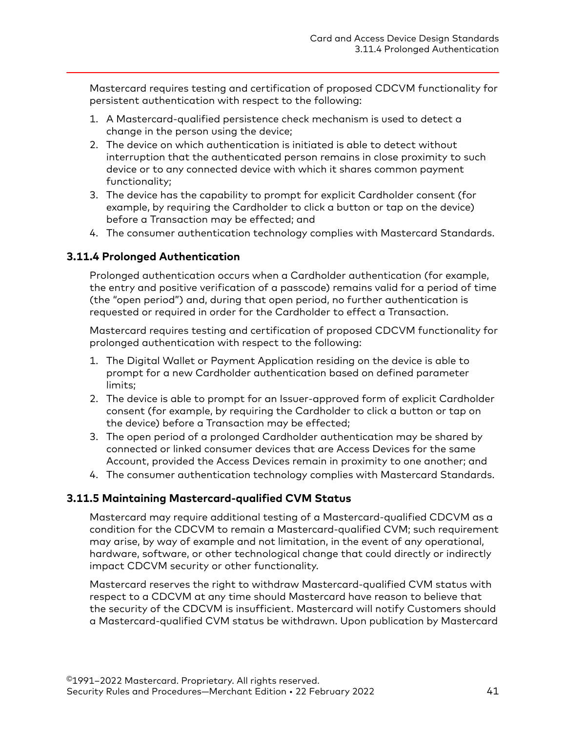Mastercard requires testing and certification of proposed CDCVM functionality for persistent authentication with respect to the following:

1. A Mastercard-qualified persistence check mechanism is used to detect a change in the person using the device;
2. The device on which authentication is initiated is able to detect without interruption that the authenticated person remains in close proximity to such device or to any connected device with which it shares common payment functionality;
3. The device has the capability to prompt for explicit Cardholder consent (for example, by requiring the Cardholder to click a button or tap on the device) before a Transaction may be effected; and
4. The consumer authentication technology complies with Mastercard Standards.

### 3.11.4 Prolonged Authentication

Prolonged authentication occurs when a Cardholder authentication (for example, the entry and positive verification of a passcode) remains valid for a period of time (the "open period") and, during that open period, no further authentication is requested or required in order for the Cardholder to effect a Transaction.

Mastercard requires testing and certification of proposed CDCVM functionality for prolonged authentication with respect to the following:

1. The Digital Wallet or Payment Application residing on the device is able to prompt for a new Cardholder authentication based on defined parameter limits;
2. The device is able to prompt for an Issuer-approved form of explicit Cardholder consent (for example, by requiring the Cardholder to click a button or tap on the device) before a Transaction may be effected;
3. The open period of a prolonged Cardholder authentication may be shared by connected or linked consumer devices that are Access Devices for the same Account, provided the Access Devices remain in proximity to one another; and
4. The consumer authentication technology complies with Mastercard Standards.

### 3.11.5 Maintaining Mastercard-qualified CVM Status

Mastercard may require additional testing of a Mastercard-qualified CDCVM as a condition for the CDCVM to remain a Mastercard-qualified CVM; such requirement may arise, by way of example and not limitation, in the event of any operational, hardware, software, or other technological change that could directly or indirectly impact CDCVM security or other functionality.

Mastercard reserves the right to withdraw Mastercard-qualified CVM status with respect to a CDCVM at any time should Mastercard have reason to believe that the security of the CDCVM is insufficient. Mastercard will notify Customers should a Mastercard-qualified CVM status be withdrawn. Upon publication by Mastercard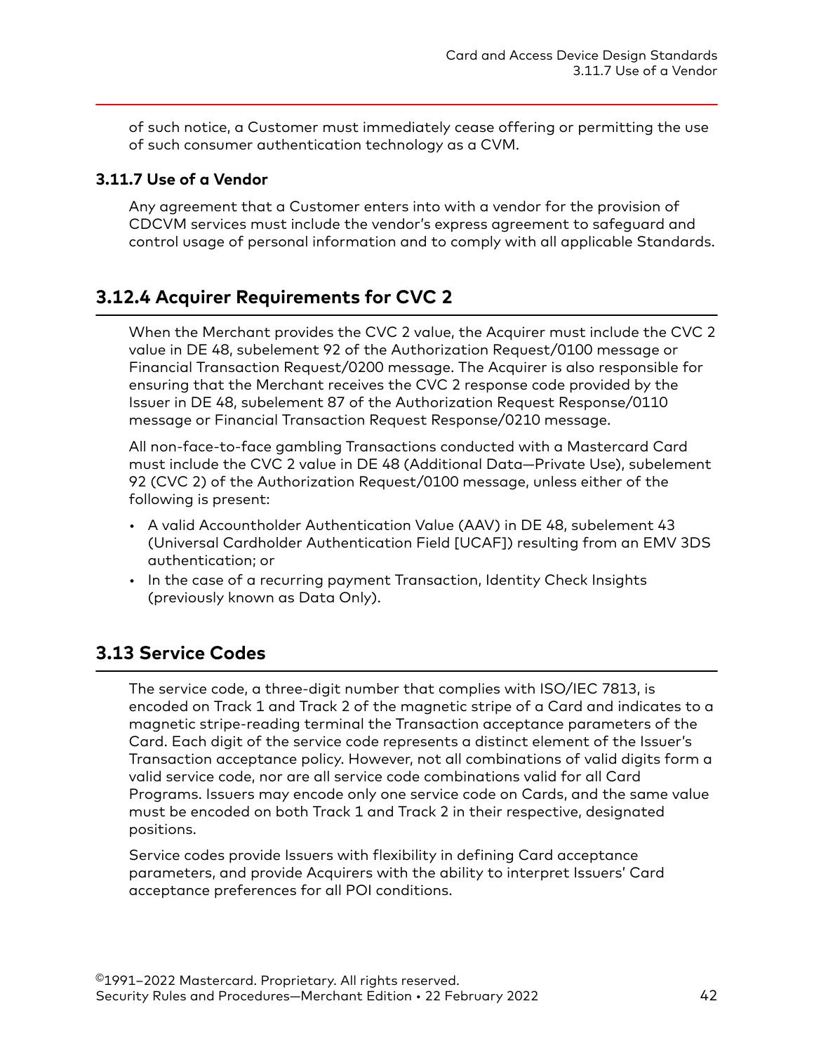of such notice, a Customer must immediately cease offering or permitting the use of such consumer authentication technology as a CVM.

### 3.11.7 Use of a Vendor

Any agreement that a Customer enters into with a vendor for the provision of CDCVM services must include the vendor's express agreement to safeguard and control usage of personal information and to comply with all applicable Standards.

## 3.12.4 Acquirer Requirements for CVC 2

When the Merchant provides the CVC 2 value, the Acquirer must include the CVC 2 value in DE 48, subelement 92 of the Authorization Request/0100 message or Financial Transaction Request/0200 message. The Acquirer is also responsible for ensuring that the Merchant receives the CVC 2 response code provided by the Issuer in DE 48, subelement 87 of the Authorization Request Response/0110 message or Financial Transaction Request Response/0210 message.

All non-face-to-face gambling Transactions conducted with a Mastercard Card must include the CVC 2 value in DE 48 (Additional Data—Private Use), subelement 92 (CVC 2) of the Authorization Request/0100 message, unless either of the following is present:

- A valid Accountholder Authentication Value (AAV) in DE 48, subelement 43 (Universal Cardholder Authentication Field [UCAF]) resulting from an EMV 3DS authentication; or
- In the case of a recurring payment Transaction, Identity Check Insights (previously known as Data Only).

## 3.13 Service Codes

The service code, a three-digit number that complies with ISO/IEC 7813, is encoded on Track 1 and Track 2 of the magnetic stripe of a Card and indicates to a magnetic stripe-reading terminal the Transaction acceptance parameters of the Card. Each digit of the service code represents a distinct element of the Issuer's Transaction acceptance policy. However, not all combinations of valid digits form a valid service code, nor are all service code combinations valid for all Card Programs. Issuers may encode only one service code on Cards, and the same value must be encoded on both Track 1 and Track 2 in their respective, designated positions.

Service codes provide Issuers with flexibility in defining Card acceptance parameters, and provide Acquirers with the ability to interpret Issuers' Card acceptance preferences for all POI conditions.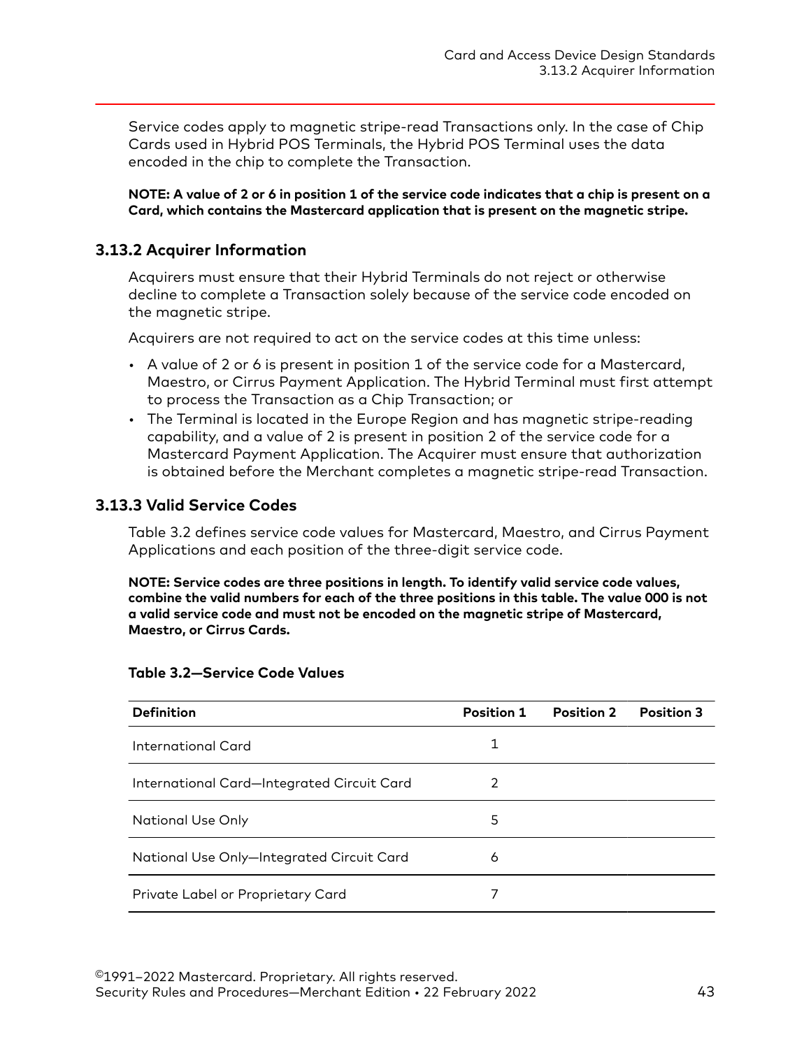Service codes apply to magnetic stripe-read Transactions only. In the case of Chip Cards used in Hybrid POS Terminals, the Hybrid POS Terminal uses the data encoded in the chip to complete the Transaction.

**NOTE: A value of 2 or 6 in position 1 of the service code indicates that a chip is present on a Card, which contains the Mastercard application that is present on the magnetic stripe.**

### 3.13.2 Acquirer Information

Acquirers must ensure that their Hybrid Terminals do not reject or otherwise decline to complete a Transaction solely because of the service code encoded on the magnetic stripe.

Acquirers are not required to act on the service codes at this time unless:

- A value of 2 or 6 is present in position 1 of the service code for a Mastercard, Maestro, or Cirrus Payment Application. The Hybrid Terminal must first attempt to process the Transaction as a Chip Transaction; or
- The Terminal is located in the Europe Region and has magnetic stripe-reading capability, and a value of 2 is present in position 2 of the service code for a Mastercard Payment Application. The Acquirer must ensure that authorization is obtained before the Merchant completes a magnetic stripe-read Transaction.

### 3.13.3 Valid Service Codes

Table 3.2 defines service code values for Mastercard, Maestro, and Cirrus Payment Applications and each position of the three-digit service code.

**NOTE: Service codes are three positions in length. To identify valid service code values, combine the valid numbers for each of the three positions in this table. The value 000 is not a valid service code and must not be encoded on the magnetic stripe of Mastercard, Maestro, or Cirrus Cards.**

**Table 3.2—Service Code Values**

| Definition | Position 1 | Position 2 | Position 3 |
|---|---|---|---|
| International Card | 1 | | |
| International Card—Integrated Circuit Card | 2 | | |
| National Use Only | 5 | | |
| National Use Only—Integrated Circuit Card | 6 | | |
| Private Label or Proprietary Card | 7 | | |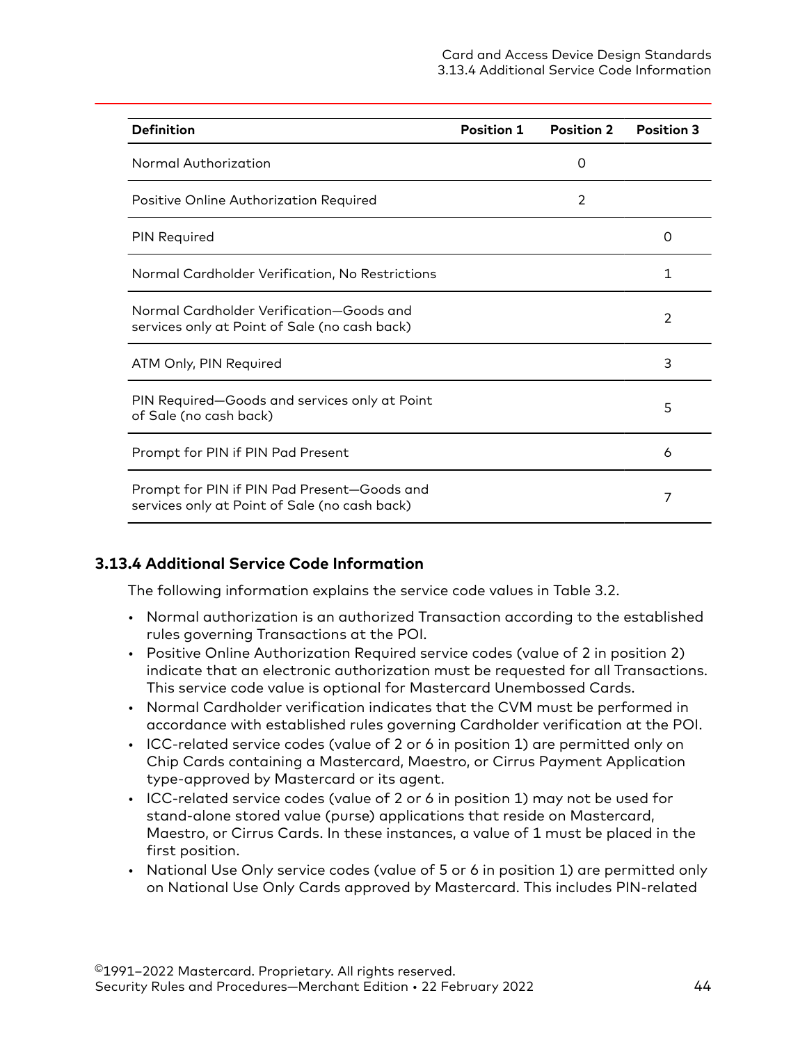| Definition | Position 1 | Position 2 | Position 3 |
|---|---|---|---|
| Normal Authorization | | 0 | |
| Positive Online Authorization Required | | 2 | |
| PIN Required | | | 0 |
| Normal Cardholder Verification, No Restrictions | | | 1 |
| Normal Cardholder Verification—Goods and services only at Point of Sale (no cash back) | | | 2 |
| ATM Only, PIN Required | | | 3 |
| PIN Required—Goods and services only at Point of Sale (no cash back) | | | 5 |
| Prompt for PIN if PIN Pad Present | | | 6 |
| Prompt for PIN if PIN Pad Present—Goods and services only at Point of Sale (no cash back) | | | 7 |

### 3.13.4 Additional Service Code Information

The following information explains the service code values in Table 3.2.

- Normal authorization is an authorized Transaction according to the established rules governing Transactions at the POI.
- Positive Online Authorization Required service codes (value of 2 in position 2) indicate that an electronic authorization must be requested for all Transactions. This service code value is optional for Mastercard Unembossed Cards.
- Normal Cardholder verification indicates that the CVM must be performed in accordance with established rules governing Cardholder verification at the POI.
- ICC-related service codes (value of 2 or 6 in position 1) are permitted only on Chip Cards containing a Mastercard, Maestro, or Cirrus Payment Application type-approved by Mastercard or its agent.
- ICC-related service codes (value of 2 or 6 in position 1) may not be used for stand-alone stored value (purse) applications that reside on Mastercard, Maestro, or Cirrus Cards. In these instances, a value of 1 must be placed in the first position.
- National Use Only service codes (value of 5 or 6 in position 1) are permitted only on National Use Only Cards approved by Mastercard. This includes PIN-related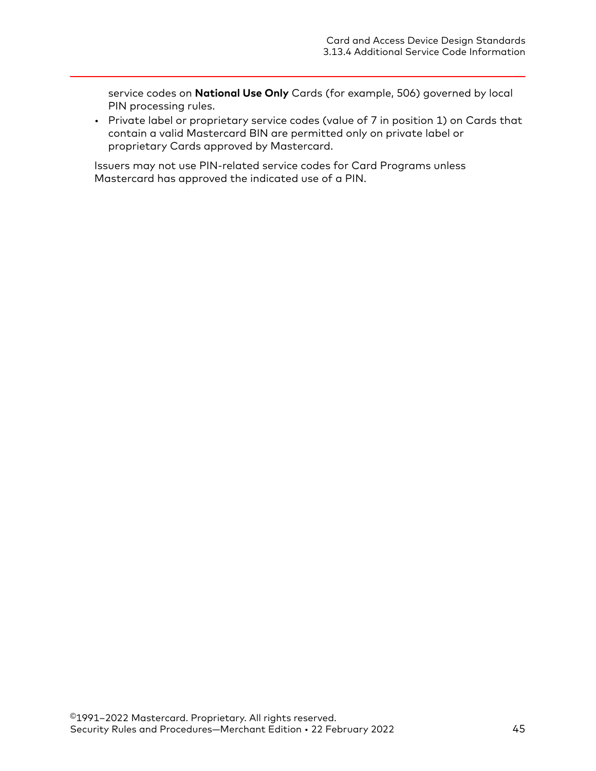service codes on **National Use Only** Cards (for example, 506) governed by local PIN processing rules.

- Private label or proprietary service codes (value of 7 in position 1) on Cards that contain a valid Mastercard BIN are permitted only on private label or proprietary Cards approved by Mastercard.

Issuers may not use PIN-related service codes for Card Programs unless Mastercard has approved the indicated use of a PIN.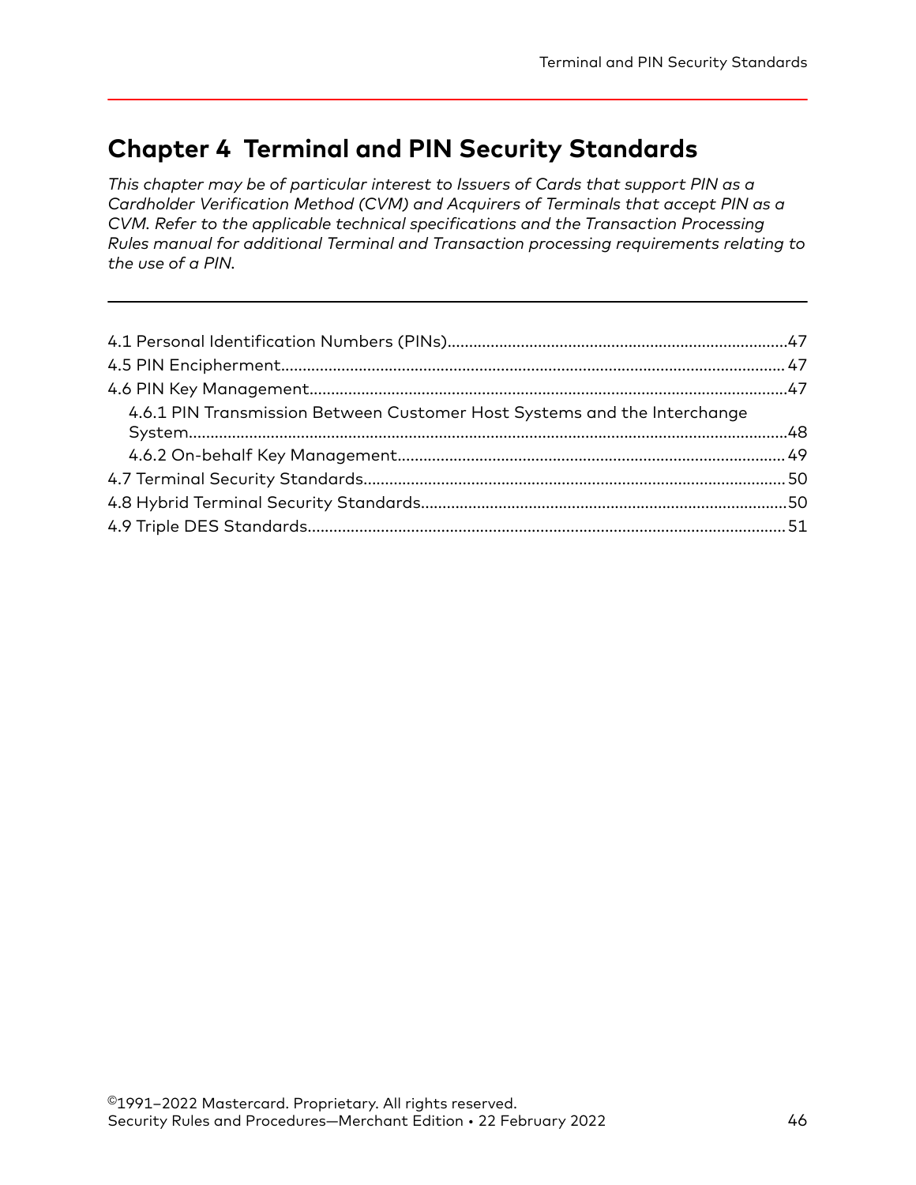# Chapter 4 Terminal and PIN Security Standards

*This chapter may be of particular interest to Issuers of Cards that support PIN as a Cardholder Verification Method (CVM) and Acquirers of Terminals that accept PIN as a CVM. Refer to the applicable technical specifications and the Transaction Processing Rules manual for additional Terminal and Transaction processing requirements relating to the use of a PIN.*

---

4.1 Personal Identification Numbers (PINs)....................47
4.5 PIN Encipherment....................47
4.6 PIN Key Management....................47
  4.6.1 PIN Transmission Between Customer Host Systems and the Interchange System....................48
  4.6.2 On-behalf Key Management....................49
4.7 Terminal Security Standards....................50
4.8 Hybrid Terminal Security Standards....................50
4.9 Triple DES Standards....................51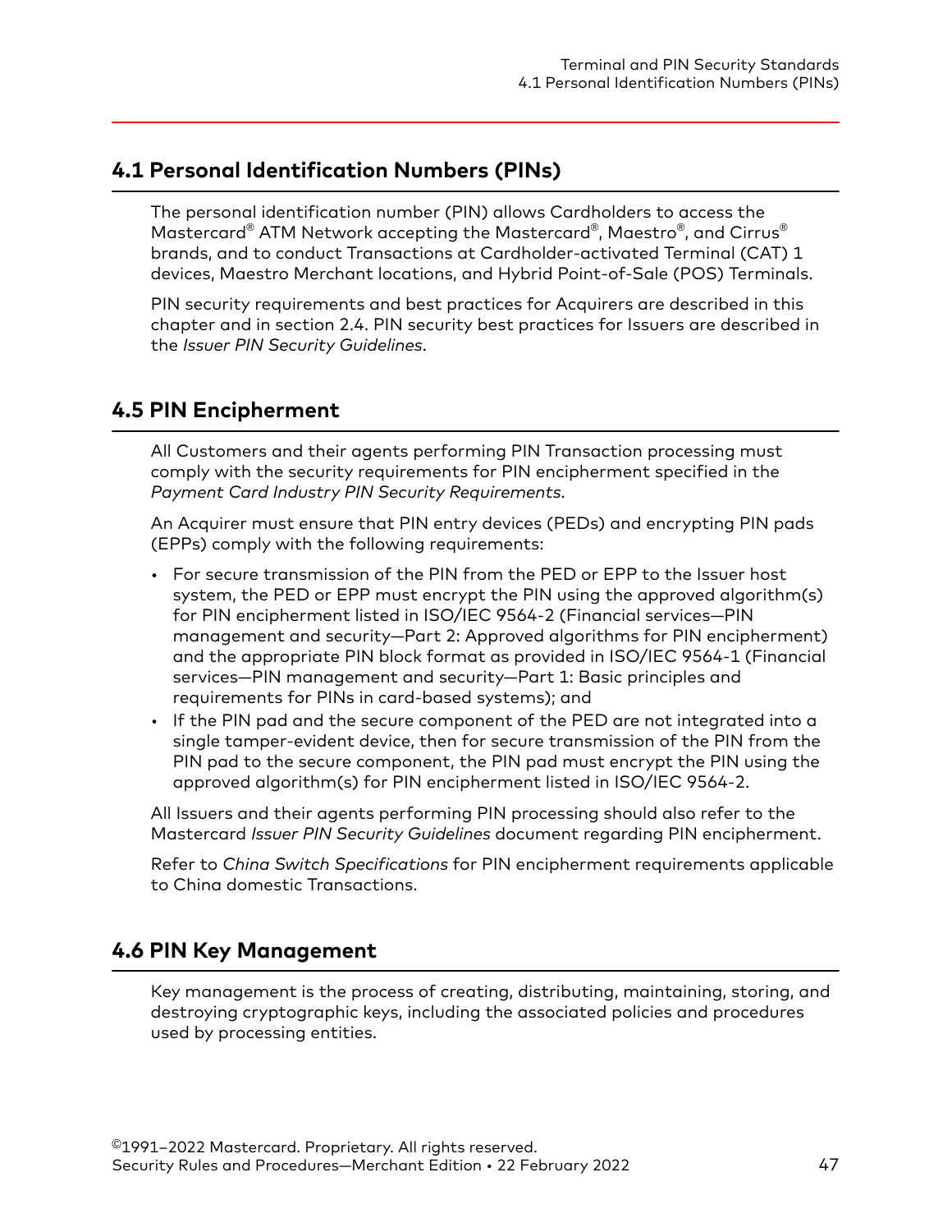## 4.1 Personal Identification Numbers (PINs)

The personal identification number (PIN) allows Cardholders to access the Mastercard® ATM Network accepting the Mastercard®, Maestro®, and Cirrus® brands, and to conduct Transactions at Cardholder-activated Terminal (CAT) 1 devices, Maestro Merchant locations, and Hybrid Point-of-Sale (POS) Terminals.

PIN security requirements and best practices for Acquirers are described in this chapter and in section 2.4. PIN security best practices for Issuers are described in the *Issuer PIN Security Guidelines*.

## 4.5 PIN Encipherment

All Customers and their agents performing PIN Transaction processing must comply with the security requirements for PIN encipherment specified in the *Payment Card Industry PIN Security Requirements*.

An Acquirer must ensure that PIN entry devices (PEDs) and encrypting PIN pads (EPPs) comply with the following requirements:

- For secure transmission of the PIN from the PED or EPP to the Issuer host system, the PED or EPP must encrypt the PIN using the approved algorithm(s) for PIN encipherment listed in ISO/IEC 9564-2 (Financial services—PIN management and security—Part 2: Approved algorithms for PIN encipherment) and the appropriate PIN block format as provided in ISO/IEC 9564-1 (Financial services—PIN management and security—Part 1: Basic principles and requirements for PINs in card-based systems); and
- If the PIN pad and the secure component of the PED are not integrated into a single tamper-evident device, then for secure transmission of the PIN from the PIN pad to the secure component, the PIN pad must encrypt the PIN using the approved algorithm(s) for PIN encipherment listed in ISO/IEC 9564-2.

All Issuers and their agents performing PIN processing should also refer to the Mastercard *Issuer PIN Security Guidelines* document regarding PIN encipherment.

Refer to *China Switch Specifications* for PIN encipherment requirements applicable to China domestic Transactions.

## 4.6 PIN Key Management

Key management is the process of creating, distributing, maintaining, storing, and destroying cryptographic keys, including the associated policies and procedures used by processing entities.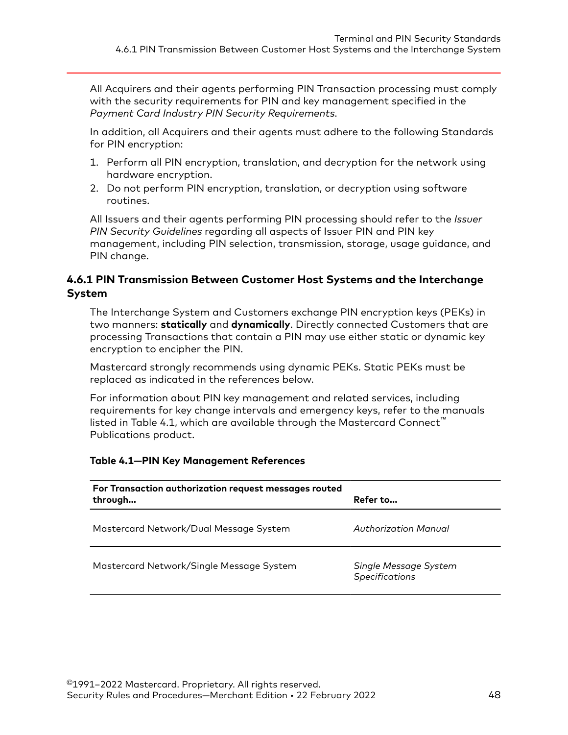All Acquirers and their agents performing PIN Transaction processing must comply with the security requirements for PIN and key management specified in the *Payment Card Industry PIN Security Requirements*.

In addition, all Acquirers and their agents must adhere to the following Standards for PIN encryption:

1. Perform all PIN encryption, translation, and decryption for the network using hardware encryption.
2. Do not perform PIN encryption, translation, or decryption using software routines.

All Issuers and their agents performing PIN processing should refer to the *Issuer PIN Security Guidelines* regarding all aspects of Issuer PIN and PIN key management, including PIN selection, transmission, storage, usage guidance, and PIN change.

### 4.6.1 PIN Transmission Between Customer Host Systems and the Interchange System

The Interchange System and Customers exchange PIN encryption keys (PEKs) in two manners: **statically** and **dynamically**. Directly connected Customers that are processing Transactions that contain a PIN may use either static or dynamic key encryption to encipher the PIN.

Mastercard strongly recommends using dynamic PEKs. Static PEKs must be replaced as indicated in the references below.

For information about PIN key management and related services, including requirements for key change intervals and emergency keys, refer to the manuals listed in Table 4.1, which are available through the Mastercard Connect™ Publications product.

**Table 4.1—PIN Key Management References**

| For Transaction authorization request messages routed through... | Refer to... |
| --- | --- |
| Mastercard Network/Dual Message System | *Authorization Manual* |
| Mastercard Network/Single Message System | *Single Message System Specifications* |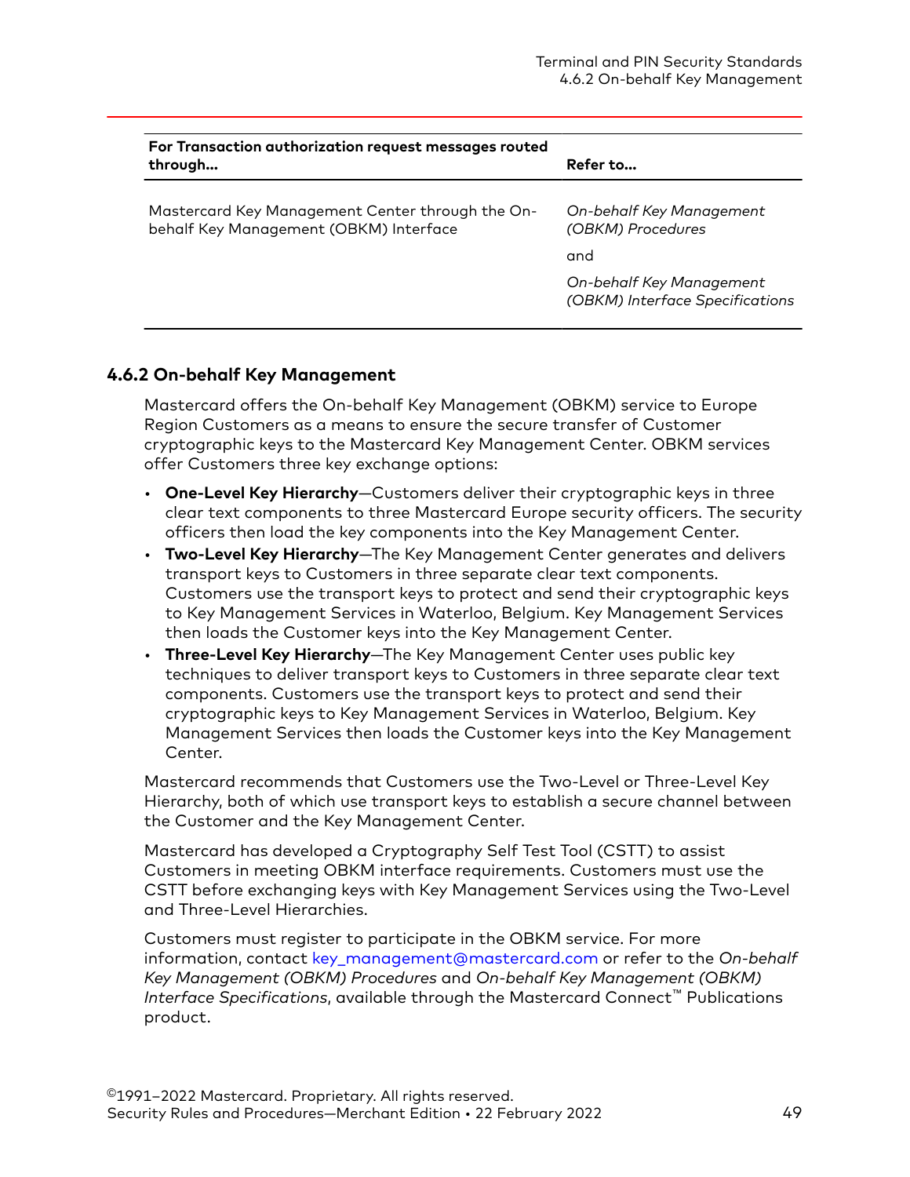| For Transaction authorization request messages routed through… | Refer to… |
|---|---|
| Mastercard Key Management Center through the On-behalf Key Management (OBKM) Interface | *On-behalf Key Management (OBKM) Procedures*<br>and<br>*On-behalf Key Management (OBKM) Interface Specifications* |

### 4.6.2 On-behalf Key Management

Mastercard offers the On-behalf Key Management (OBKM) service to Europe Region Customers as a means to ensure the secure transfer of Customer cryptographic keys to the Mastercard Key Management Center. OBKM services offer Customers three key exchange options:

- **One-Level Key Hierarchy**—Customers deliver their cryptographic keys in three clear text components to three Mastercard Europe security officers. The security officers then load the key components into the Key Management Center.
- **Two-Level Key Hierarchy**—The Key Management Center generates and delivers transport keys to Customers in three separate clear text components. Customers use the transport keys to protect and send their cryptographic keys to Key Management Services in Waterloo, Belgium. Key Management Services then loads the Customer keys into the Key Management Center.
- **Three-Level Key Hierarchy**—The Key Management Center uses public key techniques to deliver transport keys to Customers in three separate clear text components. Customers use the transport keys to protect and send their cryptographic keys to Key Management Services in Waterloo, Belgium. Key Management Services then loads the Customer keys into the Key Management Center.

Mastercard recommends that Customers use the Two-Level or Three-Level Key Hierarchy, both of which use transport keys to establish a secure channel between the Customer and the Key Management Center.

Mastercard has developed a Cryptography Self Test Tool (CSTT) to assist Customers in meeting OBKM interface requirements. Customers must use the CSTT before exchanging keys with Key Management Services using the Two-Level and Three-Level Hierarchies.

Customers must register to participate in the OBKM service. For more information, contact key_management@mastercard.com or refer to the *On-behalf Key Management (OBKM) Procedures* and *On-behalf Key Management (OBKM) Interface Specifications*, available through the Mastercard Connect™ Publications product.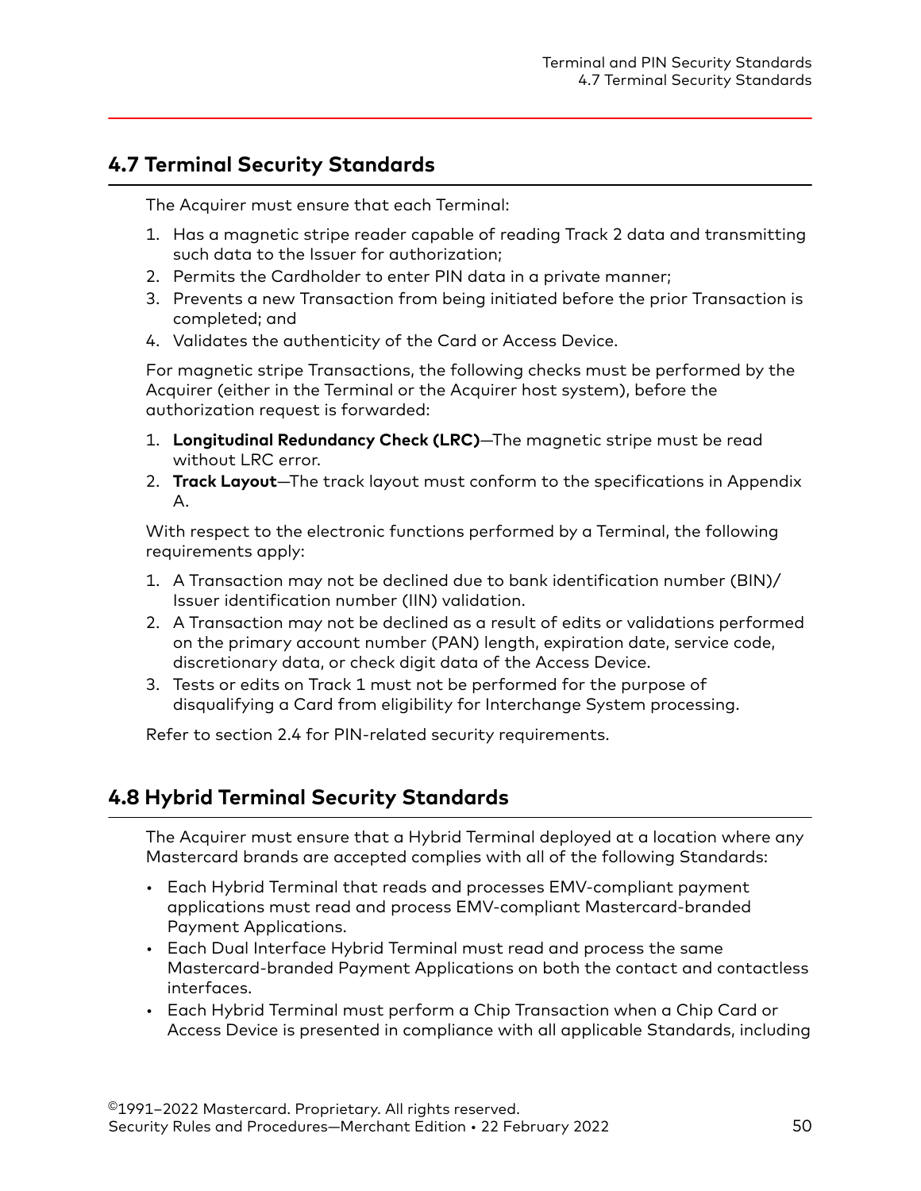## 4.7 Terminal Security Standards

The Acquirer must ensure that each Terminal:

1. Has a magnetic stripe reader capable of reading Track 2 data and transmitting such data to the Issuer for authorization;
2. Permits the Cardholder to enter PIN data in a private manner;
3. Prevents a new Transaction from being initiated before the prior Transaction is completed; and
4. Validates the authenticity of the Card or Access Device.

For magnetic stripe Transactions, the following checks must be performed by the Acquirer (either in the Terminal or the Acquirer host system), before the authorization request is forwarded:

1. **Longitudinal Redundancy Check (LRC)**—The magnetic stripe must be read without LRC error.
2. **Track Layout**—The track layout must conform to the specifications in Appendix A.

With respect to the electronic functions performed by a Terminal, the following requirements apply:

1. A Transaction may not be declined due to bank identification number (BIN)/ Issuer identification number (IIN) validation.
2. A Transaction may not be declined as a result of edits or validations performed on the primary account number (PAN) length, expiration date, service code, discretionary data, or check digit data of the Access Device.
3. Tests or edits on Track 1 must not be performed for the purpose of disqualifying a Card from eligibility for Interchange System processing.

Refer to section 2.4 for PIN-related security requirements.

## 4.8 Hybrid Terminal Security Standards

The Acquirer must ensure that a Hybrid Terminal deployed at a location where any Mastercard brands are accepted complies with all of the following Standards:

- Each Hybrid Terminal that reads and processes EMV-compliant payment applications must read and process EMV-compliant Mastercard-branded Payment Applications.
- Each Dual Interface Hybrid Terminal must read and process the same Mastercard-branded Payment Applications on both the contact and contactless interfaces.
- Each Hybrid Terminal must perform a Chip Transaction when a Chip Card or Access Device is presented in compliance with all applicable Standards, including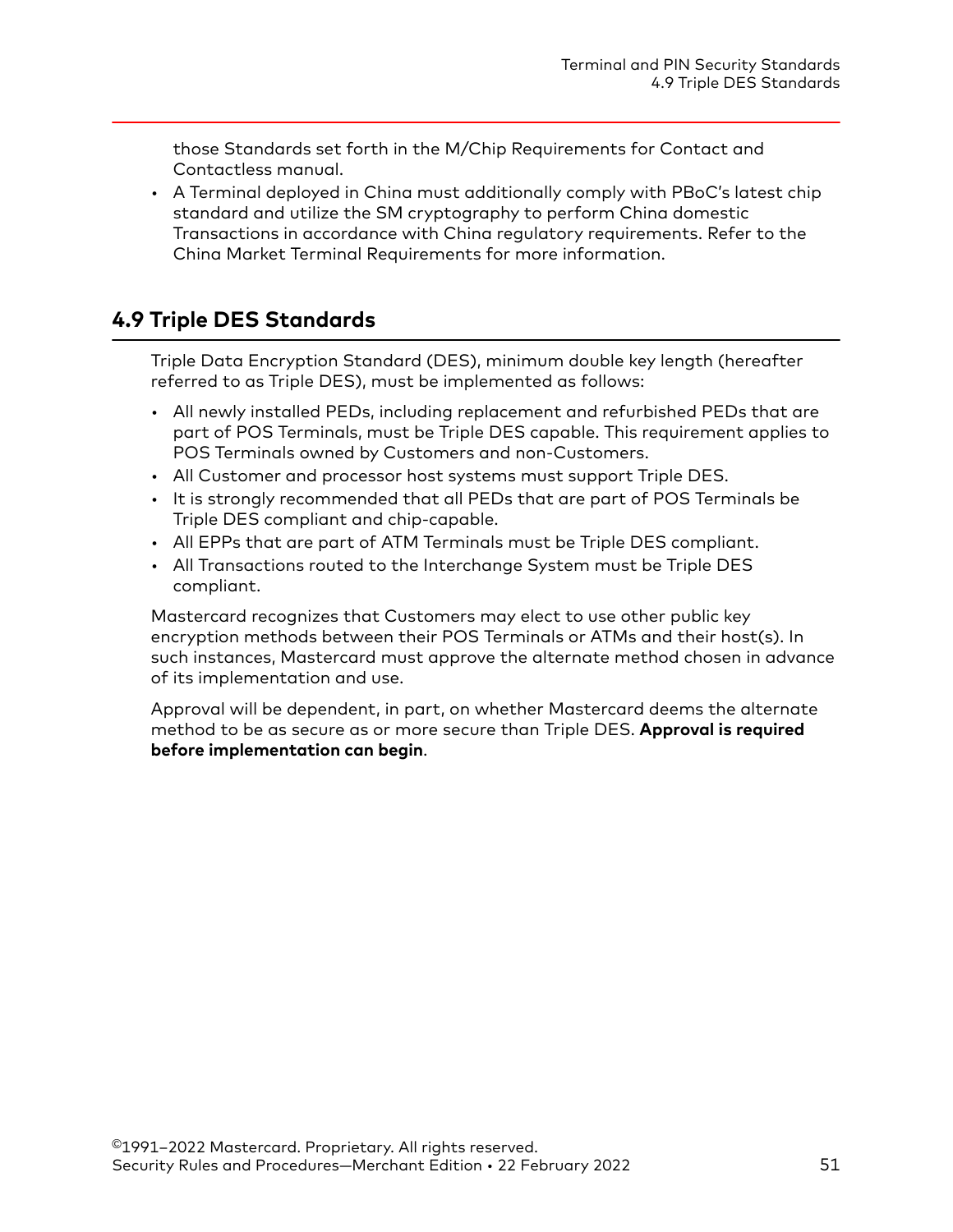those Standards set forth in the M/Chip Requirements for Contact and Contactless manual.

- A Terminal deployed in China must additionally comply with PBoC's latest chip standard and utilize the SM cryptography to perform China domestic Transactions in accordance with China regulatory requirements. Refer to the China Market Terminal Requirements for more information.

## 4.9 Triple DES Standards

Triple Data Encryption Standard (DES), minimum double key length (hereafter referred to as Triple DES), must be implemented as follows:

- All newly installed PEDs, including replacement and refurbished PEDs that are part of POS Terminals, must be Triple DES capable. This requirement applies to POS Terminals owned by Customers and non-Customers.
- All Customer and processor host systems must support Triple DES.
- It is strongly recommended that all PEDs that are part of POS Terminals be Triple DES compliant and chip-capable.
- All EPPs that are part of ATM Terminals must be Triple DES compliant.
- All Transactions routed to the Interchange System must be Triple DES compliant.

Mastercard recognizes that Customers may elect to use other public key encryption methods between their POS Terminals or ATMs and their host(s). In such instances, Mastercard must approve the alternate method chosen in advance of its implementation and use.

Approval will be dependent, in part, on whether Mastercard deems the alternate method to be as secure as or more secure than Triple DES. **Approval is required before implementation can begin**.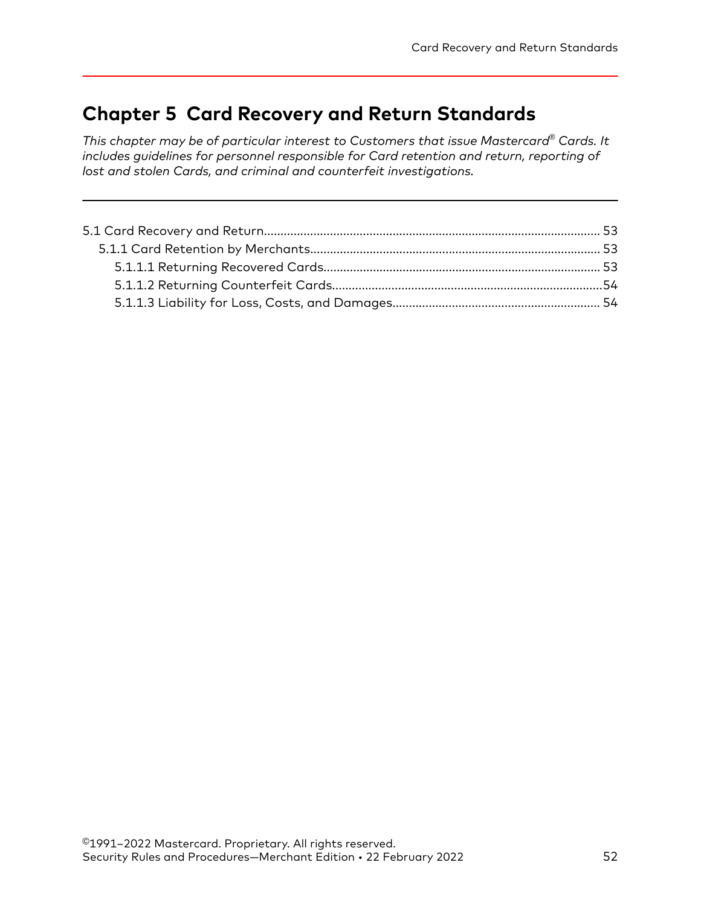# Chapter 5 Card Recovery and Return Standards

*This chapter may be of particular interest to Customers that issue Mastercard® Cards. It includes guidelines for personnel responsible for Card retention and return, reporting of lost and stolen Cards, and criminal and counterfeit investigations.*

- 5.1 Card Recovery and Return.................................................................................................... 53
  - 5.1.1 Card Retention by Merchants....................................................................................... 53
    - 5.1.1.1 Returning Recovered Cards................................................................................... 53
    - 5.1.1.2 Returning Counterfeit Cards.................................................................................54
    - 5.1.1.3 Liability for Loss, Costs, and Damages.............................................................. 54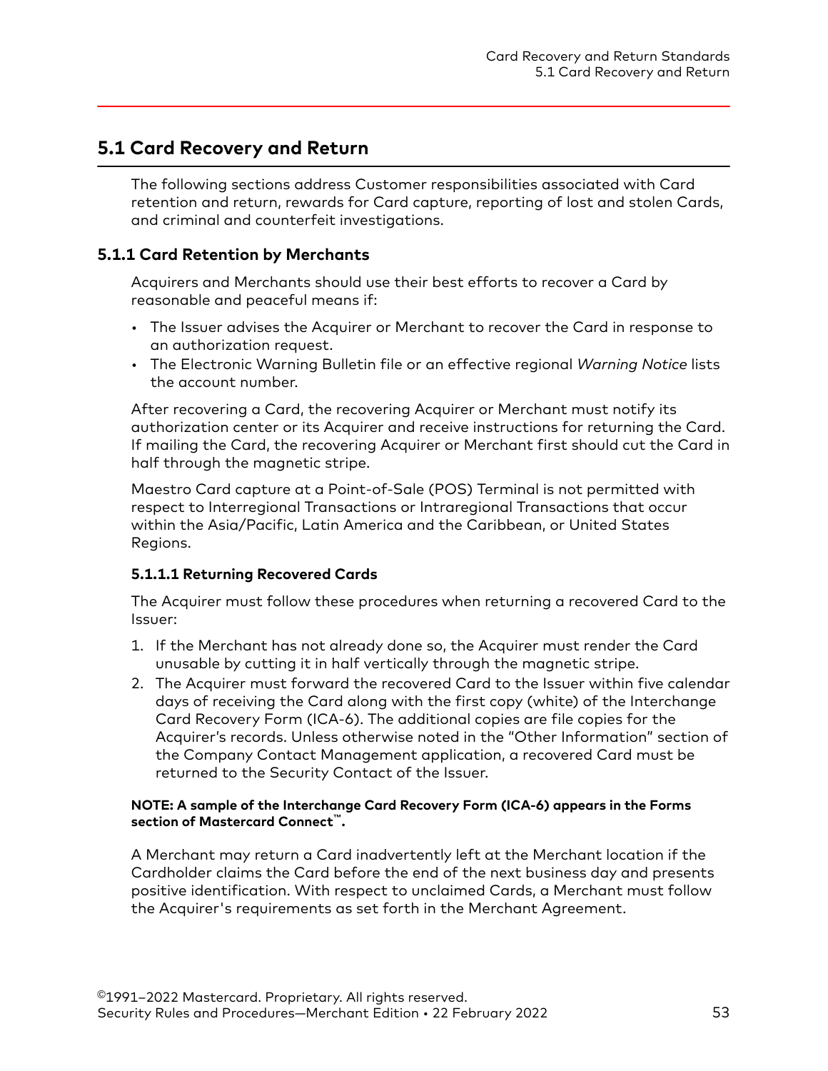## 5.1 Card Recovery and Return

The following sections address Customer responsibilities associated with Card retention and return, rewards for Card capture, reporting of lost and stolen Cards, and criminal and counterfeit investigations.

### 5.1.1 Card Retention by Merchants

Acquirers and Merchants should use their best efforts to recover a Card by reasonable and peaceful means if:

- The Issuer advises the Acquirer or Merchant to recover the Card in response to an authorization request.
- The Electronic Warning Bulletin file or an effective regional *Warning Notice* lists the account number.

After recovering a Card, the recovering Acquirer or Merchant must notify its authorization center or its Acquirer and receive instructions for returning the Card. If mailing the Card, the recovering Acquirer or Merchant first should cut the Card in half through the magnetic stripe.

Maestro Card capture at a Point-of-Sale (POS) Terminal is not permitted with respect to Interregional Transactions or Intraregional Transactions that occur within the Asia/Pacific, Latin America and the Caribbean, or United States Regions.

#### 5.1.1.1 Returning Recovered Cards

The Acquirer must follow these procedures when returning a recovered Card to the Issuer:

1. If the Merchant has not already done so, the Acquirer must render the Card unusable by cutting it in half vertically through the magnetic stripe.
2. The Acquirer must forward the recovered Card to the Issuer within five calendar days of receiving the Card along with the first copy (white) of the Interchange Card Recovery Form (ICA-6). The additional copies are file copies for the Acquirer's records. Unless otherwise noted in the "Other Information" section of the Company Contact Management application, a recovered Card must be returned to the Security Contact of the Issuer.

**NOTE: A sample of the Interchange Card Recovery Form (ICA-6) appears in the Forms section of Mastercard Connect™.**

A Merchant may return a Card inadvertently left at the Merchant location if the Cardholder claims the Card before the end of the next business day and presents positive identification. With respect to unclaimed Cards, a Merchant must follow the Acquirer's requirements as set forth in the Merchant Agreement.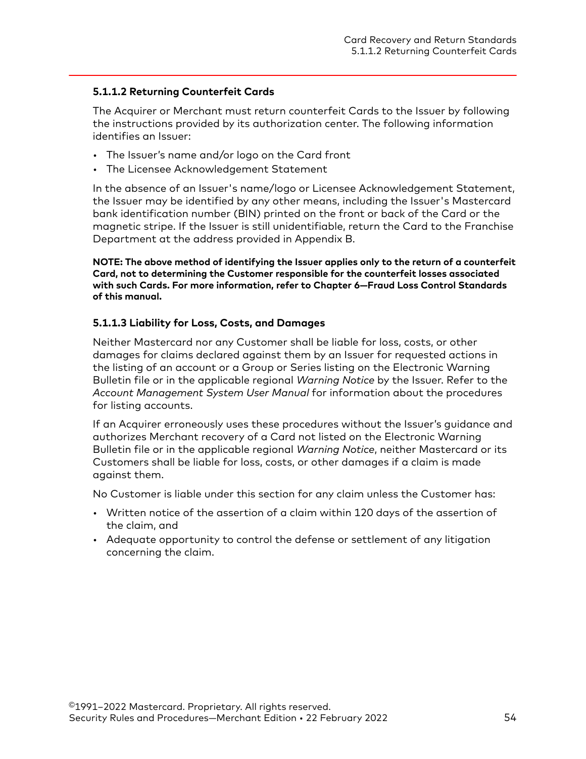#### 5.1.1.2 Returning Counterfeit Cards

The Acquirer or Merchant must return counterfeit Cards to the Issuer by following the instructions provided by its authorization center. The following information identifies an Issuer:

- The Issuer's name and/or logo on the Card front
- The Licensee Acknowledgement Statement

In the absence of an Issuer's name/logo or Licensee Acknowledgement Statement, the Issuer may be identified by any other means, including the Issuer's Mastercard bank identification number (BIN) printed on the front or back of the Card or the magnetic stripe. If the Issuer is still unidentifiable, return the Card to the Franchise Department at the address provided in Appendix B.

**NOTE: The above method of identifying the Issuer applies only to the return of a counterfeit Card, not to determining the Customer responsible for the counterfeit losses associated with such Cards. For more information, refer to Chapter 6—Fraud Loss Control Standards of this manual.**

#### 5.1.1.3 Liability for Loss, Costs, and Damages

Neither Mastercard nor any Customer shall be liable for loss, costs, or other damages for claims declared against them by an Issuer for requested actions in the listing of an account or a Group or Series listing on the Electronic Warning Bulletin file or in the applicable regional *Warning Notice* by the Issuer. Refer to the *Account Management System User Manual* for information about the procedures for listing accounts.

If an Acquirer erroneously uses these procedures without the Issuer's guidance and authorizes Merchant recovery of a Card not listed on the Electronic Warning Bulletin file or in the applicable regional *Warning Notice*, neither Mastercard or its Customers shall be liable for loss, costs, or other damages if a claim is made against them.

No Customer is liable under this section for any claim unless the Customer has:

- Written notice of the assertion of a claim within 120 days of the assertion of the claim, and
- Adequate opportunity to control the defense or settlement of any litigation concerning the claim.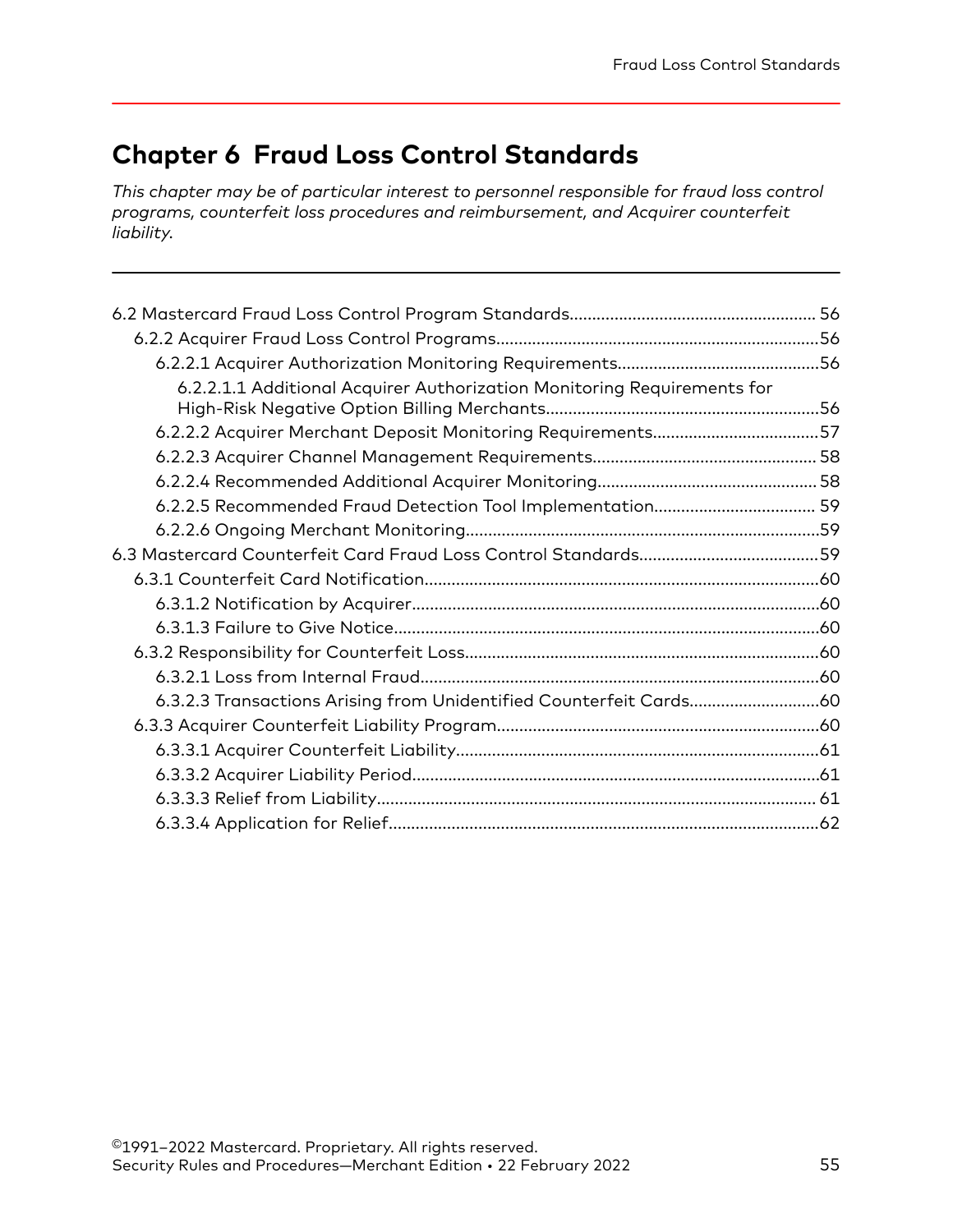# Chapter 6 Fraud Loss Control Standards

*This chapter may be of particular interest to personnel responsible for fraud loss control programs, counterfeit loss procedures and reimbursement, and Acquirer counterfeit liability.*

- 6.2 Mastercard Fraud Loss Control Program Standards....................................................... 56
  - 6.2.2 Acquirer Fraud Loss Control Programs........................................................................56
    - 6.2.2.1 Acquirer Authorization Monitoring Requirements.............................................56
      - 6.2.2.1.1 Additional Acquirer Authorization Monitoring Requirements for High-Risk Negative Option Billing Merchants.............................................................56
    - 6.2.2.2 Acquirer Merchant Deposit Monitoring Requirements.....................................57
    - 6.2.2.3 Acquirer Channel Management Requirements.................................................. 58
    - 6.2.2.4 Recommended Additional Acquirer Monitoring................................................. 58
    - 6.2.2.5 Recommended Fraud Detection Tool Implementation.................................... 59
    - 6.2.2.6 Ongoing Merchant Monitoring...............................................................................59
- 6.3 Mastercard Counterfeit Card Fraud Loss Control Standards........................................59
  - 6.3.1 Counterfeit Card Notification........................................................................................60
    - 6.3.1.2 Notification by Acquirer...........................................................................................60
    - 6.3.1.3 Failure to Give Notice...............................................................................................60
  - 6.3.2 Responsibility for Counterfeit Loss...............................................................................60
    - 6.3.2.1 Loss from Internal Fraud.........................................................................................60
    - 6.3.2.3 Transactions Arising from Unidentified Counterfeit Cards.............................60
  - 6.3.3 Acquirer Counterfeit Liability Program........................................................................60
    - 6.3.3.1 Acquirer Counterfeit Liability.................................................................................61
    - 6.3.3.2 Acquirer Liability Period...........................................................................................61
    - 6.3.3.3 Relief from Liability.................................................................................................. 61
    - 6.3.3.4 Application for Relief................................................................................................62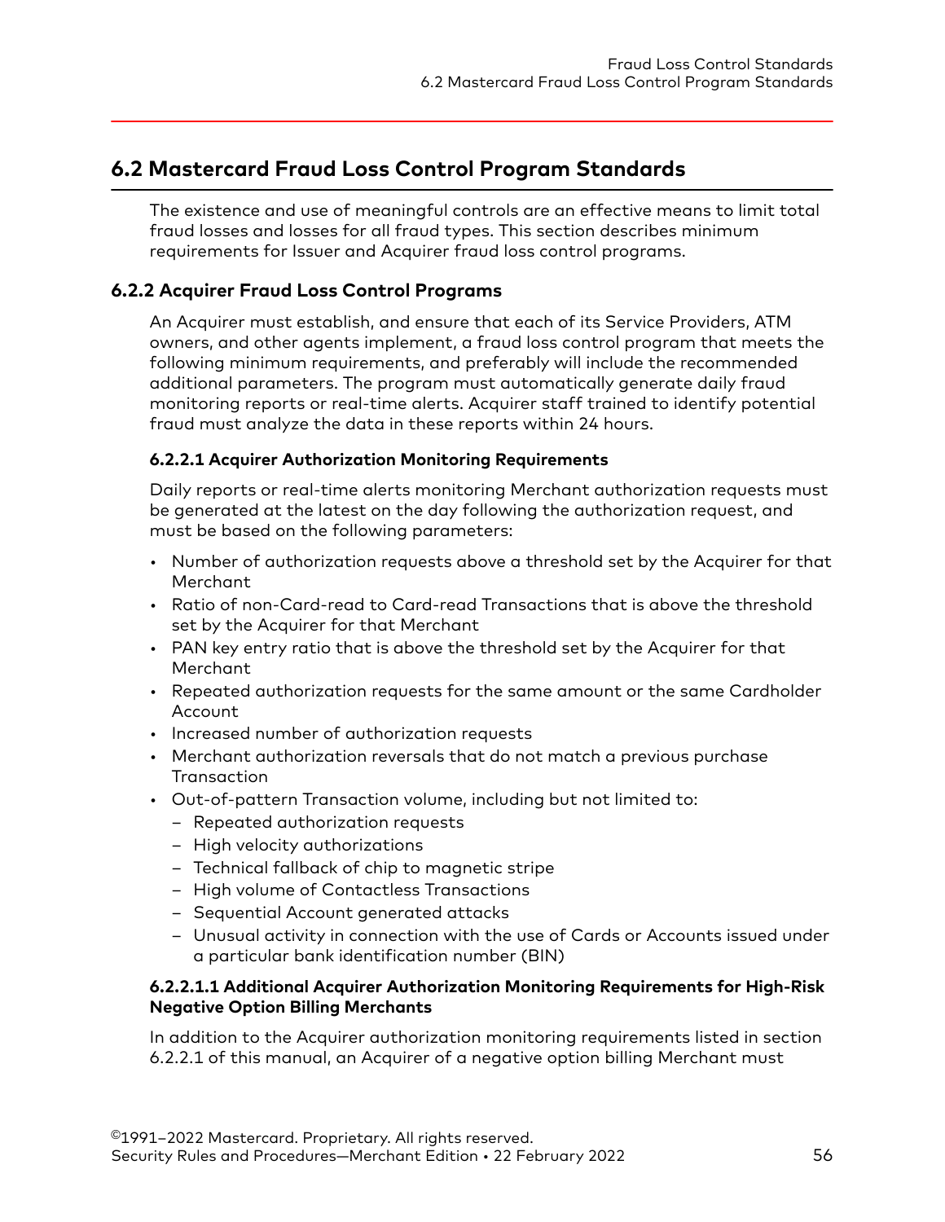## 6.2 Mastercard Fraud Loss Control Program Standards

The existence and use of meaningful controls are an effective means to limit total fraud losses and losses for all fraud types. This section describes minimum requirements for Issuer and Acquirer fraud loss control programs.

### 6.2.2 Acquirer Fraud Loss Control Programs

An Acquirer must establish, and ensure that each of its Service Providers, ATM owners, and other agents implement, a fraud loss control program that meets the following minimum requirements, and preferably will include the recommended additional parameters. The program must automatically generate daily fraud monitoring reports or real-time alerts. Acquirer staff trained to identify potential fraud must analyze the data in these reports within 24 hours.

#### 6.2.2.1 Acquirer Authorization Monitoring Requirements

Daily reports or real-time alerts monitoring Merchant authorization requests must be generated at the latest on the day following the authorization request, and must be based on the following parameters:

- Number of authorization requests above a threshold set by the Acquirer for that Merchant
- Ratio of non-Card-read to Card-read Transactions that is above the threshold set by the Acquirer for that Merchant
- PAN key entry ratio that is above the threshold set by the Acquirer for that Merchant
- Repeated authorization requests for the same amount or the same Cardholder Account
- Increased number of authorization requests
- Merchant authorization reversals that do not match a previous purchase Transaction
- Out-of-pattern Transaction volume, including but not limited to:
  - Repeated authorization requests
  - High velocity authorizations
  - Technical fallback of chip to magnetic stripe
  - High volume of Contactless Transactions
  - Sequential Account generated attacks
  - Unusual activity in connection with the use of Cards or Accounts issued under a particular bank identification number (BIN)

##### 6.2.2.1.1 Additional Acquirer Authorization Monitoring Requirements for High-Risk Negative Option Billing Merchants

In addition to the Acquirer authorization monitoring requirements listed in section 6.2.2.1 of this manual, an Acquirer of a negative option billing Merchant must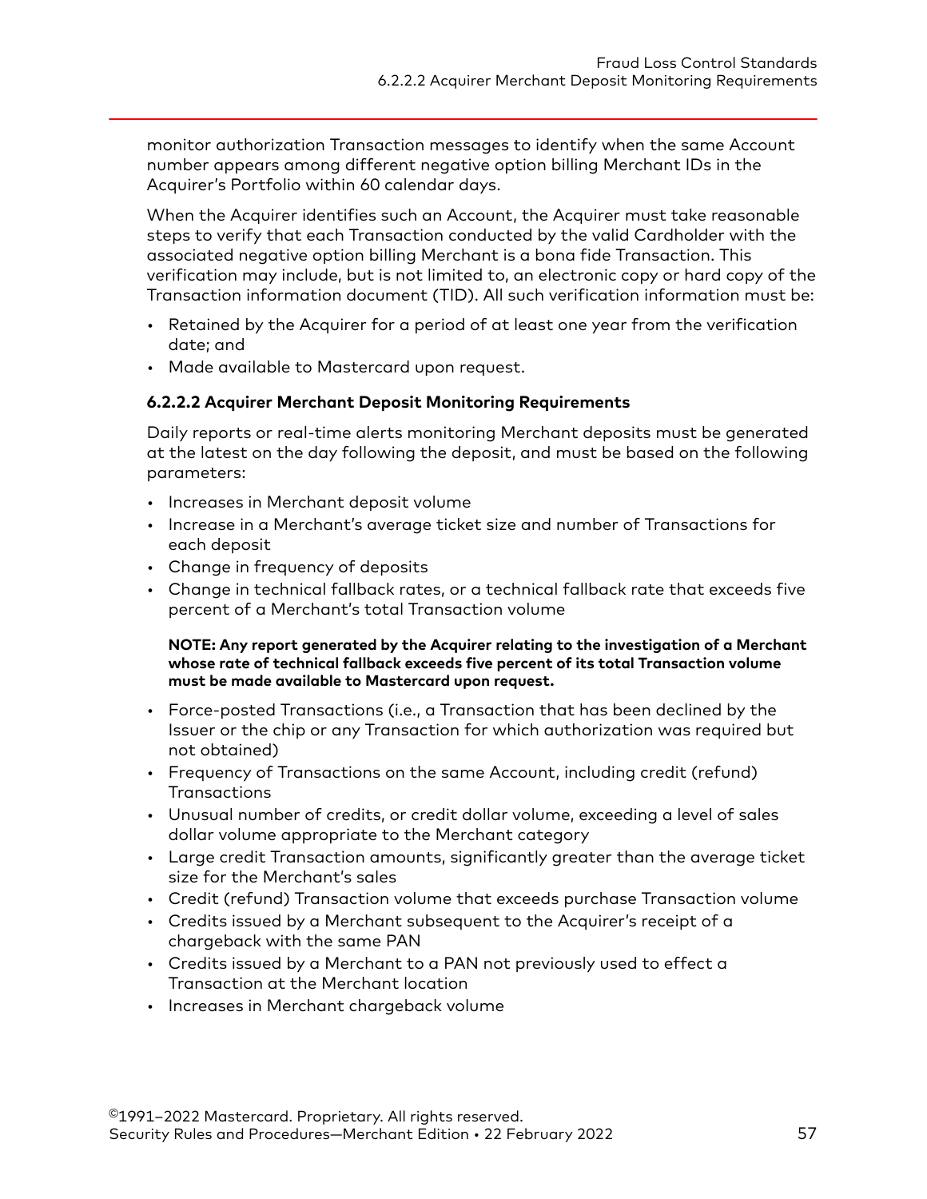monitor authorization Transaction messages to identify when the same Account number appears among different negative option billing Merchant IDs in the Acquirer's Portfolio within 60 calendar days.

When the Acquirer identifies such an Account, the Acquirer must take reasonable steps to verify that each Transaction conducted by the valid Cardholder with the associated negative option billing Merchant is a bona fide Transaction. This verification may include, but is not limited to, an electronic copy or hard copy of the Transaction information document (TID). All such verification information must be:

- Retained by the Acquirer for a period of at least one year from the verification date; and
- Made available to Mastercard upon request.

#### 6.2.2.2 Acquirer Merchant Deposit Monitoring Requirements

Daily reports or real-time alerts monitoring Merchant deposits must be generated at the latest on the day following the deposit, and must be based on the following parameters:

- Increases in Merchant deposit volume
- Increase in a Merchant's average ticket size and number of Transactions for each deposit
- Change in frequency of deposits
- Change in technical fallback rates, or a technical fallback rate that exceeds five percent of a Merchant's total Transaction volume

**NOTE: Any report generated by the Acquirer relating to the investigation of a Merchant whose rate of technical fallback exceeds five percent of its total Transaction volume must be made available to Mastercard upon request.**

- Force-posted Transactions (i.e., a Transaction that has been declined by the Issuer or the chip or any Transaction for which authorization was required but not obtained)
- Frequency of Transactions on the same Account, including credit (refund) Transactions
- Unusual number of credits, or credit dollar volume, exceeding a level of sales dollar volume appropriate to the Merchant category
- Large credit Transaction amounts, significantly greater than the average ticket size for the Merchant's sales
- Credit (refund) Transaction volume that exceeds purchase Transaction volume
- Credits issued by a Merchant subsequent to the Acquirer's receipt of a chargeback with the same PAN
- Credits issued by a Merchant to a PAN not previously used to effect a Transaction at the Merchant location
- Increases in Merchant chargeback volume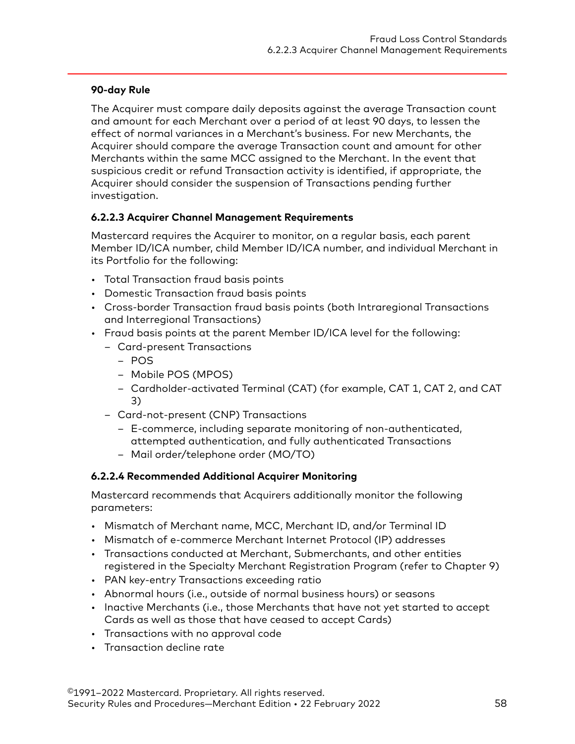**90-day Rule**

The Acquirer must compare daily deposits against the average Transaction count and amount for each Merchant over a period of at least 90 days, to lessen the effect of normal variances in a Merchant's business. For new Merchants, the Acquirer should compare the average Transaction count and amount for other Merchants within the same MCC assigned to the Merchant. In the event that suspicious credit or refund Transaction activity is identified, if appropriate, the Acquirer should consider the suspension of Transactions pending further investigation.

#### 6.2.2.3 Acquirer Channel Management Requirements

Mastercard requires the Acquirer to monitor, on a regular basis, each parent Member ID/ICA number, child Member ID/ICA number, and individual Merchant in its Portfolio for the following:

- Total Transaction fraud basis points
- Domestic Transaction fraud basis points
- Cross-border Transaction fraud basis points (both Intraregional Transactions and Interregional Transactions)
- Fraud basis points at the parent Member ID/ICA level for the following:
  - Card-present Transactions
    - POS
    - Mobile POS (MPOS)
    - Cardholder-activated Terminal (CAT) (for example, CAT 1, CAT 2, and CAT 3)
  - Card-not-present (CNP) Transactions
    - E-commerce, including separate monitoring of non-authenticated, attempted authentication, and fully authenticated Transactions
    - Mail order/telephone order (MO/TO)

#### 6.2.2.4 Recommended Additional Acquirer Monitoring

Mastercard recommends that Acquirers additionally monitor the following parameters:

- Mismatch of Merchant name, MCC, Merchant ID, and/or Terminal ID
- Mismatch of e-commerce Merchant Internet Protocol (IP) addresses
- Transactions conducted at Merchant, Submerchants, and other entities registered in the Specialty Merchant Registration Program (refer to Chapter 9)
- PAN key-entry Transactions exceeding ratio
- Abnormal hours (i.e., outside of normal business hours) or seasons
- Inactive Merchants (i.e., those Merchants that have not yet started to accept Cards as well as those that have ceased to accept Cards)
- Transactions with no approval code
- Transaction decline rate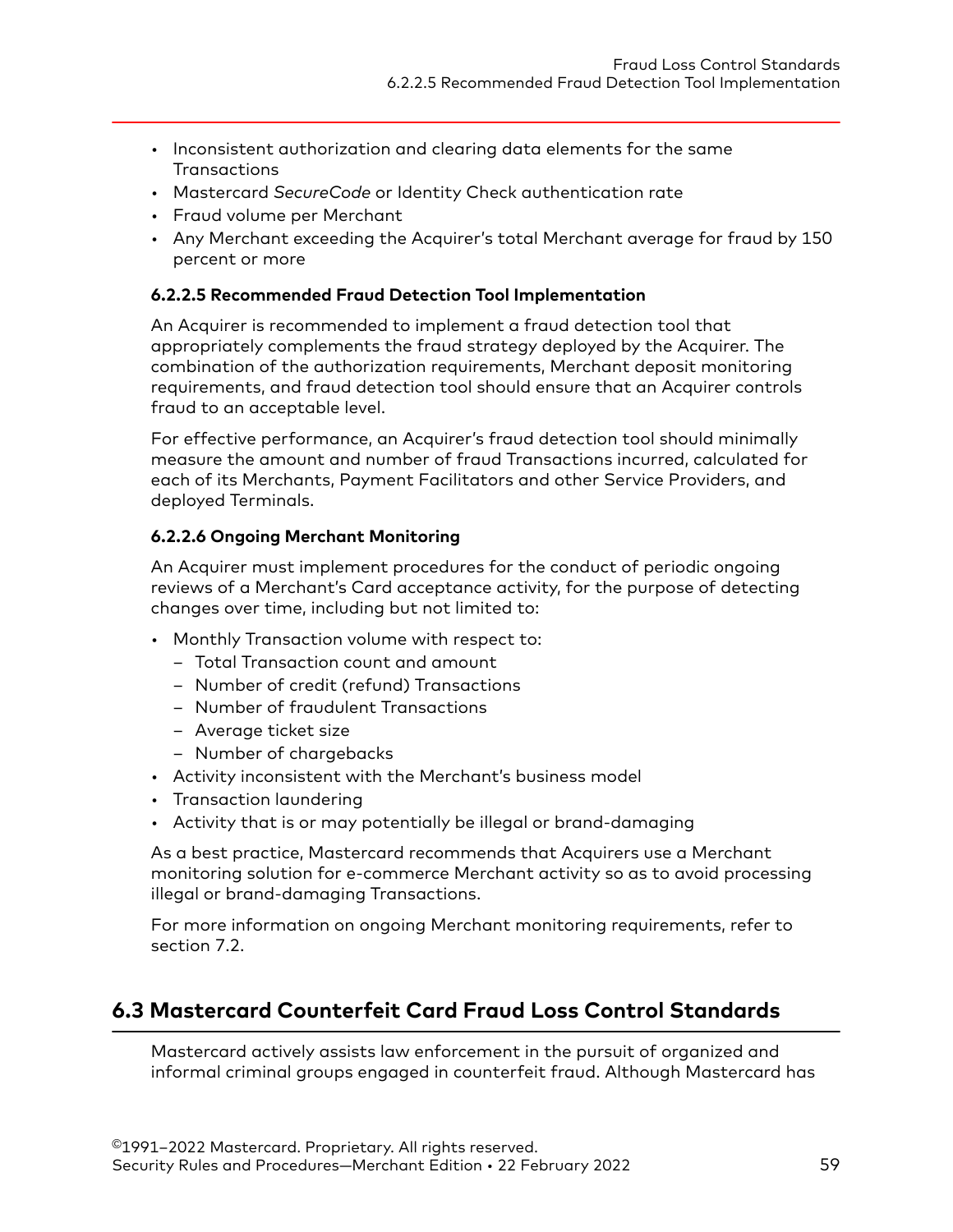- Inconsistent authorization and clearing data elements for the same Transactions
- Mastercard *SecureCode* or Identity Check authentication rate
- Fraud volume per Merchant
- Any Merchant exceeding the Acquirer's total Merchant average for fraud by 150 percent or more

#### 6.2.2.5 Recommended Fraud Detection Tool Implementation

An Acquirer is recommended to implement a fraud detection tool that appropriately complements the fraud strategy deployed by the Acquirer. The combination of the authorization requirements, Merchant deposit monitoring requirements, and fraud detection tool should ensure that an Acquirer controls fraud to an acceptable level.

For effective performance, an Acquirer's fraud detection tool should minimally measure the amount and number of fraud Transactions incurred, calculated for each of its Merchants, Payment Facilitators and other Service Providers, and deployed Terminals.

#### 6.2.2.6 Ongoing Merchant Monitoring

An Acquirer must implement procedures for the conduct of periodic ongoing reviews of a Merchant's Card acceptance activity, for the purpose of detecting changes over time, including but not limited to:

- Monthly Transaction volume with respect to:
  - Total Transaction count and amount
  - Number of credit (refund) Transactions
  - Number of fraudulent Transactions
  - Average ticket size
  - Number of chargebacks
- Activity inconsistent with the Merchant's business model
- Transaction laundering
- Activity that is or may potentially be illegal or brand-damaging

As a best practice, Mastercard recommends that Acquirers use a Merchant monitoring solution for e-commerce Merchant activity so as to avoid processing illegal or brand-damaging Transactions.

For more information on ongoing Merchant monitoring requirements, refer to section 7.2.

## 6.3 Mastercard Counterfeit Card Fraud Loss Control Standards

Mastercard actively assists law enforcement in the pursuit of organized and informal criminal groups engaged in counterfeit fraud. Although Mastercard has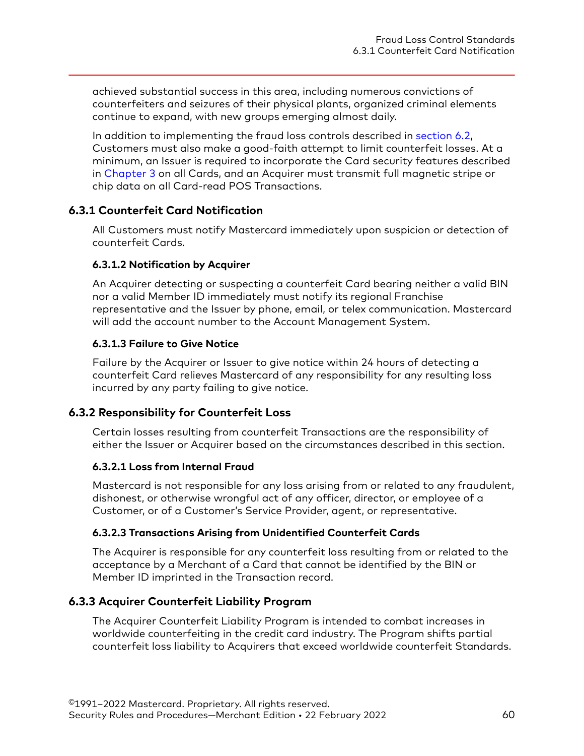achieved substantial success in this area, including numerous convictions of counterfeiters and seizures of their physical plants, organized criminal elements continue to expand, with new groups emerging almost daily.

In addition to implementing the fraud loss controls described in section 6.2, Customers must also make a good-faith attempt to limit counterfeit losses. At a minimum, an Issuer is required to incorporate the Card security features described in Chapter 3 on all Cards, and an Acquirer must transmit full magnetic stripe or chip data on all Card-read POS Transactions.

## 6.3.1 Counterfeit Card Notification

All Customers must notify Mastercard immediately upon suspicion or detection of counterfeit Cards.

### 6.3.1.2 Notification by Acquirer

An Acquirer detecting or suspecting a counterfeit Card bearing neither a valid BIN nor a valid Member ID immediately must notify its regional Franchise representative and the Issuer by phone, email, or telex communication. Mastercard will add the account number to the Account Management System.

### 6.3.1.3 Failure to Give Notice

Failure by the Acquirer or Issuer to give notice within 24 hours of detecting a counterfeit Card relieves Mastercard of any responsibility for any resulting loss incurred by any party failing to give notice.

## 6.3.2 Responsibility for Counterfeit Loss

Certain losses resulting from counterfeit Transactions are the responsibility of either the Issuer or Acquirer based on the circumstances described in this section.

### 6.3.2.1 Loss from Internal Fraud

Mastercard is not responsible for any loss arising from or related to any fraudulent, dishonest, or otherwise wrongful act of any officer, director, or employee of a Customer, or of a Customer's Service Provider, agent, or representative.

### 6.3.2.3 Transactions Arising from Unidentified Counterfeit Cards

The Acquirer is responsible for any counterfeit loss resulting from or related to the acceptance by a Merchant of a Card that cannot be identified by the BIN or Member ID imprinted in the Transaction record.

## 6.3.3 Acquirer Counterfeit Liability Program

The Acquirer Counterfeit Liability Program is intended to combat increases in worldwide counterfeiting in the credit card industry. The Program shifts partial counterfeit loss liability to Acquirers that exceed worldwide counterfeit Standards.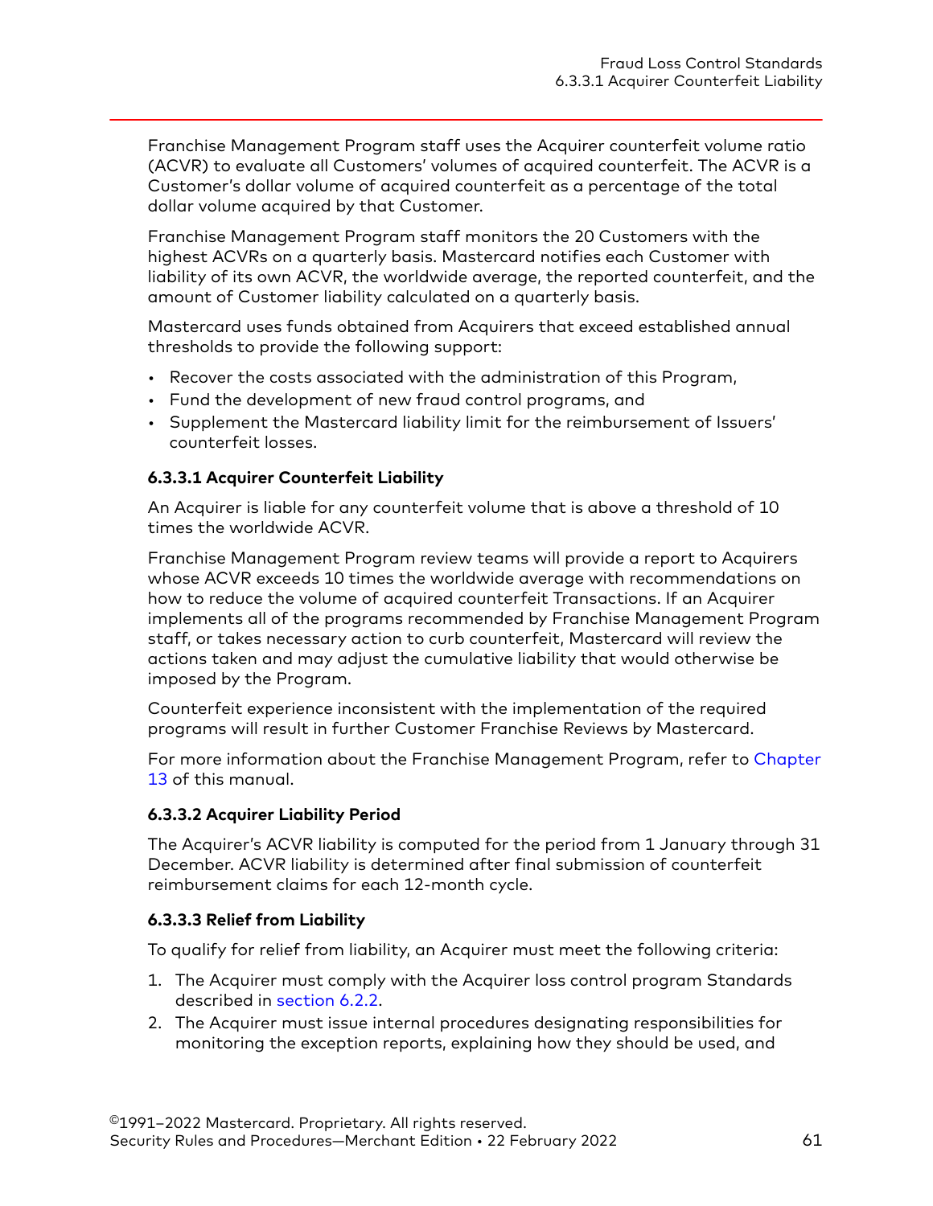Franchise Management Program staff uses the Acquirer counterfeit volume ratio (ACVR) to evaluate all Customers' volumes of acquired counterfeit. The ACVR is a Customer's dollar volume of acquired counterfeit as a percentage of the total dollar volume acquired by that Customer.

Franchise Management Program staff monitors the 20 Customers with the highest ACVRs on a quarterly basis. Mastercard notifies each Customer with liability of its own ACVR, the worldwide average, the reported counterfeit, and the amount of Customer liability calculated on a quarterly basis.

Mastercard uses funds obtained from Acquirers that exceed established annual thresholds to provide the following support:

- Recover the costs associated with the administration of this Program,
- Fund the development of new fraud control programs, and
- Supplement the Mastercard liability limit for the reimbursement of Issuers' counterfeit losses.

#### 6.3.3.1 Acquirer Counterfeit Liability

An Acquirer is liable for any counterfeit volume that is above a threshold of 10 times the worldwide ACVR.

Franchise Management Program review teams will provide a report to Acquirers whose ACVR exceeds 10 times the worldwide average with recommendations on how to reduce the volume of acquired counterfeit Transactions. If an Acquirer implements all of the programs recommended by Franchise Management Program staff, or takes necessary action to curb counterfeit, Mastercard will review the actions taken and may adjust the cumulative liability that would otherwise be imposed by the Program.

Counterfeit experience inconsistent with the implementation of the required programs will result in further Customer Franchise Reviews by Mastercard.

For more information about the Franchise Management Program, refer to Chapter 13 of this manual.

#### 6.3.3.2 Acquirer Liability Period

The Acquirer's ACVR liability is computed for the period from 1 January through 31 December. ACVR liability is determined after final submission of counterfeit reimbursement claims for each 12-month cycle.

#### 6.3.3.3 Relief from Liability

To qualify for relief from liability, an Acquirer must meet the following criteria:

1. The Acquirer must comply with the Acquirer loss control program Standards described in section 6.2.2.
2. The Acquirer must issue internal procedures designating responsibilities for monitoring the exception reports, explaining how they should be used, and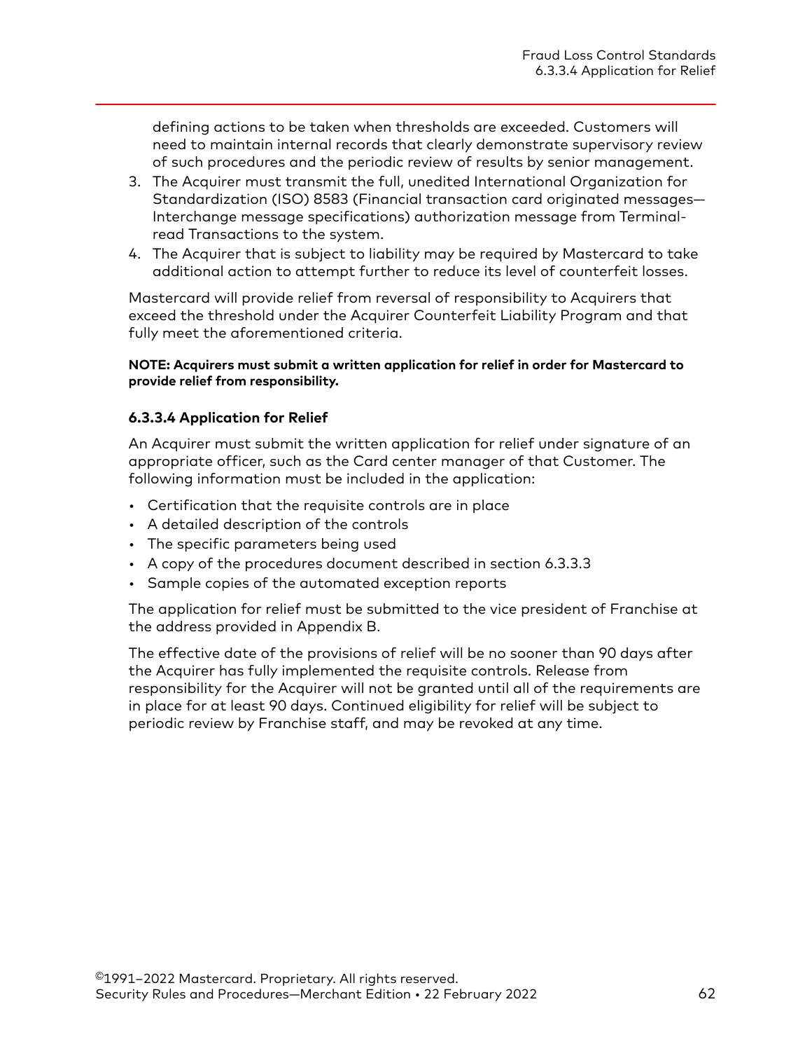defining actions to be taken when thresholds are exceeded. Customers will need to maintain internal records that clearly demonstrate supervisory review of such procedures and the periodic review of results by senior management.

3. The Acquirer must transmit the full, unedited International Organization for Standardization (ISO) 8583 (Financial transaction card originated messages—Interchange message specifications) authorization message from Terminal-read Transactions to the system.
4. The Acquirer that is subject to liability may be required by Mastercard to take additional action to attempt further to reduce its level of counterfeit losses.

Mastercard will provide relief from reversal of responsibility to Acquirers that exceed the threshold under the Acquirer Counterfeit Liability Program and that fully meet the aforementioned criteria.

**NOTE: Acquirers must submit a written application for relief in order for Mastercard to provide relief from responsibility.**

#### 6.3.3.4 Application for Relief

An Acquirer must submit the written application for relief under signature of an appropriate officer, such as the Card center manager of that Customer. The following information must be included in the application:

- Certification that the requisite controls are in place
- A detailed description of the controls
- The specific parameters being used
- A copy of the procedures document described in section 6.3.3.3
- Sample copies of the automated exception reports

The application for relief must be submitted to the vice president of Franchise at the address provided in Appendix B.

The effective date of the provisions of relief will be no sooner than 90 days after the Acquirer has fully implemented the requisite controls. Release from responsibility for the Acquirer will not be granted until all of the requirements are in place for at least 90 days. Continued eligibility for relief will be subject to periodic review by Franchise staff, and may be revoked at any time.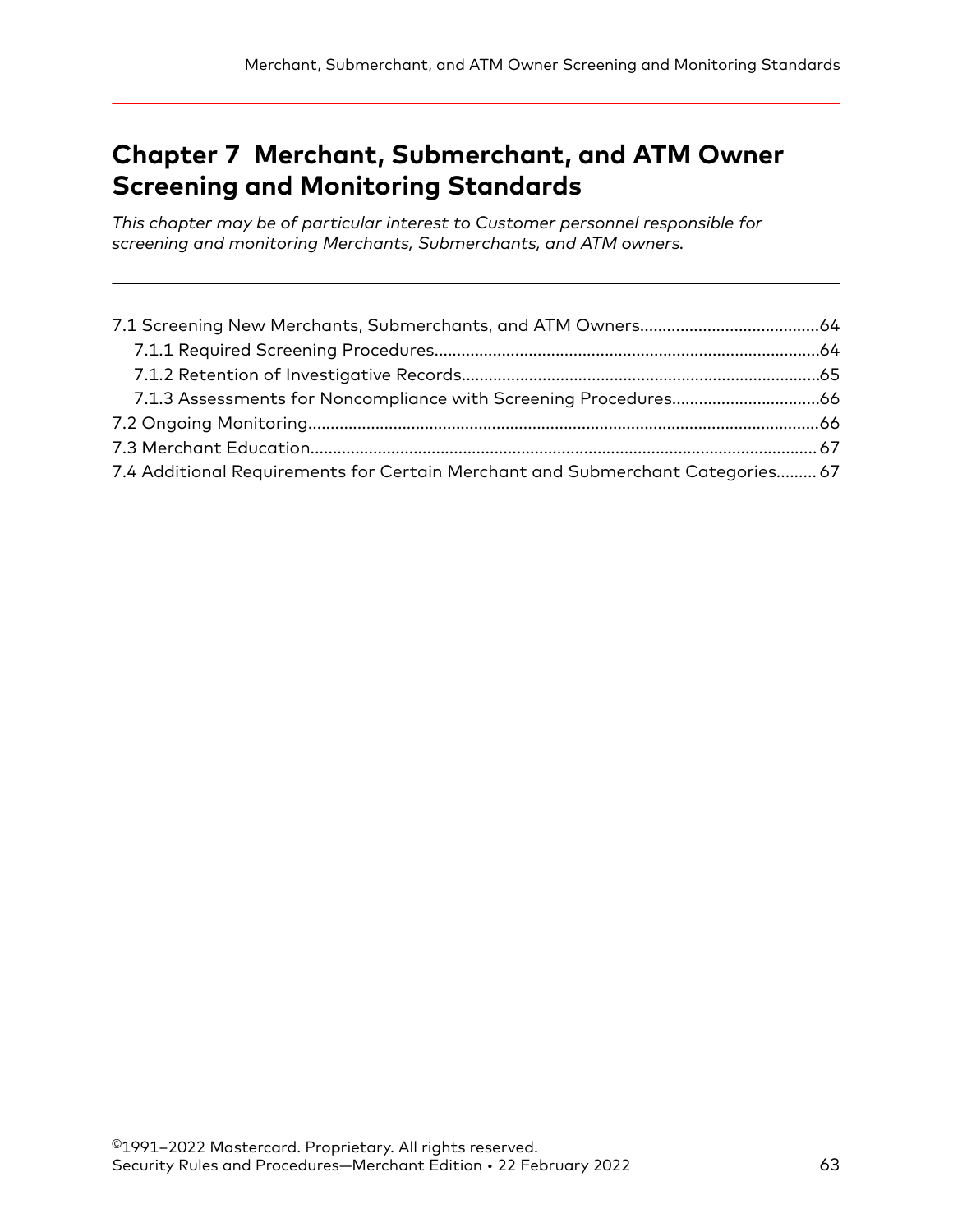# Chapter 7 Merchant, Submerchant, and ATM Owner Screening and Monitoring Standards

*This chapter may be of particular interest to Customer personnel responsible for screening and monitoring Merchants, Submerchants, and ATM owners.*

---

7.1 Screening New Merchants, Submerchants, and ATM Owners........................................64
- 7.1.1 Required Screening Procedures.....................................................................................64
- 7.1.2 Retention of Investigative Records...............................................................................65
- 7.1.3 Assessments for Noncompliance with Screening Procedures.................................66

7.2 Ongoing Monitoring.................................................................................................................66

7.3 Merchant Education................................................................................................................ 67

7.4 Additional Requirements for Certain Merchant and Submerchant Categories......... 67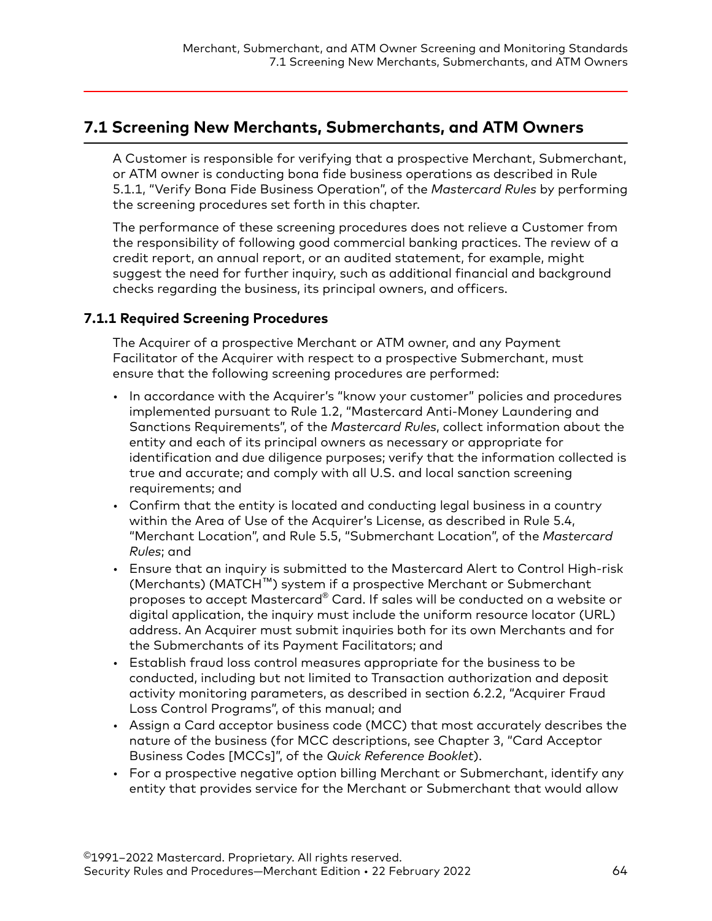## 7.1 Screening New Merchants, Submerchants, and ATM Owners

A Customer is responsible for verifying that a prospective Merchant, Submerchant, or ATM owner is conducting bona fide business operations as described in Rule 5.1.1, "Verify Bona Fide Business Operation", of the *Mastercard Rules* by performing the screening procedures set forth in this chapter.

The performance of these screening procedures does not relieve a Customer from the responsibility of following good commercial banking practices. The review of a credit report, an annual report, or an audited statement, for example, might suggest the need for further inquiry, such as additional financial and background checks regarding the business, its principal owners, and officers.

### 7.1.1 Required Screening Procedures

The Acquirer of a prospective Merchant or ATM owner, and any Payment Facilitator of the Acquirer with respect to a prospective Submerchant, must ensure that the following screening procedures are performed:

- In accordance with the Acquirer's "know your customer" policies and procedures implemented pursuant to Rule 1.2, "Mastercard Anti-Money Laundering and Sanctions Requirements", of the *Mastercard Rules*, collect information about the entity and each of its principal owners as necessary or appropriate for identification and due diligence purposes; verify that the information collected is true and accurate; and comply with all U.S. and local sanction screening requirements; and
- Confirm that the entity is located and conducting legal business in a country within the Area of Use of the Acquirer's License, as described in Rule 5.4, "Merchant Location", and Rule 5.5, "Submerchant Location", of the *Mastercard Rules*; and
- Ensure that an inquiry is submitted to the Mastercard Alert to Control High-risk (Merchants) (MATCH™) system if a prospective Merchant or Submerchant proposes to accept Mastercard® Card. If sales will be conducted on a website or digital application, the inquiry must include the uniform resource locator (URL) address. An Acquirer must submit inquiries both for its own Merchants and for the Submerchants of its Payment Facilitators; and
- Establish fraud loss control measures appropriate for the business to be conducted, including but not limited to Transaction authorization and deposit activity monitoring parameters, as described in section 6.2.2, "Acquirer Fraud Loss Control Programs", of this manual; and
- Assign a Card acceptor business code (MCC) that most accurately describes the nature of the business (for MCC descriptions, see Chapter 3, "Card Acceptor Business Codes [MCCs]", of the *Quick Reference Booklet*).
- For a prospective negative option billing Merchant or Submerchant, identify any entity that provides service for the Merchant or Submerchant that would allow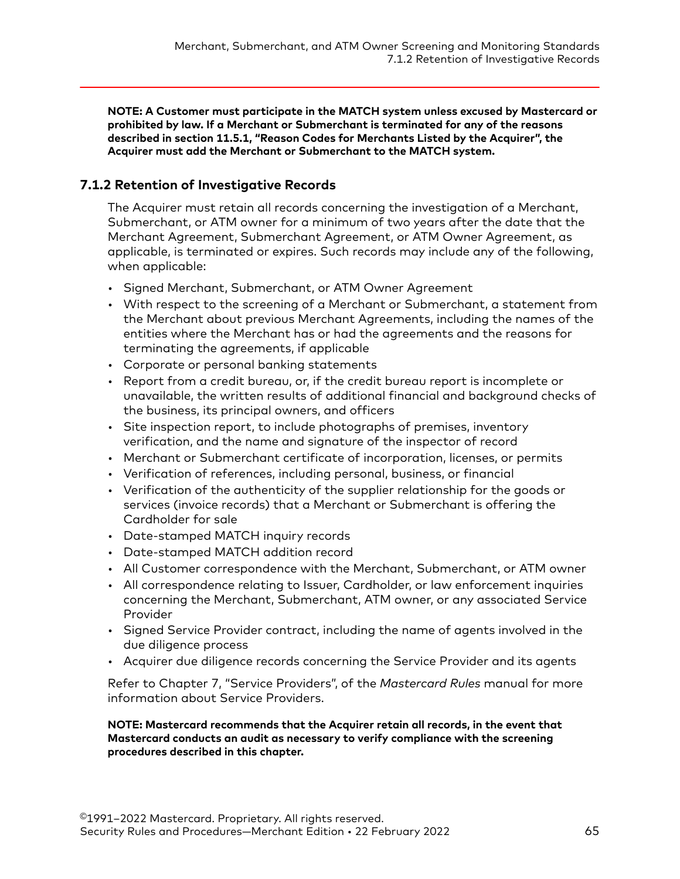**NOTE: A Customer must participate in the MATCH system unless excused by Mastercard or prohibited by law. If a Merchant or Submerchant is terminated for any of the reasons described in section 11.5.1, "Reason Codes for Merchants Listed by the Acquirer", the Acquirer must add the Merchant or Submerchant to the MATCH system.**

### 7.1.2 Retention of Investigative Records

The Acquirer must retain all records concerning the investigation of a Merchant, Submerchant, or ATM owner for a minimum of two years after the date that the Merchant Agreement, Submerchant Agreement, or ATM Owner Agreement, as applicable, is terminated or expires. Such records may include any of the following, when applicable:

- Signed Merchant, Submerchant, or ATM Owner Agreement
- With respect to the screening of a Merchant or Submerchant, a statement from the Merchant about previous Merchant Agreements, including the names of the entities where the Merchant has or had the agreements and the reasons for terminating the agreements, if applicable
- Corporate or personal banking statements
- Report from a credit bureau, or, if the credit bureau report is incomplete or unavailable, the written results of additional financial and background checks of the business, its principal owners, and officers
- Site inspection report, to include photographs of premises, inventory verification, and the name and signature of the inspector of record
- Merchant or Submerchant certificate of incorporation, licenses, or permits
- Verification of references, including personal, business, or financial
- Verification of the authenticity of the supplier relationship for the goods or services (invoice records) that a Merchant or Submerchant is offering the Cardholder for sale
- Date-stamped MATCH inquiry records
- Date-stamped MATCH addition record
- All Customer correspondence with the Merchant, Submerchant, or ATM owner
- All correspondence relating to Issuer, Cardholder, or law enforcement inquiries concerning the Merchant, Submerchant, ATM owner, or any associated Service Provider
- Signed Service Provider contract, including the name of agents involved in the due diligence process
- Acquirer due diligence records concerning the Service Provider and its agents

Refer to Chapter 7, "Service Providers", of the *Mastercard Rules* manual for more information about Service Providers.

**NOTE: Mastercard recommends that the Acquirer retain all records, in the event that Mastercard conducts an audit as necessary to verify compliance with the screening procedures described in this chapter.**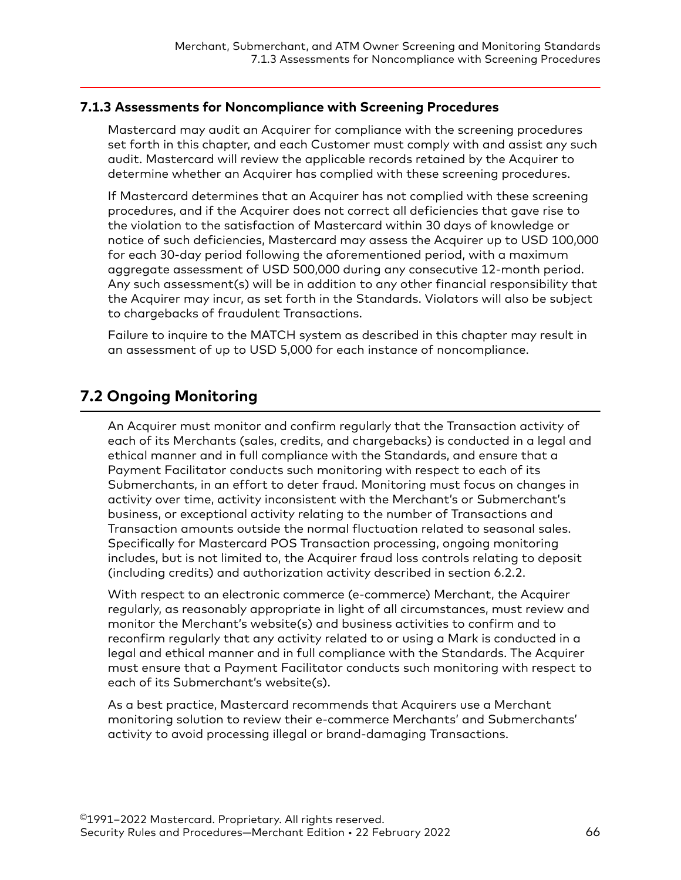### 7.1.3 Assessments for Noncompliance with Screening Procedures

Mastercard may audit an Acquirer for compliance with the screening procedures set forth in this chapter, and each Customer must comply with and assist any such audit. Mastercard will review the applicable records retained by the Acquirer to determine whether an Acquirer has complied with these screening procedures.

If Mastercard determines that an Acquirer has not complied with these screening procedures, and if the Acquirer does not correct all deficiencies that gave rise to the violation to the satisfaction of Mastercard within 30 days of knowledge or notice of such deficiencies, Mastercard may assess the Acquirer up to USD 100,000 for each 30-day period following the aforementioned period, with a maximum aggregate assessment of USD 500,000 during any consecutive 12-month period. Any such assessment(s) will be in addition to any other financial responsibility that the Acquirer may incur, as set forth in the Standards. Violators will also be subject to chargebacks of fraudulent Transactions.

Failure to inquire to the MATCH system as described in this chapter may result in an assessment of up to USD 5,000 for each instance of noncompliance.

## 7.2 Ongoing Monitoring

An Acquirer must monitor and confirm regularly that the Transaction activity of each of its Merchants (sales, credits, and chargebacks) is conducted in a legal and ethical manner and in full compliance with the Standards, and ensure that a Payment Facilitator conducts such monitoring with respect to each of its Submerchants, in an effort to deter fraud. Monitoring must focus on changes in activity over time, activity inconsistent with the Merchant's or Submerchant's business, or exceptional activity relating to the number of Transactions and Transaction amounts outside the normal fluctuation related to seasonal sales. Specifically for Mastercard POS Transaction processing, ongoing monitoring includes, but is not limited to, the Acquirer fraud loss controls relating to deposit (including credits) and authorization activity described in section 6.2.2.

With respect to an electronic commerce (e-commerce) Merchant, the Acquirer regularly, as reasonably appropriate in light of all circumstances, must review and monitor the Merchant's website(s) and business activities to confirm and to reconfirm regularly that any activity related to or using a Mark is conducted in a legal and ethical manner and in full compliance with the Standards. The Acquirer must ensure that a Payment Facilitator conducts such monitoring with respect to each of its Submerchant's website(s).

As a best practice, Mastercard recommends that Acquirers use a Merchant monitoring solution to review their e-commerce Merchants' and Submerchants' activity to avoid processing illegal or brand-damaging Transactions.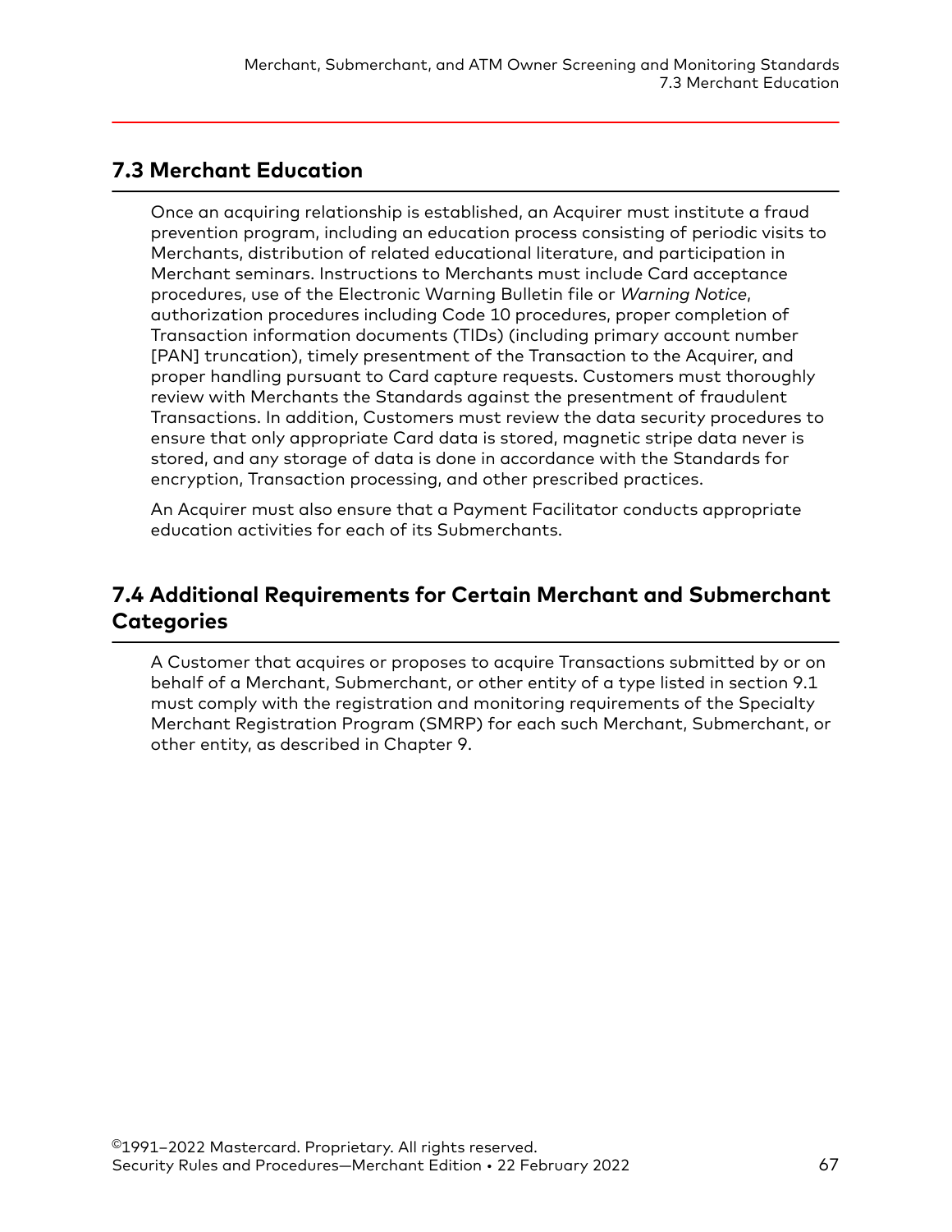## 7.3 Merchant Education

Once an acquiring relationship is established, an Acquirer must institute a fraud prevention program, including an education process consisting of periodic visits to Merchants, distribution of related educational literature, and participation in Merchant seminars. Instructions to Merchants must include Card acceptance procedures, use of the Electronic Warning Bulletin file or *Warning Notice*, authorization procedures including Code 10 procedures, proper completion of Transaction information documents (TIDs) (including primary account number [PAN] truncation), timely presentment of the Transaction to the Acquirer, and proper handling pursuant to Card capture requests. Customers must thoroughly review with Merchants the Standards against the presentment of fraudulent Transactions. In addition, Customers must review the data security procedures to ensure that only appropriate Card data is stored, magnetic stripe data never is stored, and any storage of data is done in accordance with the Standards for encryption, Transaction processing, and other prescribed practices.

An Acquirer must also ensure that a Payment Facilitator conducts appropriate education activities for each of its Submerchants.

## 7.4 Additional Requirements for Certain Merchant and Submerchant Categories

A Customer that acquires or proposes to acquire Transactions submitted by or on behalf of a Merchant, Submerchant, or other entity of a type listed in section 9.1 must comply with the registration and monitoring requirements of the Specialty Merchant Registration Program (SMRP) for each such Merchant, Submerchant, or other entity, as described in Chapter 9.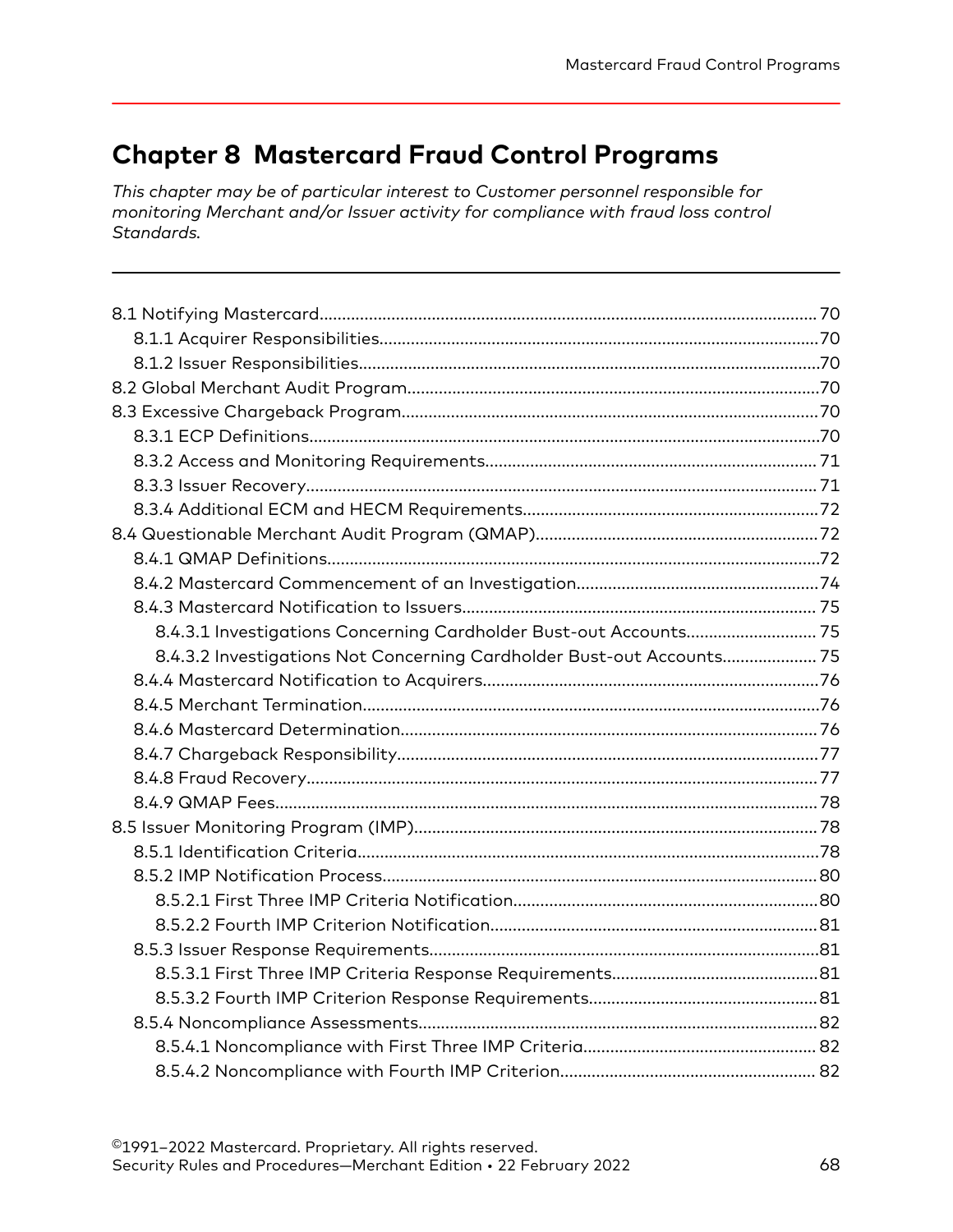# Chapter 8 Mastercard Fraud Control Programs

*This chapter may be of particular interest to Customer personnel responsible for monitoring Merchant and/or Issuer activity for compliance with fraud loss control Standards.*

- 8.1 Notifying Mastercard....70
  - 8.1.1 Acquirer Responsibilities....70
  - 8.1.2 Issuer Responsibilities....70
- 8.2 Global Merchant Audit Program....70
- 8.3 Excessive Chargeback Program....70
  - 8.3.1 ECP Definitions....70
  - 8.3.2 Access and Monitoring Requirements....71
  - 8.3.3 Issuer Recovery....71
  - 8.3.4 Additional ECM and HECM Requirements....72
- 8.4 Questionable Merchant Audit Program (QMAP)....72
  - 8.4.1 QMAP Definitions....72
  - 8.4.2 Mastercard Commencement of an Investigation....74
  - 8.4.3 Mastercard Notification to Issuers....75
    - 8.4.3.1 Investigations Concerning Cardholder Bust-out Accounts....75
    - 8.4.3.2 Investigations Not Concerning Cardholder Bust-out Accounts....75
  - 8.4.4 Mastercard Notification to Acquirers....76
  - 8.4.5 Merchant Termination....76
  - 8.4.6 Mastercard Determination....76
  - 8.4.7 Chargeback Responsibility....77
  - 8.4.8 Fraud Recovery....77
  - 8.4.9 QMAP Fees....78
- 8.5 Issuer Monitoring Program (IMP)....78
  - 8.5.1 Identification Criteria....78
  - 8.5.2 IMP Notification Process....80
    - 8.5.2.1 First Three IMP Criteria Notification....80
    - 8.5.2.2 Fourth IMP Criterion Notification....81
  - 8.5.3 Issuer Response Requirements....81
    - 8.5.3.1 First Three IMP Criteria Response Requirements....81
    - 8.5.3.2 Fourth IMP Criterion Response Requirements....81
  - 8.5.4 Noncompliance Assessments....82
    - 8.5.4.1 Noncompliance with First Three IMP Criteria....82
    - 8.5.4.2 Noncompliance with Fourth IMP Criterion....82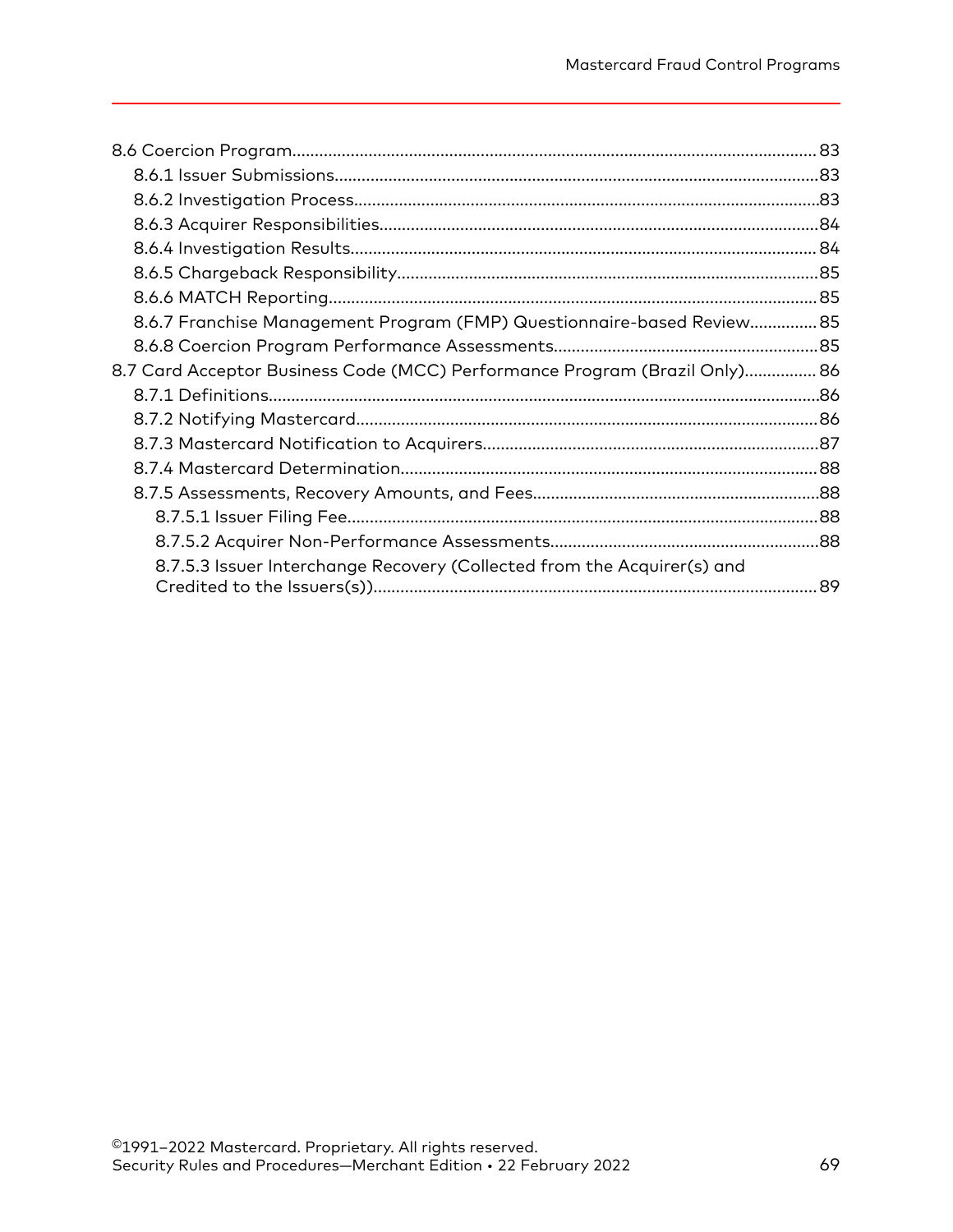- 8.6 Coercion Program....83
  - 8.6.1 Issuer Submissions....83
  - 8.6.2 Investigation Process....83
  - 8.6.3 Acquirer Responsibilities....84
  - 8.6.4 Investigation Results....84
  - 8.6.5 Chargeback Responsibility....85
  - 8.6.6 MATCH Reporting....85
  - 8.6.7 Franchise Management Program (FMP) Questionnaire-based Review....85
  - 8.6.8 Coercion Program Performance Assessments....85
- 8.7 Card Acceptor Business Code (MCC) Performance Program (Brazil Only)....86
  - 8.7.1 Definitions....86
  - 8.7.2 Notifying Mastercard....86
  - 8.7.3 Mastercard Notification to Acquirers....87
  - 8.7.4 Mastercard Determination....88
  - 8.7.5 Assessments, Recovery Amounts, and Fees....88
    - 8.7.5.1 Issuer Filing Fee....88
    - 8.7.5.2 Acquirer Non-Performance Assessments....88
    - 8.7.5.3 Issuer Interchange Recovery (Collected from the Acquirer(s) and Credited to the Issuers(s))....89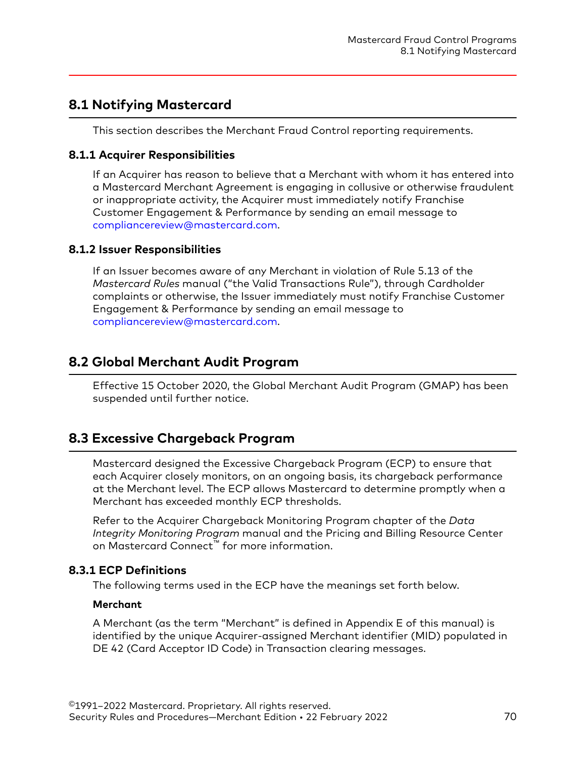## 8.1 Notifying Mastercard

This section describes the Merchant Fraud Control reporting requirements.

### 8.1.1 Acquirer Responsibilities

If an Acquirer has reason to believe that a Merchant with whom it has entered into a Mastercard Merchant Agreement is engaging in collusive or otherwise fraudulent or inappropriate activity, the Acquirer must immediately notify Franchise Customer Engagement & Performance by sending an email message to compliancereview@mastercard.com.

### 8.1.2 Issuer Responsibilities

If an Issuer becomes aware of any Merchant in violation of Rule 5.13 of the *Mastercard Rules* manual ("the Valid Transactions Rule"), through Cardholder complaints or otherwise, the Issuer immediately must notify Franchise Customer Engagement & Performance by sending an email message to compliancereview@mastercard.com.

## 8.2 Global Merchant Audit Program

Effective 15 October 2020, the Global Merchant Audit Program (GMAP) has been suspended until further notice.

## 8.3 Excessive Chargeback Program

Mastercard designed the Excessive Chargeback Program (ECP) to ensure that each Acquirer closely monitors, on an ongoing basis, its chargeback performance at the Merchant level. The ECP allows Mastercard to determine promptly when a Merchant has exceeded monthly ECP thresholds.

Refer to the Acquirer Chargeback Monitoring Program chapter of the *Data Integrity Monitoring Program* manual and the Pricing and Billing Resource Center on Mastercard Connect™ for more information.

### 8.3.1 ECP Definitions

The following terms used in the ECP have the meanings set forth below.

**Merchant**

A Merchant (as the term "Merchant" is defined in Appendix E of this manual) is identified by the unique Acquirer-assigned Merchant identifier (MID) populated in DE 42 (Card Acceptor ID Code) in Transaction clearing messages.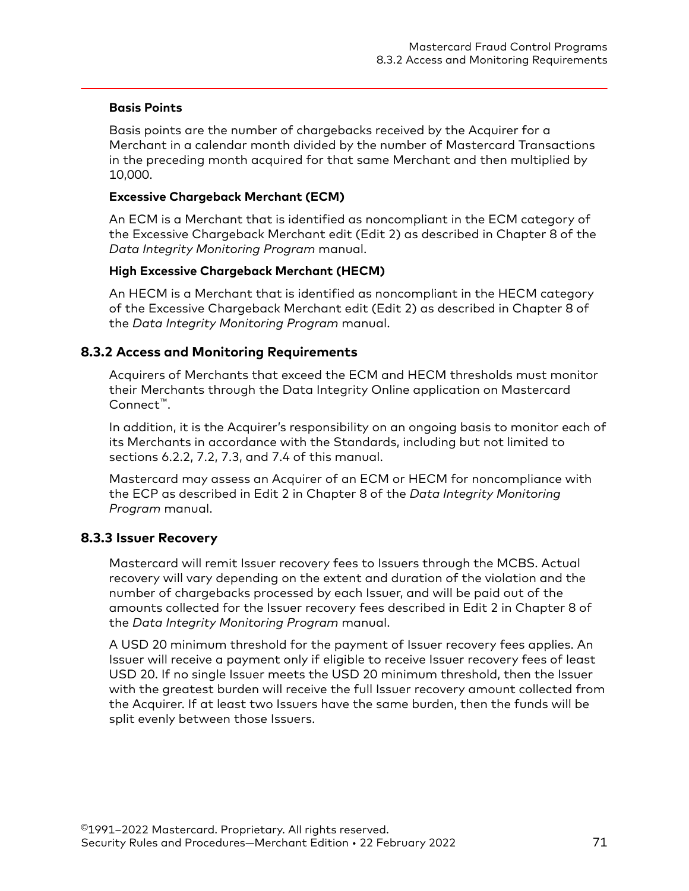#### Basis Points

Basis points are the number of chargebacks received by the Acquirer for a Merchant in a calendar month divided by the number of Mastercard Transactions in the preceding month acquired for that same Merchant and then multiplied by 10,000.

#### Excessive Chargeback Merchant (ECM)

An ECM is a Merchant that is identified as noncompliant in the ECM category of the Excessive Chargeback Merchant edit (Edit 2) as described in Chapter 8 of the *Data Integrity Monitoring Program* manual.

#### High Excessive Chargeback Merchant (HECM)

An HECM is a Merchant that is identified as noncompliant in the HECM category of the Excessive Chargeback Merchant edit (Edit 2) as described in Chapter 8 of the *Data Integrity Monitoring Program* manual.

### 8.3.2 Access and Monitoring Requirements

Acquirers of Merchants that exceed the ECM and HECM thresholds must monitor their Merchants through the Data Integrity Online application on Mastercard Connect™.

In addition, it is the Acquirer's responsibility on an ongoing basis to monitor each of its Merchants in accordance with the Standards, including but not limited to sections 6.2.2, 7.2, 7.3, and 7.4 of this manual.

Mastercard may assess an Acquirer of an ECM or HECM for noncompliance with the ECP as described in Edit 2 in Chapter 8 of the *Data Integrity Monitoring Program* manual.

### 8.3.3 Issuer Recovery

Mastercard will remit Issuer recovery fees to Issuers through the MCBS. Actual recovery will vary depending on the extent and duration of the violation and the number of chargebacks processed by each Issuer, and will be paid out of the amounts collected for the Issuer recovery fees described in Edit 2 in Chapter 8 of the *Data Integrity Monitoring Program* manual.

A USD 20 minimum threshold for the payment of Issuer recovery fees applies. An Issuer will receive a payment only if eligible to receive Issuer recovery fees of least USD 20. If no single Issuer meets the USD 20 minimum threshold, then the Issuer with the greatest burden will receive the full Issuer recovery amount collected from the Acquirer. If at least two Issuers have the same burden, then the funds will be split evenly between those Issuers.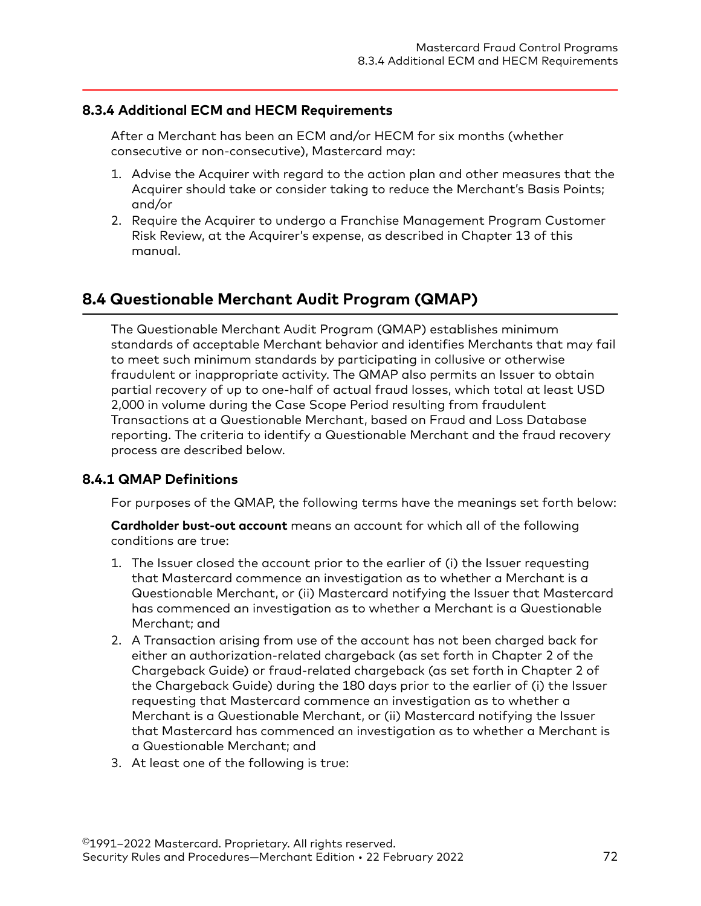### 8.3.4 Additional ECM and HECM Requirements

After a Merchant has been an ECM and/or HECM for six months (whether consecutive or non-consecutive), Mastercard may:

1. Advise the Acquirer with regard to the action plan and other measures that the Acquirer should take or consider taking to reduce the Merchant's Basis Points; and/or
2. Require the Acquirer to undergo a Franchise Management Program Customer Risk Review, at the Acquirer's expense, as described in Chapter 13 of this manual.

## 8.4 Questionable Merchant Audit Program (QMAP)

The Questionable Merchant Audit Program (QMAP) establishes minimum standards of acceptable Merchant behavior and identifies Merchants that may fail to meet such minimum standards by participating in collusive or otherwise fraudulent or inappropriate activity. The QMAP also permits an Issuer to obtain partial recovery of up to one-half of actual fraud losses, which total at least USD 2,000 in volume during the Case Scope Period resulting from fraudulent Transactions at a Questionable Merchant, based on Fraud and Loss Database reporting. The criteria to identify a Questionable Merchant and the fraud recovery process are described below.

### 8.4.1 QMAP Definitions

For purposes of the QMAP, the following terms have the meanings set forth below:

**Cardholder bust-out account** means an account for which all of the following conditions are true:

1. The Issuer closed the account prior to the earlier of (i) the Issuer requesting that Mastercard commence an investigation as to whether a Merchant is a Questionable Merchant, or (ii) Mastercard notifying the Issuer that Mastercard has commenced an investigation as to whether a Merchant is a Questionable Merchant; and
2. A Transaction arising from use of the account has not been charged back for either an authorization-related chargeback (as set forth in Chapter 2 of the Chargeback Guide) or fraud-related chargeback (as set forth in Chapter 2 of the Chargeback Guide) during the 180 days prior to the earlier of (i) the Issuer requesting that Mastercard commence an investigation as to whether a Merchant is a Questionable Merchant, or (ii) Mastercard notifying the Issuer that Mastercard has commenced an investigation as to whether a Merchant is a Questionable Merchant; and
3. At least one of the following is true: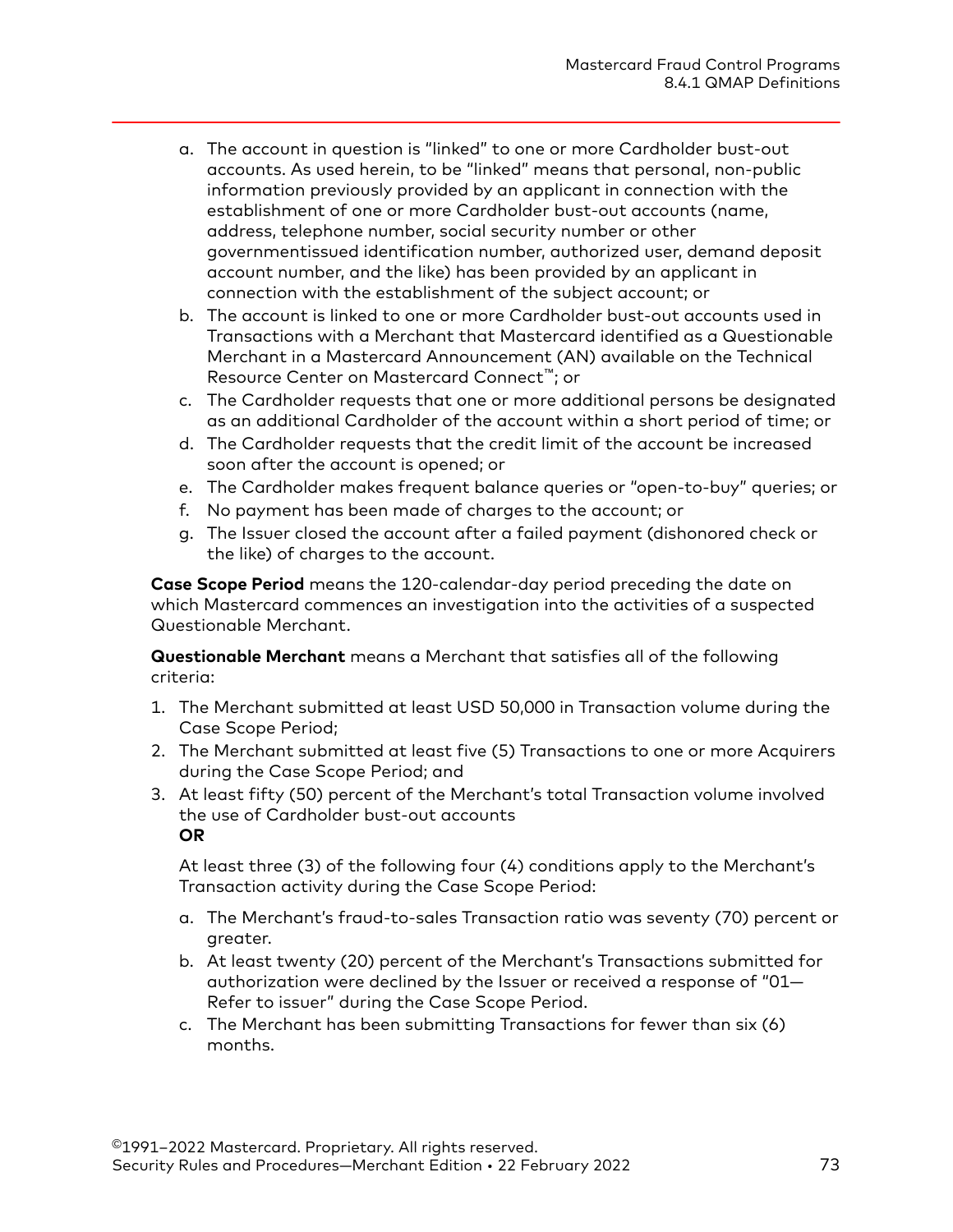a. The account in question is "linked" to one or more Cardholder bust-out accounts. As used herein, to be "linked" means that personal, non-public information previously provided by an applicant in connection with the establishment of one or more Cardholder bust-out accounts (name, address, telephone number, social security number or other governmentissued identification number, authorized user, demand deposit account number, and the like) has been provided by an applicant in connection with the establishment of the subject account; or
b. The account is linked to one or more Cardholder bust-out accounts used in Transactions with a Merchant that Mastercard identified as a Questionable Merchant in a Mastercard Announcement (AN) available on the Technical Resource Center on Mastercard Connect™; or
c. The Cardholder requests that one or more additional persons be designated as an additional Cardholder of the account within a short period of time; or
d. The Cardholder requests that the credit limit of the account be increased soon after the account is opened; or
e. The Cardholder makes frequent balance queries or "open-to-buy" queries; or
f. No payment has been made of charges to the account; or
g. The Issuer closed the account after a failed payment (dishonored check or the like) of charges to the account.

**Case Scope Period** means the 120-calendar-day period preceding the date on which Mastercard commences an investigation into the activities of a suspected Questionable Merchant.

**Questionable Merchant** means a Merchant that satisfies all of the following criteria:

1. The Merchant submitted at least USD 50,000 in Transaction volume during the Case Scope Period;
2. The Merchant submitted at least five (5) Transactions to one or more Acquirers during the Case Scope Period; and
3. At least fifty (50) percent of the Merchant's total Transaction volume involved the use of Cardholder bust-out accounts
   **OR**

   At least three (3) of the following four (4) conditions apply to the Merchant's Transaction activity during the Case Scope Period:

   a. The Merchant's fraud-to-sales Transaction ratio was seventy (70) percent or greater.
   b. At least twenty (20) percent of the Merchant's Transactions submitted for authorization were declined by the Issuer or received a response of "01—Refer to issuer" during the Case Scope Period.
   c. The Merchant has been submitting Transactions for fewer than six (6) months.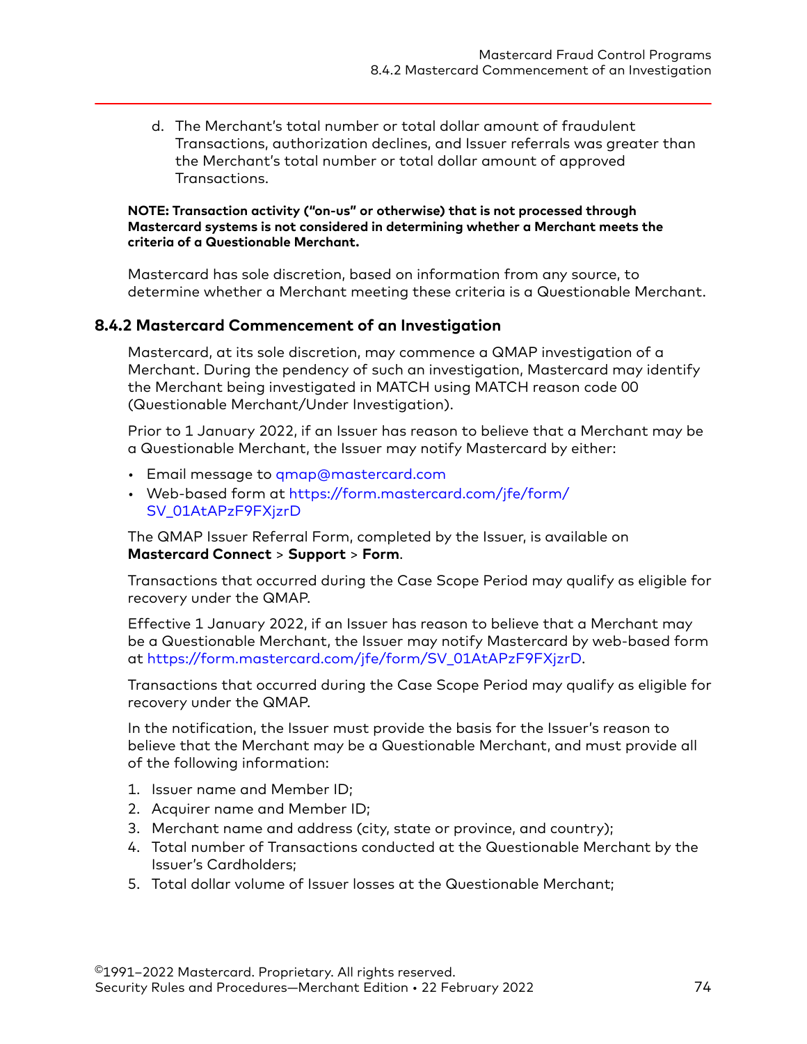d. The Merchant's total number or total dollar amount of fraudulent Transactions, authorization declines, and Issuer referrals was greater than the Merchant's total number or total dollar amount of approved Transactions.

**NOTE: Transaction activity ("on-us" or otherwise) that is not processed through Mastercard systems is not considered in determining whether a Merchant meets the criteria of a Questionable Merchant.**

Mastercard has sole discretion, based on information from any source, to determine whether a Merchant meeting these criteria is a Questionable Merchant.

### 8.4.2 Mastercard Commencement of an Investigation

Mastercard, at its sole discretion, may commence a QMAP investigation of a Merchant. During the pendency of such an investigation, Mastercard may identify the Merchant being investigated in MATCH using MATCH reason code 00 (Questionable Merchant/Under Investigation).

Prior to 1 January 2022, if an Issuer has reason to believe that a Merchant may be a Questionable Merchant, the Issuer may notify Mastercard by either:

- Email message to qmap@mastercard.com
- Web-based form at https://form.mastercard.com/jfe/form/SV_01AtAPzF9FXjzrD

The QMAP Issuer Referral Form, completed by the Issuer, is available on **Mastercard Connect** > **Support** > **Form**.

Transactions that occurred during the Case Scope Period may qualify as eligible for recovery under the QMAP.

Effective 1 January 2022, if an Issuer has reason to believe that a Merchant may be a Questionable Merchant, the Issuer may notify Mastercard by web-based form at https://form.mastercard.com/jfe/form/SV_01AtAPzF9FXjzrD.

Transactions that occurred during the Case Scope Period may qualify as eligible for recovery under the QMAP.

In the notification, the Issuer must provide the basis for the Issuer's reason to believe that the Merchant may be a Questionable Merchant, and must provide all of the following information:

1. Issuer name and Member ID;
2. Acquirer name and Member ID;
3. Merchant name and address (city, state or province, and country);
4. Total number of Transactions conducted at the Questionable Merchant by the Issuer's Cardholders;
5. Total dollar volume of Issuer losses at the Questionable Merchant;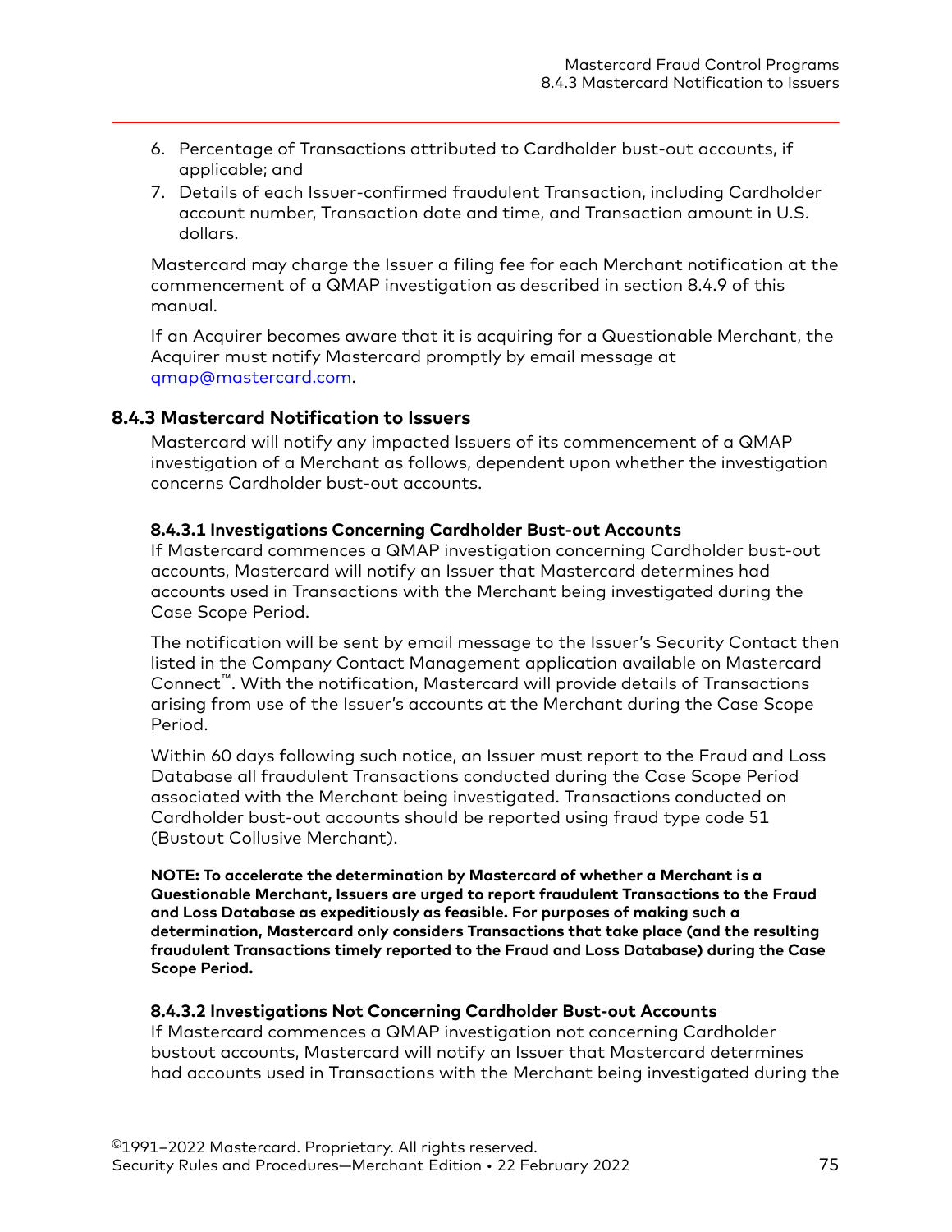6. Percentage of Transactions attributed to Cardholder bust-out accounts, if applicable; and
7. Details of each Issuer-confirmed fraudulent Transaction, including Cardholder account number, Transaction date and time, and Transaction amount in U.S. dollars.

Mastercard may charge the Issuer a filing fee for each Merchant notification at the commencement of a QMAP investigation as described in section 8.4.9 of this manual.

If an Acquirer becomes aware that it is acquiring for a Questionable Merchant, the Acquirer must notify Mastercard promptly by email message at qmap@mastercard.com.

## 8.4.3 Mastercard Notification to Issuers

Mastercard will notify any impacted Issuers of its commencement of a QMAP investigation of a Merchant as follows, dependent upon whether the investigation concerns Cardholder bust-out accounts.

### 8.4.3.1 Investigations Concerning Cardholder Bust-out Accounts

If Mastercard commences a QMAP investigation concerning Cardholder bust-out accounts, Mastercard will notify an Issuer that Mastercard determines had accounts used in Transactions with the Merchant being investigated during the Case Scope Period.

The notification will be sent by email message to the Issuer's Security Contact then listed in the Company Contact Management application available on Mastercard Connect™. With the notification, Mastercard will provide details of Transactions arising from use of the Issuer's accounts at the Merchant during the Case Scope Period.

Within 60 days following such notice, an Issuer must report to the Fraud and Loss Database all fraudulent Transactions conducted during the Case Scope Period associated with the Merchant being investigated. Transactions conducted on Cardholder bust-out accounts should be reported using fraud type code 51 (Bustout Collusive Merchant).

**NOTE: To accelerate the determination by Mastercard of whether a Merchant is a Questionable Merchant, Issuers are urged to report fraudulent Transactions to the Fraud and Loss Database as expeditiously as feasible. For purposes of making such a determination, Mastercard only considers Transactions that take place (and the resulting fraudulent Transactions timely reported to the Fraud and Loss Database) during the Case Scope Period.**

### 8.4.3.2 Investigations Not Concerning Cardholder Bust-out Accounts

If Mastercard commences a QMAP investigation not concerning Cardholder bustout accounts, Mastercard will notify an Issuer that Mastercard determines had accounts used in Transactions with the Merchant being investigated during the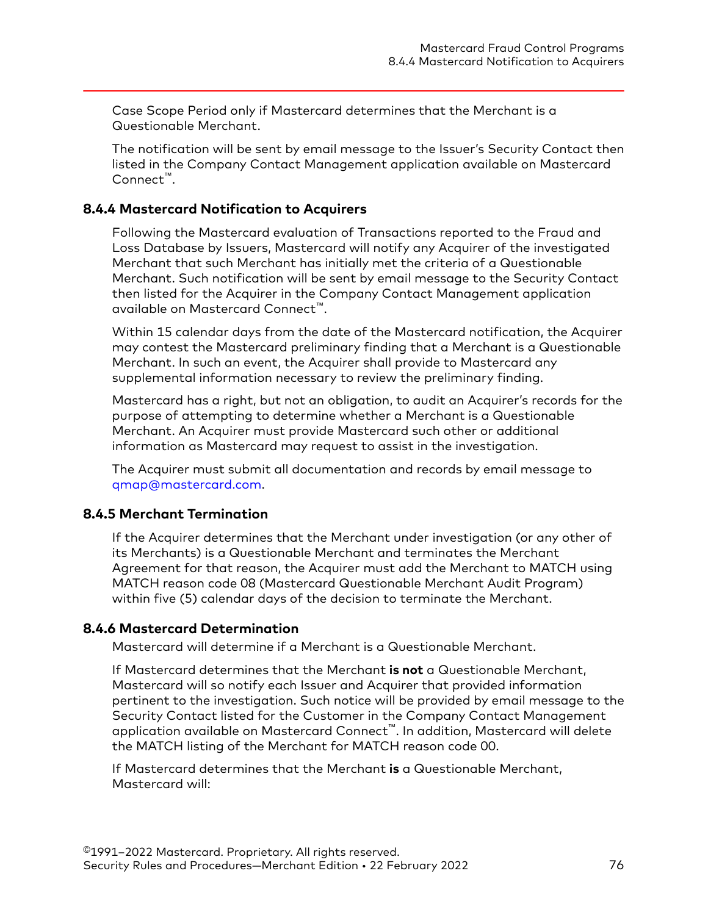Case Scope Period only if Mastercard determines that the Merchant is a Questionable Merchant.

The notification will be sent by email message to the Issuer's Security Contact then listed in the Company Contact Management application available on Mastercard Connect™.

### 8.4.4 Mastercard Notification to Acquirers

Following the Mastercard evaluation of Transactions reported to the Fraud and Loss Database by Issuers, Mastercard will notify any Acquirer of the investigated Merchant that such Merchant has initially met the criteria of a Questionable Merchant. Such notification will be sent by email message to the Security Contact then listed for the Acquirer in the Company Contact Management application available on Mastercard Connect™.

Within 15 calendar days from the date of the Mastercard notification, the Acquirer may contest the Mastercard preliminary finding that a Merchant is a Questionable Merchant. In such an event, the Acquirer shall provide to Mastercard any supplemental information necessary to review the preliminary finding.

Mastercard has a right, but not an obligation, to audit an Acquirer's records for the purpose of attempting to determine whether a Merchant is a Questionable Merchant. An Acquirer must provide Mastercard such other or additional information as Mastercard may request to assist in the investigation.

The Acquirer must submit all documentation and records by email message to qmap@mastercard.com.

### 8.4.5 Merchant Termination

If the Acquirer determines that the Merchant under investigation (or any other of its Merchants) is a Questionable Merchant and terminates the Merchant Agreement for that reason, the Acquirer must add the Merchant to MATCH using MATCH reason code 08 (Mastercard Questionable Merchant Audit Program) within five (5) calendar days of the decision to terminate the Merchant.

### 8.4.6 Mastercard Determination

Mastercard will determine if a Merchant is a Questionable Merchant.

If Mastercard determines that the Merchant **is not** a Questionable Merchant, Mastercard will so notify each Issuer and Acquirer that provided information pertinent to the investigation. Such notice will be provided by email message to the Security Contact listed for the Customer in the Company Contact Management application available on Mastercard Connect™. In addition, Mastercard will delete the MATCH listing of the Merchant for MATCH reason code 00.

If Mastercard determines that the Merchant **is** a Questionable Merchant, Mastercard will: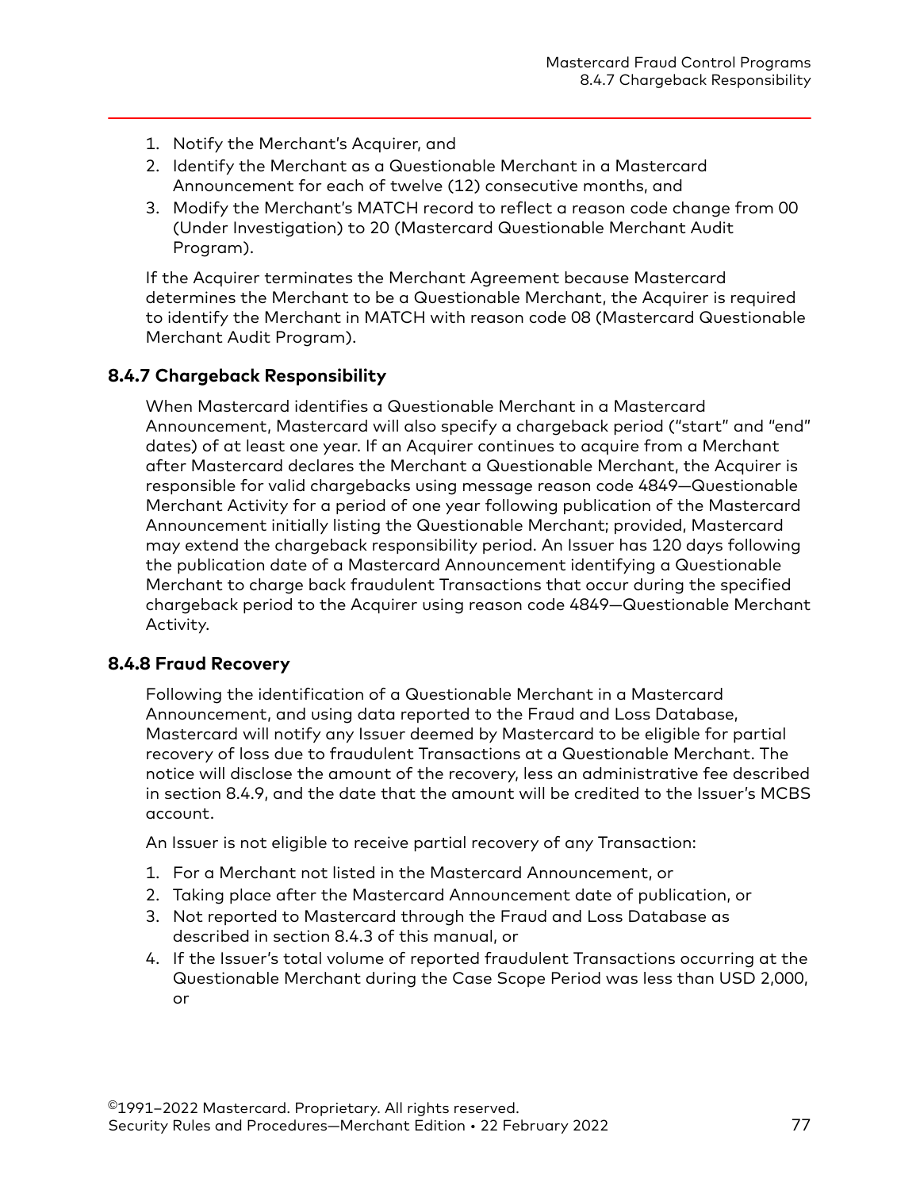1. Notify the Merchant's Acquirer, and
2. Identify the Merchant as a Questionable Merchant in a Mastercard Announcement for each of twelve (12) consecutive months, and
3. Modify the Merchant's MATCH record to reflect a reason code change from 00 (Under Investigation) to 20 (Mastercard Questionable Merchant Audit Program).

If the Acquirer terminates the Merchant Agreement because Mastercard determines the Merchant to be a Questionable Merchant, the Acquirer is required to identify the Merchant in MATCH with reason code 08 (Mastercard Questionable Merchant Audit Program).

### 8.4.7 Chargeback Responsibility

When Mastercard identifies a Questionable Merchant in a Mastercard Announcement, Mastercard will also specify a chargeback period ("start" and "end" dates) of at least one year. If an Acquirer continues to acquire from a Merchant after Mastercard declares the Merchant a Questionable Merchant, the Acquirer is responsible for valid chargebacks using message reason code 4849—Questionable Merchant Activity for a period of one year following publication of the Mastercard Announcement initially listing the Questionable Merchant; provided, Mastercard may extend the chargeback responsibility period. An Issuer has 120 days following the publication date of a Mastercard Announcement identifying a Questionable Merchant to charge back fraudulent Transactions that occur during the specified chargeback period to the Acquirer using reason code 4849—Questionable Merchant Activity.

### 8.4.8 Fraud Recovery

Following the identification of a Questionable Merchant in a Mastercard Announcement, and using data reported to the Fraud and Loss Database, Mastercard will notify any Issuer deemed by Mastercard to be eligible for partial recovery of loss due to fraudulent Transactions at a Questionable Merchant. The notice will disclose the amount of the recovery, less an administrative fee described in section 8.4.9, and the date that the amount will be credited to the Issuer's MCBS account.

An Issuer is not eligible to receive partial recovery of any Transaction:

1. For a Merchant not listed in the Mastercard Announcement, or
2. Taking place after the Mastercard Announcement date of publication, or
3. Not reported to Mastercard through the Fraud and Loss Database as described in section 8.4.3 of this manual, or
4. If the Issuer's total volume of reported fraudulent Transactions occurring at the Questionable Merchant during the Case Scope Period was less than USD 2,000, or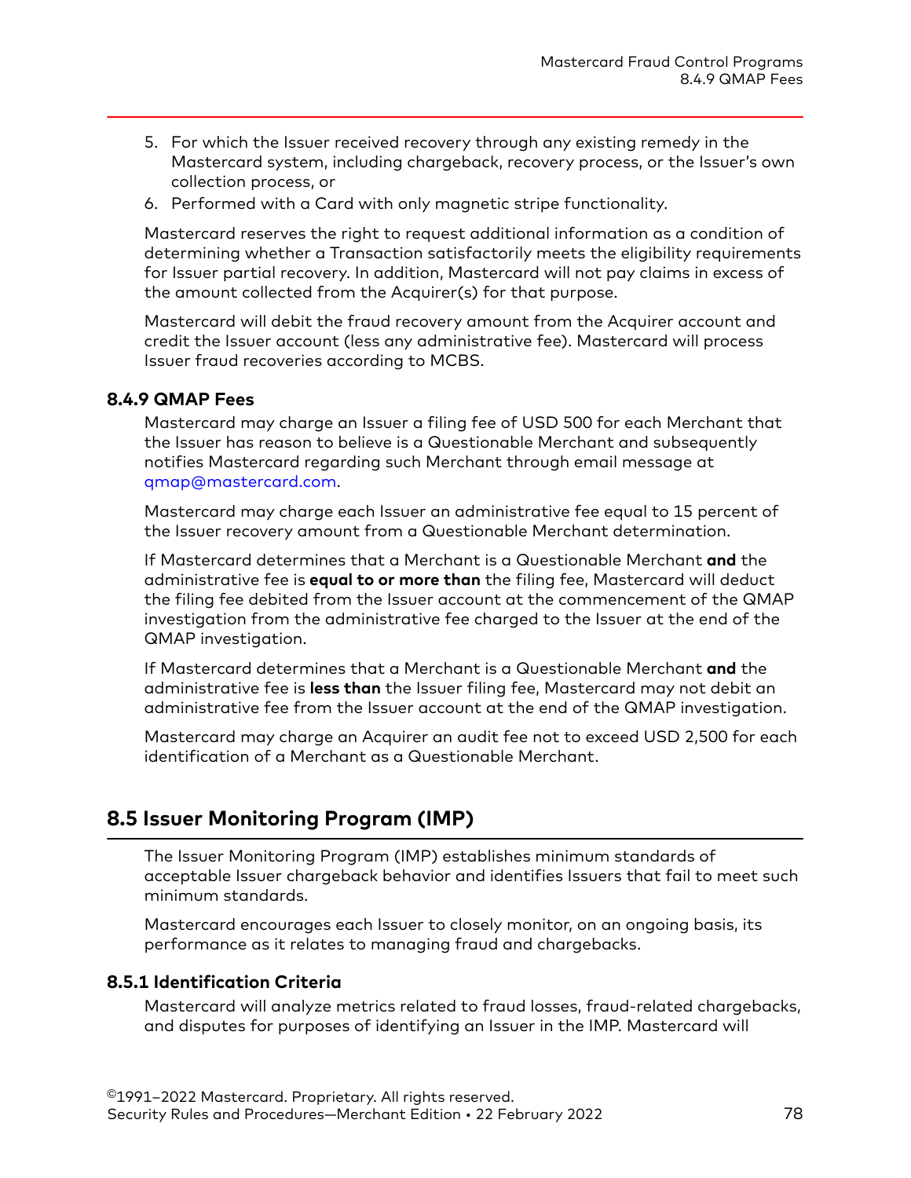5. For which the Issuer received recovery through any existing remedy in the Mastercard system, including chargeback, recovery process, or the Issuer's own collection process, or
6. Performed with a Card with only magnetic stripe functionality.

Mastercard reserves the right to request additional information as a condition of determining whether a Transaction satisfactorily meets the eligibility requirements for Issuer partial recovery. In addition, Mastercard will not pay claims in excess of the amount collected from the Acquirer(s) for that purpose.

Mastercard will debit the fraud recovery amount from the Acquirer account and credit the Issuer account (less any administrative fee). Mastercard will process Issuer fraud recoveries according to MCBS.

### 8.4.9 QMAP Fees

Mastercard may charge an Issuer a filing fee of USD 500 for each Merchant that the Issuer has reason to believe is a Questionable Merchant and subsequently notifies Mastercard regarding such Merchant through email message at qmap@mastercard.com.

Mastercard may charge each Issuer an administrative fee equal to 15 percent of the Issuer recovery amount from a Questionable Merchant determination.

If Mastercard determines that a Merchant is a Questionable Merchant **and** the administrative fee is **equal to or more than** the filing fee, Mastercard will deduct the filing fee debited from the Issuer account at the commencement of the QMAP investigation from the administrative fee charged to the Issuer at the end of the QMAP investigation.

If Mastercard determines that a Merchant is a Questionable Merchant **and** the administrative fee is **less than** the Issuer filing fee, Mastercard may not debit an administrative fee from the Issuer account at the end of the QMAP investigation.

Mastercard may charge an Acquirer an audit fee not to exceed USD 2,500 for each identification of a Merchant as a Questionable Merchant.

## 8.5 Issuer Monitoring Program (IMP)

The Issuer Monitoring Program (IMP) establishes minimum standards of acceptable Issuer chargeback behavior and identifies Issuers that fail to meet such minimum standards.

Mastercard encourages each Issuer to closely monitor, on an ongoing basis, its performance as it relates to managing fraud and chargebacks.

### 8.5.1 Identification Criteria

Mastercard will analyze metrics related to fraud losses, fraud-related chargebacks, and disputes for purposes of identifying an Issuer in the IMP. Mastercard will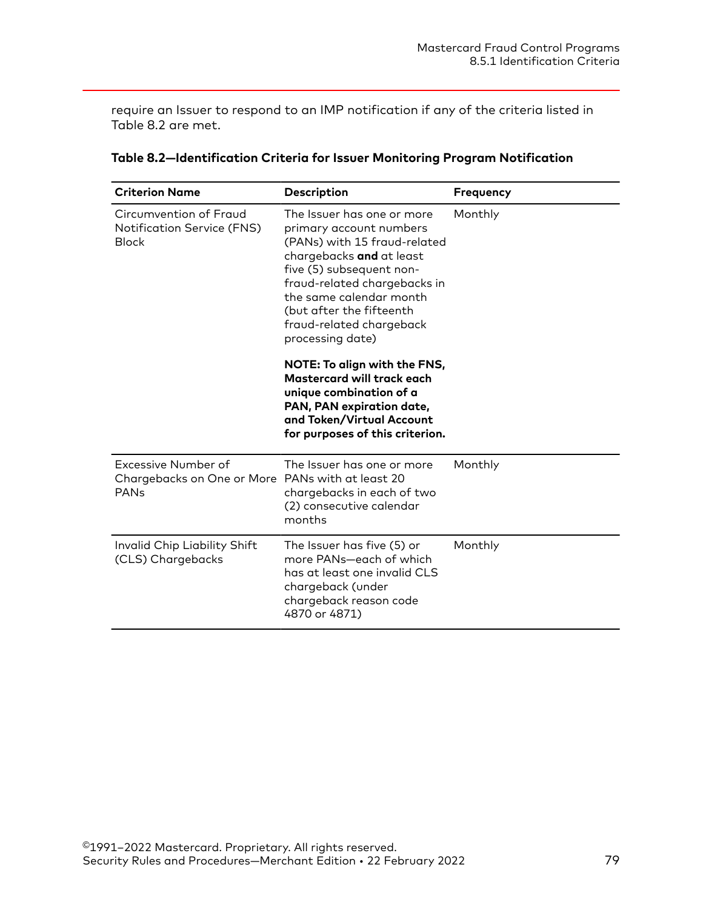require an Issuer to respond to an IMP notification if any of the criteria listed in Table 8.2 are met.

**Table 8.2—Identification Criteria for Issuer Monitoring Program Notification**

| Criterion Name | Description | Frequency |
|---|---|---|
| Circumvention of Fraud Notification Service (FNS) Block | The Issuer has one or more primary account numbers (PANs) with 15 fraud-related chargebacks **and** at least five (5) subsequent non-fraud-related chargebacks in the same calendar month (but after the fifteenth fraud-related chargeback processing date)<br><br>**NOTE: To align with the FNS, Mastercard will track each unique combination of a PAN, PAN expiration date, and Token/Virtual Account for purposes of this criterion.** | Monthly |
| Excessive Number of Chargebacks on One or More PANs | The Issuer has one or more PANs with at least 20 chargebacks in each of two (2) consecutive calendar months | Monthly |
| Invalid Chip Liability Shift (CLS) Chargebacks | The Issuer has five (5) or more PANs—each of which has at least one invalid CLS chargeback (under chargeback reason code 4870 or 4871) | Monthly |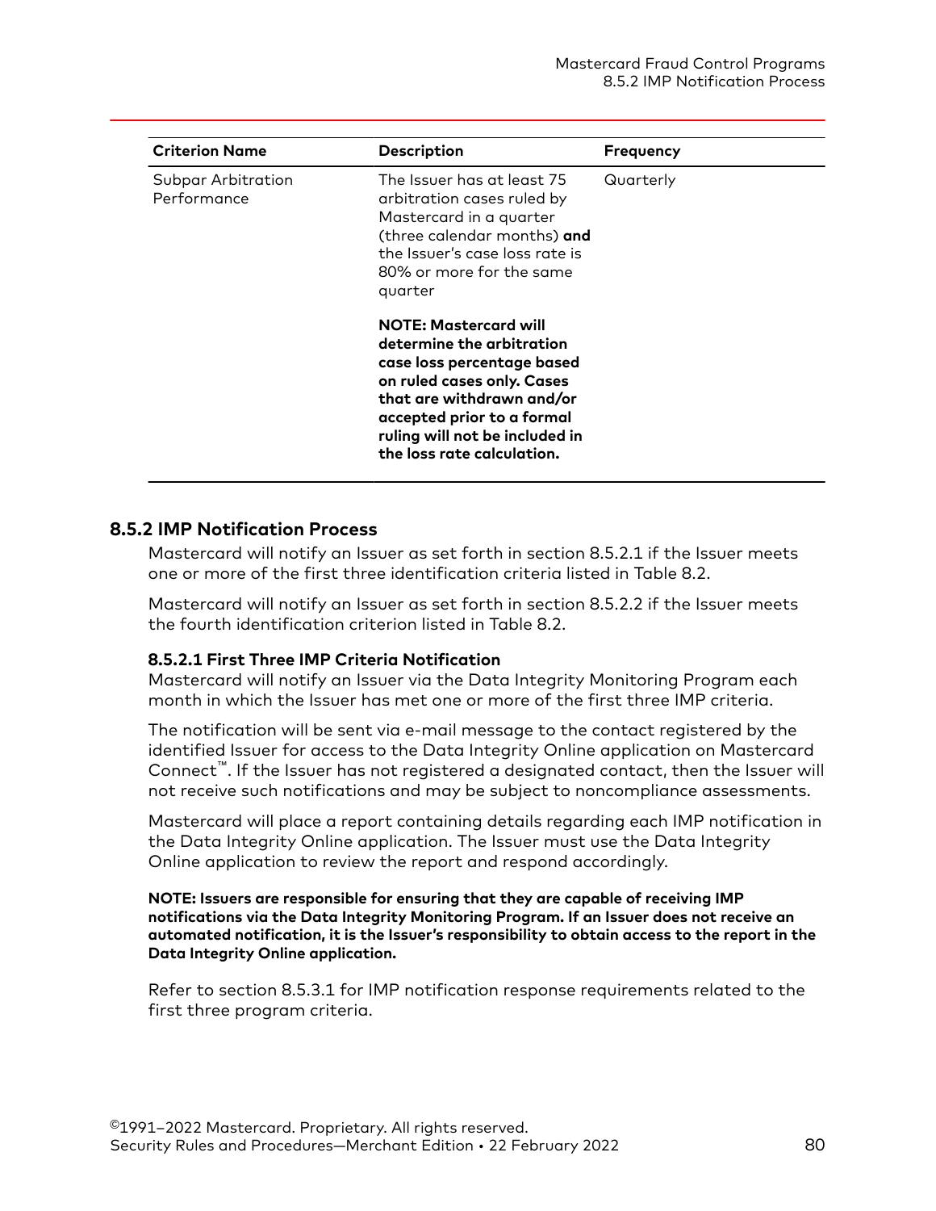| Criterion Name | Description | Frequency |
|---|---|---|
| Subpar Arbitration Performance | The Issuer has at least 75 arbitration cases ruled by Mastercard in a quarter (three calendar months) **and** the Issuer's case loss rate is 80% or more for the same quarter<br><br>**NOTE: Mastercard will determine the arbitration case loss percentage based on ruled cases only. Cases that are withdrawn and/or accepted prior to a formal ruling will not be included in the loss rate calculation.** | Quarterly |

## 8.5.2 IMP Notification Process

Mastercard will notify an Issuer as set forth in section 8.5.2.1 if the Issuer meets one or more of the first three identification criteria listed in Table 8.2.

Mastercard will notify an Issuer as set forth in section 8.5.2.2 if the Issuer meets the fourth identification criterion listed in Table 8.2.

### 8.5.2.1 First Three IMP Criteria Notification

Mastercard will notify an Issuer via the Data Integrity Monitoring Program each month in which the Issuer has met one or more of the first three IMP criteria.

The notification will be sent via e-mail message to the contact registered by the identified Issuer for access to the Data Integrity Online application on Mastercard Connect™. If the Issuer has not registered a designated contact, then the Issuer will not receive such notifications and may be subject to noncompliance assessments.

Mastercard will place a report containing details regarding each IMP notification in the Data Integrity Online application. The Issuer must use the Data Integrity Online application to review the report and respond accordingly.

**NOTE: Issuers are responsible for ensuring that they are capable of receiving IMP notifications via the Data Integrity Monitoring Program. If an Issuer does not receive an automated notification, it is the Issuer's responsibility to obtain access to the report in the Data Integrity Online application.**

Refer to section 8.5.3.1 for IMP notification response requirements related to the first three program criteria.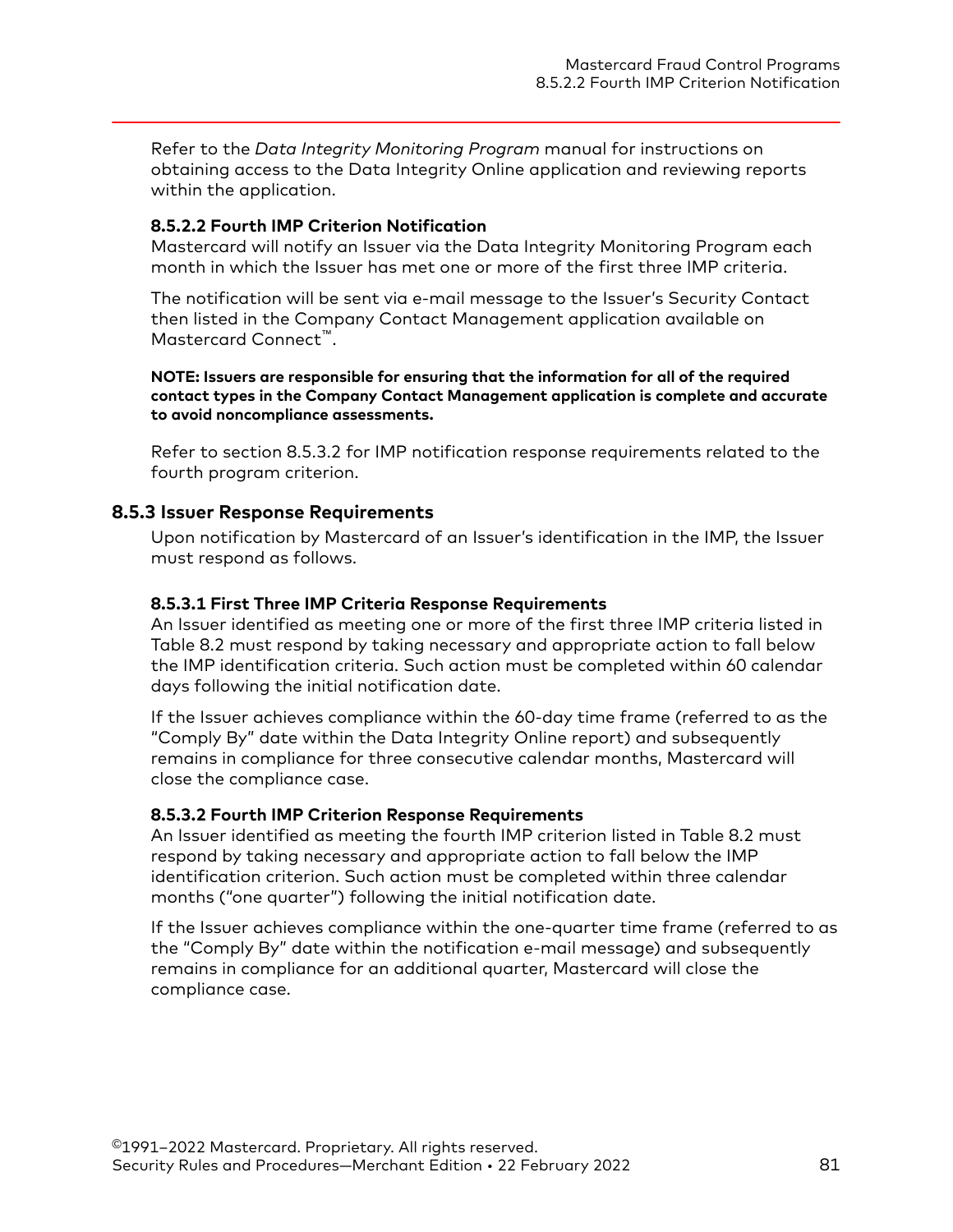Refer to the *Data Integrity Monitoring Program* manual for instructions on obtaining access to the Data Integrity Online application and reviewing reports within the application.

#### 8.5.2.2 Fourth IMP Criterion Notification

Mastercard will notify an Issuer via the Data Integrity Monitoring Program each month in which the Issuer has met one or more of the first three IMP criteria.

The notification will be sent via e-mail message to the Issuer's Security Contact then listed in the Company Contact Management application available on Mastercard Connect™.

**NOTE: Issuers are responsible for ensuring that the information for all of the required contact types in the Company Contact Management application is complete and accurate to avoid noncompliance assessments.**

Refer to section 8.5.3.2 for IMP notification response requirements related to the fourth program criterion.

### 8.5.3 Issuer Response Requirements

Upon notification by Mastercard of an Issuer's identification in the IMP, the Issuer must respond as follows.

#### 8.5.3.1 First Three IMP Criteria Response Requirements

An Issuer identified as meeting one or more of the first three IMP criteria listed in Table 8.2 must respond by taking necessary and appropriate action to fall below the IMP identification criteria. Such action must be completed within 60 calendar days following the initial notification date.

If the Issuer achieves compliance within the 60-day time frame (referred to as the "Comply By" date within the Data Integrity Online report) and subsequently remains in compliance for three consecutive calendar months, Mastercard will close the compliance case.

#### 8.5.3.2 Fourth IMP Criterion Response Requirements

An Issuer identified as meeting the fourth IMP criterion listed in Table 8.2 must respond by taking necessary and appropriate action to fall below the IMP identification criterion. Such action must be completed within three calendar months ("one quarter") following the initial notification date.

If the Issuer achieves compliance within the one-quarter time frame (referred to as the "Comply By" date within the notification e-mail message) and subsequently remains in compliance for an additional quarter, Mastercard will close the compliance case.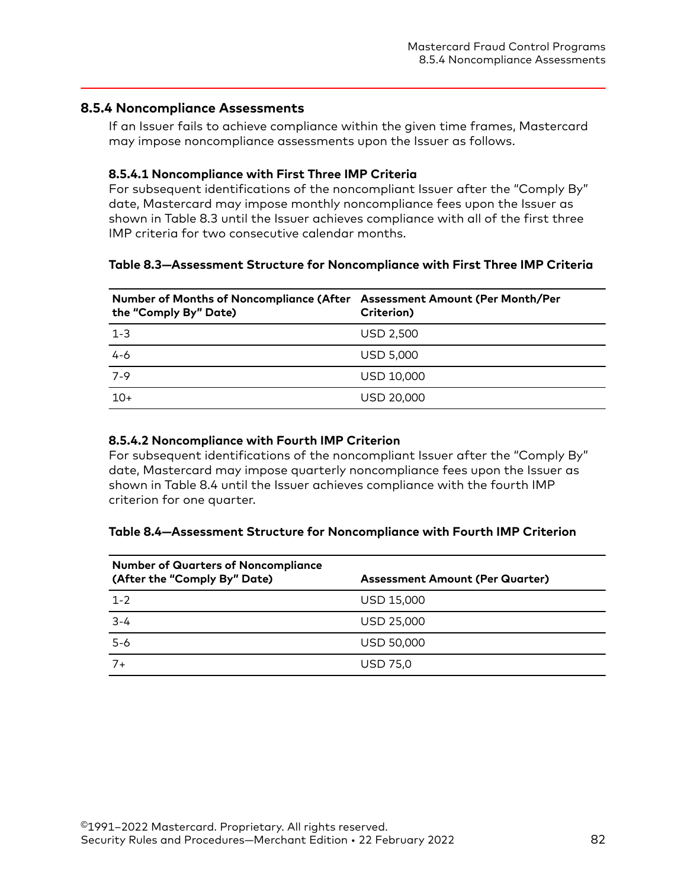## 8.5.4 Noncompliance Assessments

If an Issuer fails to achieve compliance within the given time frames, Mastercard may impose noncompliance assessments upon the Issuer as follows.

### 8.5.4.1 Noncompliance with First Three IMP Criteria

For subsequent identifications of the noncompliant Issuer after the "Comply By" date, Mastercard may impose monthly noncompliance fees upon the Issuer as shown in Table 8.3 until the Issuer achieves compliance with all of the first three IMP criteria for two consecutive calendar months.

**Table 8.3—Assessment Structure for Noncompliance with First Three IMP Criteria**

| Number of Months of Noncompliance (After the "Comply By" Date) | Assessment Amount (Per Month/Per Criterion) |
|---|---|
| 1-3 | USD 2,500 |
| 4-6 | USD 5,000 |
| 7-9 | USD 10,000 |
| 10+ | USD 20,000 |

### 8.5.4.2 Noncompliance with Fourth IMP Criterion

For subsequent identifications of the noncompliant Issuer after the "Comply By" date, Mastercard may impose quarterly noncompliance fees upon the Issuer as shown in Table 8.4 until the Issuer achieves compliance with the fourth IMP criterion for one quarter.

**Table 8.4—Assessment Structure for Noncompliance with Fourth IMP Criterion**

| Number of Quarters of Noncompliance (After the "Comply By" Date) | Assessment Amount (Per Quarter) |
|---|---|
| 1-2 | USD 15,000 |
| 3-4 | USD 25,000 |
| 5-6 | USD 50,000 |
| 7+ | USD 75,0 |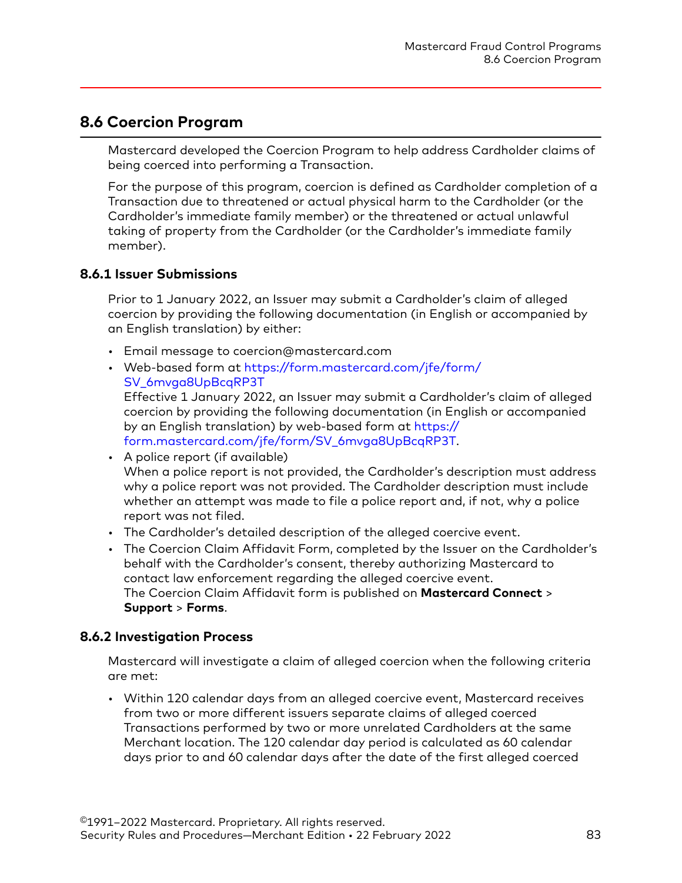## 8.6 Coercion Program

Mastercard developed the Coercion Program to help address Cardholder claims of being coerced into performing a Transaction.

For the purpose of this program, coercion is defined as Cardholder completion of a Transaction due to threatened or actual physical harm to the Cardholder (or the Cardholder's immediate family member) or the threatened or actual unlawful taking of property from the Cardholder (or the Cardholder's immediate family member).

### 8.6.1 Issuer Submissions

Prior to 1 January 2022, an Issuer may submit a Cardholder's claim of alleged coercion by providing the following documentation (in English or accompanied by an English translation) by either:

- Email message to coercion@mastercard.com
- Web-based form at https://form.mastercard.com/jfe/form/SV_6mvga8UpBcqRP3T
  Effective 1 January 2022, an Issuer may submit a Cardholder's claim of alleged coercion by providing the following documentation (in English or accompanied by an English translation) by web-based form at https://form.mastercard.com/jfe/form/SV_6mvga8UpBcqRP3T.
- A police report (if available)
  When a police report is not provided, the Cardholder's description must address why a police report was not provided. The Cardholder description must include whether an attempt was made to file a police report and, if not, why a police report was not filed.
- The Cardholder's detailed description of the alleged coercive event.
- The Coercion Claim Affidavit Form, completed by the Issuer on the Cardholder's behalf with the Cardholder's consent, thereby authorizing Mastercard to contact law enforcement regarding the alleged coercive event.
  The Coercion Claim Affidavit form is published on **Mastercard Connect** > **Support** > **Forms**.

### 8.6.2 Investigation Process

Mastercard will investigate a claim of alleged coercion when the following criteria are met:

- Within 120 calendar days from an alleged coercive event, Mastercard receives from two or more different issuers separate claims of alleged coerced Transactions performed by two or more unrelated Cardholders at the same Merchant location. The 120 calendar day period is calculated as 60 calendar days prior to and 60 calendar days after the date of the first alleged coerced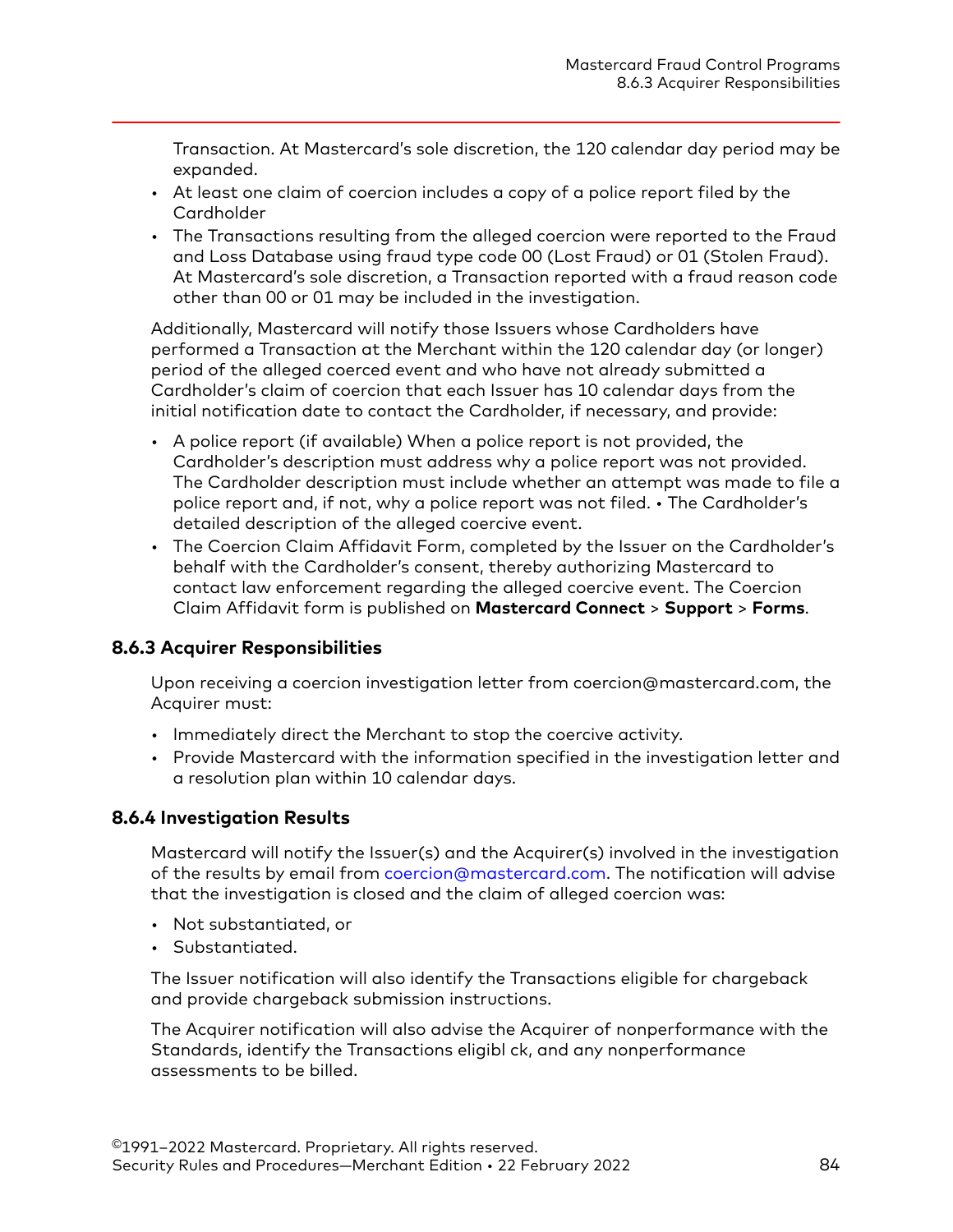Transaction. At Mastercard's sole discretion, the 120 calendar day period may be expanded.

- At least one claim of coercion includes a copy of a police report filed by the Cardholder
- The Transactions resulting from the alleged coercion were reported to the Fraud and Loss Database using fraud type code 00 (Lost Fraud) or 01 (Stolen Fraud). At Mastercard's sole discretion, a Transaction reported with a fraud reason code other than 00 or 01 may be included in the investigation.

Additionally, Mastercard will notify those Issuers whose Cardholders have performed a Transaction at the Merchant within the 120 calendar day (or longer) period of the alleged coerced event and who have not already submitted a Cardholder's claim of coercion that each Issuer has 10 calendar days from the initial notification date to contact the Cardholder, if necessary, and provide:

- A police report (if available) When a police report is not provided, the Cardholder's description must address why a police report was not provided. The Cardholder description must include whether an attempt was made to file a police report and, if not, why a police report was not filed. • The Cardholder's detailed description of the alleged coercive event.
- The Coercion Claim Affidavit Form, completed by the Issuer on the Cardholder's behalf with the Cardholder's consent, thereby authorizing Mastercard to contact law enforcement regarding the alleged coercive event. The Coercion Claim Affidavit form is published on **Mastercard Connect** > **Support** > **Forms**.

### 8.6.3 Acquirer Responsibilities

Upon receiving a coercion investigation letter from coercion@mastercard.com, the Acquirer must:

- Immediately direct the Merchant to stop the coercive activity.
- Provide Mastercard with the information specified in the investigation letter and a resolution plan within 10 calendar days.

### 8.6.4 Investigation Results

Mastercard will notify the Issuer(s) and the Acquirer(s) involved in the investigation of the results by email from coercion@mastercard.com. The notification will advise that the investigation is closed and the claim of alleged coercion was:

- Not substantiated, or
- Substantiated.

The Issuer notification will also identify the Transactions eligible for chargeback and provide chargeback submission instructions.

The Acquirer notification will also advise the Acquirer of nonperformance with the Standards, identify the Transactions eligibl ck, and any nonperformance assessments to be billed.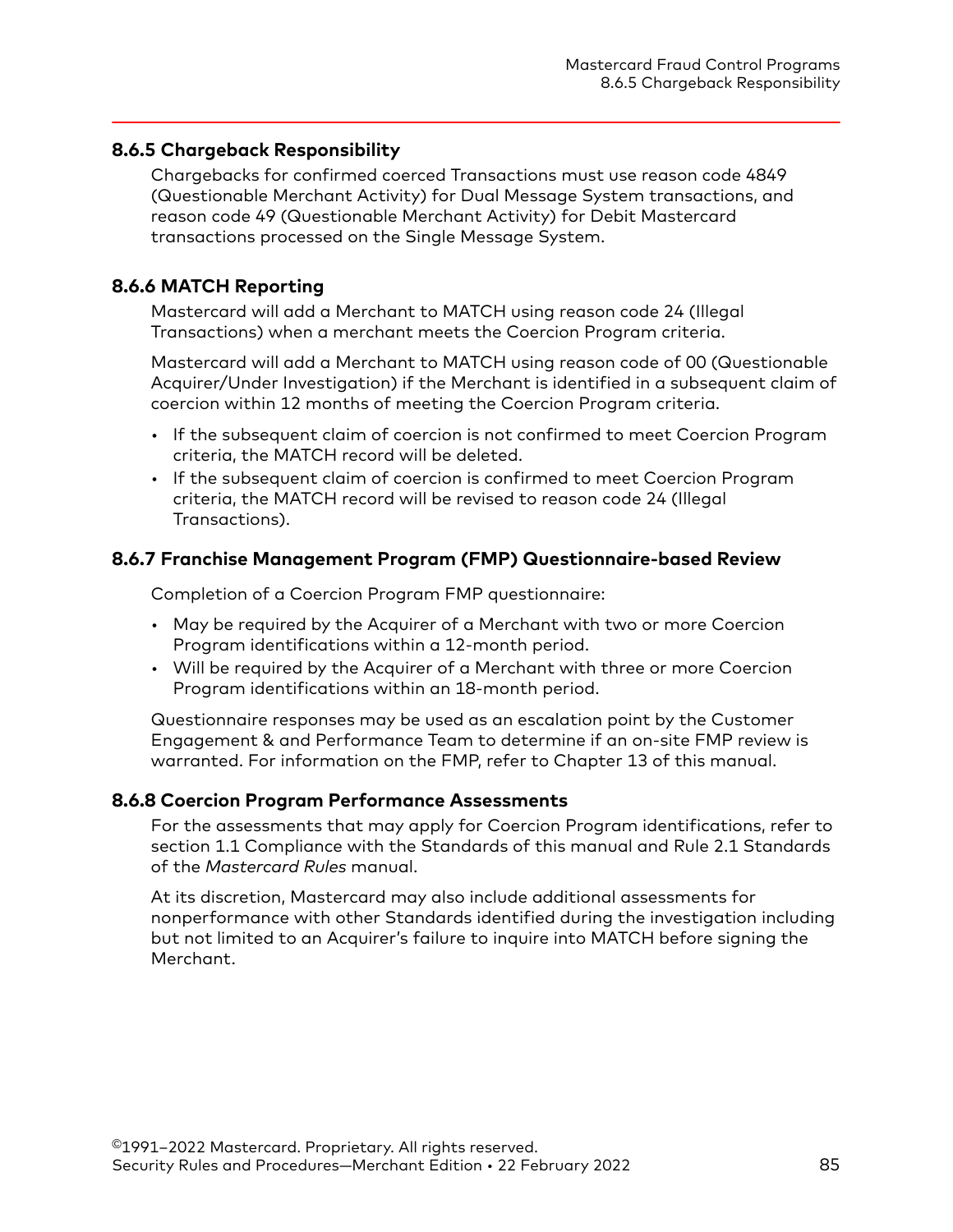### 8.6.5 Chargeback Responsibility

Chargebacks for confirmed coerced Transactions must use reason code 4849 (Questionable Merchant Activity) for Dual Message System transactions, and reason code 49 (Questionable Merchant Activity) for Debit Mastercard transactions processed on the Single Message System.

### 8.6.6 MATCH Reporting

Mastercard will add a Merchant to MATCH using reason code 24 (Illegal Transactions) when a merchant meets the Coercion Program criteria.

Mastercard will add a Merchant to MATCH using reason code of 00 (Questionable Acquirer/Under Investigation) if the Merchant is identified in a subsequent claim of coercion within 12 months of meeting the Coercion Program criteria.

- If the subsequent claim of coercion is not confirmed to meet Coercion Program criteria, the MATCH record will be deleted.
- If the subsequent claim of coercion is confirmed to meet Coercion Program criteria, the MATCH record will be revised to reason code 24 (Illegal Transactions).

### 8.6.7 Franchise Management Program (FMP) Questionnaire-based Review

Completion of a Coercion Program FMP questionnaire:

- May be required by the Acquirer of a Merchant with two or more Coercion Program identifications within a 12-month period.
- Will be required by the Acquirer of a Merchant with three or more Coercion Program identifications within an 18-month period.

Questionnaire responses may be used as an escalation point by the Customer Engagement & and Performance Team to determine if an on-site FMP review is warranted. For information on the FMP, refer to Chapter 13 of this manual.

### 8.6.8 Coercion Program Performance Assessments

For the assessments that may apply for Coercion Program identifications, refer to section 1.1 Compliance with the Standards of this manual and Rule 2.1 Standards of the *Mastercard Rules* manual.

At its discretion, Mastercard may also include additional assessments for nonperformance with other Standards identified during the investigation including but not limited to an Acquirer's failure to inquire into MATCH before signing the Merchant.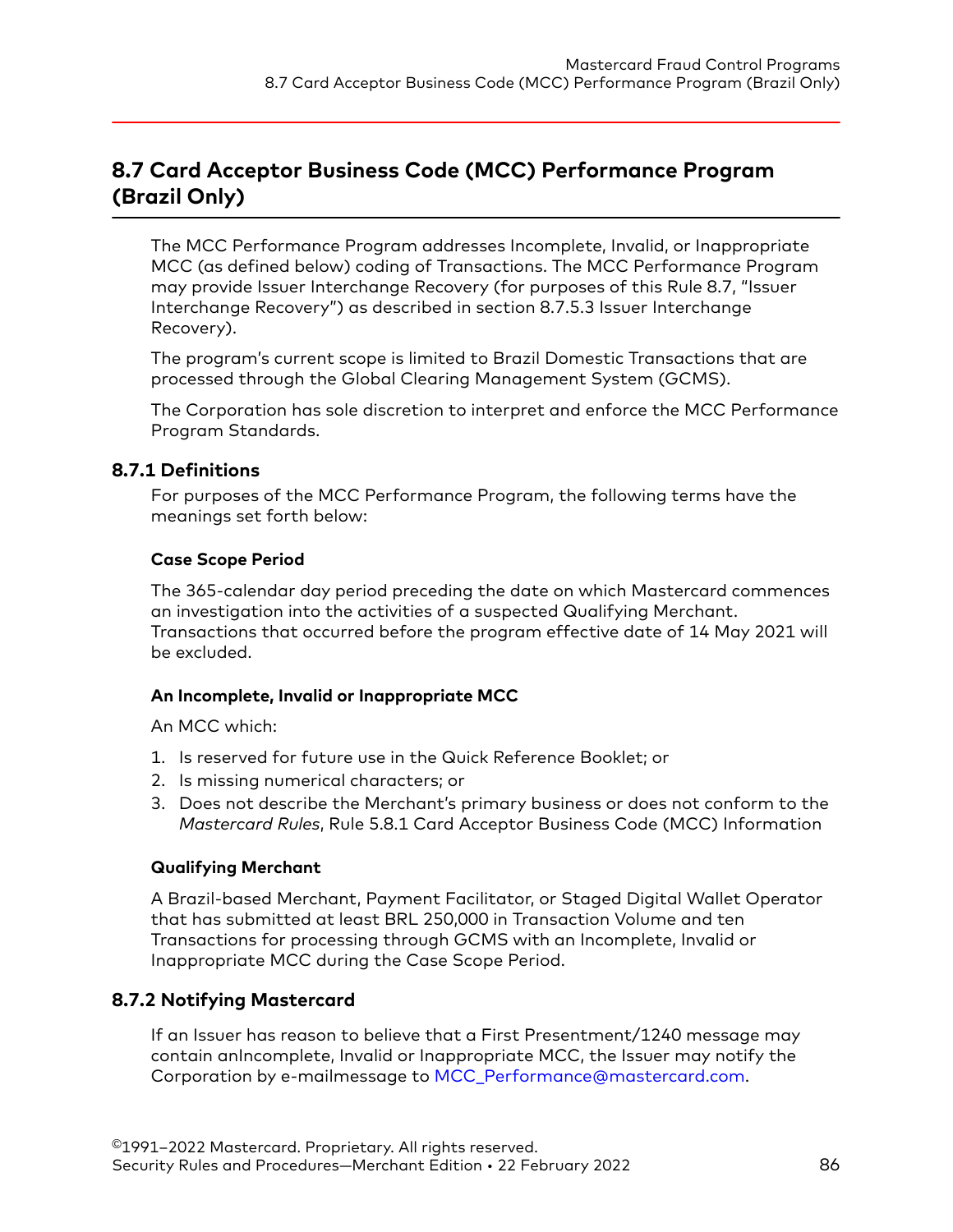## 8.7 Card Acceptor Business Code (MCC) Performance Program (Brazil Only)

The MCC Performance Program addresses Incomplete, Invalid, or Inappropriate MCC (as defined below) coding of Transactions. The MCC Performance Program may provide Issuer Interchange Recovery (for purposes of this Rule 8.7, "Issuer Interchange Recovery") as described in section 8.7.5.3 Issuer Interchange Recovery).

The program's current scope is limited to Brazil Domestic Transactions that are processed through the Global Clearing Management System (GCMS).

The Corporation has sole discretion to interpret and enforce the MCC Performance Program Standards.

### 8.7.1 Definitions

For purposes of the MCC Performance Program, the following terms have the meanings set forth below:

#### Case Scope Period

The 365-calendar day period preceding the date on which Mastercard commences an investigation into the activities of a suspected Qualifying Merchant. Transactions that occurred before the program effective date of 14 May 2021 will be excluded.

#### An Incomplete, Invalid or Inappropriate MCC

An MCC which:

1. Is reserved for future use in the Quick Reference Booklet; or
2. Is missing numerical characters; or
3. Does not describe the Merchant's primary business or does not conform to the *Mastercard Rules*, Rule 5.8.1 Card Acceptor Business Code (MCC) Information

#### Qualifying Merchant

A Brazil-based Merchant, Payment Facilitator, or Staged Digital Wallet Operator that has submitted at least BRL 250,000 in Transaction Volume and ten Transactions for processing through GCMS with an Incomplete, Invalid or Inappropriate MCC during the Case Scope Period.

### 8.7.2 Notifying Mastercard

If an Issuer has reason to believe that a First Presentment/1240 message may contain anIncomplete, Invalid or Inappropriate MCC, the Issuer may notify the Corporation by e-mailmessage to MCC_Performance@mastercard.com.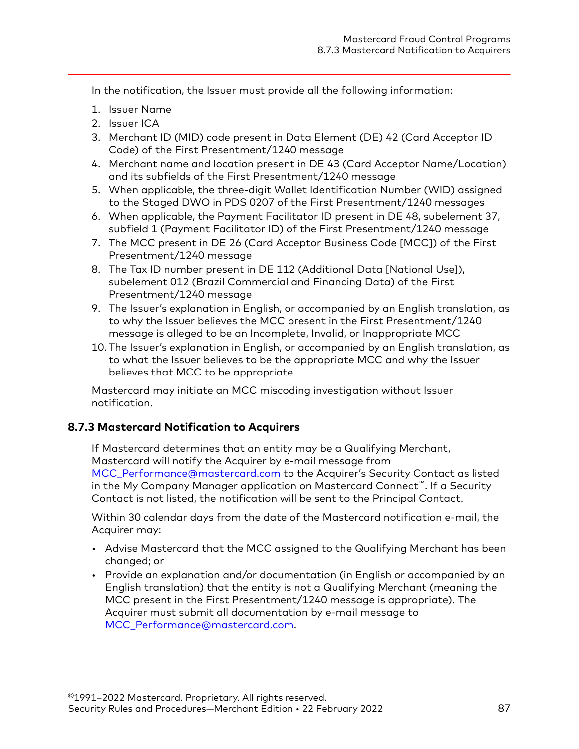In the notification, the Issuer must provide all the following information:

1. Issuer Name
2. Issuer ICA
3. Merchant ID (MID) code present in Data Element (DE) 42 (Card Acceptor ID Code) of the First Presentment/1240 message
4. Merchant name and location present in DE 43 (Card Acceptor Name/Location) and its subfields of the First Presentment/1240 message
5. When applicable, the three-digit Wallet Identification Number (WID) assigned to the Staged DWO in PDS 0207 of the First Presentment/1240 messages
6. When applicable, the Payment Facilitator ID present in DE 48, subelement 37, subfield 1 (Payment Facilitator ID) of the First Presentment/1240 message
7. The MCC present in DE 26 (Card Acceptor Business Code [MCC]) of the First Presentment/1240 message
8. The Tax ID number present in DE 112 (Additional Data [National Use]), subelement 012 (Brazil Commercial and Financing Data) of the First Presentment/1240 message
9. The Issuer's explanation in English, or accompanied by an English translation, as to why the Issuer believes the MCC present in the First Presentment/1240 message is alleged to be an Incomplete, Invalid, or Inappropriate MCC
10. The Issuer's explanation in English, or accompanied by an English translation, as to what the Issuer believes to be the appropriate MCC and why the Issuer believes that MCC to be appropriate

Mastercard may initiate an MCC miscoding investigation without Issuer notification.

### 8.7.3 Mastercard Notification to Acquirers

If Mastercard determines that an entity may be a Qualifying Merchant, Mastercard will notify the Acquirer by e-mail message from MCC_Performance@mastercard.com to the Acquirer's Security Contact as listed in the My Company Manager application on Mastercard Connect™. If a Security Contact is not listed, the notification will be sent to the Principal Contact.

Within 30 calendar days from the date of the Mastercard notification e-mail, the Acquirer may:

- Advise Mastercard that the MCC assigned to the Qualifying Merchant has been changed; or
- Provide an explanation and/or documentation (in English or accompanied by an English translation) that the entity is not a Qualifying Merchant (meaning the MCC present in the First Presentment/1240 message is appropriate). The Acquirer must submit all documentation by e-mail message to MCC_Performance@mastercard.com.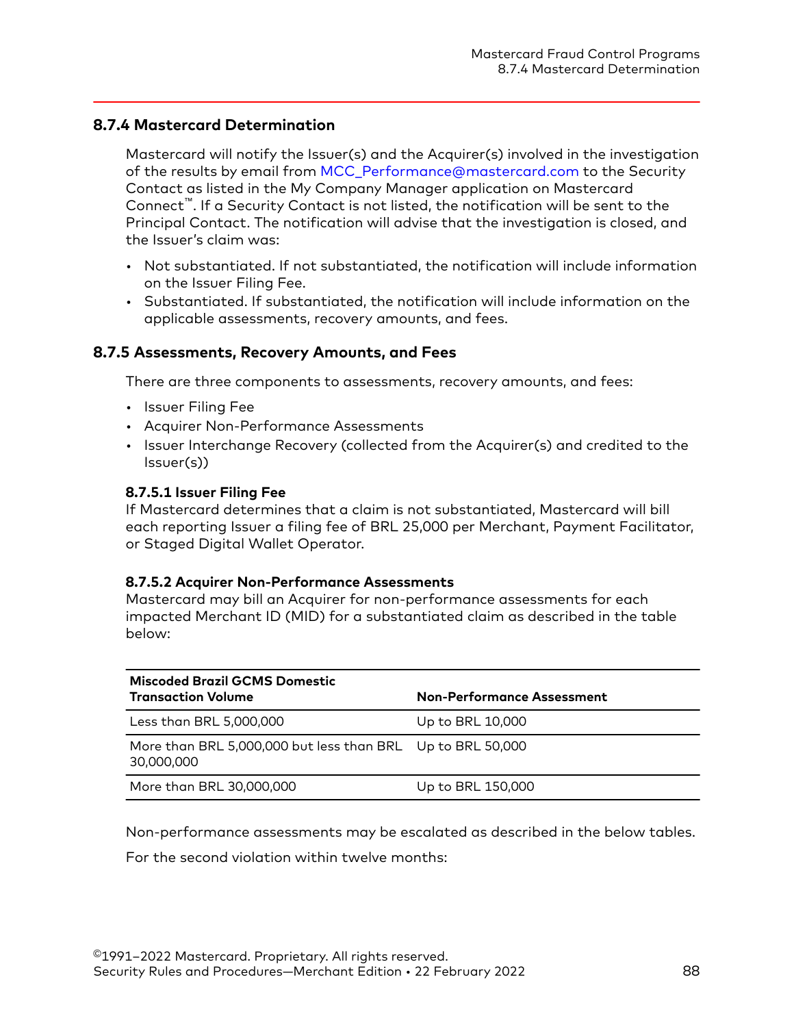## 8.7.4 Mastercard Determination

Mastercard will notify the Issuer(s) and the Acquirer(s) involved in the investigation of the results by email from MCC_Performance@mastercard.com to the Security Contact as listed in the My Company Manager application on Mastercard Connect™. If a Security Contact is not listed, the notification will be sent to the Principal Contact. The notification will advise that the investigation is closed, and the Issuer's claim was:

- Not substantiated. If not substantiated, the notification will include information on the Issuer Filing Fee.
- Substantiated. If substantiated, the notification will include information on the applicable assessments, recovery amounts, and fees.

## 8.7.5 Assessments, Recovery Amounts, and Fees

There are three components to assessments, recovery amounts, and fees:

- Issuer Filing Fee
- Acquirer Non-Performance Assessments
- Issuer Interchange Recovery (collected from the Acquirer(s) and credited to the Issuer(s))

### 8.7.5.1 Issuer Filing Fee

If Mastercard determines that a claim is not substantiated, Mastercard will bill each reporting Issuer a filing fee of BRL 25,000 per Merchant, Payment Facilitator, or Staged Digital Wallet Operator.

### 8.7.5.2 Acquirer Non-Performance Assessments

Mastercard may bill an Acquirer for non-performance assessments for each impacted Merchant ID (MID) for a substantiated claim as described in the table below:

| Miscoded Brazil GCMS Domestic Transaction Volume | Non-Performance Assessment |
|---|---|
| Less than BRL 5,000,000 | Up to BRL 10,000 |
| More than BRL 5,000,000 but less than BRL 30,000,000 | Up to BRL 50,000 |
| More than BRL 30,000,000 | Up to BRL 150,000 |

Non-performance assessments may be escalated as described in the below tables.

For the second violation within twelve months: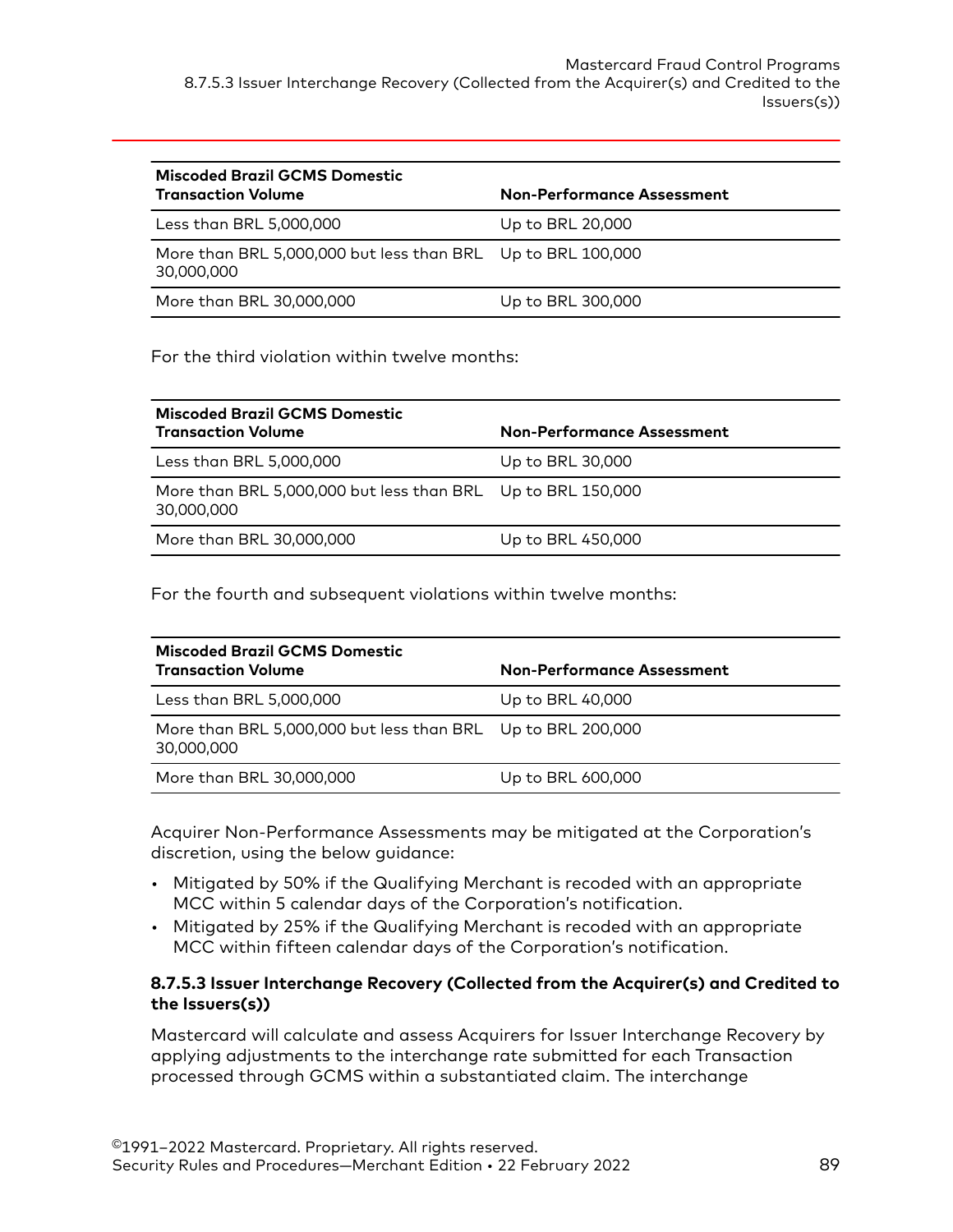| Miscoded Brazil GCMS Domestic Transaction Volume | Non-Performance Assessment |
|---|---|
| Less than BRL 5,000,000 | Up to BRL 20,000 |
| More than BRL 5,000,000 but less than BRL 30,000,000 | Up to BRL 100,000 |
| More than BRL 30,000,000 | Up to BRL 300,000 |

For the third violation within twelve months:

| Miscoded Brazil GCMS Domestic Transaction Volume | Non-Performance Assessment |
|---|---|
| Less than BRL 5,000,000 | Up to BRL 30,000 |
| More than BRL 5,000,000 but less than BRL 30,000,000 | Up to BRL 150,000 |
| More than BRL 30,000,000 | Up to BRL 450,000 |

For the fourth and subsequent violations within twelve months:

| Miscoded Brazil GCMS Domestic Transaction Volume | Non-Performance Assessment |
|---|---|
| Less than BRL 5,000,000 | Up to BRL 40,000 |
| More than BRL 5,000,000 but less than BRL 30,000,000 | Up to BRL 200,000 |
| More than BRL 30,000,000 | Up to BRL 600,000 |

Acquirer Non-Performance Assessments may be mitigated at the Corporation's discretion, using the below guidance:

- Mitigated by 50% if the Qualifying Merchant is recoded with an appropriate MCC within 5 calendar days of the Corporation's notification.
- Mitigated by 25% if the Qualifying Merchant is recoded with an appropriate MCC within fifteen calendar days of the Corporation's notification.

#### 8.7.5.3 Issuer Interchange Recovery (Collected from the Acquirer(s) and Credited to the Issuers(s))

Mastercard will calculate and assess Acquirers for Issuer Interchange Recovery by applying adjustments to the interchange rate submitted for each Transaction processed through GCMS within a substantiated claim. The interchange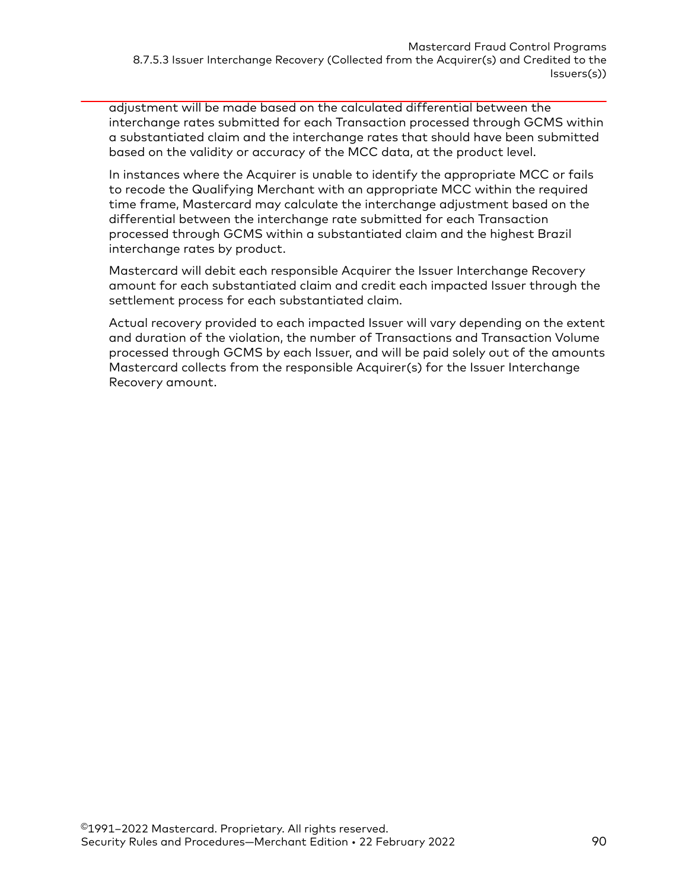adjustment will be made based on the calculated differential between the interchange rates submitted for each Transaction processed through GCMS within a substantiated claim and the interchange rates that should have been submitted based on the validity or accuracy of the MCC data, at the product level.

In instances where the Acquirer is unable to identify the appropriate MCC or fails to recode the Qualifying Merchant with an appropriate MCC within the required time frame, Mastercard may calculate the interchange adjustment based on the differential between the interchange rate submitted for each Transaction processed through GCMS within a substantiated claim and the highest Brazil interchange rates by product.

Mastercard will debit each responsible Acquirer the Issuer Interchange Recovery amount for each substantiated claim and credit each impacted Issuer through the settlement process for each substantiated claim.

Actual recovery provided to each impacted Issuer will vary depending on the extent and duration of the violation, the number of Transactions and Transaction Volume processed through GCMS by each Issuer, and will be paid solely out of the amounts Mastercard collects from the responsible Acquirer(s) for the Issuer Interchange Recovery amount.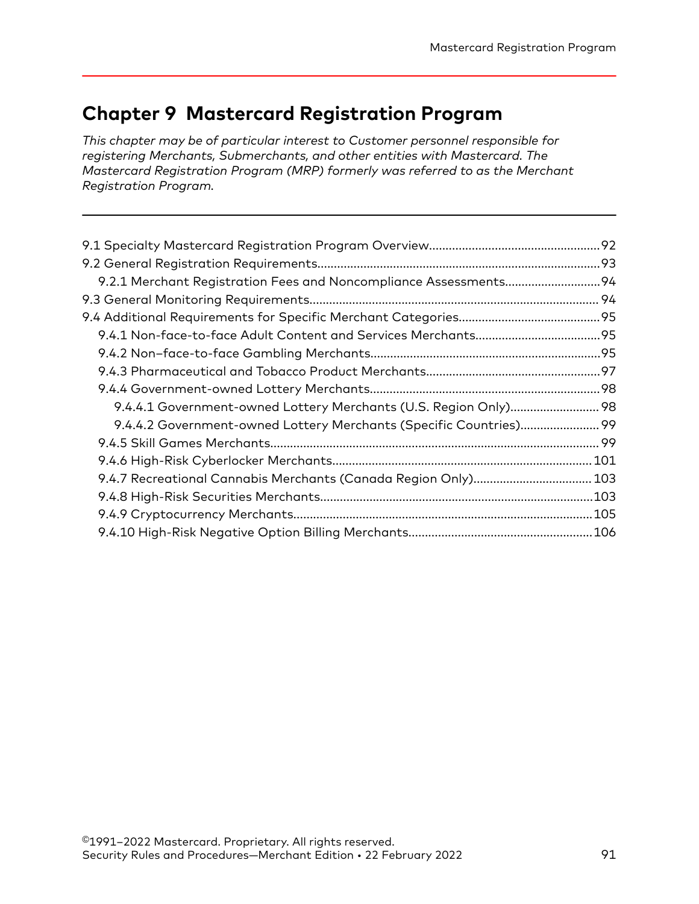# Chapter 9 Mastercard Registration Program

*This chapter may be of particular interest to Customer personnel responsible for registering Merchants, Submerchants, and other entities with Mastercard. The Mastercard Registration Program (MRP) formerly was referred to as the Merchant Registration Program.*

---

- 9.1 Specialty Mastercard Registration Program Overview....................92
- 9.2 General Registration Requirements....................93
  - 9.2.1 Merchant Registration Fees and Noncompliance Assessments....................94
- 9.3 General Monitoring Requirements....................94
- 9.4 Additional Requirements for Specific Merchant Categories....................95
  - 9.4.1 Non-face-to-face Adult Content and Services Merchants....................95
  - 9.4.2 Non–face-to-face Gambling Merchants....................95
  - 9.4.3 Pharmaceutical and Tobacco Product Merchants....................97
  - 9.4.4 Government-owned Lottery Merchants....................98
    - 9.4.4.1 Government-owned Lottery Merchants (U.S. Region Only)....................98
    - 9.4.4.2 Government-owned Lottery Merchants (Specific Countries)....................99
  - 9.4.5 Skill Games Merchants....................99
  - 9.4.6 High-Risk Cyberlocker Merchants....................101
  - 9.4.7 Recreational Cannabis Merchants (Canada Region Only)....................103
  - 9.4.8 High-Risk Securities Merchants....................103
  - 9.4.9 Cryptocurrency Merchants....................105
  - 9.4.10 High-Risk Negative Option Billing Merchants....................106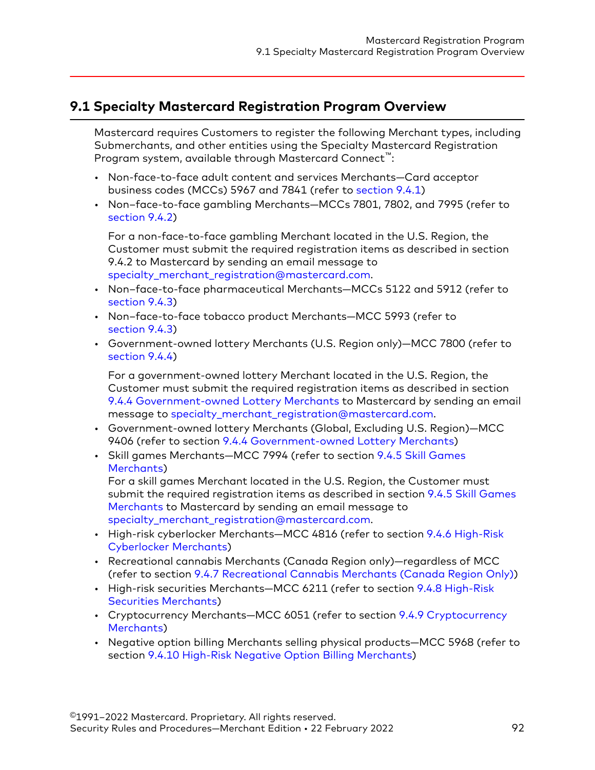## 9.1 Specialty Mastercard Registration Program Overview

Mastercard requires Customers to register the following Merchant types, including Submerchants, and other entities using the Specialty Mastercard Registration Program system, available through Mastercard Connect™:

- Non-face-to-face adult content and services Merchants—Card acceptor business codes (MCCs) 5967 and 7841 (refer to section 9.4.1)
- Non–face-to-face gambling Merchants—MCCs 7801, 7802, and 7995 (refer to section 9.4.2)

  For a non-face-to-face gambling Merchant located in the U.S. Region, the Customer must submit the required registration items as described in section 9.4.2 to Mastercard by sending an email message to specialty_merchant_registration@mastercard.com.
- Non–face-to-face pharmaceutical Merchants—MCCs 5122 and 5912 (refer to section 9.4.3)
- Non–face-to-face tobacco product Merchants—MCC 5993 (refer to section 9.4.3)
- Government-owned lottery Merchants (U.S. Region only)—MCC 7800 (refer to section 9.4.4)

  For a government-owned lottery Merchant located in the U.S. Region, the Customer must submit the required registration items as described in section 9.4.4 Government-owned Lottery Merchants to Mastercard by sending an email message to specialty_merchant_registration@mastercard.com.
- Government-owned lottery Merchants (Global, Excluding U.S. Region)—MCC 9406 (refer to section 9.4.4 Government-owned Lottery Merchants)
- Skill games Merchants—MCC 7994 (refer to section 9.4.5 Skill Games Merchants)
  For a skill games Merchant located in the U.S. Region, the Customer must submit the required registration items as described in section 9.4.5 Skill Games Merchants to Mastercard by sending an email message to specialty_merchant_registration@mastercard.com.
- High-risk cyberlocker Merchants—MCC 4816 (refer to section 9.4.6 High-Risk Cyberlocker Merchants)
- Recreational cannabis Merchants (Canada Region only)—regardless of MCC (refer to section 9.4.7 Recreational Cannabis Merchants (Canada Region Only))
- High-risk securities Merchants—MCC 6211 (refer to section 9.4.8 High-Risk Securities Merchants)
- Cryptocurrency Merchants—MCC 6051 (refer to section 9.4.9 Cryptocurrency Merchants)
- Negative option billing Merchants selling physical products—MCC 5968 (refer to section 9.4.10 High-Risk Negative Option Billing Merchants)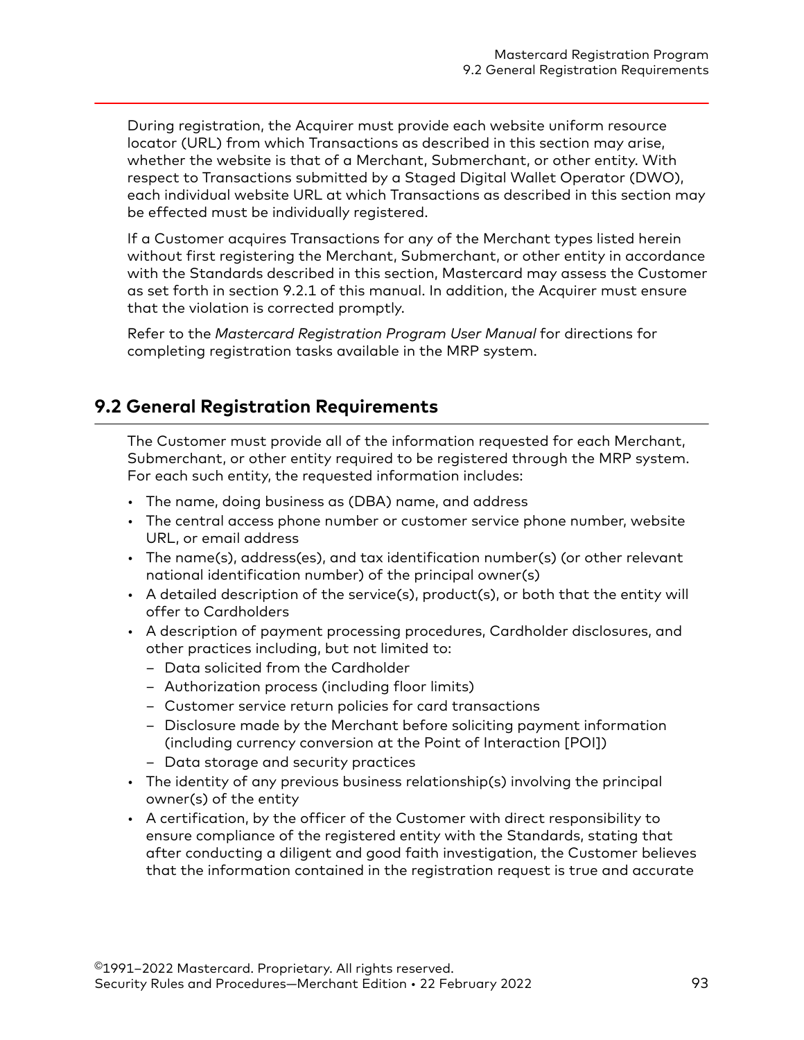During registration, the Acquirer must provide each website uniform resource locator (URL) from which Transactions as described in this section may arise, whether the website is that of a Merchant, Submerchant, or other entity. With respect to Transactions submitted by a Staged Digital Wallet Operator (DWO), each individual website URL at which Transactions as described in this section may be effected must be individually registered.

If a Customer acquires Transactions for any of the Merchant types listed herein without first registering the Merchant, Submerchant, or other entity in accordance with the Standards described in this section, Mastercard may assess the Customer as set forth in section 9.2.1 of this manual. In addition, the Acquirer must ensure that the violation is corrected promptly.

Refer to the *Mastercard Registration Program User Manual* for directions for completing registration tasks available in the MRP system.

## 9.2 General Registration Requirements

The Customer must provide all of the information requested for each Merchant, Submerchant, or other entity required to be registered through the MRP system. For each such entity, the requested information includes:

- The name, doing business as (DBA) name, and address
- The central access phone number or customer service phone number, website URL, or email address
- The name(s), address(es), and tax identification number(s) (or other relevant national identification number) of the principal owner(s)
- A detailed description of the service(s), product(s), or both that the entity will offer to Cardholders
- A description of payment processing procedures, Cardholder disclosures, and other practices including, but not limited to:
  - Data solicited from the Cardholder
  - Authorization process (including floor limits)
  - Customer service return policies for card transactions
  - Disclosure made by the Merchant before soliciting payment information (including currency conversion at the Point of Interaction [POI])
  - Data storage and security practices
- The identity of any previous business relationship(s) involving the principal owner(s) of the entity
- A certification, by the officer of the Customer with direct responsibility to ensure compliance of the registered entity with the Standards, stating that after conducting a diligent and good faith investigation, the Customer believes that the information contained in the registration request is true and accurate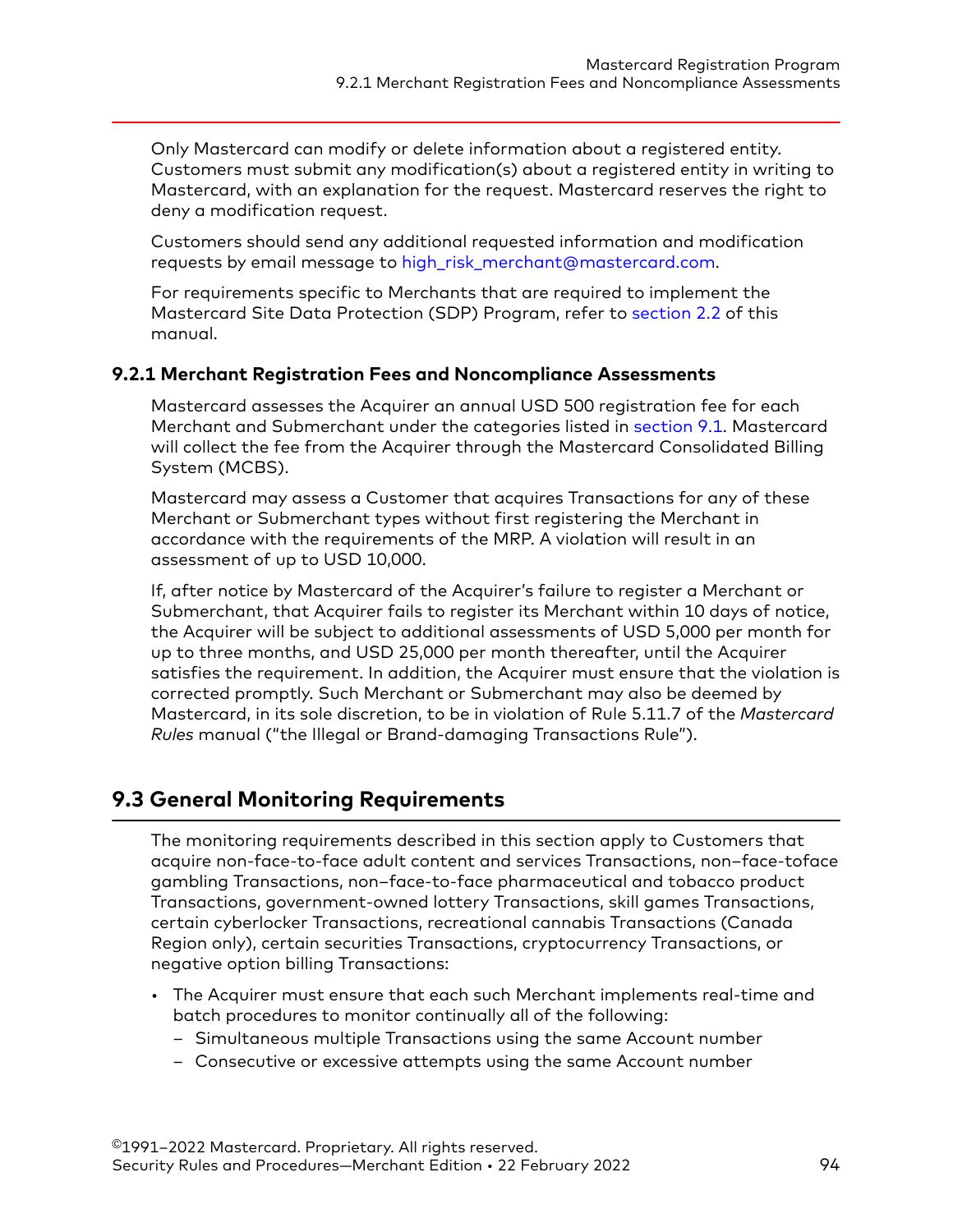Only Mastercard can modify or delete information about a registered entity. Customers must submit any modification(s) about a registered entity in writing to Mastercard, with an explanation for the request. Mastercard reserves the right to deny a modification request.

Customers should send any additional requested information and modification requests by email message to high_risk_merchant@mastercard.com.

For requirements specific to Merchants that are required to implement the Mastercard Site Data Protection (SDP) Program, refer to section 2.2 of this manual.

### 9.2.1 Merchant Registration Fees and Noncompliance Assessments

Mastercard assesses the Acquirer an annual USD 500 registration fee for each Merchant and Submerchant under the categories listed in section 9.1. Mastercard will collect the fee from the Acquirer through the Mastercard Consolidated Billing System (MCBS).

Mastercard may assess a Customer that acquires Transactions for any of these Merchant or Submerchant types without first registering the Merchant in accordance with the requirements of the MRP. A violation will result in an assessment of up to USD 10,000.

If, after notice by Mastercard of the Acquirer's failure to register a Merchant or Submerchant, that Acquirer fails to register its Merchant within 10 days of notice, the Acquirer will be subject to additional assessments of USD 5,000 per month for up to three months, and USD 25,000 per month thereafter, until the Acquirer satisfies the requirement. In addition, the Acquirer must ensure that the violation is corrected promptly. Such Merchant or Submerchant may also be deemed by Mastercard, in its sole discretion, to be in violation of Rule 5.11.7 of the *Mastercard Rules* manual ("the Illegal or Brand-damaging Transactions Rule").

## 9.3 General Monitoring Requirements

The monitoring requirements described in this section apply to Customers that acquire non-face-to-face adult content and services Transactions, non–face-toface gambling Transactions, non–face-to-face pharmaceutical and tobacco product Transactions, government-owned lottery Transactions, skill games Transactions, certain cyberlocker Transactions, recreational cannabis Transactions (Canada Region only), certain securities Transactions, cryptocurrency Transactions, or negative option billing Transactions:

- The Acquirer must ensure that each such Merchant implements real-time and batch procedures to monitor continually all of the following:
  - Simultaneous multiple Transactions using the same Account number
  - Consecutive or excessive attempts using the same Account number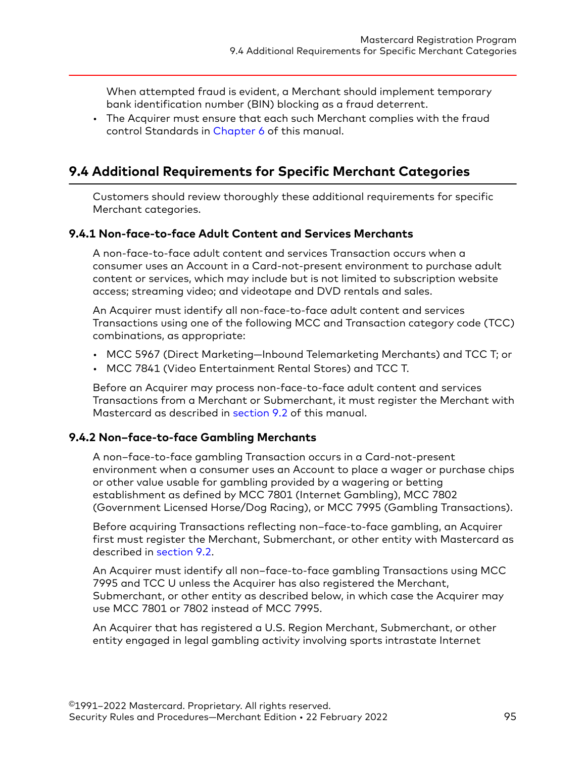When attempted fraud is evident, a Merchant should implement temporary bank identification number (BIN) blocking as a fraud deterrent.

- The Acquirer must ensure that each such Merchant complies with the fraud control Standards in Chapter 6 of this manual.

## 9.4 Additional Requirements for Specific Merchant Categories

Customers should review thoroughly these additional requirements for specific Merchant categories.

### 9.4.1 Non-face-to-face Adult Content and Services Merchants

A non-face-to-face adult content and services Transaction occurs when a consumer uses an Account in a Card-not-present environment to purchase adult content or services, which may include but is not limited to subscription website access; streaming video; and videotape and DVD rentals and sales.

An Acquirer must identify all non-face-to-face adult content and services Transactions using one of the following MCC and Transaction category code (TCC) combinations, as appropriate:

- MCC 5967 (Direct Marketing—Inbound Telemarketing Merchants) and TCC T; or
- MCC 7841 (Video Entertainment Rental Stores) and TCC T.

Before an Acquirer may process non-face-to-face adult content and services Transactions from a Merchant or Submerchant, it must register the Merchant with Mastercard as described in section 9.2 of this manual.

### 9.4.2 Non–face-to-face Gambling Merchants

A non–face-to-face gambling Transaction occurs in a Card-not-present environment when a consumer uses an Account to place a wager or purchase chips or other value usable for gambling provided by a wagering or betting establishment as defined by MCC 7801 (Internet Gambling), MCC 7802 (Government Licensed Horse/Dog Racing), or MCC 7995 (Gambling Transactions).

Before acquiring Transactions reflecting non–face-to-face gambling, an Acquirer first must register the Merchant, Submerchant, or other entity with Mastercard as described in section 9.2.

An Acquirer must identify all non–face-to-face gambling Transactions using MCC 7995 and TCC U unless the Acquirer has also registered the Merchant, Submerchant, or other entity as described below, in which case the Acquirer may use MCC 7801 or 7802 instead of MCC 7995.

An Acquirer that has registered a U.S. Region Merchant, Submerchant, or other entity engaged in legal gambling activity involving sports intrastate Internet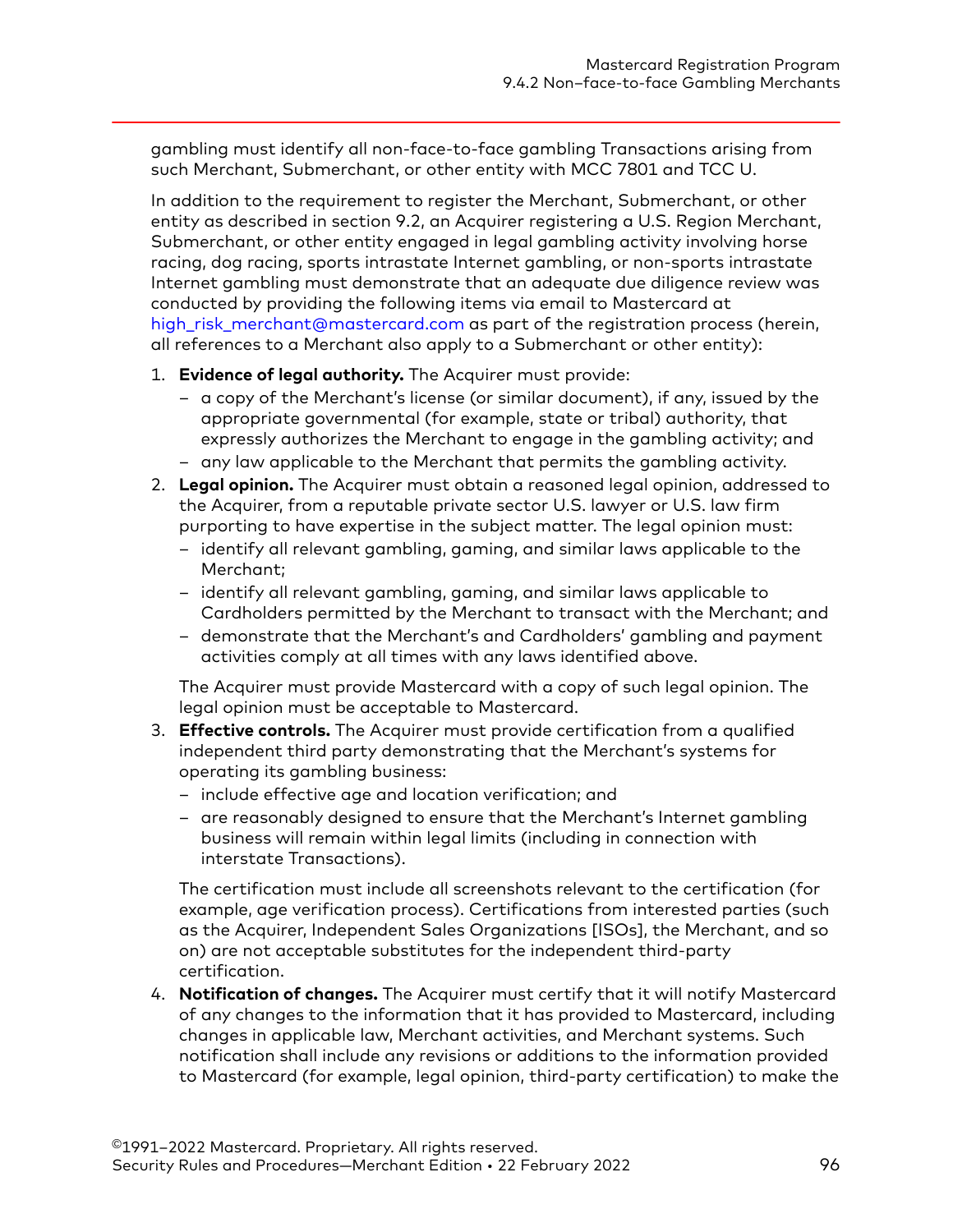gambling must identify all non-face-to-face gambling Transactions arising from such Merchant, Submerchant, or other entity with MCC 7801 and TCC U.

In addition to the requirement to register the Merchant, Submerchant, or other entity as described in section 9.2, an Acquirer registering a U.S. Region Merchant, Submerchant, or other entity engaged in legal gambling activity involving horse racing, dog racing, sports intrastate Internet gambling, or non-sports intrastate Internet gambling must demonstrate that an adequate due diligence review was conducted by providing the following items via email to Mastercard at high_risk_merchant@mastercard.com as part of the registration process (herein, all references to a Merchant also apply to a Submerchant or other entity):

1. **Evidence of legal authority.** The Acquirer must provide:
   - a copy of the Merchant's license (or similar document), if any, issued by the appropriate governmental (for example, state or tribal) authority, that expressly authorizes the Merchant to engage in the gambling activity; and
   - any law applicable to the Merchant that permits the gambling activity.
2. **Legal opinion.** The Acquirer must obtain a reasoned legal opinion, addressed to the Acquirer, from a reputable private sector U.S. lawyer or U.S. law firm purporting to have expertise in the subject matter. The legal opinion must:
   - identify all relevant gambling, gaming, and similar laws applicable to the Merchant;
   - identify all relevant gambling, gaming, and similar laws applicable to Cardholders permitted by the Merchant to transact with the Merchant; and
   - demonstrate that the Merchant's and Cardholders' gambling and payment activities comply at all times with any laws identified above.

   The Acquirer must provide Mastercard with a copy of such legal opinion. The legal opinion must be acceptable to Mastercard.
3. **Effective controls.** The Acquirer must provide certification from a qualified independent third party demonstrating that the Merchant's systems for operating its gambling business:
   - include effective age and location verification; and
   - are reasonably designed to ensure that the Merchant's Internet gambling business will remain within legal limits (including in connection with interstate Transactions).

   The certification must include all screenshots relevant to the certification (for example, age verification process). Certifications from interested parties (such as the Acquirer, Independent Sales Organizations [ISOs], the Merchant, and so on) are not acceptable substitutes for the independent third-party certification.
4. **Notification of changes.** The Acquirer must certify that it will notify Mastercard of any changes to the information that it has provided to Mastercard, including changes in applicable law, Merchant activities, and Merchant systems. Such notification shall include any revisions or additions to the information provided to Mastercard (for example, legal opinion, third-party certification) to make the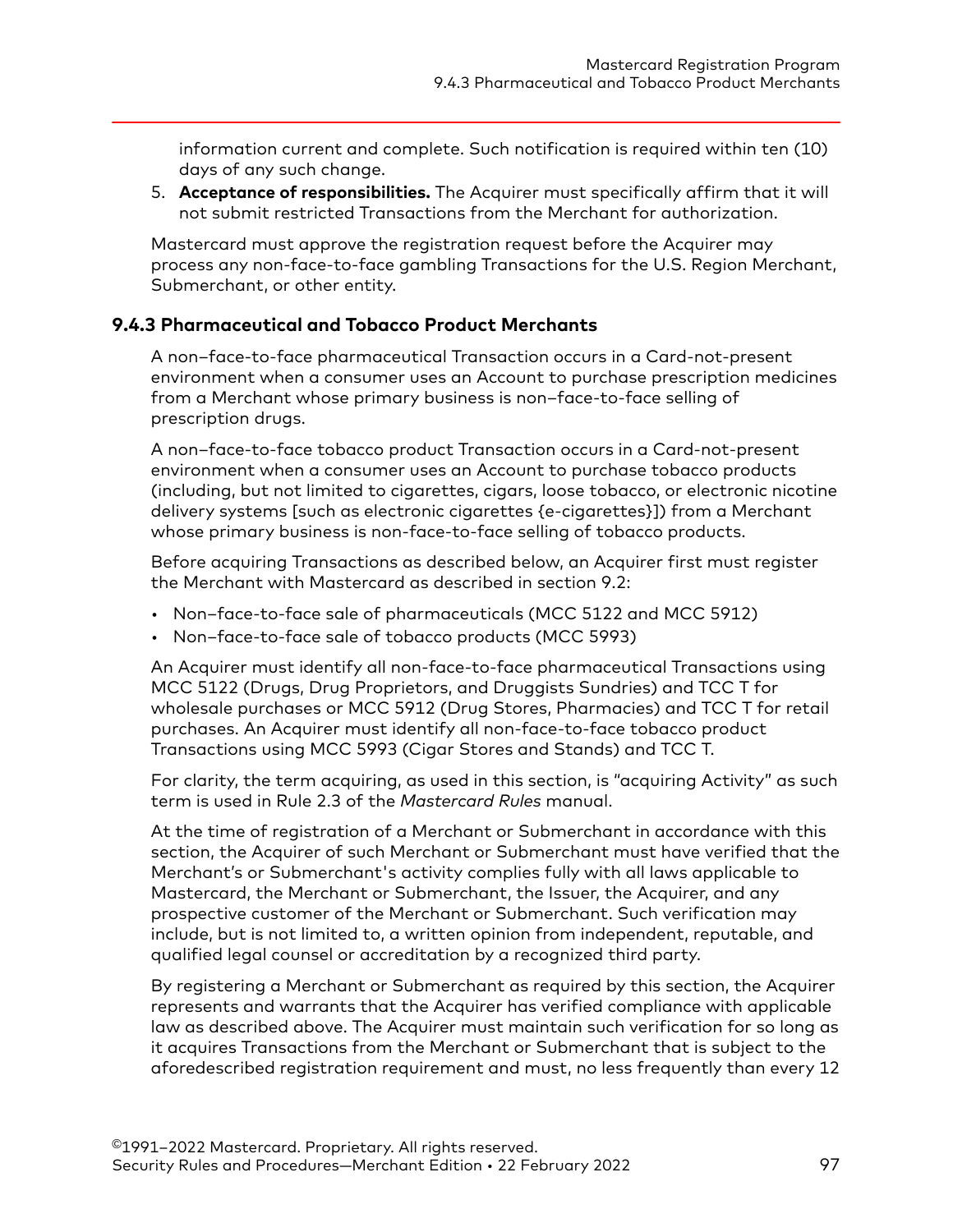information current and complete. Such notification is required within ten (10) days of any such change.

5. **Acceptance of responsibilities.** The Acquirer must specifically affirm that it will not submit restricted Transactions from the Merchant for authorization.

Mastercard must approve the registration request before the Acquirer may process any non-face-to-face gambling Transactions for the U.S. Region Merchant, Submerchant, or other entity.

### 9.4.3 Pharmaceutical and Tobacco Product Merchants

A non–face-to-face pharmaceutical Transaction occurs in a Card-not-present environment when a consumer uses an Account to purchase prescription medicines from a Merchant whose primary business is non–face-to-face selling of prescription drugs.

A non–face-to-face tobacco product Transaction occurs in a Card-not-present environment when a consumer uses an Account to purchase tobacco products (including, but not limited to cigarettes, cigars, loose tobacco, or electronic nicotine delivery systems [such as electronic cigarettes {e-cigarettes}]) from a Merchant whose primary business is non-face-to-face selling of tobacco products.

Before acquiring Transactions as described below, an Acquirer first must register the Merchant with Mastercard as described in section 9.2:

- Non–face-to-face sale of pharmaceuticals (MCC 5122 and MCC 5912)
- Non–face-to-face sale of tobacco products (MCC 5993)

An Acquirer must identify all non-face-to-face pharmaceutical Transactions using MCC 5122 (Drugs, Drug Proprietors, and Druggists Sundries) and TCC T for wholesale purchases or MCC 5912 (Drug Stores, Pharmacies) and TCC T for retail purchases. An Acquirer must identify all non-face-to-face tobacco product Transactions using MCC 5993 (Cigar Stores and Stands) and TCC T.

For clarity, the term acquiring, as used in this section, is "acquiring Activity" as such term is used in Rule 2.3 of the *Mastercard Rules* manual.

At the time of registration of a Merchant or Submerchant in accordance with this section, the Acquirer of such Merchant or Submerchant must have verified that the Merchant's or Submerchant's activity complies fully with all laws applicable to Mastercard, the Merchant or Submerchant, the Issuer, the Acquirer, and any prospective customer of the Merchant or Submerchant. Such verification may include, but is not limited to, a written opinion from independent, reputable, and qualified legal counsel or accreditation by a recognized third party.

By registering a Merchant or Submerchant as required by this section, the Acquirer represents and warrants that the Acquirer has verified compliance with applicable law as described above. The Acquirer must maintain such verification for so long as it acquires Transactions from the Merchant or Submerchant that is subject to the aforedescribed registration requirement and must, no less frequently than every 12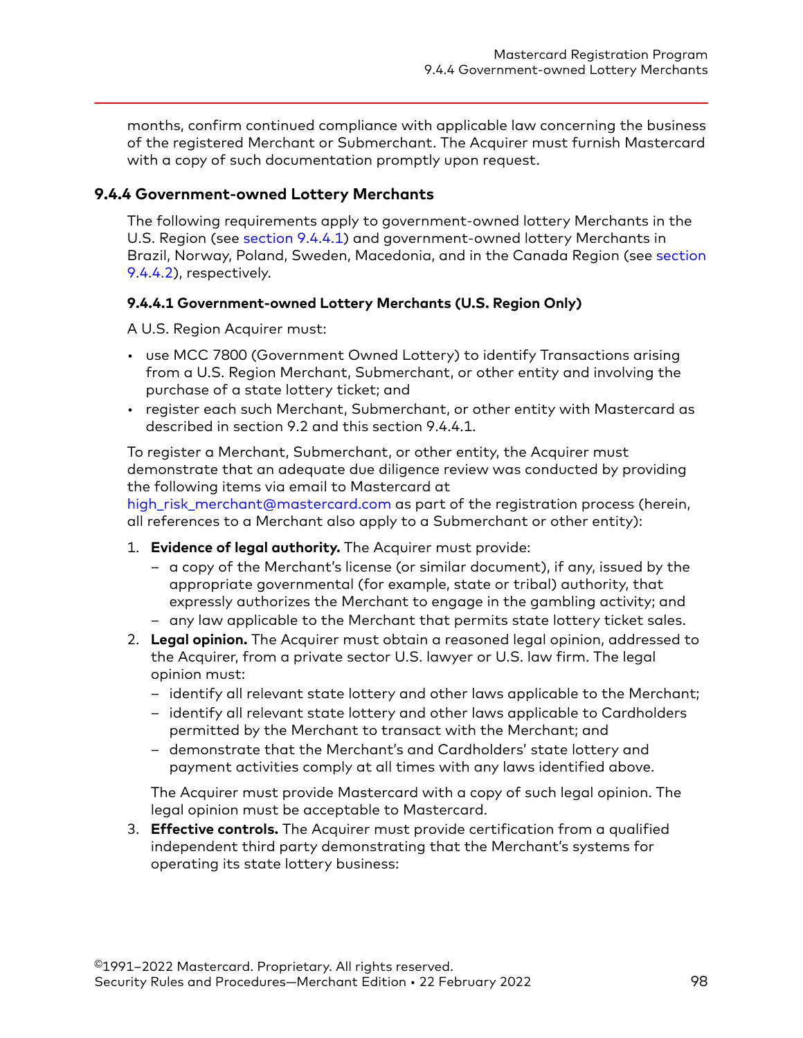months, confirm continued compliance with applicable law concerning the business of the registered Merchant or Submerchant. The Acquirer must furnish Mastercard with a copy of such documentation promptly upon request.

### 9.4.4 Government-owned Lottery Merchants

The following requirements apply to government-owned lottery Merchants in the U.S. Region (see section 9.4.4.1) and government-owned lottery Merchants in Brazil, Norway, Poland, Sweden, Macedonia, and in the Canada Region (see section 9.4.4.2), respectively.

#### 9.4.4.1 Government-owned Lottery Merchants (U.S. Region Only)

A U.S. Region Acquirer must:

- use MCC 7800 (Government Owned Lottery) to identify Transactions arising from a U.S. Region Merchant, Submerchant, or other entity and involving the purchase of a state lottery ticket; and
- register each such Merchant, Submerchant, or other entity with Mastercard as described in section 9.2 and this section 9.4.4.1.

To register a Merchant, Submerchant, or other entity, the Acquirer must demonstrate that an adequate due diligence review was conducted by providing the following items via email to Mastercard at high_risk_merchant@mastercard.com as part of the registration process (herein, all references to a Merchant also apply to a Submerchant or other entity):

1. **Evidence of legal authority.** The Acquirer must provide:
   - a copy of the Merchant's license (or similar document), if any, issued by the appropriate governmental (for example, state or tribal) authority, that expressly authorizes the Merchant to engage in the gambling activity; and
   - any law applicable to the Merchant that permits state lottery ticket sales.
2. **Legal opinion.** The Acquirer must obtain a reasoned legal opinion, addressed to the Acquirer, from a private sector U.S. lawyer or U.S. law firm. The legal opinion must:
   - identify all relevant state lottery and other laws applicable to the Merchant;
   - identify all relevant state lottery and other laws applicable to Cardholders permitted by the Merchant to transact with the Merchant; and
   - demonstrate that the Merchant's and Cardholders' state lottery and payment activities comply at all times with any laws identified above.

   The Acquirer must provide Mastercard with a copy of such legal opinion. The legal opinion must be acceptable to Mastercard.
3. **Effective controls.** The Acquirer must provide certification from a qualified independent third party demonstrating that the Merchant's systems for operating its state lottery business: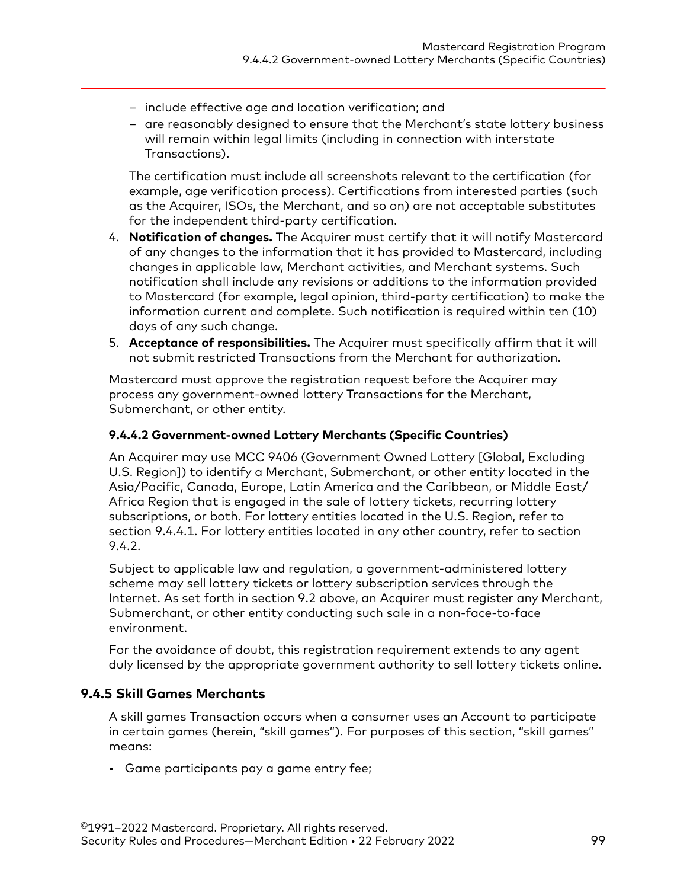- include effective age and location verification; and
  - are reasonably designed to ensure that the Merchant's state lottery business will remain within legal limits (including in connection with interstate Transactions).

   The certification must include all screenshots relevant to the certification (for example, age verification process). Certifications from interested parties (such as the Acquirer, ISOs, the Merchant, and so on) are not acceptable substitutes for the independent third-party certification.

4. **Notification of changes.** The Acquirer must certify that it will notify Mastercard of any changes to the information that it has provided to Mastercard, including changes in applicable law, Merchant activities, and Merchant systems. Such notification shall include any revisions or additions to the information provided to Mastercard (for example, legal opinion, third-party certification) to make the information current and complete. Such notification is required within ten (10) days of any such change.
5. **Acceptance of responsibilities.** The Acquirer must specifically affirm that it will not submit restricted Transactions from the Merchant for authorization.

Mastercard must approve the registration request before the Acquirer may process any government-owned lottery Transactions for the Merchant, Submerchant, or other entity.

#### 9.4.4.2 Government-owned Lottery Merchants (Specific Countries)

An Acquirer may use MCC 9406 (Government Owned Lottery [Global, Excluding U.S. Region]) to identify a Merchant, Submerchant, or other entity located in the Asia/Pacific, Canada, Europe, Latin America and the Caribbean, or Middle East/Africa Region that is engaged in the sale of lottery tickets, recurring lottery subscriptions, or both. For lottery entities located in the U.S. Region, refer to section 9.4.4.1. For lottery entities located in any other country, refer to section 9.4.2.

Subject to applicable law and regulation, a government-administered lottery scheme may sell lottery tickets or lottery subscription services through the Internet. As set forth in section 9.2 above, an Acquirer must register any Merchant, Submerchant, or other entity conducting such sale in a non-face-to-face environment.

For the avoidance of doubt, this registration requirement extends to any agent duly licensed by the appropriate government authority to sell lottery tickets online.

### 9.4.5 Skill Games Merchants

A skill games Transaction occurs when a consumer uses an Account to participate in certain games (herein, "skill games"). For purposes of this section, "skill games" means:

- Game participants pay a game entry fee;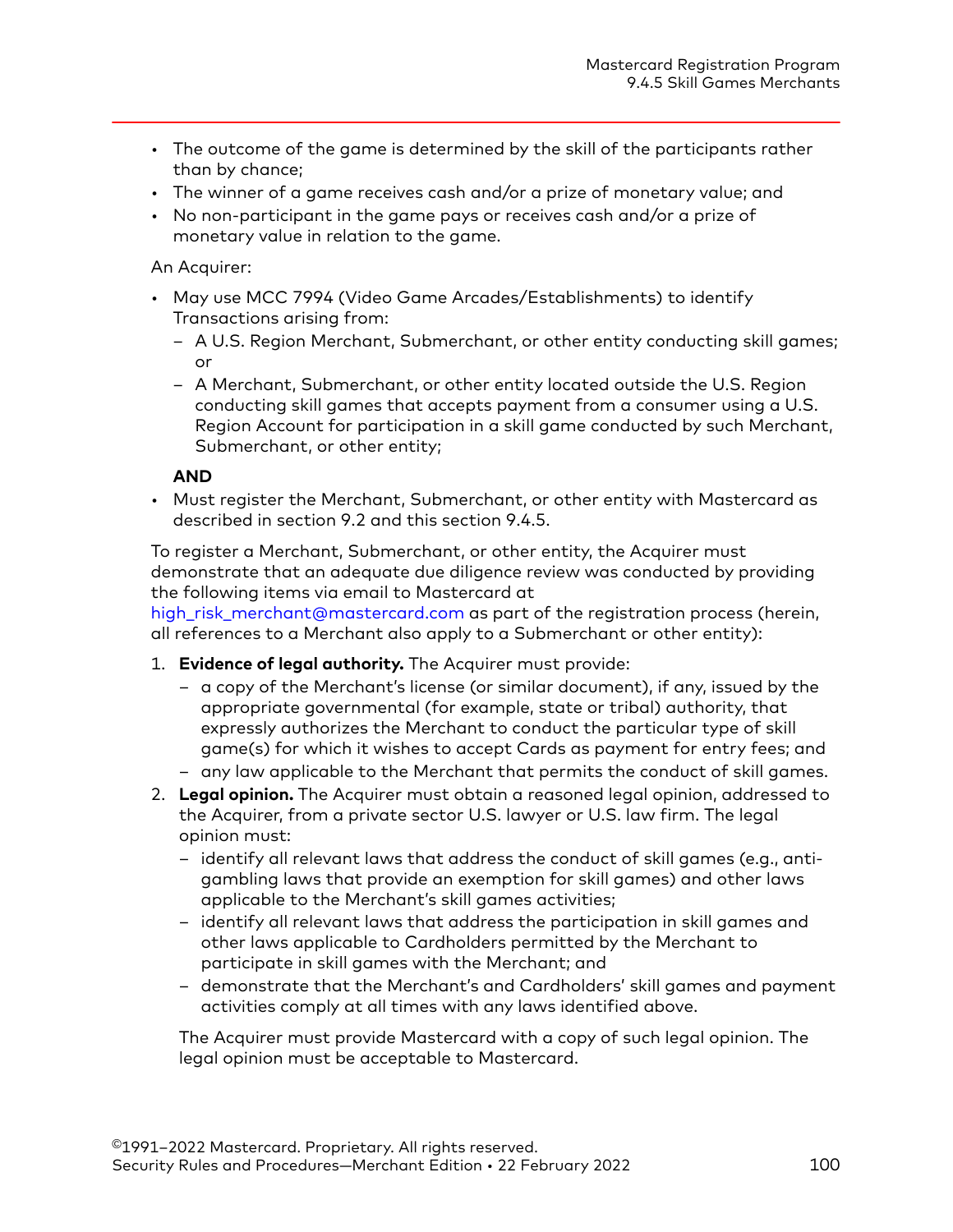- The outcome of the game is determined by the skill of the participants rather than by chance;
- The winner of a game receives cash and/or a prize of monetary value; and
- No non-participant in the game pays or receives cash and/or a prize of monetary value in relation to the game.

An Acquirer:

- May use MCC 7994 (Video Game Arcades/Establishments) to identify Transactions arising from:
  - A U.S. Region Merchant, Submerchant, or other entity conducting skill games; or
  - A Merchant, Submerchant, or other entity located outside the U.S. Region conducting skill games that accepts payment from a consumer using a U.S. Region Account for participation in a skill game conducted by such Merchant, Submerchant, or other entity;

  **AND**

- Must register the Merchant, Submerchant, or other entity with Mastercard as described in section 9.2 and this section 9.4.5.

To register a Merchant, Submerchant, or other entity, the Acquirer must demonstrate that an adequate due diligence review was conducted by providing the following items via email to Mastercard at high_risk_merchant@mastercard.com as part of the registration process (herein, all references to a Merchant also apply to a Submerchant or other entity):

1. **Evidence of legal authority.** The Acquirer must provide:
   - a copy of the Merchant's license (or similar document), if any, issued by the appropriate governmental (for example, state or tribal) authority, that expressly authorizes the Merchant to conduct the particular type of skill game(s) for which it wishes to accept Cards as payment for entry fees; and
   - any law applicable to the Merchant that permits the conduct of skill games.
2. **Legal opinion.** The Acquirer must obtain a reasoned legal opinion, addressed to the Acquirer, from a private sector U.S. lawyer or U.S. law firm. The legal opinion must:
   - identify all relevant laws that address the conduct of skill games (e.g., anti-gambling laws that provide an exemption for skill games) and other laws applicable to the Merchant's skill games activities;
   - identify all relevant laws that address the participation in skill games and other laws applicable to Cardholders permitted by the Merchant to participate in skill games with the Merchant; and
   - demonstrate that the Merchant's and Cardholders' skill games and payment activities comply at all times with any laws identified above.

   The Acquirer must provide Mastercard with a copy of such legal opinion. The legal opinion must be acceptable to Mastercard.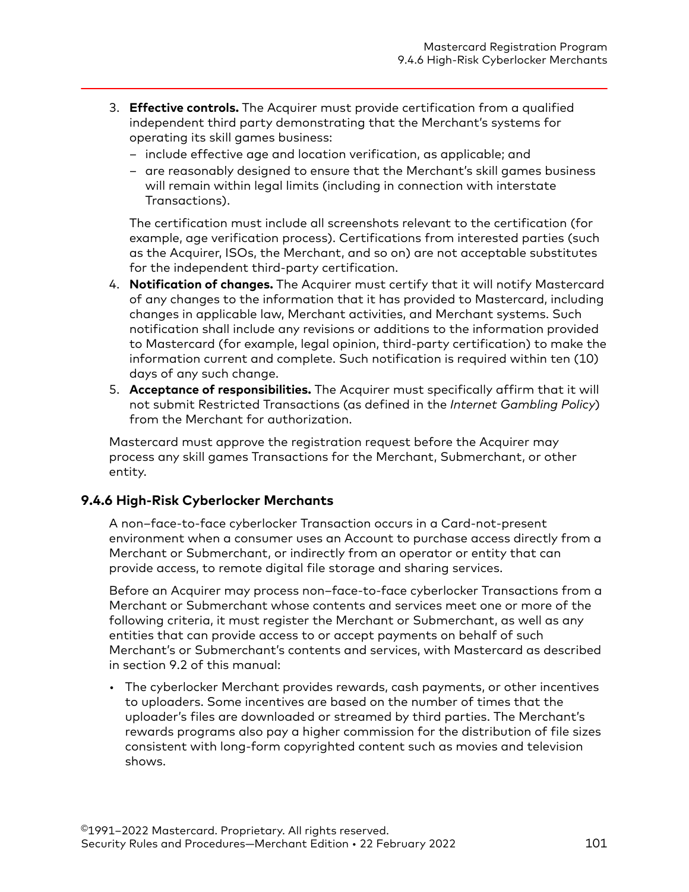3. **Effective controls.** The Acquirer must provide certification from a qualified independent third party demonstrating that the Merchant's systems for operating its skill games business:
   - include effective age and location verification, as applicable; and
   - are reasonably designed to ensure that the Merchant's skill games business will remain within legal limits (including in connection with interstate Transactions).

   The certification must include all screenshots relevant to the certification (for example, age verification process). Certifications from interested parties (such as the Acquirer, ISOs, the Merchant, and so on) are not acceptable substitutes for the independent third-party certification.
4. **Notification of changes.** The Acquirer must certify that it will notify Mastercard of any changes to the information that it has provided to Mastercard, including changes in applicable law, Merchant activities, and Merchant systems. Such notification shall include any revisions or additions to the information provided to Mastercard (for example, legal opinion, third-party certification) to make the information current and complete. Such notification is required within ten (10) days of any such change.
5. **Acceptance of responsibilities.** The Acquirer must specifically affirm that it will not submit Restricted Transactions (as defined in the *Internet Gambling Policy*) from the Merchant for authorization.

Mastercard must approve the registration request before the Acquirer may process any skill games Transactions for the Merchant, Submerchant, or other entity.

### 9.4.6 High-Risk Cyberlocker Merchants

A non–face-to-face cyberlocker Transaction occurs in a Card-not-present environment when a consumer uses an Account to purchase access directly from a Merchant or Submerchant, or indirectly from an operator or entity that can provide access, to remote digital file storage and sharing services.

Before an Acquirer may process non–face-to-face cyberlocker Transactions from a Merchant or Submerchant whose contents and services meet one or more of the following criteria, it must register the Merchant or Submerchant, as well as any entities that can provide access to or accept payments on behalf of such Merchant's or Submerchant's contents and services, with Mastercard as described in section 9.2 of this manual:

- The cyberlocker Merchant provides rewards, cash payments, or other incentives to uploaders. Some incentives are based on the number of times that the uploader's files are downloaded or streamed by third parties. The Merchant's rewards programs also pay a higher commission for the distribution of file sizes consistent with long-form copyrighted content such as movies and television shows.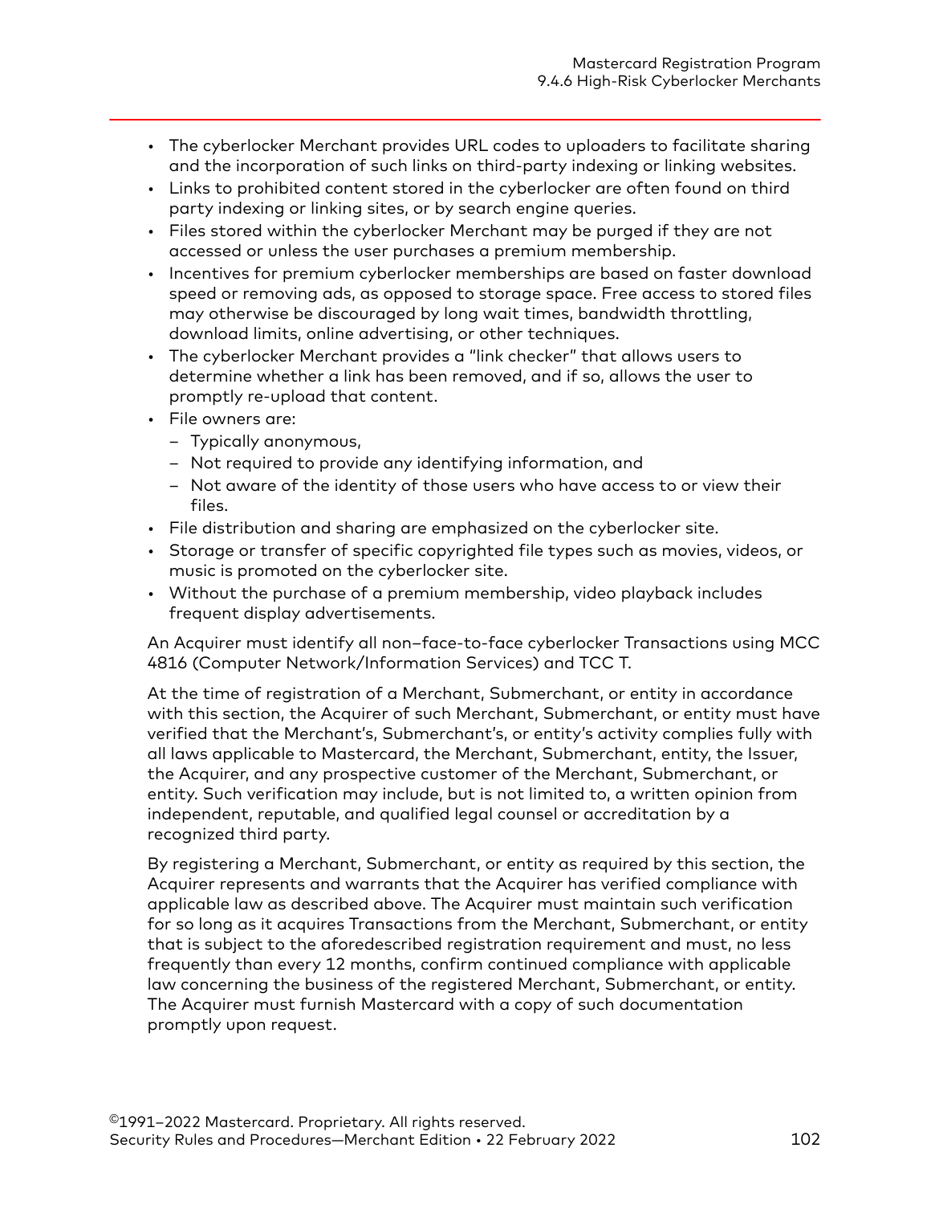- The cyberlocker Merchant provides URL codes to uploaders to facilitate sharing and the incorporation of such links on third-party indexing or linking websites.
- Links to prohibited content stored in the cyberlocker are often found on third party indexing or linking sites, or by search engine queries.
- Files stored within the cyberlocker Merchant may be purged if they are not accessed or unless the user purchases a premium membership.
- Incentives for premium cyberlocker memberships are based on faster download speed or removing ads, as opposed to storage space. Free access to stored files may otherwise be discouraged by long wait times, bandwidth throttling, download limits, online advertising, or other techniques.
- The cyberlocker Merchant provides a "link checker" that allows users to determine whether a link has been removed, and if so, allows the user to promptly re-upload that content.
- File owners are:
  - Typically anonymous,
  - Not required to provide any identifying information, and
  - Not aware of the identity of those users who have access to or view their files.
- File distribution and sharing are emphasized on the cyberlocker site.
- Storage or transfer of specific copyrighted file types such as movies, videos, or music is promoted on the cyberlocker site.
- Without the purchase of a premium membership, video playback includes frequent display advertisements.

An Acquirer must identify all non–face-to-face cyberlocker Transactions using MCC 4816 (Computer Network/Information Services) and TCC T.

At the time of registration of a Merchant, Submerchant, or entity in accordance with this section, the Acquirer of such Merchant, Submerchant, or entity must have verified that the Merchant's, Submerchant's, or entity's activity complies fully with all laws applicable to Mastercard, the Merchant, Submerchant, entity, the Issuer, the Acquirer, and any prospective customer of the Merchant, Submerchant, or entity. Such verification may include, but is not limited to, a written opinion from independent, reputable, and qualified legal counsel or accreditation by a recognized third party.

By registering a Merchant, Submerchant, or entity as required by this section, the Acquirer represents and warrants that the Acquirer has verified compliance with applicable law as described above. The Acquirer must maintain such verification for so long as it acquires Transactions from the Merchant, Submerchant, or entity that is subject to the aforedescribed registration requirement and must, no less frequently than every 12 months, confirm continued compliance with applicable law concerning the business of the registered Merchant, Submerchant, or entity. The Acquirer must furnish Mastercard with a copy of such documentation promptly upon request.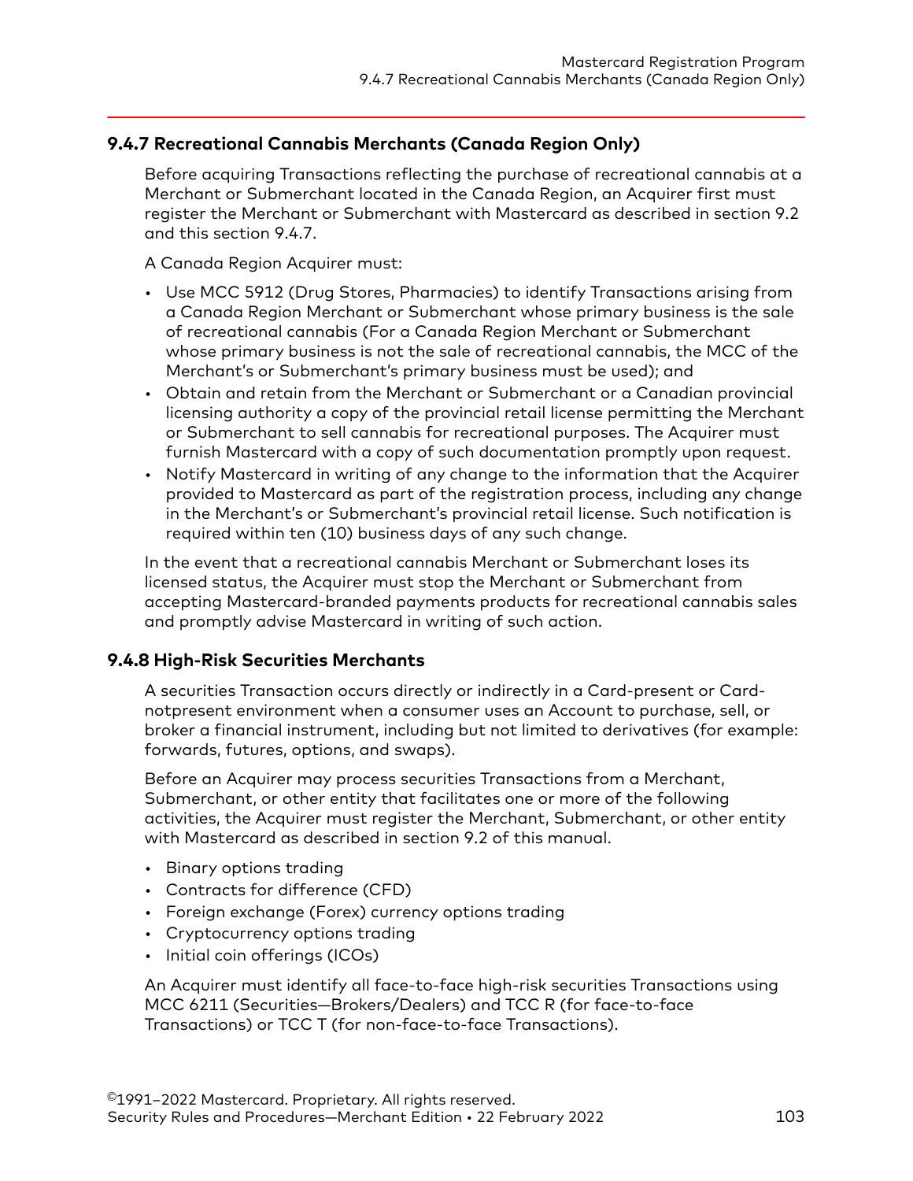### 9.4.7 Recreational Cannabis Merchants (Canada Region Only)

Before acquiring Transactions reflecting the purchase of recreational cannabis at a Merchant or Submerchant located in the Canada Region, an Acquirer first must register the Merchant or Submerchant with Mastercard as described in section 9.2 and this section 9.4.7.

A Canada Region Acquirer must:

- Use MCC 5912 (Drug Stores, Pharmacies) to identify Transactions arising from a Canada Region Merchant or Submerchant whose primary business is the sale of recreational cannabis (For a Canada Region Merchant or Submerchant whose primary business is not the sale of recreational cannabis, the MCC of the Merchant's or Submerchant's primary business must be used); and
- Obtain and retain from the Merchant or Submerchant or a Canadian provincial licensing authority a copy of the provincial retail license permitting the Merchant or Submerchant to sell cannabis for recreational purposes. The Acquirer must furnish Mastercard with a copy of such documentation promptly upon request.
- Notify Mastercard in writing of any change to the information that the Acquirer provided to Mastercard as part of the registration process, including any change in the Merchant's or Submerchant's provincial retail license. Such notification is required within ten (10) business days of any such change.

In the event that a recreational cannabis Merchant or Submerchant loses its licensed status, the Acquirer must stop the Merchant or Submerchant from accepting Mastercard-branded payments products for recreational cannabis sales and promptly advise Mastercard in writing of such action.

### 9.4.8 High-Risk Securities Merchants

A securities Transaction occurs directly or indirectly in a Card-present or Card-notpresent environment when a consumer uses an Account to purchase, sell, or broker a financial instrument, including but not limited to derivatives (for example: forwards, futures, options, and swaps).

Before an Acquirer may process securities Transactions from a Merchant, Submerchant, or other entity that facilitates one or more of the following activities, the Acquirer must register the Merchant, Submerchant, or other entity with Mastercard as described in section 9.2 of this manual.

- Binary options trading
- Contracts for difference (CFD)
- Foreign exchange (Forex) currency options trading
- Cryptocurrency options trading
- Initial coin offerings (ICOs)

An Acquirer must identify all face-to-face high-risk securities Transactions using MCC 6211 (Securities—Brokers/Dealers) and TCC R (for face-to-face Transactions) or TCC T (for non-face-to-face Transactions).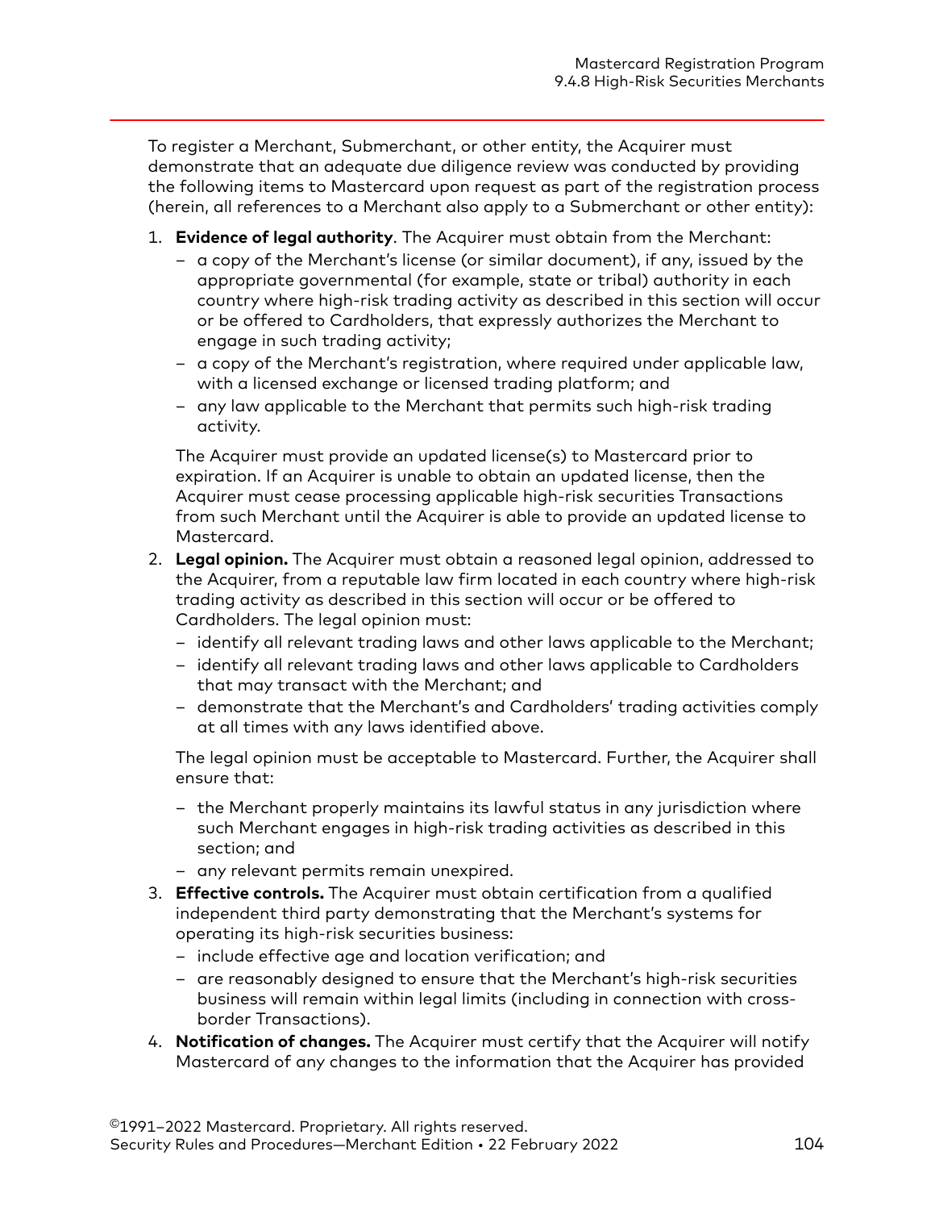To register a Merchant, Submerchant, or other entity, the Acquirer must demonstrate that an adequate due diligence review was conducted by providing the following items to Mastercard upon request as part of the registration process (herein, all references to a Merchant also apply to a Submerchant or other entity):

1. **Evidence of legal authority**. The Acquirer must obtain from the Merchant:
   - a copy of the Merchant's license (or similar document), if any, issued by the appropriate governmental (for example, state or tribal) authority in each country where high-risk trading activity as described in this section will occur or be offered to Cardholders, that expressly authorizes the Merchant to engage in such trading activity;
   - a copy of the Merchant's registration, where required under applicable law, with a licensed exchange or licensed trading platform; and
   - any law applicable to the Merchant that permits such high-risk trading activity.

   The Acquirer must provide an updated license(s) to Mastercard prior to expiration. If an Acquirer is unable to obtain an updated license, then the Acquirer must cease processing applicable high-risk securities Transactions from such Merchant until the Acquirer is able to provide an updated license to Mastercard.
2. **Legal opinion.** The Acquirer must obtain a reasoned legal opinion, addressed to the Acquirer, from a reputable law firm located in each country where high-risk trading activity as described in this section will occur or be offered to Cardholders. The legal opinion must:
   - identify all relevant trading laws and other laws applicable to the Merchant;
   - identify all relevant trading laws and other laws applicable to Cardholders that may transact with the Merchant; and
   - demonstrate that the Merchant's and Cardholders' trading activities comply at all times with any laws identified above.

   The legal opinion must be acceptable to Mastercard. Further, the Acquirer shall ensure that:

   - the Merchant properly maintains its lawful status in any jurisdiction where such Merchant engages in high-risk trading activities as described in this section; and
   - any relevant permits remain unexpired.
3. **Effective controls.** The Acquirer must obtain certification from a qualified independent third party demonstrating that the Merchant's systems for operating its high-risk securities business:
   - include effective age and location verification; and
   - are reasonably designed to ensure that the Merchant's high-risk securities business will remain within legal limits (including in connection with cross-border Transactions).
4. **Notification of changes.** The Acquirer must certify that the Acquirer will notify Mastercard of any changes to the information that the Acquirer has provided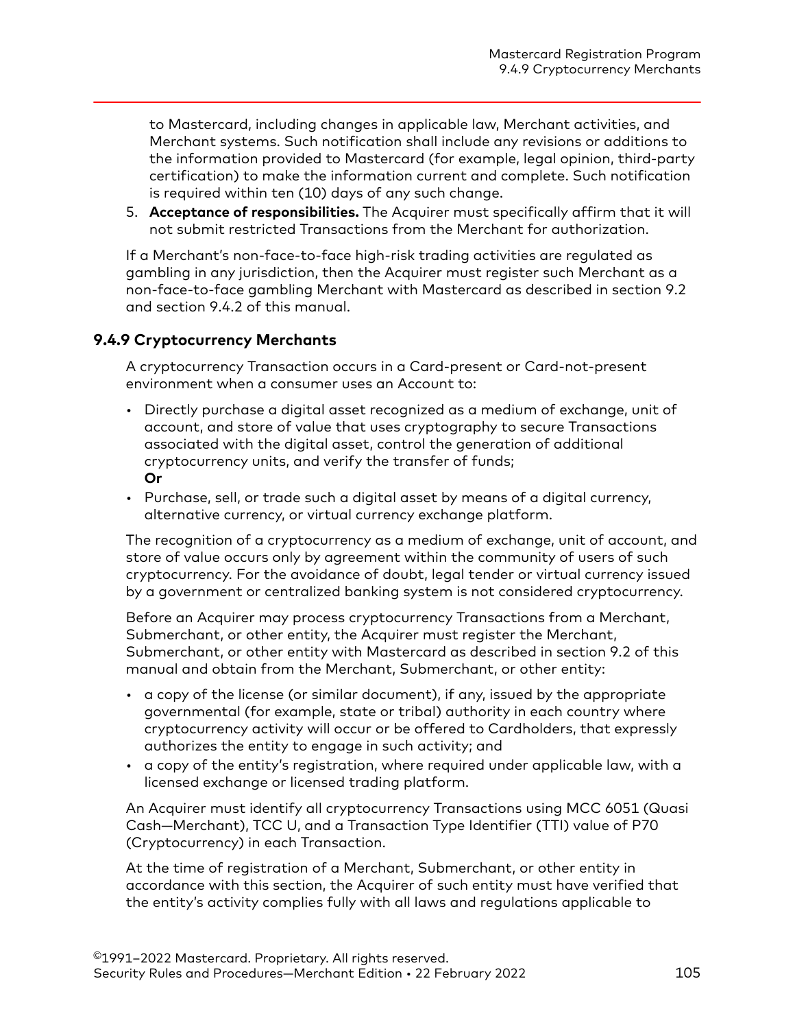to Mastercard, including changes in applicable law, Merchant activities, and Merchant systems. Such notification shall include any revisions or additions to the information provided to Mastercard (for example, legal opinion, third-party certification) to make the information current and complete. Such notification is required within ten (10) days of any such change.

5. **Acceptance of responsibilities.** The Acquirer must specifically affirm that it will not submit restricted Transactions from the Merchant for authorization.

If a Merchant's non-face-to-face high-risk trading activities are regulated as gambling in any jurisdiction, then the Acquirer must register such Merchant as a non-face-to-face gambling Merchant with Mastercard as described in section 9.2 and section 9.4.2 of this manual.

### 9.4.9 Cryptocurrency Merchants

A cryptocurrency Transaction occurs in a Card-present or Card-not-present environment when a consumer uses an Account to:

- Directly purchase a digital asset recognized as a medium of exchange, unit of account, and store of value that uses cryptography to secure Transactions associated with the digital asset, control the generation of additional cryptocurrency units, and verify the transfer of funds;
  **Or**
- Purchase, sell, or trade such a digital asset by means of a digital currency, alternative currency, or virtual currency exchange platform.

The recognition of a cryptocurrency as a medium of exchange, unit of account, and store of value occurs only by agreement within the community of users of such cryptocurrency. For the avoidance of doubt, legal tender or virtual currency issued by a government or centralized banking system is not considered cryptocurrency.

Before an Acquirer may process cryptocurrency Transactions from a Merchant, Submerchant, or other entity, the Acquirer must register the Merchant, Submerchant, or other entity with Mastercard as described in section 9.2 of this manual and obtain from the Merchant, Submerchant, or other entity:

- a copy of the license (or similar document), if any, issued by the appropriate governmental (for example, state or tribal) authority in each country where cryptocurrency activity will occur or be offered to Cardholders, that expressly authorizes the entity to engage in such activity; and
- a copy of the entity's registration, where required under applicable law, with a licensed exchange or licensed trading platform.

An Acquirer must identify all cryptocurrency Transactions using MCC 6051 (Quasi Cash—Merchant), TCC U, and a Transaction Type Identifier (TTI) value of P70 (Cryptocurrency) in each Transaction.

At the time of registration of a Merchant, Submerchant, or other entity in accordance with this section, the Acquirer of such entity must have verified that the entity's activity complies fully with all laws and regulations applicable to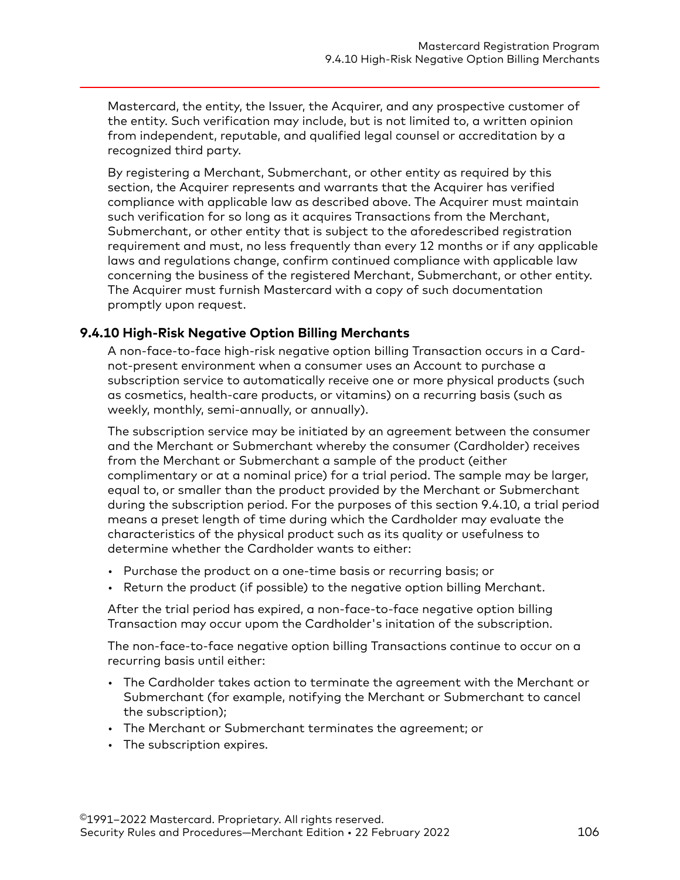Mastercard, the entity, the Issuer, the Acquirer, and any prospective customer of the entity. Such verification may include, but is not limited to, a written opinion from independent, reputable, and qualified legal counsel or accreditation by a recognized third party.

By registering a Merchant, Submerchant, or other entity as required by this section, the Acquirer represents and warrants that the Acquirer has verified compliance with applicable law as described above. The Acquirer must maintain such verification for so long as it acquires Transactions from the Merchant, Submerchant, or other entity that is subject to the aforedescribed registration requirement and must, no less frequently than every 12 months or if any applicable laws and regulations change, confirm continued compliance with applicable law concerning the business of the registered Merchant, Submerchant, or other entity. The Acquirer must furnish Mastercard with a copy of such documentation promptly upon request.

### 9.4.10 High-Risk Negative Option Billing Merchants

A non-face-to-face high-risk negative option billing Transaction occurs in a Card-not-present environment when a consumer uses an Account to purchase a subscription service to automatically receive one or more physical products (such as cosmetics, health-care products, or vitamins) on a recurring basis (such as weekly, monthly, semi-annually, or annually).

The subscription service may be initiated by an agreement between the consumer and the Merchant or Submerchant whereby the consumer (Cardholder) receives from the Merchant or Submerchant a sample of the product (either complimentary or at a nominal price) for a trial period. The sample may be larger, equal to, or smaller than the product provided by the Merchant or Submerchant during the subscription period. For the purposes of this section 9.4.10, a trial period means a preset length of time during which the Cardholder may evaluate the characteristics of the physical product such as its quality or usefulness to determine whether the Cardholder wants to either:

- Purchase the product on a one-time basis or recurring basis; or
- Return the product (if possible) to the negative option billing Merchant.

After the trial period has expired, a non-face-to-face negative option billing Transaction may occur upom the Cardholder's initation of the subscription.

The non-face-to-face negative option billing Transactions continue to occur on a recurring basis until either:

- The Cardholder takes action to terminate the agreement with the Merchant or Submerchant (for example, notifying the Merchant or Submerchant to cancel the subscription);
- The Merchant or Submerchant terminates the agreement; or
- The subscription expires.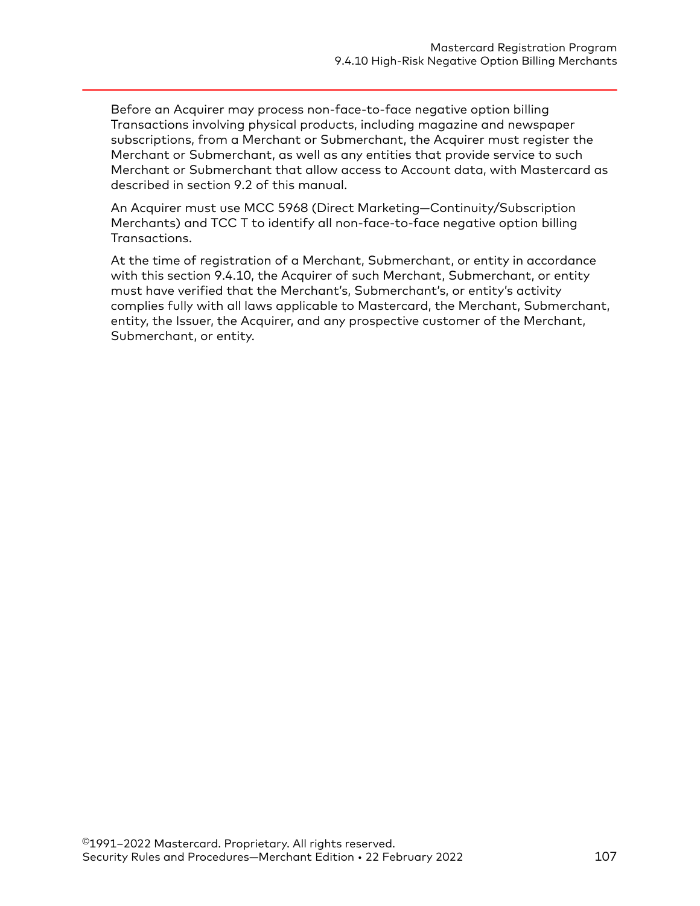Before an Acquirer may process non-face-to-face negative option billing Transactions involving physical products, including magazine and newspaper subscriptions, from a Merchant or Submerchant, the Acquirer must register the Merchant or Submerchant, as well as any entities that provide service to such Merchant or Submerchant that allow access to Account data, with Mastercard as described in section 9.2 of this manual.

An Acquirer must use MCC 5968 (Direct Marketing—Continuity/Subscription Merchants) and TCC T to identify all non-face-to-face negative option billing Transactions.

At the time of registration of a Merchant, Submerchant, or entity in accordance with this section 9.4.10, the Acquirer of such Merchant, Submerchant, or entity must have verified that the Merchant's, Submerchant's, or entity's activity complies fully with all laws applicable to Mastercard, the Merchant, Submerchant, entity, the Issuer, the Acquirer, and any prospective customer of the Merchant, Submerchant, or entity.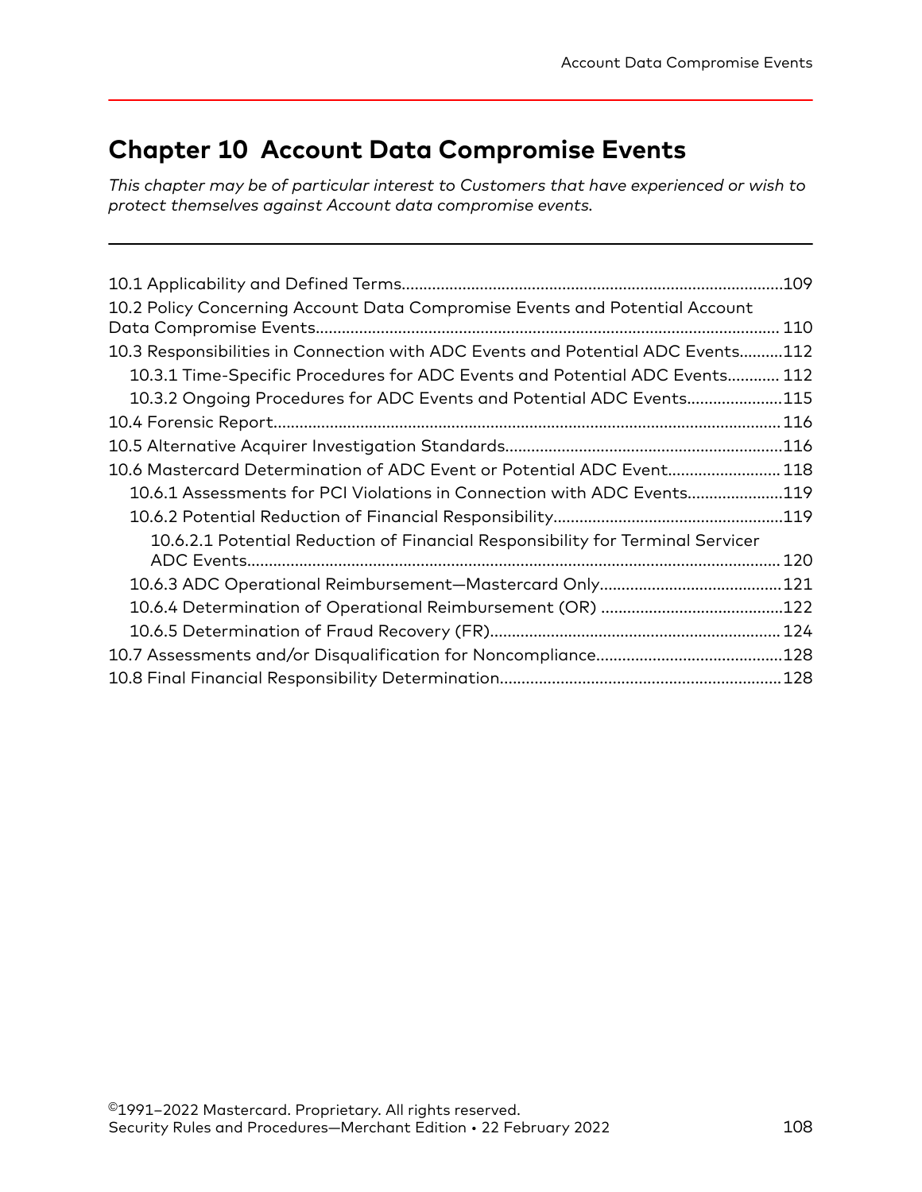# Chapter 10 Account Data Compromise Events

*This chapter may be of particular interest to Customers that have experienced or wish to protect themselves against Account data compromise events.*

- 10.1 Applicability and Defined Terms....................109
- 10.2 Policy Concerning Account Data Compromise Events and Potential Account Data Compromise Events....................110
- 10.3 Responsibilities in Connection with ADC Events and Potential ADC Events....................112
  - 10.3.1 Time-Specific Procedures for ADC Events and Potential ADC Events....................112
  - 10.3.2 Ongoing Procedures for ADC Events and Potential ADC Events....................115
- 10.4 Forensic Report....................116
- 10.5 Alternative Acquirer Investigation Standards....................116
- 10.6 Mastercard Determination of ADC Event or Potential ADC Event....................118
  - 10.6.1 Assessments for PCI Violations in Connection with ADC Events....................119
  - 10.6.2 Potential Reduction of Financial Responsibility....................119
    - 10.6.2.1 Potential Reduction of Financial Responsibility for Terminal Servicer ADC Events....................120
  - 10.6.3 ADC Operational Reimbursement—Mastercard Only....................121
  - 10.6.4 Determination of Operational Reimbursement (OR)....................122
  - 10.6.5 Determination of Fraud Recovery (FR)....................124
- 10.7 Assessments and/or Disqualification for Noncompliance....................128
- 10.8 Final Financial Responsibility Determination....................128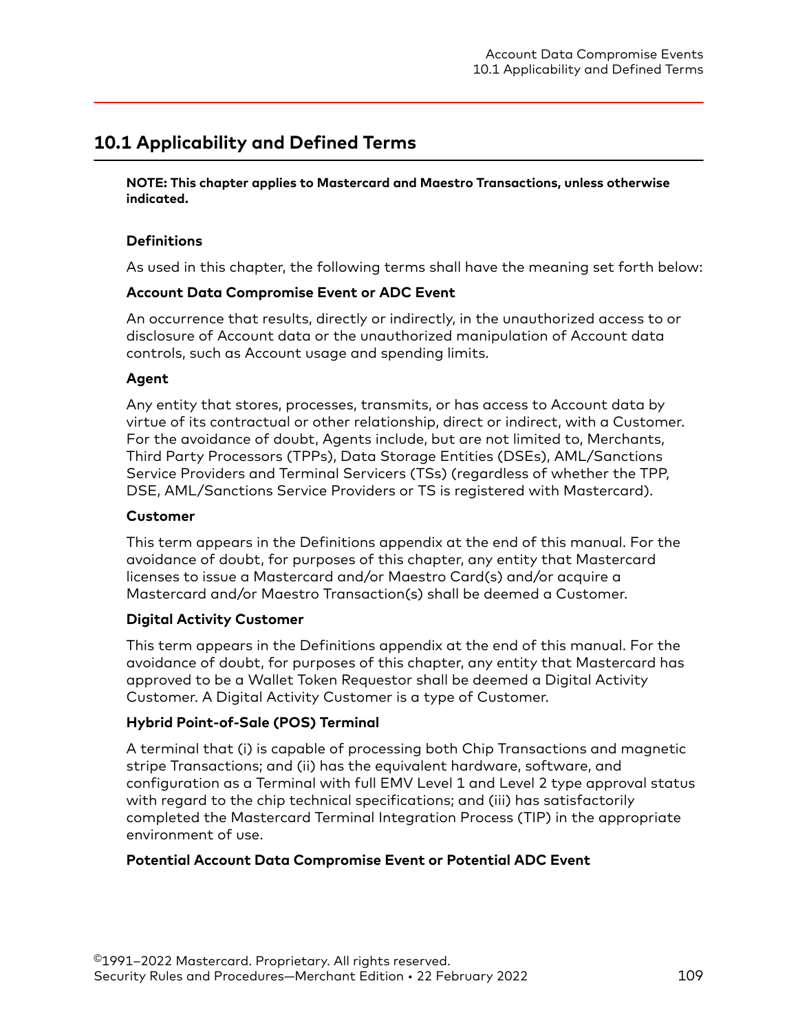## 10.1 Applicability and Defined Terms

**NOTE: This chapter applies to Mastercard and Maestro Transactions, unless otherwise indicated.**

**Definitions**

As used in this chapter, the following terms shall have the meaning set forth below:

**Account Data Compromise Event or ADC Event**

An occurrence that results, directly or indirectly, in the unauthorized access to or disclosure of Account data or the unauthorized manipulation of Account data controls, such as Account usage and spending limits.

**Agent**

Any entity that stores, processes, transmits, or has access to Account data by virtue of its contractual or other relationship, direct or indirect, with a Customer. For the avoidance of doubt, Agents include, but are not limited to, Merchants, Third Party Processors (TPPs), Data Storage Entities (DSEs), AML/Sanctions Service Providers and Terminal Servicers (TSs) (regardless of whether the TPP, DSE, AML/Sanctions Service Providers or TS is registered with Mastercard).

**Customer**

This term appears in the Definitions appendix at the end of this manual. For the avoidance of doubt, for purposes of this chapter, any entity that Mastercard licenses to issue a Mastercard and/or Maestro Card(s) and/or acquire a Mastercard and/or Maestro Transaction(s) shall be deemed a Customer.

**Digital Activity Customer**

This term appears in the Definitions appendix at the end of this manual. For the avoidance of doubt, for purposes of this chapter, any entity that Mastercard has approved to be a Wallet Token Requestor shall be deemed a Digital Activity Customer. A Digital Activity Customer is a type of Customer.

**Hybrid Point-of-Sale (POS) Terminal**

A terminal that (i) is capable of processing both Chip Transactions and magnetic stripe Transactions; and (ii) has the equivalent hardware, software, and configuration as a Terminal with full EMV Level 1 and Level 2 type approval status with regard to the chip technical specifications; and (iii) has satisfactorily completed the Mastercard Terminal Integration Process (TIP) in the appropriate environment of use.

**Potential Account Data Compromise Event or Potential ADC Event**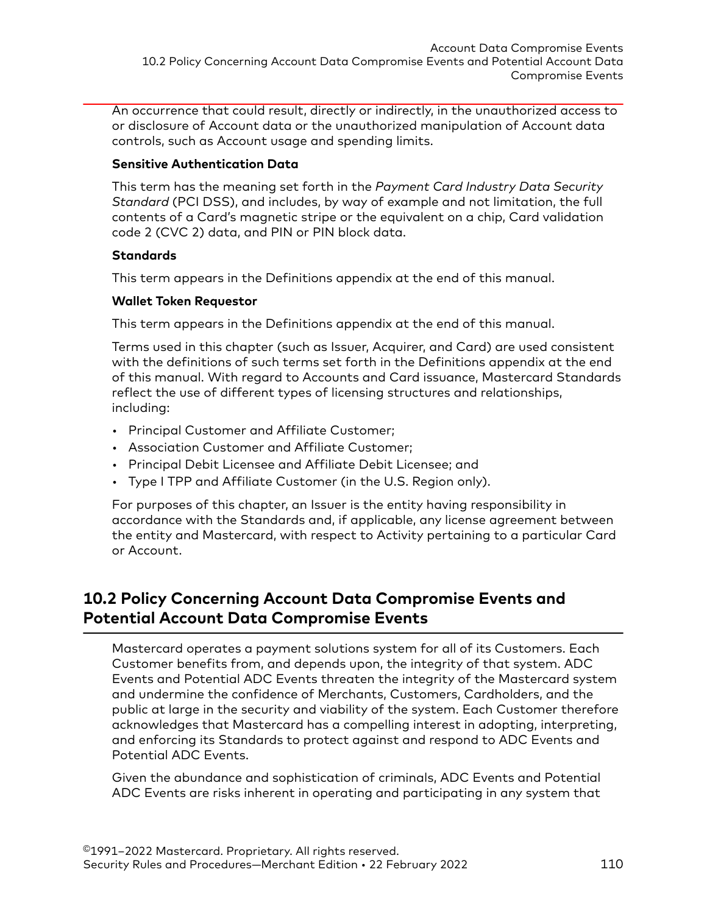An occurrence that could result, directly or indirectly, in the unauthorized access to or disclosure of Account data or the unauthorized manipulation of Account data controls, such as Account usage and spending limits.

**Sensitive Authentication Data**

This term has the meaning set forth in the *Payment Card Industry Data Security Standard* (PCI DSS), and includes, by way of example and not limitation, the full contents of a Card's magnetic stripe or the equivalent on a chip, Card validation code 2 (CVC 2) data, and PIN or PIN block data.

**Standards**

This term appears in the Definitions appendix at the end of this manual.

**Wallet Token Requestor**

This term appears in the Definitions appendix at the end of this manual.

Terms used in this chapter (such as Issuer, Acquirer, and Card) are used consistent with the definitions of such terms set forth in the Definitions appendix at the end of this manual. With regard to Accounts and Card issuance, Mastercard Standards reflect the use of different types of licensing structures and relationships, including:

- Principal Customer and Affiliate Customer;
- Association Customer and Affiliate Customer;
- Principal Debit Licensee and Affiliate Debit Licensee; and
- Type I TPP and Affiliate Customer (in the U.S. Region only).

For purposes of this chapter, an Issuer is the entity having responsibility in accordance with the Standards and, if applicable, any license agreement between the entity and Mastercard, with respect to Activity pertaining to a particular Card or Account.

## 10.2 Policy Concerning Account Data Compromise Events and Potential Account Data Compromise Events

Mastercard operates a payment solutions system for all of its Customers. Each Customer benefits from, and depends upon, the integrity of that system. ADC Events and Potential ADC Events threaten the integrity of the Mastercard system and undermine the confidence of Merchants, Customers, Cardholders, and the public at large in the security and viability of the system. Each Customer therefore acknowledges that Mastercard has a compelling interest in adopting, interpreting, and enforcing its Standards to protect against and respond to ADC Events and Potential ADC Events.

Given the abundance and sophistication of criminals, ADC Events and Potential ADC Events are risks inherent in operating and participating in any system that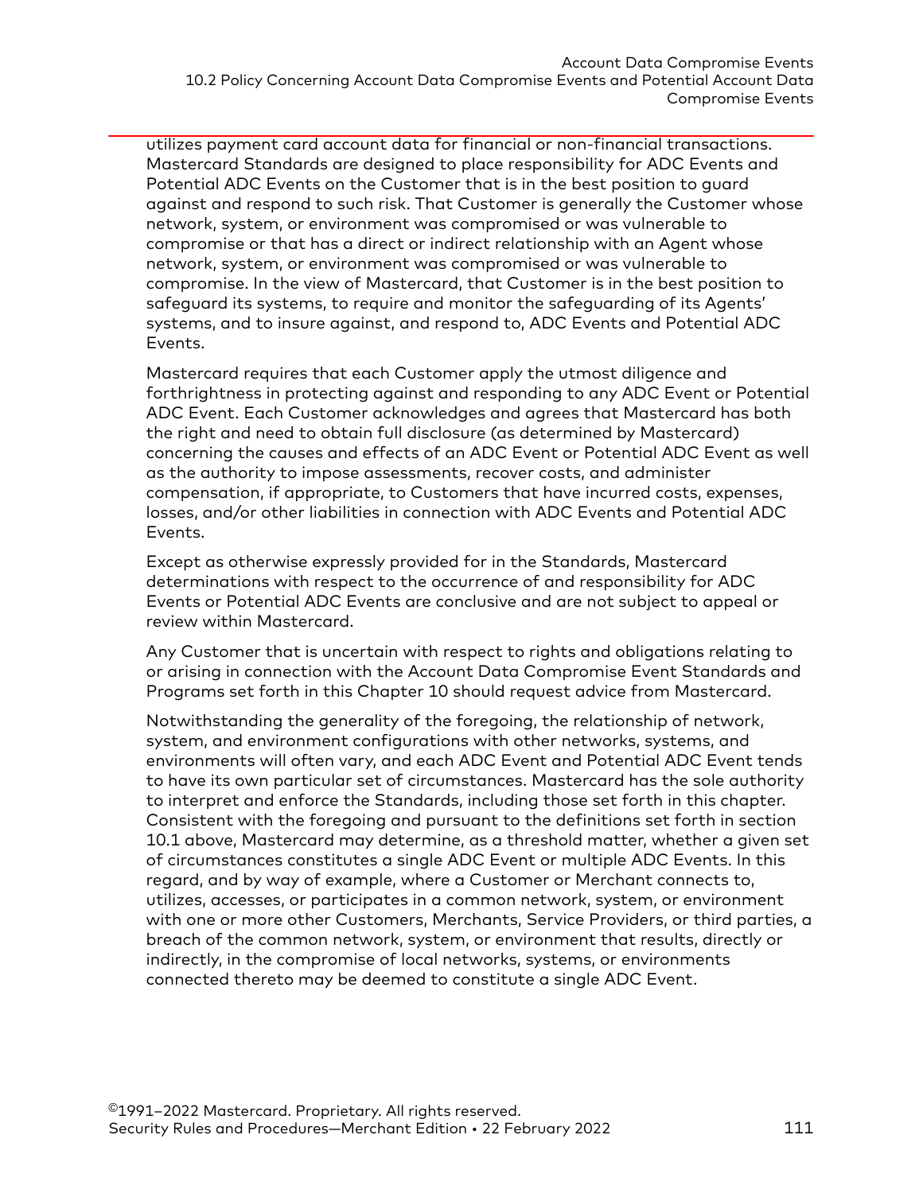utilizes payment card account data for financial or non-financial transactions. Mastercard Standards are designed to place responsibility for ADC Events and Potential ADC Events on the Customer that is in the best position to guard against and respond to such risk. That Customer is generally the Customer whose network, system, or environment was compromised or was vulnerable to compromise or that has a direct or indirect relationship with an Agent whose network, system, or environment was compromised or was vulnerable to compromise. In the view of Mastercard, that Customer is in the best position to safeguard its systems, to require and monitor the safeguarding of its Agents' systems, and to insure against, and respond to, ADC Events and Potential ADC Events.

Mastercard requires that each Customer apply the utmost diligence and forthrightness in protecting against and responding to any ADC Event or Potential ADC Event. Each Customer acknowledges and agrees that Mastercard has both the right and need to obtain full disclosure (as determined by Mastercard) concerning the causes and effects of an ADC Event or Potential ADC Event as well as the authority to impose assessments, recover costs, and administer compensation, if appropriate, to Customers that have incurred costs, expenses, losses, and/or other liabilities in connection with ADC Events and Potential ADC Events.

Except as otherwise expressly provided for in the Standards, Mastercard determinations with respect to the occurrence of and responsibility for ADC Events or Potential ADC Events are conclusive and are not subject to appeal or review within Mastercard.

Any Customer that is uncertain with respect to rights and obligations relating to or arising in connection with the Account Data Compromise Event Standards and Programs set forth in this Chapter 10 should request advice from Mastercard.

Notwithstanding the generality of the foregoing, the relationship of network, system, and environment configurations with other networks, systems, and environments will often vary, and each ADC Event and Potential ADC Event tends to have its own particular set of circumstances. Mastercard has the sole authority to interpret and enforce the Standards, including those set forth in this chapter. Consistent with the foregoing and pursuant to the definitions set forth in section 10.1 above, Mastercard may determine, as a threshold matter, whether a given set of circumstances constitutes a single ADC Event or multiple ADC Events. In this regard, and by way of example, where a Customer or Merchant connects to, utilizes, accesses, or participates in a common network, system, or environment with one or more other Customers, Merchants, Service Providers, or third parties, a breach of the common network, system, or environment that results, directly or indirectly, in the compromise of local networks, systems, or environments connected thereto may be deemed to constitute a single ADC Event.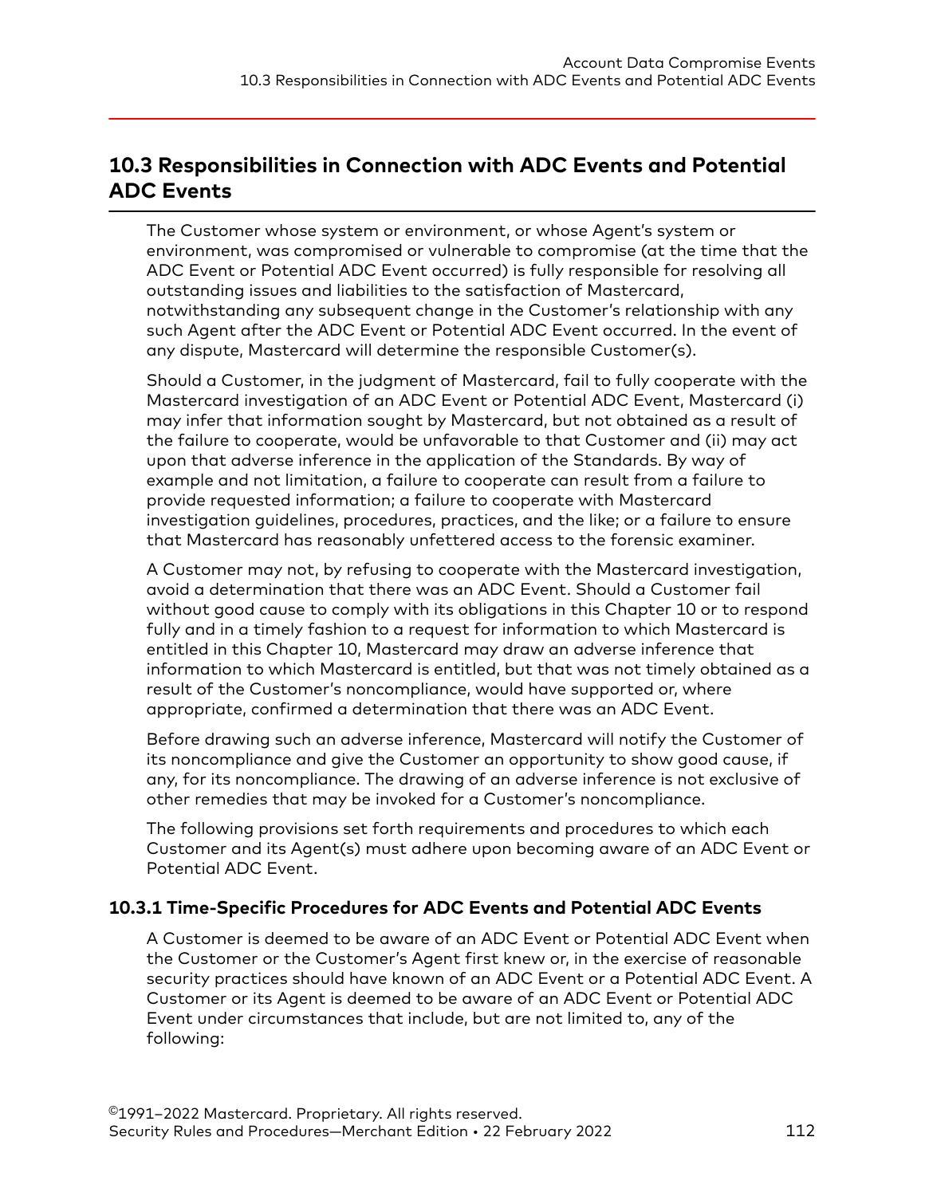## 10.3 Responsibilities in Connection with ADC Events and Potential ADC Events

The Customer whose system or environment, or whose Agent's system or environment, was compromised or vulnerable to compromise (at the time that the ADC Event or Potential ADC Event occurred) is fully responsible for resolving all outstanding issues and liabilities to the satisfaction of Mastercard, notwithstanding any subsequent change in the Customer's relationship with any such Agent after the ADC Event or Potential ADC Event occurred. In the event of any dispute, Mastercard will determine the responsible Customer(s).

Should a Customer, in the judgment of Mastercard, fail to fully cooperate with the Mastercard investigation of an ADC Event or Potential ADC Event, Mastercard (i) may infer that information sought by Mastercard, but not obtained as a result of the failure to cooperate, would be unfavorable to that Customer and (ii) may act upon that adverse inference in the application of the Standards. By way of example and not limitation, a failure to cooperate can result from a failure to provide requested information; a failure to cooperate with Mastercard investigation guidelines, procedures, practices, and the like; or a failure to ensure that Mastercard has reasonably unfettered access to the forensic examiner.

A Customer may not, by refusing to cooperate with the Mastercard investigation, avoid a determination that there was an ADC Event. Should a Customer fail without good cause to comply with its obligations in this Chapter 10 or to respond fully and in a timely fashion to a request for information to which Mastercard is entitled in this Chapter 10, Mastercard may draw an adverse inference that information to which Mastercard is entitled, but that was not timely obtained as a result of the Customer's noncompliance, would have supported or, where appropriate, confirmed a determination that there was an ADC Event.

Before drawing such an adverse inference, Mastercard will notify the Customer of its noncompliance and give the Customer an opportunity to show good cause, if any, for its noncompliance. The drawing of an adverse inference is not exclusive of other remedies that may be invoked for a Customer's noncompliance.

The following provisions set forth requirements and procedures to which each Customer and its Agent(s) must adhere upon becoming aware of an ADC Event or Potential ADC Event.

### 10.3.1 Time-Specific Procedures for ADC Events and Potential ADC Events

A Customer is deemed to be aware of an ADC Event or Potential ADC Event when the Customer or the Customer's Agent first knew or, in the exercise of reasonable security practices should have known of an ADC Event or a Potential ADC Event. A Customer or its Agent is deemed to be aware of an ADC Event or Potential ADC Event under circumstances that include, but are not limited to, any of the following: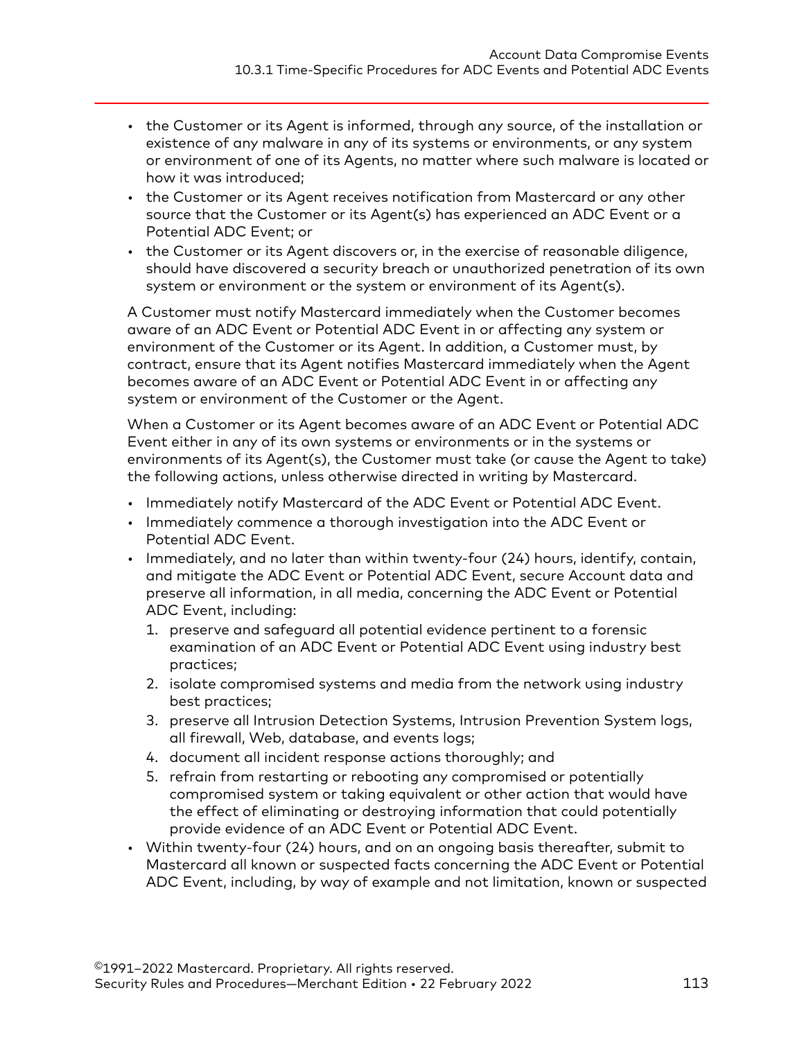- the Customer or its Agent is informed, through any source, of the installation or existence of any malware in any of its systems or environments, or any system or environment of one of its Agents, no matter where such malware is located or how it was introduced;
- the Customer or its Agent receives notification from Mastercard or any other source that the Customer or its Agent(s) has experienced an ADC Event or a Potential ADC Event; or
- the Customer or its Agent discovers or, in the exercise of reasonable diligence, should have discovered a security breach or unauthorized penetration of its own system or environment or the system or environment of its Agent(s).

A Customer must notify Mastercard immediately when the Customer becomes aware of an ADC Event or Potential ADC Event in or affecting any system or environment of the Customer or its Agent. In addition, a Customer must, by contract, ensure that its Agent notifies Mastercard immediately when the Agent becomes aware of an ADC Event or Potential ADC Event in or affecting any system or environment of the Customer or the Agent.

When a Customer or its Agent becomes aware of an ADC Event or Potential ADC Event either in any of its own systems or environments or in the systems or environments of its Agent(s), the Customer must take (or cause the Agent to take) the following actions, unless otherwise directed in writing by Mastercard.

- Immediately notify Mastercard of the ADC Event or Potential ADC Event.
- Immediately commence a thorough investigation into the ADC Event or Potential ADC Event.
- Immediately, and no later than within twenty-four (24) hours, identify, contain, and mitigate the ADC Event or Potential ADC Event, secure Account data and preserve all information, in all media, concerning the ADC Event or Potential ADC Event, including:
  1. preserve and safeguard all potential evidence pertinent to a forensic examination of an ADC Event or Potential ADC Event using industry best practices;
  2. isolate compromised systems and media from the network using industry best practices;
  3. preserve all Intrusion Detection Systems, Intrusion Prevention System logs, all firewall, Web, database, and events logs;
  4. document all incident response actions thoroughly; and
  5. refrain from restarting or rebooting any compromised or potentially compromised system or taking equivalent or other action that would have the effect of eliminating or destroying information that could potentially provide evidence of an ADC Event or Potential ADC Event.
- Within twenty-four (24) hours, and on an ongoing basis thereafter, submit to Mastercard all known or suspected facts concerning the ADC Event or Potential ADC Event, including, by way of example and not limitation, known or suspected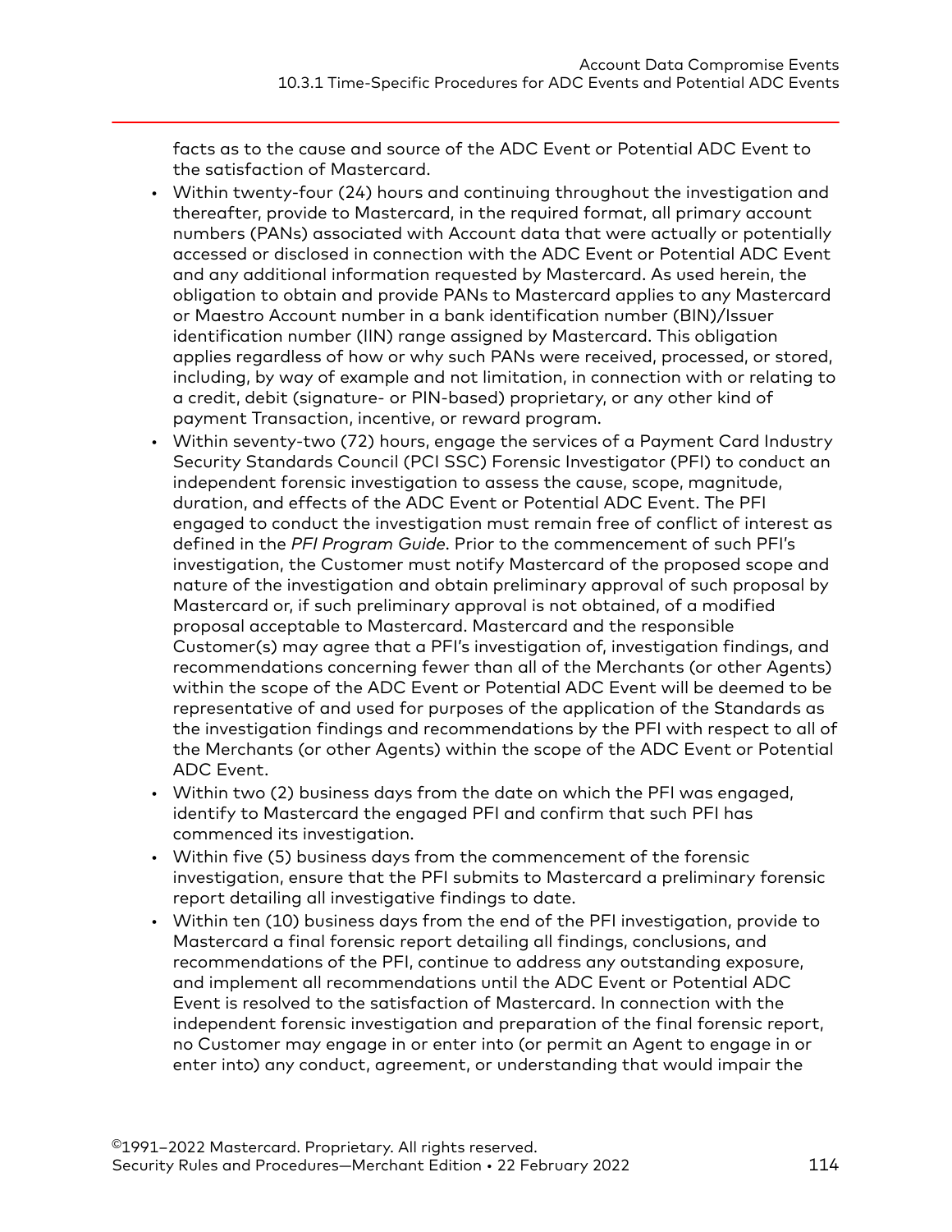facts as to the cause and source of the ADC Event or Potential ADC Event to the satisfaction of Mastercard.

- Within twenty-four (24) hours and continuing throughout the investigation and thereafter, provide to Mastercard, in the required format, all primary account numbers (PANs) associated with Account data that were actually or potentially accessed or disclosed in connection with the ADC Event or Potential ADC Event and any additional information requested by Mastercard. As used herein, the obligation to obtain and provide PANs to Mastercard applies to any Mastercard or Maestro Account number in a bank identification number (BIN)/Issuer identification number (IIN) range assigned by Mastercard. This obligation applies regardless of how or why such PANs were received, processed, or stored, including, by way of example and not limitation, in connection with or relating to a credit, debit (signature- or PIN-based) proprietary, or any other kind of payment Transaction, incentive, or reward program.
- Within seventy-two (72) hours, engage the services of a Payment Card Industry Security Standards Council (PCI SSC) Forensic Investigator (PFI) to conduct an independent forensic investigation to assess the cause, scope, magnitude, duration, and effects of the ADC Event or Potential ADC Event. The PFI engaged to conduct the investigation must remain free of conflict of interest as defined in the *PFI Program Guide*. Prior to the commencement of such PFI's investigation, the Customer must notify Mastercard of the proposed scope and nature of the investigation and obtain preliminary approval of such proposal by Mastercard or, if such preliminary approval is not obtained, of a modified proposal acceptable to Mastercard. Mastercard and the responsible Customer(s) may agree that a PFI's investigation of, investigation findings, and recommendations concerning fewer than all of the Merchants (or other Agents) within the scope of the ADC Event or Potential ADC Event will be deemed to be representative of and used for purposes of the application of the Standards as the investigation findings and recommendations by the PFI with respect to all of the Merchants (or other Agents) within the scope of the ADC Event or Potential ADC Event.
- Within two (2) business days from the date on which the PFI was engaged, identify to Mastercard the engaged PFI and confirm that such PFI has commenced its investigation.
- Within five (5) business days from the commencement of the forensic investigation, ensure that the PFI submits to Mastercard a preliminary forensic report detailing all investigative findings to date.
- Within ten (10) business days from the end of the PFI investigation, provide to Mastercard a final forensic report detailing all findings, conclusions, and recommendations of the PFI, continue to address any outstanding exposure, and implement all recommendations until the ADC Event or Potential ADC Event is resolved to the satisfaction of Mastercard. In connection with the independent forensic investigation and preparation of the final forensic report, no Customer may engage in or enter into (or permit an Agent to engage in or enter into) any conduct, agreement, or understanding that would impair the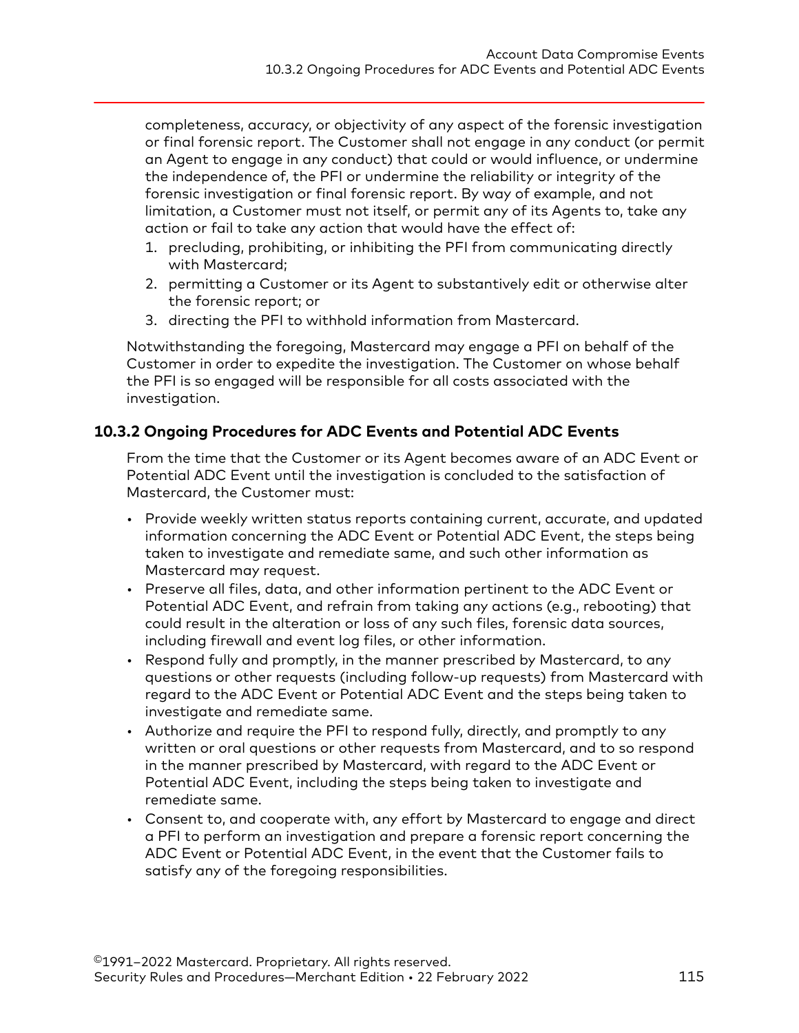completeness, accuracy, or objectivity of any aspect of the forensic investigation or final forensic report. The Customer shall not engage in any conduct (or permit an Agent to engage in any conduct) that could or would influence, or undermine the independence of, the PFI or undermine the reliability or integrity of the forensic investigation or final forensic report. By way of example, and not limitation, a Customer must not itself, or permit any of its Agents to, take any action or fail to take any action that would have the effect of:

1. precluding, prohibiting, or inhibiting the PFI from communicating directly with Mastercard;
2. permitting a Customer or its Agent to substantively edit or otherwise alter the forensic report; or
3. directing the PFI to withhold information from Mastercard.

Notwithstanding the foregoing, Mastercard may engage a PFI on behalf of the Customer in order to expedite the investigation. The Customer on whose behalf the PFI is so engaged will be responsible for all costs associated with the investigation.

### 10.3.2 Ongoing Procedures for ADC Events and Potential ADC Events

From the time that the Customer or its Agent becomes aware of an ADC Event or Potential ADC Event until the investigation is concluded to the satisfaction of Mastercard, the Customer must:

- Provide weekly written status reports containing current, accurate, and updated information concerning the ADC Event or Potential ADC Event, the steps being taken to investigate and remediate same, and such other information as Mastercard may request.
- Preserve all files, data, and other information pertinent to the ADC Event or Potential ADC Event, and refrain from taking any actions (e.g., rebooting) that could result in the alteration or loss of any such files, forensic data sources, including firewall and event log files, or other information.
- Respond fully and promptly, in the manner prescribed by Mastercard, to any questions or other requests (including follow-up requests) from Mastercard with regard to the ADC Event or Potential ADC Event and the steps being taken to investigate and remediate same.
- Authorize and require the PFI to respond fully, directly, and promptly to any written or oral questions or other requests from Mastercard, and to so respond in the manner prescribed by Mastercard, with regard to the ADC Event or Potential ADC Event, including the steps being taken to investigate and remediate same.
- Consent to, and cooperate with, any effort by Mastercard to engage and direct a PFI to perform an investigation and prepare a forensic report concerning the ADC Event or Potential ADC Event, in the event that the Customer fails to satisfy any of the foregoing responsibilities.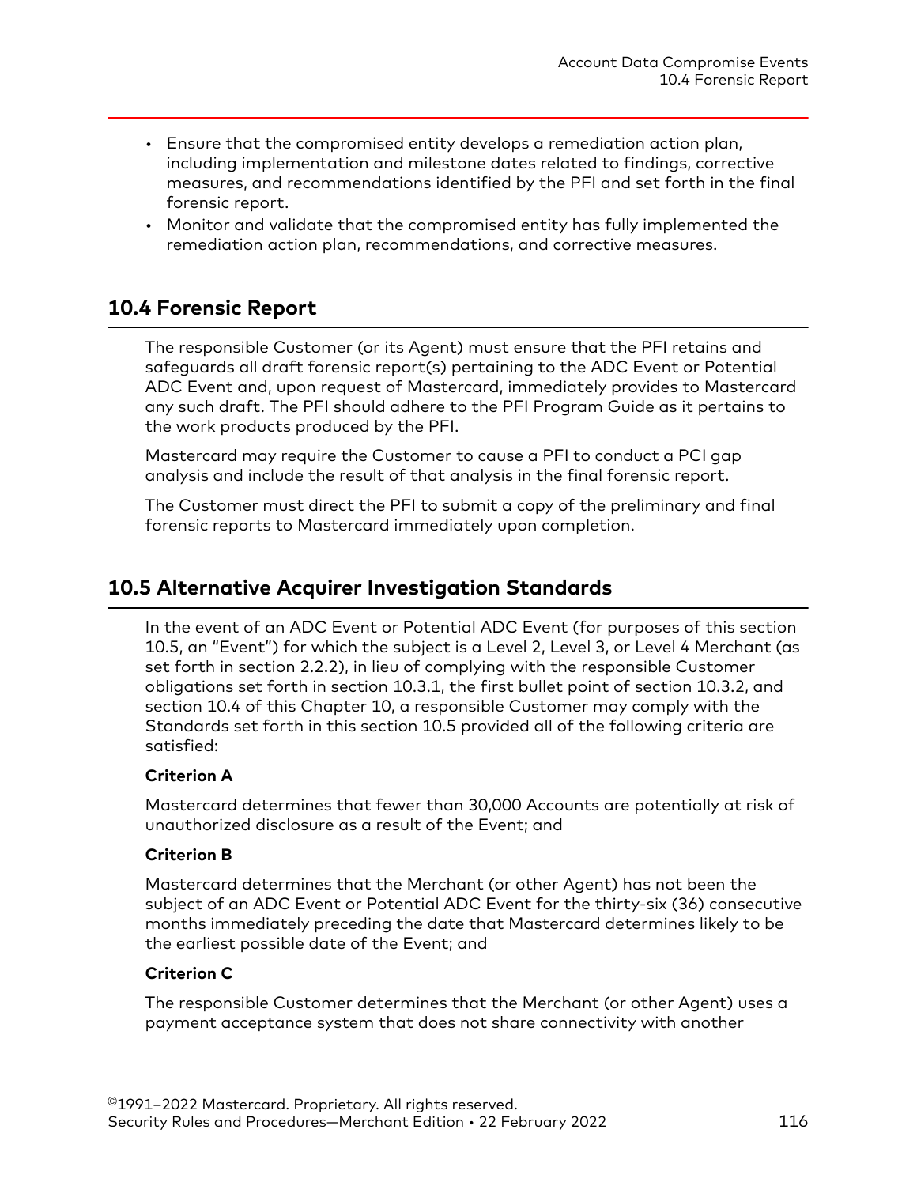- Ensure that the compromised entity develops a remediation action plan, including implementation and milestone dates related to findings, corrective measures, and recommendations identified by the PFI and set forth in the final forensic report.
- Monitor and validate that the compromised entity has fully implemented the remediation action plan, recommendations, and corrective measures.

## 10.4 Forensic Report

The responsible Customer (or its Agent) must ensure that the PFI retains and safeguards all draft forensic report(s) pertaining to the ADC Event or Potential ADC Event and, upon request of Mastercard, immediately provides to Mastercard any such draft. The PFI should adhere to the PFI Program Guide as it pertains to the work products produced by the PFI.

Mastercard may require the Customer to cause a PFI to conduct a PCI gap analysis and include the result of that analysis in the final forensic report.

The Customer must direct the PFI to submit a copy of the preliminary and final forensic reports to Mastercard immediately upon completion.

## 10.5 Alternative Acquirer Investigation Standards

In the event of an ADC Event or Potential ADC Event (for purposes of this section 10.5, an "Event") for which the subject is a Level 2, Level 3, or Level 4 Merchant (as set forth in section 2.2.2), in lieu of complying with the responsible Customer obligations set forth in section 10.3.1, the first bullet point of section 10.3.2, and section 10.4 of this Chapter 10, a responsible Customer may comply with the Standards set forth in this section 10.5 provided all of the following criteria are satisfied:

**Criterion A**

Mastercard determines that fewer than 30,000 Accounts are potentially at risk of unauthorized disclosure as a result of the Event; and

**Criterion B**

Mastercard determines that the Merchant (or other Agent) has not been the subject of an ADC Event or Potential ADC Event for the thirty-six (36) consecutive months immediately preceding the date that Mastercard determines likely to be the earliest possible date of the Event; and

**Criterion C**

The responsible Customer determines that the Merchant (or other Agent) uses a payment acceptance system that does not share connectivity with another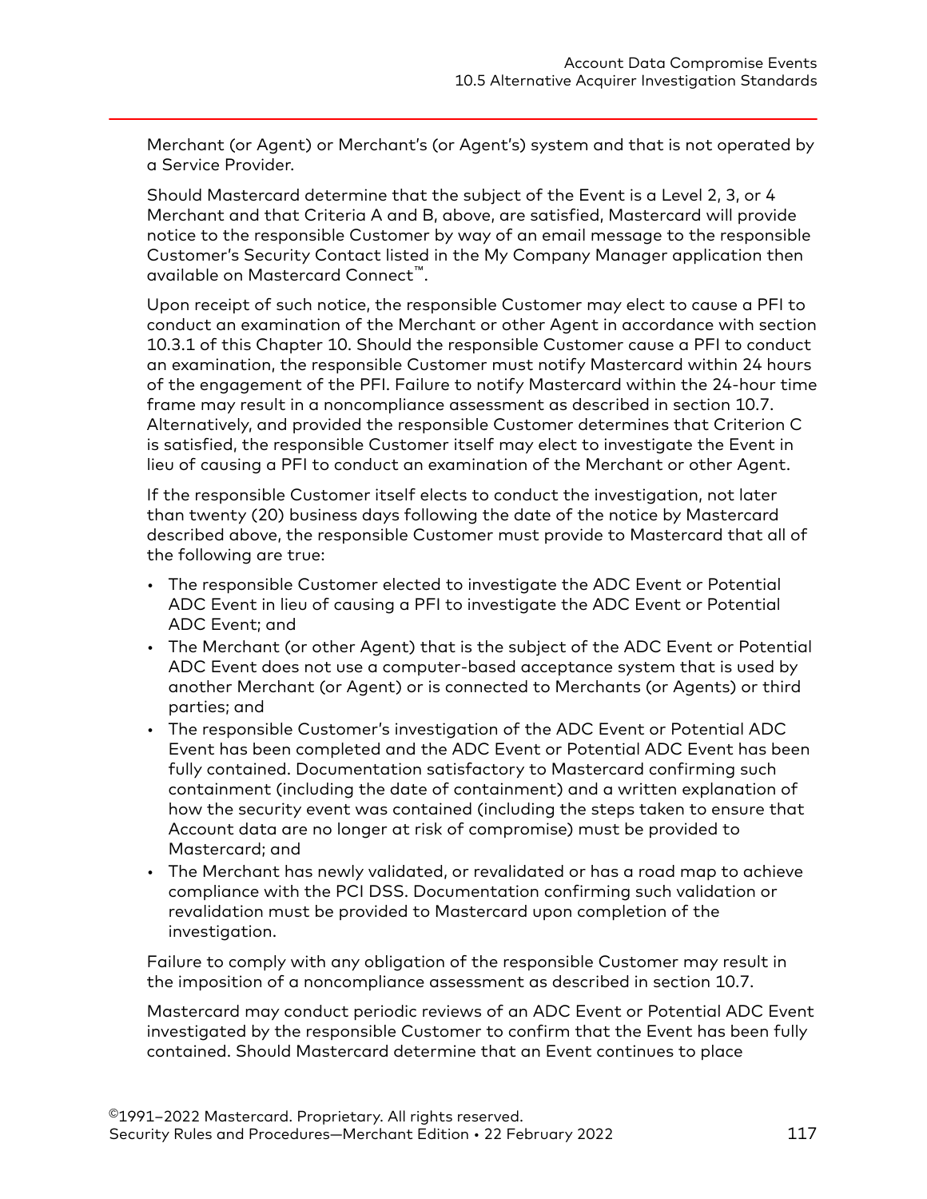Merchant (or Agent) or Merchant's (or Agent's) system and that is not operated by a Service Provider.

Should Mastercard determine that the subject of the Event is a Level 2, 3, or 4 Merchant and that Criteria A and B, above, are satisfied, Mastercard will provide notice to the responsible Customer by way of an email message to the responsible Customer's Security Contact listed in the My Company Manager application then available on Mastercard Connect™.

Upon receipt of such notice, the responsible Customer may elect to cause a PFI to conduct an examination of the Merchant or other Agent in accordance with section 10.3.1 of this Chapter 10. Should the responsible Customer cause a PFI to conduct an examination, the responsible Customer must notify Mastercard within 24 hours of the engagement of the PFI. Failure to notify Mastercard within the 24-hour time frame may result in a noncompliance assessment as described in section 10.7. Alternatively, and provided the responsible Customer determines that Criterion C is satisfied, the responsible Customer itself may elect to investigate the Event in lieu of causing a PFI to conduct an examination of the Merchant or other Agent.

If the responsible Customer itself elects to conduct the investigation, not later than twenty (20) business days following the date of the notice by Mastercard described above, the responsible Customer must provide to Mastercard that all of the following are true:

- The responsible Customer elected to investigate the ADC Event or Potential ADC Event in lieu of causing a PFI to investigate the ADC Event or Potential ADC Event; and
- The Merchant (or other Agent) that is the subject of the ADC Event or Potential ADC Event does not use a computer-based acceptance system that is used by another Merchant (or Agent) or is connected to Merchants (or Agents) or third parties; and
- The responsible Customer's investigation of the ADC Event or Potential ADC Event has been completed and the ADC Event or Potential ADC Event has been fully contained. Documentation satisfactory to Mastercard confirming such containment (including the date of containment) and a written explanation of how the security event was contained (including the steps taken to ensure that Account data are no longer at risk of compromise) must be provided to Mastercard; and
- The Merchant has newly validated, or revalidated or has a road map to achieve compliance with the PCI DSS. Documentation confirming such validation or revalidation must be provided to Mastercard upon completion of the investigation.

Failure to comply with any obligation of the responsible Customer may result in the imposition of a noncompliance assessment as described in section 10.7.

Mastercard may conduct periodic reviews of an ADC Event or Potential ADC Event investigated by the responsible Customer to confirm that the Event has been fully contained. Should Mastercard determine that an Event continues to place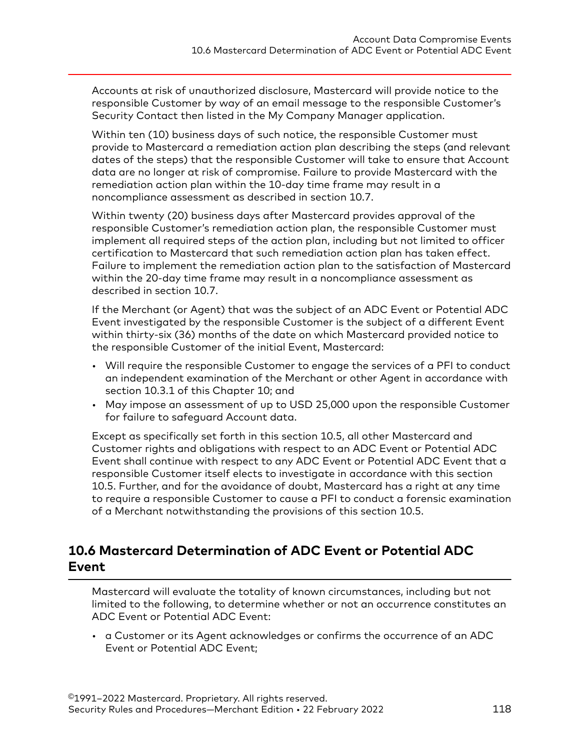Accounts at risk of unauthorized disclosure, Mastercard will provide notice to the responsible Customer by way of an email message to the responsible Customer's Security Contact then listed in the My Company Manager application.

Within ten (10) business days of such notice, the responsible Customer must provide to Mastercard a remediation action plan describing the steps (and relevant dates of the steps) that the responsible Customer will take to ensure that Account data are no longer at risk of compromise. Failure to provide Mastercard with the remediation action plan within the 10-day time frame may result in a noncompliance assessment as described in section 10.7.

Within twenty (20) business days after Mastercard provides approval of the responsible Customer's remediation action plan, the responsible Customer must implement all required steps of the action plan, including but not limited to officer certification to Mastercard that such remediation action plan has taken effect. Failure to implement the remediation action plan to the satisfaction of Mastercard within the 20-day time frame may result in a noncompliance assessment as described in section 10.7.

If the Merchant (or Agent) that was the subject of an ADC Event or Potential ADC Event investigated by the responsible Customer is the subject of a different Event within thirty-six (36) months of the date on which Mastercard provided notice to the responsible Customer of the initial Event, Mastercard:

- Will require the responsible Customer to engage the services of a PFI to conduct an independent examination of the Merchant or other Agent in accordance with section 10.3.1 of this Chapter 10; and
- May impose an assessment of up to USD 25,000 upon the responsible Customer for failure to safeguard Account data.

Except as specifically set forth in this section 10.5, all other Mastercard and Customer rights and obligations with respect to an ADC Event or Potential ADC Event shall continue with respect to any ADC Event or Potential ADC Event that a responsible Customer itself elects to investigate in accordance with this section 10.5. Further, and for the avoidance of doubt, Mastercard has a right at any time to require a responsible Customer to cause a PFI to conduct a forensic examination of a Merchant notwithstanding the provisions of this section 10.5.

## 10.6 Mastercard Determination of ADC Event or Potential ADC Event

Mastercard will evaluate the totality of known circumstances, including but not limited to the following, to determine whether or not an occurrence constitutes an ADC Event or Potential ADC Event:

- a Customer or its Agent acknowledges or confirms the occurrence of an ADC Event or Potential ADC Event;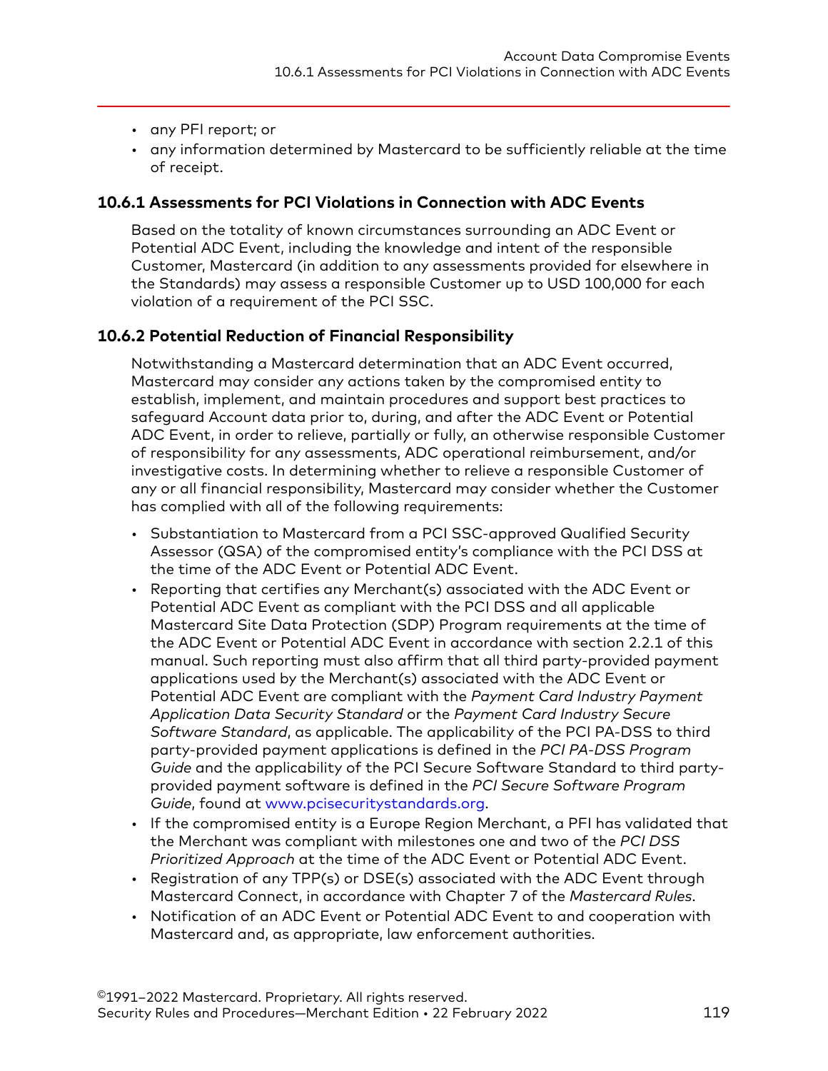- any PFI report; or
- any information determined by Mastercard to be sufficiently reliable at the time of receipt.

### 10.6.1 Assessments for PCI Violations in Connection with ADC Events

Based on the totality of known circumstances surrounding an ADC Event or Potential ADC Event, including the knowledge and intent of the responsible Customer, Mastercard (in addition to any assessments provided for elsewhere in the Standards) may assess a responsible Customer up to USD 100,000 for each violation of a requirement of the PCI SSC.

### 10.6.2 Potential Reduction of Financial Responsibility

Notwithstanding a Mastercard determination that an ADC Event occurred, Mastercard may consider any actions taken by the compromised entity to establish, implement, and maintain procedures and support best practices to safeguard Account data prior to, during, and after the ADC Event or Potential ADC Event, in order to relieve, partially or fully, an otherwise responsible Customer of responsibility for any assessments, ADC operational reimbursement, and/or investigative costs. In determining whether to relieve a responsible Customer of any or all financial responsibility, Mastercard may consider whether the Customer has complied with all of the following requirements:

- Substantiation to Mastercard from a PCI SSC-approved Qualified Security Assessor (QSA) of the compromised entity's compliance with the PCI DSS at the time of the ADC Event or Potential ADC Event.
- Reporting that certifies any Merchant(s) associated with the ADC Event or Potential ADC Event as compliant with the PCI DSS and all applicable Mastercard Site Data Protection (SDP) Program requirements at the time of the ADC Event or Potential ADC Event in accordance with section 2.2.1 of this manual. Such reporting must also affirm that all third party-provided payment applications used by the Merchant(s) associated with the ADC Event or Potential ADC Event are compliant with the *Payment Card Industry Payment Application Data Security Standard* or the *Payment Card Industry Secure Software Standard*, as applicable. The applicability of the PCI PA-DSS to third party-provided payment applications is defined in the *PCI PA-DSS Program Guide* and the applicability of the PCI Secure Software Standard to third party-provided payment software is defined in the *PCI Secure Software Program Guide*, found at www.pcisecuritystandards.org.
- If the compromised entity is a Europe Region Merchant, a PFI has validated that the Merchant was compliant with milestones one and two of the *PCI DSS Prioritized Approach* at the time of the ADC Event or Potential ADC Event.
- Registration of any TPP(s) or DSE(s) associated with the ADC Event through Mastercard Connect, in accordance with Chapter 7 of the *Mastercard Rules*.
- Notification of an ADC Event or Potential ADC Event to and cooperation with Mastercard and, as appropriate, law enforcement authorities.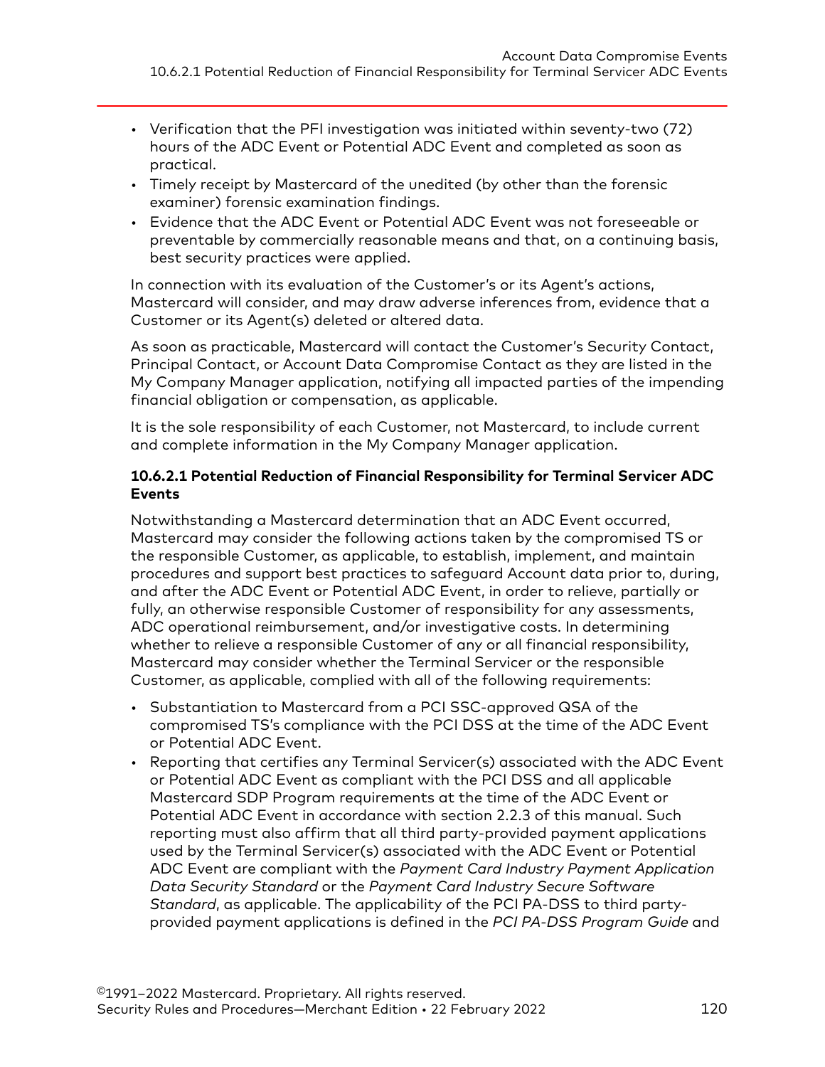- Verification that the PFI investigation was initiated within seventy-two (72) hours of the ADC Event or Potential ADC Event and completed as soon as practical.
- Timely receipt by Mastercard of the unedited (by other than the forensic examiner) forensic examination findings.
- Evidence that the ADC Event or Potential ADC Event was not foreseeable or preventable by commercially reasonable means and that, on a continuing basis, best security practices were applied.

In connection with its evaluation of the Customer's or its Agent's actions, Mastercard will consider, and may draw adverse inferences from, evidence that a Customer or its Agent(s) deleted or altered data.

As soon as practicable, Mastercard will contact the Customer's Security Contact, Principal Contact, or Account Data Compromise Contact as they are listed in the My Company Manager application, notifying all impacted parties of the impending financial obligation or compensation, as applicable.

It is the sole responsibility of each Customer, not Mastercard, to include current and complete information in the My Company Manager application.

#### 10.6.2.1 Potential Reduction of Financial Responsibility for Terminal Servicer ADC Events

Notwithstanding a Mastercard determination that an ADC Event occurred, Mastercard may consider the following actions taken by the compromised TS or the responsible Customer, as applicable, to establish, implement, and maintain procedures and support best practices to safeguard Account data prior to, during, and after the ADC Event or Potential ADC Event, in order to relieve, partially or fully, an otherwise responsible Customer of responsibility for any assessments, ADC operational reimbursement, and/or investigative costs. In determining whether to relieve a responsible Customer of any or all financial responsibility, Mastercard may consider whether the Terminal Servicer or the responsible Customer, as applicable, complied with all of the following requirements:

- Substantiation to Mastercard from a PCI SSC-approved QSA of the compromised TS's compliance with the PCI DSS at the time of the ADC Event or Potential ADC Event.
- Reporting that certifies any Terminal Servicer(s) associated with the ADC Event or Potential ADC Event as compliant with the PCI DSS and all applicable Mastercard SDP Program requirements at the time of the ADC Event or Potential ADC Event in accordance with section 2.2.3 of this manual. Such reporting must also affirm that all third party-provided payment applications used by the Terminal Servicer(s) associated with the ADC Event or Potential ADC Event are compliant with the *Payment Card Industry Payment Application Data Security Standard* or the *Payment Card Industry Secure Software Standard*, as applicable. The applicability of the PCI PA-DSS to third party-provided payment applications is defined in the *PCI PA-DSS Program Guide* and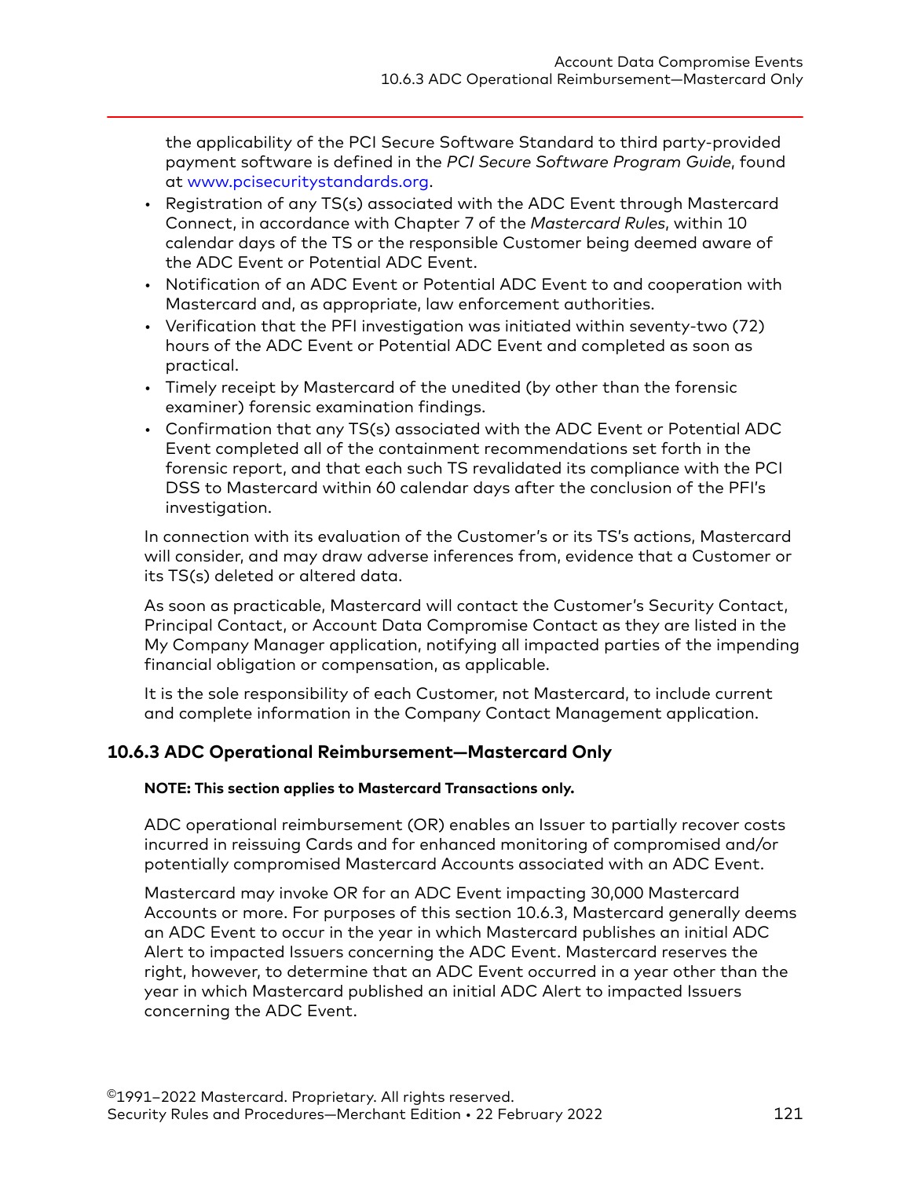the applicability of the PCI Secure Software Standard to third party-provided payment software is defined in the *PCI Secure Software Program Guide*, found at www.pcisecuritystandards.org.

- Registration of any TS(s) associated with the ADC Event through Mastercard Connect, in accordance with Chapter 7 of the *Mastercard Rules*, within 10 calendar days of the TS or the responsible Customer being deemed aware of the ADC Event or Potential ADC Event.
- Notification of an ADC Event or Potential ADC Event to and cooperation with Mastercard and, as appropriate, law enforcement authorities.
- Verification that the PFI investigation was initiated within seventy-two (72) hours of the ADC Event or Potential ADC Event and completed as soon as practical.
- Timely receipt by Mastercard of the unedited (by other than the forensic examiner) forensic examination findings.
- Confirmation that any TS(s) associated with the ADC Event or Potential ADC Event completed all of the containment recommendations set forth in the forensic report, and that each such TS revalidated its compliance with the PCI DSS to Mastercard within 60 calendar days after the conclusion of the PFI's investigation.

In connection with its evaluation of the Customer's or its TS's actions, Mastercard will consider, and may draw adverse inferences from, evidence that a Customer or its TS(s) deleted or altered data.

As soon as practicable, Mastercard will contact the Customer's Security Contact, Principal Contact, or Account Data Compromise Contact as they are listed in the My Company Manager application, notifying all impacted parties of the impending financial obligation or compensation, as applicable.

It is the sole responsibility of each Customer, not Mastercard, to include current and complete information in the Company Contact Management application.

### 10.6.3 ADC Operational Reimbursement—Mastercard Only

**NOTE: This section applies to Mastercard Transactions only.**

ADC operational reimbursement (OR) enables an Issuer to partially recover costs incurred in reissuing Cards and for enhanced monitoring of compromised and/or potentially compromised Mastercard Accounts associated with an ADC Event.

Mastercard may invoke OR for an ADC Event impacting 30,000 Mastercard Accounts or more. For purposes of this section 10.6.3, Mastercard generally deems an ADC Event to occur in the year in which Mastercard publishes an initial ADC Alert to impacted Issuers concerning the ADC Event. Mastercard reserves the right, however, to determine that an ADC Event occurred in a year other than the year in which Mastercard published an initial ADC Alert to impacted Issuers concerning the ADC Event.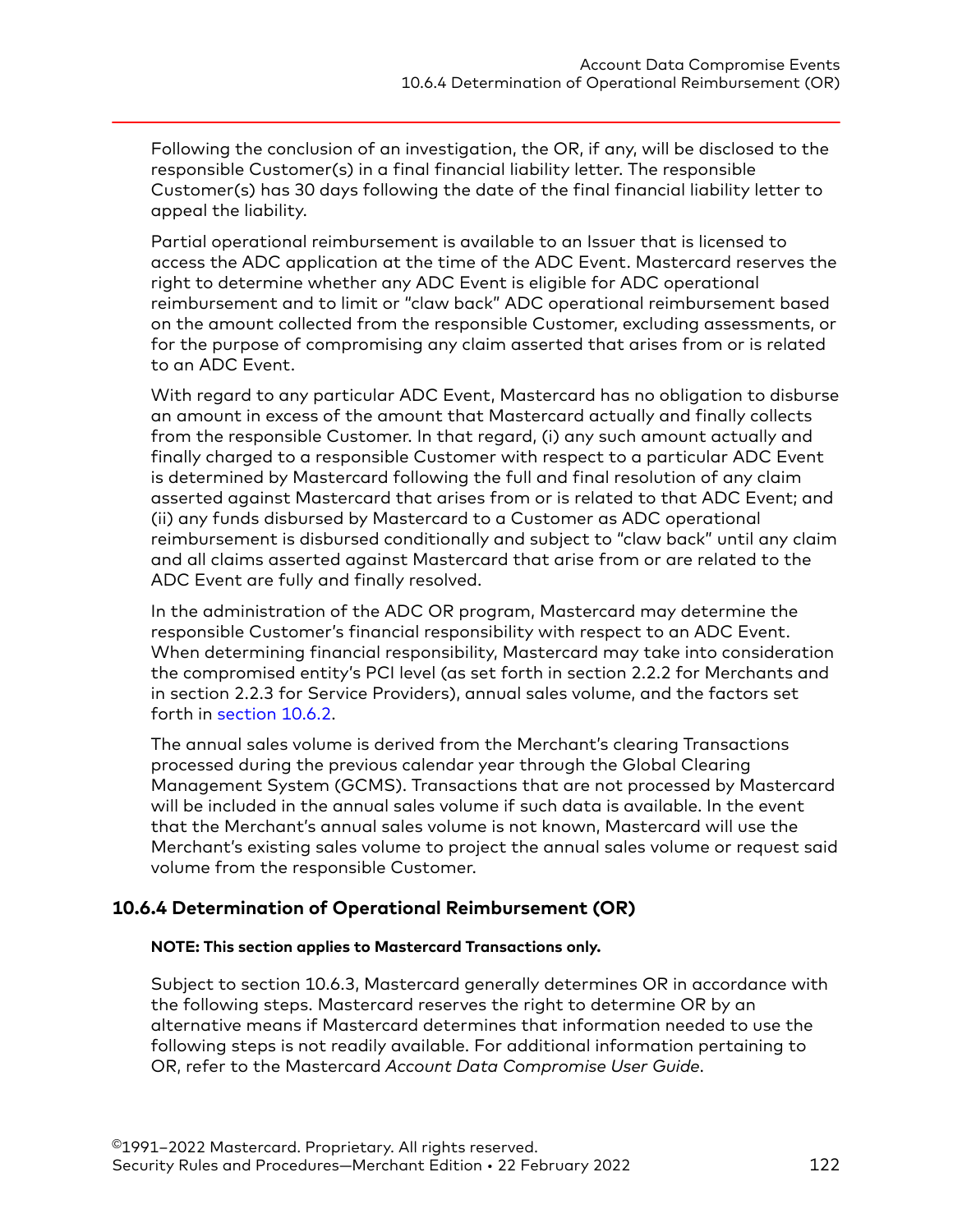Following the conclusion of an investigation, the OR, if any, will be disclosed to the responsible Customer(s) in a final financial liability letter. The responsible Customer(s) has 30 days following the date of the final financial liability letter to appeal the liability.

Partial operational reimbursement is available to an Issuer that is licensed to access the ADC application at the time of the ADC Event. Mastercard reserves the right to determine whether any ADC Event is eligible for ADC operational reimbursement and to limit or "claw back" ADC operational reimbursement based on the amount collected from the responsible Customer, excluding assessments, or for the purpose of compromising any claim asserted that arises from or is related to an ADC Event.

With regard to any particular ADC Event, Mastercard has no obligation to disburse an amount in excess of the amount that Mastercard actually and finally collects from the responsible Customer. In that regard, (i) any such amount actually and finally charged to a responsible Customer with respect to a particular ADC Event is determined by Mastercard following the full and final resolution of any claim asserted against Mastercard that arises from or is related to that ADC Event; and (ii) any funds disbursed by Mastercard to a Customer as ADC operational reimbursement is disbursed conditionally and subject to "claw back" until any claim and all claims asserted against Mastercard that arise from or are related to the ADC Event are fully and finally resolved.

In the administration of the ADC OR program, Mastercard may determine the responsible Customer's financial responsibility with respect to an ADC Event. When determining financial responsibility, Mastercard may take into consideration the compromised entity's PCI level (as set forth in section 2.2.2 for Merchants and in section 2.2.3 for Service Providers), annual sales volume, and the factors set forth in section 10.6.2.

The annual sales volume is derived from the Merchant's clearing Transactions processed during the previous calendar year through the Global Clearing Management System (GCMS). Transactions that are not processed by Mastercard will be included in the annual sales volume if such data is available. In the event that the Merchant's annual sales volume is not known, Mastercard will use the Merchant's existing sales volume to project the annual sales volume or request said volume from the responsible Customer.

### 10.6.4 Determination of Operational Reimbursement (OR)

**NOTE: This section applies to Mastercard Transactions only.**

Subject to section 10.6.3, Mastercard generally determines OR in accordance with the following steps. Mastercard reserves the right to determine OR by an alternative means if Mastercard determines that information needed to use the following steps is not readily available. For additional information pertaining to OR, refer to the Mastercard *Account Data Compromise User Guide*.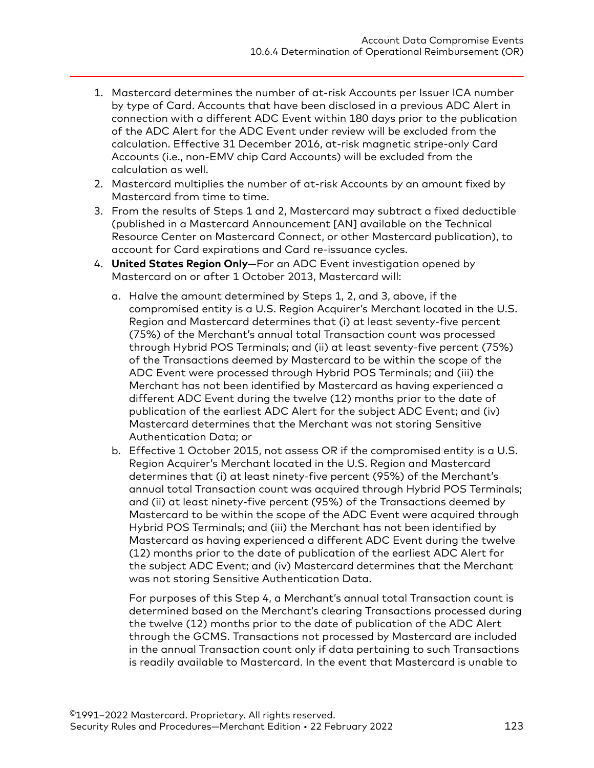1. Mastercard determines the number of at-risk Accounts per Issuer ICA number by type of Card. Accounts that have been disclosed in a previous ADC Alert in connection with a different ADC Event within 180 days prior to the publication of the ADC Alert for the ADC Event under review will be excluded from the calculation. Effective 31 December 2016, at-risk magnetic stripe-only Card Accounts (i.e., non-EMV chip Card Accounts) will be excluded from the calculation as well.
2. Mastercard multiplies the number of at-risk Accounts by an amount fixed by Mastercard from time to time.
3. From the results of Steps 1 and 2, Mastercard may subtract a fixed deductible (published in a Mastercard Announcement [AN] available on the Technical Resource Center on Mastercard Connect, or other Mastercard publication), to account for Card expirations and Card re-issuance cycles.
4. **United States Region Only**—For an ADC Event investigation opened by Mastercard on or after 1 October 2013, Mastercard will:
   a. Halve the amount determined by Steps 1, 2, and 3, above, if the compromised entity is a U.S. Region Acquirer's Merchant located in the U.S. Region and Mastercard determines that (i) at least seventy-five percent (75%) of the Merchant's annual total Transaction count was processed through Hybrid POS Terminals; and (ii) at least seventy-five percent (75%) of the Transactions deemed by Mastercard to be within the scope of the ADC Event were processed through Hybrid POS Terminals; and (iii) the Merchant has not been identified by Mastercard as having experienced a different ADC Event during the twelve (12) months prior to the date of publication of the earliest ADC Alert for the subject ADC Event; and (iv) Mastercard determines that the Merchant was not storing Sensitive Authentication Data; or
   b. Effective 1 October 2015, not assess OR if the compromised entity is a U.S. Region Acquirer's Merchant located in the U.S. Region and Mastercard determines that (i) at least ninety-five percent (95%) of the Merchant's annual total Transaction count was acquired through Hybrid POS Terminals; and (ii) at least ninety-five percent (95%) of the Transactions deemed by Mastercard to be within the scope of the ADC Event were acquired through Hybrid POS Terminals; and (iii) the Merchant has not been identified by Mastercard as having experienced a different ADC Event during the twelve (12) months prior to the date of publication of the earliest ADC Alert for the subject ADC Event; and (iv) Mastercard determines that the Merchant was not storing Sensitive Authentication Data.

   For purposes of this Step 4, a Merchant's annual total Transaction count is determined based on the Merchant's clearing Transactions processed during the twelve (12) months prior to the date of publication of the ADC Alert through the GCMS. Transactions not processed by Mastercard are included in the annual Transaction count only if data pertaining to such Transactions is readily available to Mastercard. In the event that Mastercard is unable to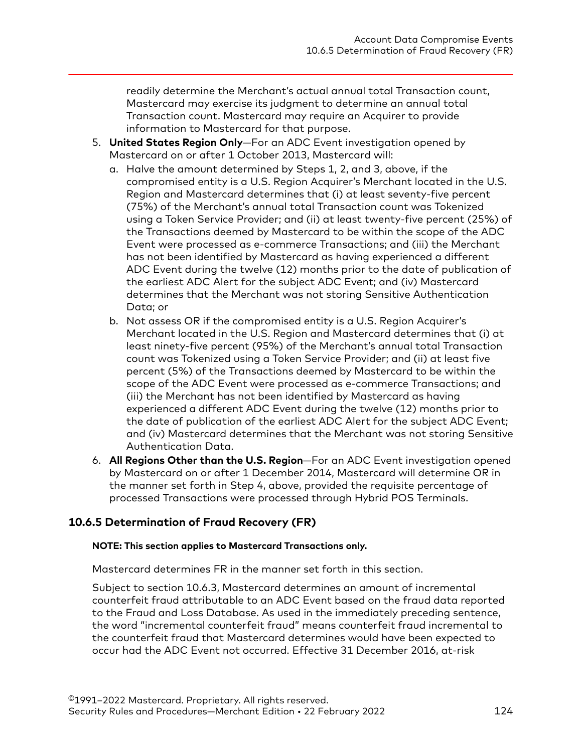readily determine the Merchant's actual annual total Transaction count, Mastercard may exercise its judgment to determine an annual total Transaction count. Mastercard may require an Acquirer to provide information to Mastercard for that purpose.

5. **United States Region Only**—For an ADC Event investigation opened by Mastercard on or after 1 October 2013, Mastercard will:
   a. Halve the amount determined by Steps 1, 2, and 3, above, if the compromised entity is a U.S. Region Acquirer's Merchant located in the U.S. Region and Mastercard determines that (i) at least seventy-five percent (75%) of the Merchant's annual total Transaction count was Tokenized using a Token Service Provider; and (ii) at least twenty-five percent (25%) of the Transactions deemed by Mastercard to be within the scope of the ADC Event were processed as e-commerce Transactions; and (iii) the Merchant has not been identified by Mastercard as having experienced a different ADC Event during the twelve (12) months prior to the date of publication of the earliest ADC Alert for the subject ADC Event; and (iv) Mastercard determines that the Merchant was not storing Sensitive Authentication Data; or
   b. Not assess OR if the compromised entity is a U.S. Region Acquirer's Merchant located in the U.S. Region and Mastercard determines that (i) at least ninety-five percent (95%) of the Merchant's annual total Transaction count was Tokenized using a Token Service Provider; and (ii) at least five percent (5%) of the Transactions deemed by Mastercard to be within the scope of the ADC Event were processed as e-commerce Transactions; and (iii) the Merchant has not been identified by Mastercard as having experienced a different ADC Event during the twelve (12) months prior to the date of publication of the earliest ADC Alert for the subject ADC Event; and (iv) Mastercard determines that the Merchant was not storing Sensitive Authentication Data.
6. **All Regions Other than the U.S. Region**—For an ADC Event investigation opened by Mastercard on or after 1 December 2014, Mastercard will determine OR in the manner set forth in Step 4, above, provided the requisite percentage of processed Transactions were processed through Hybrid POS Terminals.

### 10.6.5 Determination of Fraud Recovery (FR)

**NOTE: This section applies to Mastercard Transactions only.**

Mastercard determines FR in the manner set forth in this section.

Subject to section 10.6.3, Mastercard determines an amount of incremental counterfeit fraud attributable to an ADC Event based on the fraud data reported to the Fraud and Loss Database. As used in the immediately preceding sentence, the word "incremental counterfeit fraud" means counterfeit fraud incremental to the counterfeit fraud that Mastercard determines would have been expected to occur had the ADC Event not occurred. Effective 31 December 2016, at-risk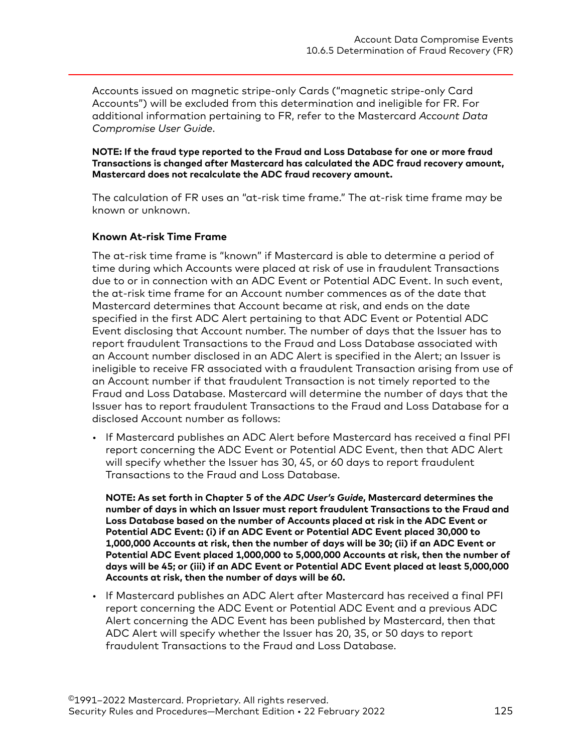Accounts issued on magnetic stripe-only Cards ("magnetic stripe-only Card Accounts") will be excluded from this determination and ineligible for FR. For additional information pertaining to FR, refer to the Mastercard *Account Data Compromise User Guide*.

**NOTE: If the fraud type reported to the Fraud and Loss Database for one or more fraud Transactions is changed after Mastercard has calculated the ADC fraud recovery amount, Mastercard does not recalculate the ADC fraud recovery amount.**

The calculation of FR uses an "at-risk time frame." The at-risk time frame may be known or unknown.

### Known At-risk Time Frame

The at-risk time frame is "known" if Mastercard is able to determine a period of time during which Accounts were placed at risk of use in fraudulent Transactions due to or in connection with an ADC Event or Potential ADC Event. In such event, the at-risk time frame for an Account number commences as of the date that Mastercard determines that Account became at risk, and ends on the date specified in the first ADC Alert pertaining to that ADC Event or Potential ADC Event disclosing that Account number. The number of days that the Issuer has to report fraudulent Transactions to the Fraud and Loss Database associated with an Account number disclosed in an ADC Alert is specified in the Alert; an Issuer is ineligible to receive FR associated with a fraudulent Transaction arising from use of an Account number if that fraudulent Transaction is not timely reported to the Fraud and Loss Database. Mastercard will determine the number of days that the Issuer has to report fraudulent Transactions to the Fraud and Loss Database for a disclosed Account number as follows:

- If Mastercard publishes an ADC Alert before Mastercard has received a final PFI report concerning the ADC Event or Potential ADC Event, then that ADC Alert will specify whether the Issuer has 30, 45, or 60 days to report fraudulent Transactions to the Fraud and Loss Database.

  **NOTE: As set forth in Chapter 5 of the *ADC User's Guide*, Mastercard determines the number of days in which an Issuer must report fraudulent Transactions to the Fraud and Loss Database based on the number of Accounts placed at risk in the ADC Event or Potential ADC Event: (i) if an ADC Event or Potential ADC Event placed 30,000 to 1,000,000 Accounts at risk, then the number of days will be 30; (ii) if an ADC Event or Potential ADC Event placed 1,000,000 to 5,000,000 Accounts at risk, then the number of days will be 45; or (iii) if an ADC Event or Potential ADC Event placed at least 5,000,000 Accounts at risk, then the number of days will be 60.**

- If Mastercard publishes an ADC Alert after Mastercard has received a final PFI report concerning the ADC Event or Potential ADC Event and a previous ADC Alert concerning the ADC Event has been published by Mastercard, then that ADC Alert will specify whether the Issuer has 20, 35, or 50 days to report fraudulent Transactions to the Fraud and Loss Database.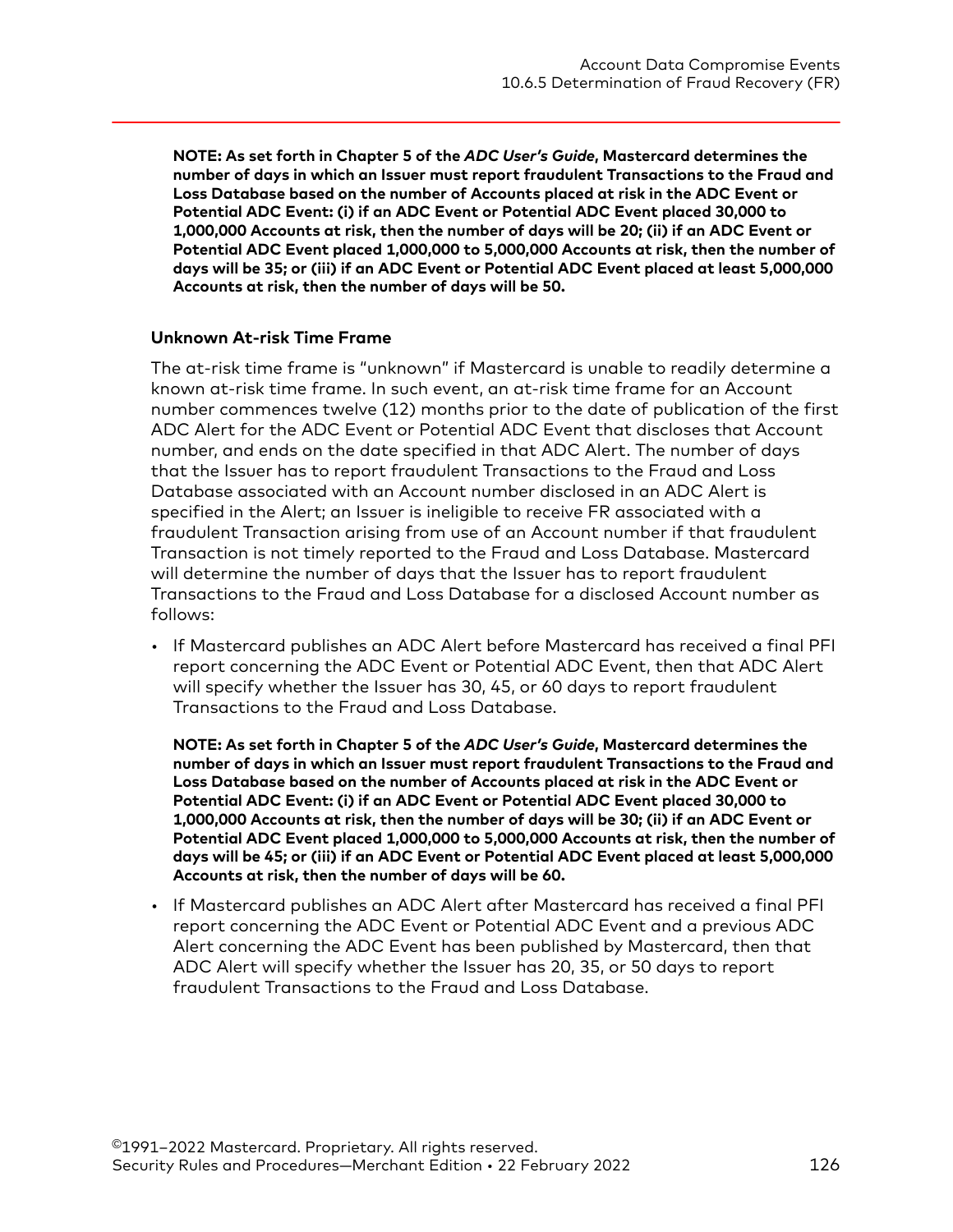**NOTE: As set forth in Chapter 5 of the *ADC User's Guide*, Mastercard determines the number of days in which an Issuer must report fraudulent Transactions to the Fraud and Loss Database based on the number of Accounts placed at risk in the ADC Event or Potential ADC Event: (i) if an ADC Event or Potential ADC Event placed 30,000 to 1,000,000 Accounts at risk, then the number of days will be 20; (ii) if an ADC Event or Potential ADC Event placed 1,000,000 to 5,000,000 Accounts at risk, then the number of days will be 35; or (iii) if an ADC Event or Potential ADC Event placed at least 5,000,000 Accounts at risk, then the number of days will be 50.**

#### Unknown At-risk Time Frame

The at-risk time frame is "unknown" if Mastercard is unable to readily determine a known at-risk time frame. In such event, an at-risk time frame for an Account number commences twelve (12) months prior to the date of publication of the first ADC Alert for the ADC Event or Potential ADC Event that discloses that Account number, and ends on the date specified in that ADC Alert. The number of days that the Issuer has to report fraudulent Transactions to the Fraud and Loss Database associated with an Account number disclosed in an ADC Alert is specified in the Alert; an Issuer is ineligible to receive FR associated with a fraudulent Transaction arising from use of an Account number if that fraudulent Transaction is not timely reported to the Fraud and Loss Database. Mastercard will determine the number of days that the Issuer has to report fraudulent Transactions to the Fraud and Loss Database for a disclosed Account number as follows:

- If Mastercard publishes an ADC Alert before Mastercard has received a final PFI report concerning the ADC Event or Potential ADC Event, then that ADC Alert will specify whether the Issuer has 30, 45, or 60 days to report fraudulent Transactions to the Fraud and Loss Database.

  **NOTE: As set forth in Chapter 5 of the *ADC User's Guide*, Mastercard determines the number of days in which an Issuer must report fraudulent Transactions to the Fraud and Loss Database based on the number of Accounts placed at risk in the ADC Event or Potential ADC Event: (i) if an ADC Event or Potential ADC Event placed 30,000 to 1,000,000 Accounts at risk, then the number of days will be 30; (ii) if an ADC Event or Potential ADC Event placed 1,000,000 to 5,000,000 Accounts at risk, then the number of days will be 45; or (iii) if an ADC Event or Potential ADC Event placed at least 5,000,000 Accounts at risk, then the number of days will be 60.**

- If Mastercard publishes an ADC Alert after Mastercard has received a final PFI report concerning the ADC Event or Potential ADC Event and a previous ADC Alert concerning the ADC Event has been published by Mastercard, then that ADC Alert will specify whether the Issuer has 20, 35, or 50 days to report fraudulent Transactions to the Fraud and Loss Database.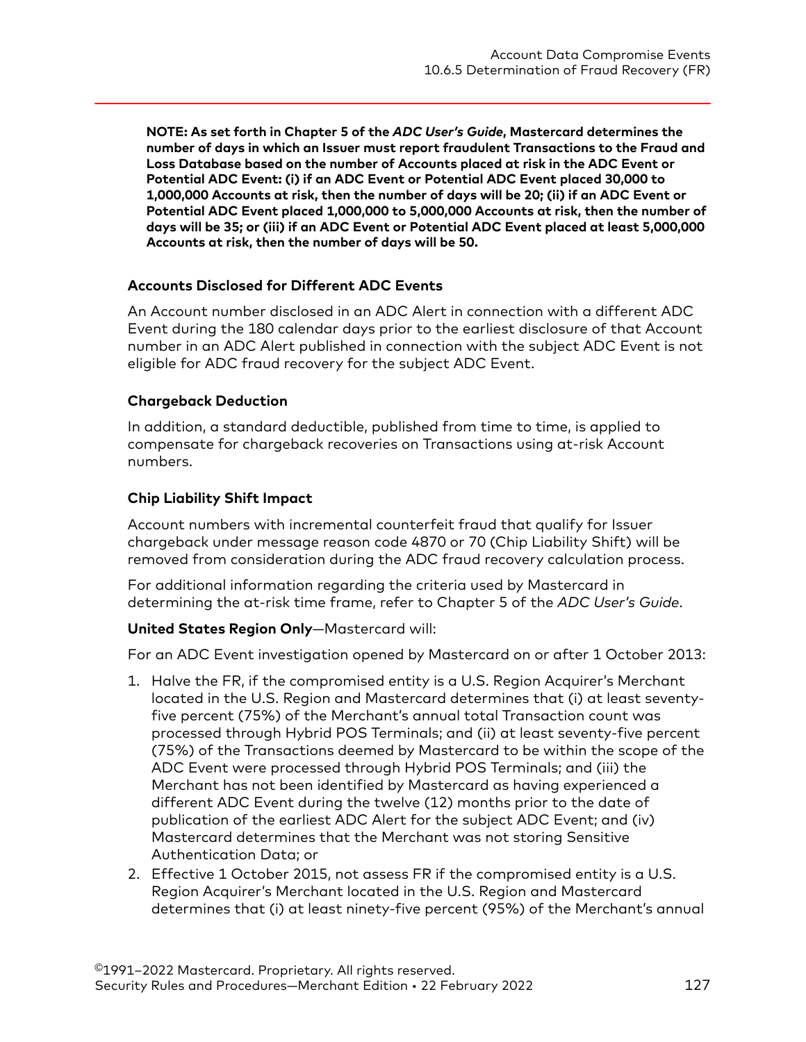**NOTE: As set forth in Chapter 5 of the *ADC User's Guide*, Mastercard determines the number of days in which an Issuer must report fraudulent Transactions to the Fraud and Loss Database based on the number of Accounts placed at risk in the ADC Event or Potential ADC Event: (i) if an ADC Event or Potential ADC Event placed 30,000 to 1,000,000 Accounts at risk, then the number of days will be 20; (ii) if an ADC Event or Potential ADC Event placed 1,000,000 to 5,000,000 Accounts at risk, then the number of days will be 35; or (iii) if an ADC Event or Potential ADC Event placed at least 5,000,000 Accounts at risk, then the number of days will be 50.**

#### Accounts Disclosed for Different ADC Events

An Account number disclosed in an ADC Alert in connection with a different ADC Event during the 180 calendar days prior to the earliest disclosure of that Account number in an ADC Alert published in connection with the subject ADC Event is not eligible for ADC fraud recovery for the subject ADC Event.

#### Chargeback Deduction

In addition, a standard deductible, published from time to time, is applied to compensate for chargeback recoveries on Transactions using at-risk Account numbers.

#### Chip Liability Shift Impact

Account numbers with incremental counterfeit fraud that qualify for Issuer chargeback under message reason code 4870 or 70 (Chip Liability Shift) will be removed from consideration during the ADC fraud recovery calculation process.

For additional information regarding the criteria used by Mastercard in determining the at-risk time frame, refer to Chapter 5 of the *ADC User's Guide*.

**United States Region Only**—Mastercard will:

For an ADC Event investigation opened by Mastercard on or after 1 October 2013:

1. Halve the FR, if the compromised entity is a U.S. Region Acquirer's Merchant located in the U.S. Region and Mastercard determines that (i) at least seventy-five percent (75%) of the Merchant's annual total Transaction count was processed through Hybrid POS Terminals; and (ii) at least seventy-five percent (75%) of the Transactions deemed by Mastercard to be within the scope of the ADC Event were processed through Hybrid POS Terminals; and (iii) the Merchant has not been identified by Mastercard as having experienced a different ADC Event during the twelve (12) months prior to the date of publication of the earliest ADC Alert for the subject ADC Event; and (iv) Mastercard determines that the Merchant was not storing Sensitive Authentication Data; or
2. Effective 1 October 2015, not assess FR if the compromised entity is a U.S. Region Acquirer's Merchant located in the U.S. Region and Mastercard determines that (i) at least ninety-five percent (95%) of the Merchant's annual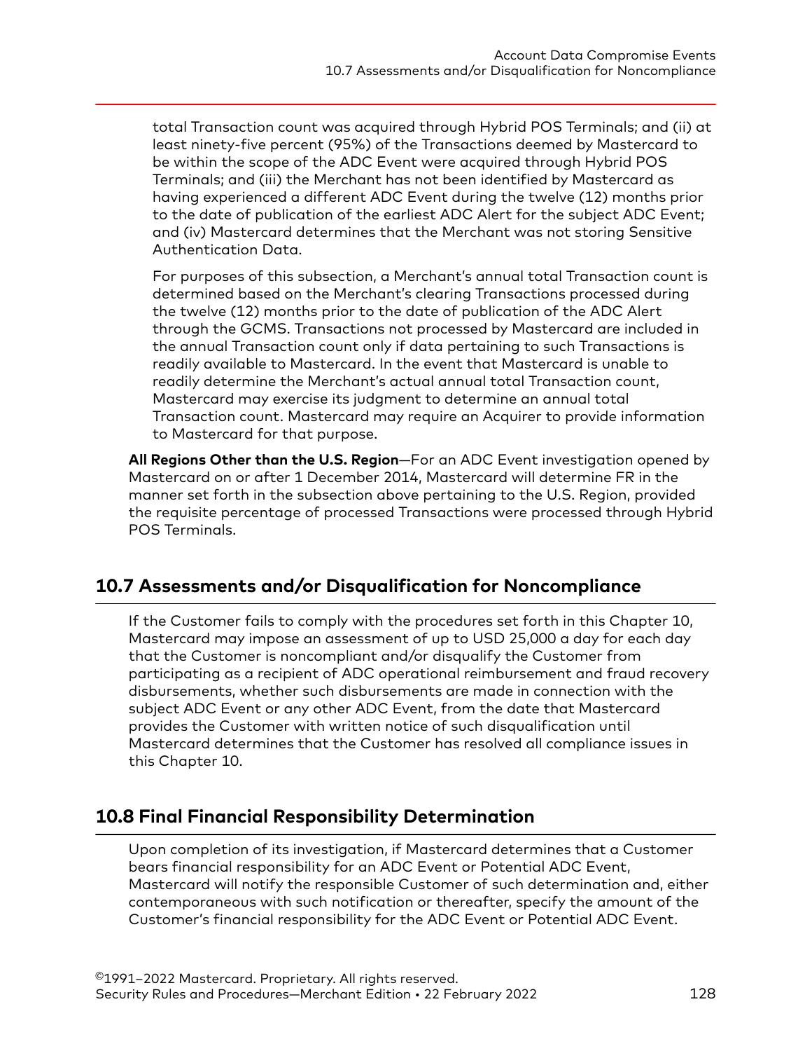total Transaction count was acquired through Hybrid POS Terminals; and (ii) at least ninety-five percent (95%) of the Transactions deemed by Mastercard to be within the scope of the ADC Event were acquired through Hybrid POS Terminals; and (iii) the Merchant has not been identified by Mastercard as having experienced a different ADC Event during the twelve (12) months prior to the date of publication of the earliest ADC Alert for the subject ADC Event; and (iv) Mastercard determines that the Merchant was not storing Sensitive Authentication Data.

For purposes of this subsection, a Merchant's annual total Transaction count is determined based on the Merchant's clearing Transactions processed during the twelve (12) months prior to the date of publication of the ADC Alert through the GCMS. Transactions not processed by Mastercard are included in the annual Transaction count only if data pertaining to such Transactions is readily available to Mastercard. In the event that Mastercard is unable to readily determine the Merchant's actual annual total Transaction count, Mastercard may exercise its judgment to determine an annual total Transaction count. Mastercard may require an Acquirer to provide information to Mastercard for that purpose.

**All Regions Other than the U.S. Region**—For an ADC Event investigation opened by Mastercard on or after 1 December 2014, Mastercard will determine FR in the manner set forth in the subsection above pertaining to the U.S. Region, provided the requisite percentage of processed Transactions were processed through Hybrid POS Terminals.

## 10.7 Assessments and/or Disqualification for Noncompliance

If the Customer fails to comply with the procedures set forth in this Chapter 10, Mastercard may impose an assessment of up to USD 25,000 a day for each day that the Customer is noncompliant and/or disqualify the Customer from participating as a recipient of ADC operational reimbursement and fraud recovery disbursements, whether such disbursements are made in connection with the subject ADC Event or any other ADC Event, from the date that Mastercard provides the Customer with written notice of such disqualification until Mastercard determines that the Customer has resolved all compliance issues in this Chapter 10.

## 10.8 Final Financial Responsibility Determination

Upon completion of its investigation, if Mastercard determines that a Customer bears financial responsibility for an ADC Event or Potential ADC Event, Mastercard will notify the responsible Customer of such determination and, either contemporaneous with such notification or thereafter, specify the amount of the Customer's financial responsibility for the ADC Event or Potential ADC Event.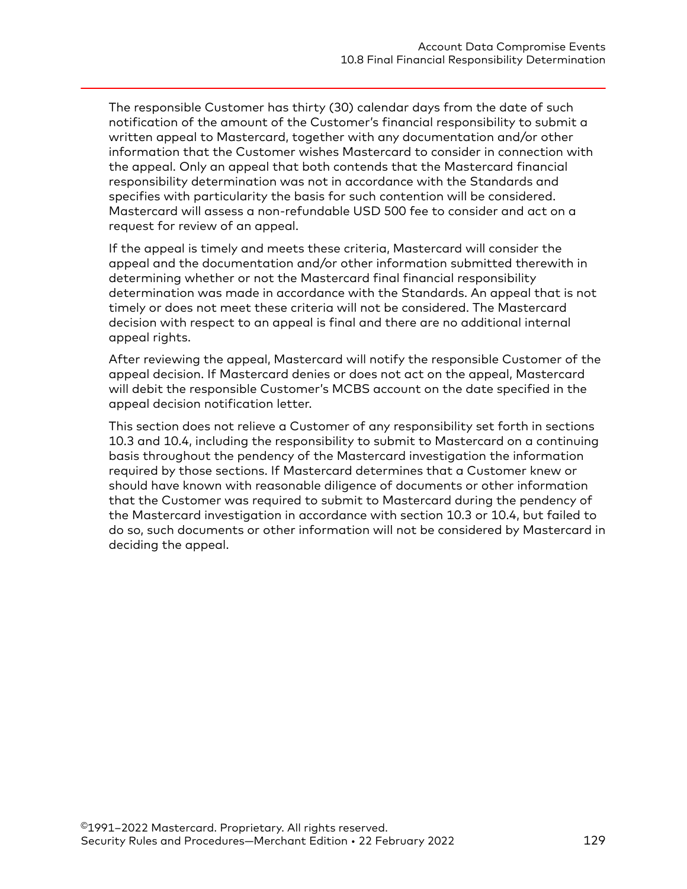The responsible Customer has thirty (30) calendar days from the date of such notification of the amount of the Customer's financial responsibility to submit a written appeal to Mastercard, together with any documentation and/or other information that the Customer wishes Mastercard to consider in connection with the appeal. Only an appeal that both contends that the Mastercard financial responsibility determination was not in accordance with the Standards and specifies with particularity the basis for such contention will be considered. Mastercard will assess a non-refundable USD 500 fee to consider and act on a request for review of an appeal.

If the appeal is timely and meets these criteria, Mastercard will consider the appeal and the documentation and/or other information submitted therewith in determining whether or not the Mastercard final financial responsibility determination was made in accordance with the Standards. An appeal that is not timely or does not meet these criteria will not be considered. The Mastercard decision with respect to an appeal is final and there are no additional internal appeal rights.

After reviewing the appeal, Mastercard will notify the responsible Customer of the appeal decision. If Mastercard denies or does not act on the appeal, Mastercard will debit the responsible Customer's MCBS account on the date specified in the appeal decision notification letter.

This section does not relieve a Customer of any responsibility set forth in sections 10.3 and 10.4, including the responsibility to submit to Mastercard on a continuing basis throughout the pendency of the Mastercard investigation the information required by those sections. If Mastercard determines that a Customer knew or should have known with reasonable diligence of documents or other information that the Customer was required to submit to Mastercard during the pendency of the Mastercard investigation in accordance with section 10.3 or 10.4, but failed to do so, such documents or other information will not be considered by Mastercard in deciding the appeal.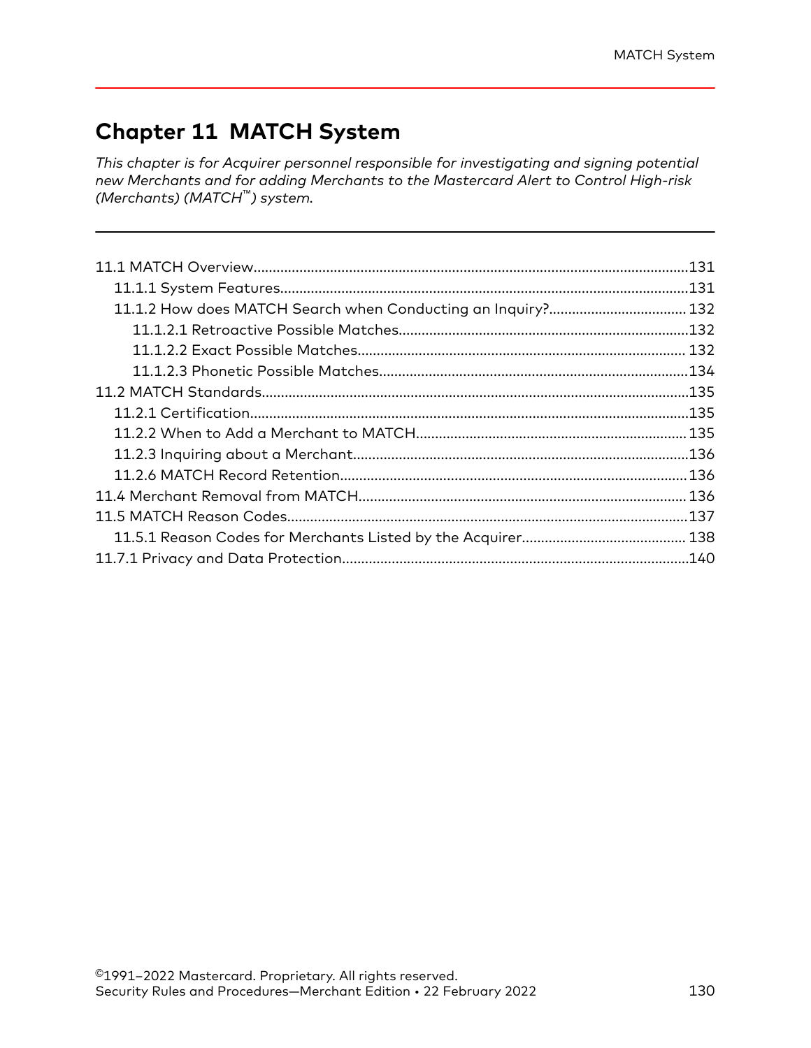# Chapter 11 MATCH System

*This chapter is for Acquirer personnel responsible for investigating and signing potential new Merchants and for adding Merchants to the Mastercard Alert to Control High-risk (Merchants) (MATCH™) system.*

---

- 11.1 MATCH Overview....................................................................................................131
  - 11.1.1 System Features............................................................................................131
  - 11.1.2 How does MATCH Search when Conducting an Inquiry?...................................132
    - 11.1.2.1 Retroactive Possible Matches..................................................................132
    - 11.1.2.2 Exact Possible Matches...........................................................................132
    - 11.1.2.3 Phonetic Possible Matches......................................................................134
- 11.2 MATCH Standards...................................................................................................135
  - 11.2.1 Certification....................................................................................................135
  - 11.2.2 When to Add a Merchant to MATCH.................................................................135
  - 11.2.3 Inquiring about a Merchant...............................................................................136
  - 11.2.6 MATCH Record Retention..................................................................................136
- 11.4 Merchant Removal from MATCH...............................................................................136
- 11.5 MATCH Reason Codes...............................................................................................137
  - 11.5.1 Reason Codes for Merchants Listed by the Acquirer..........................................138
- 11.7.1 Privacy and Data Protection....................................................................................140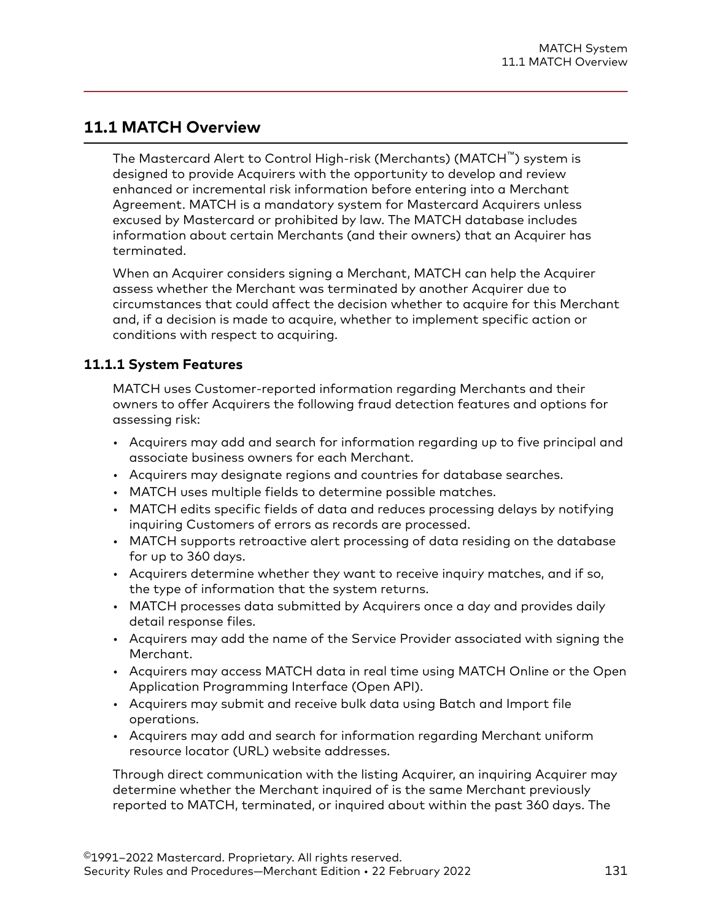## 11.1 MATCH Overview

The Mastercard Alert to Control High-risk (Merchants) (MATCH™) system is designed to provide Acquirers with the opportunity to develop and review enhanced or incremental risk information before entering into a Merchant Agreement. MATCH is a mandatory system for Mastercard Acquirers unless excused by Mastercard or prohibited by law. The MATCH database includes information about certain Merchants (and their owners) that an Acquirer has terminated.

When an Acquirer considers signing a Merchant, MATCH can help the Acquirer assess whether the Merchant was terminated by another Acquirer due to circumstances that could affect the decision whether to acquire for this Merchant and, if a decision is made to acquire, whether to implement specific action or conditions with respect to acquiring.

### 11.1.1 System Features

MATCH uses Customer-reported information regarding Merchants and their owners to offer Acquirers the following fraud detection features and options for assessing risk:

- Acquirers may add and search for information regarding up to five principal and associate business owners for each Merchant.
- Acquirers may designate regions and countries for database searches.
- MATCH uses multiple fields to determine possible matches.
- MATCH edits specific fields of data and reduces processing delays by notifying inquiring Customers of errors as records are processed.
- MATCH supports retroactive alert processing of data residing on the database for up to 360 days.
- Acquirers determine whether they want to receive inquiry matches, and if so, the type of information that the system returns.
- MATCH processes data submitted by Acquirers once a day and provides daily detail response files.
- Acquirers may add the name of the Service Provider associated with signing the Merchant.
- Acquirers may access MATCH data in real time using MATCH Online or the Open Application Programming Interface (Open API).
- Acquirers may submit and receive bulk data using Batch and Import file operations.
- Acquirers may add and search for information regarding Merchant uniform resource locator (URL) website addresses.

Through direct communication with the listing Acquirer, an inquiring Acquirer may determine whether the Merchant inquired of is the same Merchant previously reported to MATCH, terminated, or inquired about within the past 360 days. The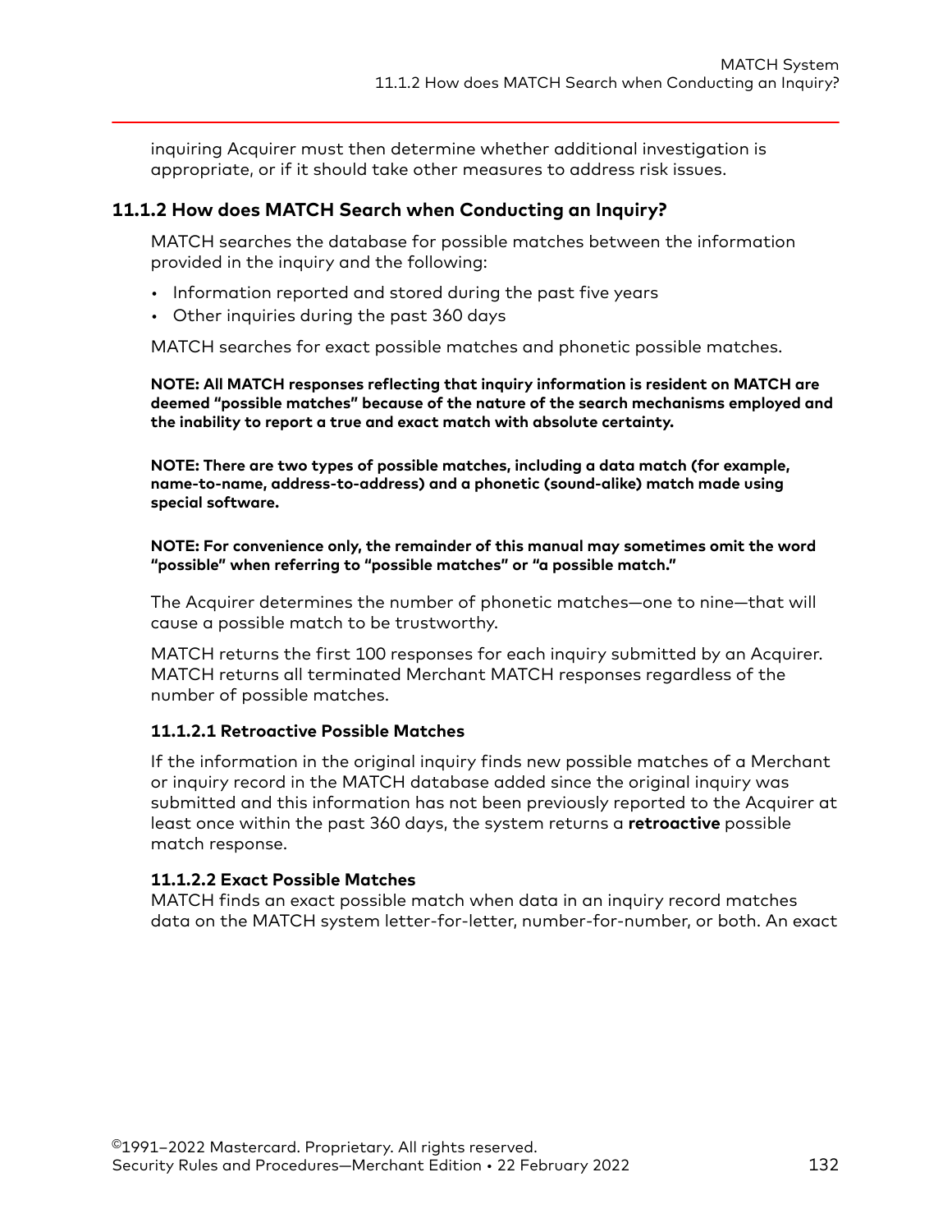inquiring Acquirer must then determine whether additional investigation is appropriate, or if it should take other measures to address risk issues.

### 11.1.2 How does MATCH Search when Conducting an Inquiry?

MATCH searches the database for possible matches between the information provided in the inquiry and the following:

- Information reported and stored during the past five years
- Other inquiries during the past 360 days

MATCH searches for exact possible matches and phonetic possible matches.

**NOTE: All MATCH responses reflecting that inquiry information is resident on MATCH are deemed "possible matches" because of the nature of the search mechanisms employed and the inability to report a true and exact match with absolute certainty.**

**NOTE: There are two types of possible matches, including a data match (for example, name-to-name, address-to-address) and a phonetic (sound-alike) match made using special software.**

**NOTE: For convenience only, the remainder of this manual may sometimes omit the word "possible" when referring to "possible matches" or "a possible match."**

The Acquirer determines the number of phonetic matches—one to nine—that will cause a possible match to be trustworthy.

MATCH returns the first 100 responses for each inquiry submitted by an Acquirer. MATCH returns all terminated Merchant MATCH responses regardless of the number of possible matches.

#### 11.1.2.1 Retroactive Possible Matches

If the information in the original inquiry finds new possible matches of a Merchant or inquiry record in the MATCH database added since the original inquiry was submitted and this information has not been previously reported to the Acquirer at least once within the past 360 days, the system returns a **retroactive** possible match response.

#### 11.1.2.2 Exact Possible Matches

MATCH finds an exact possible match when data in an inquiry record matches data on the MATCH system letter-for-letter, number-for-number, or both. An exact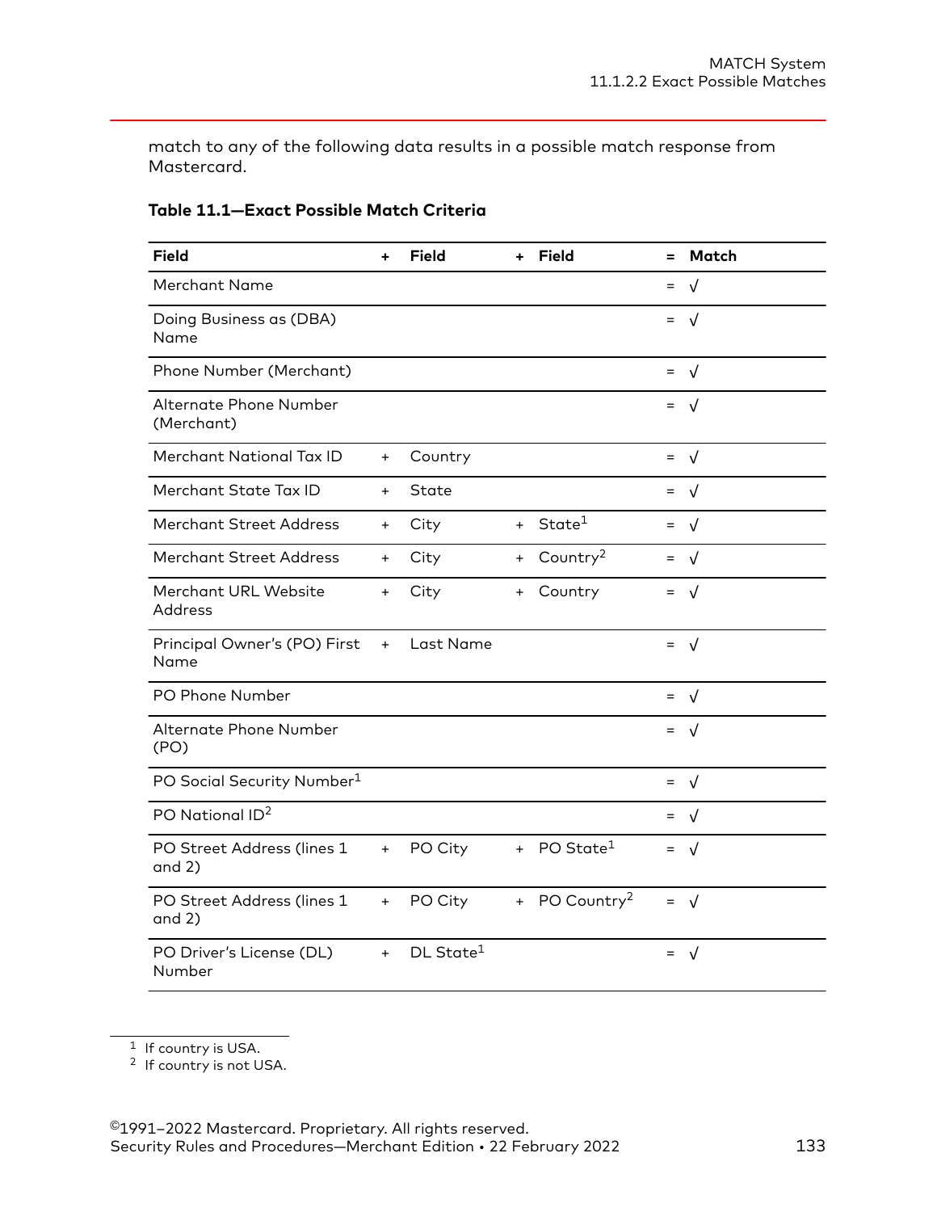match to any of the following data results in a possible match response from Mastercard.

**Table 11.1—Exact Possible Match Criteria**

| Field | + | Field | + | Field | = | Match |
|---|---|---|---|---|---|---|
| Merchant Name | | | | | = | √ |
| Doing Business as (DBA) Name | | | | | = | √ |
| Phone Number (Merchant) | | | | | = | √ |
| Alternate Phone Number (Merchant) | | | | | = | √ |
| Merchant National Tax ID | + | Country | | | = | √ |
| Merchant State Tax ID | + | State | | | = | √ |
| Merchant Street Address | + | City | + | State[1] | = | √ |
| Merchant Street Address | + | City | + | Country[2] | = | √ |
| Merchant URL Website Address | + | City | + | Country | = | √ |
| Principal Owner's (PO) First Name | + | Last Name | | | = | √ |
| PO Phone Number | | | | | = | √ |
| Alternate Phone Number (PO) | | | | | = | √ |
| PO Social Security Number[1] | | | | | = | √ |
| PO National ID[2] | | | | | = | √ |
| PO Street Address (lines 1 and 2) | + | PO City | + | PO State[1] | = | √ |
| PO Street Address (lines 1 and 2) | + | PO City | + | PO Country[2] | = | √ |
| PO Driver's License (DL) Number | + | DL State[1] | | | = | √ |

[1] If country is USA.

[2] If country is not USA.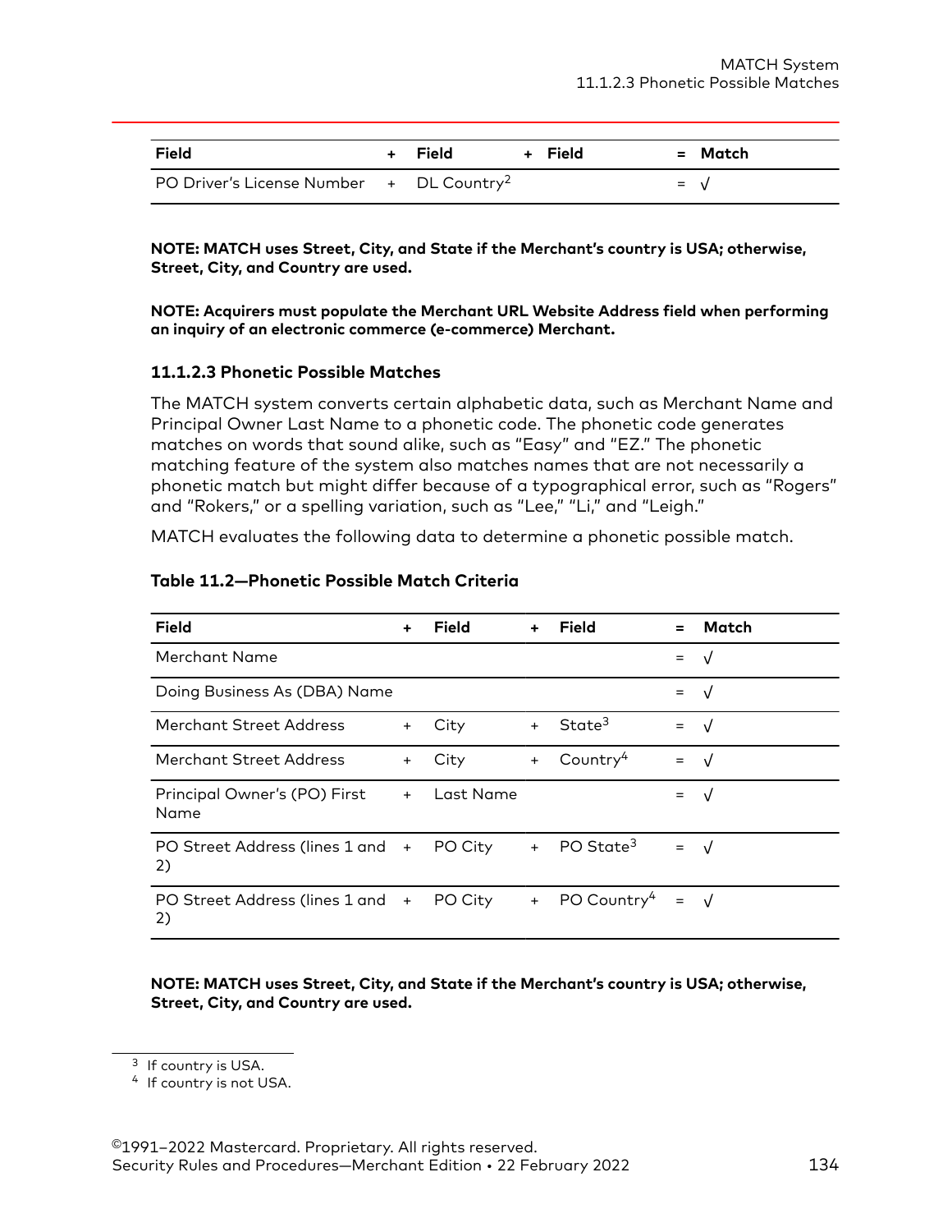| Field | + | Field | + | Field | = | Match |
|---|---|---|---|---|---|---|
| PO Driver's License Number | + | DL Country[2] | | | = | √ |

**NOTE: MATCH uses Street, City, and State if the Merchant's country is USA; otherwise, Street, City, and Country are used.**

**NOTE: Acquirers must populate the Merchant URL Website Address field when performing an inquiry of an electronic commerce (e-commerce) Merchant.**

### 11.1.2.3 Phonetic Possible Matches

The MATCH system converts certain alphabetic data, such as Merchant Name and Principal Owner Last Name to a phonetic code. The phonetic code generates matches on words that sound alike, such as "Easy" and "EZ." The phonetic matching feature of the system also matches names that are not necessarily a phonetic match but might differ because of a typographical error, such as "Rogers" and "Rokers," or a spelling variation, such as "Lee," "Li," and "Leigh."

MATCH evaluates the following data to determine a phonetic possible match.

**Table 11.2—Phonetic Possible Match Criteria**

| Field | + | Field | + | Field | = | Match |
|---|---|---|---|---|---|---|
| Merchant Name | | | | | = | √ |
| Doing Business As (DBA) Name | | | | | = | √ |
| Merchant Street Address | + | City | + | State[3] | = | √ |
| Merchant Street Address | + | City | + | Country[4] | = | √ |
| Principal Owner's (PO) First Name | + | Last Name | | | = | √ |
| PO Street Address (lines 1 and 2) | + | PO City | + | PO State[3] | = | √ |
| PO Street Address (lines 1 and 2) | + | PO City | + | PO Country[4] | = | √ |

**NOTE: MATCH uses Street, City, and State if the Merchant's country is USA; otherwise, Street, City, and Country are used.**

[3] If country is USA.

[4] If country is not USA.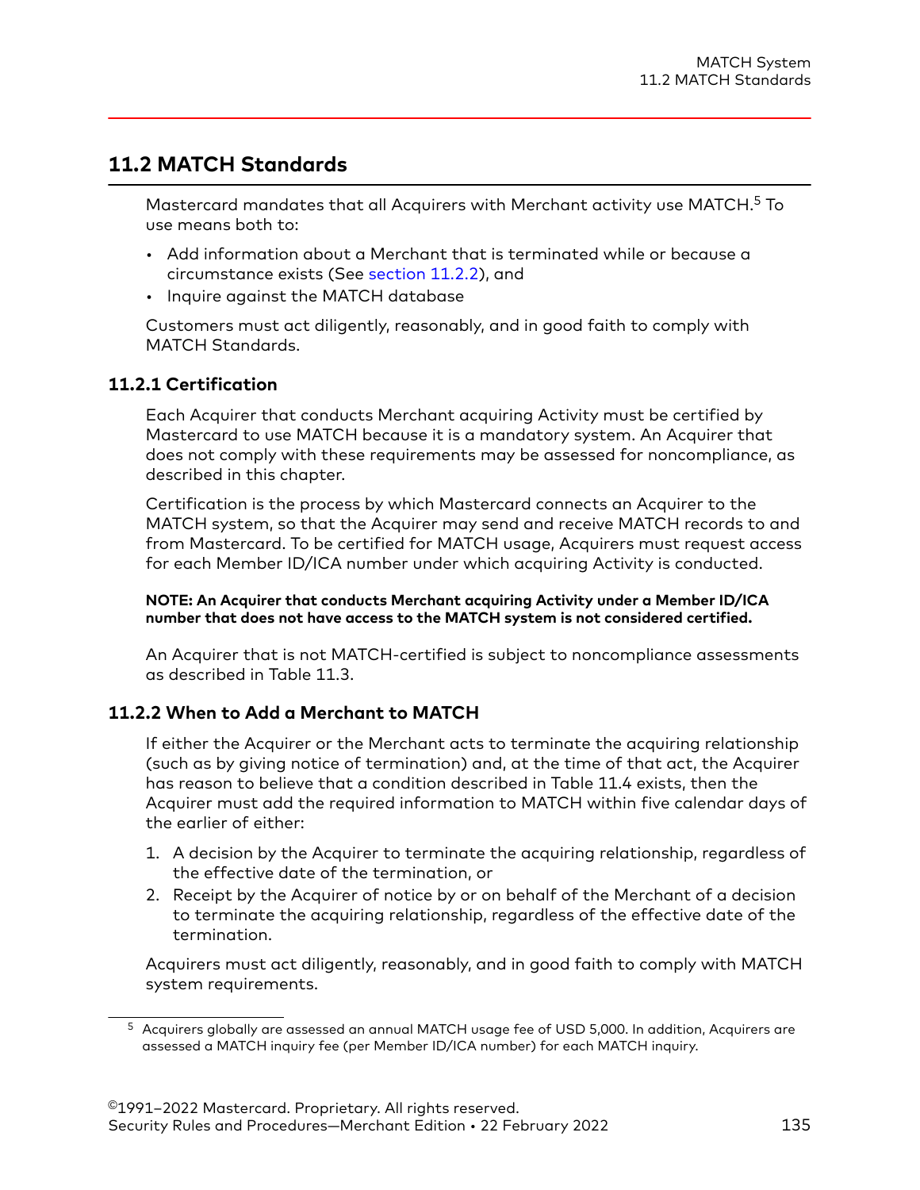## 11.2 MATCH Standards

Mastercard mandates that all Acquirers with Merchant activity use MATCH.[5] To use means both to:

- Add information about a Merchant that is terminated while or because a circumstance exists (See section 11.2.2), and
- Inquire against the MATCH database

Customers must act diligently, reasonably, and in good faith to comply with MATCH Standards.

### 11.2.1 Certification

Each Acquirer that conducts Merchant acquiring Activity must be certified by Mastercard to use MATCH because it is a mandatory system. An Acquirer that does not comply with these requirements may be assessed for noncompliance, as described in this chapter.

Certification is the process by which Mastercard connects an Acquirer to the MATCH system, so that the Acquirer may send and receive MATCH records to and from Mastercard. To be certified for MATCH usage, Acquirers must request access for each Member ID/ICA number under which acquiring Activity is conducted.

**NOTE: An Acquirer that conducts Merchant acquiring Activity under a Member ID/ICA number that does not have access to the MATCH system is not considered certified.**

An Acquirer that is not MATCH-certified is subject to noncompliance assessments as described in Table 11.3.

### 11.2.2 When to Add a Merchant to MATCH

If either the Acquirer or the Merchant acts to terminate the acquiring relationship (such as by giving notice of termination) and, at the time of that act, the Acquirer has reason to believe that a condition described in Table 11.4 exists, then the Acquirer must add the required information to MATCH within five calendar days of the earlier of either:

1. A decision by the Acquirer to terminate the acquiring relationship, regardless of the effective date of the termination, or
2. Receipt by the Acquirer of notice by or on behalf of the Merchant of a decision to terminate the acquiring relationship, regardless of the effective date of the termination.

Acquirers must act diligently, reasonably, and in good faith to comply with MATCH system requirements.

[5] Acquirers globally are assessed an annual MATCH usage fee of USD 5,000. In addition, Acquirers are assessed a MATCH inquiry fee (per Member ID/ICA number) for each MATCH inquiry.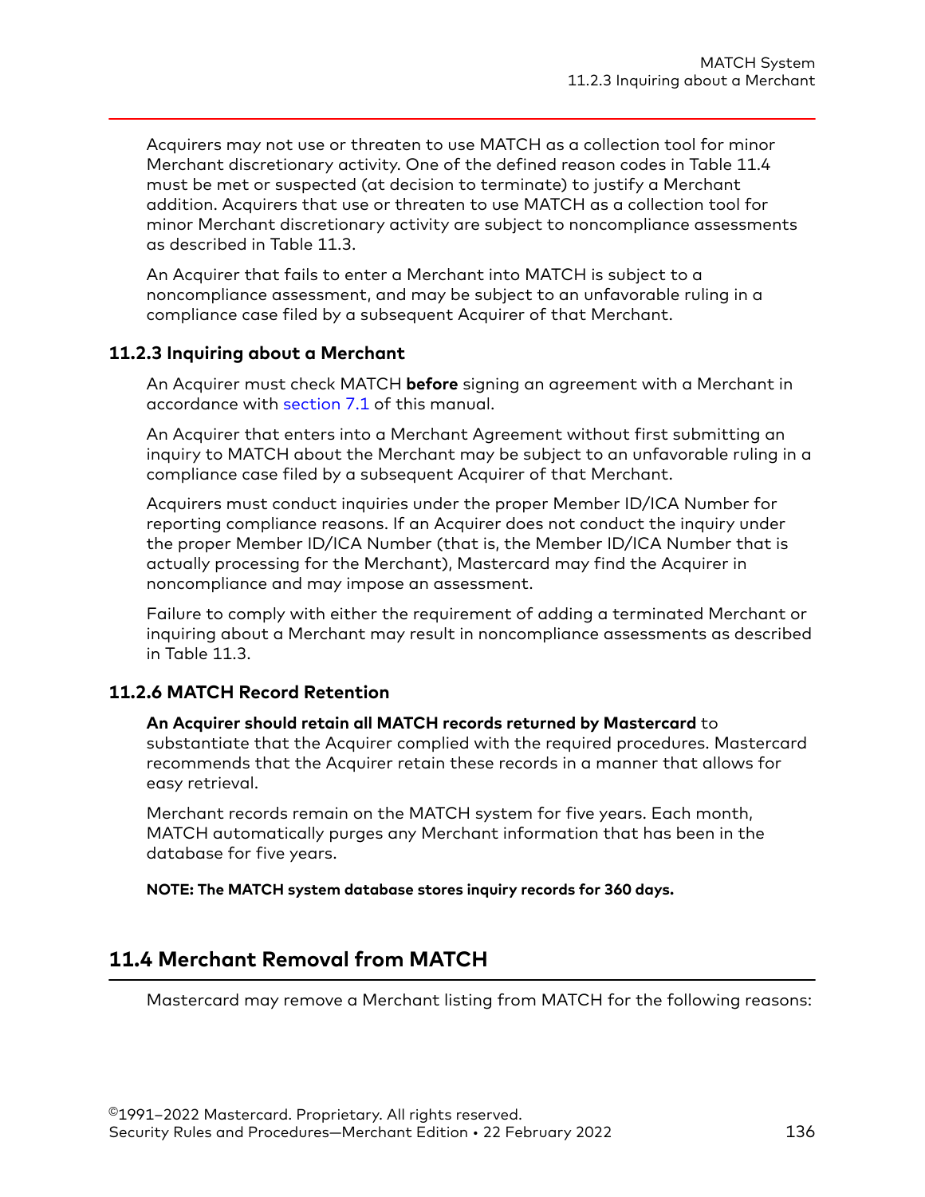Acquirers may not use or threaten to use MATCH as a collection tool for minor Merchant discretionary activity. One of the defined reason codes in Table 11.4 must be met or suspected (at decision to terminate) to justify a Merchant addition. Acquirers that use or threaten to use MATCH as a collection tool for minor Merchant discretionary activity are subject to noncompliance assessments as described in Table 11.3.

An Acquirer that fails to enter a Merchant into MATCH is subject to a noncompliance assessment, and may be subject to an unfavorable ruling in a compliance case filed by a subsequent Acquirer of that Merchant.

### 11.2.3 Inquiring about a Merchant

An Acquirer must check MATCH **before** signing an agreement with a Merchant in accordance with section 7.1 of this manual.

An Acquirer that enters into a Merchant Agreement without first submitting an inquiry to MATCH about the Merchant may be subject to an unfavorable ruling in a compliance case filed by a subsequent Acquirer of that Merchant.

Acquirers must conduct inquiries under the proper Member ID/ICA Number for reporting compliance reasons. If an Acquirer does not conduct the inquiry under the proper Member ID/ICA Number (that is, the Member ID/ICA Number that is actually processing for the Merchant), Mastercard may find the Acquirer in noncompliance and may impose an assessment.

Failure to comply with either the requirement of adding a terminated Merchant or inquiring about a Merchant may result in noncompliance assessments as described in Table 11.3.

### 11.2.6 MATCH Record Retention

**An Acquirer should retain all MATCH records returned by Mastercard** to substantiate that the Acquirer complied with the required procedures. Mastercard recommends that the Acquirer retain these records in a manner that allows for easy retrieval.

Merchant records remain on the MATCH system for five years. Each month, MATCH automatically purges any Merchant information that has been in the database for five years.

**NOTE: The MATCH system database stores inquiry records for 360 days.**

## 11.4 Merchant Removal from MATCH

Mastercard may remove a Merchant listing from MATCH for the following reasons: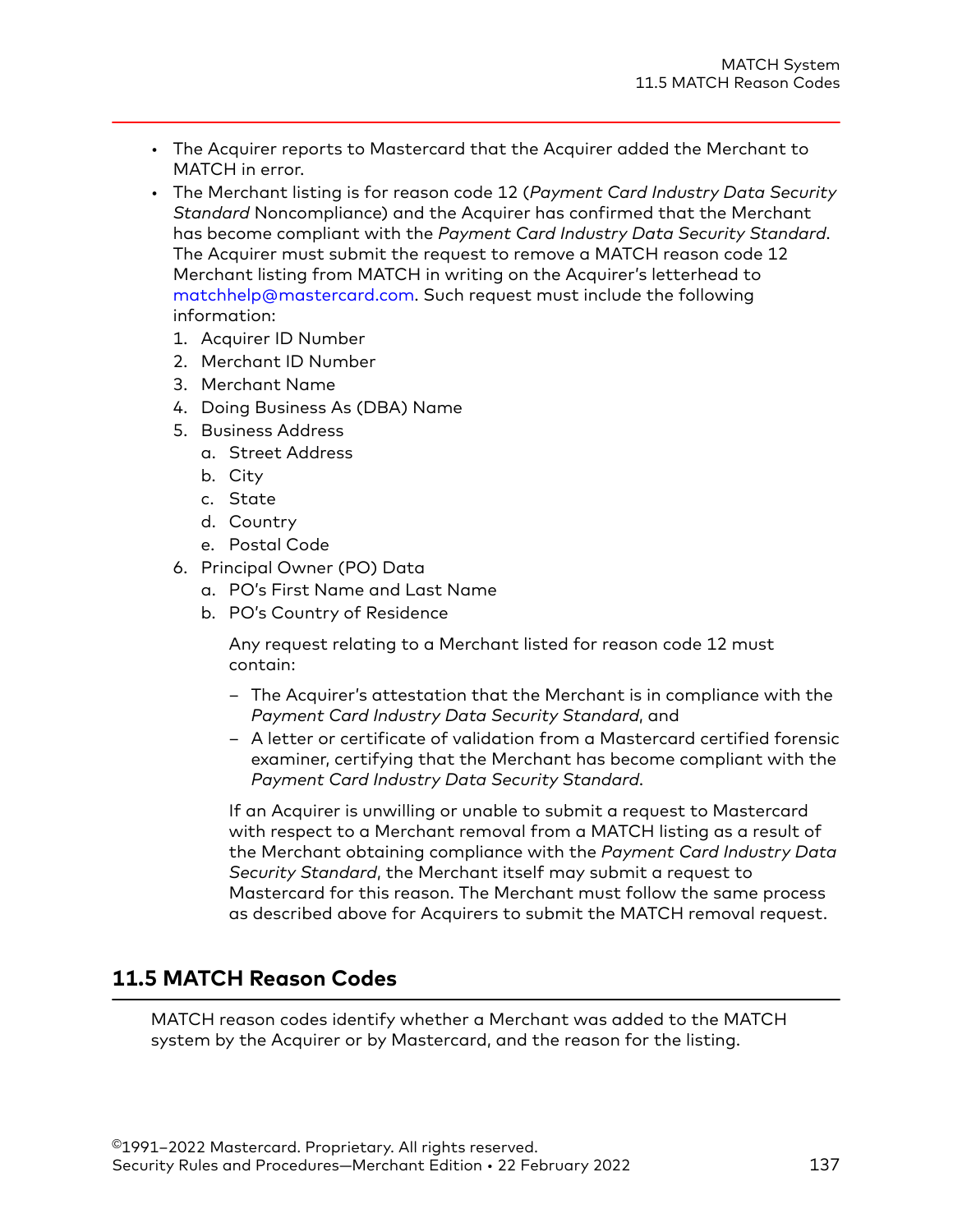- The Acquirer reports to Mastercard that the Acquirer added the Merchant to MATCH in error.
- The Merchant listing is for reason code 12 (*Payment Card Industry Data Security Standard* Noncompliance) and the Acquirer has confirmed that the Merchant has become compliant with the *Payment Card Industry Data Security Standard*. The Acquirer must submit the request to remove a MATCH reason code 12 Merchant listing from MATCH in writing on the Acquirer's letterhead to matchhelp@mastercard.com. Such request must include the following information:
  1. Acquirer ID Number
  2. Merchant ID Number
  3. Merchant Name
  4. Doing Business As (DBA) Name
  5. Business Address
     a. Street Address
     b. City
     c. State
     d. Country
     e. Postal Code
  6. Principal Owner (PO) Data
     a. PO's First Name and Last Name
     b. PO's Country of Residence

     Any request relating to a Merchant listed for reason code 12 must contain:

     – The Acquirer's attestation that the Merchant is in compliance with the *Payment Card Industry Data Security Standard*, and
     – A letter or certificate of validation from a Mastercard certified forensic examiner, certifying that the Merchant has become compliant with the *Payment Card Industry Data Security Standard*.

     If an Acquirer is unwilling or unable to submit a request to Mastercard with respect to a Merchant removal from a MATCH listing as a result of the Merchant obtaining compliance with the *Payment Card Industry Data Security Standard*, the Merchant itself may submit a request to Mastercard for this reason. The Merchant must follow the same process as described above for Acquirers to submit the MATCH removal request.

## 11.5 MATCH Reason Codes

MATCH reason codes identify whether a Merchant was added to the MATCH system by the Acquirer or by Mastercard, and the reason for the listing.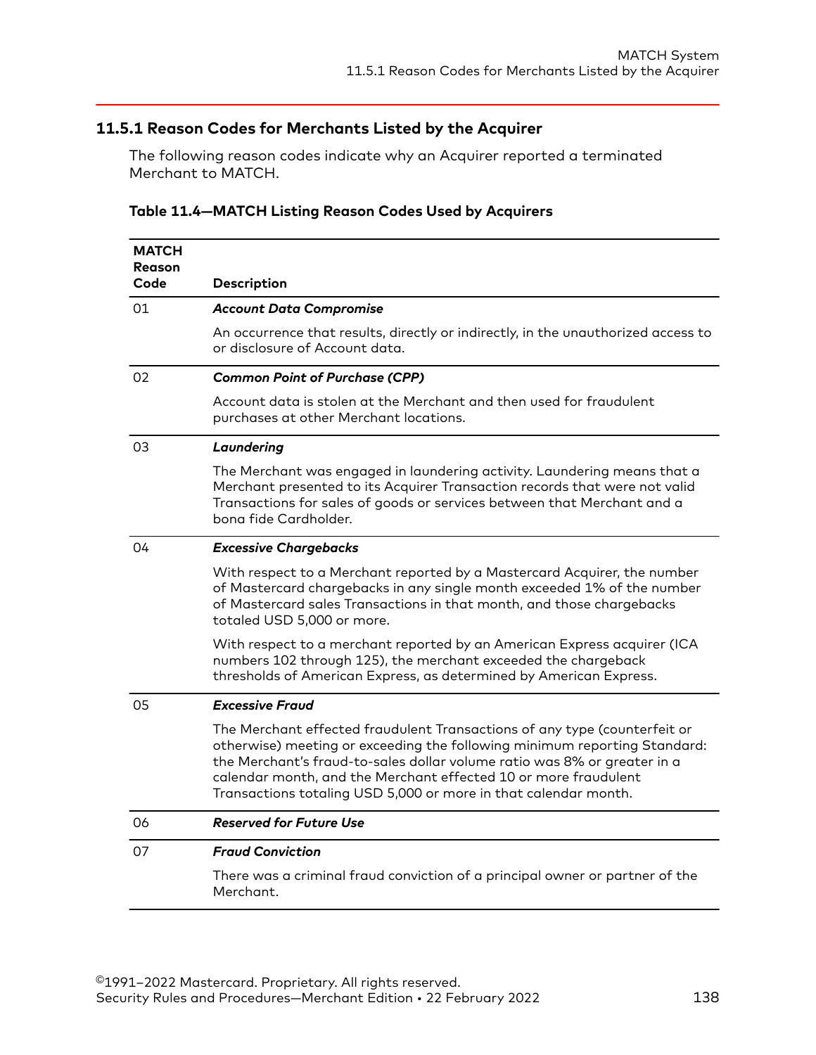### 11.5.1 Reason Codes for Merchants Listed by the Acquirer

The following reason codes indicate why an Acquirer reported a terminated Merchant to MATCH.

**Table 11.4—MATCH Listing Reason Codes Used by Acquirers**

| MATCH Reason Code | Description |
|---|---|
| 01 | ***Account Data Compromise***<br><br>An occurrence that results, directly or indirectly, in the unauthorized access to or disclosure of Account data. |
| 02 | ***Common Point of Purchase (CPP)***<br><br>Account data is stolen at the Merchant and then used for fraudulent purchases at other Merchant locations. |
| 03 | ***Laundering***<br><br>The Merchant was engaged in laundering activity. Laundering means that a Merchant presented to its Acquirer Transaction records that were not valid Transactions for sales of goods or services between that Merchant and a bona fide Cardholder. |
| 04 | ***Excessive Chargebacks***<br><br>With respect to a Merchant reported by a Mastercard Acquirer, the number of Mastercard chargebacks in any single month exceeded 1% of the number of Mastercard sales Transactions in that month, and those chargebacks totaled USD 5,000 or more.<br><br>With respect to a merchant reported by an American Express acquirer (ICA numbers 102 through 125), the merchant exceeded the chargeback thresholds of American Express, as determined by American Express. |
| 05 | ***Excessive Fraud***<br><br>The Merchant effected fraudulent Transactions of any type (counterfeit or otherwise) meeting or exceeding the following minimum reporting Standard: the Merchant's fraud-to-sales dollar volume ratio was 8% or greater in a calendar month, and the Merchant effected 10 or more fraudulent Transactions totaling USD 5,000 or more in that calendar month. |
| 06 | ***Reserved for Future Use*** |
| 07 | ***Fraud Conviction***<br><br>There was a criminal fraud conviction of a principal owner or partner of the Merchant. |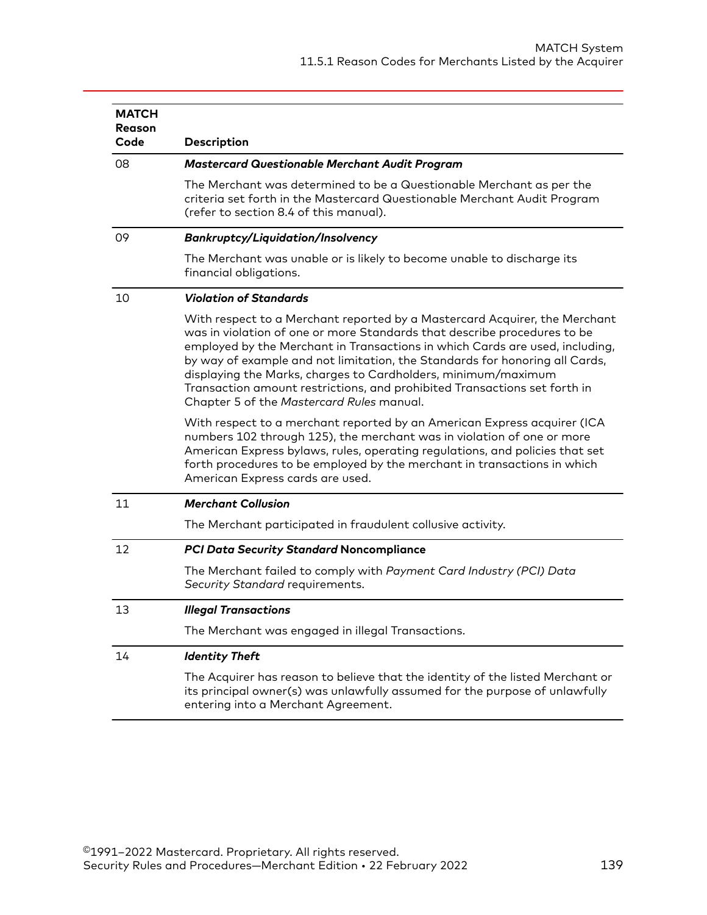| MATCH Reason Code | Description |
|---|---|
| 08 | ***Mastercard Questionable Merchant Audit Program***<br><br>The Merchant was determined to be a Questionable Merchant as per the criteria set forth in the Mastercard Questionable Merchant Audit Program (refer to section 8.4 of this manual). |
| 09 | ***Bankruptcy/Liquidation/Insolvency***<br><br>The Merchant was unable or is likely to become unable to discharge its financial obligations. |
| 10 | ***Violation of Standards***<br><br>With respect to a Merchant reported by a Mastercard Acquirer, the Merchant was in violation of one or more Standards that describe procedures to be employed by the Merchant in Transactions in which Cards are used, including, by way of example and not limitation, the Standards for honoring all Cards, displaying the Marks, charges to Cardholders, minimum/maximum Transaction amount restrictions, and prohibited Transactions set forth in Chapter 5 of the *Mastercard Rules* manual.<br><br>With respect to a merchant reported by an American Express acquirer (ICA numbers 102 through 125), the merchant was in violation of one or more American Express bylaws, rules, operating regulations, and policies that set forth procedures to be employed by the merchant in transactions in which American Express cards are used. |
| 11 | ***Merchant Collusion***<br><br>The Merchant participated in fraudulent collusive activity. |
| 12 | ***PCI Data Security Standard* Noncompliance**<br><br>The Merchant failed to comply with *Payment Card Industry (PCI) Data Security Standard* requirements. |
| 13 | ***Illegal Transactions***<br><br>The Merchant was engaged in illegal Transactions. |
| 14 | ***Identity Theft***<br><br>The Acquirer has reason to believe that the identity of the listed Merchant or its principal owner(s) was unlawfully assumed for the purpose of unlawfully entering into a Merchant Agreement. |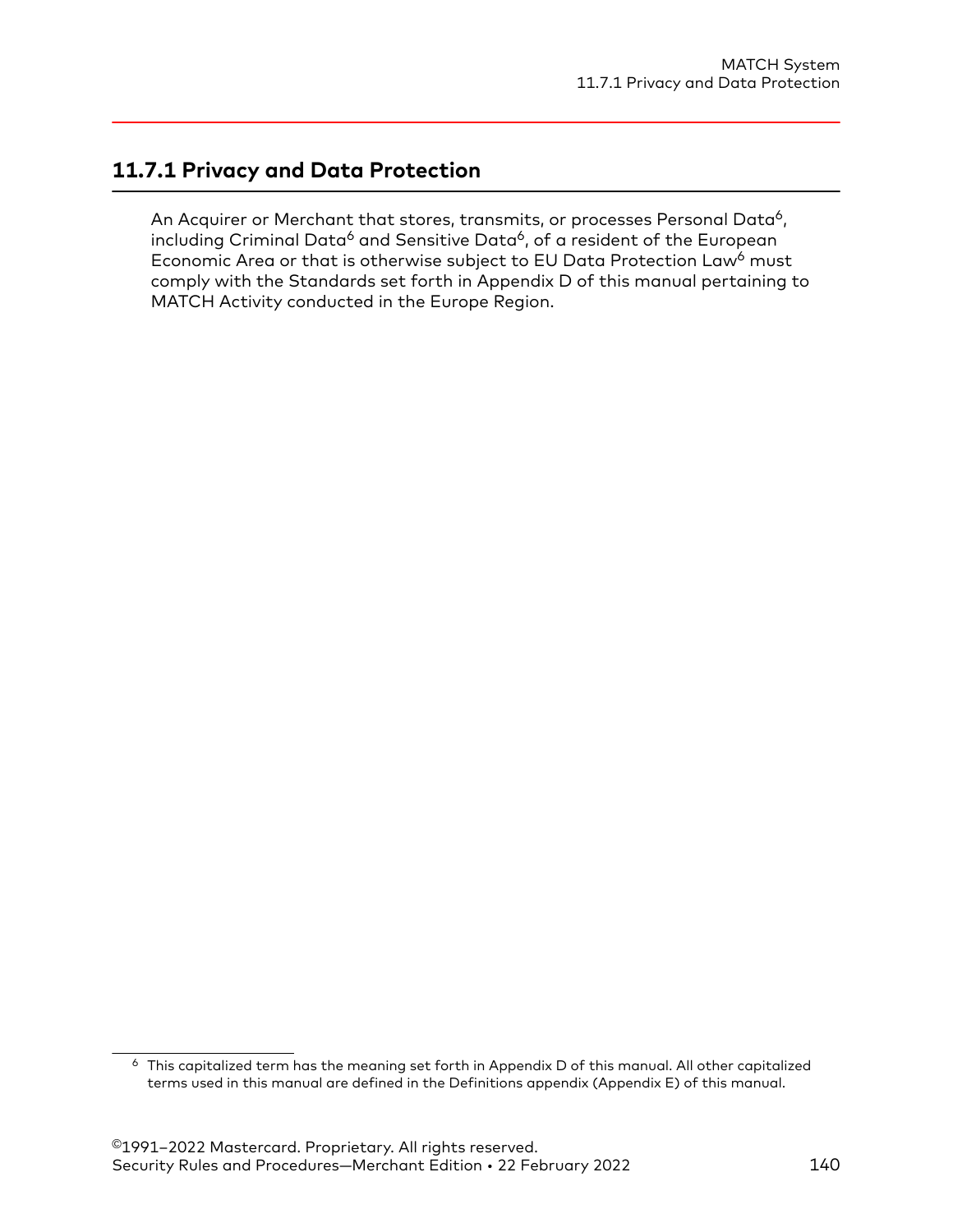## 11.7.1 Privacy and Data Protection

An Acquirer or Merchant that stores, transmits, or processes Personal Data[6], including Criminal Data[6] and Sensitive Data[6], of a resident of the European Economic Area or that is otherwise subject to EU Data Protection Law[6] must comply with the Standards set forth in Appendix D of this manual pertaining to MATCH Activity conducted in the Europe Region.

[6] This capitalized term has the meaning set forth in Appendix D of this manual. All other capitalized terms used in this manual are defined in the Definitions appendix (Appendix E) of this manual.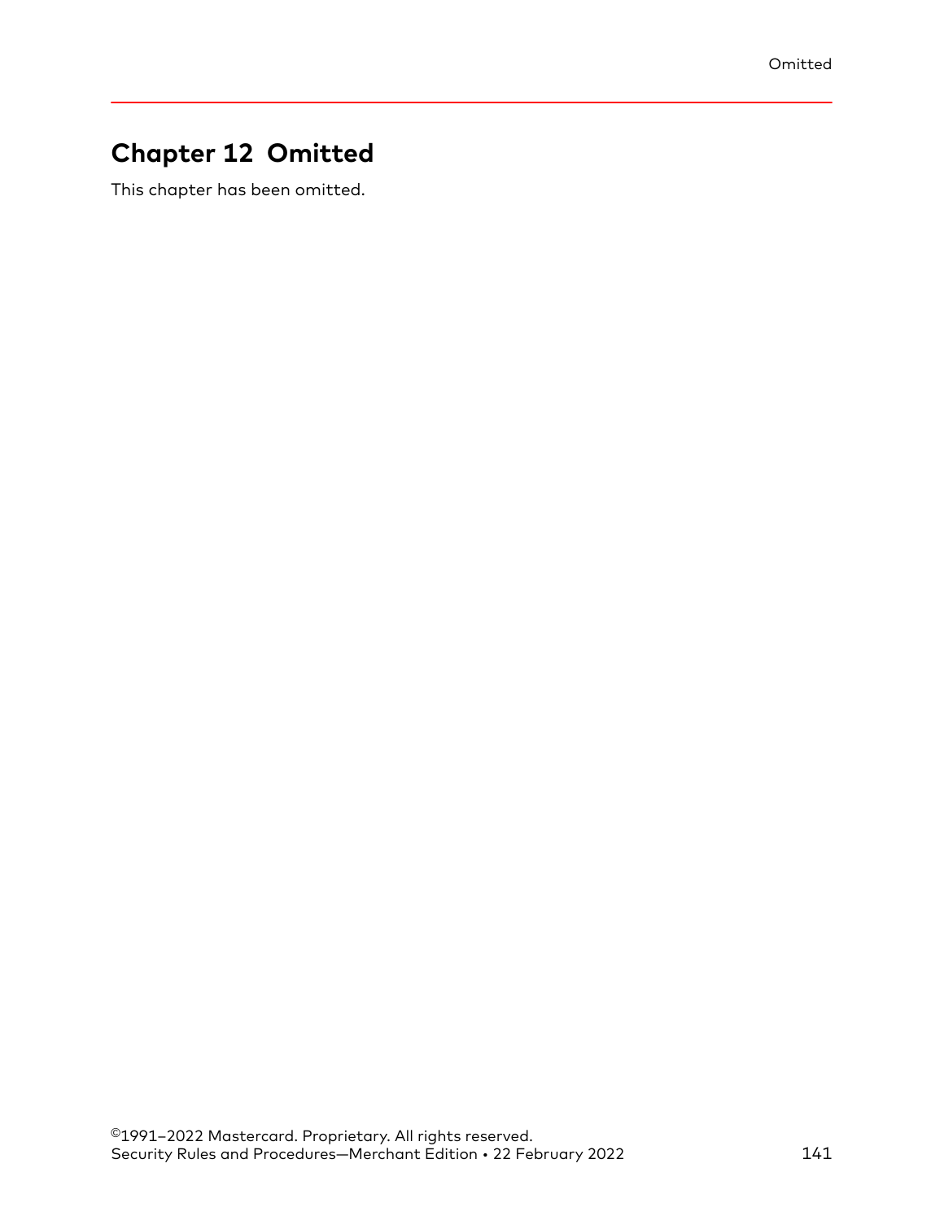# Chapter 12 Omitted

This chapter has been omitted.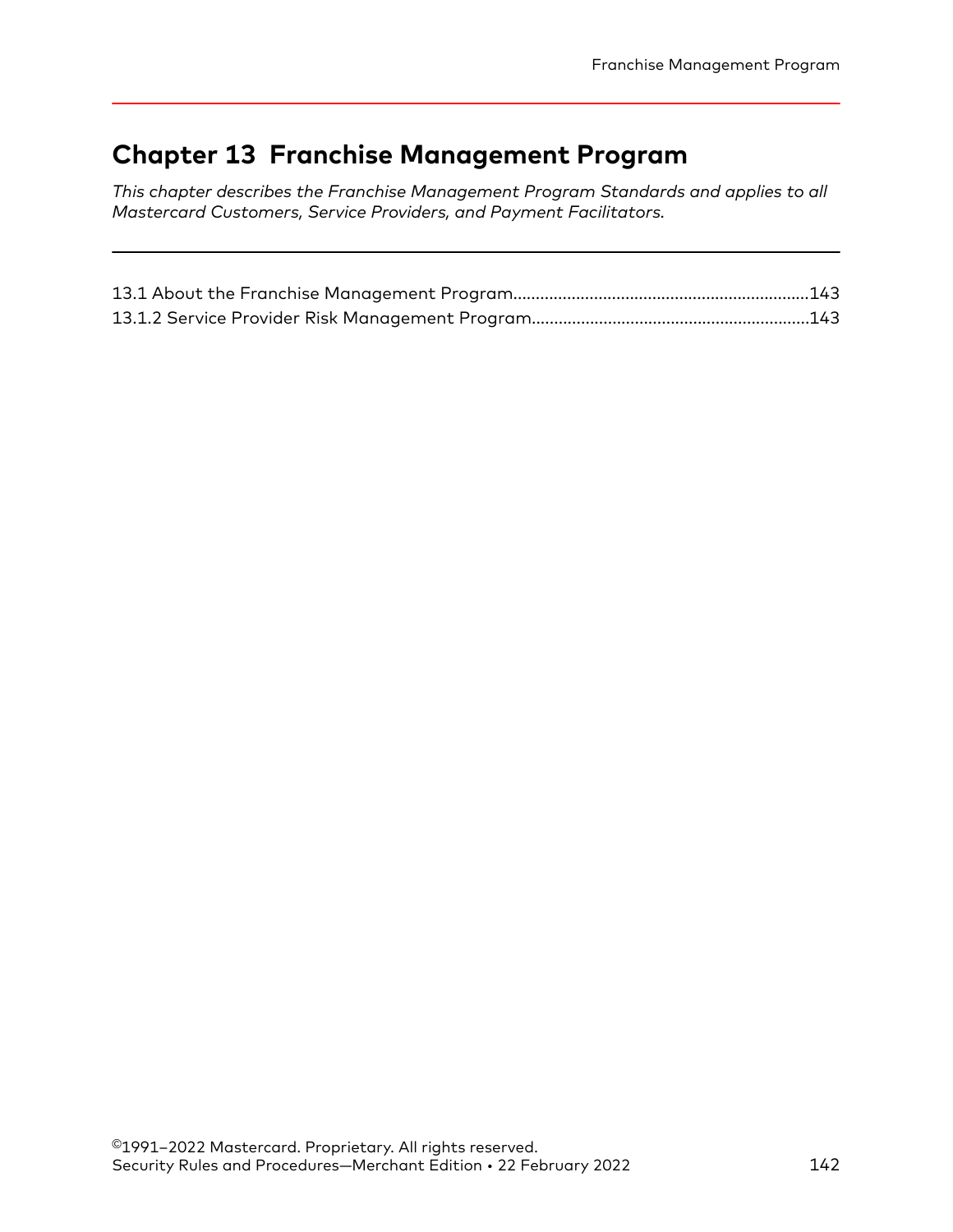# Chapter 13 Franchise Management Program

*This chapter describes the Franchise Management Program Standards and applies to all Mastercard Customers, Service Providers, and Payment Facilitators.*

---

13.1 About the Franchise Management Program....................................................................143
13.1.2 Service Provider Risk Management Program...............................................................143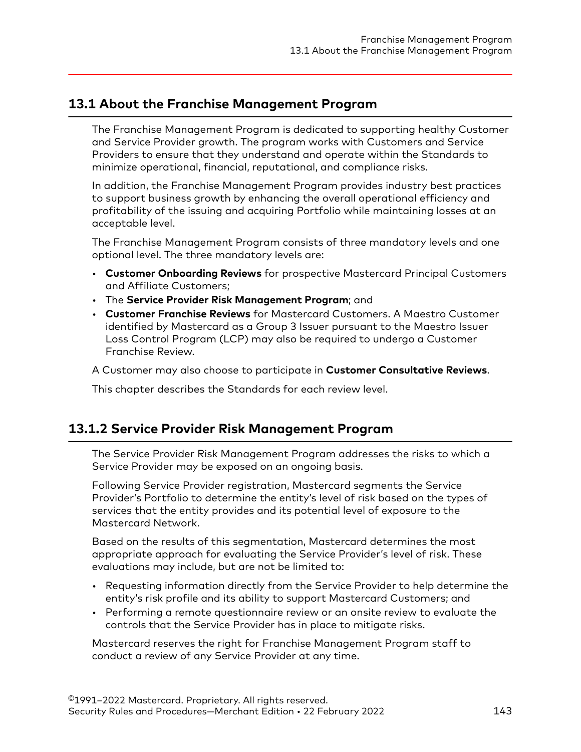## 13.1 About the Franchise Management Program

The Franchise Management Program is dedicated to supporting healthy Customer and Service Provider growth. The program works with Customers and Service Providers to ensure that they understand and operate within the Standards to minimize operational, financial, reputational, and compliance risks.

In addition, the Franchise Management Program provides industry best practices to support business growth by enhancing the overall operational efficiency and profitability of the issuing and acquiring Portfolio while maintaining losses at an acceptable level.

The Franchise Management Program consists of three mandatory levels and one optional level. The three mandatory levels are:

- **Customer Onboarding Reviews** for prospective Mastercard Principal Customers and Affiliate Customers;
- The **Service Provider Risk Management Program**; and
- **Customer Franchise Reviews** for Mastercard Customers. A Maestro Customer identified by Mastercard as a Group 3 Issuer pursuant to the Maestro Issuer Loss Control Program (LCP) may also be required to undergo a Customer Franchise Review.

A Customer may also choose to participate in **Customer Consultative Reviews**.

This chapter describes the Standards for each review level.

## 13.1.2 Service Provider Risk Management Program

The Service Provider Risk Management Program addresses the risks to which a Service Provider may be exposed on an ongoing basis.

Following Service Provider registration, Mastercard segments the Service Provider's Portfolio to determine the entity's level of risk based on the types of services that the entity provides and its potential level of exposure to the Mastercard Network.

Based on the results of this segmentation, Mastercard determines the most appropriate approach for evaluating the Service Provider's level of risk. These evaluations may include, but are not be limited to:

- Requesting information directly from the Service Provider to help determine the entity's risk profile and its ability to support Mastercard Customers; and
- Performing a remote questionnaire review or an onsite review to evaluate the controls that the Service Provider has in place to mitigate risks.

Mastercard reserves the right for Franchise Management Program staff to conduct a review of any Service Provider at any time.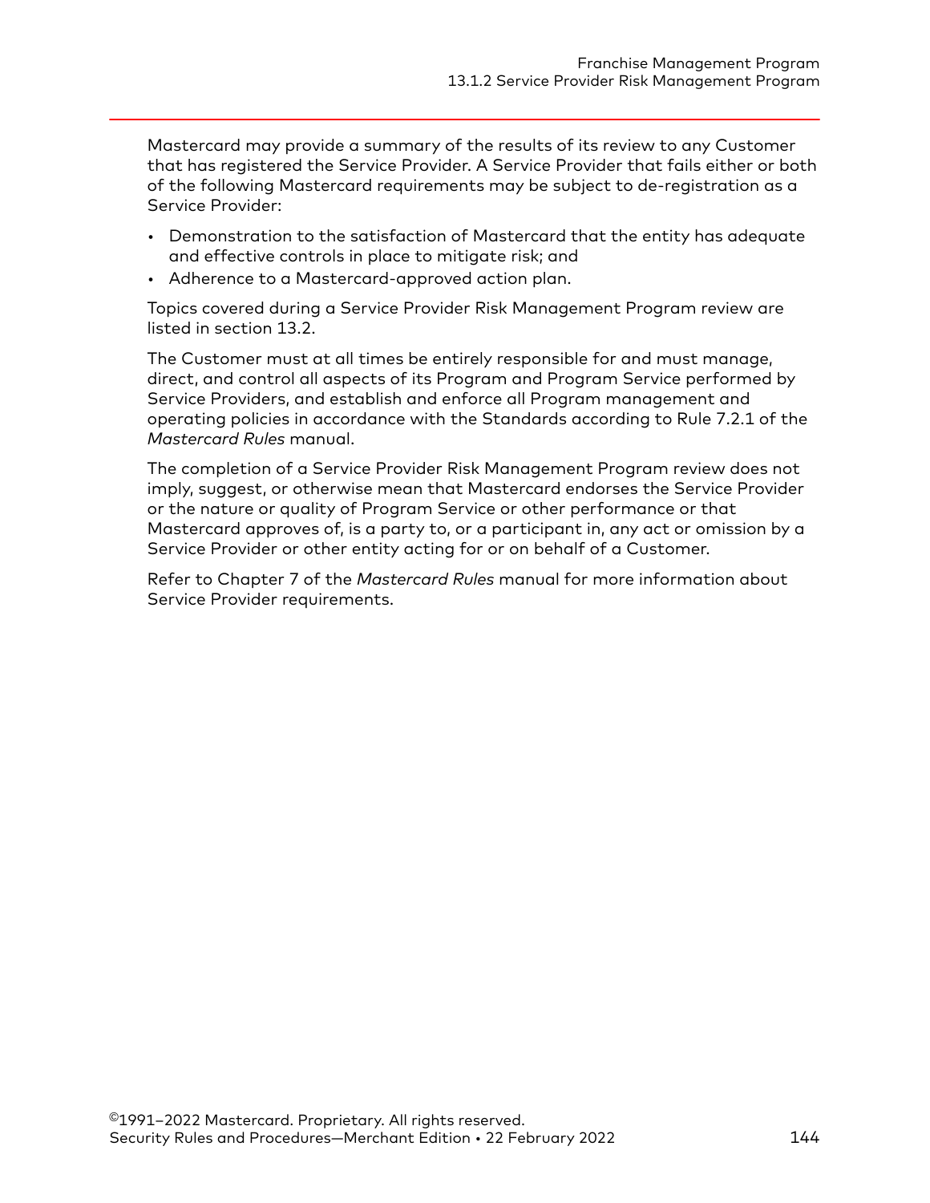Mastercard may provide a summary of the results of its review to any Customer that has registered the Service Provider. A Service Provider that fails either or both of the following Mastercard requirements may be subject to de-registration as a Service Provider:

- Demonstration to the satisfaction of Mastercard that the entity has adequate and effective controls in place to mitigate risk; and
- Adherence to a Mastercard-approved action plan.

Topics covered during a Service Provider Risk Management Program review are listed in section 13.2.

The Customer must at all times be entirely responsible for and must manage, direct, and control all aspects of its Program and Program Service performed by Service Providers, and establish and enforce all Program management and operating policies in accordance with the Standards according to Rule 7.2.1 of the *Mastercard Rules* manual.

The completion of a Service Provider Risk Management Program review does not imply, suggest, or otherwise mean that Mastercard endorses the Service Provider or the nature or quality of Program Service or other performance or that Mastercard approves of, is a party to, or a participant in, any act or omission by a Service Provider or other entity acting for or on behalf of a Customer.

Refer to Chapter 7 of the *Mastercard Rules* manual for more information about Service Provider requirements.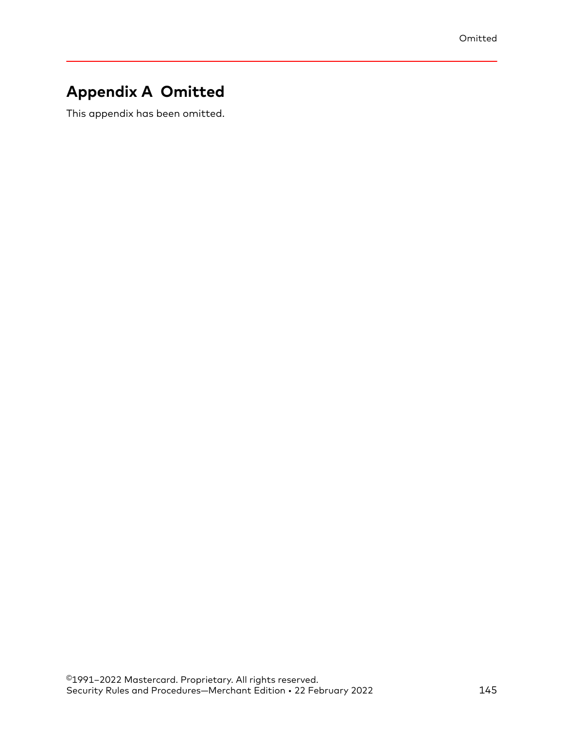# Appendix A Omitted

This appendix has been omitted.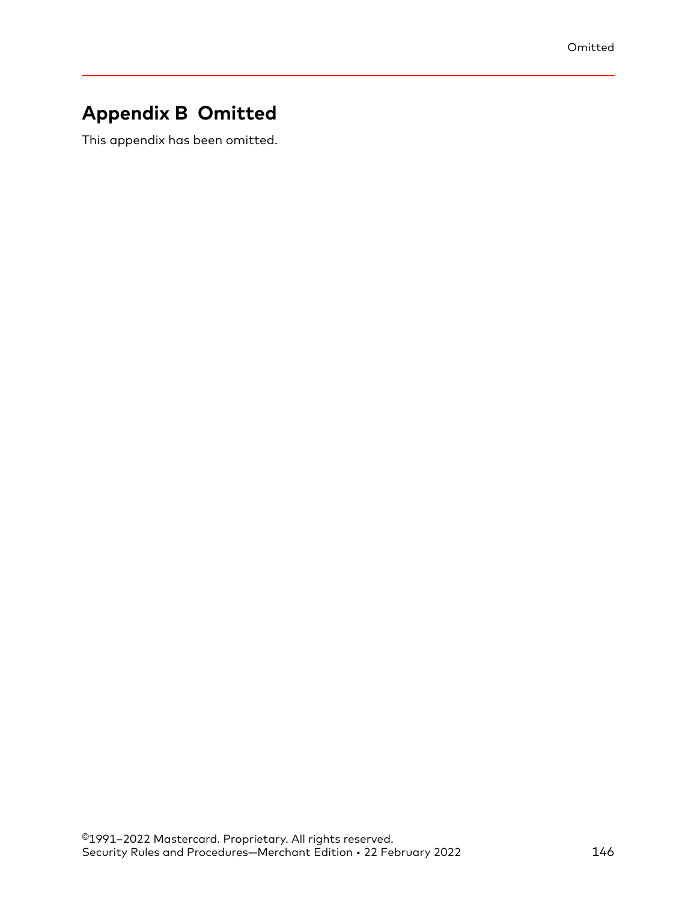# Appendix B Omitted

This appendix has been omitted.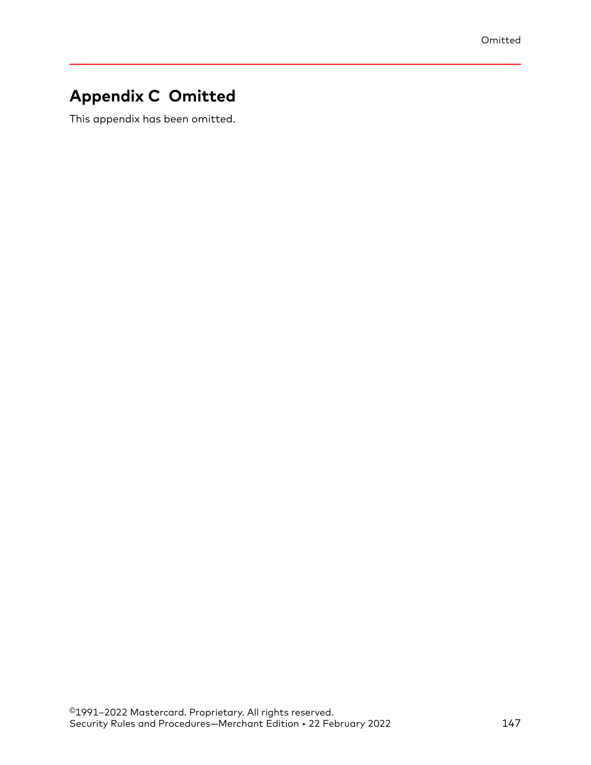# Appendix C Omitted

This appendix has been omitted.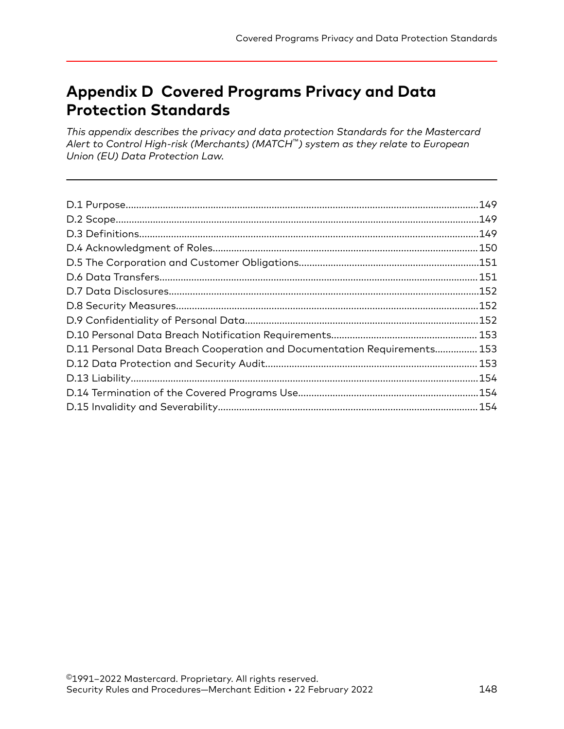# Appendix D Covered Programs Privacy and Data Protection Standards

*This appendix describes the privacy and data protection Standards for the Mastercard Alert to Control High-risk (Merchants) (MATCH™) system as they relate to European Union (EU) Data Protection Law.*

- D.1 Purpose....149
- D.2 Scope....149
- D.3 Definitions....149
- D.4 Acknowledgment of Roles....150
- D.5 The Corporation and Customer Obligations....151
- D.6 Data Transfers....151
- D.7 Data Disclosures....152
- D.8 Security Measures....152
- D.9 Confidentiality of Personal Data....152
- D.10 Personal Data Breach Notification Requirements....153
- D.11 Personal Data Breach Cooperation and Documentation Requirements....153
- D.12 Data Protection and Security Audit....153
- D.13 Liability....154
- D.14 Termination of the Covered Programs Use....154
- D.15 Invalidity and Severability....154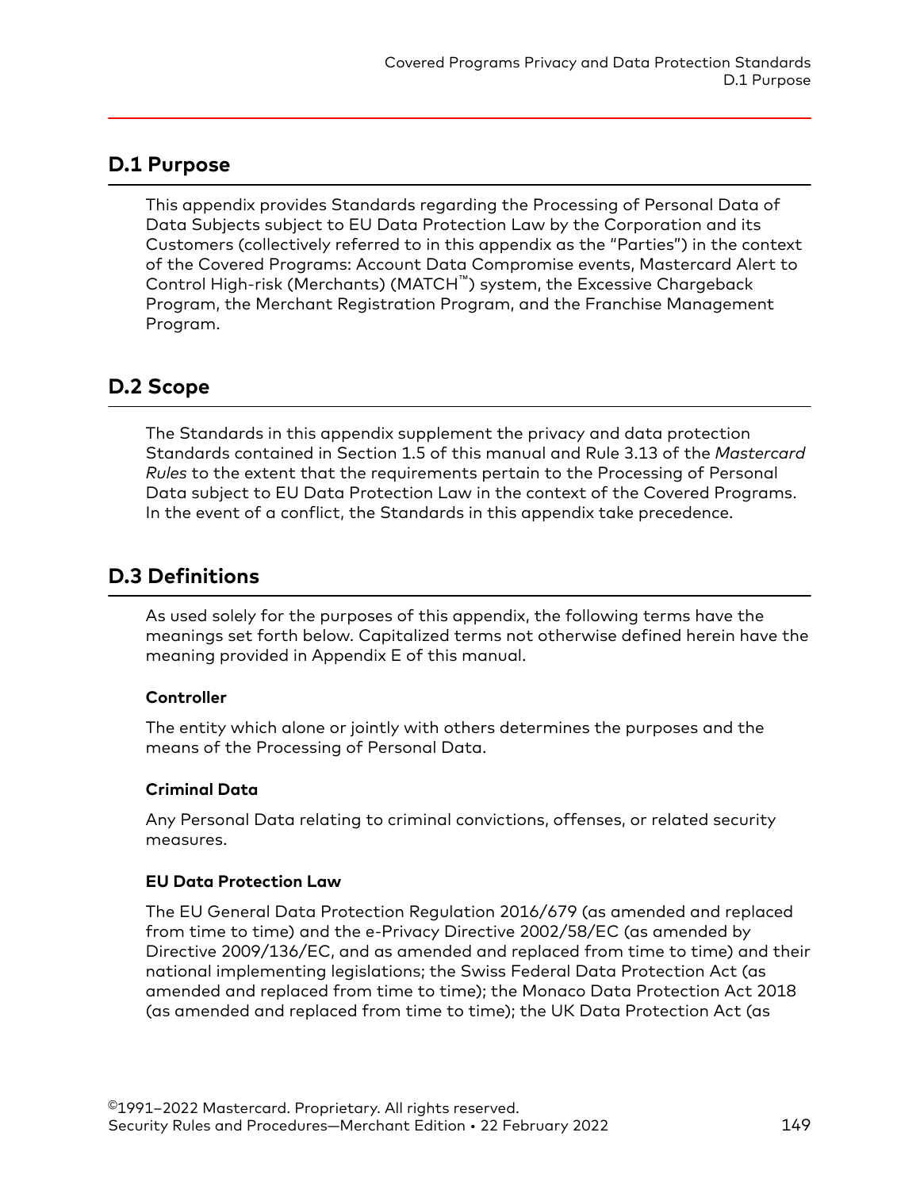## D.1 Purpose

This appendix provides Standards regarding the Processing of Personal Data of Data Subjects subject to EU Data Protection Law by the Corporation and its Customers (collectively referred to in this appendix as the "Parties") in the context of the Covered Programs: Account Data Compromise events, Mastercard Alert to Control High-risk (Merchants) (MATCH™) system, the Excessive Chargeback Program, the Merchant Registration Program, and the Franchise Management Program.

## D.2 Scope

The Standards in this appendix supplement the privacy and data protection Standards contained in Section 1.5 of this manual and Rule 3.13 of the *Mastercard Rules* to the extent that the requirements pertain to the Processing of Personal Data subject to EU Data Protection Law in the context of the Covered Programs. In the event of a conflict, the Standards in this appendix take precedence.

## D.3 Definitions

As used solely for the purposes of this appendix, the following terms have the meanings set forth below. Capitalized terms not otherwise defined herein have the meaning provided in Appendix E of this manual.

### Controller

The entity which alone or jointly with others determines the purposes and the means of the Processing of Personal Data.

### Criminal Data

Any Personal Data relating to criminal convictions, offenses, or related security measures.

### EU Data Protection Law

The EU General Data Protection Regulation 2016/679 (as amended and replaced from time to time) and the e-Privacy Directive 2002/58/EC (as amended by Directive 2009/136/EC, and as amended and replaced from time to time) and their national implementing legislations; the Swiss Federal Data Protection Act (as amended and replaced from time to time); the Monaco Data Protection Act 2018 (as amended and replaced from time to time); the UK Data Protection Act (as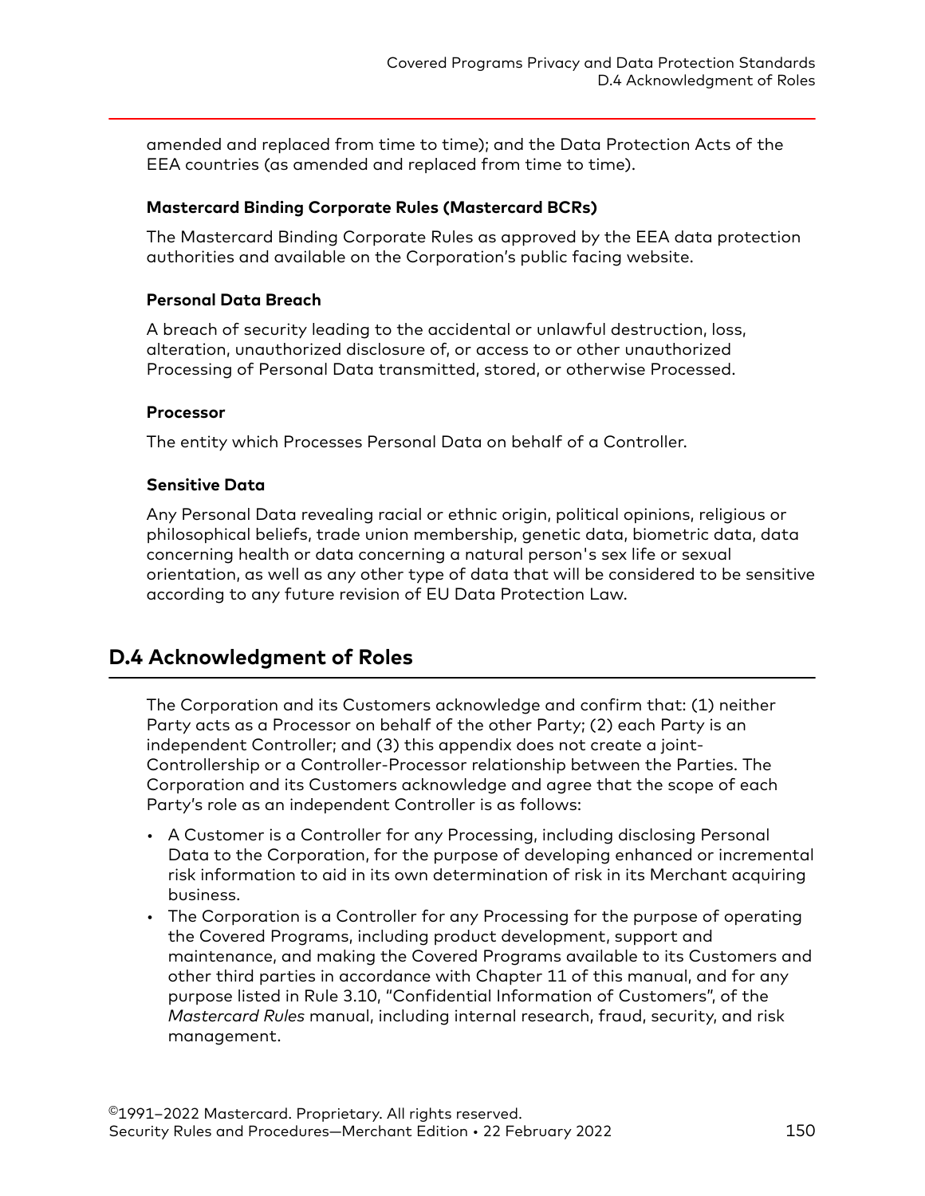amended and replaced from time to time); and the Data Protection Acts of the EEA countries (as amended and replaced from time to time).

**Mastercard Binding Corporate Rules (Mastercard BCRs)**

The Mastercard Binding Corporate Rules as approved by the EEA data protection authorities and available on the Corporation's public facing website.

**Personal Data Breach**

A breach of security leading to the accidental or unlawful destruction, loss, alteration, unauthorized disclosure of, or access to or other unauthorized Processing of Personal Data transmitted, stored, or otherwise Processed.

**Processor**

The entity which Processes Personal Data on behalf of a Controller.

**Sensitive Data**

Any Personal Data revealing racial or ethnic origin, political opinions, religious or philosophical beliefs, trade union membership, genetic data, biometric data, data concerning health or data concerning a natural person's sex life or sexual orientation, as well as any other type of data that will be considered to be sensitive according to any future revision of EU Data Protection Law.

## D.4 Acknowledgment of Roles

The Corporation and its Customers acknowledge and confirm that: (1) neither Party acts as a Processor on behalf of the other Party; (2) each Party is an independent Controller; and (3) this appendix does not create a joint-Controllership or a Controller-Processor relationship between the Parties. The Corporation and its Customers acknowledge and agree that the scope of each Party's role as an independent Controller is as follows:

- A Customer is a Controller for any Processing, including disclosing Personal Data to the Corporation, for the purpose of developing enhanced or incremental risk information to aid in its own determination of risk in its Merchant acquiring business.
- The Corporation is a Controller for any Processing for the purpose of operating the Covered Programs, including product development, support and maintenance, and making the Covered Programs available to its Customers and other third parties in accordance with Chapter 11 of this manual, and for any purpose listed in Rule 3.10, "Confidential Information of Customers", of the *Mastercard Rules* manual, including internal research, fraud, security, and risk management.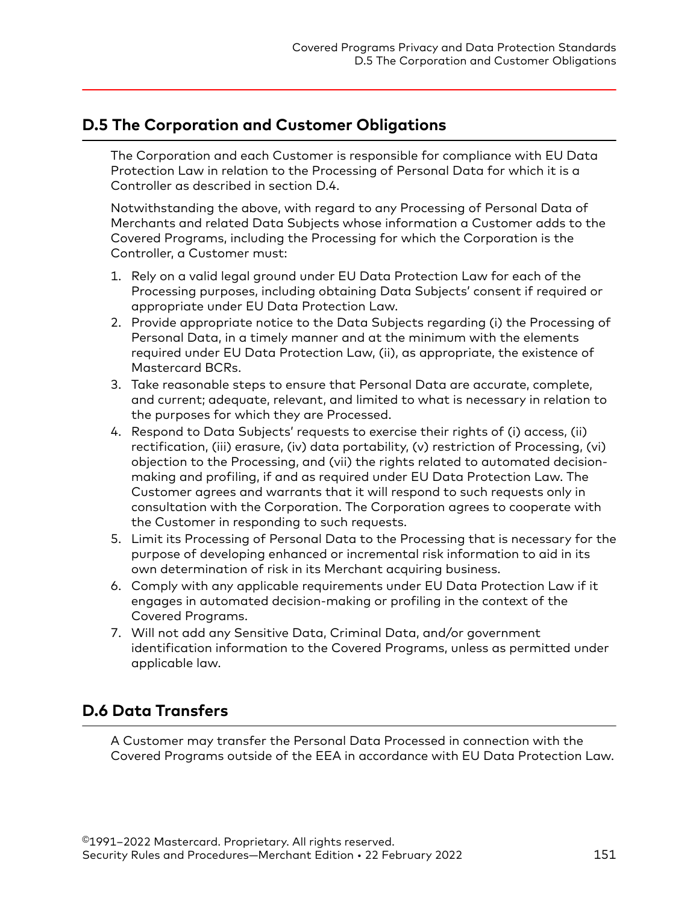## D.5 The Corporation and Customer Obligations

The Corporation and each Customer is responsible for compliance with EU Data Protection Law in relation to the Processing of Personal Data for which it is a Controller as described in section D.4.

Notwithstanding the above, with regard to any Processing of Personal Data of Merchants and related Data Subjects whose information a Customer adds to the Covered Programs, including the Processing for which the Corporation is the Controller, a Customer must:

1. Rely on a valid legal ground under EU Data Protection Law for each of the Processing purposes, including obtaining Data Subjects' consent if required or appropriate under EU Data Protection Law.
2. Provide appropriate notice to the Data Subjects regarding (i) the Processing of Personal Data, in a timely manner and at the minimum with the elements required under EU Data Protection Law, (ii), as appropriate, the existence of Mastercard BCRs.
3. Take reasonable steps to ensure that Personal Data are accurate, complete, and current; adequate, relevant, and limited to what is necessary in relation to the purposes for which they are Processed.
4. Respond to Data Subjects' requests to exercise their rights of (i) access, (ii) rectification, (iii) erasure, (iv) data portability, (v) restriction of Processing, (vi) objection to the Processing, and (vii) the rights related to automated decision-making and profiling, if and as required under EU Data Protection Law. The Customer agrees and warrants that it will respond to such requests only in consultation with the Corporation. The Corporation agrees to cooperate with the Customer in responding to such requests.
5. Limit its Processing of Personal Data to the Processing that is necessary for the purpose of developing enhanced or incremental risk information to aid in its own determination of risk in its Merchant acquiring business.
6. Comply with any applicable requirements under EU Data Protection Law if it engages in automated decision-making or profiling in the context of the Covered Programs.
7. Will not add any Sensitive Data, Criminal Data, and/or government identification information to the Covered Programs, unless as permitted under applicable law.

## D.6 Data Transfers

A Customer may transfer the Personal Data Processed in connection with the Covered Programs outside of the EEA in accordance with EU Data Protection Law.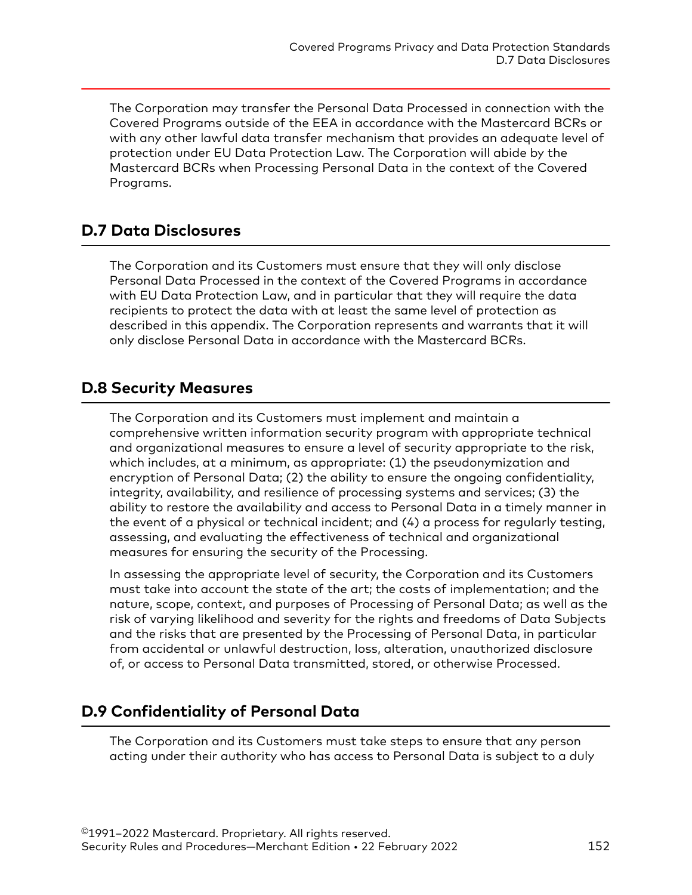The Corporation may transfer the Personal Data Processed in connection with the Covered Programs outside of the EEA in accordance with the Mastercard BCRs or with any other lawful data transfer mechanism that provides an adequate level of protection under EU Data Protection Law. The Corporation will abide by the Mastercard BCRs when Processing Personal Data in the context of the Covered Programs.

## D.7 Data Disclosures

The Corporation and its Customers must ensure that they will only disclose Personal Data Processed in the context of the Covered Programs in accordance with EU Data Protection Law, and in particular that they will require the data recipients to protect the data with at least the same level of protection as described in this appendix. The Corporation represents and warrants that it will only disclose Personal Data in accordance with the Mastercard BCRs.

## D.8 Security Measures

The Corporation and its Customers must implement and maintain a comprehensive written information security program with appropriate technical and organizational measures to ensure a level of security appropriate to the risk, which includes, at a minimum, as appropriate: (1) the pseudonymization and encryption of Personal Data; (2) the ability to ensure the ongoing confidentiality, integrity, availability, and resilience of processing systems and services; (3) the ability to restore the availability and access to Personal Data in a timely manner in the event of a physical or technical incident; and (4) a process for regularly testing, assessing, and evaluating the effectiveness of technical and organizational measures for ensuring the security of the Processing.

In assessing the appropriate level of security, the Corporation and its Customers must take into account the state of the art; the costs of implementation; and the nature, scope, context, and purposes of Processing of Personal Data; as well as the risk of varying likelihood and severity for the rights and freedoms of Data Subjects and the risks that are presented by the Processing of Personal Data, in particular from accidental or unlawful destruction, loss, alteration, unauthorized disclosure of, or access to Personal Data transmitted, stored, or otherwise Processed.

## D.9 Confidentiality of Personal Data

The Corporation and its Customers must take steps to ensure that any person acting under their authority who has access to Personal Data is subject to a duly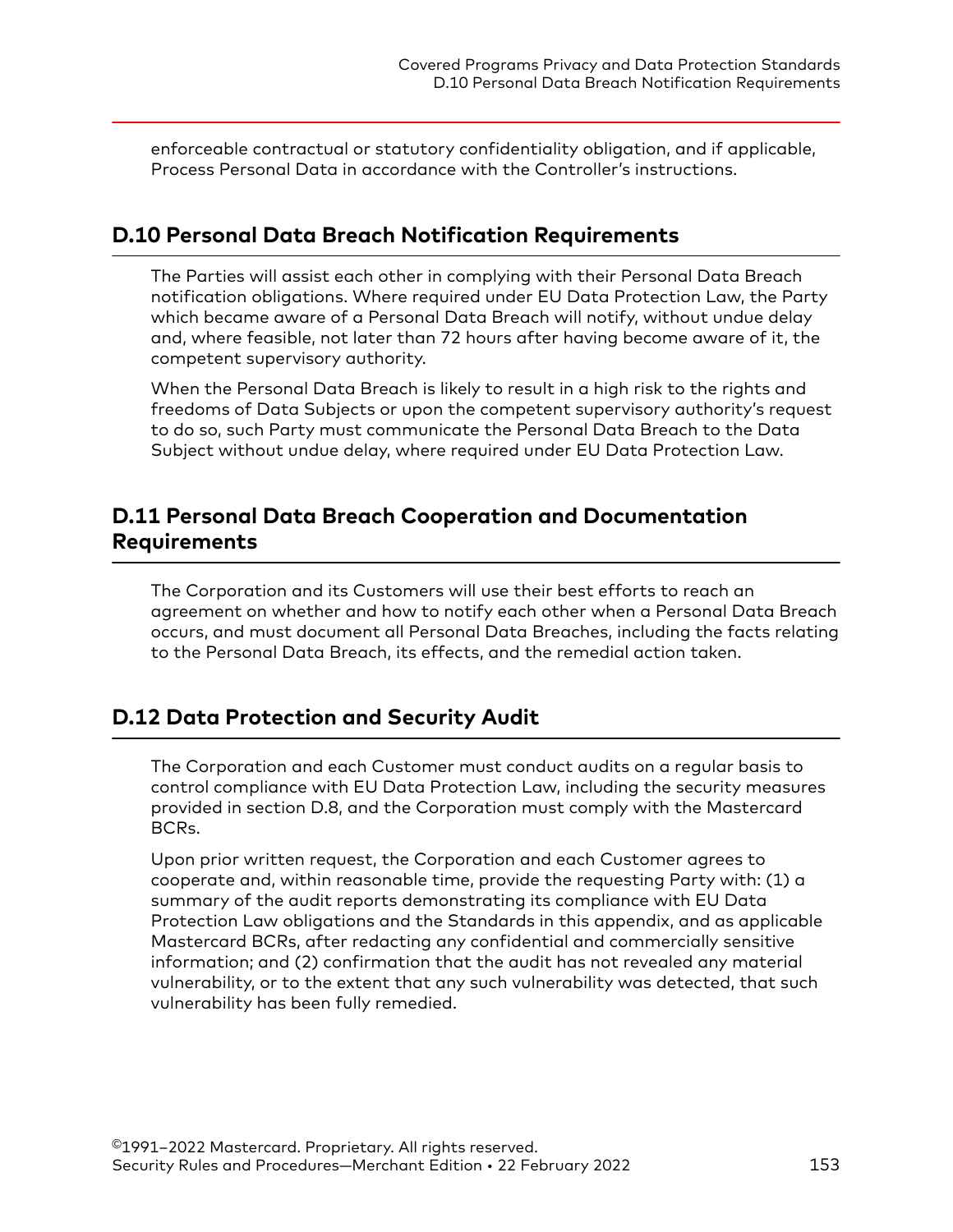enforceable contractual or statutory confidentiality obligation, and if applicable, Process Personal Data in accordance with the Controller's instructions.

## D.10 Personal Data Breach Notification Requirements

The Parties will assist each other in complying with their Personal Data Breach notification obligations. Where required under EU Data Protection Law, the Party which became aware of a Personal Data Breach will notify, without undue delay and, where feasible, not later than 72 hours after having become aware of it, the competent supervisory authority.

When the Personal Data Breach is likely to result in a high risk to the rights and freedoms of Data Subjects or upon the competent supervisory authority's request to do so, such Party must communicate the Personal Data Breach to the Data Subject without undue delay, where required under EU Data Protection Law.

## D.11 Personal Data Breach Cooperation and Documentation Requirements

The Corporation and its Customers will use their best efforts to reach an agreement on whether and how to notify each other when a Personal Data Breach occurs, and must document all Personal Data Breaches, including the facts relating to the Personal Data Breach, its effects, and the remedial action taken.

## D.12 Data Protection and Security Audit

The Corporation and each Customer must conduct audits on a regular basis to control compliance with EU Data Protection Law, including the security measures provided in section D.8, and the Corporation must comply with the Mastercard BCRs.

Upon prior written request, the Corporation and each Customer agrees to cooperate and, within reasonable time, provide the requesting Party with: (1) a summary of the audit reports demonstrating its compliance with EU Data Protection Law obligations and the Standards in this appendix, and as applicable Mastercard BCRs, after redacting any confidential and commercially sensitive information; and (2) confirmation that the audit has not revealed any material vulnerability, or to the extent that any such vulnerability was detected, that such vulnerability has been fully remedied.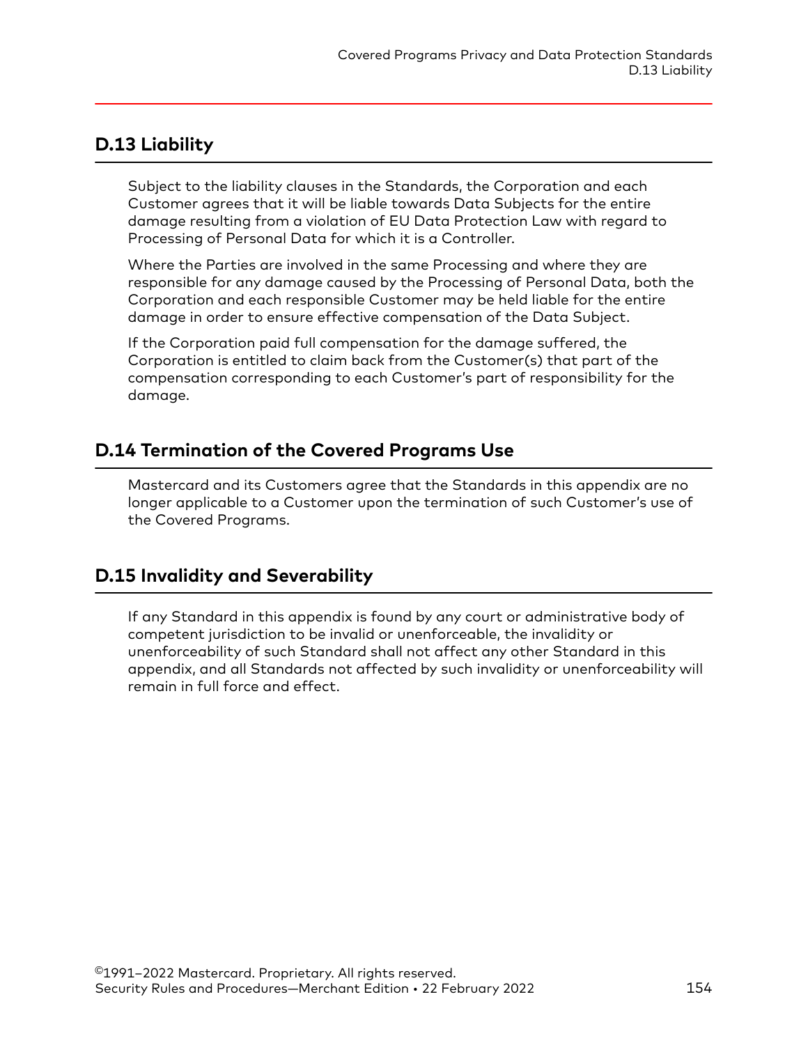## D.13 Liability

Subject to the liability clauses in the Standards, the Corporation and each Customer agrees that it will be liable towards Data Subjects for the entire damage resulting from a violation of EU Data Protection Law with regard to Processing of Personal Data for which it is a Controller.

Where the Parties are involved in the same Processing and where they are responsible for any damage caused by the Processing of Personal Data, both the Corporation and each responsible Customer may be held liable for the entire damage in order to ensure effective compensation of the Data Subject.

If the Corporation paid full compensation for the damage suffered, the Corporation is entitled to claim back from the Customer(s) that part of the compensation corresponding to each Customer's part of responsibility for the damage.

## D.14 Termination of the Covered Programs Use

Mastercard and its Customers agree that the Standards in this appendix are no longer applicable to a Customer upon the termination of such Customer's use of the Covered Programs.

## D.15 Invalidity and Severability

If any Standard in this appendix is found by any court or administrative body of competent jurisdiction to be invalid or unenforceable, the invalidity or unenforceability of such Standard shall not affect any other Standard in this appendix, and all Standards not affected by such invalidity or unenforceability will remain in full force and effect.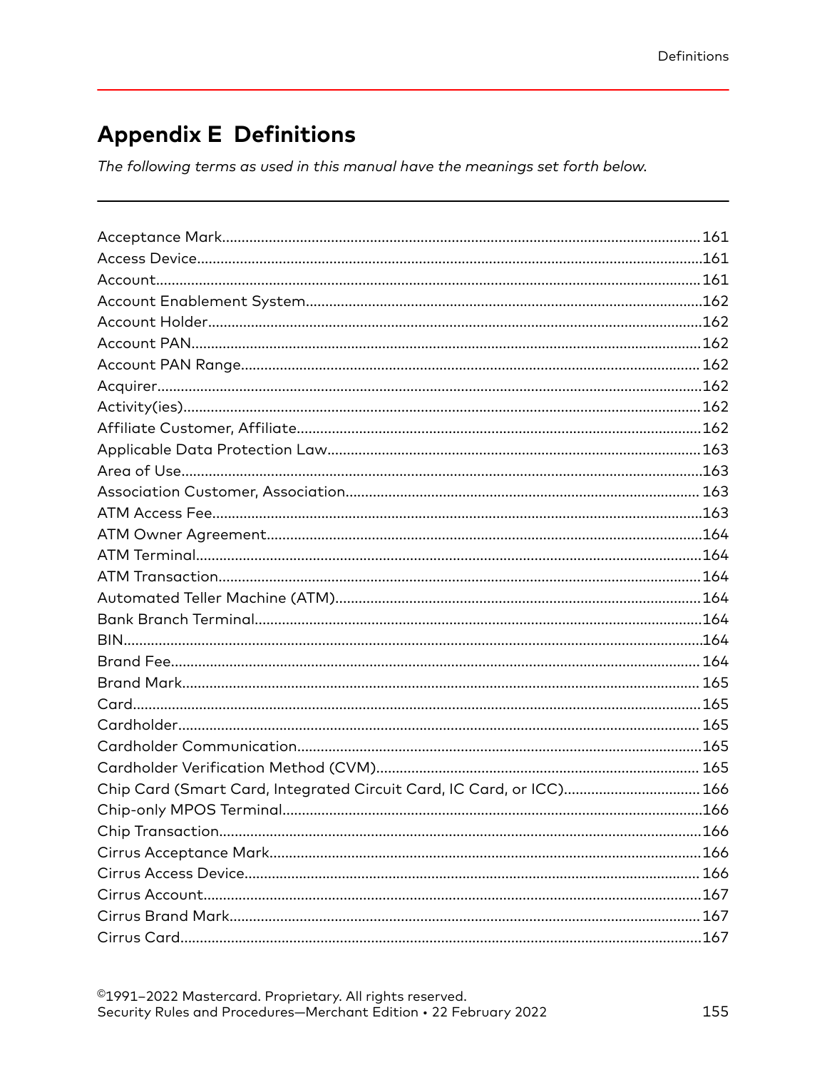# Appendix E Definitions

*The following terms as used in this manual have the meanings set forth below.*

---

Acceptance Mark.......................................................................................................161
Access Device...........................................................................................................161
Account....................................................................................................................161
Account Enablement System.................................................................................162
Account Holder........................................................................................................162
Account PAN............................................................................................................162
Account PAN Range.................................................................................................162
Acquirer....................................................................................................................162
Activity(ies)..............................................................................................................162
Affiliate Customer, Affiliate.....................................................................................162
Applicable Data Protection Law.............................................................................163
Area of Use..............................................................................................................163
Association Customer, Association........................................................................163
ATM Access Fee.......................................................................................................163
ATM Owner Agreement...........................................................................................164
ATM Terminal...........................................................................................................164
ATM Transaction......................................................................................................164
Automated Teller Machine (ATM)...........................................................................164
Bank Branch Terminal.............................................................................................164
BIN............................................................................................................................164
Brand Fee.................................................................................................................164
Brand Mark...............................................................................................................165
Card..........................................................................................................................165
Cardholder...............................................................................................................165
Cardholder Communication...................................................................................165
Cardholder Verification Method (CVM)..................................................................165
Chip Card (Smart Card, Integrated Circuit Card, IC Card, or ICC).......................166
Chip-only MPOS Terminal.......................................................................................166
Chip Transaction......................................................................................................166
Cirrus Acceptance Mark..........................................................................................166
Cirrus Access Device...............................................................................................166
Cirrus Account.........................................................................................................167
Cirrus Brand Mark....................................................................................................167
Cirrus Card...............................................................................................................167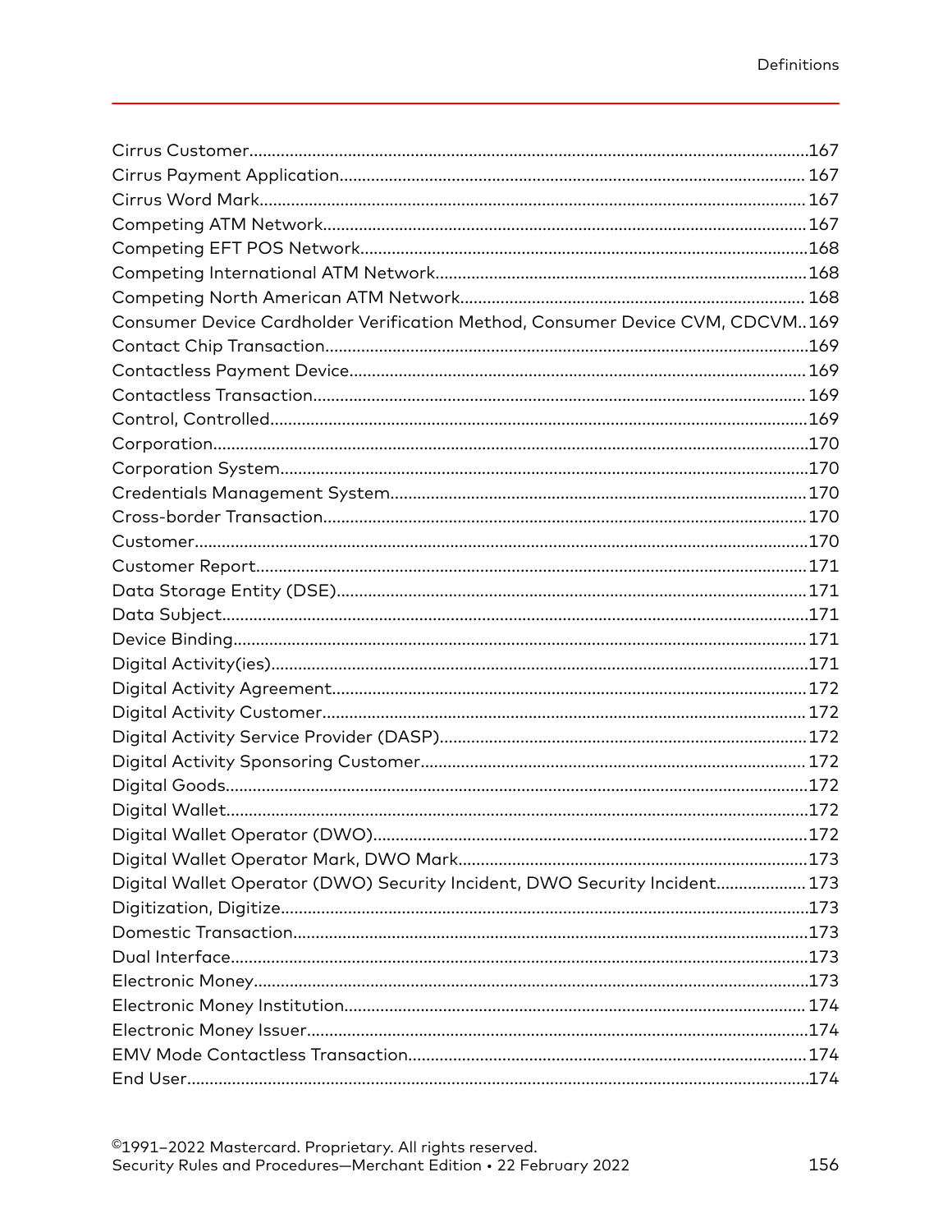Cirrus Customer.....................................................................................................167
Cirrus Payment Application.................................................................................. 167
Cirrus Word Mark.................................................................................................... 167
Competing ATM Network...................................................................................... 167
Competing EFT POS Network..............................................................................168
Competing International ATM Network.............................................................168
Competing North American ATM Network...................................................... 168
Consumer Device Cardholder Verification Method, Consumer Device CVM, CDCVM..169
Contact Chip Transaction.....................................................................................169
Contactless Payment Device................................................................................ 169
Contactless Transaction........................................................................................ 169
Control, Controlled.................................................................................................169
Corporation..............................................................................................................170
Corporation System...............................................................................................170
Credentials Management System.......................................................................170
Cross-border Transaction.....................................................................................170
Customer..................................................................................................................170
Customer Report....................................................................................................171
Data Storage Entity (DSE)....................................................................................171
Data Subject............................................................................................................171
Device Binding.........................................................................................................171
Digital Activity(ies)..................................................................................................171
Digital Activity Agreement....................................................................................172
Digital Activity Customer...................................................................................... 172
Digital Activity Service Provider (DASP)............................................................172
Digital Activity Sponsoring Customer................................................................ 172
Digital Goods...........................................................................................................172
Digital Wallet...........................................................................................................172
Digital Wallet Operator (DWO)............................................................................172
Digital Wallet Operator Mark, DWO Mark........................................................173
Digital Wallet Operator (DWO) Security Incident, DWO Security Incident.................... 173
Digitization, Digitize...............................................................................................173
Domestic Transaction............................................................................................173
Dual Interface..........................................................................................................173
Electronic Money.....................................................................................................173
Electronic Money Institution................................................................................. 174
Electronic Money Issuer.........................................................................................174
EMV Mode Contactless Transaction...................................................................174
End User...................................................................................................................174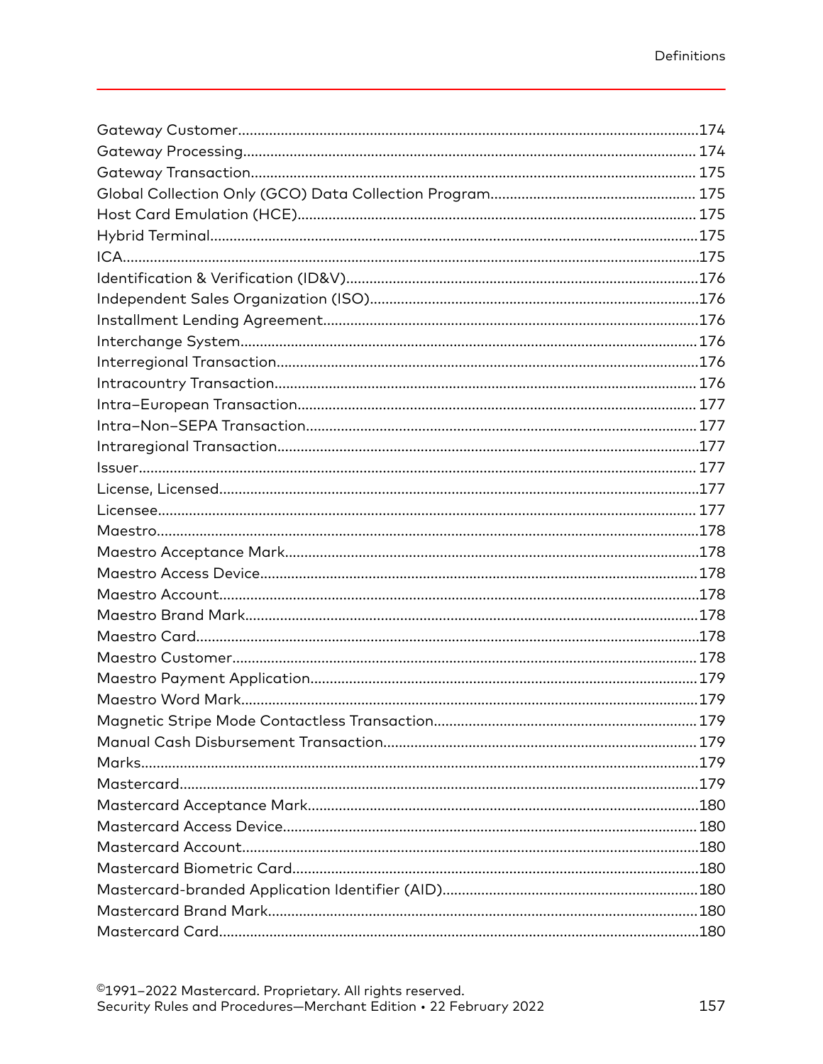Gateway Customer....................................................................................................174
Gateway Processing.................................................................................................. 174
Gateway Transaction................................................................................................ 175
Global Collection Only (GCO) Data Collection Program.................................................. 175
Host Card Emulation (HCE)...................................................................................... 175
Hybrid Terminal.......................................................................................................175
ICA........................................................................................................................175
Identification & Verification (ID&V)...........................................................................176
Independent Sales Organization (ISO).......................................................................176
Installment Lending Agreement................................................................................176
Interchange System..................................................................................................176
Interregional Transaction..........................................................................................176
Intracountry Transaction.......................................................................................... 176
Intra–European Transaction..................................................................................... 177
Intra–Non–SEPA Transaction..................................................................................... 177
Intraregional Transaction..........................................................................................177
Issuer.................................................................................................................... 177
License, Licensed.....................................................................................................177
Licensee................................................................................................................. 177
Maestro..................................................................................................................178
Maestro Acceptance Mark.........................................................................................178
Maestro Access Device..............................................................................................178
Maestro Account......................................................................................................178
Maestro Brand Mark..................................................................................................178
Maestro Card...........................................................................................................178
Maestro Customer.................................................................................................... 178
Maestro Payment Application.....................................................................................179
Maestro Word Mark...................................................................................................179
Magnetic Stripe Mode Contactless Transaction............................................................ 179
Manual Cash Disbursement Transaction..................................................................... 179
Marks.....................................................................................................................179
Mastercard..............................................................................................................179
Mastercard Acceptance Mark......................................................................................180
Mastercard Access Device......................................................................................... 180
Mastercard Account..................................................................................................180
Mastercard Biometric Card.........................................................................................180
Mastercard-branded Application Identifier (AID)...........................................................180
Mastercard Brand Mark..............................................................................................180
Mastercard Card.......................................................................................................180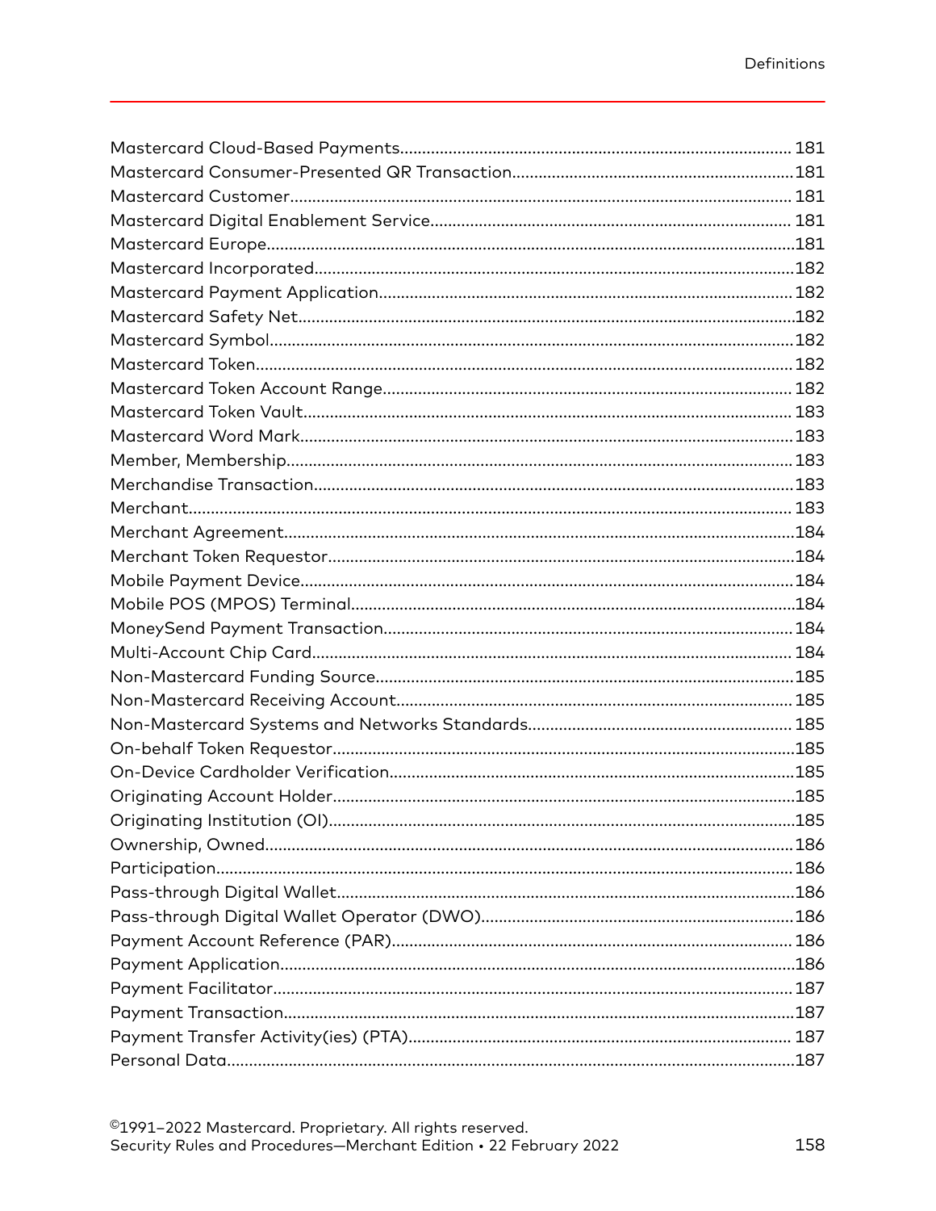Mastercard Cloud-Based Payments........................................................................................ 181
Mastercard Consumer-Presented QR Transaction...............................................................181
Mastercard Customer................................................................................................................ 181
Mastercard Digital Enablement Service.................................................................................. 181
Mastercard Europe......................................................................................................................181
Mastercard Incorporated...........................................................................................................182
Mastercard Payment Application............................................................................................ 182
Mastercard Safety Net...............................................................................................................182
Mastercard Symbol.....................................................................................................................182
Mastercard Token........................................................................................................................182
Mastercard Token Account Range........................................................................................... 182
Mastercard Token Vault............................................................................................................. 183
Mastercard Word Mark..............................................................................................................183
Member, Membership.................................................................................................................183
Merchandise Transaction...........................................................................................................183
Merchant...................................................................................................................................... 183
Merchant Agreement.................................................................................................................184
Merchant Token Requestor........................................................................................................184
Mobile Payment Device..............................................................................................................184
Mobile POS (MPOS) Terminal...................................................................................................184
MoneySend Payment Transaction........................................................................................... 184
Multi-Account Chip Card........................................................................................................... 184
Non-Mastercard Funding Source..............................................................................................185
Non-Mastercard Receiving Account........................................................................................ 185
Non-Mastercard Systems and Networks Standards........................................................... 185
On-behalf Token Requestor........................................................................................................185
On-Device Cardholder Verification...........................................................................................185
Originating Account Holder.......................................................................................................185
Originating Institution (OI)........................................................................................................185
Ownership, Owned......................................................................................................................186
Participation................................................................................................................................ 186
Pass-through Digital Wallet.......................................................................................................186
Pass-through Digital Wallet Operator (DWO).....................................................................186
Payment Account Reference (PAR)......................................................................................... 186
Payment Application...................................................................................................................186
Payment Facilitator.................................................................................................................... 187
Payment Transaction..................................................................................................................187
Payment Transfer Activity(ies) (PTA)..................................................................................... 187
Personal Data..............................................................................................................................187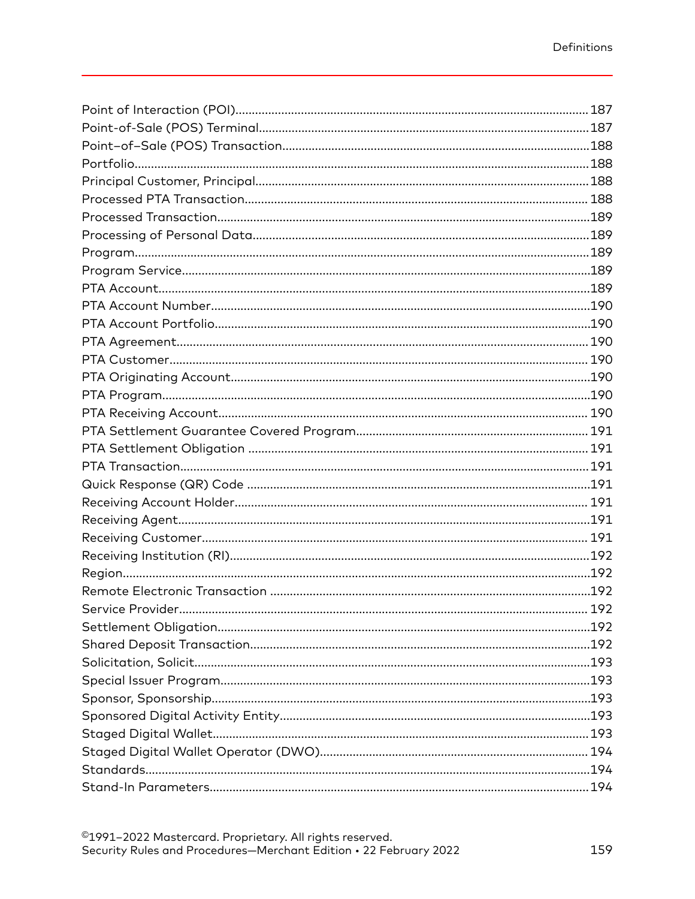Point of Interaction (POI)........................................................................................187
Point-of-Sale (POS) Terminal....................................................................................187
Point–of–Sale (POS) Transaction..............................................................................188
Portfolio..........................................................................................................................188
Principal Customer, Principal....................................................................................188
Processed PTA Transaction....................................................................................... 188
Processed Transaction................................................................................................189
Processing of Personal Data.....................................................................................189
Program..........................................................................................................................189
Program Service............................................................................................................189
PTA Account...................................................................................................................189
PTA Account Number...................................................................................................190
PTA Account Portfolio..................................................................................................190
PTA Agreement............................................................................................................ 190
PTA Customer.............................................................................................................. 190
PTA Originating Account.............................................................................................190
PTA Program..................................................................................................................190
PTA Receiving Account............................................................................................... 190
PTA Settlement Guarantee Covered Program...................................................... 191
PTA Settlement Obligation ....................................................................................... 191
PTA Transaction............................................................................................................191
Quick Response (QR) Code .......................................................................................191
Receiving Account Holder.......................................................................................... 191
Receiving Agent.............................................................................................................191
Receiving Customer..................................................................................................... 191
Receiving Institution (RI).............................................................................................192
Region..............................................................................................................................192
Remote Electronic Transaction .................................................................................192
Service Provider............................................................................................................ 192
Settlement Obligation.................................................................................................192
Shared Deposit Transaction......................................................................................192
Solicitation, Solicit.........................................................................................................193
Special Issuer Program...............................................................................................193
Sponsor, Sponsorship..................................................................................................193
Sponsored Digital Activity Entity..............................................................................193
Staged Digital Wallet.................................................................................................. 193
Staged Digital Wallet Operator (DWO)................................................................. 194
Standards.......................................................................................................................194
Stand-In Parameters.................................................................................................. 194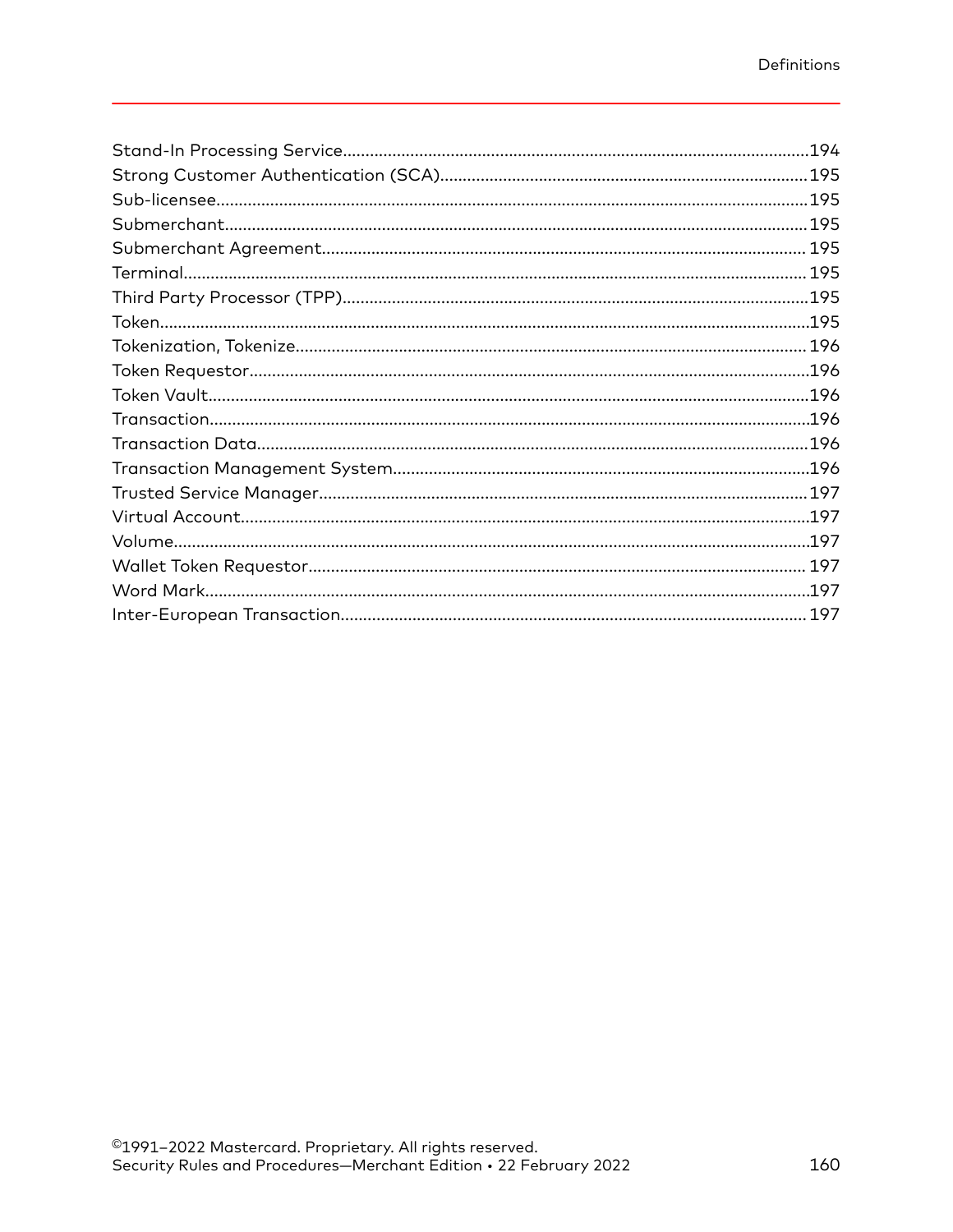Stand-In Processing Service....................................................................................................194
Strong Customer Authentication (SCA)...............................................................................195
Sub-licensee.................................................................................................................................195
Submerchant...............................................................................................................................195
Submerchant Agreement.......................................................................................................... 195
Terminal........................................................................................................................................ 195
Third Party Processor (TPP).....................................................................................................195
Token.............................................................................................................................................195
Tokenization, Tokenize............................................................................................................... 196
Token Requestor.........................................................................................................................196
Token Vault...................................................................................................................................196
Transaction..................................................................................................................................196
Transaction Data........................................................................................................................196
Transaction Management System..........................................................................................196
Trusted Service Manager.......................................................................................................... 197
Virtual Account...........................................................................................................................197
Volume.........................................................................................................................................197
Wallet Token Requestor............................................................................................................ 197
Word Mark...................................................................................................................................197
Inter-European Transaction..................................................................................................... 197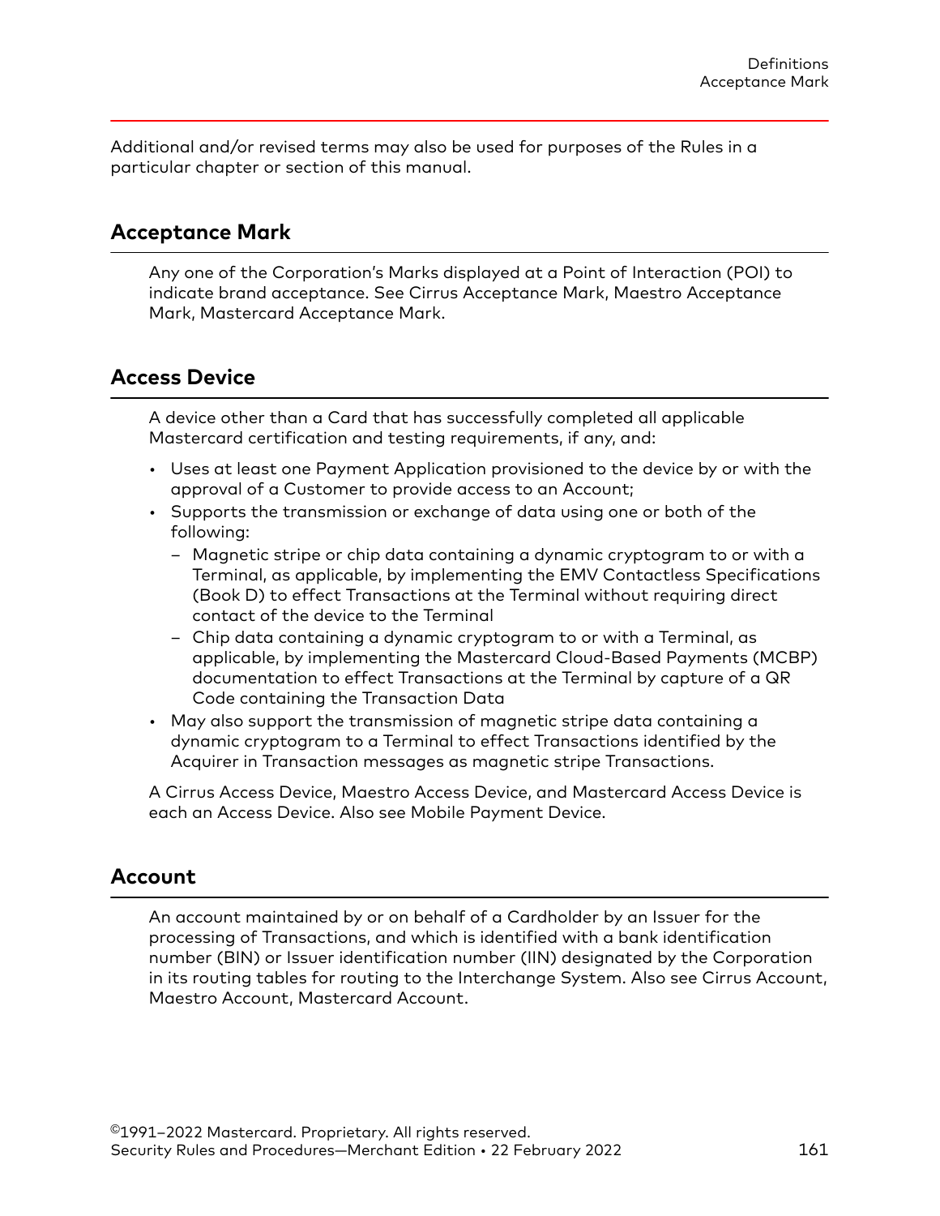Additional and/or revised terms may also be used for purposes of the Rules in a particular chapter or section of this manual.

## Acceptance Mark

Any one of the Corporation's Marks displayed at a Point of Interaction (POI) to indicate brand acceptance. See Cirrus Acceptance Mark, Maestro Acceptance Mark, Mastercard Acceptance Mark.

## Access Device

A device other than a Card that has successfully completed all applicable Mastercard certification and testing requirements, if any, and:

- Uses at least one Payment Application provisioned to the device by or with the approval of a Customer to provide access to an Account;
- Supports the transmission or exchange of data using one or both of the following:
  - Magnetic stripe or chip data containing a dynamic cryptogram to or with a Terminal, as applicable, by implementing the EMV Contactless Specifications (Book D) to effect Transactions at the Terminal without requiring direct contact of the device to the Terminal
  - Chip data containing a dynamic cryptogram to or with a Terminal, as applicable, by implementing the Mastercard Cloud-Based Payments (MCBP) documentation to effect Transactions at the Terminal by capture of a QR Code containing the Transaction Data
- May also support the transmission of magnetic stripe data containing a dynamic cryptogram to a Terminal to effect Transactions identified by the Acquirer in Transaction messages as magnetic stripe Transactions.

A Cirrus Access Device, Maestro Access Device, and Mastercard Access Device is each an Access Device. Also see Mobile Payment Device.

## Account

An account maintained by or on behalf of a Cardholder by an Issuer for the processing of Transactions, and which is identified with a bank identification number (BIN) or Issuer identification number (IIN) designated by the Corporation in its routing tables for routing to the Interchange System. Also see Cirrus Account, Maestro Account, Mastercard Account.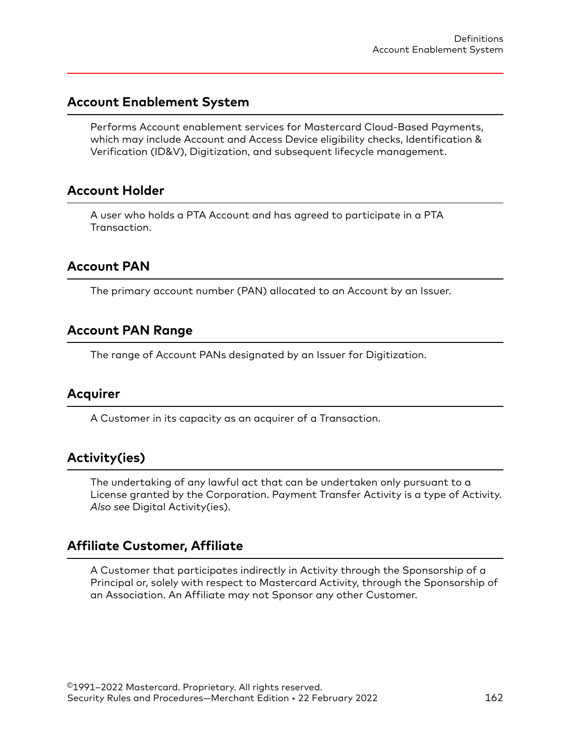## Account Enablement System

Performs Account enablement services for Mastercard Cloud-Based Payments, which may include Account and Access Device eligibility checks, Identification & Verification (ID&V), Digitization, and subsequent lifecycle management.

## Account Holder

A user who holds a PTA Account and has agreed to participate in a PTA Transaction.

## Account PAN

The primary account number (PAN) allocated to an Account by an Issuer.

## Account PAN Range

The range of Account PANs designated by an Issuer for Digitization.

## Acquirer

A Customer in its capacity as an acquirer of a Transaction.

## Activity(ies)

The undertaking of any lawful act that can be undertaken only pursuant to a License granted by the Corporation. Payment Transfer Activity is a type of Activity. *Also see* Digital Activity(ies).

## Affiliate Customer, Affiliate

A Customer that participates indirectly in Activity through the Sponsorship of a Principal or, solely with respect to Mastercard Activity, through the Sponsorship of an Association. An Affiliate may not Sponsor any other Customer.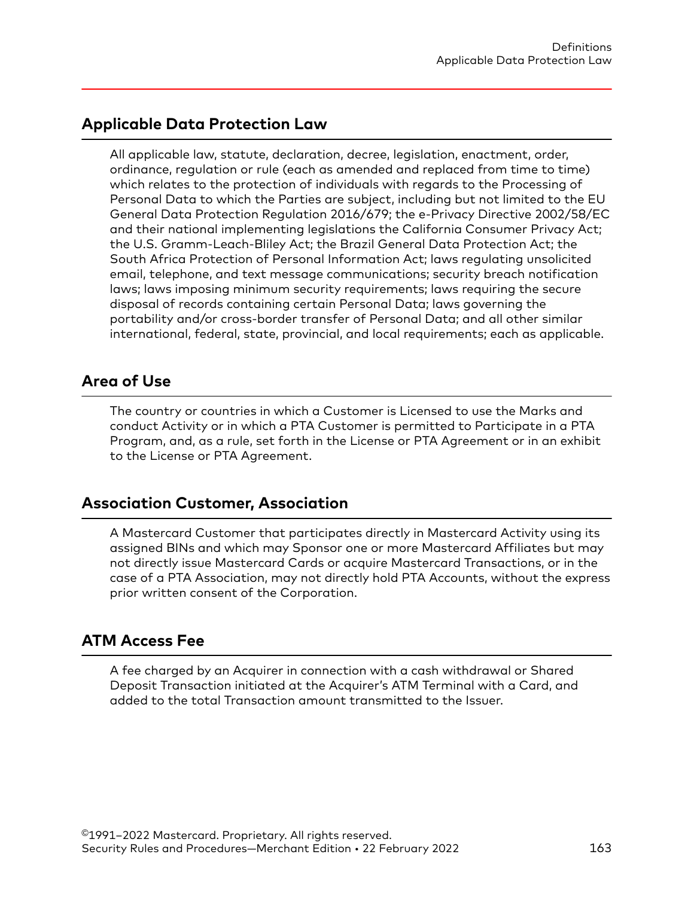## Applicable Data Protection Law

All applicable law, statute, declaration, decree, legislation, enactment, order, ordinance, regulation or rule (each as amended and replaced from time to time) which relates to the protection of individuals with regards to the Processing of Personal Data to which the Parties are subject, including but not limited to the EU General Data Protection Regulation 2016/679; the e-Privacy Directive 2002/58/EC and their national implementing legislations the California Consumer Privacy Act; the U.S. Gramm-Leach-Bliley Act; the Brazil General Data Protection Act; the South Africa Protection of Personal Information Act; laws regulating unsolicited email, telephone, and text message communications; security breach notification laws; laws imposing minimum security requirements; laws requiring the secure disposal of records containing certain Personal Data; laws governing the portability and/or cross-border transfer of Personal Data; and all other similar international, federal, state, provincial, and local requirements; each as applicable.

## Area of Use

The country or countries in which a Customer is Licensed to use the Marks and conduct Activity or in which a PTA Customer is permitted to Participate in a PTA Program, and, as a rule, set forth in the License or PTA Agreement or in an exhibit to the License or PTA Agreement.

## Association Customer, Association

A Mastercard Customer that participates directly in Mastercard Activity using its assigned BINs and which may Sponsor one or more Mastercard Affiliates but may not directly issue Mastercard Cards or acquire Mastercard Transactions, or in the case of a PTA Association, may not directly hold PTA Accounts, without the express prior written consent of the Corporation.

## ATM Access Fee

A fee charged by an Acquirer in connection with a cash withdrawal or Shared Deposit Transaction initiated at the Acquirer's ATM Terminal with a Card, and added to the total Transaction amount transmitted to the Issuer.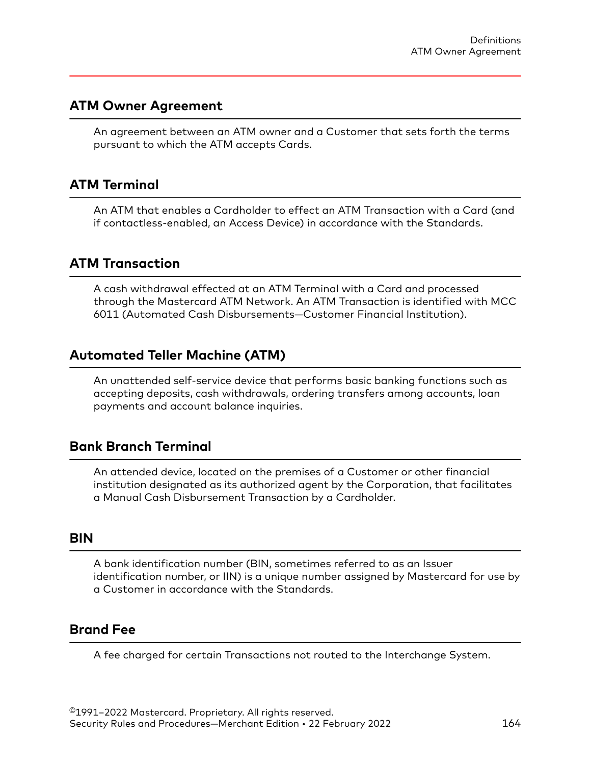## ATM Owner Agreement

An agreement between an ATM owner and a Customer that sets forth the terms pursuant to which the ATM accepts Cards.

## ATM Terminal

An ATM that enables a Cardholder to effect an ATM Transaction with a Card (and if contactless-enabled, an Access Device) in accordance with the Standards.

## ATM Transaction

A cash withdrawal effected at an ATM Terminal with a Card and processed through the Mastercard ATM Network. An ATM Transaction is identified with MCC 6011 (Automated Cash Disbursements—Customer Financial Institution).

## Automated Teller Machine (ATM)

An unattended self-service device that performs basic banking functions such as accepting deposits, cash withdrawals, ordering transfers among accounts, loan payments and account balance inquiries.

## Bank Branch Terminal

An attended device, located on the premises of a Customer or other financial institution designated as its authorized agent by the Corporation, that facilitates a Manual Cash Disbursement Transaction by a Cardholder.

## BIN

A bank identification number (BIN, sometimes referred to as an Issuer identification number, or IIN) is a unique number assigned by Mastercard for use by a Customer in accordance with the Standards.

## Brand Fee

A fee charged for certain Transactions not routed to the Interchange System.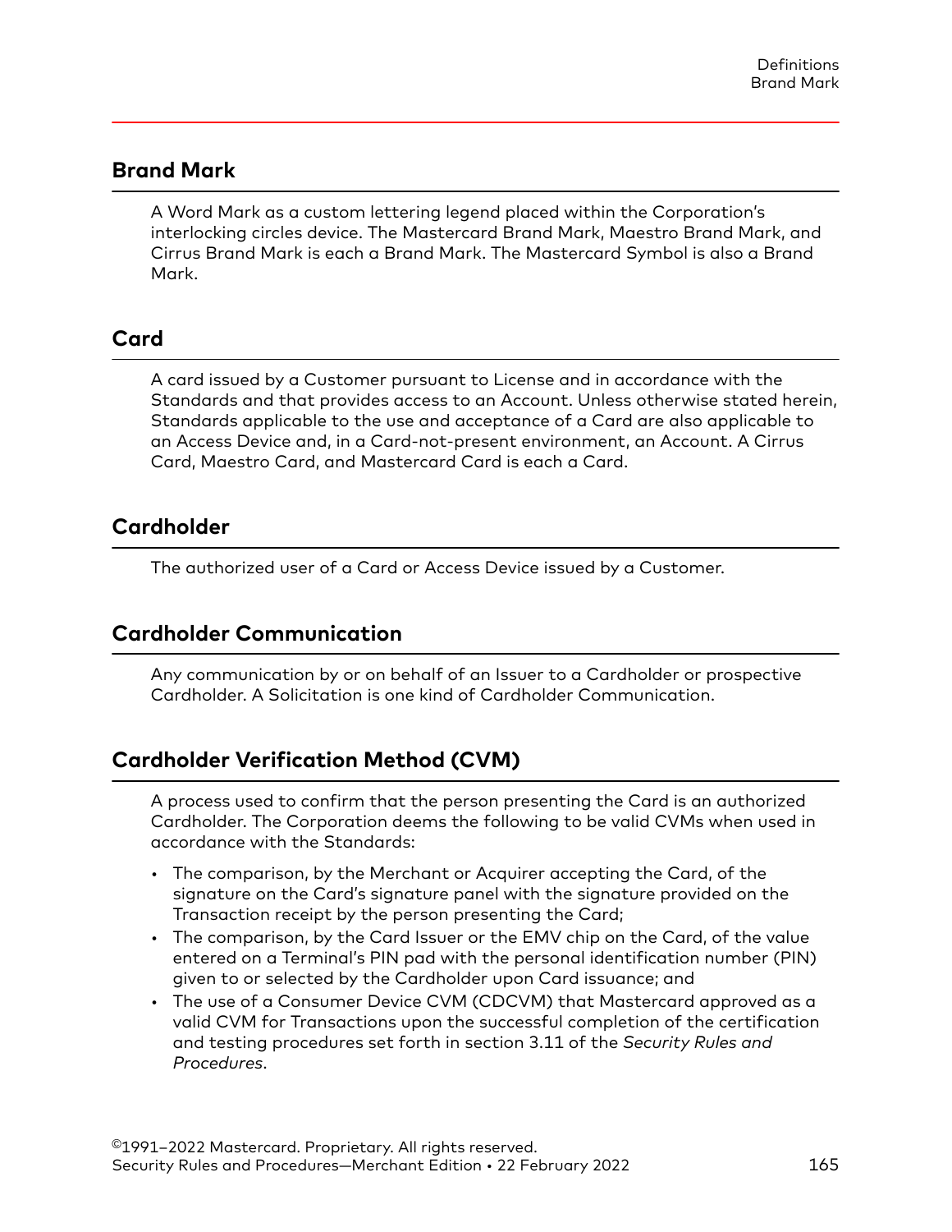## Brand Mark

A Word Mark as a custom lettering legend placed within the Corporation's interlocking circles device. The Mastercard Brand Mark, Maestro Brand Mark, and Cirrus Brand Mark is each a Brand Mark. The Mastercard Symbol is also a Brand Mark.

## Card

A card issued by a Customer pursuant to License and in accordance with the Standards and that provides access to an Account. Unless otherwise stated herein, Standards applicable to the use and acceptance of a Card are also applicable to an Access Device and, in a Card-not-present environment, an Account. A Cirrus Card, Maestro Card, and Mastercard Card is each a Card.

## Cardholder

The authorized user of a Card or Access Device issued by a Customer.

## Cardholder Communication

Any communication by or on behalf of an Issuer to a Cardholder or prospective Cardholder. A Solicitation is one kind of Cardholder Communication.

## Cardholder Verification Method (CVM)

A process used to confirm that the person presenting the Card is an authorized Cardholder. The Corporation deems the following to be valid CVMs when used in accordance with the Standards:

- The comparison, by the Merchant or Acquirer accepting the Card, of the signature on the Card's signature panel with the signature provided on the Transaction receipt by the person presenting the Card;
- The comparison, by the Card Issuer or the EMV chip on the Card, of the value entered on a Terminal's PIN pad with the personal identification number (PIN) given to or selected by the Cardholder upon Card issuance; and
- The use of a Consumer Device CVM (CDCVM) that Mastercard approved as a valid CVM for Transactions upon the successful completion of the certification and testing procedures set forth in section 3.11 of the *Security Rules and Procedures*.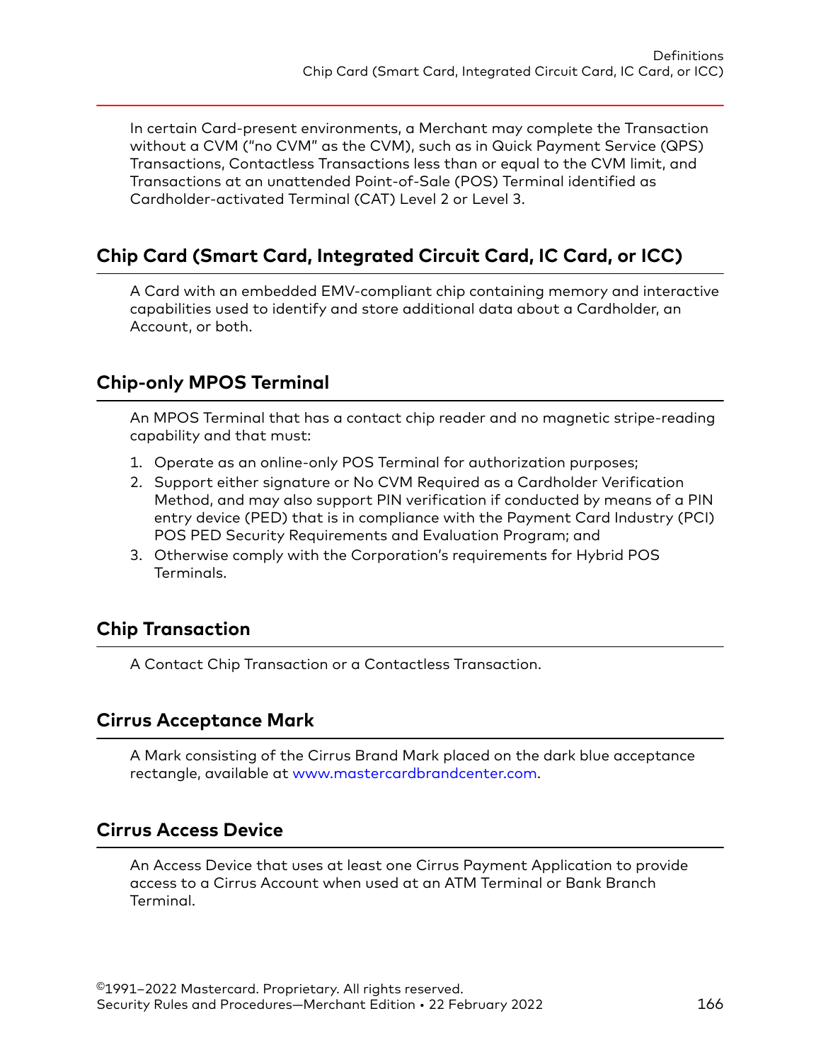In certain Card-present environments, a Merchant may complete the Transaction without a CVM ("no CVM" as the CVM), such as in Quick Payment Service (QPS) Transactions, Contactless Transactions less than or equal to the CVM limit, and Transactions at an unattended Point-of-Sale (POS) Terminal identified as Cardholder-activated Terminal (CAT) Level 2 or Level 3.

## Chip Card (Smart Card, Integrated Circuit Card, IC Card, or ICC)

A Card with an embedded EMV-compliant chip containing memory and interactive capabilities used to identify and store additional data about a Cardholder, an Account, or both.

## Chip-only MPOS Terminal

An MPOS Terminal that has a contact chip reader and no magnetic stripe-reading capability and that must:

1. Operate as an online-only POS Terminal for authorization purposes;
2. Support either signature or No CVM Required as a Cardholder Verification Method, and may also support PIN verification if conducted by means of a PIN entry device (PED) that is in compliance with the Payment Card Industry (PCI) POS PED Security Requirements and Evaluation Program; and
3. Otherwise comply with the Corporation's requirements for Hybrid POS Terminals.

## Chip Transaction

A Contact Chip Transaction or a Contactless Transaction.

## Cirrus Acceptance Mark

A Mark consisting of the Cirrus Brand Mark placed on the dark blue acceptance rectangle, available at www.mastercardbrandcenter.com.

## Cirrus Access Device

An Access Device that uses at least one Cirrus Payment Application to provide access to a Cirrus Account when used at an ATM Terminal or Bank Branch Terminal.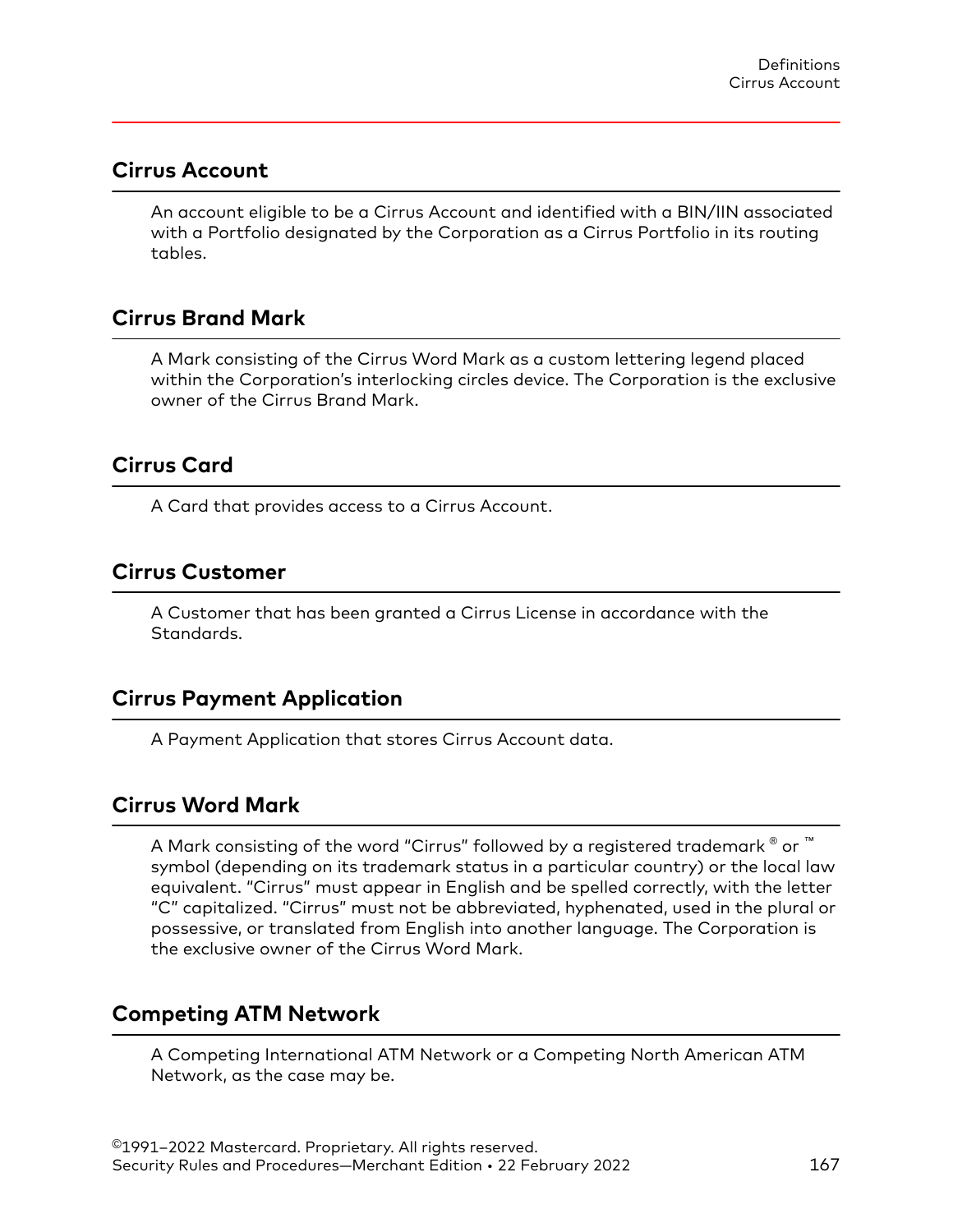## Cirrus Account

An account eligible to be a Cirrus Account and identified with a BIN/IIN associated with a Portfolio designated by the Corporation as a Cirrus Portfolio in its routing tables.

## Cirrus Brand Mark

A Mark consisting of the Cirrus Word Mark as a custom lettering legend placed within the Corporation's interlocking circles device. The Corporation is the exclusive owner of the Cirrus Brand Mark.

## Cirrus Card

A Card that provides access to a Cirrus Account.

## Cirrus Customer

A Customer that has been granted a Cirrus License in accordance with the Standards.

## Cirrus Payment Application

A Payment Application that stores Cirrus Account data.

## Cirrus Word Mark

A Mark consisting of the word "Cirrus" followed by a registered trademark ® or ™ symbol (depending on its trademark status in a particular country) or the local law equivalent. "Cirrus" must appear in English and be spelled correctly, with the letter "C" capitalized. "Cirrus" must not be abbreviated, hyphenated, used in the plural or possessive, or translated from English into another language. The Corporation is the exclusive owner of the Cirrus Word Mark.

## Competing ATM Network

A Competing International ATM Network or a Competing North American ATM Network, as the case may be.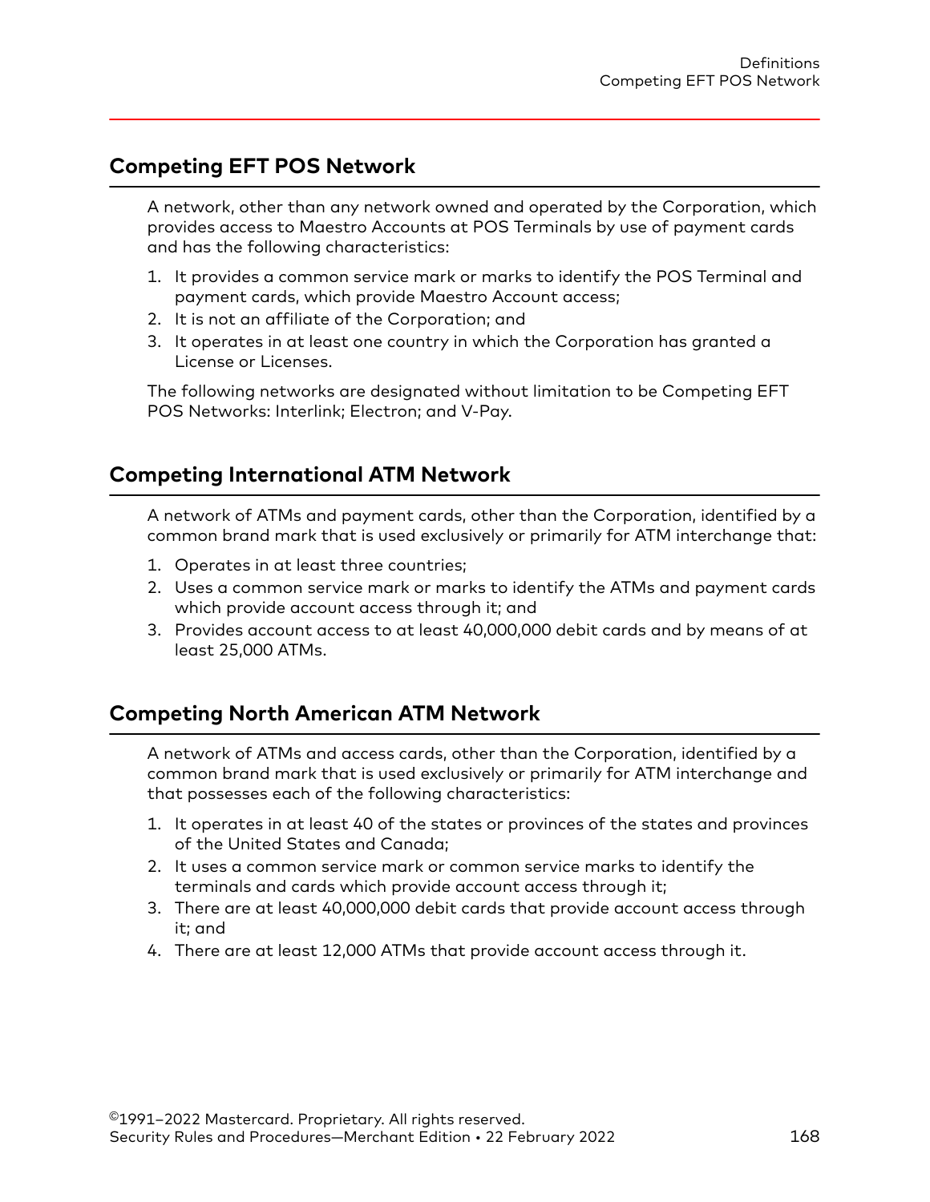## Competing EFT POS Network

A network, other than any network owned and operated by the Corporation, which provides access to Maestro Accounts at POS Terminals by use of payment cards and has the following characteristics:

1. It provides a common service mark or marks to identify the POS Terminal and payment cards, which provide Maestro Account access;
2. It is not an affiliate of the Corporation; and
3. It operates in at least one country in which the Corporation has granted a License or Licenses.

The following networks are designated without limitation to be Competing EFT POS Networks: Interlink; Electron; and V-Pay.

## Competing International ATM Network

A network of ATMs and payment cards, other than the Corporation, identified by a common brand mark that is used exclusively or primarily for ATM interchange that:

1. Operates in at least three countries;
2. Uses a common service mark or marks to identify the ATMs and payment cards which provide account access through it; and
3. Provides account access to at least 40,000,000 debit cards and by means of at least 25,000 ATMs.

## Competing North American ATM Network

A network of ATMs and access cards, other than the Corporation, identified by a common brand mark that is used exclusively or primarily for ATM interchange and that possesses each of the following characteristics:

1. It operates in at least 40 of the states or provinces of the states and provinces of the United States and Canada;
2. It uses a common service mark or common service marks to identify the terminals and cards which provide account access through it;
3. There are at least 40,000,000 debit cards that provide account access through it; and
4. There are at least 12,000 ATMs that provide account access through it.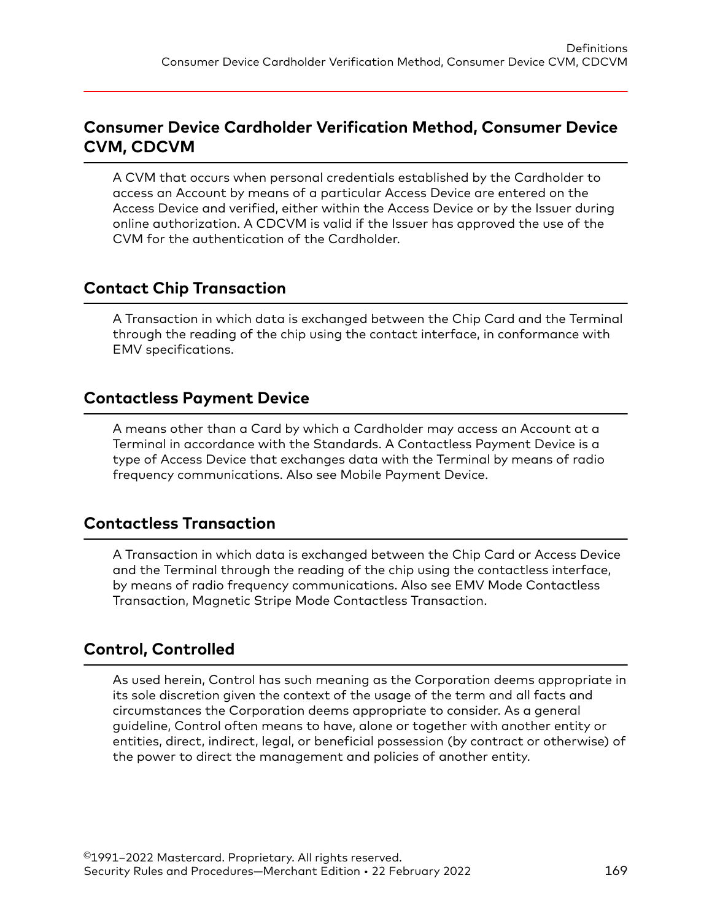## Consumer Device Cardholder Verification Method, Consumer Device CVM, CDCVM

A CVM that occurs when personal credentials established by the Cardholder to access an Account by means of a particular Access Device are entered on the Access Device and verified, either within the Access Device or by the Issuer during online authorization. A CDCVM is valid if the Issuer has approved the use of the CVM for the authentication of the Cardholder.

## Contact Chip Transaction

A Transaction in which data is exchanged between the Chip Card and the Terminal through the reading of the chip using the contact interface, in conformance with EMV specifications.

## Contactless Payment Device

A means other than a Card by which a Cardholder may access an Account at a Terminal in accordance with the Standards. A Contactless Payment Device is a type of Access Device that exchanges data with the Terminal by means of radio frequency communications. Also see Mobile Payment Device.

## Contactless Transaction

A Transaction in which data is exchanged between the Chip Card or Access Device and the Terminal through the reading of the chip using the contactless interface, by means of radio frequency communications. Also see EMV Mode Contactless Transaction, Magnetic Stripe Mode Contactless Transaction.

## Control, Controlled

As used herein, Control has such meaning as the Corporation deems appropriate in its sole discretion given the context of the usage of the term and all facts and circumstances the Corporation deems appropriate to consider. As a general guideline, Control often means to have, alone or together with another entity or entities, direct, indirect, legal, or beneficial possession (by contract or otherwise) of the power to direct the management and policies of another entity.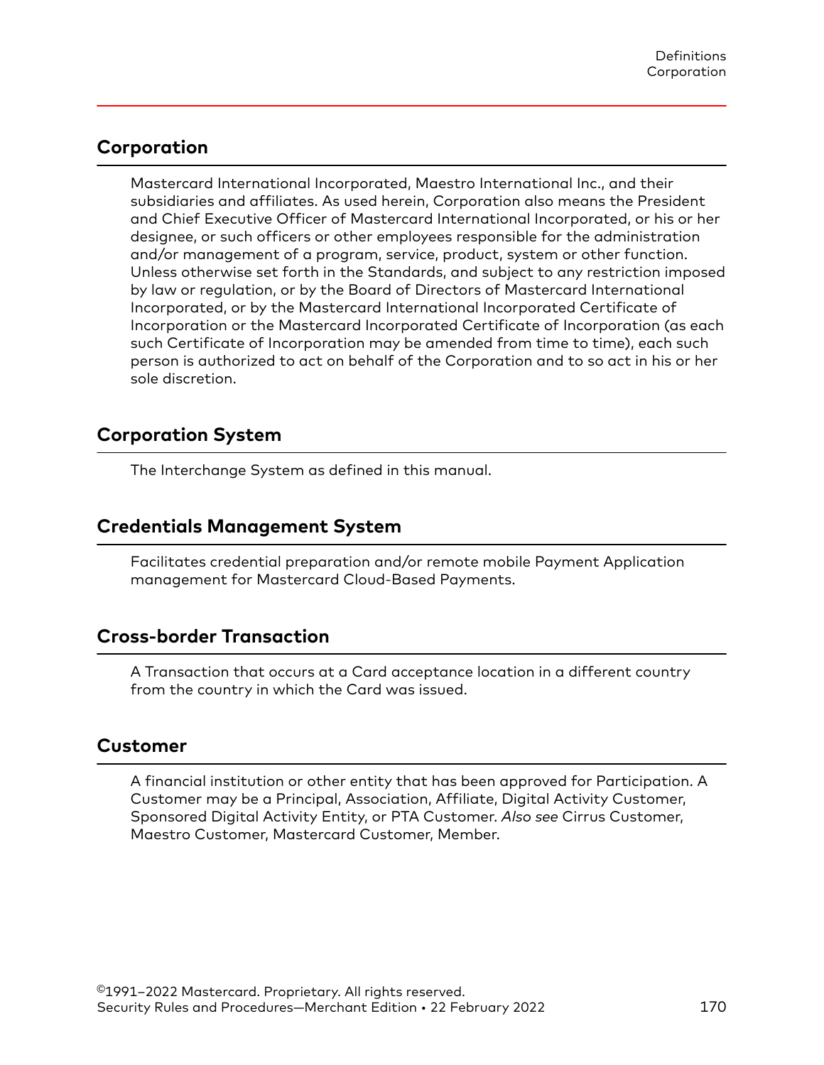## Corporation

Mastercard International Incorporated, Maestro International Inc., and their subsidiaries and affiliates. As used herein, Corporation also means the President and Chief Executive Officer of Mastercard International Incorporated, or his or her designee, or such officers or other employees responsible for the administration and/or management of a program, service, product, system or other function. Unless otherwise set forth in the Standards, and subject to any restriction imposed by law or regulation, or by the Board of Directors of Mastercard International Incorporated, or by the Mastercard International Incorporated Certificate of Incorporation or the Mastercard Incorporated Certificate of Incorporation (as each such Certificate of Incorporation may be amended from time to time), each such person is authorized to act on behalf of the Corporation and to so act in his or her sole discretion.

## Corporation System

The Interchange System as defined in this manual.

## Credentials Management System

Facilitates credential preparation and/or remote mobile Payment Application management for Mastercard Cloud-Based Payments.

## Cross-border Transaction

A Transaction that occurs at a Card acceptance location in a different country from the country in which the Card was issued.

## Customer

A financial institution or other entity that has been approved for Participation. A Customer may be a Principal, Association, Affiliate, Digital Activity Customer, Sponsored Digital Activity Entity, or PTA Customer. *Also see* Cirrus Customer, Maestro Customer, Mastercard Customer, Member.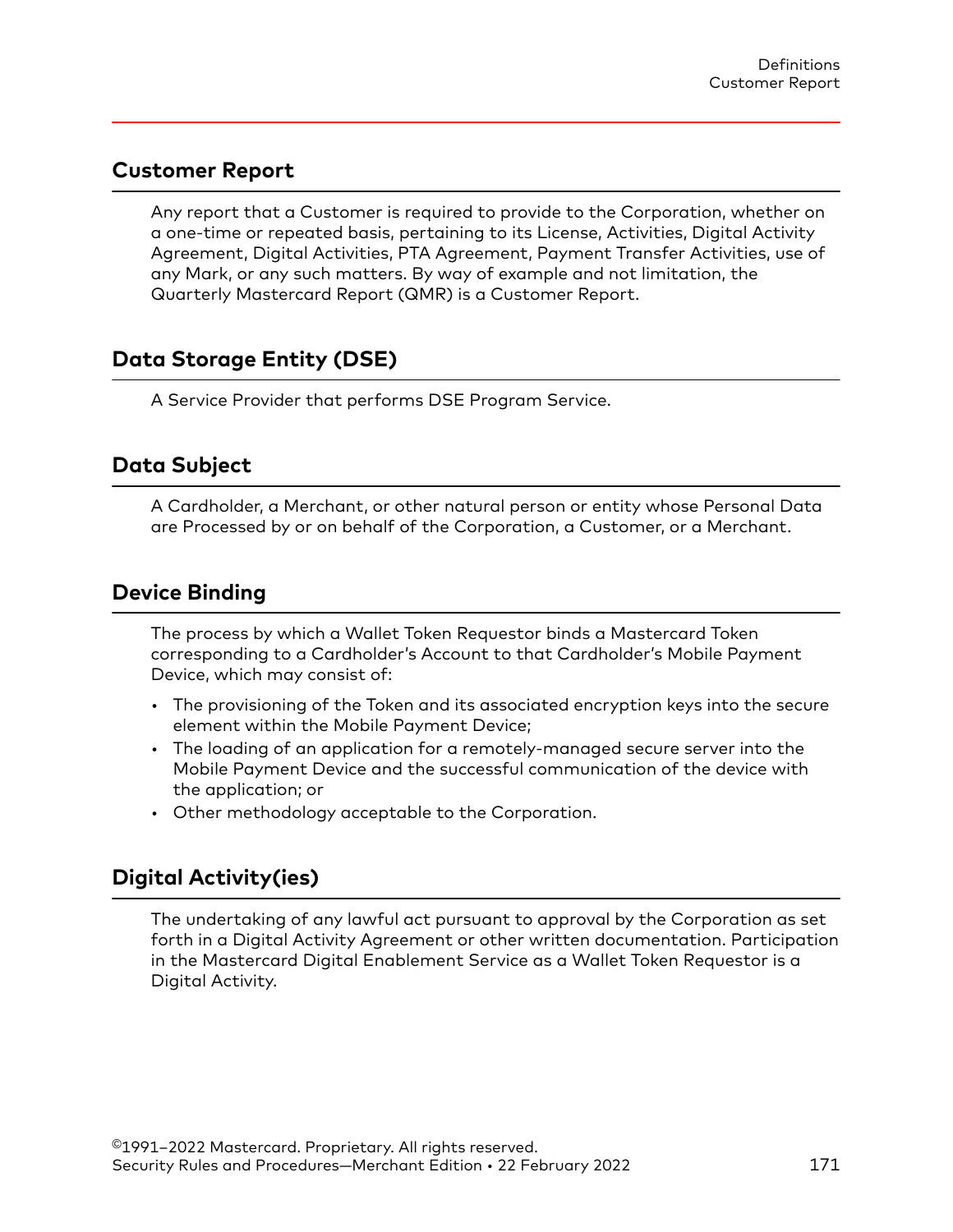## Customer Report

Any report that a Customer is required to provide to the Corporation, whether on a one-time or repeated basis, pertaining to its License, Activities, Digital Activity Agreement, Digital Activities, PTA Agreement, Payment Transfer Activities, use of any Mark, or any such matters. By way of example and not limitation, the Quarterly Mastercard Report (QMR) is a Customer Report.

## Data Storage Entity (DSE)

A Service Provider that performs DSE Program Service.

## Data Subject

A Cardholder, a Merchant, or other natural person or entity whose Personal Data are Processed by or on behalf of the Corporation, a Customer, or a Merchant.

## Device Binding

The process by which a Wallet Token Requestor binds a Mastercard Token corresponding to a Cardholder's Account to that Cardholder's Mobile Payment Device, which may consist of:

- The provisioning of the Token and its associated encryption keys into the secure element within the Mobile Payment Device;
- The loading of an application for a remotely-managed secure server into the Mobile Payment Device and the successful communication of the device with the application; or
- Other methodology acceptable to the Corporation.

## Digital Activity(ies)

The undertaking of any lawful act pursuant to approval by the Corporation as set forth in a Digital Activity Agreement or other written documentation. Participation in the Mastercard Digital Enablement Service as a Wallet Token Requestor is a Digital Activity.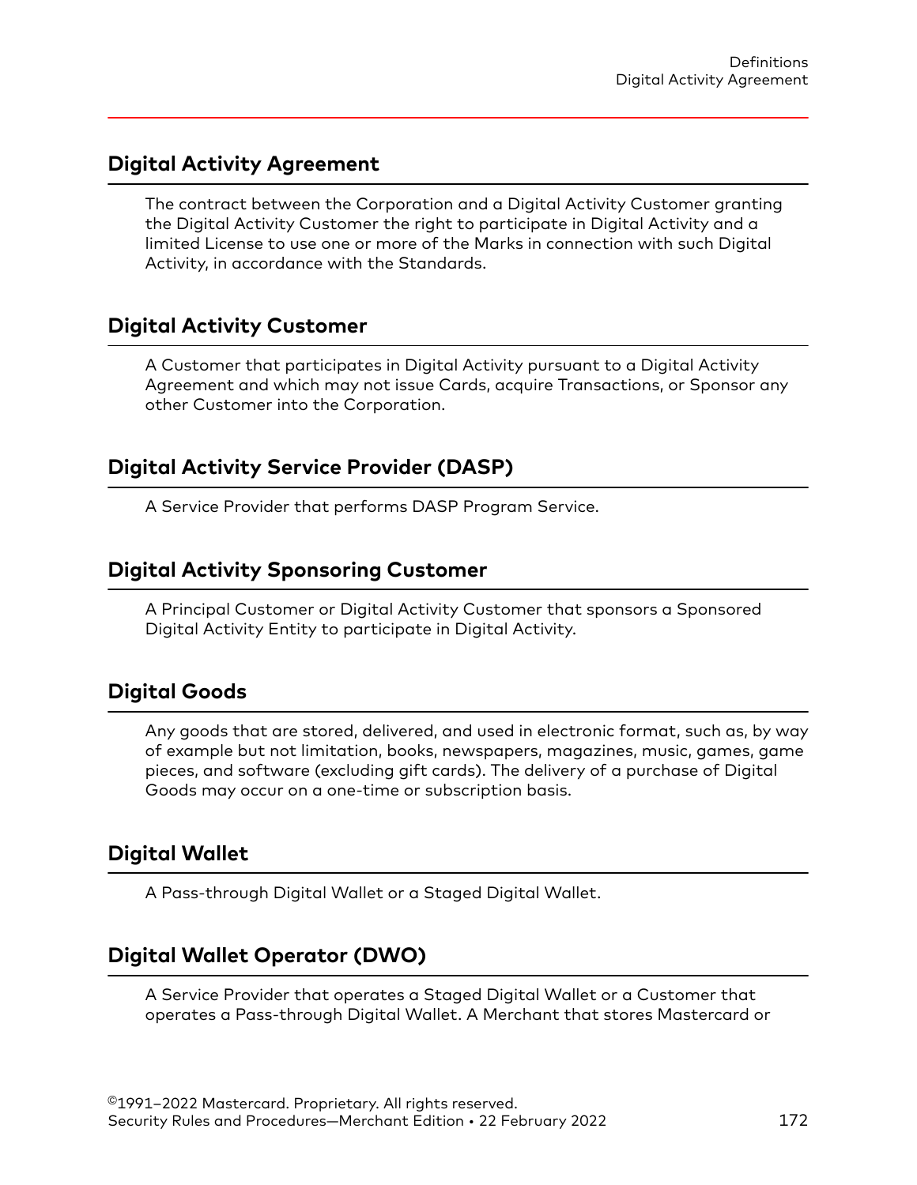## Digital Activity Agreement

The contract between the Corporation and a Digital Activity Customer granting the Digital Activity Customer the right to participate in Digital Activity and a limited License to use one or more of the Marks in connection with such Digital Activity, in accordance with the Standards.

## Digital Activity Customer

A Customer that participates in Digital Activity pursuant to a Digital Activity Agreement and which may not issue Cards, acquire Transactions, or Sponsor any other Customer into the Corporation.

## Digital Activity Service Provider (DASP)

A Service Provider that performs DASP Program Service.

## Digital Activity Sponsoring Customer

A Principal Customer or Digital Activity Customer that sponsors a Sponsored Digital Activity Entity to participate in Digital Activity.

## Digital Goods

Any goods that are stored, delivered, and used in electronic format, such as, by way of example but not limitation, books, newspapers, magazines, music, games, game pieces, and software (excluding gift cards). The delivery of a purchase of Digital Goods may occur on a one-time or subscription basis.

## Digital Wallet

A Pass-through Digital Wallet or a Staged Digital Wallet.

## Digital Wallet Operator (DWO)

A Service Provider that operates a Staged Digital Wallet or a Customer that operates a Pass-through Digital Wallet. A Merchant that stores Mastercard or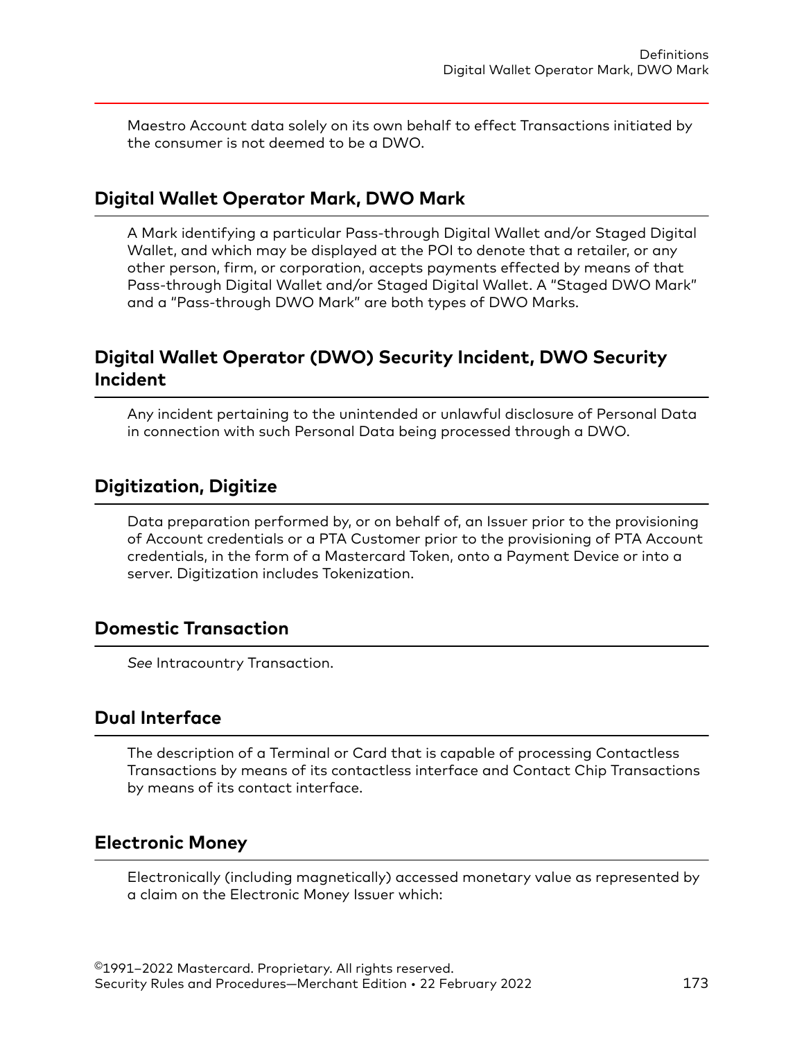Maestro Account data solely on its own behalf to effect Transactions initiated by the consumer is not deemed to be a DWO.

## Digital Wallet Operator Mark, DWO Mark

A Mark identifying a particular Pass-through Digital Wallet and/or Staged Digital Wallet, and which may be displayed at the POI to denote that a retailer, or any other person, firm, or corporation, accepts payments effected by means of that Pass-through Digital Wallet and/or Staged Digital Wallet. A "Staged DWO Mark" and a "Pass-through DWO Mark" are both types of DWO Marks.

## Digital Wallet Operator (DWO) Security Incident, DWO Security Incident

Any incident pertaining to the unintended or unlawful disclosure of Personal Data in connection with such Personal Data being processed through a DWO.

## Digitization, Digitize

Data preparation performed by, or on behalf of, an Issuer prior to the provisioning of Account credentials or a PTA Customer prior to the provisioning of PTA Account credentials, in the form of a Mastercard Token, onto a Payment Device or into a server. Digitization includes Tokenization.

## Domestic Transaction

*See* Intracountry Transaction.

## Dual Interface

The description of a Terminal or Card that is capable of processing Contactless Transactions by means of its contactless interface and Contact Chip Transactions by means of its contact interface.

## Electronic Money

Electronically (including magnetically) accessed monetary value as represented by a claim on the Electronic Money Issuer which: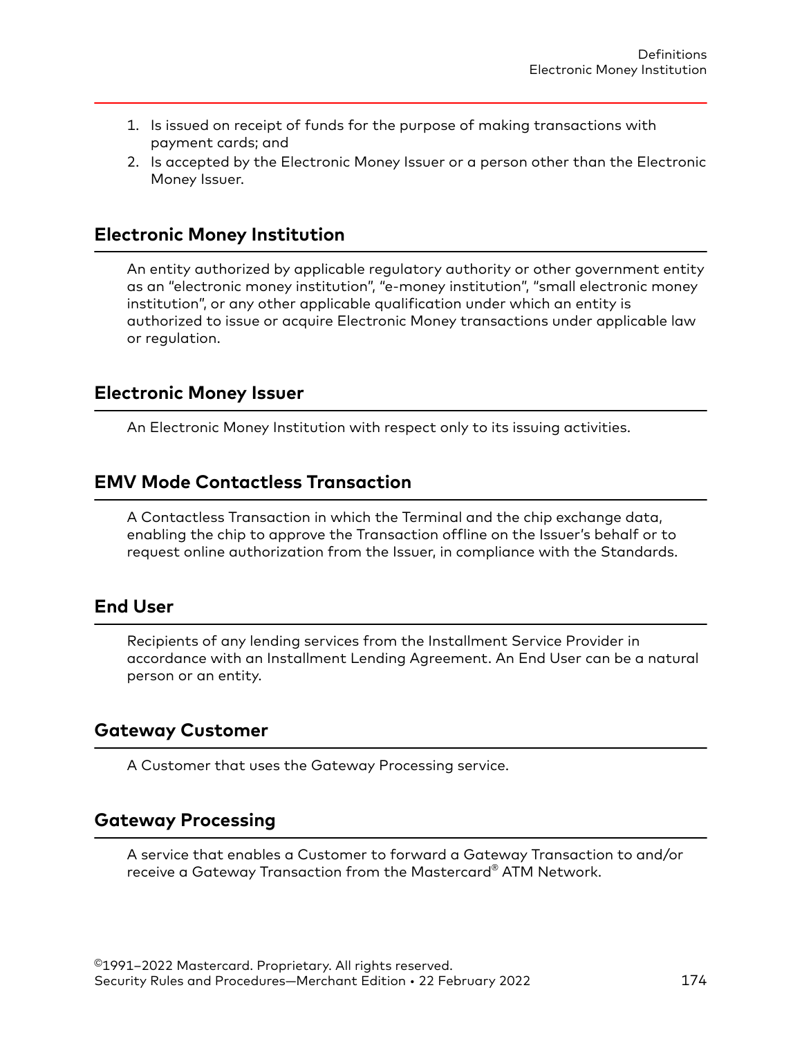1. Is issued on receipt of funds for the purpose of making transactions with payment cards; and
2. Is accepted by the Electronic Money Issuer or a person other than the Electronic Money Issuer.

## Electronic Money Institution

An entity authorized by applicable regulatory authority or other government entity as an "electronic money institution", "e-money institution", "small electronic money institution", or any other applicable qualification under which an entity is authorized to issue or acquire Electronic Money transactions under applicable law or regulation.

## Electronic Money Issuer

An Electronic Money Institution with respect only to its issuing activities.

## EMV Mode Contactless Transaction

A Contactless Transaction in which the Terminal and the chip exchange data, enabling the chip to approve the Transaction offline on the Issuer's behalf or to request online authorization from the Issuer, in compliance with the Standards.

## End User

Recipients of any lending services from the Installment Service Provider in accordance with an Installment Lending Agreement. An End User can be a natural person or an entity.

## Gateway Customer

A Customer that uses the Gateway Processing service.

## Gateway Processing

A service that enables a Customer to forward a Gateway Transaction to and/or receive a Gateway Transaction from the Mastercard® ATM Network.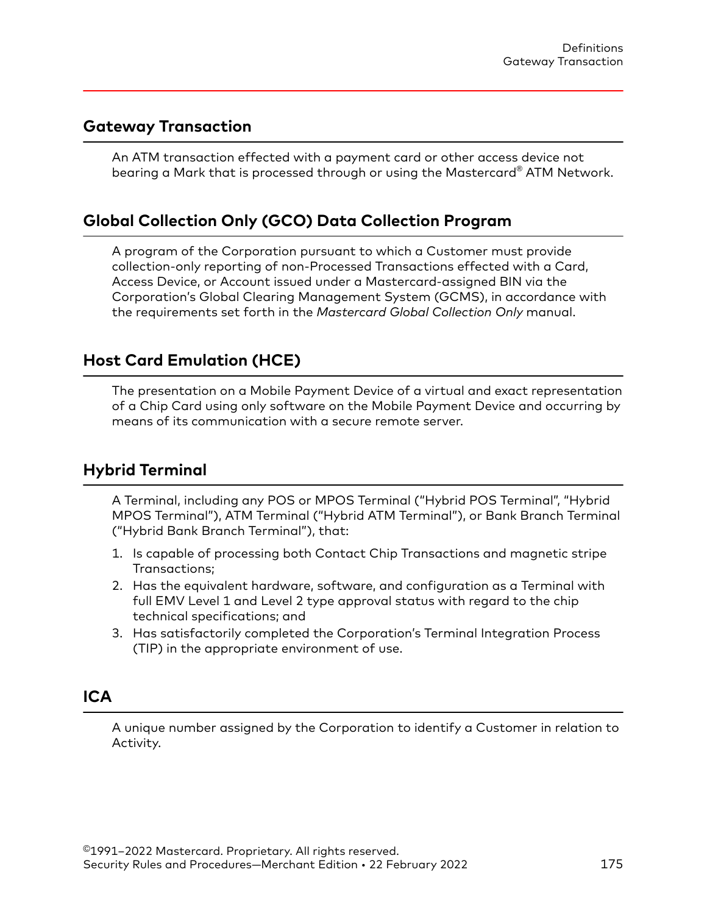## Gateway Transaction

An ATM transaction effected with a payment card or other access device not bearing a Mark that is processed through or using the Mastercard® ATM Network.

## Global Collection Only (GCO) Data Collection Program

A program of the Corporation pursuant to which a Customer must provide collection-only reporting of non-Processed Transactions effected with a Card, Access Device, or Account issued under a Mastercard-assigned BIN via the Corporation's Global Clearing Management System (GCMS), in accordance with the requirements set forth in the *Mastercard Global Collection Only* manual.

## Host Card Emulation (HCE)

The presentation on a Mobile Payment Device of a virtual and exact representation of a Chip Card using only software on the Mobile Payment Device and occurring by means of its communication with a secure remote server.

## Hybrid Terminal

A Terminal, including any POS or MPOS Terminal ("Hybrid POS Terminal", "Hybrid MPOS Terminal"), ATM Terminal ("Hybrid ATM Terminal"), or Bank Branch Terminal ("Hybrid Bank Branch Terminal"), that:

1. Is capable of processing both Contact Chip Transactions and magnetic stripe Transactions;
2. Has the equivalent hardware, software, and configuration as a Terminal with full EMV Level 1 and Level 2 type approval status with regard to the chip technical specifications; and
3. Has satisfactorily completed the Corporation's Terminal Integration Process (TIP) in the appropriate environment of use.

## ICA

A unique number assigned by the Corporation to identify a Customer in relation to Activity.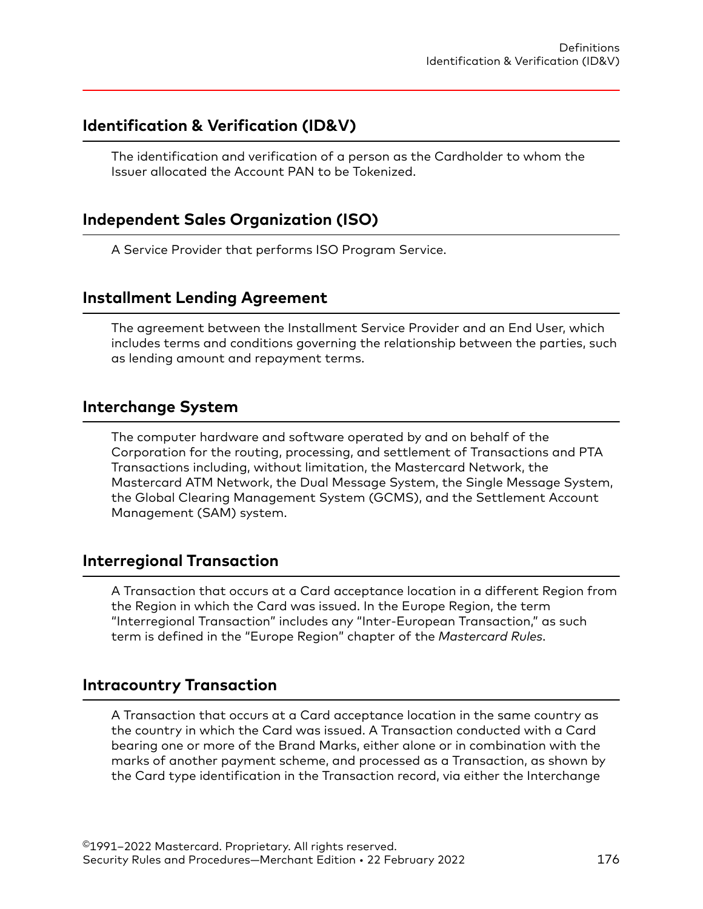## Identification & Verification (ID&V)

The identification and verification of a person as the Cardholder to whom the Issuer allocated the Account PAN to be Tokenized.

## Independent Sales Organization (ISO)

A Service Provider that performs ISO Program Service.

## Installment Lending Agreement

The agreement between the Installment Service Provider and an End User, which includes terms and conditions governing the relationship between the parties, such as lending amount and repayment terms.

## Interchange System

The computer hardware and software operated by and on behalf of the Corporation for the routing, processing, and settlement of Transactions and PTA Transactions including, without limitation, the Mastercard Network, the Mastercard ATM Network, the Dual Message System, the Single Message System, the Global Clearing Management System (GCMS), and the Settlement Account Management (SAM) system.

## Interregional Transaction

A Transaction that occurs at a Card acceptance location in a different Region from the Region in which the Card was issued. In the Europe Region, the term "Interregional Transaction" includes any "Inter-European Transaction," as such term is defined in the "Europe Region" chapter of the *Mastercard Rules*.

## Intracountry Transaction

A Transaction that occurs at a Card acceptance location in the same country as the country in which the Card was issued. A Transaction conducted with a Card bearing one or more of the Brand Marks, either alone or in combination with the marks of another payment scheme, and processed as a Transaction, as shown by the Card type identification in the Transaction record, via either the Interchange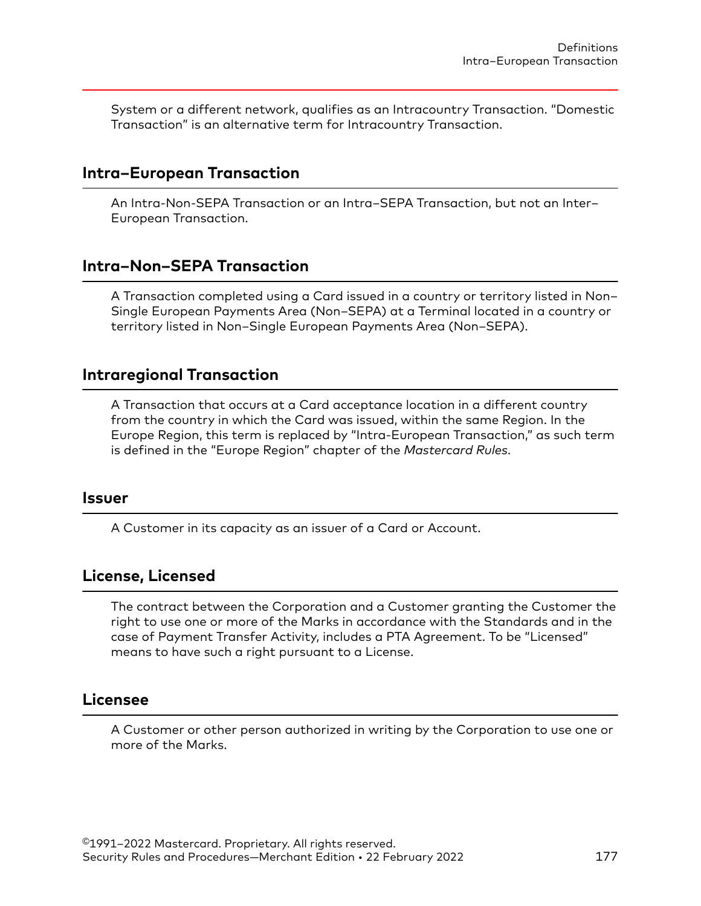System or a different network, qualifies as an Intracountry Transaction. "Domestic Transaction" is an alternative term for Intracountry Transaction.

## Intra–European Transaction

An Intra-Non-SEPA Transaction or an Intra–SEPA Transaction, but not an Inter–European Transaction.

## Intra–Non–SEPA Transaction

A Transaction completed using a Card issued in a country or territory listed in Non–Single European Payments Area (Non–SEPA) at a Terminal located in a country or territory listed in Non–Single European Payments Area (Non–SEPA).

## Intraregional Transaction

A Transaction that occurs at a Card acceptance location in a different country from the country in which the Card was issued, within the same Region. In the Europe Region, this term is replaced by "Intra-European Transaction," as such term is defined in the "Europe Region" chapter of the *Mastercard Rules*.

## Issuer

A Customer in its capacity as an issuer of a Card or Account.

## License, Licensed

The contract between the Corporation and a Customer granting the Customer the right to use one or more of the Marks in accordance with the Standards and in the case of Payment Transfer Activity, includes a PTA Agreement. To be "Licensed" means to have such a right pursuant to a License.

## Licensee

A Customer or other person authorized in writing by the Corporation to use one or more of the Marks.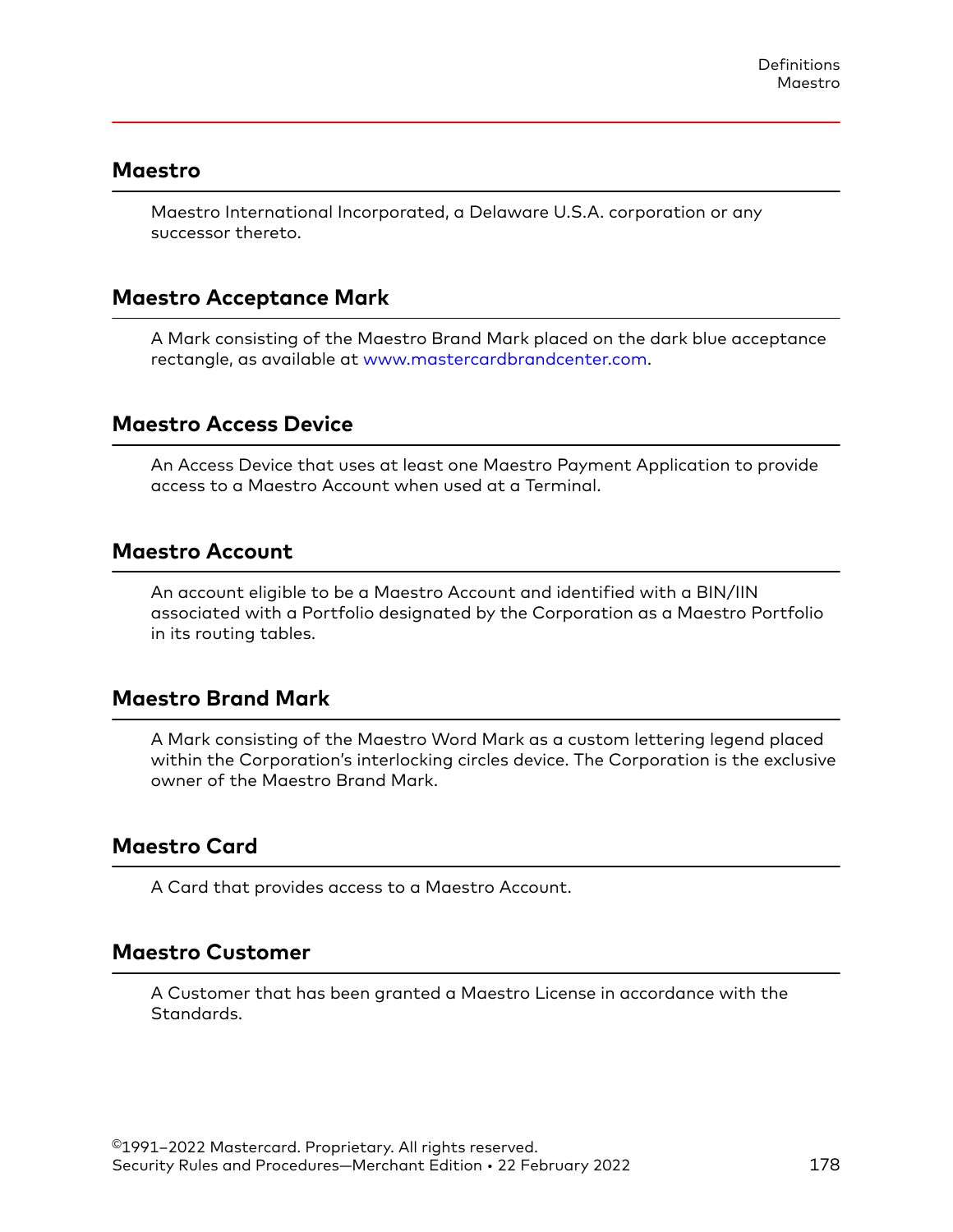## Maestro

Maestro International Incorporated, a Delaware U.S.A. corporation or any successor thereto.

## Maestro Acceptance Mark

A Mark consisting of the Maestro Brand Mark placed on the dark blue acceptance rectangle, as available at www.mastercardbrandcenter.com.

## Maestro Access Device

An Access Device that uses at least one Maestro Payment Application to provide access to a Maestro Account when used at a Terminal.

## Maestro Account

An account eligible to be a Maestro Account and identified with a BIN/IIN associated with a Portfolio designated by the Corporation as a Maestro Portfolio in its routing tables.

## Maestro Brand Mark

A Mark consisting of the Maestro Word Mark as a custom lettering legend placed within the Corporation's interlocking circles device. The Corporation is the exclusive owner of the Maestro Brand Mark.

## Maestro Card

A Card that provides access to a Maestro Account.

## Maestro Customer

A Customer that has been granted a Maestro License in accordance with the Standards.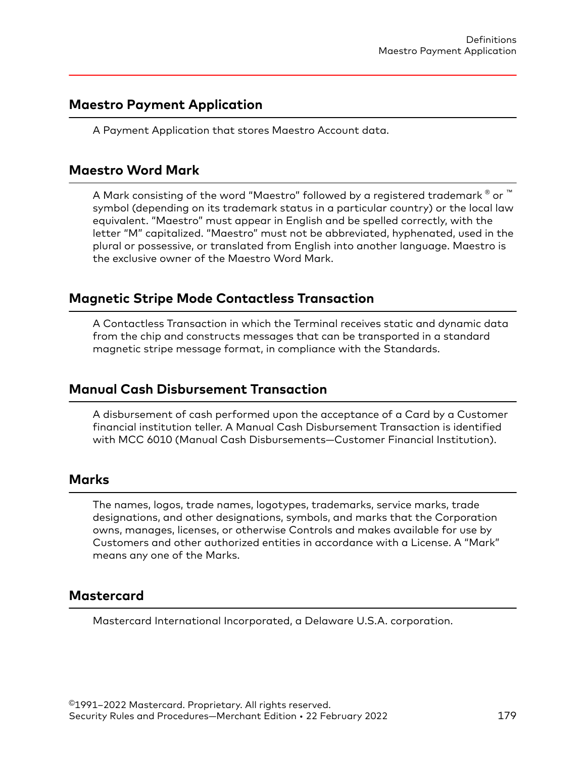## Maestro Payment Application

A Payment Application that stores Maestro Account data.

## Maestro Word Mark

A Mark consisting of the word "Maestro" followed by a registered trademark ® or ™ symbol (depending on its trademark status in a particular country) or the local law equivalent. "Maestro" must appear in English and be spelled correctly, with the letter "M" capitalized. "Maestro" must not be abbreviated, hyphenated, used in the plural or possessive, or translated from English into another language. Maestro is the exclusive owner of the Maestro Word Mark.

## Magnetic Stripe Mode Contactless Transaction

A Contactless Transaction in which the Terminal receives static and dynamic data from the chip and constructs messages that can be transported in a standard magnetic stripe message format, in compliance with the Standards.

## Manual Cash Disbursement Transaction

A disbursement of cash performed upon the acceptance of a Card by a Customer financial institution teller. A Manual Cash Disbursement Transaction is identified with MCC 6010 (Manual Cash Disbursements—Customer Financial Institution).

## Marks

The names, logos, trade names, logotypes, trademarks, service marks, trade designations, and other designations, symbols, and marks that the Corporation owns, manages, licenses, or otherwise Controls and makes available for use by Customers and other authorized entities in accordance with a License. A "Mark" means any one of the Marks.

## Mastercard

Mastercard International Incorporated, a Delaware U.S.A. corporation.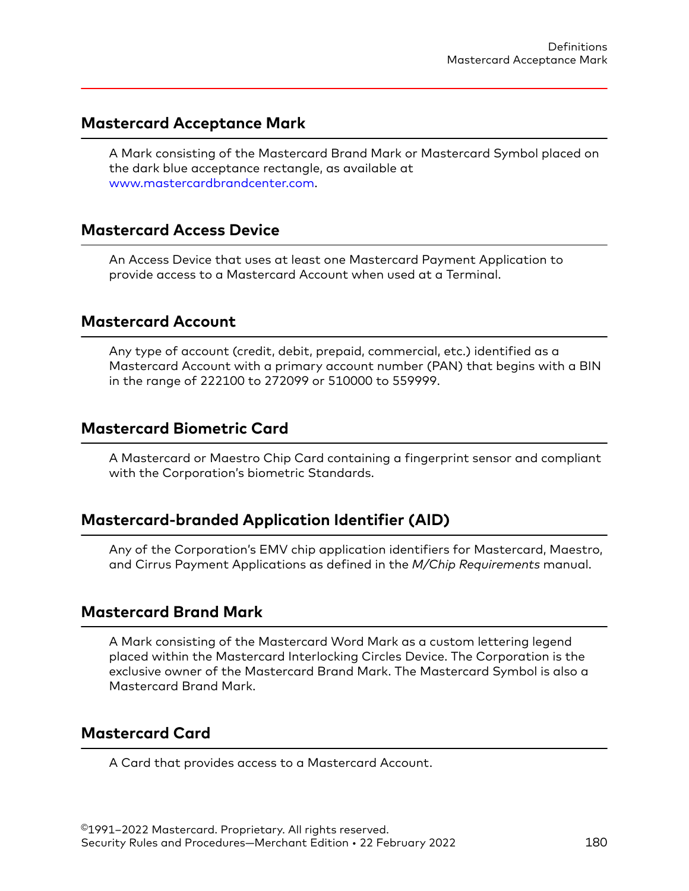## Mastercard Acceptance Mark

A Mark consisting of the Mastercard Brand Mark or Mastercard Symbol placed on the dark blue acceptance rectangle, as available at www.mastercardbrandcenter.com.

## Mastercard Access Device

An Access Device that uses at least one Mastercard Payment Application to provide access to a Mastercard Account when used at a Terminal.

## Mastercard Account

Any type of account (credit, debit, prepaid, commercial, etc.) identified as a Mastercard Account with a primary account number (PAN) that begins with a BIN in the range of 222100 to 272099 or 510000 to 559999.

## Mastercard Biometric Card

A Mastercard or Maestro Chip Card containing a fingerprint sensor and compliant with the Corporation's biometric Standards.

## Mastercard-branded Application Identifier (AID)

Any of the Corporation's EMV chip application identifiers for Mastercard, Maestro, and Cirrus Payment Applications as defined in the *M/Chip Requirements* manual.

## Mastercard Brand Mark

A Mark consisting of the Mastercard Word Mark as a custom lettering legend placed within the Mastercard Interlocking Circles Device. The Corporation is the exclusive owner of the Mastercard Brand Mark. The Mastercard Symbol is also a Mastercard Brand Mark.

## Mastercard Card

A Card that provides access to a Mastercard Account.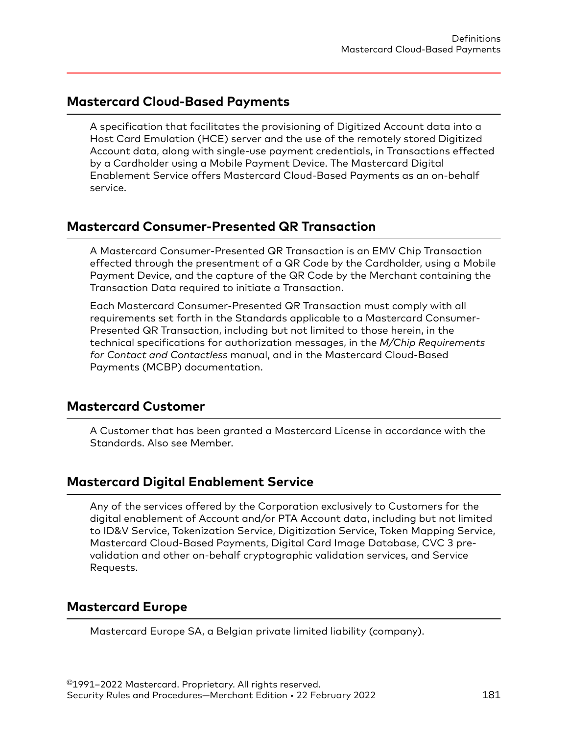## Mastercard Cloud-Based Payments

A specification that facilitates the provisioning of Digitized Account data into a Host Card Emulation (HCE) server and the use of the remotely stored Digitized Account data, along with single-use payment credentials, in Transactions effected by a Cardholder using a Mobile Payment Device. The Mastercard Digital Enablement Service offers Mastercard Cloud-Based Payments as an on-behalf service.

## Mastercard Consumer-Presented QR Transaction

A Mastercard Consumer-Presented QR Transaction is an EMV Chip Transaction effected through the presentment of a QR Code by the Cardholder, using a Mobile Payment Device, and the capture of the QR Code by the Merchant containing the Transaction Data required to initiate a Transaction.

Each Mastercard Consumer-Presented QR Transaction must comply with all requirements set forth in the Standards applicable to a Mastercard Consumer-Presented QR Transaction, including but not limited to those herein, in the technical specifications for authorization messages, in the *M/Chip Requirements for Contact and Contactless* manual, and in the Mastercard Cloud-Based Payments (MCBP) documentation.

## Mastercard Customer

A Customer that has been granted a Mastercard License in accordance with the Standards. Also see Member.

## Mastercard Digital Enablement Service

Any of the services offered by the Corporation exclusively to Customers for the digital enablement of Account and/or PTA Account data, including but not limited to ID&V Service, Tokenization Service, Digitization Service, Token Mapping Service, Mastercard Cloud-Based Payments, Digital Card Image Database, CVC 3 pre-validation and other on-behalf cryptographic validation services, and Service Requests.

## Mastercard Europe

Mastercard Europe SA, a Belgian private limited liability (company).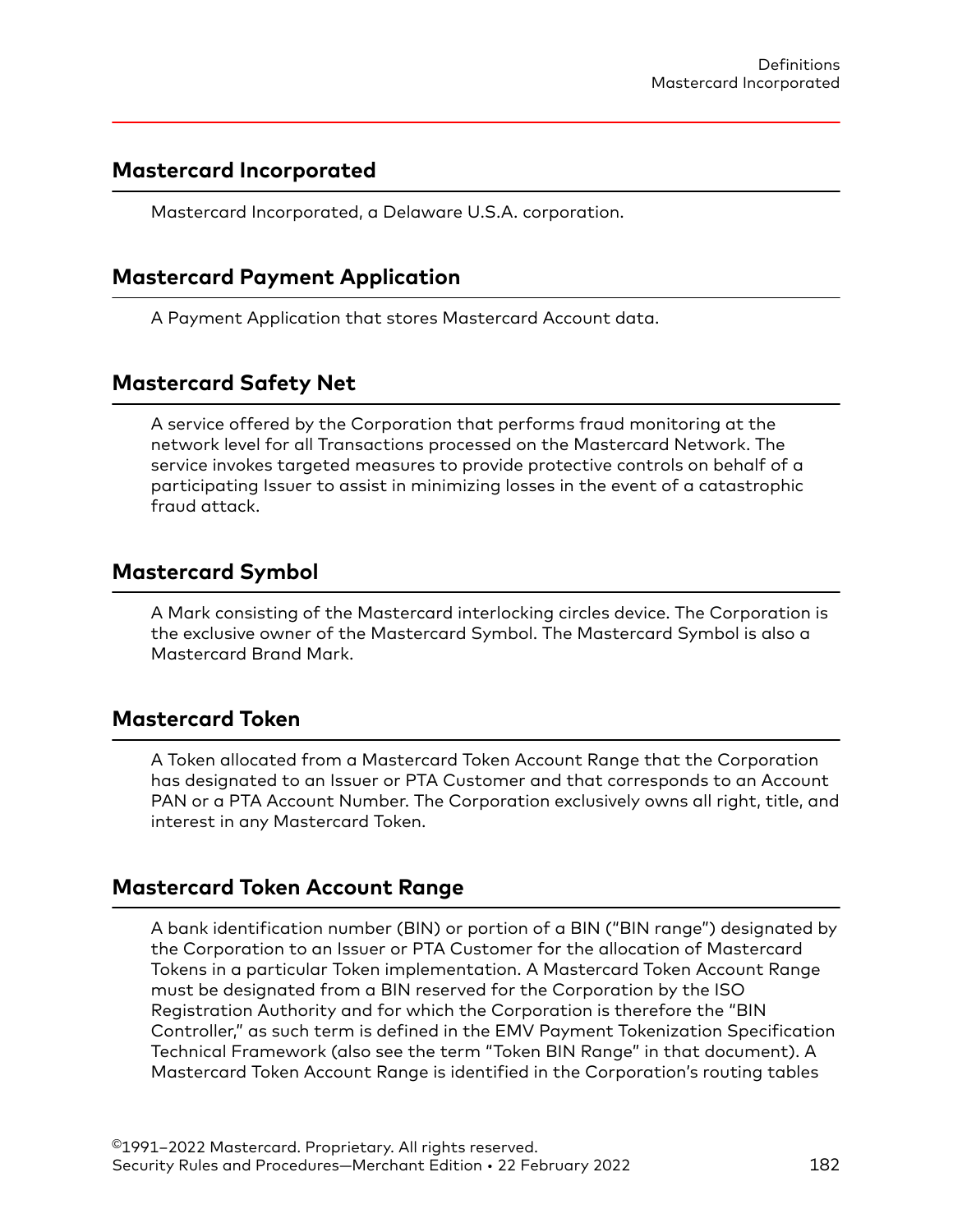## Mastercard Incorporated

Mastercard Incorporated, a Delaware U.S.A. corporation.

## Mastercard Payment Application

A Payment Application that stores Mastercard Account data.

## Mastercard Safety Net

A service offered by the Corporation that performs fraud monitoring at the network level for all Transactions processed on the Mastercard Network. The service invokes targeted measures to provide protective controls on behalf of a participating Issuer to assist in minimizing losses in the event of a catastrophic fraud attack.

## Mastercard Symbol

A Mark consisting of the Mastercard interlocking circles device. The Corporation is the exclusive owner of the Mastercard Symbol. The Mastercard Symbol is also a Mastercard Brand Mark.

## Mastercard Token

A Token allocated from a Mastercard Token Account Range that the Corporation has designated to an Issuer or PTA Customer and that corresponds to an Account PAN or a PTA Account Number. The Corporation exclusively owns all right, title, and interest in any Mastercard Token.

## Mastercard Token Account Range

A bank identification number (BIN) or portion of a BIN ("BIN range") designated by the Corporation to an Issuer or PTA Customer for the allocation of Mastercard Tokens in a particular Token implementation. A Mastercard Token Account Range must be designated from a BIN reserved for the Corporation by the ISO Registration Authority and for which the Corporation is therefore the "BIN Controller," as such term is defined in the EMV Payment Tokenization Specification Technical Framework (also see the term "Token BIN Range" in that document). A Mastercard Token Account Range is identified in the Corporation's routing tables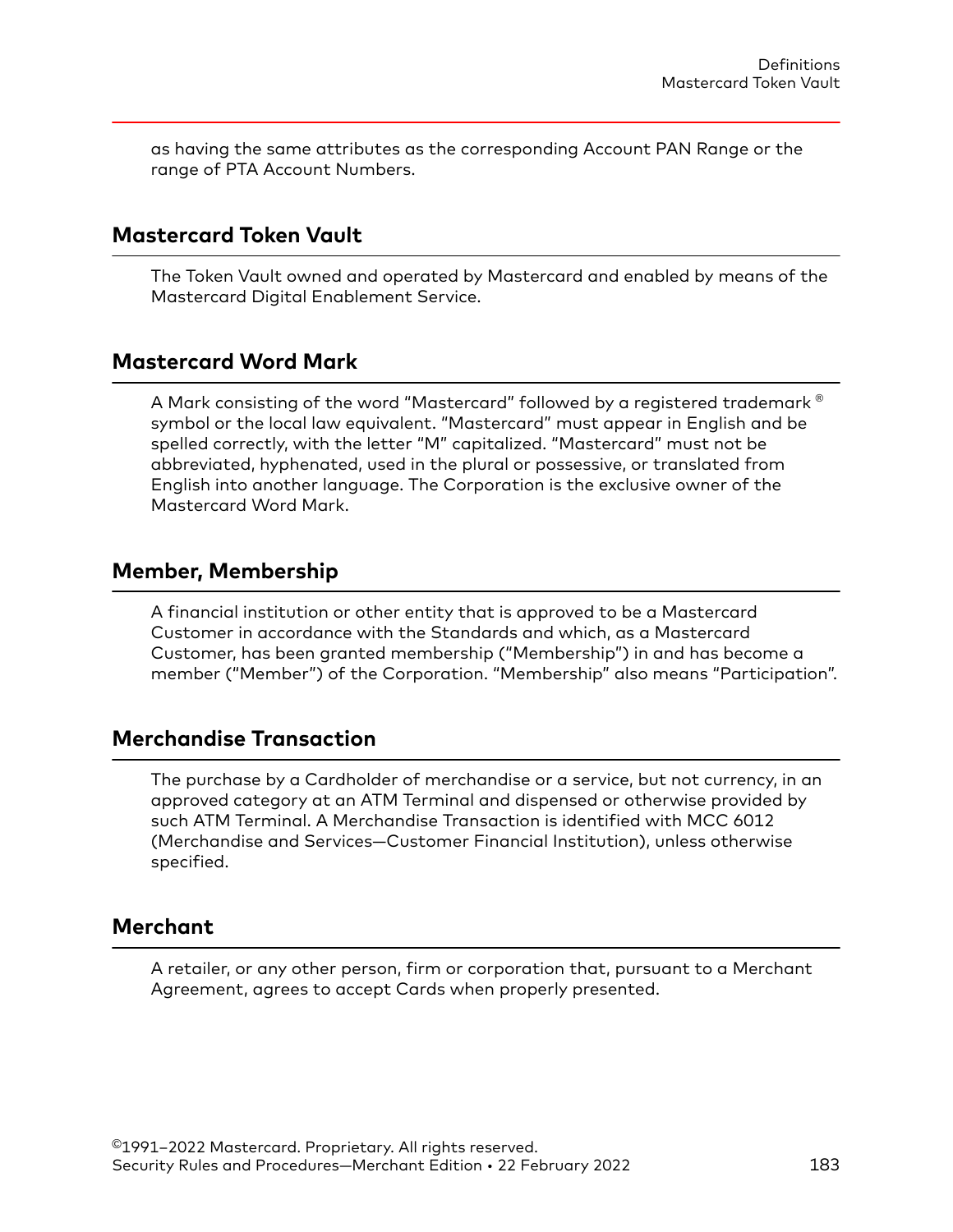as having the same attributes as the corresponding Account PAN Range or the range of PTA Account Numbers.

## Mastercard Token Vault

The Token Vault owned and operated by Mastercard and enabled by means of the Mastercard Digital Enablement Service.

## Mastercard Word Mark

A Mark consisting of the word "Mastercard" followed by a registered trademark ® symbol or the local law equivalent. "Mastercard" must appear in English and be spelled correctly, with the letter "M" capitalized. "Mastercard" must not be abbreviated, hyphenated, used in the plural or possessive, or translated from English into another language. The Corporation is the exclusive owner of the Mastercard Word Mark.

## Member, Membership

A financial institution or other entity that is approved to be a Mastercard Customer in accordance with the Standards and which, as a Mastercard Customer, has been granted membership ("Membership") in and has become a member ("Member") of the Corporation. "Membership" also means "Participation".

## Merchandise Transaction

The purchase by a Cardholder of merchandise or a service, but not currency, in an approved category at an ATM Terminal and dispensed or otherwise provided by such ATM Terminal. A Merchandise Transaction is identified with MCC 6012 (Merchandise and Services—Customer Financial Institution), unless otherwise specified.

## Merchant

A retailer, or any other person, firm or corporation that, pursuant to a Merchant Agreement, agrees to accept Cards when properly presented.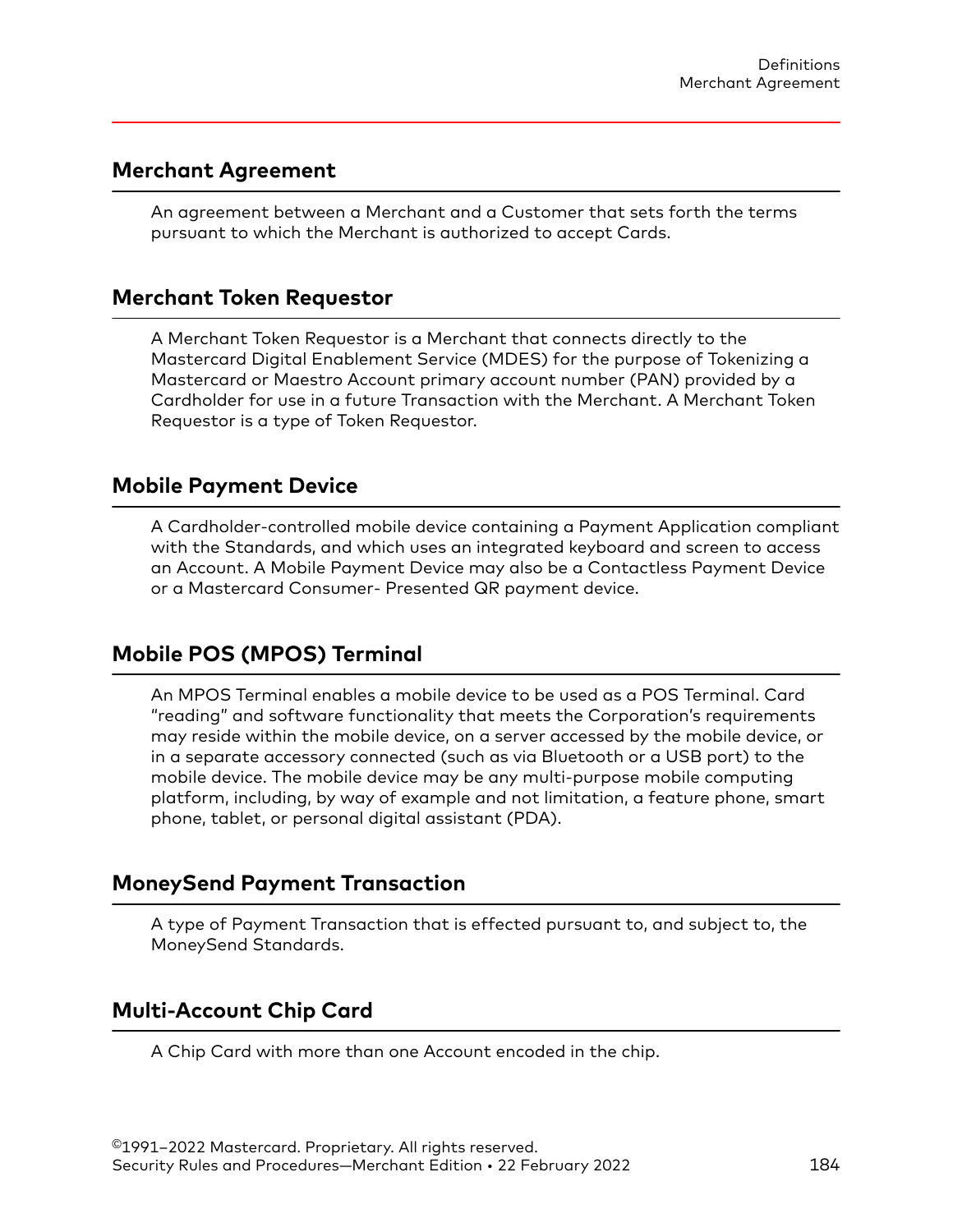## Merchant Agreement

An agreement between a Merchant and a Customer that sets forth the terms pursuant to which the Merchant is authorized to accept Cards.

## Merchant Token Requestor

A Merchant Token Requestor is a Merchant that connects directly to the Mastercard Digital Enablement Service (MDES) for the purpose of Tokenizing a Mastercard or Maestro Account primary account number (PAN) provided by a Cardholder for use in a future Transaction with the Merchant. A Merchant Token Requestor is a type of Token Requestor.

## Mobile Payment Device

A Cardholder-controlled mobile device containing a Payment Application compliant with the Standards, and which uses an integrated keyboard and screen to access an Account. A Mobile Payment Device may also be a Contactless Payment Device or a Mastercard Consumer- Presented QR payment device.

## Mobile POS (MPOS) Terminal

An MPOS Terminal enables a mobile device to be used as a POS Terminal. Card "reading" and software functionality that meets the Corporation's requirements may reside within the mobile device, on a server accessed by the mobile device, or in a separate accessory connected (such as via Bluetooth or a USB port) to the mobile device. The mobile device may be any multi-purpose mobile computing platform, including, by way of example and not limitation, a feature phone, smart phone, tablet, or personal digital assistant (PDA).

## MoneySend Payment Transaction

A type of Payment Transaction that is effected pursuant to, and subject to, the MoneySend Standards.

## Multi-Account Chip Card

A Chip Card with more than one Account encoded in the chip.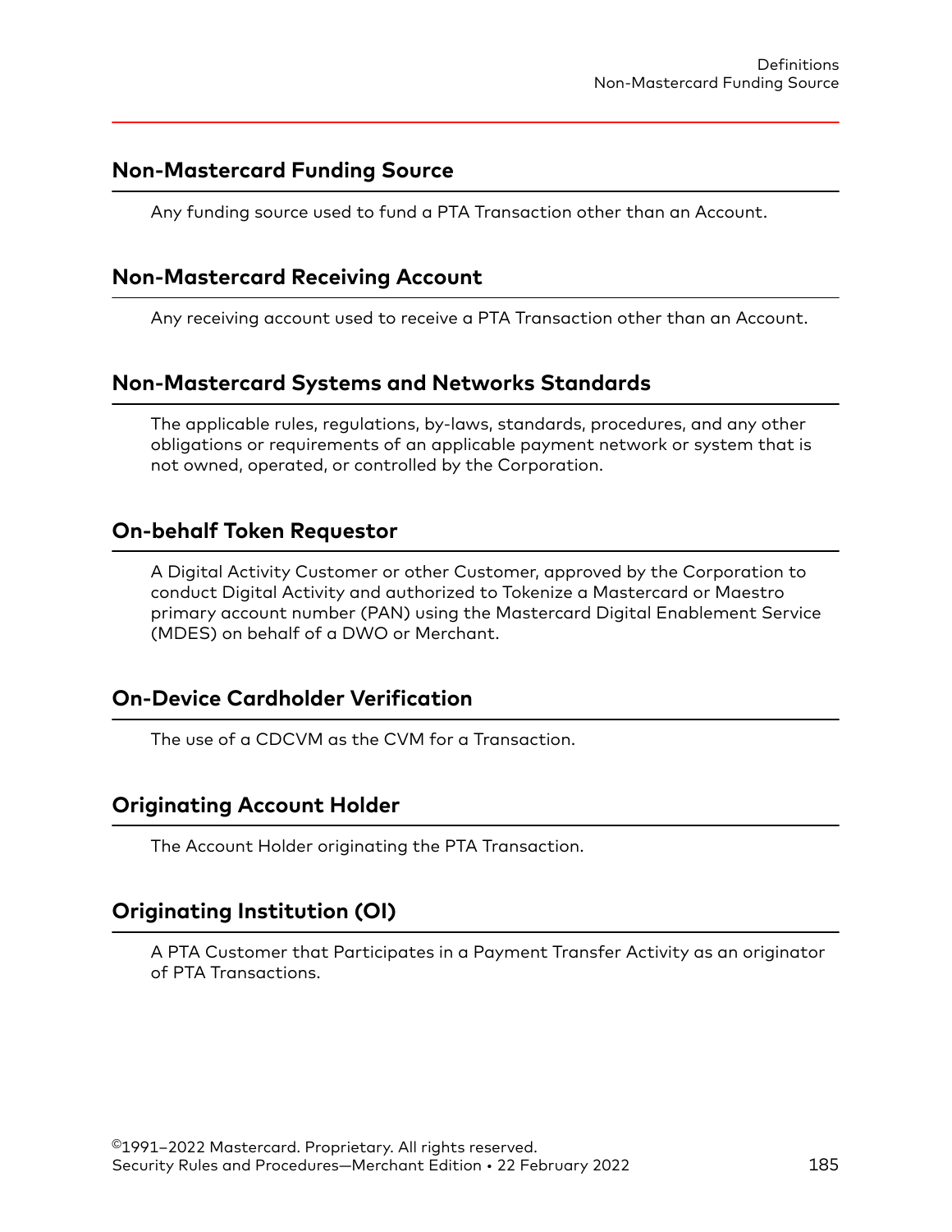## Non-Mastercard Funding Source

Any funding source used to fund a PTA Transaction other than an Account.

## Non-Mastercard Receiving Account

Any receiving account used to receive a PTA Transaction other than an Account.

## Non-Mastercard Systems and Networks Standards

The applicable rules, regulations, by-laws, standards, procedures, and any other obligations or requirements of an applicable payment network or system that is not owned, operated, or controlled by the Corporation.

## On-behalf Token Requestor

A Digital Activity Customer or other Customer, approved by the Corporation to conduct Digital Activity and authorized to Tokenize a Mastercard or Maestro primary account number (PAN) using the Mastercard Digital Enablement Service (MDES) on behalf of a DWO or Merchant.

## On-Device Cardholder Verification

The use of a CDCVM as the CVM for a Transaction.

## Originating Account Holder

The Account Holder originating the PTA Transaction.

## Originating Institution (OI)

A PTA Customer that Participates in a Payment Transfer Activity as an originator of PTA Transactions.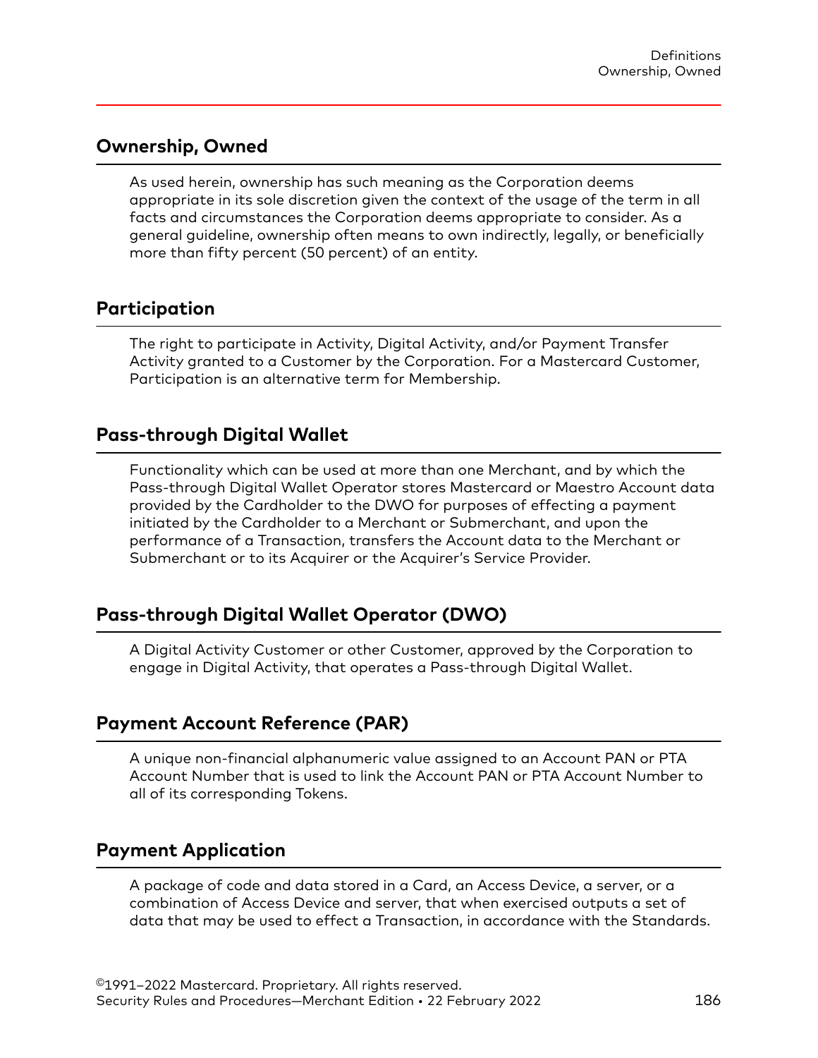## Ownership, Owned

As used herein, ownership has such meaning as the Corporation deems appropriate in its sole discretion given the context of the usage of the term in all facts and circumstances the Corporation deems appropriate to consider. As a general guideline, ownership often means to own indirectly, legally, or beneficially more than fifty percent (50 percent) of an entity.

## Participation

The right to participate in Activity, Digital Activity, and/or Payment Transfer Activity granted to a Customer by the Corporation. For a Mastercard Customer, Participation is an alternative term for Membership.

## Pass-through Digital Wallet

Functionality which can be used at more than one Merchant, and by which the Pass-through Digital Wallet Operator stores Mastercard or Maestro Account data provided by the Cardholder to the DWO for purposes of effecting a payment initiated by the Cardholder to a Merchant or Submerchant, and upon the performance of a Transaction, transfers the Account data to the Merchant or Submerchant or to its Acquirer or the Acquirer's Service Provider.

## Pass-through Digital Wallet Operator (DWO)

A Digital Activity Customer or other Customer, approved by the Corporation to engage in Digital Activity, that operates a Pass-through Digital Wallet.

## Payment Account Reference (PAR)

A unique non-financial alphanumeric value assigned to an Account PAN or PTA Account Number that is used to link the Account PAN or PTA Account Number to all of its corresponding Tokens.

## Payment Application

A package of code and data stored in a Card, an Access Device, a server, or a combination of Access Device and server, that when exercised outputs a set of data that may be used to effect a Transaction, in accordance with the Standards.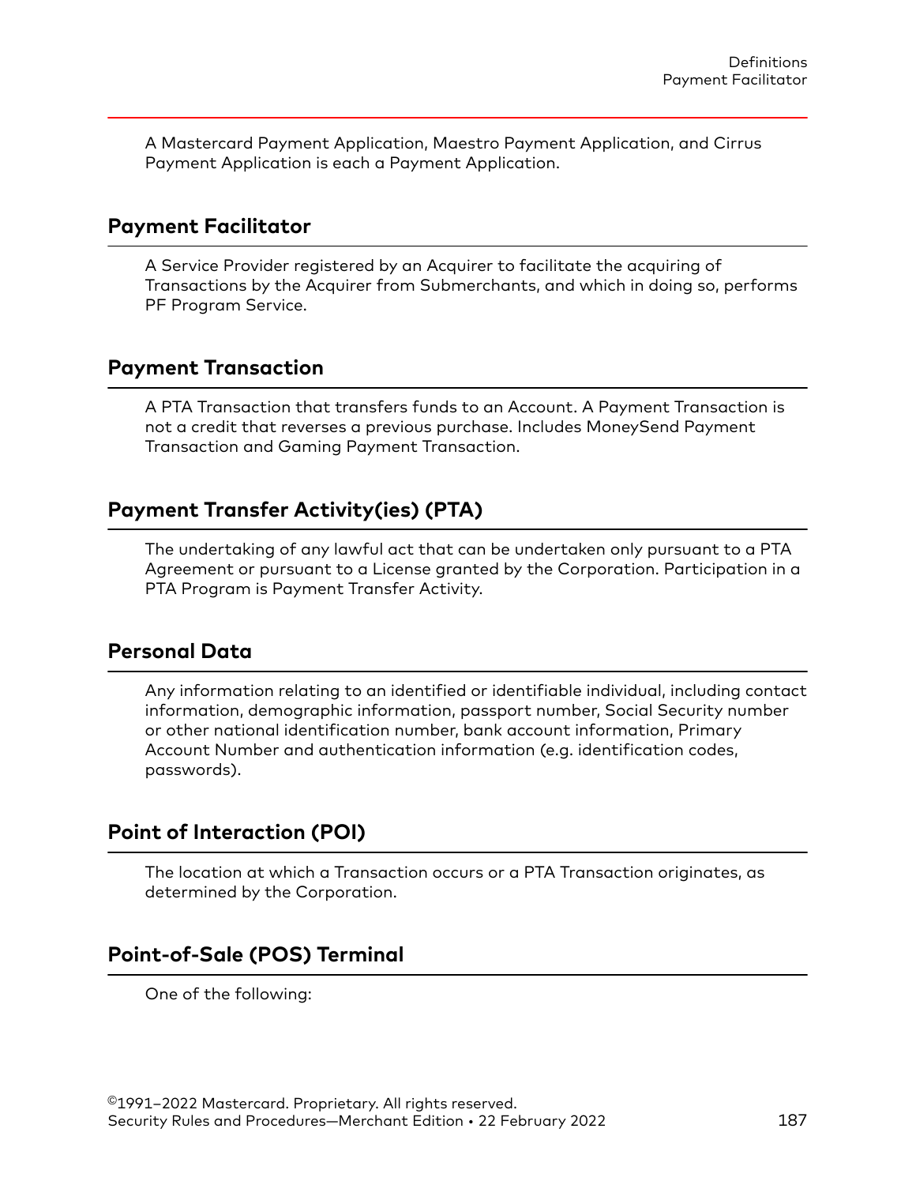A Mastercard Payment Application, Maestro Payment Application, and Cirrus Payment Application is each a Payment Application.

## Payment Facilitator

A Service Provider registered by an Acquirer to facilitate the acquiring of Transactions by the Acquirer from Submerchants, and which in doing so, performs PF Program Service.

## Payment Transaction

A PTA Transaction that transfers funds to an Account. A Payment Transaction is not a credit that reverses a previous purchase. Includes MoneySend Payment Transaction and Gaming Payment Transaction.

## Payment Transfer Activity(ies) (PTA)

The undertaking of any lawful act that can be undertaken only pursuant to a PTA Agreement or pursuant to a License granted by the Corporation. Participation in a PTA Program is Payment Transfer Activity.

## Personal Data

Any information relating to an identified or identifiable individual, including contact information, demographic information, passport number, Social Security number or other national identification number, bank account information, Primary Account Number and authentication information (e.g. identification codes, passwords).

## Point of Interaction (POI)

The location at which a Transaction occurs or a PTA Transaction originates, as determined by the Corporation.

## Point-of-Sale (POS) Terminal

One of the following: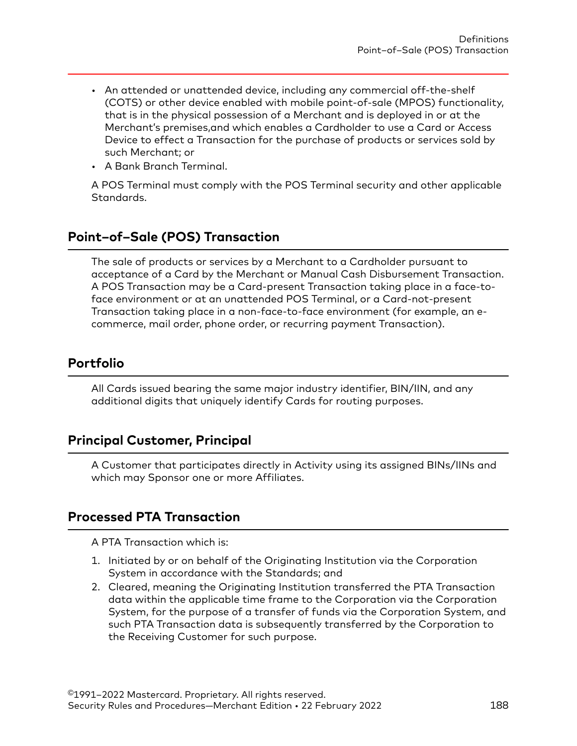- An attended or unattended device, including any commercial off-the-shelf (COTS) or other device enabled with mobile point-of-sale (MPOS) functionality, that is in the physical possession of a Merchant and is deployed in or at the Merchant's premises,and which enables a Cardholder to use a Card or Access Device to effect a Transaction for the purchase of products or services sold by such Merchant; or
- A Bank Branch Terminal.

A POS Terminal must comply with the POS Terminal security and other applicable Standards.

## Point–of–Sale (POS) Transaction

The sale of products or services by a Merchant to a Cardholder pursuant to acceptance of a Card by the Merchant or Manual Cash Disbursement Transaction. A POS Transaction may be a Card-present Transaction taking place in a face-to-face environment or at an unattended POS Terminal, or a Card-not-present Transaction taking place in a non-face-to-face environment (for example, an e-commerce, mail order, phone order, or recurring payment Transaction).

## Portfolio

All Cards issued bearing the same major industry identifier, BIN/IIN, and any additional digits that uniquely identify Cards for routing purposes.

## Principal Customer, Principal

A Customer that participates directly in Activity using its assigned BINs/IINs and which may Sponsor one or more Affiliates.

## Processed PTA Transaction

A PTA Transaction which is:

1. Initiated by or on behalf of the Originating Institution via the Corporation System in accordance with the Standards; and
2. Cleared, meaning the Originating Institution transferred the PTA Transaction data within the applicable time frame to the Corporation via the Corporation System, for the purpose of a transfer of funds via the Corporation System, and such PTA Transaction data is subsequently transferred by the Corporation to the Receiving Customer for such purpose.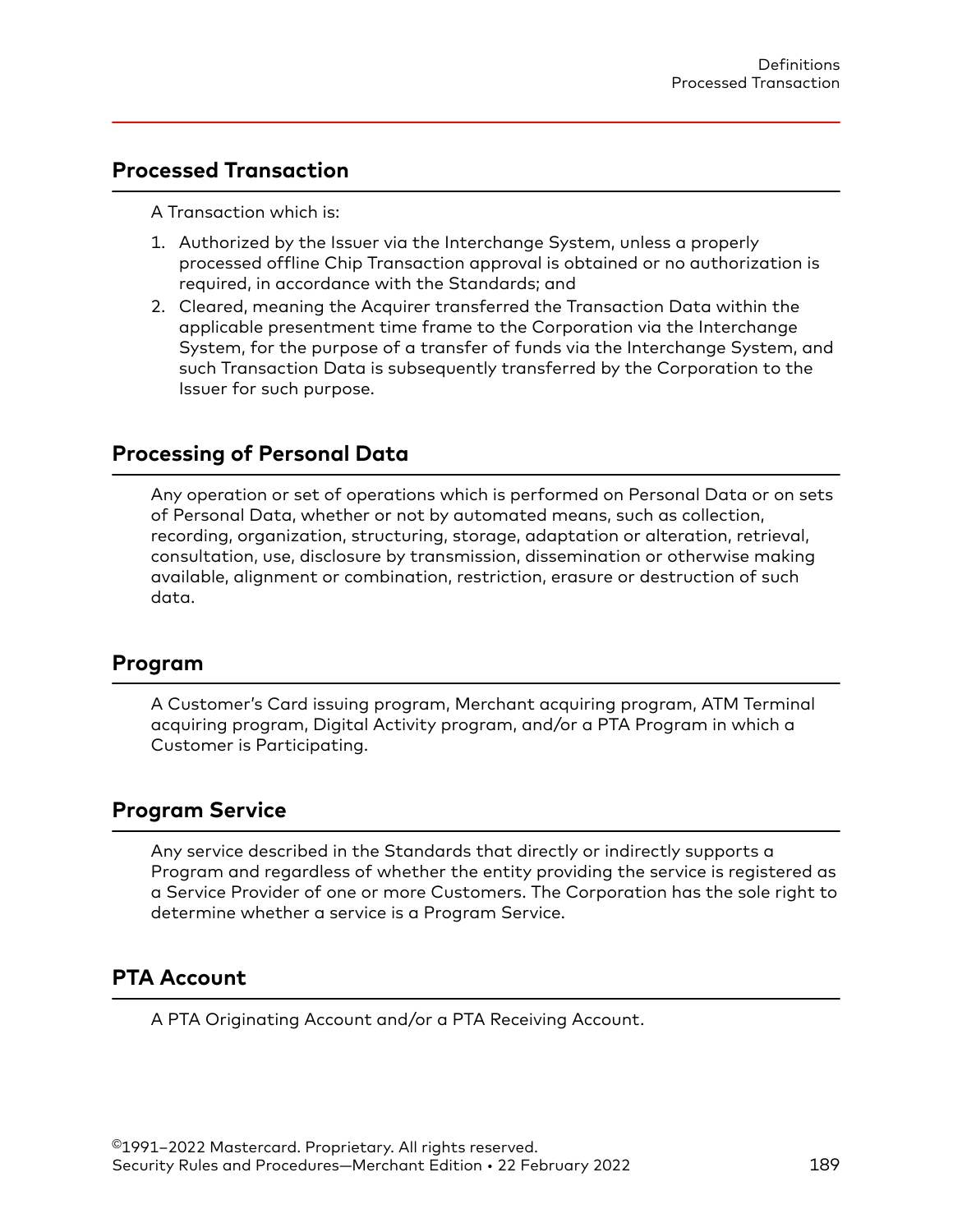## Processed Transaction

A Transaction which is:

1. Authorized by the Issuer via the Interchange System, unless a properly processed offline Chip Transaction approval is obtained or no authorization is required, in accordance with the Standards; and
2. Cleared, meaning the Acquirer transferred the Transaction Data within the applicable presentment time frame to the Corporation via the Interchange System, for the purpose of a transfer of funds via the Interchange System, and such Transaction Data is subsequently transferred by the Corporation to the Issuer for such purpose.

## Processing of Personal Data

Any operation or set of operations which is performed on Personal Data or on sets of Personal Data, whether or not by automated means, such as collection, recording, organization, structuring, storage, adaptation or alteration, retrieval, consultation, use, disclosure by transmission, dissemination or otherwise making available, alignment or combination, restriction, erasure or destruction of such data.

## Program

A Customer's Card issuing program, Merchant acquiring program, ATM Terminal acquiring program, Digital Activity program, and/or a PTA Program in which a Customer is Participating.

## Program Service

Any service described in the Standards that directly or indirectly supports a Program and regardless of whether the entity providing the service is registered as a Service Provider of one or more Customers. The Corporation has the sole right to determine whether a service is a Program Service.

## PTA Account

A PTA Originating Account and/or a PTA Receiving Account.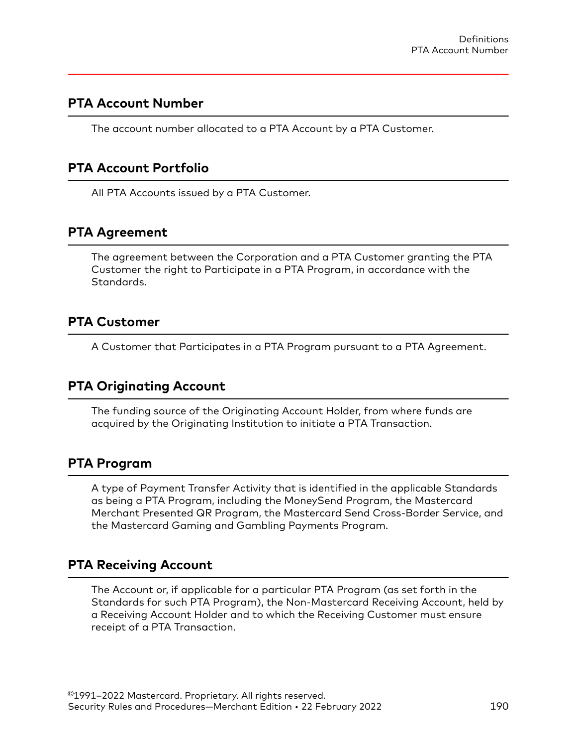## PTA Account Number

The account number allocated to a PTA Account by a PTA Customer.

## PTA Account Portfolio

All PTA Accounts issued by a PTA Customer.

## PTA Agreement

The agreement between the Corporation and a PTA Customer granting the PTA Customer the right to Participate in a PTA Program, in accordance with the Standards.

## PTA Customer

A Customer that Participates in a PTA Program pursuant to a PTA Agreement.

## PTA Originating Account

The funding source of the Originating Account Holder, from where funds are acquired by the Originating Institution to initiate a PTA Transaction.

## PTA Program

A type of Payment Transfer Activity that is identified in the applicable Standards as being a PTA Program, including the MoneySend Program, the Mastercard Merchant Presented QR Program, the Mastercard Send Cross-Border Service, and the Mastercard Gaming and Gambling Payments Program.

## PTA Receiving Account

The Account or, if applicable for a particular PTA Program (as set forth in the Standards for such PTA Program), the Non-Mastercard Receiving Account, held by a Receiving Account Holder and to which the Receiving Customer must ensure receipt of a PTA Transaction.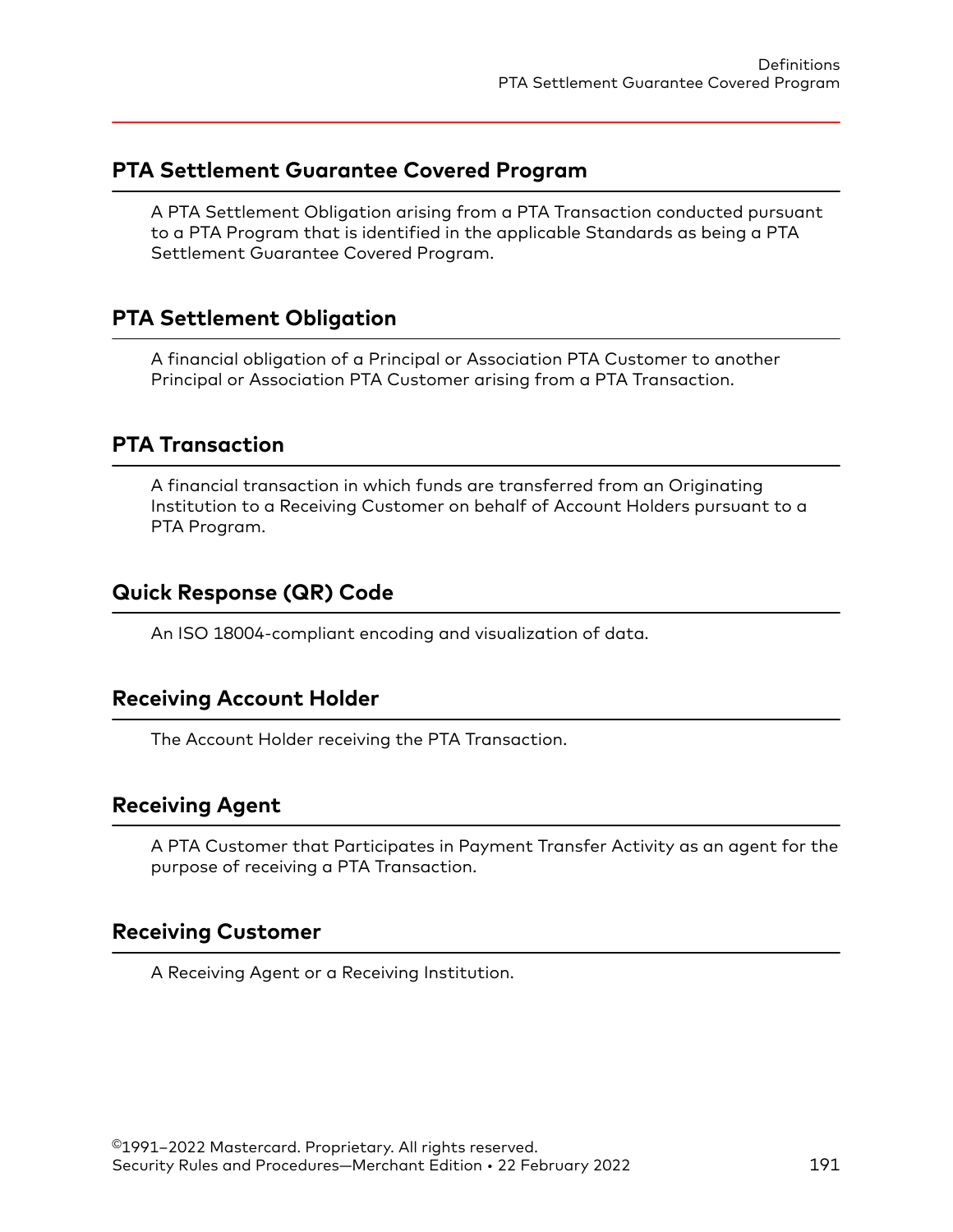## PTA Settlement Guarantee Covered Program

A PTA Settlement Obligation arising from a PTA Transaction conducted pursuant to a PTA Program that is identified in the applicable Standards as being a PTA Settlement Guarantee Covered Program.

## PTA Settlement Obligation

A financial obligation of a Principal or Association PTA Customer to another Principal or Association PTA Customer arising from a PTA Transaction.

## PTA Transaction

A financial transaction in which funds are transferred from an Originating Institution to a Receiving Customer on behalf of Account Holders pursuant to a PTA Program.

## Quick Response (QR) Code

An ISO 18004-compliant encoding and visualization of data.

## Receiving Account Holder

The Account Holder receiving the PTA Transaction.

## Receiving Agent

A PTA Customer that Participates in Payment Transfer Activity as an agent for the purpose of receiving a PTA Transaction.

## Receiving Customer

A Receiving Agent or a Receiving Institution.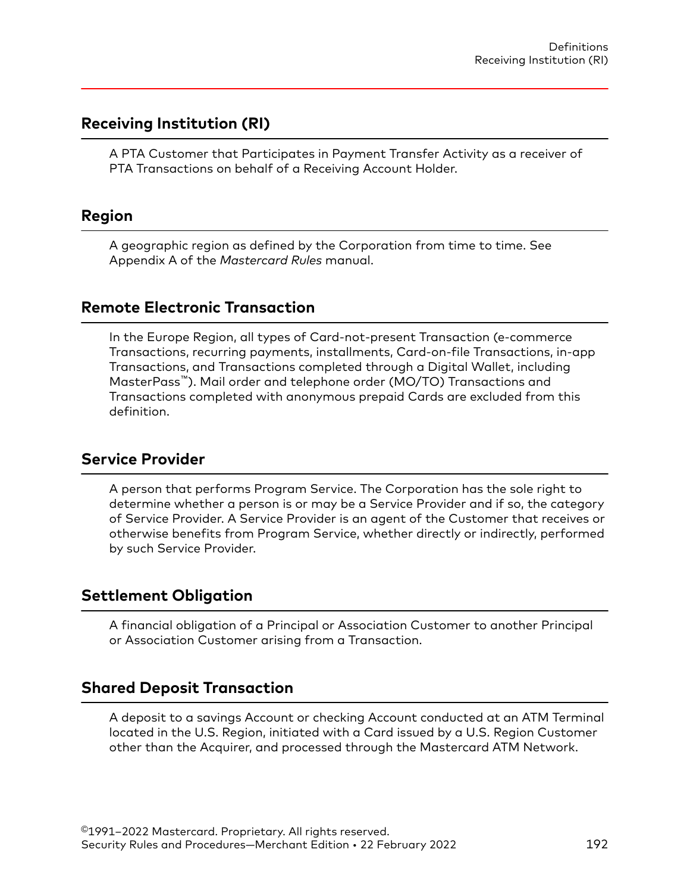## Receiving Institution (RI)

A PTA Customer that Participates in Payment Transfer Activity as a receiver of PTA Transactions on behalf of a Receiving Account Holder.

## Region

A geographic region as defined by the Corporation from time to time. See Appendix A of the *Mastercard Rules* manual.

## Remote Electronic Transaction

In the Europe Region, all types of Card-not-present Transaction (e-commerce Transactions, recurring payments, installments, Card-on-file Transactions, in-app Transactions, and Transactions completed through a Digital Wallet, including MasterPass™). Mail order and telephone order (MO/TO) Transactions and Transactions completed with anonymous prepaid Cards are excluded from this definition.

## Service Provider

A person that performs Program Service. The Corporation has the sole right to determine whether a person is or may be a Service Provider and if so, the category of Service Provider. A Service Provider is an agent of the Customer that receives or otherwise benefits from Program Service, whether directly or indirectly, performed by such Service Provider.

## Settlement Obligation

A financial obligation of a Principal or Association Customer to another Principal or Association Customer arising from a Transaction.

## Shared Deposit Transaction

A deposit to a savings Account or checking Account conducted at an ATM Terminal located in the U.S. Region, initiated with a Card issued by a U.S. Region Customer other than the Acquirer, and processed through the Mastercard ATM Network.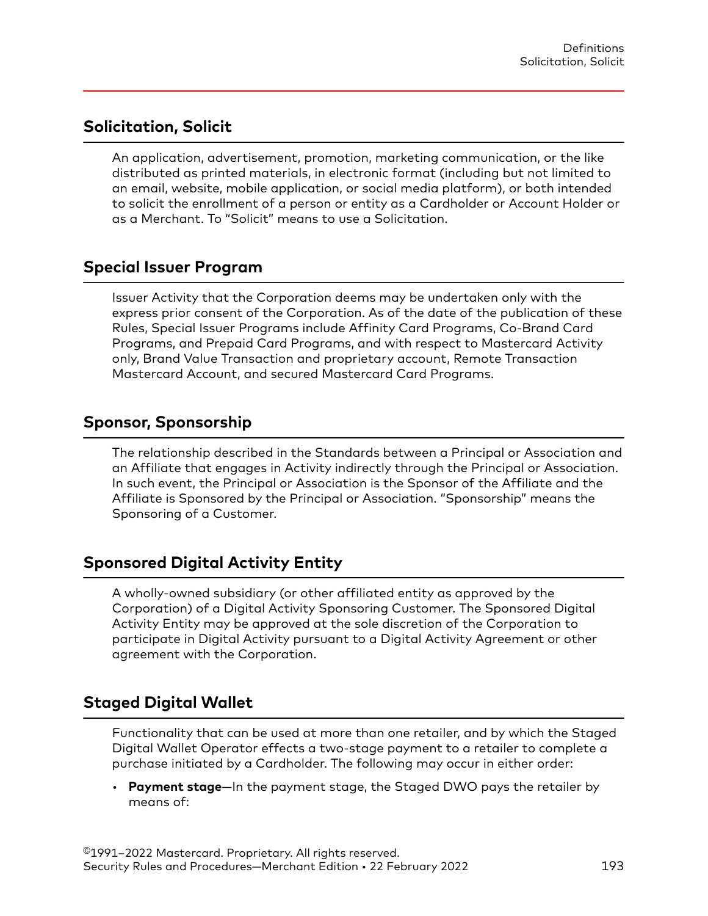## Solicitation, Solicit

An application, advertisement, promotion, marketing communication, or the like distributed as printed materials, in electronic format (including but not limited to an email, website, mobile application, or social media platform), or both intended to solicit the enrollment of a person or entity as a Cardholder or Account Holder or as a Merchant. To "Solicit" means to use a Solicitation.

## Special Issuer Program

Issuer Activity that the Corporation deems may be undertaken only with the express prior consent of the Corporation. As of the date of the publication of these Rules, Special Issuer Programs include Affinity Card Programs, Co-Brand Card Programs, and Prepaid Card Programs, and with respect to Mastercard Activity only, Brand Value Transaction and proprietary account, Remote Transaction Mastercard Account, and secured Mastercard Card Programs.

## Sponsor, Sponsorship

The relationship described in the Standards between a Principal or Association and an Affiliate that engages in Activity indirectly through the Principal or Association. In such event, the Principal or Association is the Sponsor of the Affiliate and the Affiliate is Sponsored by the Principal or Association. "Sponsorship" means the Sponsoring of a Customer.

## Sponsored Digital Activity Entity

A wholly-owned subsidiary (or other affiliated entity as approved by the Corporation) of a Digital Activity Sponsoring Customer. The Sponsored Digital Activity Entity may be approved at the sole discretion of the Corporation to participate in Digital Activity pursuant to a Digital Activity Agreement or other agreement with the Corporation.

## Staged Digital Wallet

Functionality that can be used at more than one retailer, and by which the Staged Digital Wallet Operator effects a two-stage payment to a retailer to complete a purchase initiated by a Cardholder. The following may occur in either order:

- **Payment stage**—In the payment stage, the Staged DWO pays the retailer by means of: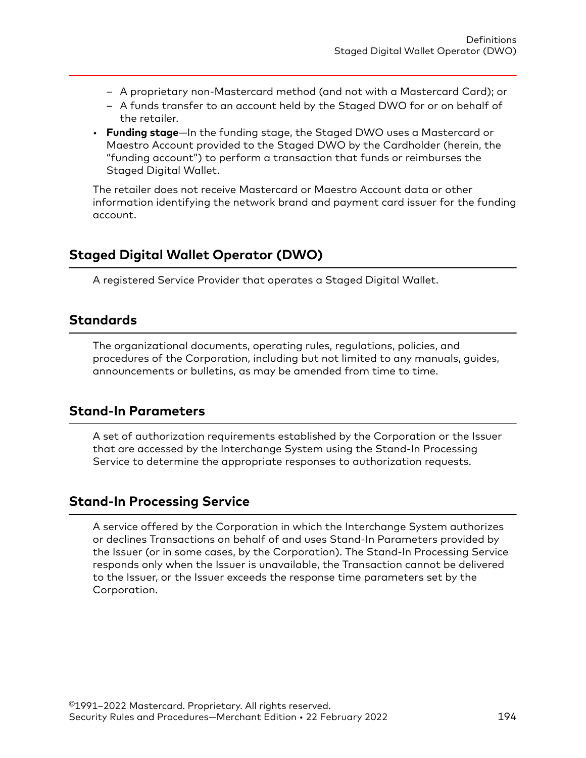- A proprietary non-Mastercard method (and not with a Mastercard Card); or
  - A funds transfer to an account held by the Staged DWO for or on behalf of the retailer.
- **Funding stage**—In the funding stage, the Staged DWO uses a Mastercard or Maestro Account provided to the Staged DWO by the Cardholder (herein, the "funding account") to perform a transaction that funds or reimburses the Staged Digital Wallet.

The retailer does not receive Mastercard or Maestro Account data or other information identifying the network brand and payment card issuer for the funding account.

## Staged Digital Wallet Operator (DWO)

A registered Service Provider that operates a Staged Digital Wallet.

## Standards

The organizational documents, operating rules, regulations, policies, and procedures of the Corporation, including but not limited to any manuals, guides, announcements or bulletins, as may be amended from time to time.

## Stand-In Parameters

A set of authorization requirements established by the Corporation or the Issuer that are accessed by the Interchange System using the Stand-In Processing Service to determine the appropriate responses to authorization requests.

## Stand-In Processing Service

A service offered by the Corporation in which the Interchange System authorizes or declines Transactions on behalf of and uses Stand-In Parameters provided by the Issuer (or in some cases, by the Corporation). The Stand-In Processing Service responds only when the Issuer is unavailable, the Transaction cannot be delivered to the Issuer, or the Issuer exceeds the response time parameters set by the Corporation.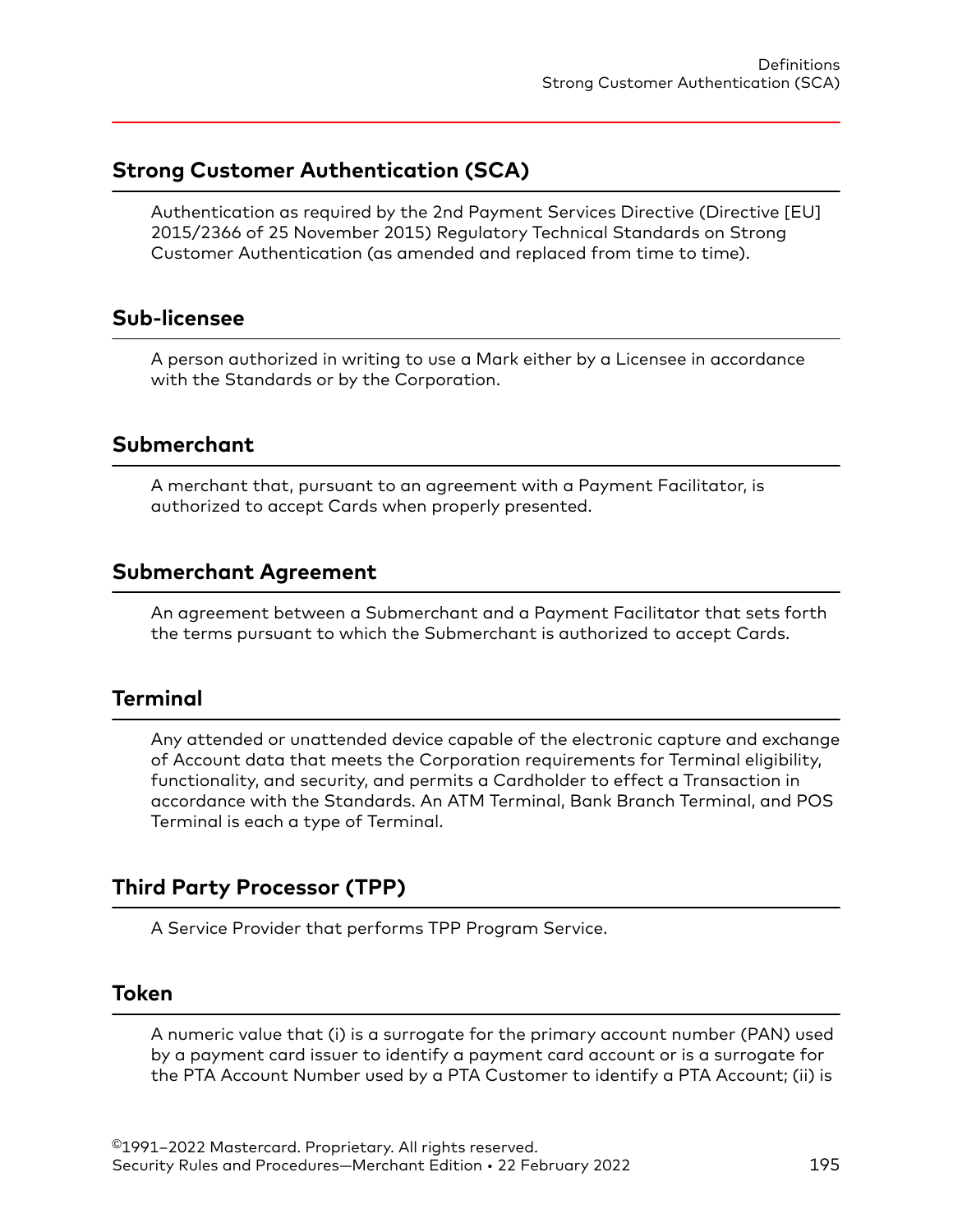## Strong Customer Authentication (SCA)

Authentication as required by the 2nd Payment Services Directive (Directive [EU] 2015/2366 of 25 November 2015) Regulatory Technical Standards on Strong Customer Authentication (as amended and replaced from time to time).

## Sub-licensee

A person authorized in writing to use a Mark either by a Licensee in accordance with the Standards or by the Corporation.

## Submerchant

A merchant that, pursuant to an agreement with a Payment Facilitator, is authorized to accept Cards when properly presented.

## Submerchant Agreement

An agreement between a Submerchant and a Payment Facilitator that sets forth the terms pursuant to which the Submerchant is authorized to accept Cards.

## Terminal

Any attended or unattended device capable of the electronic capture and exchange of Account data that meets the Corporation requirements for Terminal eligibility, functionality, and security, and permits a Cardholder to effect a Transaction in accordance with the Standards. An ATM Terminal, Bank Branch Terminal, and POS Terminal is each a type of Terminal.

## Third Party Processor (TPP)

A Service Provider that performs TPP Program Service.

## Token

A numeric value that (i) is a surrogate for the primary account number (PAN) used by a payment card issuer to identify a payment card account or is a surrogate for the PTA Account Number used by a PTA Customer to identify a PTA Account; (ii) is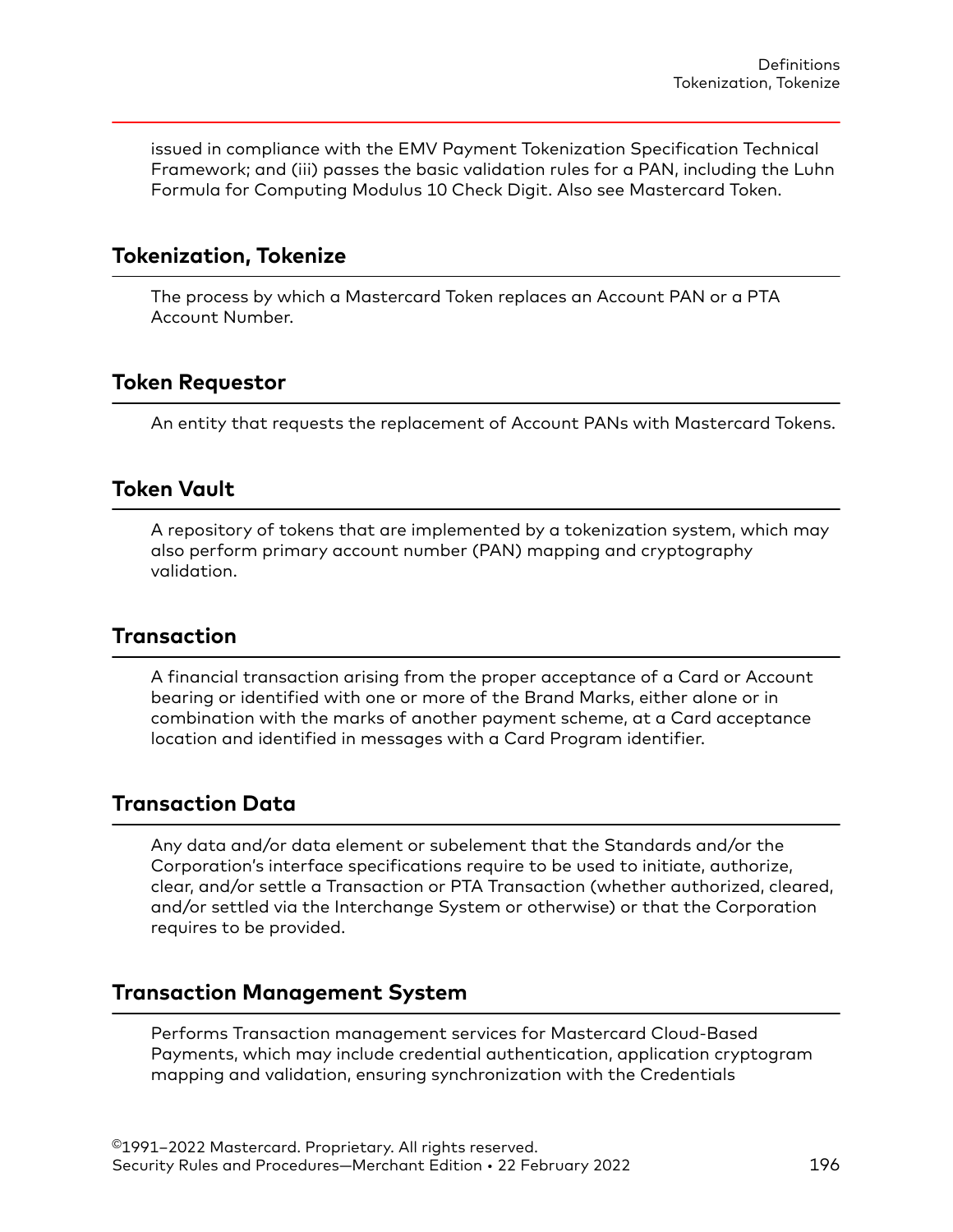issued in compliance with the EMV Payment Tokenization Specification Technical Framework; and (iii) passes the basic validation rules for a PAN, including the Luhn Formula for Computing Modulus 10 Check Digit. Also see Mastercard Token.

## Tokenization, Tokenize

The process by which a Mastercard Token replaces an Account PAN or a PTA Account Number.

## Token Requestor

An entity that requests the replacement of Account PANs with Mastercard Tokens.

## Token Vault

A repository of tokens that are implemented by a tokenization system, which may also perform primary account number (PAN) mapping and cryptography validation.

## Transaction

A financial transaction arising from the proper acceptance of a Card or Account bearing or identified with one or more of the Brand Marks, either alone or in combination with the marks of another payment scheme, at a Card acceptance location and identified in messages with a Card Program identifier.

## Transaction Data

Any data and/or data element or subelement that the Standards and/or the Corporation's interface specifications require to be used to initiate, authorize, clear, and/or settle a Transaction or PTA Transaction (whether authorized, cleared, and/or settled via the Interchange System or otherwise) or that the Corporation requires to be provided.

## Transaction Management System

Performs Transaction management services for Mastercard Cloud-Based Payments, which may include credential authentication, application cryptogram mapping and validation, ensuring synchronization with the Credentials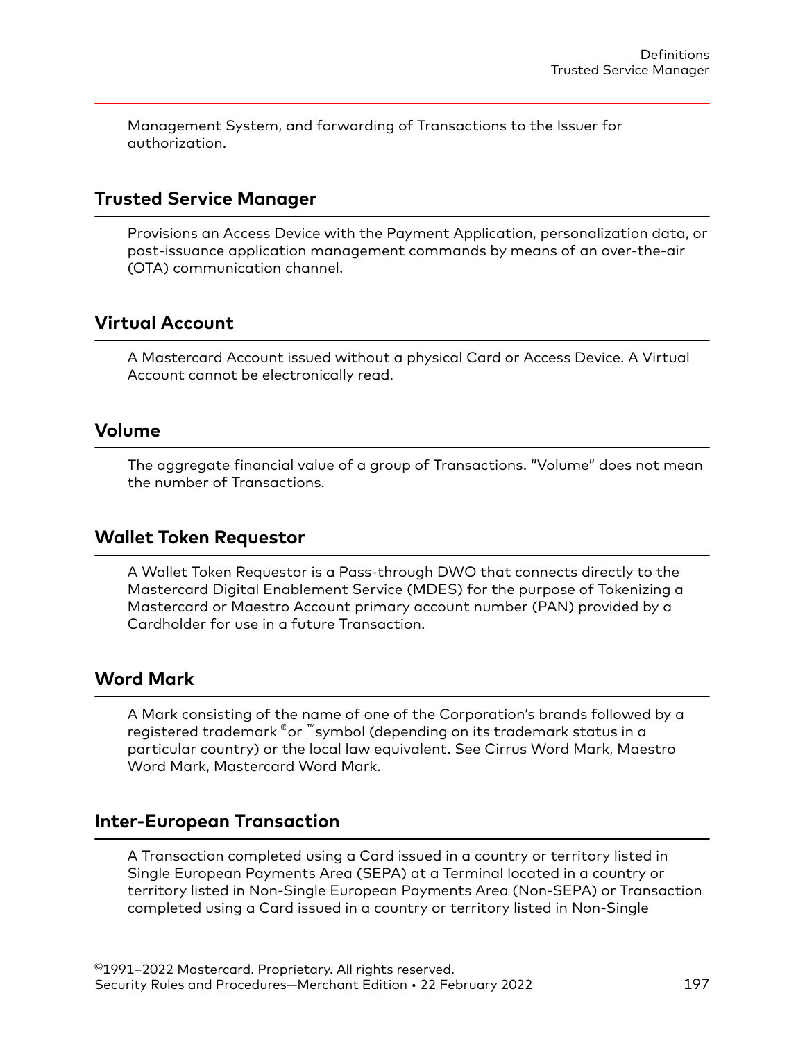Management System, and forwarding of Transactions to the Issuer for authorization.

## Trusted Service Manager

Provisions an Access Device with the Payment Application, personalization data, or post-issuance application management commands by means of an over-the-air (OTA) communication channel.

## Virtual Account

A Mastercard Account issued without a physical Card or Access Device. A Virtual Account cannot be electronically read.

## Volume

The aggregate financial value of a group of Transactions. "Volume" does not mean the number of Transactions.

## Wallet Token Requestor

A Wallet Token Requestor is a Pass-through DWO that connects directly to the Mastercard Digital Enablement Service (MDES) for the purpose of Tokenizing a Mastercard or Maestro Account primary account number (PAN) provided by a Cardholder for use in a future Transaction.

## Word Mark

A Mark consisting of the name of one of the Corporation's brands followed by a registered trademark ® or ™ symbol (depending on its trademark status in a particular country) or the local law equivalent. See Cirrus Word Mark, Maestro Word Mark, Mastercard Word Mark.

## Inter-European Transaction

A Transaction completed using a Card issued in a country or territory listed in Single European Payments Area (SEPA) at a Terminal located in a country or territory listed in Non-Single European Payments Area (Non-SEPA) or Transaction completed using a Card issued in a country or territory listed in Non-Single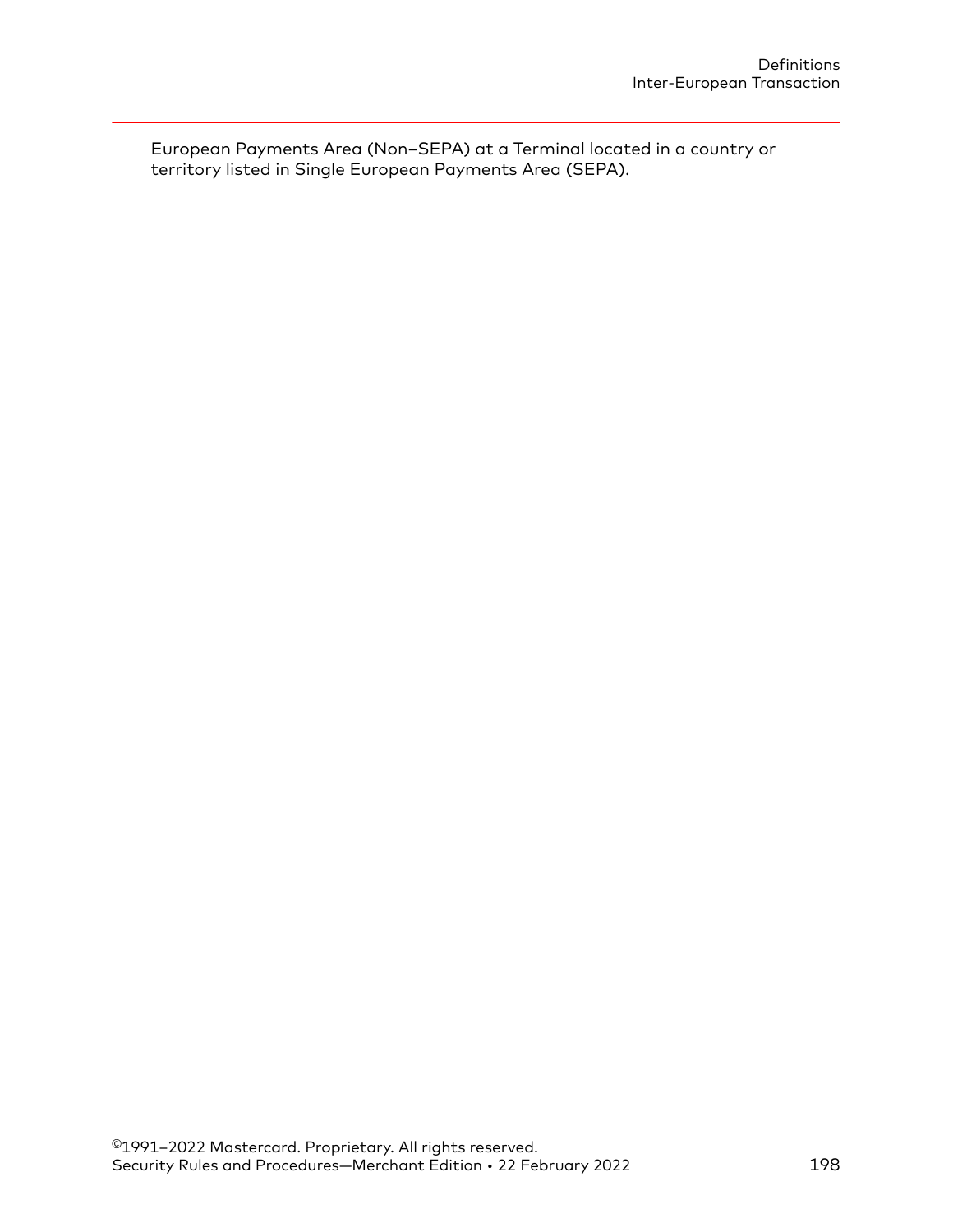European Payments Area (Non–SEPA) at a Terminal located in a country or territory listed in Single European Payments Area (SEPA).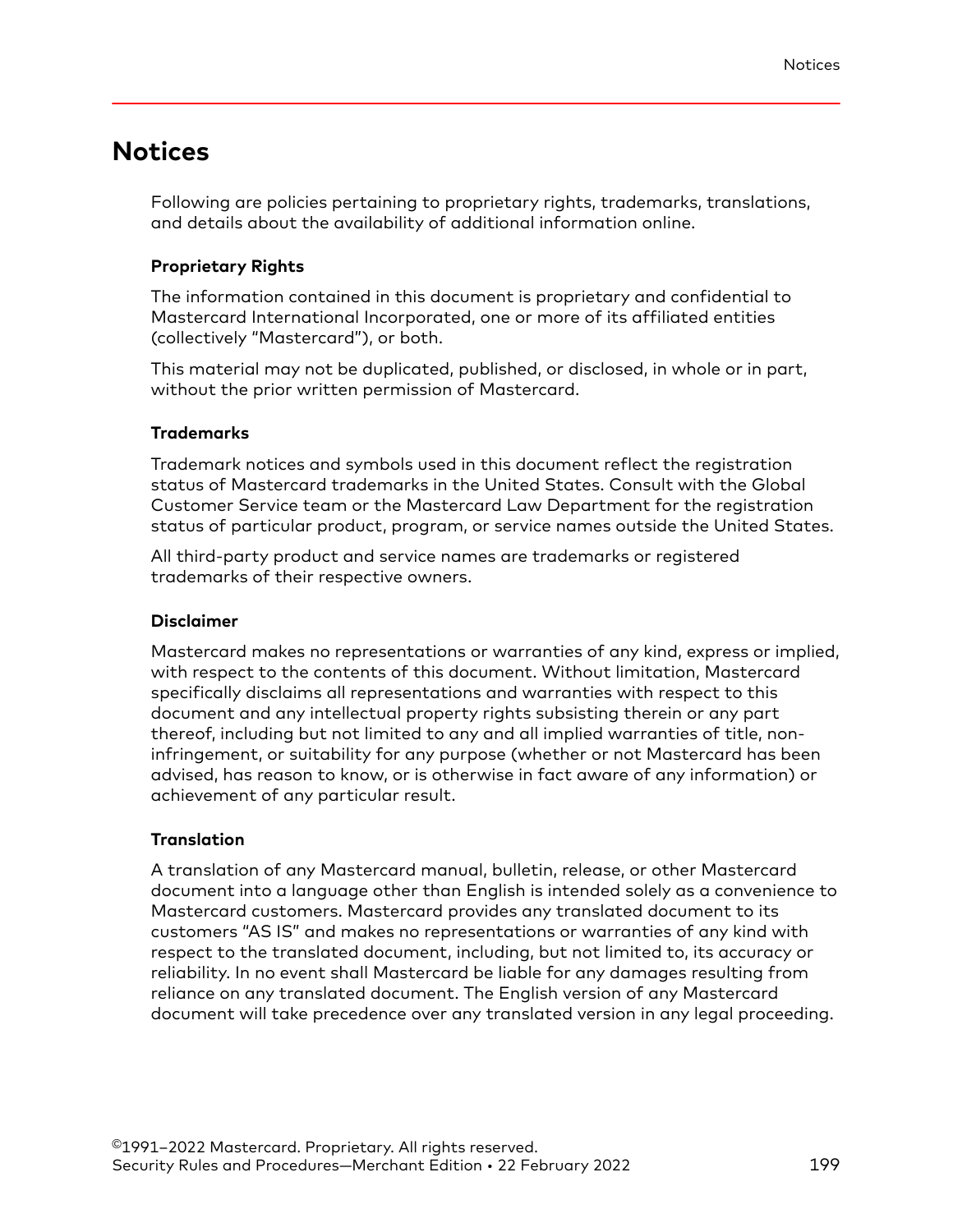# Notices

Following are policies pertaining to proprietary rights, trademarks, translations, and details about the availability of additional information online.

### Proprietary Rights

The information contained in this document is proprietary and confidential to Mastercard International Incorporated, one or more of its affiliated entities (collectively "Mastercard"), or both.

This material may not be duplicated, published, or disclosed, in whole or in part, without the prior written permission of Mastercard.

### Trademarks

Trademark notices and symbols used in this document reflect the registration status of Mastercard trademarks in the United States. Consult with the Global Customer Service team or the Mastercard Law Department for the registration status of particular product, program, or service names outside the United States.

All third-party product and service names are trademarks or registered trademarks of their respective owners.

### Disclaimer

Mastercard makes no representations or warranties of any kind, express or implied, with respect to the contents of this document. Without limitation, Mastercard specifically disclaims all representations and warranties with respect to this document and any intellectual property rights subsisting therein or any part thereof, including but not limited to any and all implied warranties of title, non-infringement, or suitability for any purpose (whether or not Mastercard has been advised, has reason to know, or is otherwise in fact aware of any information) or achievement of any particular result.

### Translation

A translation of any Mastercard manual, bulletin, release, or other Mastercard document into a language other than English is intended solely as a convenience to Mastercard customers. Mastercard provides any translated document to its customers "AS IS" and makes no representations or warranties of any kind with respect to the translated document, including, but not limited to, its accuracy or reliability. In no event shall Mastercard be liable for any damages resulting from reliance on any translated document. The English version of any Mastercard document will take precedence over any translated version in any legal proceeding.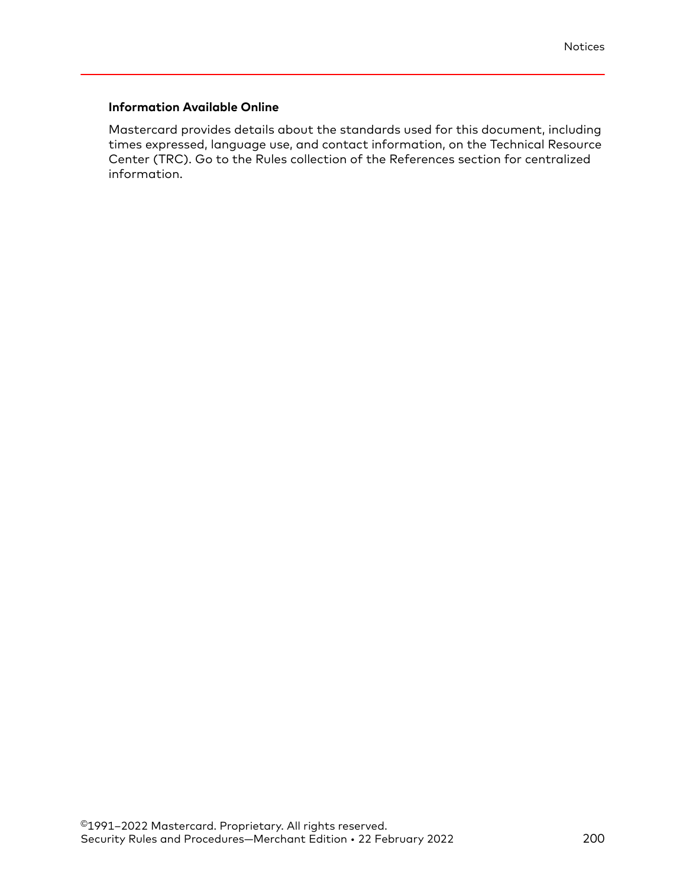### Information Available Online

Mastercard provides details about the standards used for this document, including times expressed, language use, and contact information, on the Technical Resource Center (TRC). Go to the Rules collection of the References section for centralized information.